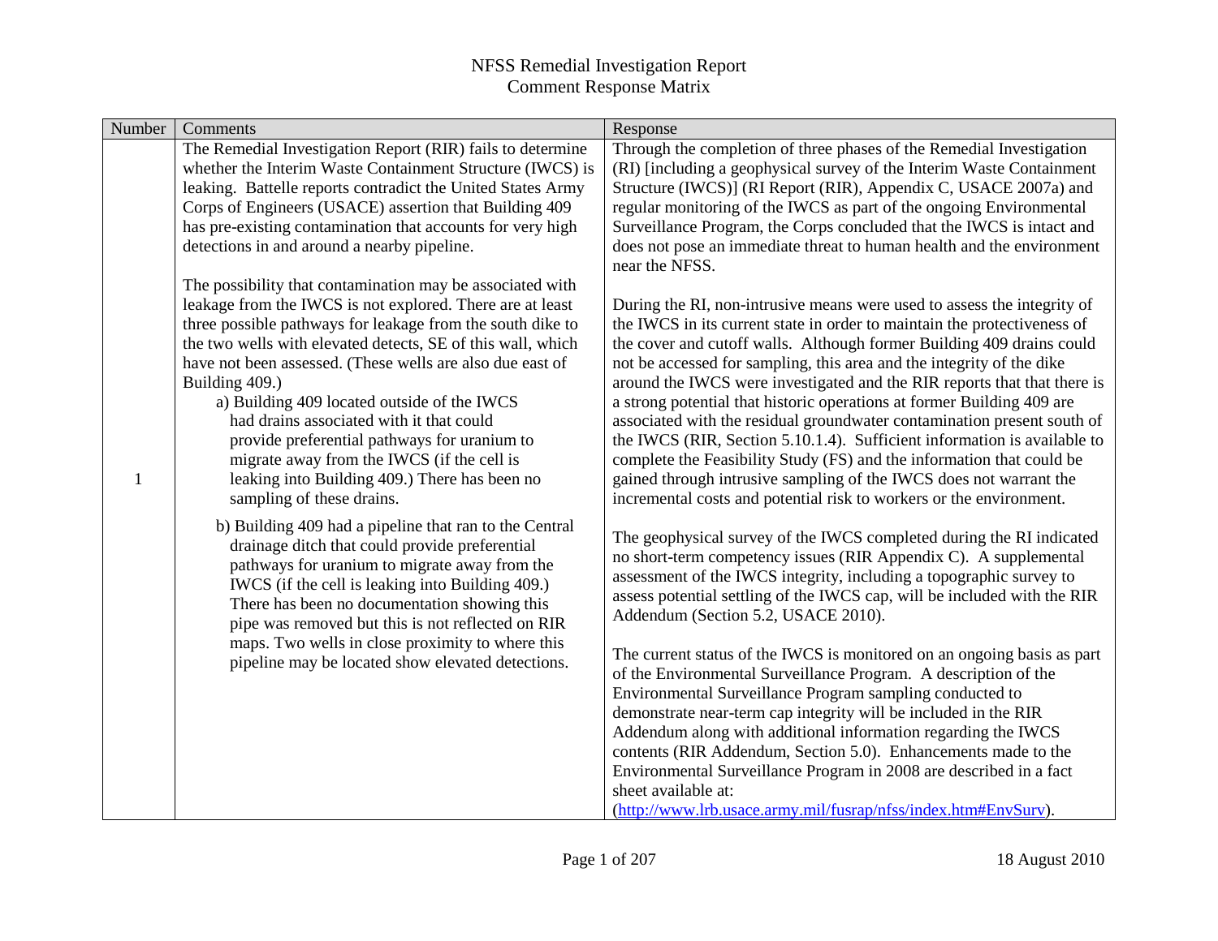# NFSS Remedial Investigation Report
## Comment Response Matrix

| Number | Comments | Response |
|---|---|---|
| 1 | The Remedial Investigation Report (RIR) fails to determine whether the Interim Waste Containment Structure (IWCS) is leaking. Battelle reports contradict the United States Army Corps of Engineers (USACE) assertion that Building 409 has pre-existing contamination that accounts for very high detections in and around a nearby pipeline.<br><br>The possibility that contamination may be associated with leakage from the IWCS is not explored. There are at least three possible pathways for leakage from the south dike to the two wells with elevated detects, SE of this wall, which have not been assessed. (These wells are also due east of Building 409.)<br>a) Building 409 located outside of the IWCS had drains associated with it that could provide preferential pathways for uranium to migrate away from the IWCS (if the cell is leaking into Building 409.) There has been no sampling of these drains.<br>b) Building 409 had a pipeline that ran to the Central drainage ditch that could provide preferential pathways for uranium to migrate away from the IWCS (if the cell is leaking into Building 409.) There has been no documentation showing this pipe was removed but this is not reflected on RIR maps. Two wells in close proximity to where this pipeline may be located show elevated detections. | Through the completion of three phases of the Remedial Investigation (RI) [including a geophysical survey of the Interim Waste Containment Structure (IWCS)] (RI Report (RIR), Appendix C, USACE 2007a) and regular monitoring of the IWCS as part of the ongoing Environmental Surveillance Program, the Corps concluded that the IWCS is intact and does not pose an immediate threat to human health and the environment near the NFSS.<br><br>During the RI, non-intrusive means were used to assess the integrity of the IWCS in its current state in order to maintain the protectiveness of the cover and cutoff walls. Although former Building 409 drains could not be accessed for sampling, this area and the integrity of the dike around the IWCS were investigated and the RIR reports that that there is a strong potential that historic operations at former Building 409 are associated with the residual groundwater contamination present south of the IWCS (RIR, Section 5.10.1.4). Sufficient information is available to complete the Feasibility Study (FS) and the information that could be gained through intrusive sampling of the IWCS does not warrant the incremental costs and potential risk to workers or the environment.<br><br>The geophysical survey of the IWCS completed during the RI indicated no short-term competency issues (RIR Appendix C). A supplemental assessment of the IWCS integrity, including a topographic survey to assess potential settling of the IWCS cap, will be included with the RIR Addendum (Section 5.2, USACE 2010).<br><br>The current status of the IWCS is monitored on an ongoing basis as part of the Environmental Surveillance Program. A description of the Environmental Surveillance Program sampling conducted to demonstrate near-term cap integrity will be included in the RIR Addendum along with additional information regarding the IWCS contents (RIR Addendum, Section 5.0). Enhancements made to the Environmental Surveillance Program in 2008 are described in a fact sheet available at:<br>(http://www.lrb.usace.army.mil/fusrap/nfss/index.htm#EnvSurv). |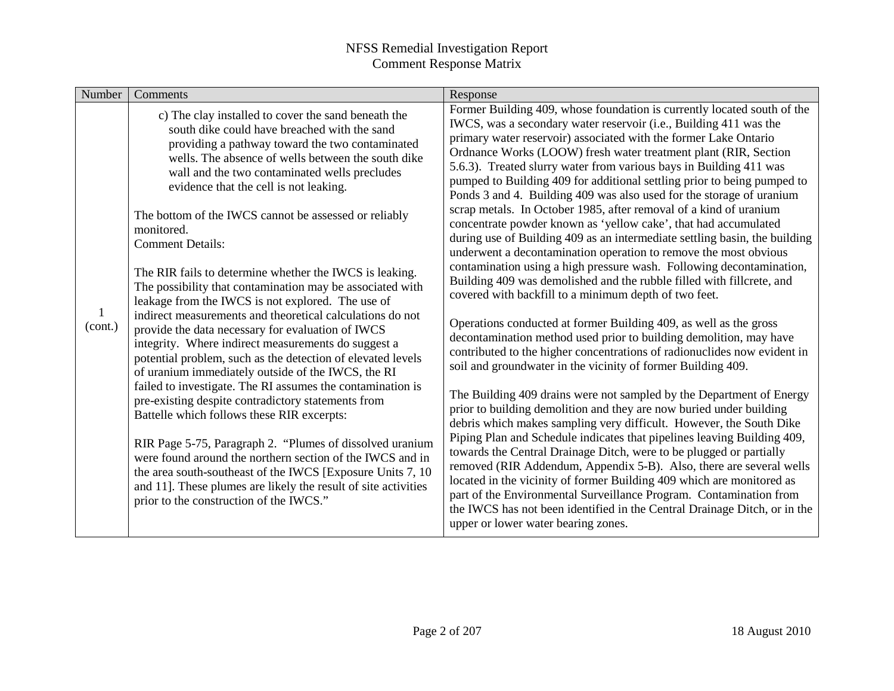NFSS Remedial Investigation Report
Comment Response Matrix

| Number | Comments | Response |
|---|---|---|
| 1 (cont.) | c) The clay installed to cover the sand beneath the south dike could have breached with the sand providing a pathway toward the two contaminated wells. The absence of wells between the south dike wall and the two contaminated wells precludes evidence that the cell is not leaking.<br><br>The bottom of the IWCS cannot be assessed or reliably monitored.<br>Comment Details:<br><br>The RIR fails to determine whether the IWCS is leaking. The possibility that contamination may be associated with leakage from the IWCS is not explored. The use of indirect measurements and theoretical calculations do not provide the data necessary for evaluation of IWCS integrity. Where indirect measurements do suggest a potential problem, such as the detection of elevated levels of uranium immediately outside of the IWCS, the RI failed to investigate. The RI assumes the contamination is pre-existing despite contradictory statements from Battelle which follows these RIR excerpts:<br><br>RIR Page 5-75, Paragraph 2. "Plumes of dissolved uranium were found around the northern section of the IWCS and in the area south-southeast of the IWCS [Exposure Units 7, 10 and 11]. These plumes are likely the result of site activities prior to the construction of the IWCS." | Former Building 409, whose foundation is currently located south of the IWCS, was a secondary water reservoir (i.e., Building 411 was the primary water reservoir) associated with the former Lake Ontario Ordnance Works (LOOW) fresh water treatment plant (RIR, Section 5.6.3). Treated slurry water from various bays in Building 411 was pumped to Building 409 for additional settling prior to being pumped to Ponds 3 and 4. Building 409 was also used for the storage of uranium scrap metals. In October 1985, after removal of a kind of uranium concentrate powder known as 'yellow cake', that had accumulated during use of Building 409 as an intermediate settling basin, the building underwent a decontamination operation to remove the most obvious contamination using a high pressure wash. Following decontamination, Building 409 was demolished and the rubble filled with fillcrete, and covered with backfill to a minimum depth of two feet.<br><br>Operations conducted at former Building 409, as well as the gross decontamination method used prior to building demolition, may have contributed to the higher concentrations of radionuclides now evident in soil and groundwater in the vicinity of former Building 409.<br><br>The Building 409 drains were not sampled by the Department of Energy prior to building demolition and they are now buried under building debris which makes sampling very difficult. However, the South Dike Piping Plan and Schedule indicates that pipelines leaving Building 409, towards the Central Drainage Ditch, were to be plugged or partially removed (RIR Addendum, Appendix 5-B). Also, there are several wells located in the vicinity of former Building 409 which are monitored as part of the Environmental Surveillance Program. Contamination from the IWCS has not been identified in the Central Drainage Ditch, or in the upper or lower water bearing zones. |

18 August 2010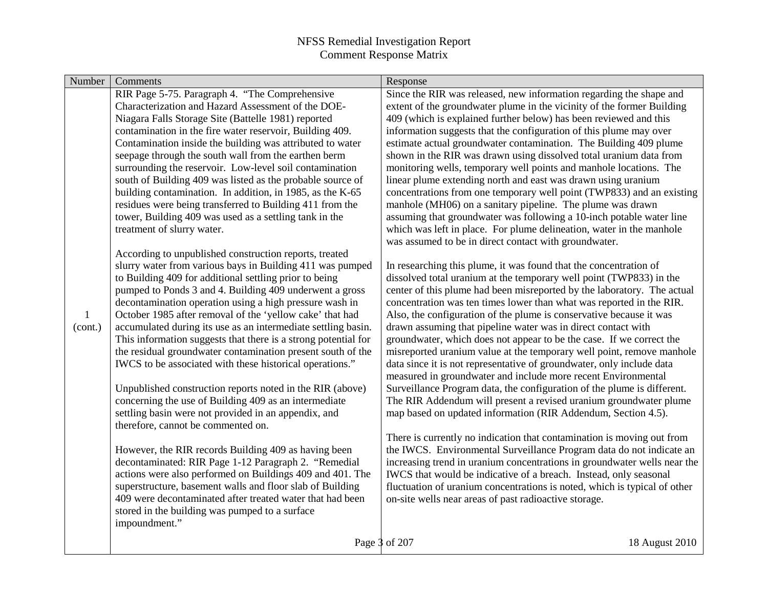# NFSS Remedial Investigation Report
## Comment Response Matrix

| Number | Comments | Response |
|---|---|---|
| 1 (cont.) | RIR Page 5-75. Paragraph 4. "The Comprehensive Characterization and Hazard Assessment of the DOE-Niagara Falls Storage Site (Battelle 1981) reported contamination in the fire water reservoir, Building 409. Contamination inside the building was attributed to water seepage through the south wall from the earthen berm surrounding the reservoir. Low-level soil contamination south of Building 409 was listed as the probable source of building contamination. In addition, in 1985, as the K-65 residues were being transferred to Building 411 from the tower, Building 409 was used as a settling tank in the treatment of slurry water.<br><br>According to unpublished construction reports, treated slurry water from various bays in Building 411 was pumped to Building 409 for additional settling prior to being pumped to Ponds 3 and 4. Building 409 underwent a gross decontamination operation using a high pressure wash in October 1985 after removal of the 'yellow cake' that had accumulated during its use as an intermediate settling basin. This information suggests that there is a strong potential for the residual groundwater contamination present south of the IWCS to be associated with these historical operations."<br><br>Unpublished construction reports noted in the RIR (above) concerning the use of Building 409 as an intermediate settling basin were not provided in an appendix, and therefore, cannot be commented on.<br><br>However, the RIR records Building 409 as having been decontaminated: RIR Page 1-12 Paragraph 2. "Remedial actions were also performed on Buildings 409 and 401. The superstructure, basement walls and floor slab of Building 409 were decontaminated after treated water that had been stored in the building was pumped to a surface impoundment." | Since the RIR was released, new information regarding the shape and extent of the groundwater plume in the vicinity of the former Building 409 (which is explained further below) has been reviewed and this information suggests that the configuration of this plume may over estimate actual groundwater contamination. The Building 409 plume shown in the RIR was drawn using dissolved total uranium data from monitoring wells, temporary well points and manhole locations. The linear plume extending north and east was drawn using uranium concentrations from one temporary well point (TWP833) and an existing manhole (MH06) on a sanitary pipeline. The plume was drawn assuming that groundwater was following a 10-inch potable water line which was left in place. For plume delineation, water in the manhole was assumed to be in direct contact with groundwater.<br><br>In researching this plume, it was found that the concentration of dissolved total uranium at the temporary well point (TWP833) in the center of this plume had been misreported by the laboratory. The actual concentration was ten times lower than what was reported in the RIR. Also, the configuration of the plume is conservative because it was drawn assuming that pipeline water was in direct contact with groundwater, which does not appear to be the case. If we correct the misreported uranium value at the temporary well point, remove manhole data since it is not representative of groundwater, only include data measured in groundwater and include more recent Environmental Surveillance Program data, the configuration of the plume is different. The RIR Addendum will present a revised uranium groundwater plume map based on updated information (RIR Addendum, Section 4.5).<br><br>There is currently no indication that contamination is moving out from the IWCS. Environmental Surveillance Program data do not indicate an increasing trend in uranium concentrations in groundwater wells near the IWCS that would be indicative of a breach. Instead, only seasonal fluctuation of uranium concentrations is noted, which is typical of other on-site wells near areas of past radioactive storage. |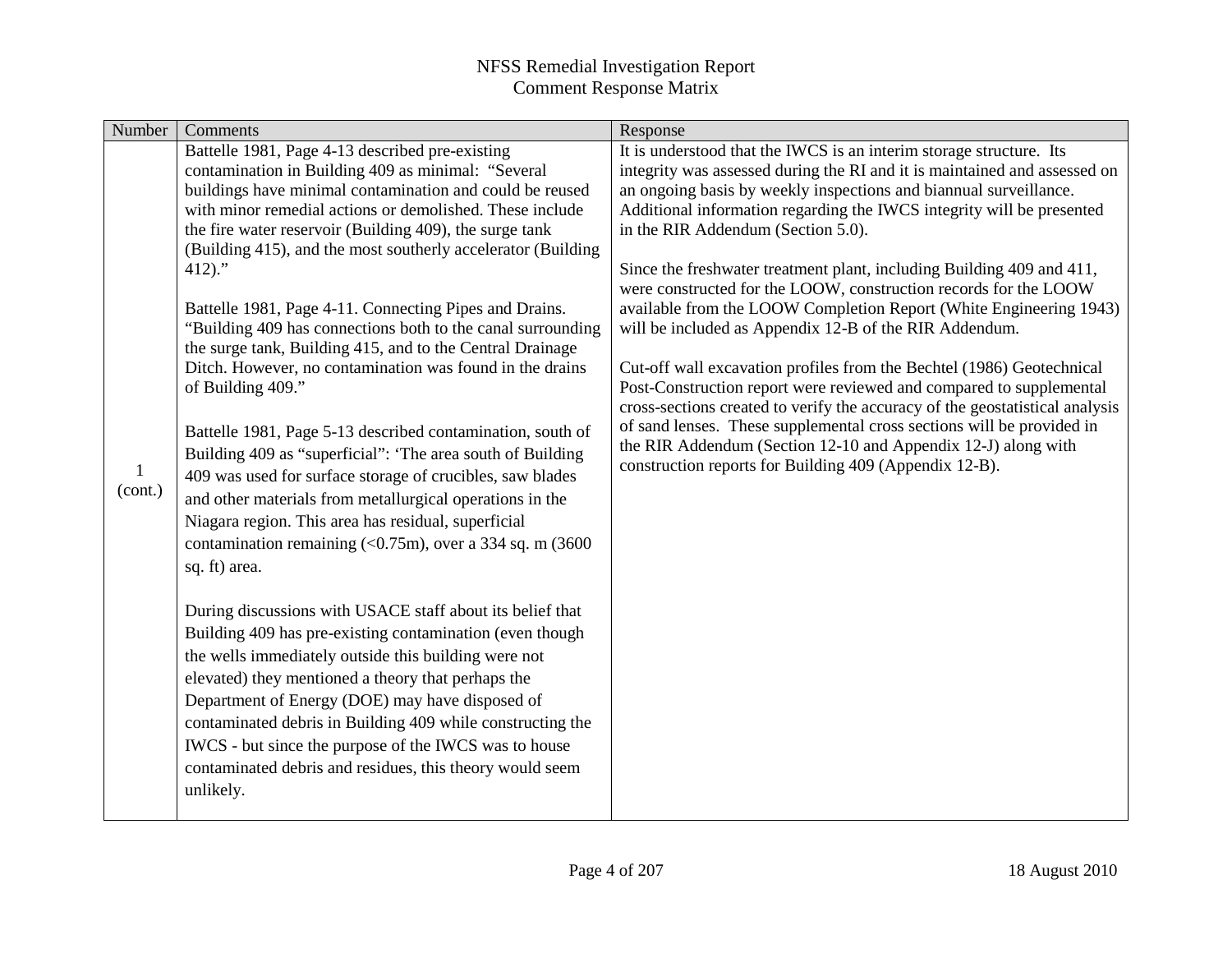# NFSS Remedial Investigation Report
## Comment Response Matrix

| Number | Comments | Response |
|---|---|---|
| 1 (cont.) | Battelle 1981, Page 4-13 described pre-existing contamination in Building 409 as minimal: "Several buildings have minimal contamination and could be reused with minor remedial actions or demolished. These include the fire water reservoir (Building 409), the surge tank (Building 415), and the most southerly accelerator (Building 412)."<br><br>Battelle 1981, Page 4-11. Connecting Pipes and Drains. "Building 409 has connections both to the canal surrounding the surge tank, Building 415, and to the Central Drainage Ditch. However, no contamination was found in the drains of Building 409."<br><br>Battelle 1981, Page 5-13 described contamination, south of Building 409 as "superficial": 'The area south of Building 409 was used for surface storage of crucibles, saw blades and other materials from metallurgical operations in the Niagara region. This area has residual, superficial contamination remaining (<0.75m), over a 334 sq. m (3600 sq. ft) area.<br><br>During discussions with USACE staff about its belief that Building 409 has pre-existing contamination (even though the wells immediately outside this building were not elevated) they mentioned a theory that perhaps the Department of Energy (DOE) may have disposed of contaminated debris in Building 409 while constructing the IWCS - but since the purpose of the IWCS was to house contaminated debris and residues, this theory would seem unlikely. | It is understood that the IWCS is an interim storage structure. Its integrity was assessed during the RI and it is maintained and assessed on an ongoing basis by weekly inspections and biannual surveillance. Additional information regarding the IWCS integrity will be presented in the RIR Addendum (Section 5.0).<br><br>Since the freshwater treatment plant, including Building 409 and 411, were constructed for the LOOW, construction records for the LOOW available from the LOOW Completion Report (White Engineering 1943) will be included as Appendix 12-B of the RIR Addendum.<br><br>Cut-off wall excavation profiles from the Bechtel (1986) Geotechnical Post-Construction report were reviewed and compared to supplemental cross-sections created to verify the accuracy of the geostatistical analysis of sand lenses. These supplemental cross sections will be provided in the RIR Addendum (Section 12-10 and Appendix 12-J) along with construction reports for Building 409 (Appendix 12-B). |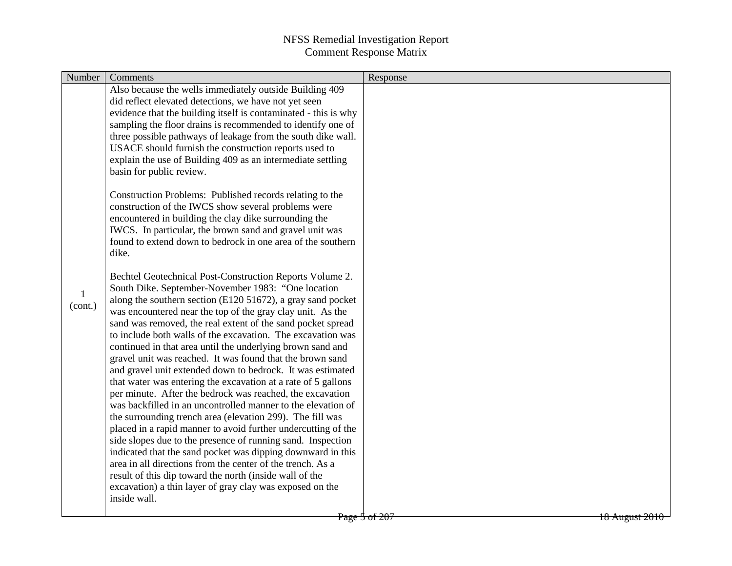| Number | Comments | Response |
|---|---|---|
| 1 (cont.) | Also because the wells immediately outside Building 409 did reflect elevated detections, we have not yet seen evidence that the building itself is contaminated - this is why sampling the floor drains is recommended to identify one of three possible pathways of leakage from the south dike wall. USACE should furnish the construction reports used to explain the use of Building 409 as an intermediate settling basin for public review.<br><br>Construction Problems: Published records relating to the construction of the IWCS show several problems were encountered in building the clay dike surrounding the IWCS. In particular, the brown sand and gravel unit was found to extend down to bedrock in one area of the southern dike.<br><br>Bechtel Geotechnical Post-Construction Reports Volume 2. South Dike. September-November 1983: "One location along the southern section (E120 51672), a gray sand pocket was encountered near the top of the gray clay unit. As the sand was removed, the real extent of the sand pocket spread to include both walls of the excavation. The excavation was continued in that area until the underlying brown sand and gravel unit was reached. It was found that the brown sand and gravel unit extended down to bedrock. It was estimated that water was entering the excavation at a rate of 5 gallons per minute. After the bedrock was reached, the excavation was backfilled in an uncontrolled manner to the elevation of the surrounding trench area (elevation 299). The fill was placed in a rapid manner to avoid further undercutting of the side slopes due to the presence of running sand. Inspection indicated that the sand pocket was dipping downward in this area in all directions from the center of the trench. As a result of this dip toward the north (inside wall of the excavation) a thin layer of gray clay was exposed on the inside wall. | |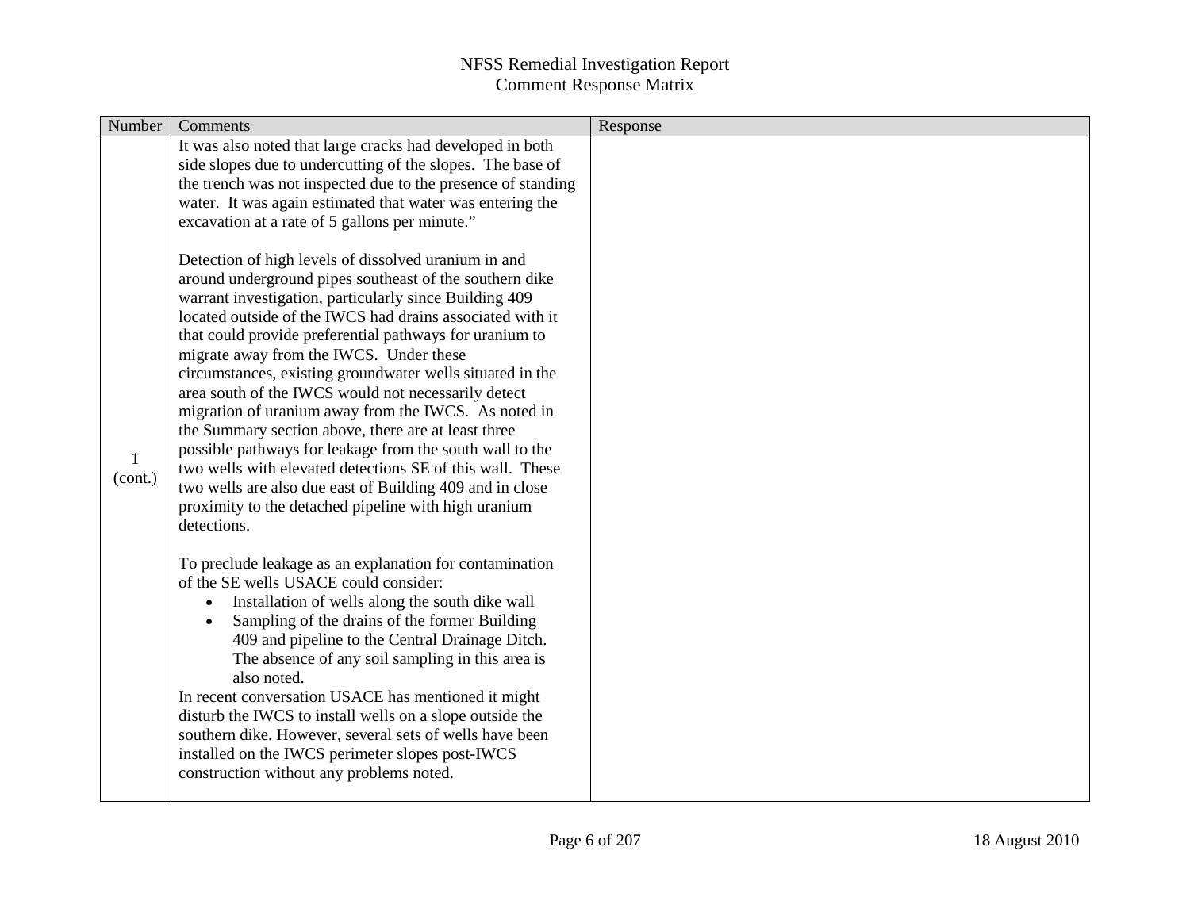| Number | Comments | Response |
|---|---|---|
| 1 (cont.) | It was also noted that large cracks had developed in both side slopes due to undercutting of the slopes. The base of the trench was not inspected due to the presence of standing water. It was again estimated that water was entering the excavation at a rate of 5 gallons per minute."<br><br>Detection of high levels of dissolved uranium in and around underground pipes southeast of the southern dike warrant investigation, particularly since Building 409 located outside of the IWCS had drains associated with it that could provide preferential pathways for uranium to migrate away from the IWCS. Under these circumstances, existing groundwater wells situated in the area south of the IWCS would not necessarily detect migration of uranium away from the IWCS. As noted in the Summary section above, there are at least three possible pathways for leakage from the south wall to the two wells with elevated detections SE of this wall. These two wells are also due east of Building 409 and in close proximity to the detached pipeline with high uranium detections.<br><br>To preclude leakage as an explanation for contamination of the SE wells USACE could consider:<br>• Installation of wells along the south dike wall<br>• Sampling of the drains of the former Building 409 and pipeline to the Central Drainage Ditch. The absence of any soil sampling in this area is also noted.<br>In recent conversation USACE has mentioned it might disturb the IWCS to install wells on a slope outside the southern dike. However, several sets of wells have been installed on the IWCS perimeter slopes post-IWCS construction without any problems noted. | |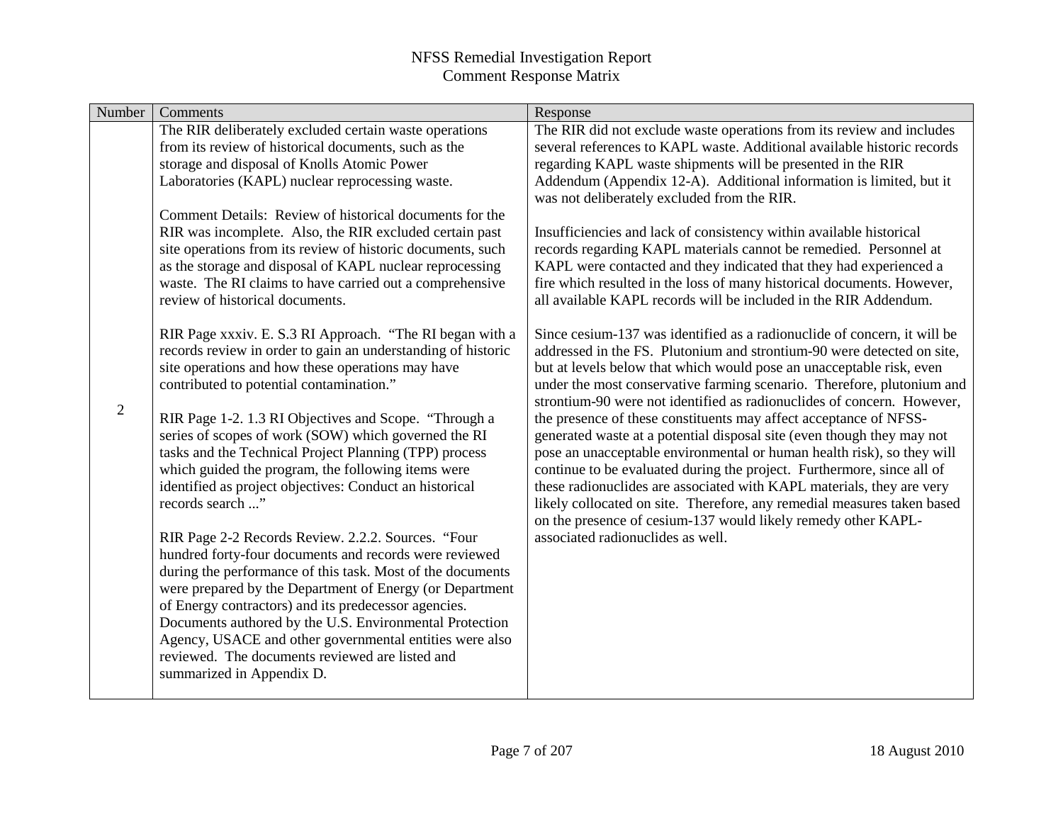| Number | Comments | Response |
|---|---|---|
| 2 | The RIR deliberately excluded certain waste operations from its review of historical documents, such as the storage and disposal of Knolls Atomic Power Laboratories (KAPL) nuclear reprocessing waste.<br><br>Comment Details: Review of historical documents for the RIR was incomplete. Also, the RIR excluded certain past site operations from its review of historic documents, such as the storage and disposal of KAPL nuclear reprocessing waste. The RI claims to have carried out a comprehensive review of historical documents.<br><br>RIR Page xxxiv. E. S.3 RI Approach. "The RI began with a records review in order to gain an understanding of historic site operations and how these operations may have contributed to potential contamination."<br><br>RIR Page 1-2. 1.3 RI Objectives and Scope. "Through a series of scopes of work (SOW) which governed the RI tasks and the Technical Project Planning (TPP) process which guided the program, the following items were identified as project objectives: Conduct an historical records search ..."<br><br>RIR Page 2-2 Records Review. 2.2.2. Sources. "Four hundred forty-four documents and records were reviewed during the performance of this task. Most of the documents were prepared by the Department of Energy (or Department of Energy contractors) and its predecessor agencies. Documents authored by the U.S. Environmental Protection Agency, USACE and other governmental entities were also reviewed. The documents reviewed are listed and summarized in Appendix D. | The RIR did not exclude waste operations from its review and includes several references to KAPL waste. Additional available historic records regarding KAPL waste shipments will be presented in the RIR Addendum (Appendix 12-A). Additional information is limited, but it was not deliberately excluded from the RIR.<br><br>Insufficiencies and lack of consistency within available historical records regarding KAPL materials cannot be remedied. Personnel at KAPL were contacted and they indicated that they had experienced a fire which resulted in the loss of many historical documents. However, all available KAPL records will be included in the RIR Addendum.<br><br>Since cesium-137 was identified as a radionuclide of concern, it will be addressed in the FS. Plutonium and strontium-90 were detected on site, but at levels below that which would pose an unacceptable risk, even under the most conservative farming scenario. Therefore, plutonium and strontium-90 were not identified as radionuclides of concern. However, the presence of these constituents may affect acceptance of NFSS-generated waste at a potential disposal site (even though they may not pose an unacceptable environmental or human health risk), so they will continue to be evaluated during the project. Furthermore, since all of these radionuclides are associated with KAPL materials, they are very likely collocated on site. Therefore, any remedial measures taken based on the presence of cesium-137 would likely remedy other KAPL-associated radionuclides as well. |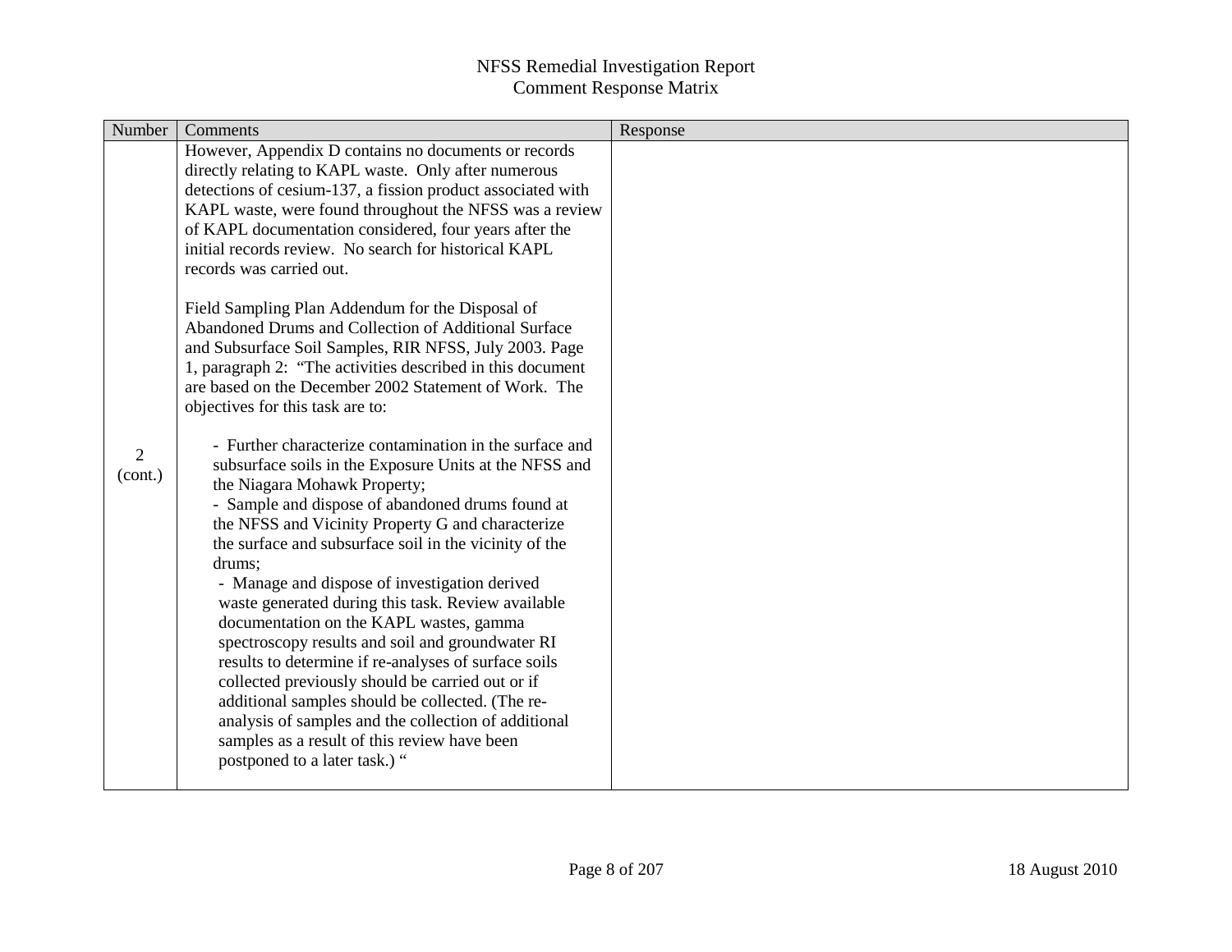| Number | Comments | Response |
| --- | --- | --- |
| 2 (cont.) | However, Appendix D contains no documents or records directly relating to KAPL waste. Only after numerous detections of cesium-137, a fission product associated with KAPL waste, were found throughout the NFSS was a review of KAPL documentation considered, four years after the initial records review. No search for historical KAPL records was carried out.<br><br>Field Sampling Plan Addendum for the Disposal of Abandoned Drums and Collection of Additional Surface and Subsurface Soil Samples, RIR NFSS, July 2003. Page 1, paragraph 2: "The activities described in this document are based on the December 2002 Statement of Work. The objectives for this task are to:<br><br>- Further characterize contamination in the surface and subsurface soils in the Exposure Units at the NFSS and the Niagara Mohawk Property;<br>- Sample and dispose of abandoned drums found at the NFSS and Vicinity Property G and characterize the surface and subsurface soil in the vicinity of the drums;<br>- Manage and dispose of investigation derived waste generated during this task. Review available documentation on the KAPL wastes, gamma spectroscopy results and soil and groundwater RI results to determine if re-analyses of surface soils collected previously should be carried out or if additional samples should be collected. (The re-analysis of samples and the collection of additional samples as a result of this review have been postponed to a later task.) " | |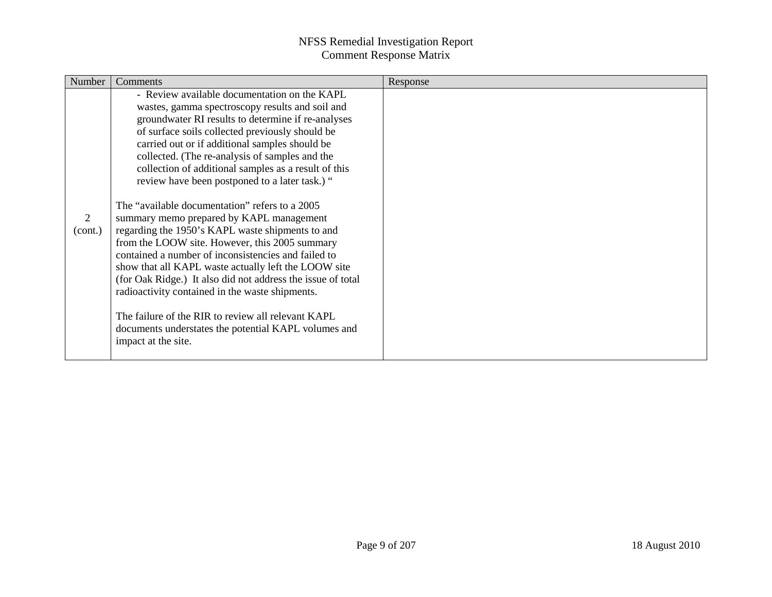| Number | Comments | Response |
|---|---|---|
| 2 (cont.) | - Review available documentation on the KAPL wastes, gamma spectroscopy results and soil and groundwater RI results to determine if re-analyses of surface soils collected previously should be carried out or if additional samples should be collected. (The re-analysis of samples and the collection of additional samples as a result of this review have been postponed to a later task.) “<br><br>The “available documentation” refers to a 2005 summary memo prepared by KAPL management regarding the 1950’s KAPL waste shipments to and from the LOOW site. However, this 2005 summary contained a number of inconsistencies and failed to show that all KAPL waste actually left the LOOW site (for Oak Ridge.) It also did not address the issue of total radioactivity contained in the waste shipments.<br><br>The failure of the RIR to review all relevant KAPL documents understates the potential KAPL volumes and impact at the site. | |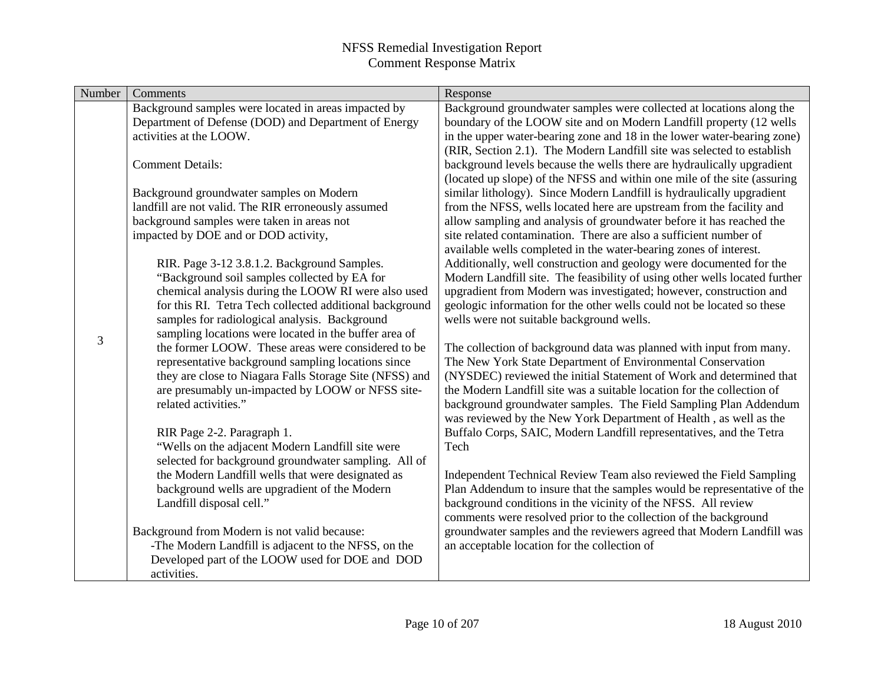| Number | Comments | Response |
|---|---|---|
| 3 | Background samples were located in areas impacted by Department of Defense (DOD) and Department of Energy activities at the LOOW.<br><br>Comment Details:<br><br>Background groundwater samples on Modern landfill are not valid. The RIR erroneously assumed background samples were taken in areas not impacted by DOE and or DOD activity,<br><br>RIR. Page 3-12 3.8.1.2. Background Samples. "Background soil samples collected by EA for chemical analysis during the LOOW RI were also used for this RI. Tetra Tech collected additional background samples for radiological analysis. Background sampling locations were located in the buffer area of the former LOOW. These areas were considered to be representative background sampling locations since they are close to Niagara Falls Storage Site (NFSS) and are presumably un-impacted by LOOW or NFSS site-related activities."<br><br>RIR Page 2-2. Paragraph 1. "Wells on the adjacent Modern Landfill site were selected for background groundwater sampling. All of the Modern Landfill wells that were designated as background wells are upgradient of the Modern Landfill disposal cell."<br><br>Background from Modern is not valid because:<br>-The Modern Landfill is adjacent to the NFSS, on the Developed part of the LOOW used for DOE and DOD activities. | Background groundwater samples were collected at locations along the boundary of the LOOW site and on Modern Landfill property (12 wells in the upper water-bearing zone and 18 in the lower water-bearing zone) (RIR, Section 2.1). The Modern Landfill site was selected to establish background levels because the wells there are hydraulically upgradient (located up slope) of the NFSS and within one mile of the site (assuring similar lithology). Since Modern Landfill is hydraulically upgradient from the NFSS, wells located here are upstream from the facility and allow sampling and analysis of groundwater before it has reached the site related contamination. There are also a sufficient number of available wells completed in the water-bearing zones of interest. Additionally, well construction and geology were documented for the Modern Landfill site. The feasibility of using other wells located further upgradient from Modern was investigated; however, construction and geologic information for the other wells could not be located so these wells were not suitable background wells.<br><br>The collection of background data was planned with input from many. The New York State Department of Environmental Conservation (NYSDEC) reviewed the initial Statement of Work and determined that the Modern Landfill site was a suitable location for the collection of background groundwater samples. The Field Sampling Plan Addendum was reviewed by the New York Department of Health , as well as the Buffalo Corps, SAIC, Modern Landfill representatives, and the Tetra Tech<br><br>Independent Technical Review Team also reviewed the Field Sampling Plan Addendum to insure that the samples would be representative of the background conditions in the vicinity of the NFSS. All review comments were resolved prior to the collection of the background groundwater samples and the reviewers agreed that Modern Landfill was an acceptable location for the collection of |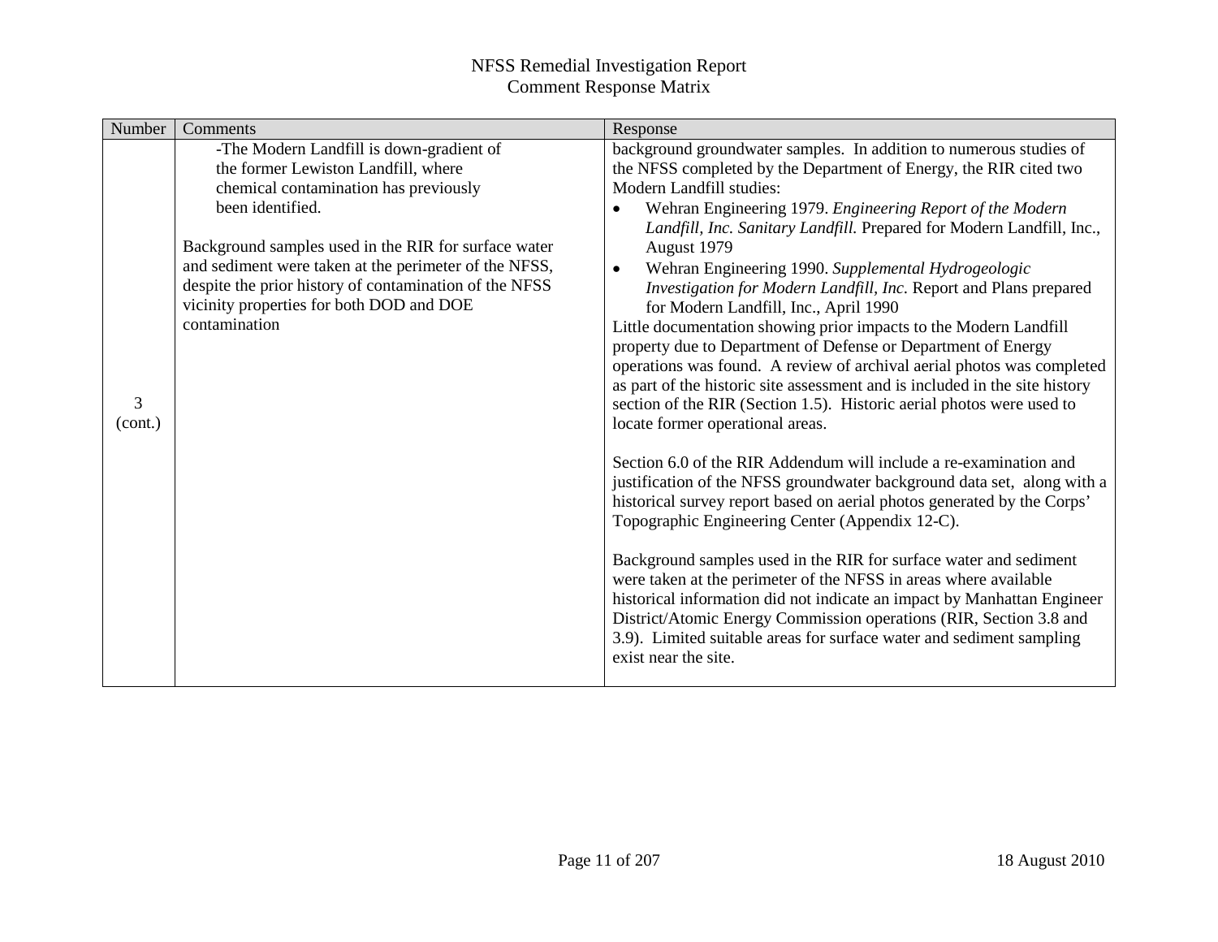# NFSS Remedial Investigation Report
## Comment Response Matrix

| Number | Comments | Response |
|---|---|---|
| 3 (cont.) | -The Modern Landfill is down-gradient of the former Lewiston Landfill, where chemical contamination has previously been identified.<br><br>Background samples used in the RIR for surface water and sediment were taken at the perimeter of the NFSS, despite the prior history of contamination of the NFSS vicinity properties for both DOD and DOE contamination | background groundwater samples. In addition to numerous studies of the NFSS completed by the Department of Energy, the RIR cited two Modern Landfill studies:<br>• Wehran Engineering 1979. *Engineering Report of the Modern Landfill, Inc. Sanitary Landfill.* Prepared for Modern Landfill, Inc., August 1979<br>• Wehran Engineering 1990. *Supplemental Hydrogeologic Investigation for Modern Landfill, Inc.* Report and Plans prepared for Modern Landfill, Inc., April 1990<br>Little documentation showing prior impacts to the Modern Landfill property due to Department of Defense or Department of Energy operations was found. A review of archival aerial photos was completed as part of the historic site assessment and is included in the site history section of the RIR (Section 1.5). Historic aerial photos were used to locate former operational areas.<br><br>Section 6.0 of the RIR Addendum will include a re-examination and justification of the NFSS groundwater background data set, along with a historical survey report based on aerial photos generated by the Corps' Topographic Engineering Center (Appendix 12-C).<br><br>Background samples used in the RIR for surface water and sediment were taken at the perimeter of the NFSS in areas where available historical information did not indicate an impact by Manhattan Engineer District/Atomic Energy Commission operations (RIR, Section 3.8 and 3.9). Limited suitable areas for surface water and sediment sampling exist near the site. |

18 August 2010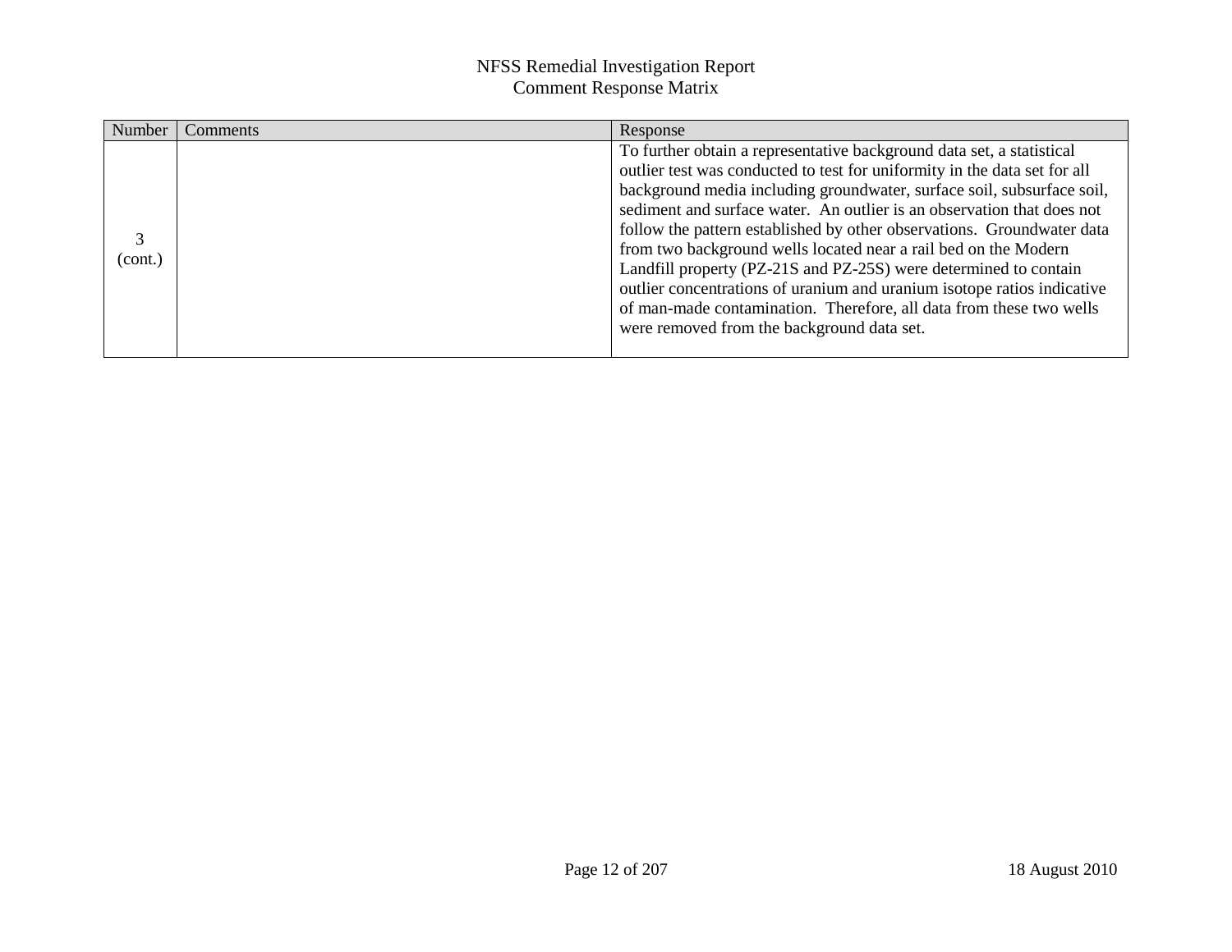| Number | Comments | Response |
|---|---|---|
| 3 (cont.) | | To further obtain a representative background data set, a statistical outlier test was conducted to test for uniformity in the data set for all background media including groundwater, surface soil, subsurface soil, sediment and surface water. An outlier is an observation that does not follow the pattern established by other observations. Groundwater data from two background wells located near a rail bed on the Modern Landfill property (PZ-21S and PZ-25S) were determined to contain outlier concentrations of uranium and uranium isotope ratios indicative of man-made contamination. Therefore, all data from these two wells were removed from the background data set. |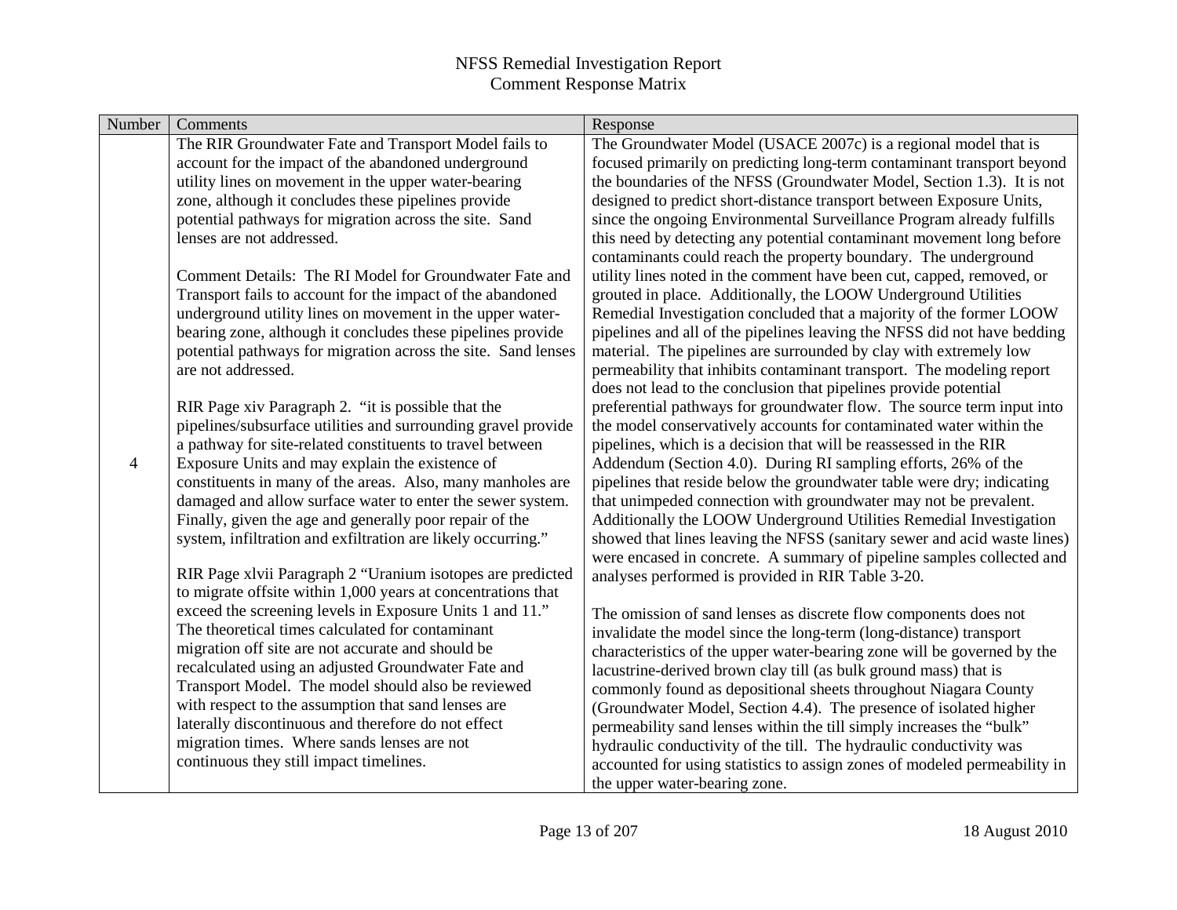| Number | Comments | Response |
|---|---|---|
| 4 | The RIR Groundwater Fate and Transport Model fails to account for the impact of the abandoned underground utility lines on movement in the upper water-bearing zone, although it concludes these pipelines provide potential pathways for migration across the site. Sand lenses are not addressed.<br><br>Comment Details: The RI Model for Groundwater Fate and Transport fails to account for the impact of the abandoned underground utility lines on movement in the upper water-bearing zone, although it concludes these pipelines provide potential pathways for migration across the site. Sand lenses are not addressed.<br><br>RIR Page xiv Paragraph 2. "it is possible that the pipelines/subsurface utilities and surrounding gravel provide a pathway for site-related constituents to travel between Exposure Units and may explain the existence of constituents in many of the areas. Also, many manholes are damaged and allow surface water to enter the sewer system. Finally, given the age and generally poor repair of the system, infiltration and exfiltration are likely occurring."<br><br>RIR Page xlvii Paragraph 2 "Uranium isotopes are predicted to migrate offsite within 1,000 years at concentrations that exceed the screening levels in Exposure Units 1 and 11." The theoretical times calculated for contaminant migration off site are not accurate and should be recalculated using an adjusted Groundwater Fate and Transport Model. The model should also be reviewed with respect to the assumption that sand lenses are laterally discontinuous and therefore do not effect migration times. Where sands lenses are not continuous they still impact timelines. | The Groundwater Model (USACE 2007c) is a regional model that is focused primarily on predicting long-term contaminant transport beyond the boundaries of the NFSS (Groundwater Model, Section 1.3). It is not designed to predict short-distance transport between Exposure Units, since the ongoing Environmental Surveillance Program already fulfills this need by detecting any potential contaminant movement long before contaminants could reach the property boundary. The underground utility lines noted in the comment have been cut, capped, removed, or grouted in place. Additionally, the LOOW Underground Utilities Remedial Investigation concluded that a majority of the former LOOW pipelines and all of the pipelines leaving the NFSS did not have bedding material. The pipelines are surrounded by clay with extremely low permeability that inhibits contaminant transport. The modeling report does not lead to the conclusion that pipelines provide potential preferential pathways for groundwater flow. The source term input into the model conservatively accounts for contaminated water within the pipelines, which is a decision that will be reassessed in the RIR Addendum (Section 4.0). During RI sampling efforts, 26% of the pipelines that reside below the groundwater table were dry; indicating that unimpeded connection with groundwater may not be prevalent. Additionally the LOOW Underground Utilities Remedial Investigation showed that lines leaving the NFSS (sanitary sewer and acid waste lines) were encased in concrete. A summary of pipeline samples collected and analyses performed is provided in RIR Table 3-20.<br><br>The omission of sand lenses as discrete flow components does not invalidate the model since the long-term (long-distance) transport characteristics of the upper water-bearing zone will be governed by the lacustrine-derived brown clay till (as bulk ground mass) that is commonly found as depositional sheets throughout Niagara County (Groundwater Model, Section 4.4). The presence of isolated higher permeability sand lenses within the till simply increases the "bulk" hydraulic conductivity of the till. The hydraulic conductivity was accounted for using statistics to assign zones of modeled permeability in the upper water-bearing zone. |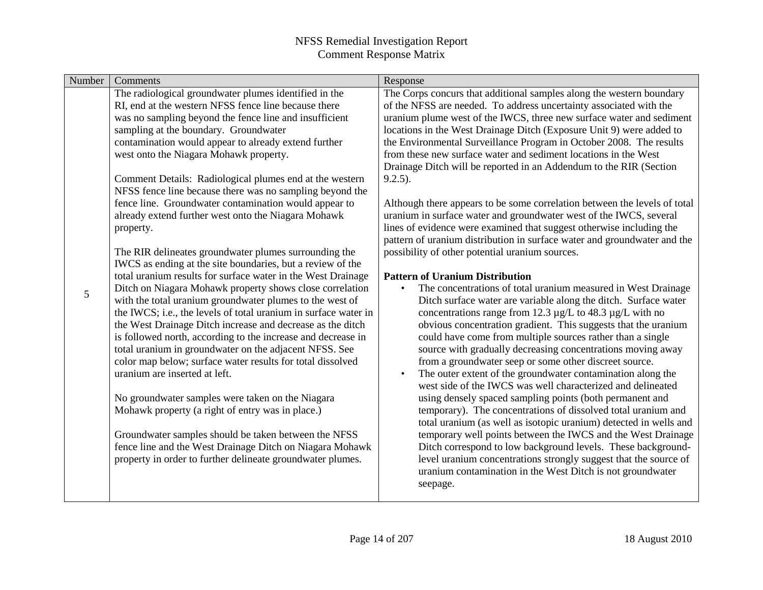NFSS Remedial Investigation Report
Comment Response Matrix

| Number | Comments | Response |
|---|---|---|
| 5 | The radiological groundwater plumes identified in the RI, end at the western NFSS fence line because there was no sampling beyond the fence line and insufficient sampling at the boundary. Groundwater contamination would appear to already extend further west onto the Niagara Mohawk property.<br><br>Comment Details: Radiological plumes end at the western NFSS fence line because there was no sampling beyond the fence line. Groundwater contamination would appear to already extend further west onto the Niagara Mohawk property.<br><br>The RIR delineates groundwater plumes surrounding the IWCS as ending at the site boundaries, but a review of the total uranium results for surface water in the West Drainage Ditch on Niagara Mohawk property shows close correlation with the total uranium groundwater plumes to the west of the IWCS; i.e., the levels of total uranium in surface water in the West Drainage Ditch increase and decrease as the ditch is followed north, according to the increase and decrease in total uranium in groundwater on the adjacent NFSS. See color map below; surface water results for total dissolved uranium are inserted at left.<br><br>No groundwater samples were taken on the Niagara Mohawk property (a right of entry was in place.)<br><br>Groundwater samples should be taken between the NFSS fence line and the West Drainage Ditch on Niagara Mohawk property in order to further delineate groundwater plumes. | The Corps concurs that additional samples along the western boundary of the NFSS are needed. To address uncertainty associated with the uranium plume west of the IWCS, three new surface water and sediment locations in the West Drainage Ditch (Exposure Unit 9) were added to the Environmental Surveillance Program in October 2008. The results from these new surface water and sediment locations in the West Drainage Ditch will be reported in an Addendum to the RIR (Section 9.2.5).<br><br>Although there appears to be some correlation between the levels of total uranium in surface water and groundwater west of the IWCS, several lines of evidence were examined that suggest otherwise including the pattern of uranium distribution in surface water and groundwater and the possibility of other potential uranium sources.<br><br>**Pattern of Uranium Distribution**<br>• The concentrations of total uranium measured in West Drainage Ditch surface water are variable along the ditch. Surface water concentrations range from 12.3 µg/L to 48.3 µg/L with no obvious concentration gradient. This suggests that the uranium could have come from multiple sources rather than a single source with gradually decreasing concentrations moving away from a groundwater seep or some other discreet source.<br>• The outer extent of the groundwater contamination along the west side of the IWCS was well characterized and delineated using densely spaced sampling points (both permanent and temporary). The concentrations of dissolved total uranium and total uranium (as well as isotopic uranium) detected in wells and temporary well points between the IWCS and the West Drainage Ditch correspond to low background levels. These background-level uranium concentrations strongly suggest that the source of uranium contamination in the West Ditch is not groundwater seepage. |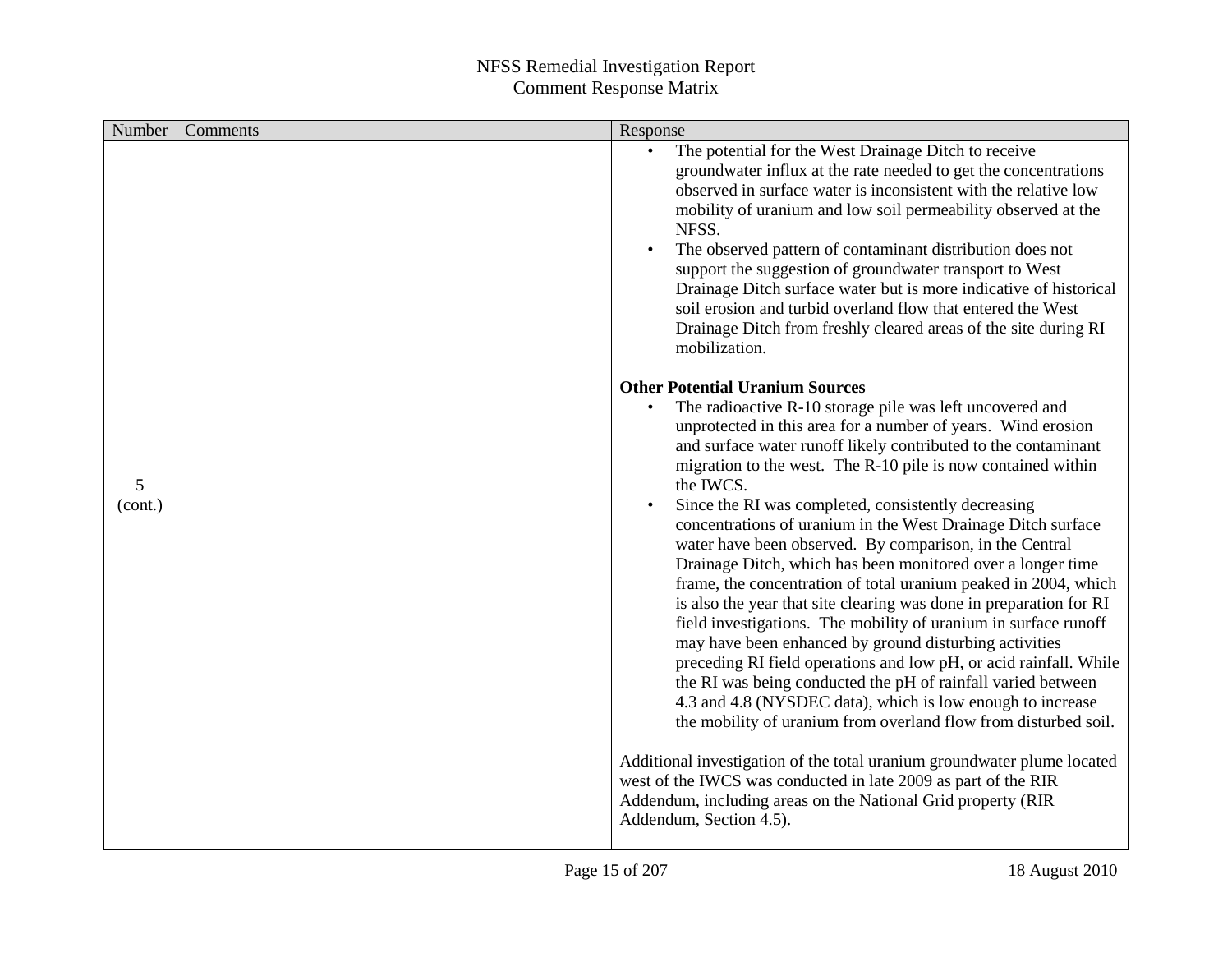| Number | Comments | Response |
|---|---|---|
| 5 (cont.) | | • The potential for the West Drainage Ditch to receive groundwater influx at the rate needed to get the concentrations observed in surface water is inconsistent with the relative low mobility of uranium and low soil permeability observed at the NFSS.<br>• The observed pattern of contaminant distribution does not support the suggestion of groundwater transport to West Drainage Ditch surface water but is more indicative of historical soil erosion and turbid overland flow that entered the West Drainage Ditch from freshly cleared areas of the site during RI mobilization.<br><br>**Other Potential Uranium Sources**<br>• The radioactive R-10 storage pile was left uncovered and unprotected in this area for a number of years. Wind erosion and surface water runoff likely contributed to the contaminant migration to the west. The R-10 pile is now contained within the IWCS.<br>• Since the RI was completed, consistently decreasing concentrations of uranium in the West Drainage Ditch surface water have been observed. By comparison, in the Central Drainage Ditch, which has been monitored over a longer time frame, the concentration of total uranium peaked in 2004, which is also the year that site clearing was done in preparation for RI field investigations. The mobility of uranium in surface runoff may have been enhanced by ground disturbing activities preceding RI field operations and low pH, or acid rainfall. While the RI was being conducted the pH of rainfall varied between 4.3 and 4.8 (NYSDEC data), which is low enough to increase the mobility of uranium from overland flow from disturbed soil.<br><br>Additional investigation of the total uranium groundwater plume located west of the IWCS was conducted in late 2009 as part of the RIR Addendum, including areas on the National Grid property (RIR Addendum, Section 4.5). |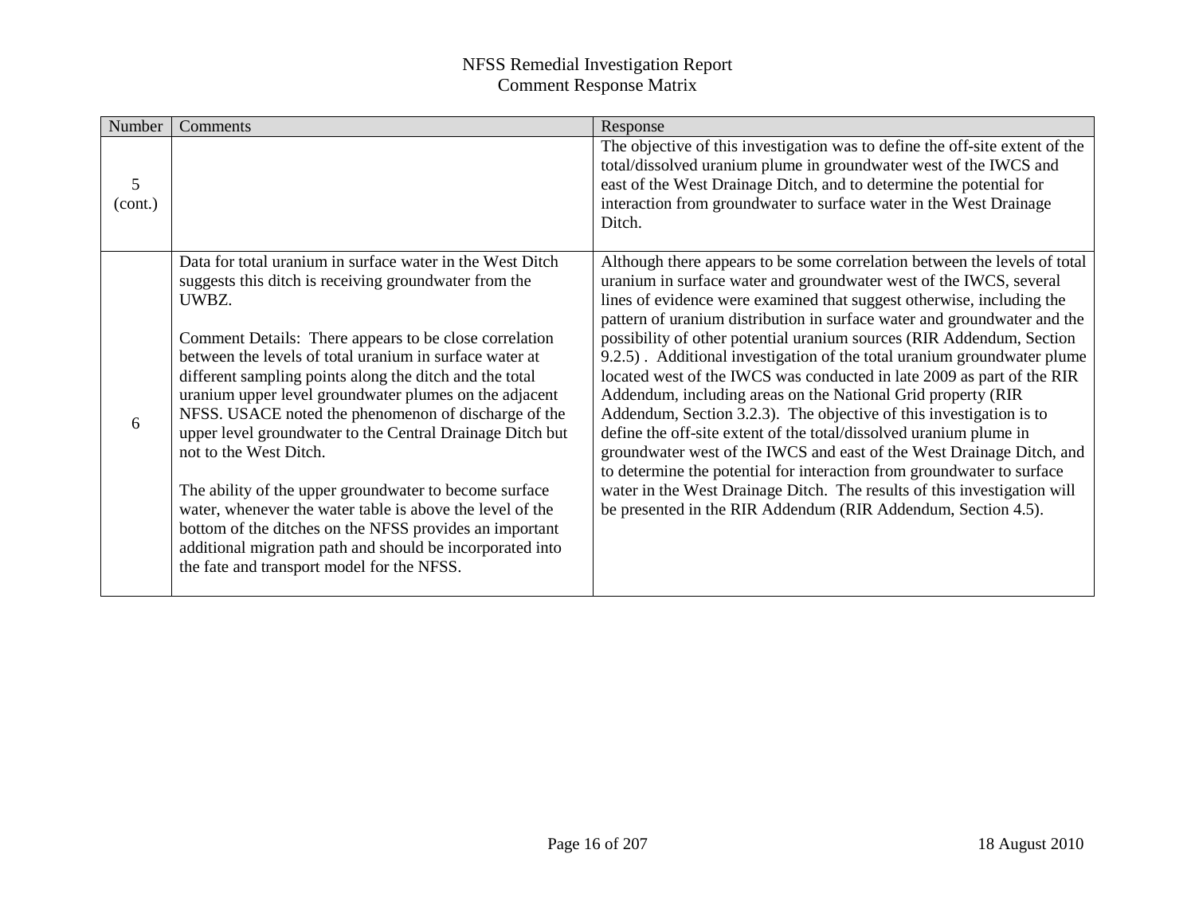| Number | Comments | Response |
| --- | --- | --- |
| 5 (cont.) | | The objective of this investigation was to define the off-site extent of the total/dissolved uranium plume in groundwater west of the IWCS and east of the West Drainage Ditch, and to determine the potential for interaction from groundwater to surface water in the West Drainage Ditch. |
| 6 | Data for total uranium in surface water in the West Ditch suggests this ditch is receiving groundwater from the UWBZ.<br><br>Comment Details: There appears to be close correlation between the levels of total uranium in surface water at different sampling points along the ditch and the total uranium upper level groundwater plumes on the adjacent NFSS. USACE noted the phenomenon of discharge of the upper level groundwater to the Central Drainage Ditch but not to the West Ditch.<br><br>The ability of the upper groundwater to become surface water, whenever the water table is above the level of the bottom of the ditches on the NFSS provides an important additional migration path and should be incorporated into the fate and transport model for the NFSS. | Although there appears to be some correlation between the levels of total uranium in surface water and groundwater west of the IWCS, several lines of evidence were examined that suggest otherwise, including the pattern of uranium distribution in surface water and groundwater and the possibility of other potential uranium sources (RIR Addendum, Section 9.2.5) . Additional investigation of the total uranium groundwater plume located west of the IWCS was conducted in late 2009 as part of the RIR Addendum, including areas on the National Grid property (RIR Addendum, Section 3.2.3). The objective of this investigation is to define the off-site extent of the total/dissolved uranium plume in groundwater west of the IWCS and east of the West Drainage Ditch, and to determine the potential for interaction from groundwater to surface water in the West Drainage Ditch. The results of this investigation will be presented in the RIR Addendum (RIR Addendum, Section 4.5). |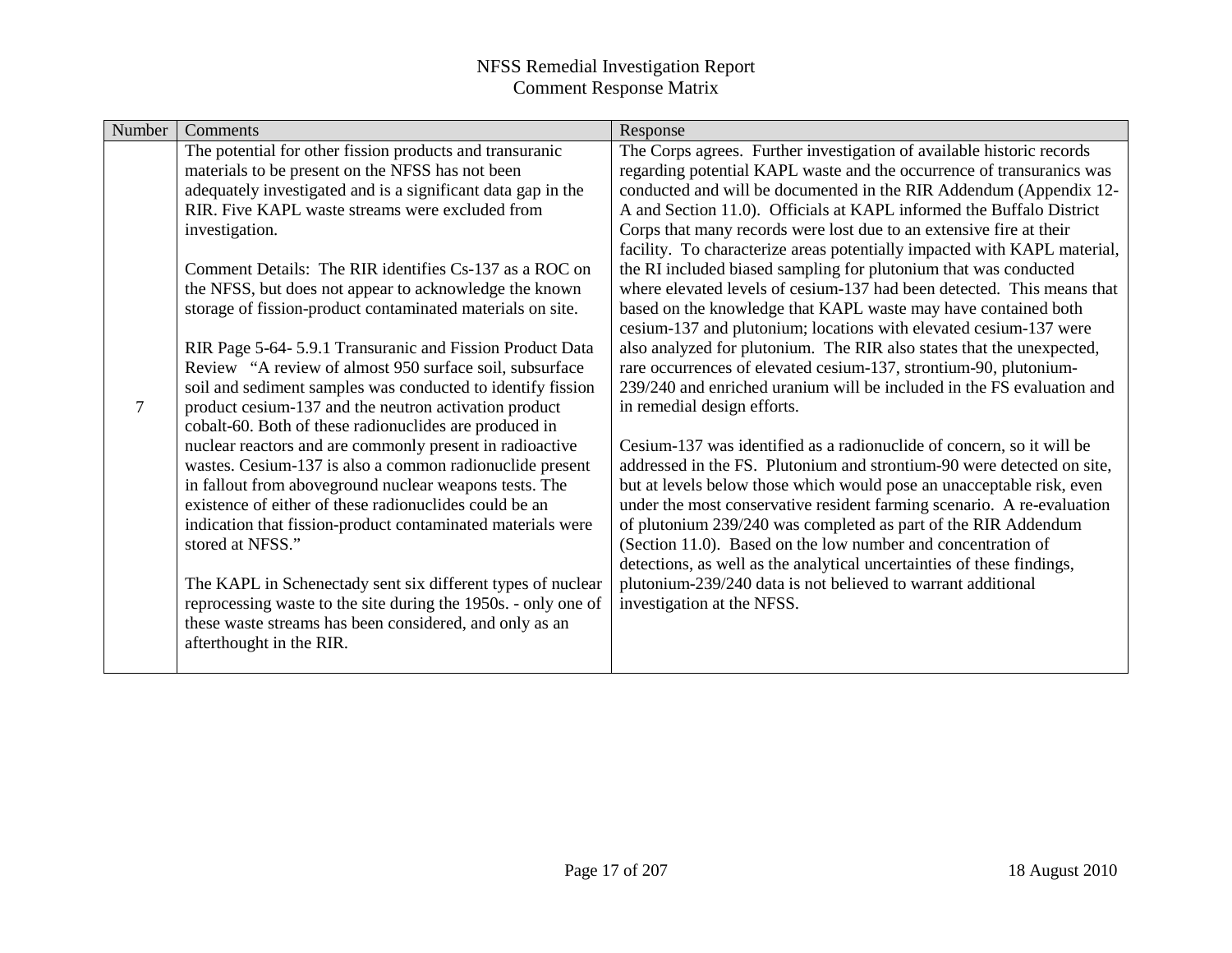| Number | Comments | Response |
|---|---|---|
| 7 | The potential for other fission products and transuranic materials to be present on the NFSS has not been adequately investigated and is a significant data gap in the RIR. Five KAPL waste streams were excluded from investigation.<br><br>Comment Details: The RIR identifies Cs-137 as a ROC on the NFSS, but does not appear to acknowledge the known storage of fission-product contaminated materials on site.<br><br>RIR Page 5-64- 5.9.1 Transuranic and Fission Product Data Review "A review of almost 950 surface soil, subsurface soil and sediment samples was conducted to identify fission product cesium-137 and the neutron activation product cobalt-60. Both of these radionuclides are produced in nuclear reactors and are commonly present in radioactive wastes. Cesium-137 is also a common radionuclide present in fallout from aboveground nuclear weapons tests. The existence of either of these radionuclides could be an indication that fission-product contaminated materials were stored at NFSS."<br><br>The KAPL in Schenectady sent six different types of nuclear reprocessing waste to the site during the 1950s. - only one of these waste streams has been considered, and only as an afterthought in the RIR. | The Corps agrees. Further investigation of available historic records regarding potential KAPL waste and the occurrence of transuranics was conducted and will be documented in the RIR Addendum (Appendix 12-A and Section 11.0). Officials at KAPL informed the Buffalo District Corps that many records were lost due to an extensive fire at their facility. To characterize areas potentially impacted with KAPL material, the RI included biased sampling for plutonium that was conducted where elevated levels of cesium-137 had been detected. This means that based on the knowledge that KAPL waste may have contained both cesium-137 and plutonium; locations with elevated cesium-137 were also analyzed for plutonium. The RIR also states that the unexpected, rare occurrences of elevated cesium-137, strontium-90, plutonium-239/240 and enriched uranium will be included in the FS evaluation and in remedial design efforts.<br><br>Cesium-137 was identified as a radionuclide of concern, so it will be addressed in the FS. Plutonium and strontium-90 were detected on site, but at levels below those which would pose an unacceptable risk, even under the most conservative resident farming scenario. A re-evaluation of plutonium 239/240 was completed as part of the RIR Addendum (Section 11.0). Based on the low number and concentration of detections, as well as the analytical uncertainties of these findings, plutonium-239/240 data is not believed to warrant additional investigation at the NFSS. |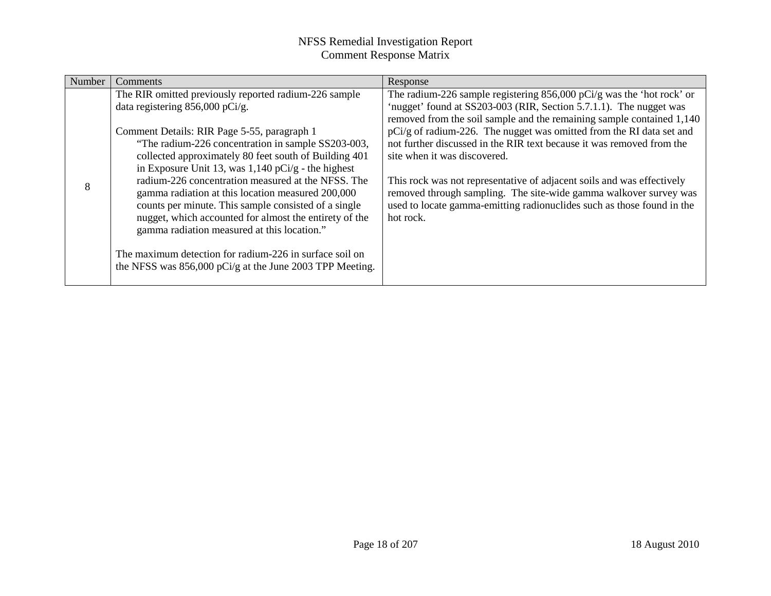| Number | Comments | Response |
|---|---|---|
| 8 | The RIR omitted previously reported radium-226 sample data registering 856,000 pCi/g.<br><br>Comment Details: RIR Page 5-55, paragraph 1<br>“The radium-226 concentration in sample SS203-003, collected approximately 80 feet south of Building 401 in Exposure Unit 13, was 1,140 pCi/g - the highest radium-226 concentration measured at the NFSS. The gamma radiation at this location measured 200,000 counts per minute. This sample consisted of a single nugget, which accounted for almost the entirety of the gamma radiation measured at this location.”<br><br>The maximum detection for radium-226 in surface soil on the NFSS was 856,000 pCi/g at the June 2003 TPP Meeting. | The radium-226 sample registering 856,000 pCi/g was the ‘hot rock’ or ‘nugget’ found at SS203-003 (RIR, Section 5.7.1.1). The nugget was removed from the soil sample and the remaining sample contained 1,140 pCi/g of radium-226. The nugget was omitted from the RI data set and not further discussed in the RIR text because it was removed from the site when it was discovered.<br><br>This rock was not representative of adjacent soils and was effectively removed through sampling. The site-wide gamma walkover survey was used to locate gamma-emitting radionuclides such as those found in the hot rock. |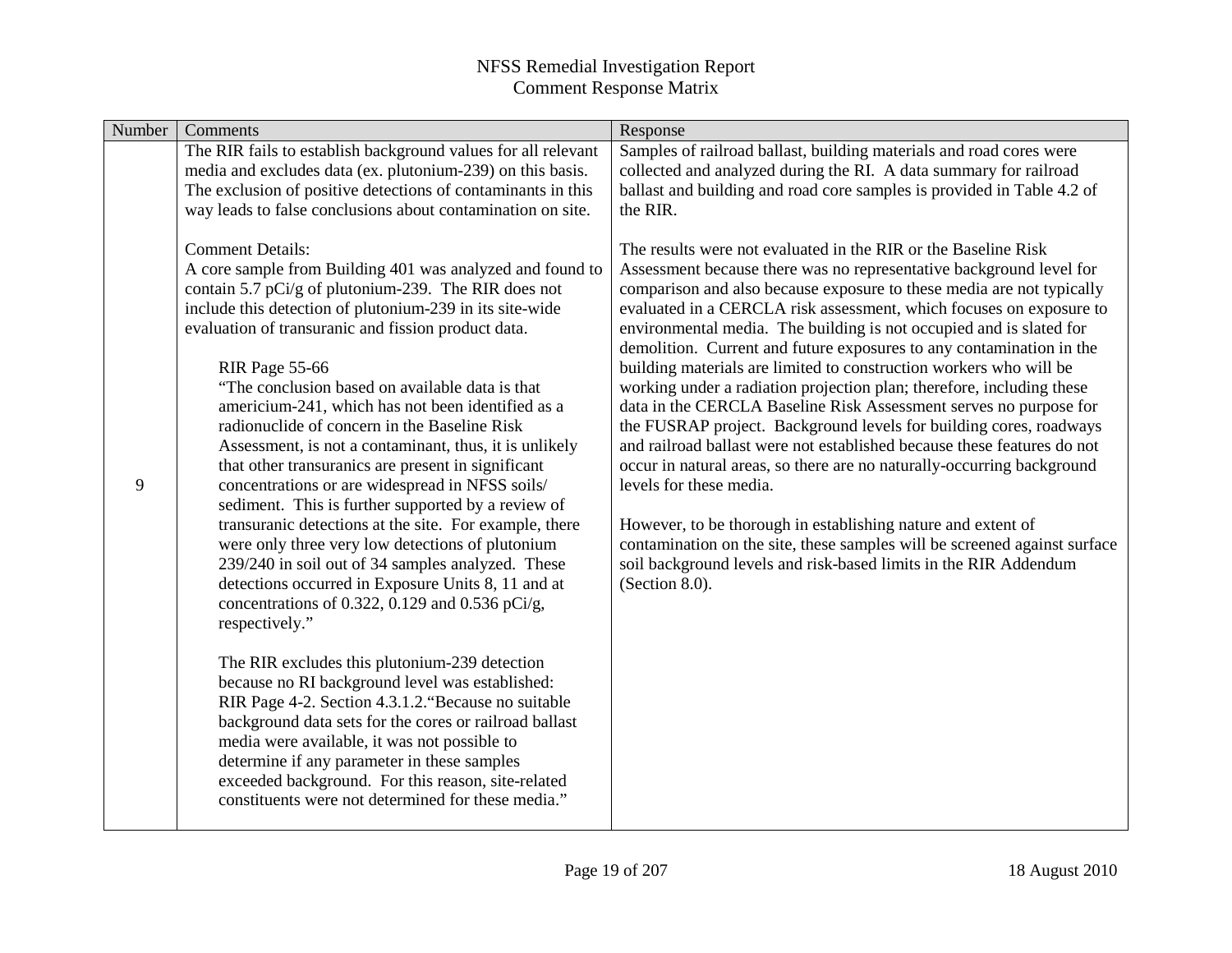# NFSS Remedial Investigation Report
## Comment Response Matrix

| Number | Comments | Response |
|---|---|---|
| 9 | The RIR fails to establish background values for all relevant media and excludes data (ex. plutonium-239) on this basis. The exclusion of positive detections of contaminants in this way leads to false conclusions about contamination on site.<br><br>Comment Details:<br>A core sample from Building 401 was analyzed and found to contain 5.7 pCi/g of plutonium-239. The RIR does not include this detection of plutonium-239 in its site-wide evaluation of transuranic and fission product data.<br><br>RIR Page 55-66<br>"The conclusion based on available data is that americium-241, which has not been identified as a radionuclide of concern in the Baseline Risk Assessment, is not a contaminant, thus, it is unlikely that other transuranics are present in significant concentrations or are widespread in NFSS soils/ sediment. This is further supported by a review of transuranic detections at the site. For example, there were only three very low detections of plutonium 239/240 in soil out of 34 samples analyzed. These detections occurred in Exposure Units 8, 11 and at concentrations of 0.322, 0.129 and 0.536 pCi/g, respectively."<br><br>The RIR excludes this plutonium-239 detection because no RI background level was established: RIR Page 4-2. Section 4.3.1.2."Because no suitable background data sets for the cores or railroad ballast media were available, it was not possible to determine if any parameter in these samples exceeded background. For this reason, site-related constituents were not determined for these media." | Samples of railroad ballast, building materials and road cores were collected and analyzed during the RI. A data summary for railroad ballast and building and road core samples is provided in Table 4.2 of the RIR.<br><br>The results were not evaluated in the RIR or the Baseline Risk Assessment because there was no representative background level for comparison and also because exposure to these media are not typically evaluated in a CERCLA risk assessment, which focuses on exposure to environmental media. The building is not occupied and is slated for demolition. Current and future exposures to any contamination in the building materials are limited to construction workers who will be working under a radiation projection plan; therefore, including these data in the CERCLA Baseline Risk Assessment serves no purpose for the FUSRAP project. Background levels for building cores, roadways and railroad ballast were not established because these features do not occur in natural areas, so there are no naturally-occurring background levels for these media.<br><br>However, to be thorough in establishing nature and extent of contamination on the site, these samples will be screened against surface soil background levels and risk-based limits in the RIR Addendum (Section 8.0). |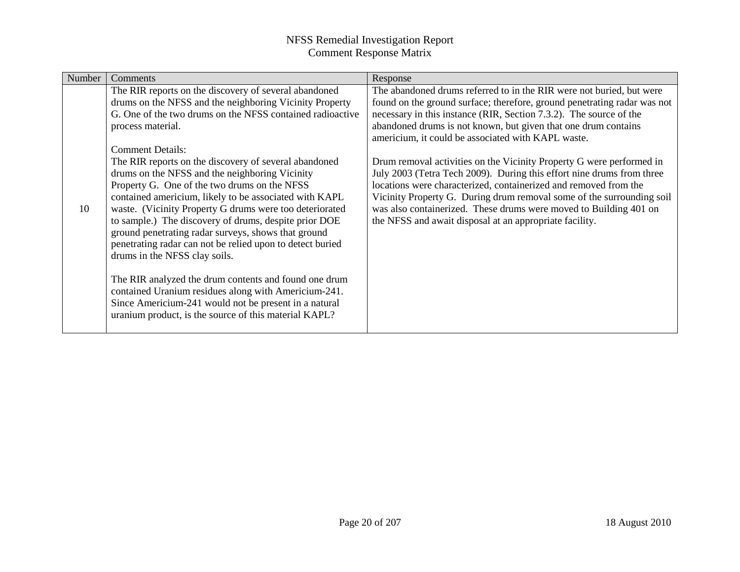| Number | Comments | Response |
|---|---|---|
| 10 | The RIR reports on the discovery of several abandoned drums on the NFSS and the neighboring Vicinity Property G. One of the two drums on the NFSS contained radioactive process material.<br><br>Comment Details:<br>The RIR reports on the discovery of several abandoned drums on the NFSS and the neighboring Vicinity Property G. One of the two drums on the NFSS contained americium, likely to be associated with KAPL waste. (Vicinity Property G drums were too deteriorated to sample.) The discovery of drums, despite prior DOE ground penetrating radar surveys, shows that ground penetrating radar can not be relied upon to detect buried drums in the NFSS clay soils.<br><br>The RIR analyzed the drum contents and found one drum contained Uranium residues along with Americium-241. Since Americium-241 would not be present in a natural uranium product, is the source of this material KAPL? | The abandoned drums referred to in the RIR were not buried, but were found on the ground surface; therefore, ground penetrating radar was not necessary in this instance (RIR, Section 7.3.2). The source of the abandoned drums is not known, but given that one drum contains americium, it could be associated with KAPL waste.<br><br>Drum removal activities on the Vicinity Property G were performed in July 2003 (Tetra Tech 2009). During this effort nine drums from three locations were characterized, containerized and removed from the Vicinity Property G. During drum removal some of the surrounding soil was also containerized. These drums were moved to Building 401 on the NFSS and await disposal at an appropriate facility. |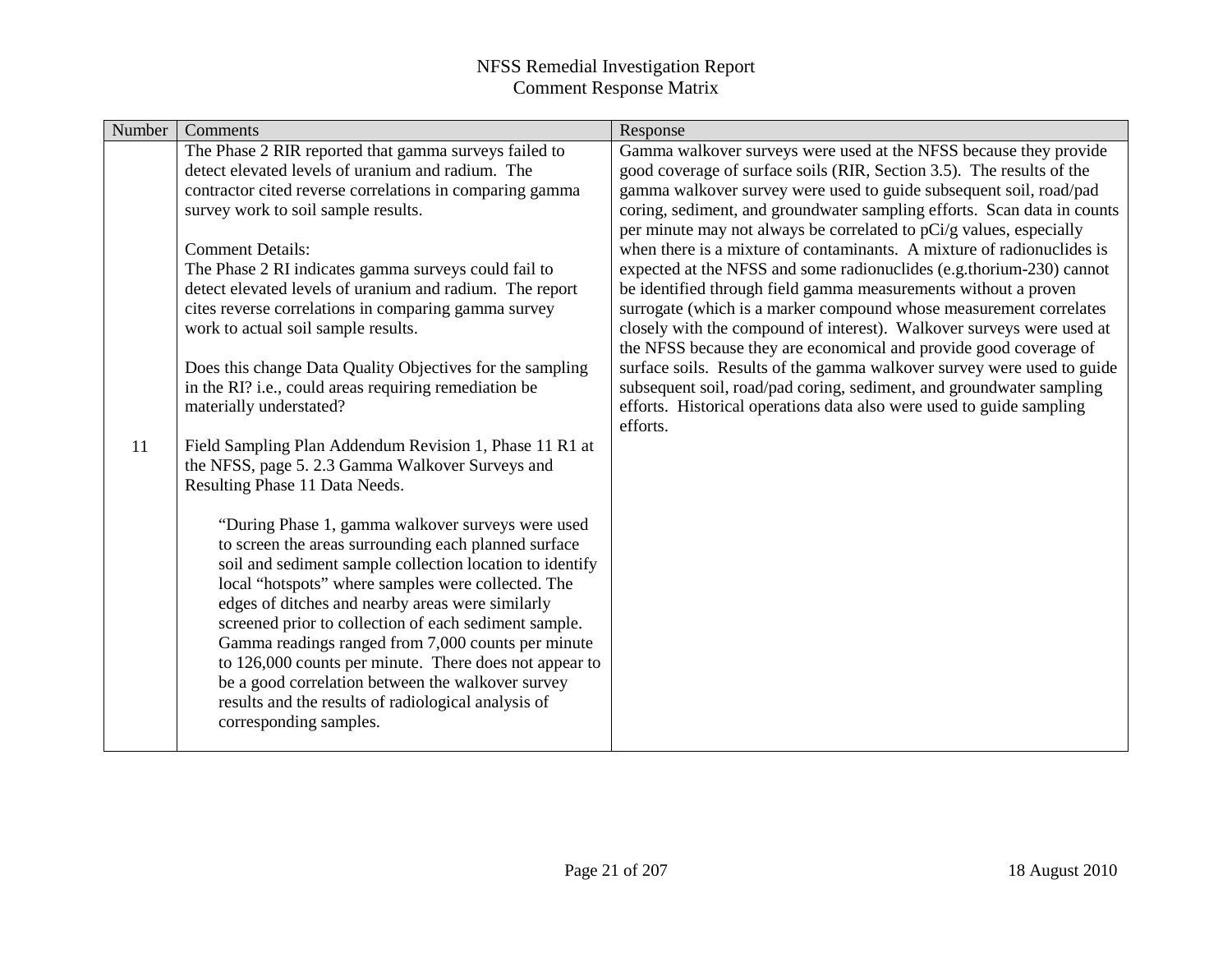# NFSS Remedial Investigation Report
## Comment Response Matrix

| Number | Comments | Response |
|---|---|---|
| 11 | The Phase 2 RIR reported that gamma surveys failed to detect elevated levels of uranium and radium. The contractor cited reverse correlations in comparing gamma survey work to soil sample results.<br><br>Comment Details:<br>The Phase 2 RI indicates gamma surveys could fail to detect elevated levels of uranium and radium. The report cites reverse correlations in comparing gamma survey work to actual soil sample results.<br><br>Does this change Data Quality Objectives for the sampling in the RI? i.e., could areas requiring remediation be materially understated?<br><br>Field Sampling Plan Addendum Revision 1, Phase 11 R1 at the NFSS, page 5. 2.3 Gamma Walkover Surveys and Resulting Phase 11 Data Needs.<br><br>"During Phase 1, gamma walkover surveys were used to screen the areas surrounding each planned surface soil and sediment sample collection location to identify local "hotspots" where samples were collected. The edges of ditches and nearby areas were similarly screened prior to collection of each sediment sample. Gamma readings ranged from 7,000 counts per minute to 126,000 counts per minute. There does not appear to be a good correlation between the walkover survey results and the results of radiological analysis of corresponding samples. | Gamma walkover surveys were used at the NFSS because they provide good coverage of surface soils (RIR, Section 3.5). The results of the gamma walkover survey were used to guide subsequent soil, road/pad coring, sediment, and groundwater sampling efforts. Scan data in counts per minute may not always be correlated to pCi/g values, especially when there is a mixture of contaminants. A mixture of radionuclides is expected at the NFSS and some radionuclides (e.g.thorium-230) cannot be identified through field gamma measurements without a proven surrogate (which is a marker compound whose measurement correlates closely with the compound of interest). Walkover surveys were used at the NFSS because they are economical and provide good coverage of surface soils. Results of the gamma walkover survey were used to guide subsequent soil, road/pad coring, sediment, and groundwater sampling efforts. Historical operations data also were used to guide sampling efforts. |

18 August 2010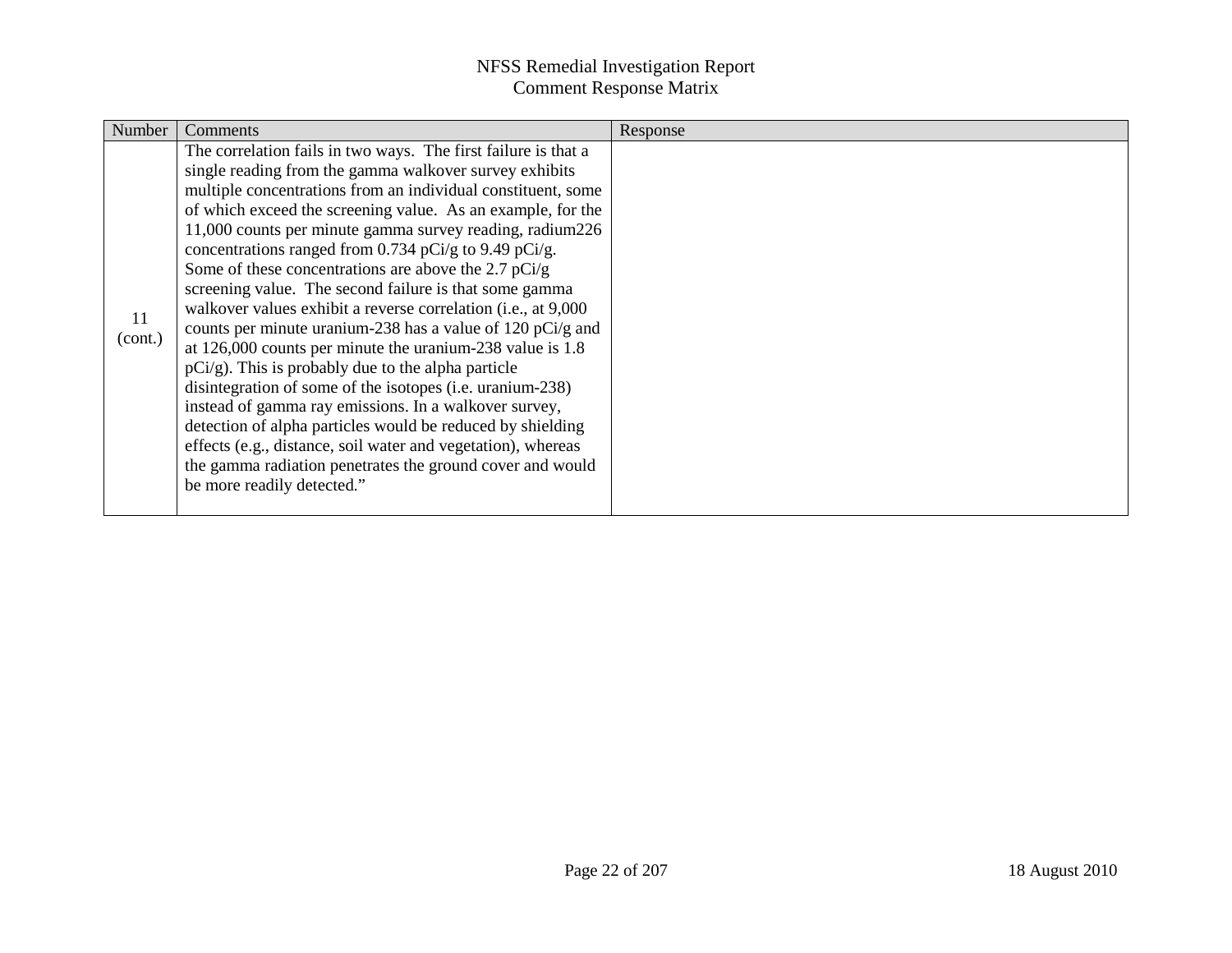| Number | Comments | Response |
|---|---|---|
| 11 (cont.) | The correlation fails in two ways. The first failure is that a single reading from the gamma walkover survey exhibits multiple concentrations from an individual constituent, some of which exceed the screening value. As an example, for the 11,000 counts per minute gamma survey reading, radium226 concentrations ranged from 0.734 pCi/g to 9.49 pCi/g. Some of these concentrations are above the 2.7 pCi/g screening value. The second failure is that some gamma walkover values exhibit a reverse correlation (i.e., at 9,000 counts per minute uranium-238 has a value of 120 pCi/g and at 126,000 counts per minute the uranium-238 value is 1.8 pCi/g). This is probably due to the alpha particle disintegration of some of the isotopes (i.e. uranium-238) instead of gamma ray emissions. In a walkover survey, detection of alpha particles would be reduced by shielding effects (e.g., distance, soil water and vegetation), whereas the gamma radiation penetrates the ground cover and would be more readily detected." | |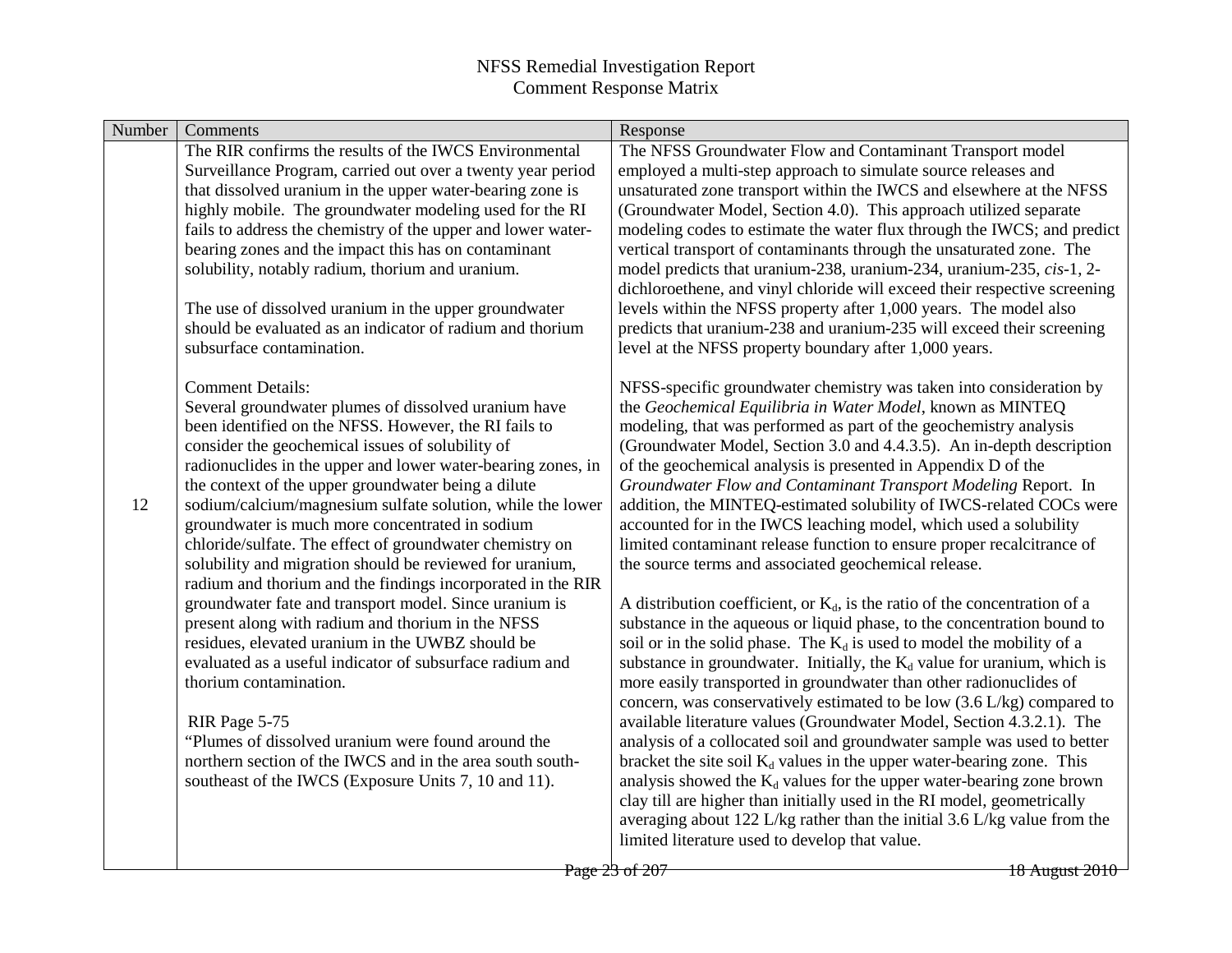# NFSS Remedial Investigation Report
## Comment Response Matrix

| Number | Comments | Response |
|---|---|---|
| 12 | The RIR confirms the results of the IWCS Environmental Surveillance Program, carried out over a twenty year period that dissolved uranium in the upper water-bearing zone is highly mobile. The groundwater modeling used for the RI fails to address the chemistry of the upper and lower water-bearing zones and the impact this has on contaminant solubility, notably radium, thorium and uranium.<br><br>The use of dissolved uranium in the upper groundwater should be evaluated as an indicator of radium and thorium subsurface contamination.<br><br>Comment Details:<br>Several groundwater plumes of dissolved uranium have been identified on the NFSS. However, the RI fails to consider the geochemical issues of solubility of radionuclides in the upper and lower water-bearing zones, in the context of the upper groundwater being a dilute sodium/calcium/magnesium sulfate solution, while the lower groundwater is much more concentrated in sodium chloride/sulfate. The effect of groundwater chemistry on solubility and migration should be reviewed for uranium, radium and thorium and the findings incorporated in the RIR groundwater fate and transport model. Since uranium is present along with radium and thorium in the NFSS residues, elevated uranium in the UWBZ should be evaluated as a useful indicator of subsurface radium and thorium contamination.<br><br>RIR Page 5-75<br>"Plumes of dissolved uranium were found around the northern section of the IWCS and in the area south south-southeast of the IWCS (Exposure Units 7, 10 and 11). | The NFSS Groundwater Flow and Contaminant Transport model employed a multi-step approach to simulate source releases and unsaturated zone transport within the IWCS and elsewhere at the NFSS (Groundwater Model, Section 4.0). This approach utilized separate modeling codes to estimate the water flux through the IWCS; and predict vertical transport of contaminants through the unsaturated zone. The model predicts that uranium-238, uranium-234, uranium-235, *cis*-1, 2-dichloroethene, and vinyl chloride will exceed their respective screening levels within the NFSS property after 1,000 years. The model also predicts that uranium-238 and uranium-235 will exceed their screening level at the NFSS property boundary after 1,000 years.<br><br>NFSS-specific groundwater chemistry was taken into consideration by the *Geochemical Equilibria in Water Model*, known as MINTEQ modeling, that was performed as part of the geochemistry analysis (Groundwater Model, Section 3.0 and 4.4.3.5). An in-depth description of the geochemical analysis is presented in Appendix D of the *Groundwater Flow and Contaminant Transport Modeling* Report. In addition, the MINTEQ-estimated solubility of IWCS-related COCs were accounted for in the IWCS leaching model, which used a solubility limited contaminant release function to ensure proper recalcitrance of the source terms and associated geochemical release.<br><br>A distribution coefficient, or $K_d$, is the ratio of the concentration of a substance in the aqueous or liquid phase, to the concentration bound to soil or in the solid phase. The $K_d$ is used to model the mobility of a substance in groundwater. Initially, the $K_d$ value for uranium, which is more easily transported in groundwater than other radionuclides of concern, was conservatively estimated to be low (3.6 L/kg) compared to available literature values (Groundwater Model, Section 4.3.2.1). The analysis of a collocated soil and groundwater sample was used to better bracket the site soil $K_d$ values in the upper water-bearing zone. This analysis showed the $K_d$ values for the upper water-bearing zone brown clay till are higher than initially used in the RI model, geometrically averaging about 122 L/kg rather than the initial 3.6 L/kg value from the limited literature used to develop that value. |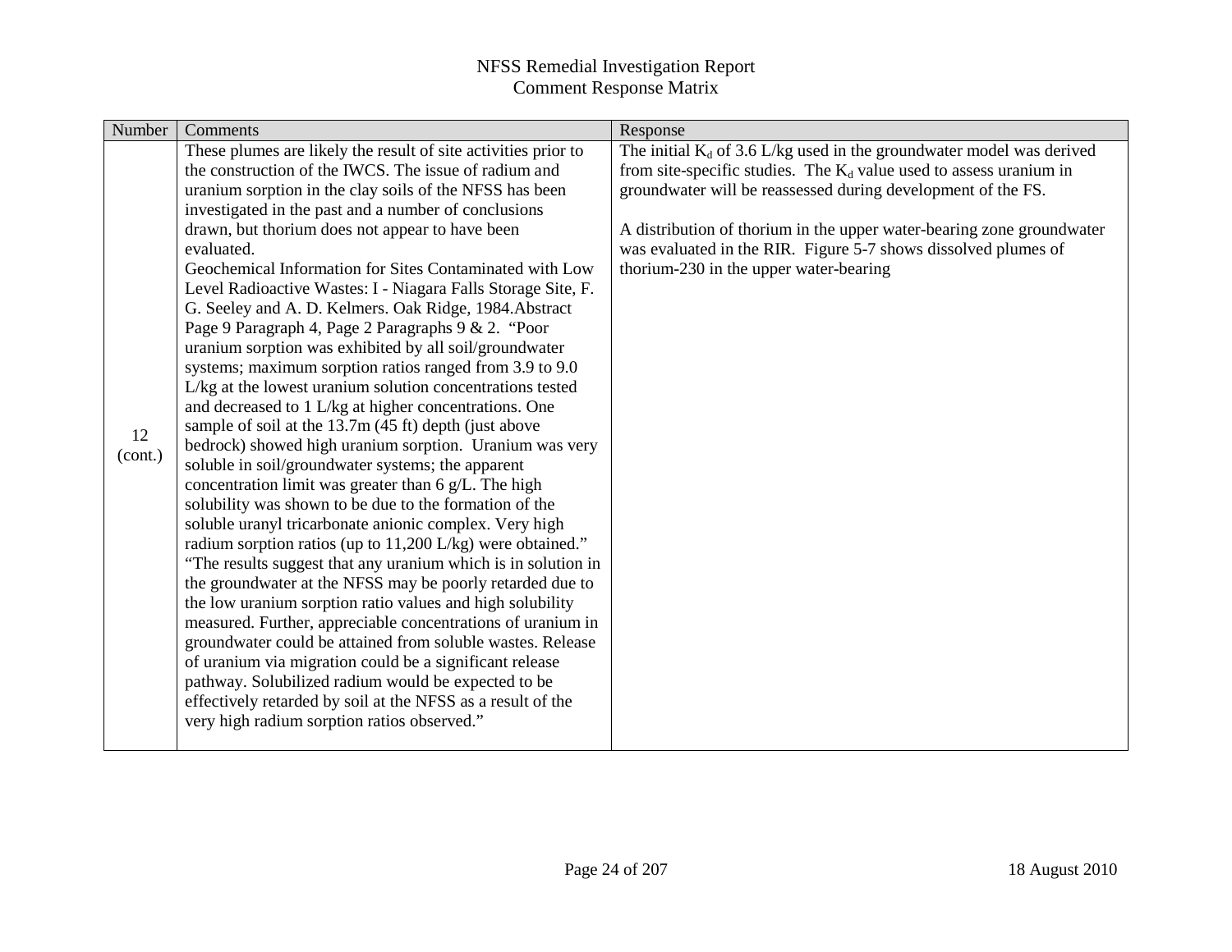# NFSS Remedial Investigation Report
## Comment Response Matrix

| Number | Comments | Response |
|---|---|---|
| 12 (cont.) | These plumes are likely the result of site activities prior to the construction of the IWCS. The issue of radium and uranium sorption in the clay soils of the NFSS has been investigated in the past and a number of conclusions drawn, but thorium does not appear to have been evaluated.<br>Geochemical Information for Sites Contaminated with Low Level Radioactive Wastes: I - Niagara Falls Storage Site, F. G. Seeley and A. D. Kelmers. Oak Ridge, 1984.Abstract Page 9 Paragraph 4, Page 2 Paragraphs 9 & 2. "Poor uranium sorption was exhibited by all soil/groundwater systems; maximum sorption ratios ranged from 3.9 to 9.0 L/kg at the lowest uranium solution concentrations tested and decreased to 1 L/kg at higher concentrations. One sample of soil at the 13.7m (45 ft) depth (just above bedrock) showed high uranium sorption. Uranium was very soluble in soil/groundwater systems; the apparent concentration limit was greater than 6 g/L. The high solubility was shown to be due to the formation of the soluble uranyl tricarbonate anionic complex. Very high radium sorption ratios (up to 11,200 L/kg) were obtained." "The results suggest that any uranium which is in solution in the groundwater at the NFSS may be poorly retarded due to the low uranium sorption ratio values and high solubility measured. Further, appreciable concentrations of uranium in groundwater could be attained from soluble wastes. Release of uranium via migration could be a significant release pathway. Solubilized radium would be expected to be effectively retarded by soil at the NFSS as a result of the very high radium sorption ratios observed." | The initial $K_d$ of 3.6 L/kg used in the groundwater model was derived from site-specific studies. The $K_d$ value used to assess uranium in groundwater will be reassessed during development of the FS.<br><br>A distribution of thorium in the upper water-bearing zone groundwater was evaluated in the RIR. Figure 5-7 shows dissolved plumes of thorium-230 in the upper water-bearing |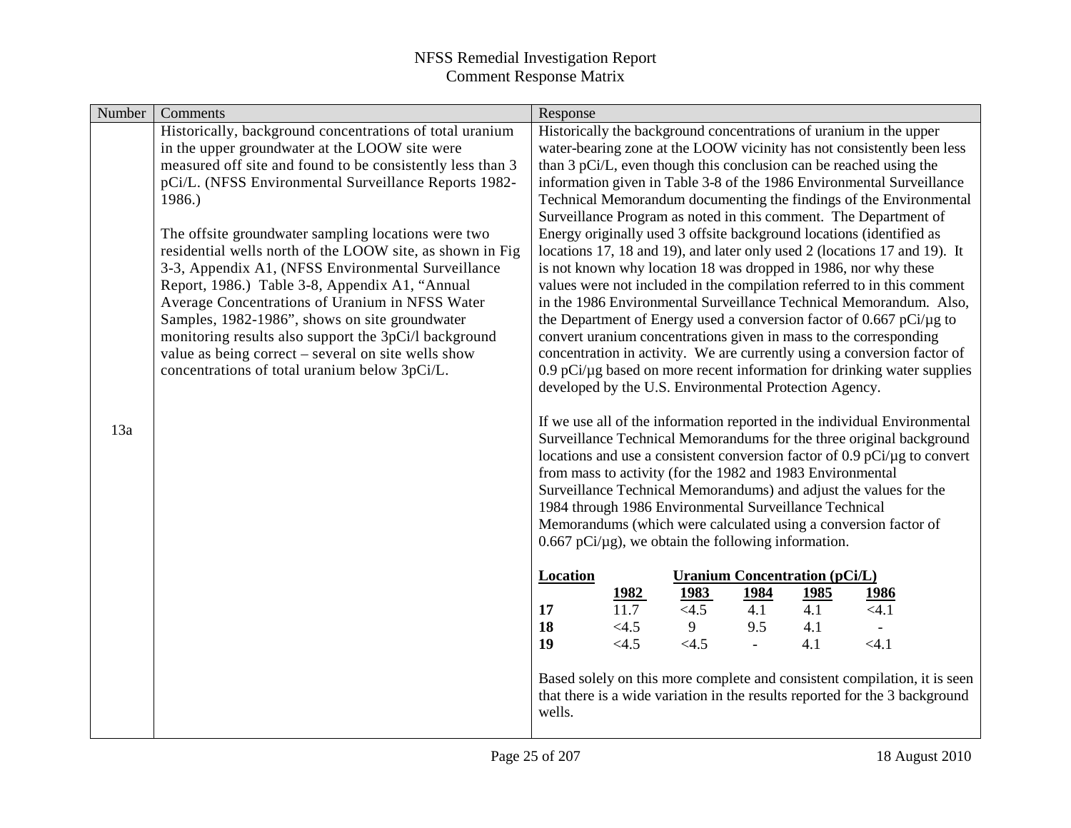# NFSS Remedial Investigation Report
## Comment Response Matrix

| Number | Comments | Response |
|---|---|---|
| 13a | Historically, background concentrations of total uranium in the upper groundwater at the LOOW site were measured off site and found to be consistently less than 3 pCi/L. (NFSS Environmental Surveillance Reports 1982-1986.)<br><br>The offsite groundwater sampling locations were two residential wells north of the LOOW site, as shown in Fig 3-3, Appendix A1, (NFSS Environmental Surveillance Report, 1986.) Table 3-8, Appendix A1, "Annual Average Concentrations of Uranium in NFSS Water Samples, 1982-1986", shows on site groundwater monitoring results also support the 3pCi/l background value as being correct – several on site wells show concentrations of total uranium below 3pCi/L. | Historically the background concentrations of uranium in the upper water-bearing zone at the LOOW vicinity has not consistently been less than 3 pCi/L, even though this conclusion can be reached using the information given in Table 3-8 of the 1986 Environmental Surveillance Technical Memorandum documenting the findings of the Environmental Surveillance Program as noted in this comment. The Department of Energy originally used 3 offsite background locations (identified as locations 17, 18 and 19), and later only used 2 (locations 17 and 19). It is not known why location 18 was dropped in 1986, nor why these values were not included in the compilation referred to in this comment in the 1986 Environmental Surveillance Technical Memorandum. Also, the Department of Energy used a conversion factor of 0.667 pCi/µg to convert uranium concentrations given in mass to the corresponding concentration in activity. We are currently using a conversion factor of 0.9 pCi/µg based on more recent information for drinking water supplies developed by the U.S. Environmental Protection Agency.<br><br>If we use all of the information reported in the individual Environmental Surveillance Technical Memorandums for the three original background locations and use a consistent conversion factor of 0.9 pCi/µg to convert from mass to activity (for the 1982 and 1983 Environmental Surveillance Technical Memorandums) and adjust the values for the 1984 through 1986 Environmental Surveillance Technical Memorandums (which were calculated using a conversion factor of 0.667 pCi/µg), we obtain the following information.<br><br>**Location** — **Uranium Concentration (pCi/L)**<br>**1982 / 1983 / 1984 / 1985 / 1986**<br>**17**: 11.7 / <4.5 / 4.1 / 4.1 / <4.1<br>**18**: <4.5 / 9 / 9.5 / 4.1 / -<br>**19**: <4.5 / <4.5 / - / 4.1 / <4.1<br><br>Based solely on this more complete and consistent compilation, it is seen that there is a wide variation in the results reported for the 3 background wells. |

18 August 2010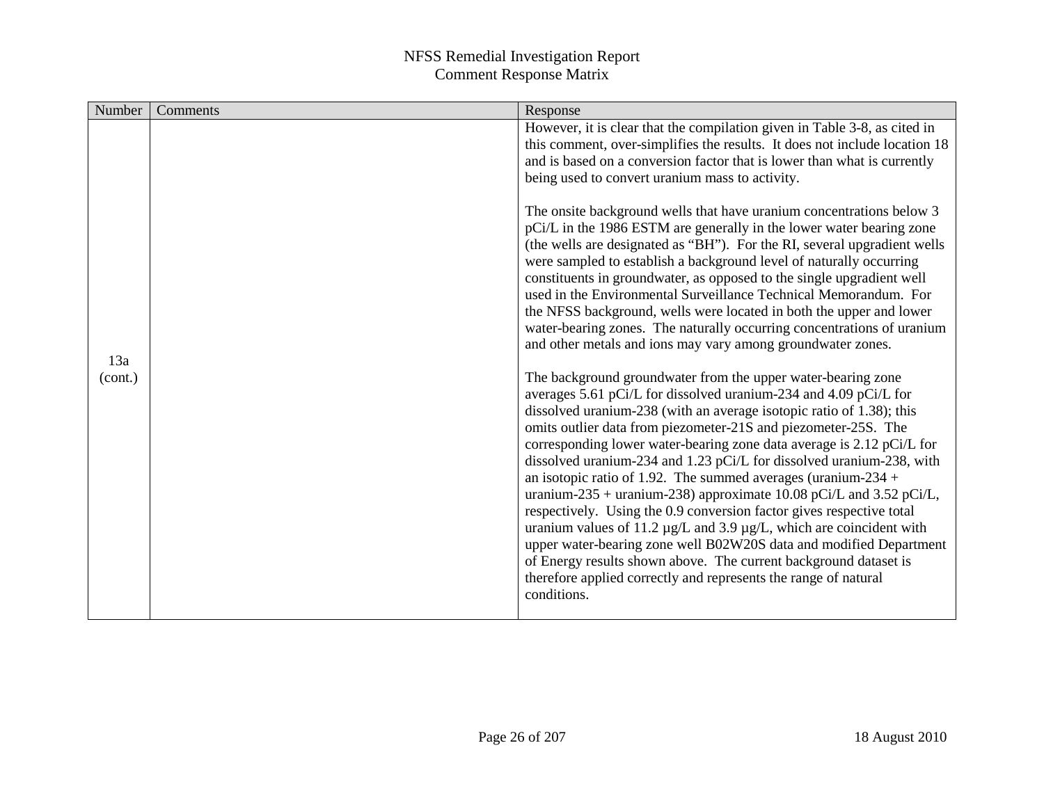NFSS Remedial Investigation Report
Comment Response Matrix

| Number | Comments | Response |
|---|---|---|
| 13a (cont.) | | However, it is clear that the compilation given in Table 3-8, as cited in this comment, over-simplifies the results. It does not include location 18 and is based on a conversion factor that is lower than what is currently being used to convert uranium mass to activity.<br><br>The onsite background wells that have uranium concentrations below 3 pCi/L in the 1986 ESTM are generally in the lower water bearing zone (the wells are designated as "BH"). For the RI, several upgradient wells were sampled to establish a background level of naturally occurring constituents in groundwater, as opposed to the single upgradient well used in the Environmental Surveillance Technical Memorandum. For the NFSS background, wells were located in both the upper and lower water-bearing zones. The naturally occurring concentrations of uranium and other metals and ions may vary among groundwater zones.<br><br>The background groundwater from the upper water-bearing zone averages 5.61 pCi/L for dissolved uranium-234 and 4.09 pCi/L for dissolved uranium-238 (with an average isotopic ratio of 1.38); this omits outlier data from piezometer-21S and piezometer-25S. The corresponding lower water-bearing zone data average is 2.12 pCi/L for dissolved uranium-234 and 1.23 pCi/L for dissolved uranium-238, with an isotopic ratio of 1.92. The summed averages (uranium-234 + uranium-235 + uranium-238) approximate 10.08 pCi/L and 3.52 pCi/L, respectively. Using the 0.9 conversion factor gives respective total uranium values of 11.2 µg/L and 3.9 µg/L, which are coincident with upper water-bearing zone well B02W20S data and modified Department of Energy results shown above. The current background dataset is therefore applied correctly and represents the range of natural conditions. |

18 August 2010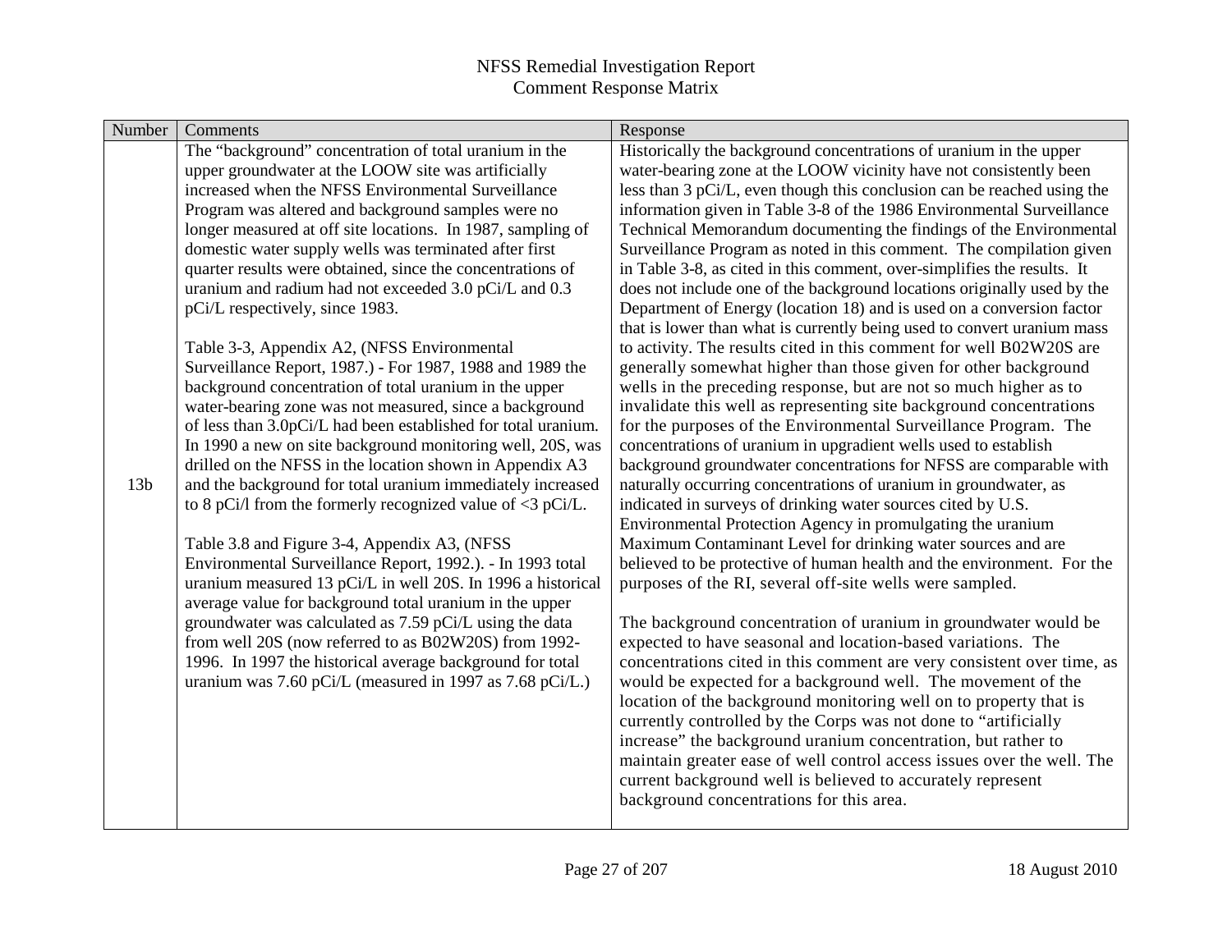| Number | Comments | Response |
|---|---|---|
| 13b | The "background" concentration of total uranium in the upper groundwater at the LOOW site was artificially increased when the NFSS Environmental Surveillance Program was altered and background samples were no longer measured at off site locations. In 1987, sampling of domestic water supply wells was terminated after first quarter results were obtained, since the concentrations of uranium and radium had not exceeded 3.0 pCi/L and 0.3 pCi/L respectively, since 1983.<br><br>Table 3-3, Appendix A2, (NFSS Environmental Surveillance Report, 1987.) - For 1987, 1988 and 1989 the background concentration of total uranium in the upper water-bearing zone was not measured, since a background of less than 3.0pCi/L had been established for total uranium. In 1990 a new on site background monitoring well, 20S, was drilled on the NFSS in the location shown in Appendix A3 and the background for total uranium immediately increased to 8 pCi/l from the formerly recognized value of <3 pCi/L.<br><br>Table 3.8 and Figure 3-4, Appendix A3, (NFSS Environmental Surveillance Report, 1992.). - In 1993 total uranium measured 13 pCi/L in well 20S. In 1996 a historical average value for background total uranium in the upper groundwater was calculated as 7.59 pCi/L using the data from well 20S (now referred to as B02W20S) from 1992-1996. In 1997 the historical average background for total uranium was 7.60 pCi/L (measured in 1997 as 7.68 pCi/L.) | Historically the background concentrations of uranium in the upper water-bearing zone at the LOOW vicinity have not consistently been less than 3 pCi/L, even though this conclusion can be reached using the information given in Table 3-8 of the 1986 Environmental Surveillance Technical Memorandum documenting the findings of the Environmental Surveillance Program as noted in this comment. The compilation given in Table 3-8, as cited in this comment, over-simplifies the results. It does not include one of the background locations originally used by the Department of Energy (location 18) and is used on a conversion factor that is lower than what is currently being used to convert uranium mass to activity. The results cited in this comment for well B02W20S are generally somewhat higher than those given for other background wells in the preceding response, but are not so much higher as to invalidate this well as representing site background concentrations for the purposes of the Environmental Surveillance Program. The concentrations of uranium in upgradient wells used to establish background groundwater concentrations for NFSS are comparable with naturally occurring concentrations of uranium in groundwater, as indicated in surveys of drinking water sources cited by U.S. Environmental Protection Agency in promulgating the uranium Maximum Contaminant Level for drinking water sources and are believed to be protective of human health and the environment. For the purposes of the RI, several off-site wells were sampled.<br><br>The background concentration of uranium in groundwater would be expected to have seasonal and location-based variations. The concentrations cited in this comment are very consistent over time, as would be expected for a background well. The movement of the location of the background monitoring well on to property that is currently controlled by the Corps was not done to "artificially increase" the background uranium concentration, but rather to maintain greater ease of well control access issues over the well. The current background well is believed to accurately represent background concentrations for this area. |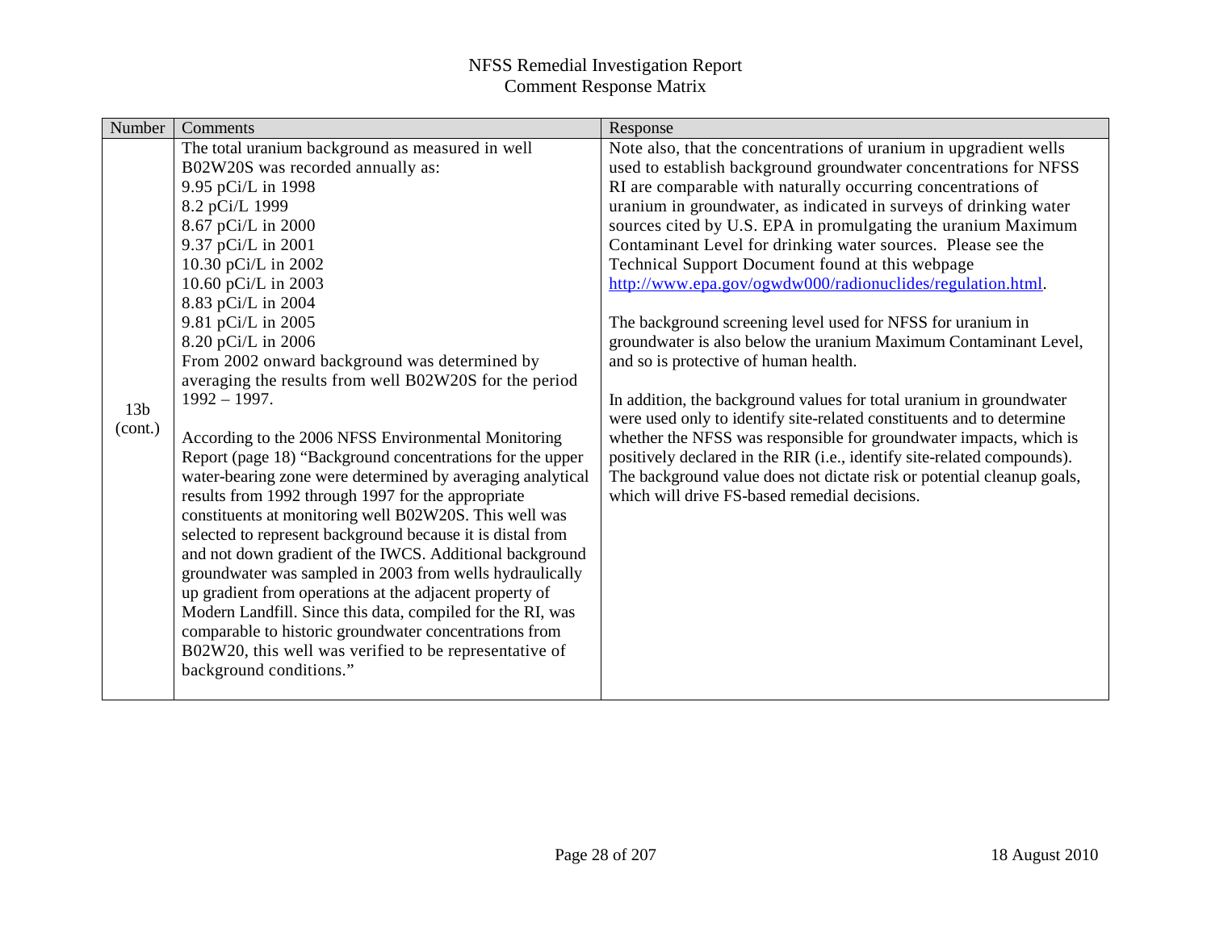| Number | Comments | Response |
|---|---|---|
| 13b (cont.) | The total uranium background as measured in well B02W20S was recorded annually as:<br>9.95 pCi/L in 1998<br>8.2 pCi/L 1999<br>8.67 pCi/L in 2000<br>9.37 pCi/L in 2001<br>10.30 pCi/L in 2002<br>10.60 pCi/L in 2003<br>8.83 pCi/L in 2004<br>9.81 pCi/L in 2005<br>8.20 pCi/L in 2006<br>From 2002 onward background was determined by averaging the results from well B02W20S for the period 1992 – 1997.<br><br>According to the 2006 NFSS Environmental Monitoring Report (page 18) "Background concentrations for the upper water-bearing zone were determined by averaging analytical results from 1992 through 1997 for the appropriate constituents at monitoring well B02W20S. This well was selected to represent background because it is distal from and not down gradient of the IWCS. Additional background groundwater was sampled in 2003 from wells hydraulically up gradient from operations at the adjacent property of Modern Landfill. Since this data, compiled for the RI, was comparable to historic groundwater concentrations from B02W20, this well was verified to be representative of background conditions." | Note also, that the concentrations of uranium in upgradient wells used to establish background groundwater concentrations for NFSS RI are comparable with naturally occurring concentrations of uranium in groundwater, as indicated in surveys of drinking water sources cited by U.S. EPA in promulgating the uranium Maximum Contaminant Level for drinking water sources. Please see the Technical Support Document found at this webpage http://www.epa.gov/ogwdw000/radionuclides/regulation.html.<br><br>The background screening level used for NFSS for uranium in groundwater is also below the uranium Maximum Contaminant Level, and so is protective of human health.<br><br>In addition, the background values for total uranium in groundwater were used only to identify site-related constituents and to determine whether the NFSS was responsible for groundwater impacts, which is positively declared in the RIR (i.e., identify site-related compounds). The background value does not dictate risk or potential cleanup goals, which will drive FS-based remedial decisions. |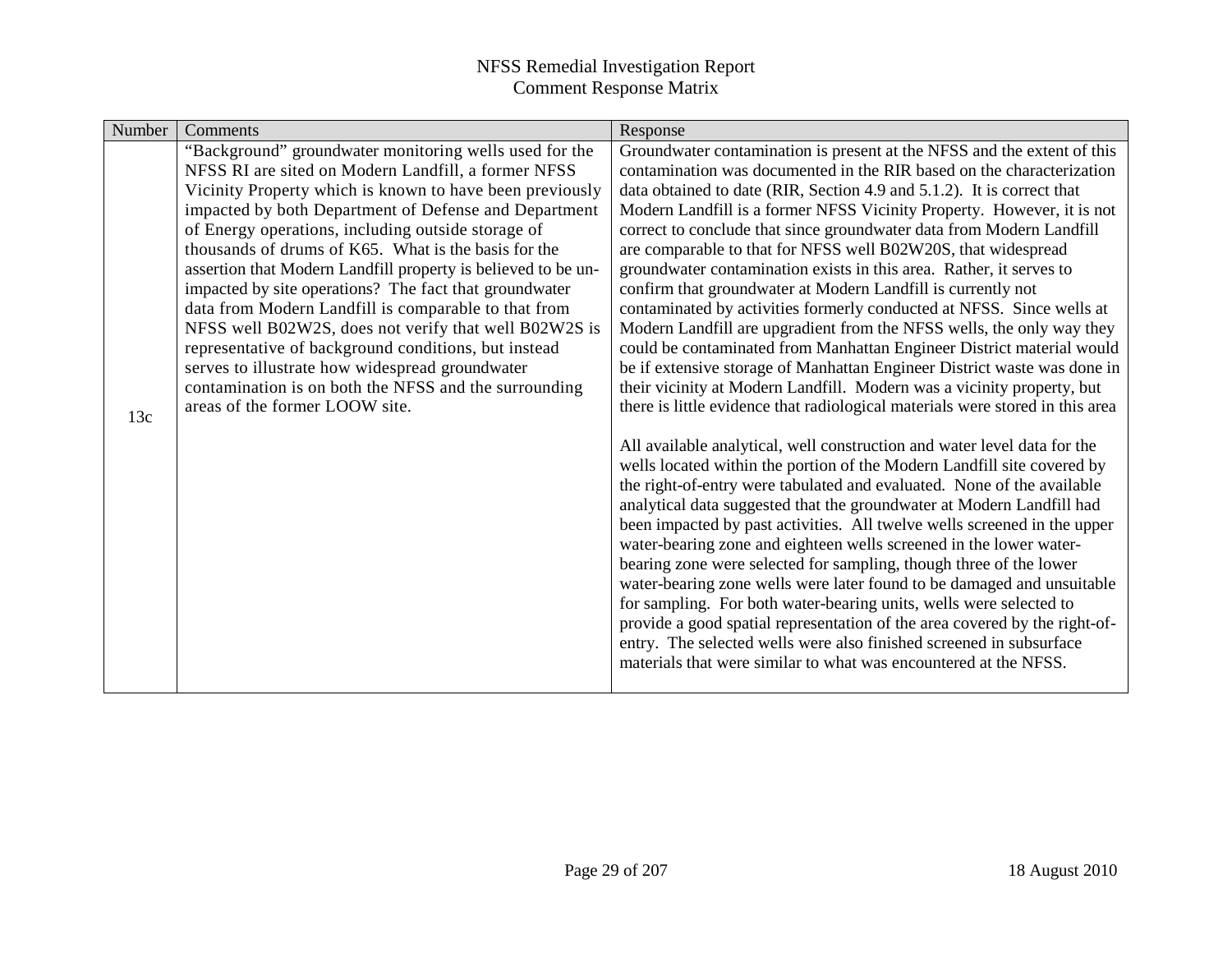| Number | Comments | Response |
|---|---|---|
| 13c | "Background" groundwater monitoring wells used for the NFSS RI are sited on Modern Landfill, a former NFSS Vicinity Property which is known to have been previously impacted by both Department of Defense and Department of Energy operations, including outside storage of thousands of drums of K65. What is the basis for the assertion that Modern Landfill property is believed to be un-impacted by site operations? The fact that groundwater data from Modern Landfill is comparable to that from NFSS well B02W2S, does not verify that well B02W2S is representative of background conditions, but instead serves to illustrate how widespread groundwater contamination is on both the NFSS and the surrounding areas of the former LOOW site. | Groundwater contamination is present at the NFSS and the extent of this contamination was documented in the RIR based on the characterization data obtained to date (RIR, Section 4.9 and 5.1.2). It is correct that Modern Landfill is a former NFSS Vicinity Property. However, it is not correct to conclude that since groundwater data from Modern Landfill are comparable to that for NFSS well B02W20S, that widespread groundwater contamination exists in this area. Rather, it serves to confirm that groundwater at Modern Landfill is currently not contaminated by activities formerly conducted at NFSS. Since wells at Modern Landfill are upgradient from the NFSS wells, the only way they could be contaminated from Manhattan Engineer District material would be if extensive storage of Manhattan Engineer District waste was done in their vicinity at Modern Landfill. Modern was a vicinity property, but there is little evidence that radiological materials were stored in this area<br><br>All available analytical, well construction and water level data for the wells located within the portion of the Modern Landfill site covered by the right-of-entry were tabulated and evaluated. None of the available analytical data suggested that the groundwater at Modern Landfill had been impacted by past activities. All twelve wells screened in the upper water-bearing zone and eighteen wells screened in the lower water-bearing zone were selected for sampling, though three of the lower water-bearing zone wells were later found to be damaged and unsuitable for sampling. For both water-bearing units, wells were selected to provide a good spatial representation of the area covered by the right-of-entry. The selected wells were also finished screened in subsurface materials that were similar to what was encountered at the NFSS. |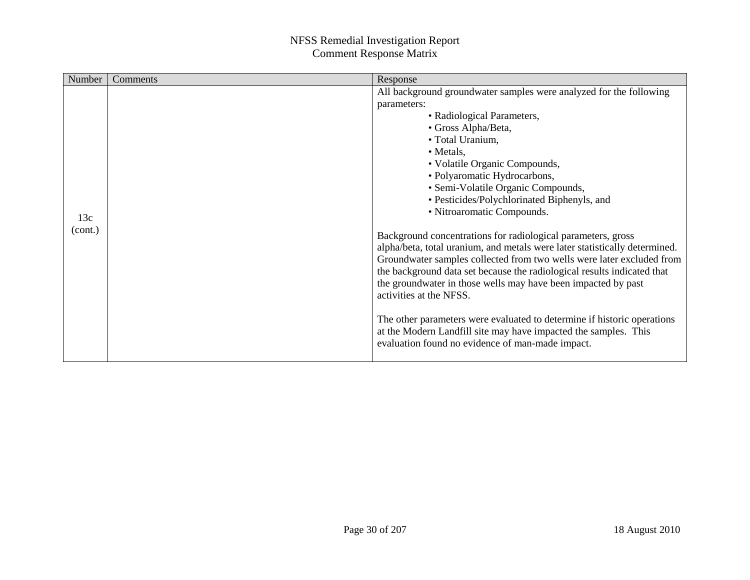| Number | Comments | Response |
|---|---|---|
| 13c (cont.) | | All background groundwater samples were analyzed for the following parameters:<br>• Radiological Parameters,<br>• Gross Alpha/Beta,<br>• Total Uranium,<br>• Metals,<br>• Volatile Organic Compounds,<br>• Polyaromatic Hydrocarbons,<br>• Semi-Volatile Organic Compounds,<br>• Pesticides/Polychlorinated Biphenyls, and<br>• Nitroaromatic Compounds.<br><br>Background concentrations for radiological parameters, gross alpha/beta, total uranium, and metals were later statistically determined. Groundwater samples collected from two wells were later excluded from the background data set because the radiological results indicated that the groundwater in those wells may have been impacted by past activities at the NFSS.<br><br>The other parameters were evaluated to determine if historic operations at the Modern Landfill site may have impacted the samples. This evaluation found no evidence of man-made impact. |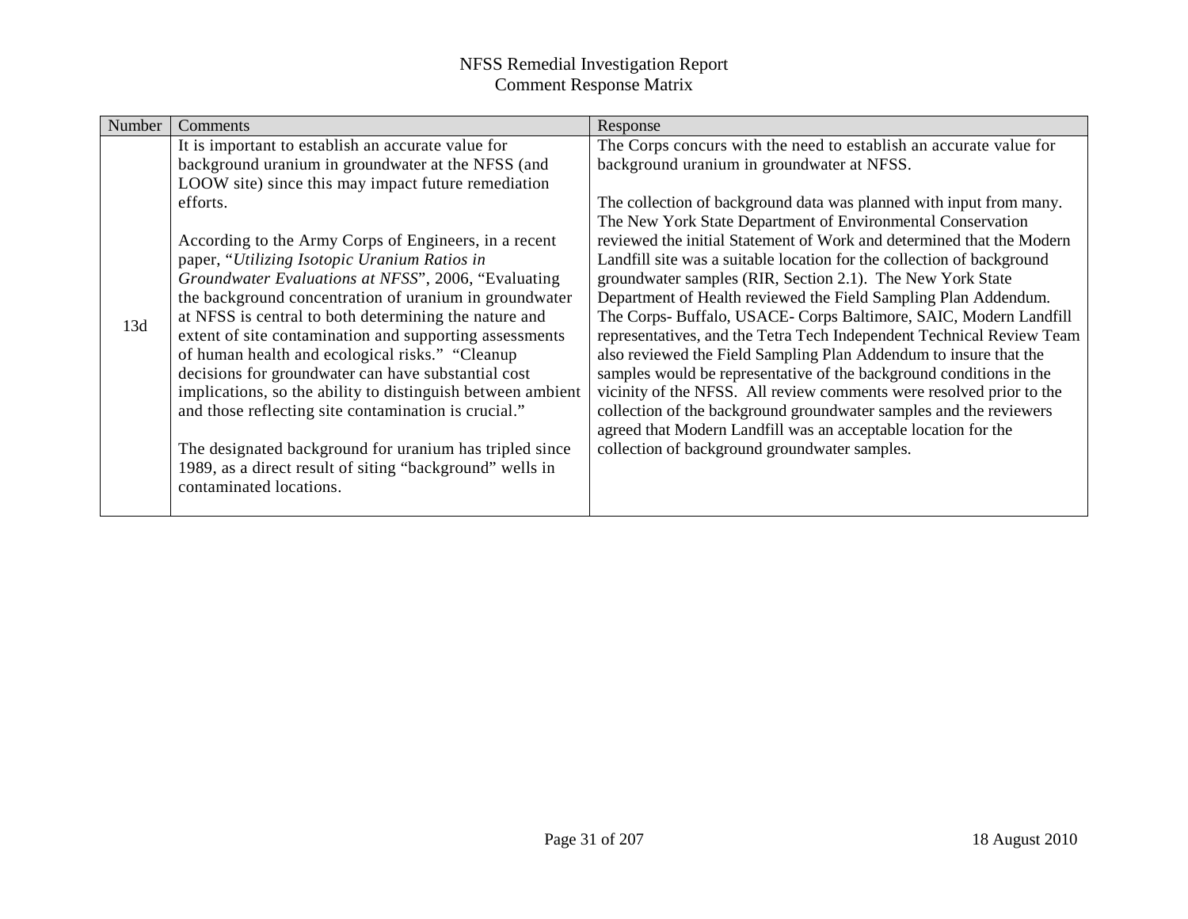| Number | Comments | Response |
|---|---|---|
| 13d | It is important to establish an accurate value for background uranium in groundwater at the NFSS (and LOOW site) since this may impact future remediation efforts.<br><br>According to the Army Corps of Engineers, in a recent paper, "*Utilizing Isotopic Uranium Ratios in Groundwater Evaluations at NFSS*", 2006, "Evaluating the background concentration of uranium in groundwater at NFSS is central to both determining the nature and extent of site contamination and supporting assessments of human health and ecological risks." "Cleanup decisions for groundwater can have substantial cost implications, so the ability to distinguish between ambient and those reflecting site contamination is crucial."<br><br>The designated background for uranium has tripled since 1989, as a direct result of siting "background" wells in contaminated locations. | The Corps concurs with the need to establish an accurate value for background uranium in groundwater at NFSS.<br><br>The collection of background data was planned with input from many. The New York State Department of Environmental Conservation reviewed the initial Statement of Work and determined that the Modern Landfill site was a suitable location for the collection of background groundwater samples (RIR, Section 2.1). The New York State Department of Health reviewed the Field Sampling Plan Addendum. The Corps- Buffalo, USACE- Corps Baltimore, SAIC, Modern Landfill representatives, and the Tetra Tech Independent Technical Review Team also reviewed the Field Sampling Plan Addendum to insure that the samples would be representative of the background conditions in the vicinity of the NFSS. All review comments were resolved prior to the collection of the background groundwater samples and the reviewers agreed that Modern Landfill was an acceptable location for the collection of background groundwater samples. |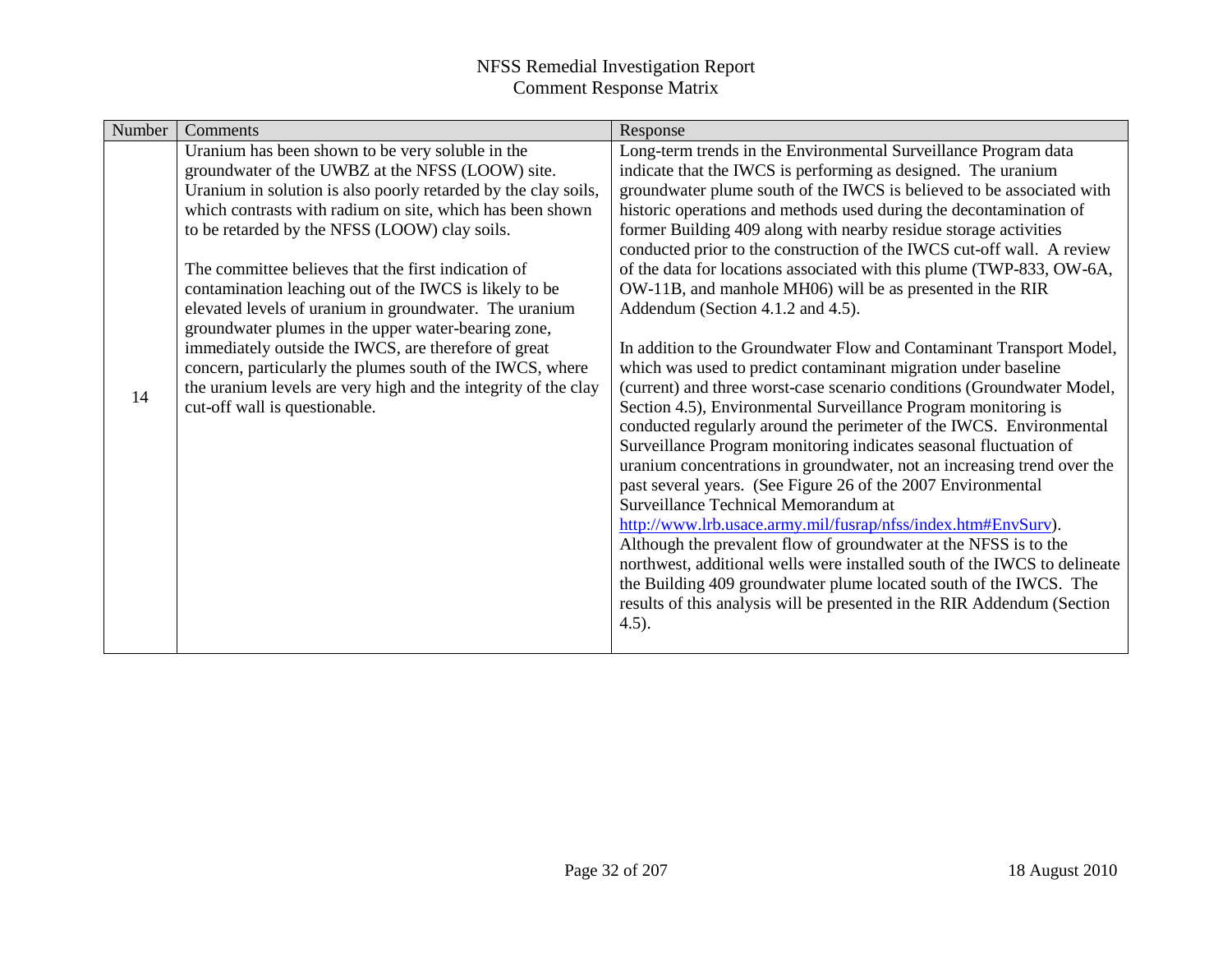| Number | Comments | Response |
|---|---|---|
| 14 | Uranium has been shown to be very soluble in the groundwater of the UWBZ at the NFSS (LOOW) site. Uranium in solution is also poorly retarded by the clay soils, which contrasts with radium on site, which has been shown to be retarded by the NFSS (LOOW) clay soils.<br><br>The committee believes that the first indication of contamination leaching out of the IWCS is likely to be elevated levels of uranium in groundwater. The uranium groundwater plumes in the upper water-bearing zone, immediately outside the IWCS, are therefore of great concern, particularly the plumes south of the IWCS, where the uranium levels are very high and the integrity of the clay cut-off wall is questionable. | Long-term trends in the Environmental Surveillance Program data indicate that the IWCS is performing as designed. The uranium groundwater plume south of the IWCS is believed to be associated with historic operations and methods used during the decontamination of former Building 409 along with nearby residue storage activities conducted prior to the construction of the IWCS cut-off wall. A review of the data for locations associated with this plume (TWP-833, OW-6A, OW-11B, and manhole MH06) will be as presented in the RIR Addendum (Section 4.1.2 and 4.5).<br><br>In addition to the Groundwater Flow and Contaminant Transport Model, which was used to predict contaminant migration under baseline (current) and three worst-case scenario conditions (Groundwater Model, Section 4.5), Environmental Surveillance Program monitoring is conducted regularly around the perimeter of the IWCS. Environmental Surveillance Program monitoring indicates seasonal fluctuation of uranium concentrations in groundwater, not an increasing trend over the past several years. (See Figure 26 of the 2007 Environmental Surveillance Technical Memorandum at http://www.lrb.usace.army.mil/fusrap/nfss/index.htm#EnvSurv). Although the prevalent flow of groundwater at the NFSS is to the northwest, additional wells were installed south of the IWCS to delineate the Building 409 groundwater plume located south of the IWCS. The results of this analysis will be presented in the RIR Addendum (Section 4.5). |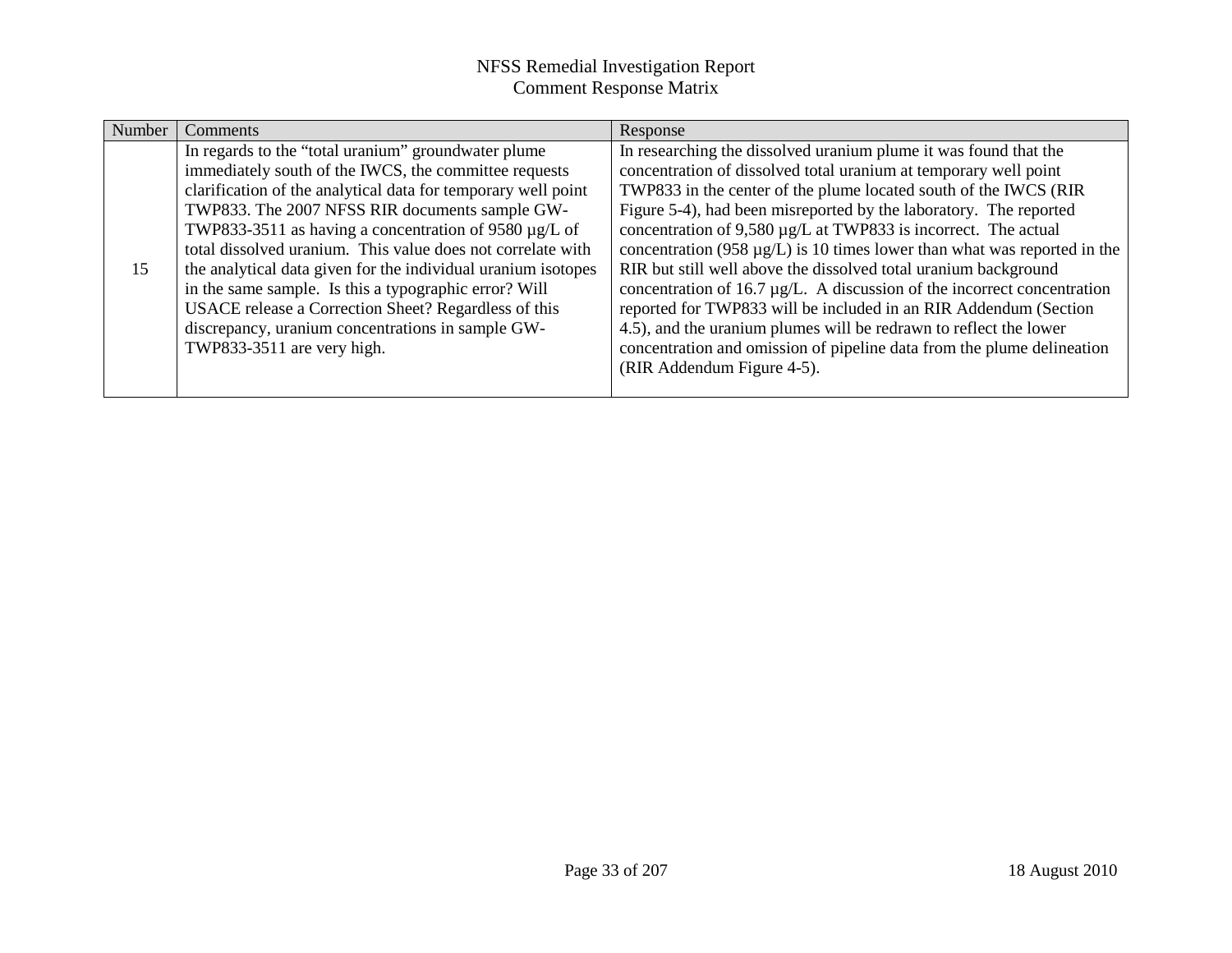| Number | Comments | Response |
|---|---|---|
| 15 | In regards to the "total uranium" groundwater plume immediately south of the IWCS, the committee requests clarification of the analytical data for temporary well point TWP833. The 2007 NFSS RIR documents sample GW-TWP833-3511 as having a concentration of 9580 µg/L of total dissolved uranium. This value does not correlate with the analytical data given for the individual uranium isotopes in the same sample. Is this a typographic error? Will USACE release a Correction Sheet? Regardless of this discrepancy, uranium concentrations in sample GW-TWP833-3511 are very high. | In researching the dissolved uranium plume it was found that the concentration of dissolved total uranium at temporary well point TWP833 in the center of the plume located south of the IWCS (RIR Figure 5-4), had been misreported by the laboratory. The reported concentration of 9,580 µg/L at TWP833 is incorrect. The actual concentration (958 µg/L) is 10 times lower than what was reported in the RIR but still well above the dissolved total uranium background concentration of 16.7 µg/L. A discussion of the incorrect concentration reported for TWP833 will be included in an RIR Addendum (Section 4.5), and the uranium plumes will be redrawn to reflect the lower concentration and omission of pipeline data from the plume delineation (RIR Addendum Figure 4-5). |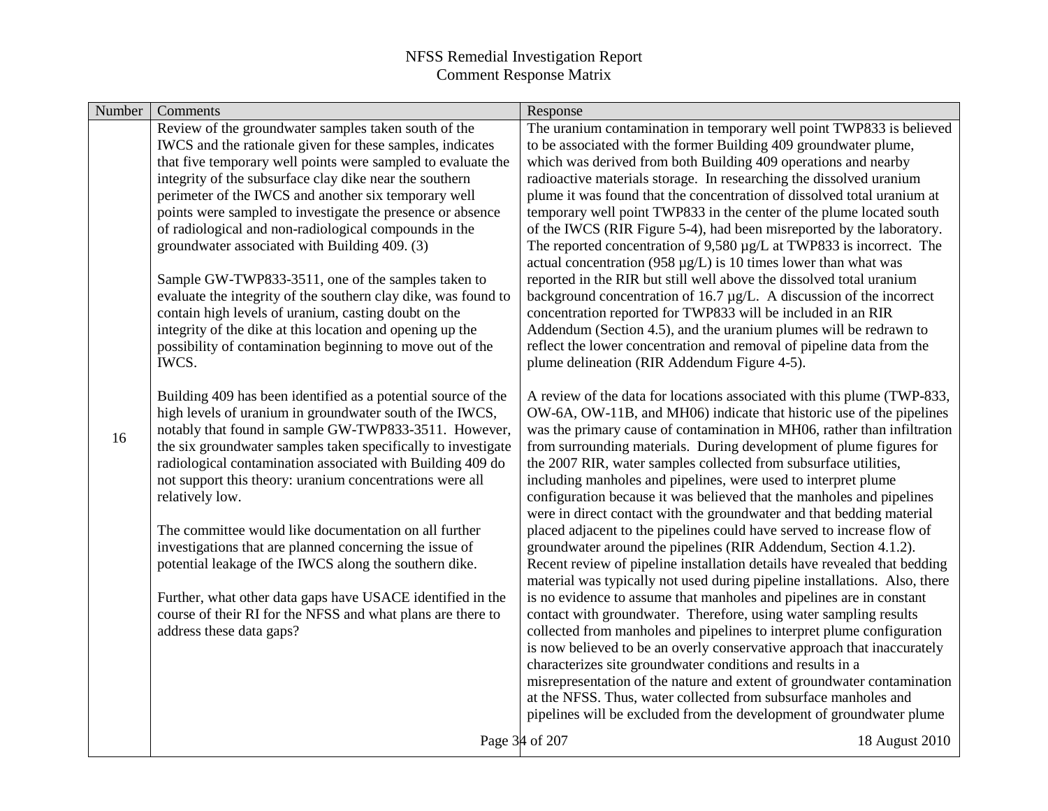# NFSS Remedial Investigation Report
## Comment Response Matrix

| Number | Comments | Response |
| --- | --- | --- |
| 16 | Review of the groundwater samples taken south of the IWCS and the rationale given for these samples, indicates that five temporary well points were sampled to evaluate the integrity of the subsurface clay dike near the southern perimeter of the IWCS and another six temporary well points were sampled to investigate the presence or absence of radiological and non-radiological compounds in the groundwater associated with Building 409. (3)<br><br>Sample GW-TWP833-3511, one of the samples taken to evaluate the integrity of the southern clay dike, was found to contain high levels of uranium, casting doubt on the integrity of the dike at this location and opening up the possibility of contamination beginning to move out of the IWCS.<br><br>Building 409 has been identified as a potential source of the high levels of uranium in groundwater south of the IWCS, notably that found in sample GW-TWP833-3511. However, the six groundwater samples taken specifically to investigate radiological contamination associated with Building 409 do not support this theory: uranium concentrations were all relatively low.<br><br>The committee would like documentation on all further investigations that are planned concerning the issue of potential leakage of the IWCS along the southern dike.<br><br>Further, what other data gaps have USACE identified in the course of their RI for the NFSS and what plans are there to address these data gaps? | The uranium contamination in temporary well point TWP833 is believed to be associated with the former Building 409 groundwater plume, which was derived from both Building 409 operations and nearby radioactive materials storage. In researching the dissolved uranium plume it was found that the concentration of dissolved total uranium at temporary well point TWP833 in the center of the plume located south of the IWCS (RIR Figure 5-4), had been misreported by the laboratory. The reported concentration of 9,580 µg/L at TWP833 is incorrect. The actual concentration (958 µg/L) is 10 times lower than what was reported in the RIR but still well above the dissolved total uranium background concentration of 16.7 µg/L. A discussion of the incorrect concentration reported for TWP833 will be included in an RIR Addendum (Section 4.5), and the uranium plumes will be redrawn to reflect the lower concentration and removal of pipeline data from the plume delineation (RIR Addendum Figure 4-5).<br><br>A review of the data for locations associated with this plume (TWP-833, OW-6A, OW-11B, and MH06) indicate that historic use of the pipelines was the primary cause of contamination in MH06, rather than infiltration from surrounding materials. During development of plume figures for the 2007 RIR, water samples collected from subsurface utilities, including manholes and pipelines, were used to interpret plume configuration because it was believed that the manholes and pipelines were in direct contact with the groundwater and that bedding material placed adjacent to the pipelines could have served to increase flow of groundwater around the pipelines (RIR Addendum, Section 4.1.2). Recent review of pipeline installation details have revealed that bedding material was typically not used during pipeline installations. Also, there is no evidence to assume that manholes and pipelines are in constant contact with groundwater. Therefore, using water sampling results collected from manholes and pipelines to interpret plume configuration is now believed to be an overly conservative approach that inaccurately characterizes site groundwater conditions and results in a misrepresentation of the nature and extent of groundwater contamination at the NFSS. Thus, water collected from subsurface manholes and pipelines will be excluded from the development of groundwater plume |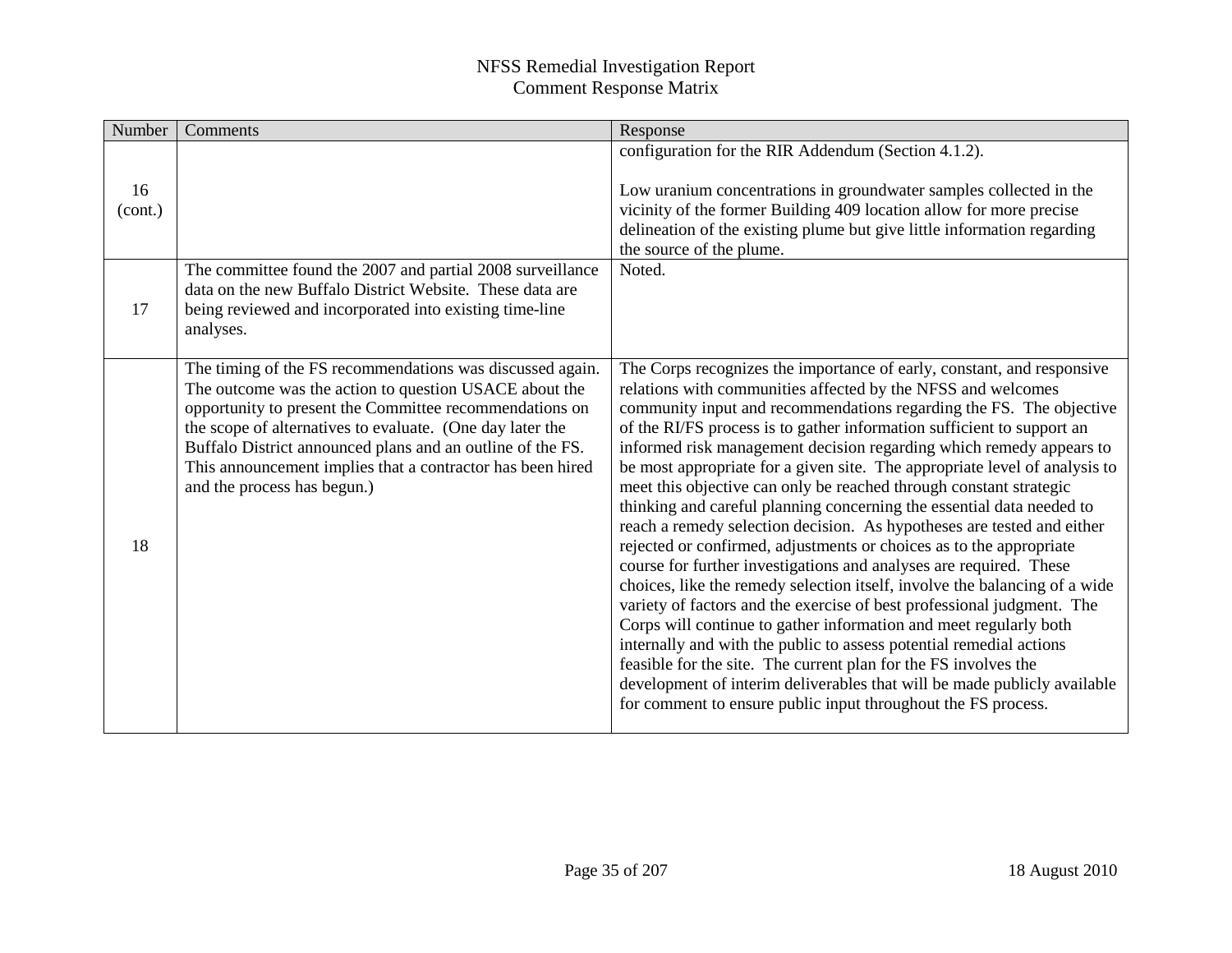# NFSS Remedial Investigation Report
## Comment Response Matrix

| Number | Comments | Response |
|---|---|---|
| 16 (cont.) | | configuration for the RIR Addendum (Section 4.1.2).<br><br>Low uranium concentrations in groundwater samples collected in the vicinity of the former Building 409 location allow for more precise delineation of the existing plume but give little information regarding the source of the plume. |
| 17 | The committee found the 2007 and partial 2008 surveillance data on the new Buffalo District Website. These data are being reviewed and incorporated into existing time-line analyses. | Noted. |
| 18 | The timing of the FS recommendations was discussed again. The outcome was the action to question USACE about the opportunity to present the Committee recommendations on the scope of alternatives to evaluate. (One day later the Buffalo District announced plans and an outline of the FS. This announcement implies that a contractor has been hired and the process has begun.) | The Corps recognizes the importance of early, constant, and responsive relations with communities affected by the NFSS and welcomes community input and recommendations regarding the FS. The objective of the RI/FS process is to gather information sufficient to support an informed risk management decision regarding which remedy appears to be most appropriate for a given site. The appropriate level of analysis to meet this objective can only be reached through constant strategic thinking and careful planning concerning the essential data needed to reach a remedy selection decision. As hypotheses are tested and either rejected or confirmed, adjustments or choices as to the appropriate course for further investigations and analyses are required. These choices, like the remedy selection itself, involve the balancing of a wide variety of factors and the exercise of best professional judgment. The Corps will continue to gather information and meet regularly both internally and with the public to assess potential remedial actions feasible for the site. The current plan for the FS involves the development of interim deliverables that will be made publicly available for comment to ensure public input throughout the FS process. |

18 August 2010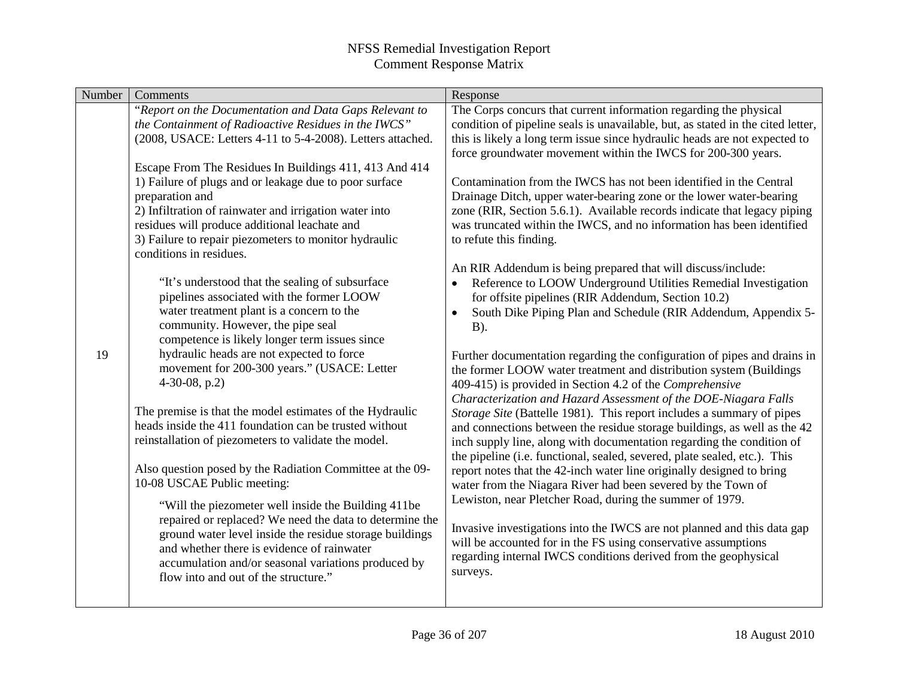| Number | Comments | Response |
|---|---|---|
| 19 | "*Report on the Documentation and Data Gaps Relevant to the Containment of Radioactive Residues in the IWCS"* (2008, USACE: Letters 4-11 to 5-4-2008). Letters attached.<br><br>Escape From The Residues In Buildings 411, 413 And 414<br>1) Failure of plugs and or leakage due to poor surface preparation and<br>2) Infiltration of rainwater and irrigation water into residues will produce additional leachate and<br>3) Failure to repair piezometers to monitor hydraulic conditions in residues.<br><br>"It's understood that the sealing of subsurface pipelines associated with the former LOOW water treatment plant is a concern to the community. However, the pipe seal competence is likely longer term issues since hydraulic heads are not expected to force movement for 200-300 years." (USACE: Letter 4-30-08, p.2)<br><br>The premise is that the model estimates of the Hydraulic heads inside the 411 foundation can be trusted without reinstallation of piezometers to validate the model.<br><br>Also question posed by the Radiation Committee at the 09-10-08 USCAE Public meeting:<br><br>"Will the piezometer well inside the Building 411be repaired or replaced? We need the data to determine the ground water level inside the residue storage buildings and whether there is evidence of rainwater accumulation and/or seasonal variations produced by flow into and out of the structure." | The Corps concurs that current information regarding the physical condition of pipeline seals is unavailable, but, as stated in the cited letter, this is likely a long term issue since hydraulic heads are not expected to force groundwater movement within the IWCS for 200-300 years.<br><br>Contamination from the IWCS has not been identified in the Central Drainage Ditch, upper water-bearing zone or the lower water-bearing zone (RIR, Section 5.6.1). Available records indicate that legacy piping was truncated within the IWCS, and no information has been identified to refute this finding.<br><br>An RIR Addendum is being prepared that will discuss/include:<br>• Reference to LOOW Underground Utilities Remedial Investigation for offsite pipelines (RIR Addendum, Section 10.2)<br>• South Dike Piping Plan and Schedule (RIR Addendum, Appendix 5-B).<br><br>Further documentation regarding the configuration of pipes and drains in the former LOOW water treatment and distribution system (Buildings 409-415) is provided in Section 4.2 of the *Comprehensive Characterization and Hazard Assessment of the DOE-Niagara Falls Storage Site* (Battelle 1981). This report includes a summary of pipes and connections between the residue storage buildings, as well as the 42 inch supply line, along with documentation regarding the condition of the pipeline (i.e. functional, sealed, severed, plate sealed, etc.). This report notes that the 42-inch water line originally designed to bring water from the Niagara River had been severed by the Town of Lewiston, near Pletcher Road, during the summer of 1979.<br><br>Invasive investigations into the IWCS are not planned and this data gap will be accounted for in the FS using conservative assumptions regarding internal IWCS conditions derived from the geophysical surveys. |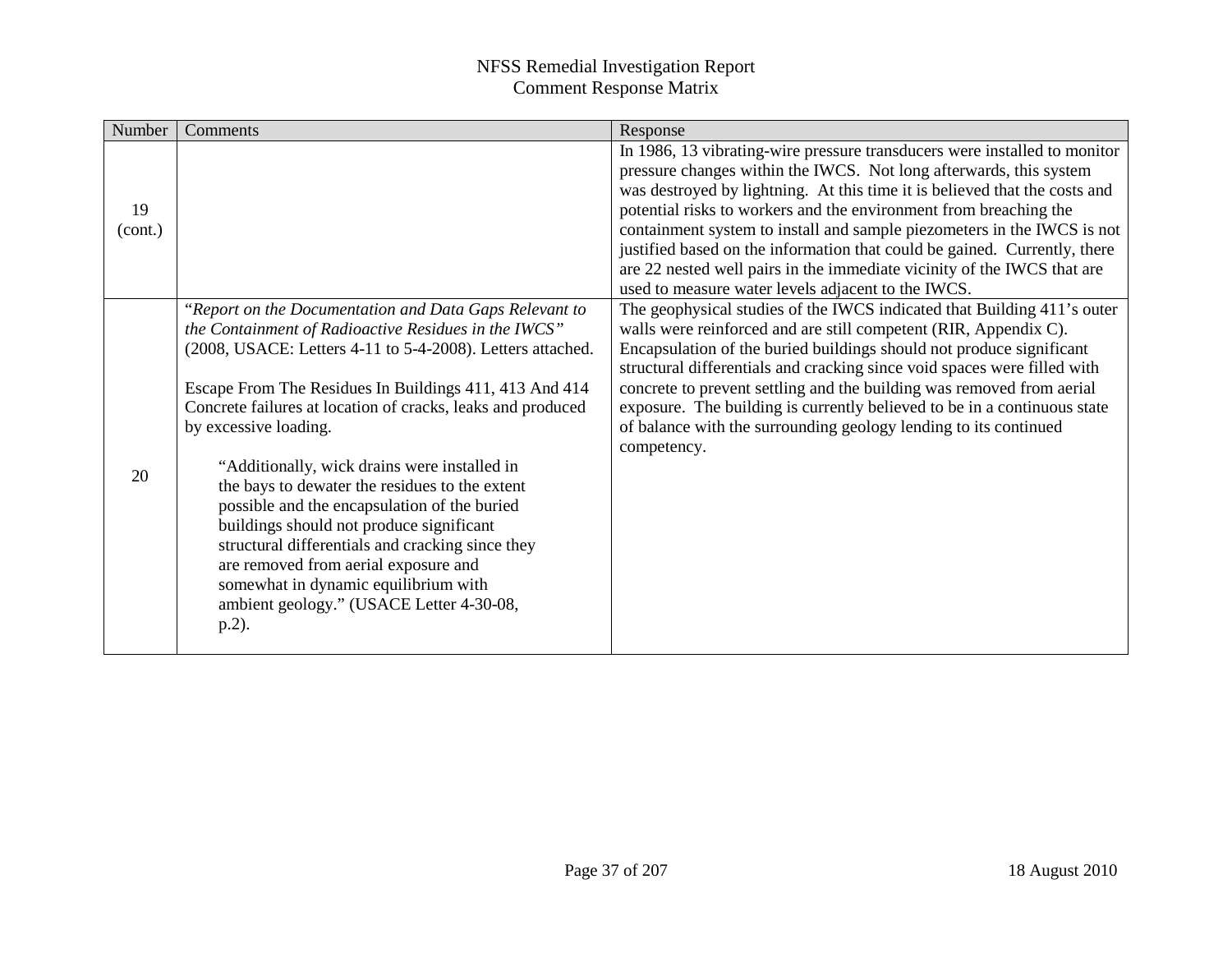# NFSS Remedial Investigation Report
## Comment Response Matrix

| Number | Comments | Response |
|---|---|---|
| 19 (cont.) | | In 1986, 13 vibrating-wire pressure transducers were installed to monitor pressure changes within the IWCS. Not long afterwards, this system was destroyed by lightning. At this time it is believed that the costs and potential risks to workers and the environment from breaching the containment system to install and sample piezometers in the IWCS is not justified based on the information that could be gained. Currently, there are 22 nested well pairs in the immediate vicinity of the IWCS that are used to measure water levels adjacent to the IWCS. |
| 20 | "*Report on the Documentation and Data Gaps Relevant to the Containment of Radioactive Residues in the IWCS"* (2008, USACE: Letters 4-11 to 5-4-2008). Letters attached.<br><br>Escape From The Residues In Buildings 411, 413 And 414 Concrete failures at location of cracks, leaks and produced by excessive loading.<br><br>"Additionally, wick drains were installed in the bays to dewater the residues to the extent possible and the encapsulation of the buried buildings should not produce significant structural differentials and cracking since they are removed from aerial exposure and somewhat in dynamic equilibrium with ambient geology." (USACE Letter 4-30-08, p.2). | The geophysical studies of the IWCS indicated that Building 411's outer walls were reinforced and are still competent (RIR, Appendix C). Encapsulation of the buried buildings should not produce significant structural differentials and cracking since void spaces were filled with concrete to prevent settling and the building was removed from aerial exposure. The building is currently believed to be in a continuous state of balance with the surrounding geology lending to its continued competency. |

18 August 2010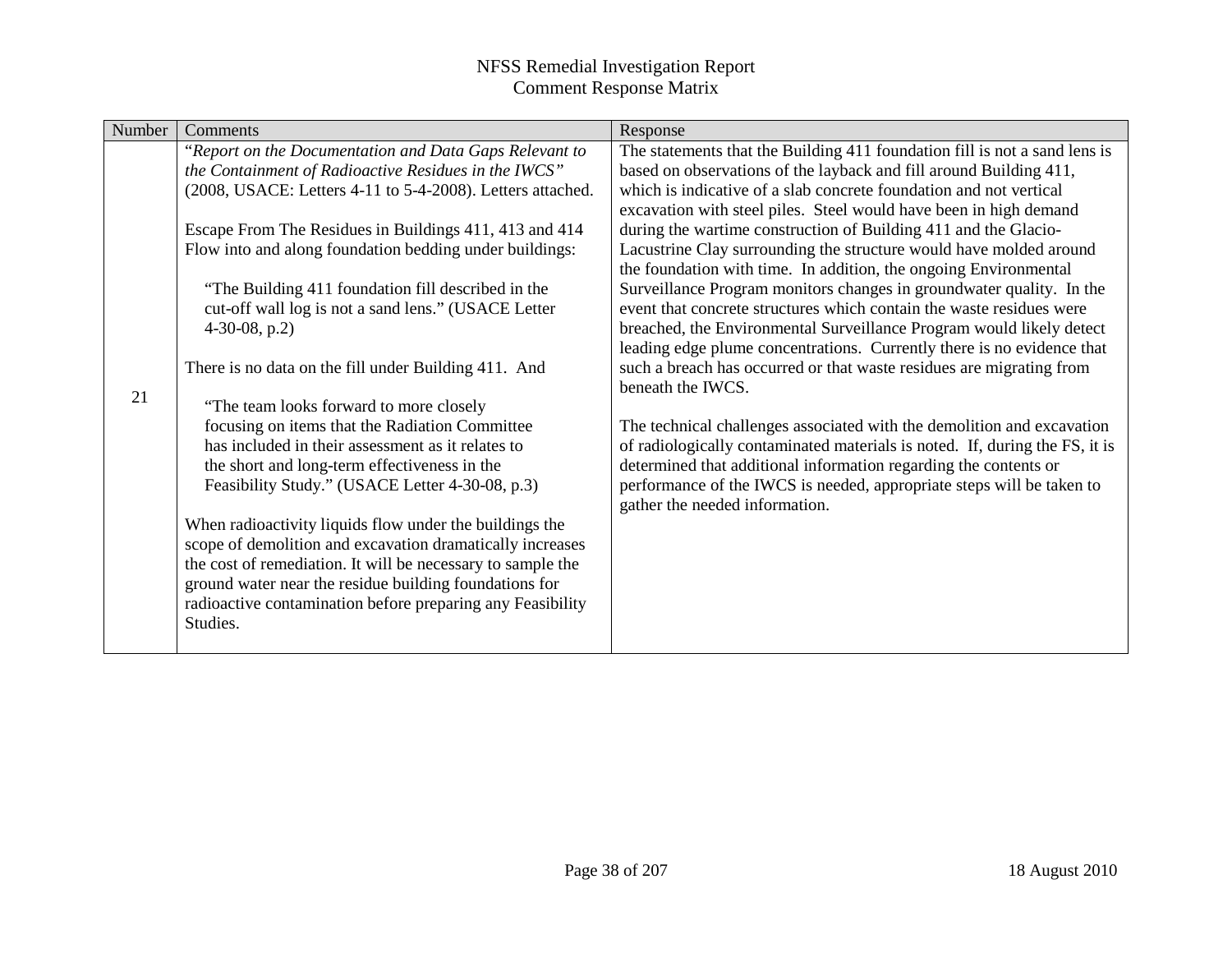| Number | Comments | Response |
|---|---|---|
| 21 | "*Report on the Documentation and Data Gaps Relevant to the Containment of Radioactive Residues in the IWCS"* (2008, USACE: Letters 4-11 to 5-4-2008). Letters attached.<br><br>Escape From The Residues in Buildings 411, 413 and 414 Flow into and along foundation bedding under buildings:<br><br>"The Building 411 foundation fill described in the cut-off wall log is not a sand lens." (USACE Letter 4-30-08, p.2)<br><br>There is no data on the fill under Building 411. And<br><br>"The team looks forward to more closely focusing on items that the Radiation Committee has included in their assessment as it relates to the short and long-term effectiveness in the Feasibility Study." (USACE Letter 4-30-08, p.3)<br><br>When radioactivity liquids flow under the buildings the scope of demolition and excavation dramatically increases the cost of remediation. It will be necessary to sample the ground water near the residue building foundations for radioactive contamination before preparing any Feasibility Studies. | The statements that the Building 411 foundation fill is not a sand lens is based on observations of the layback and fill around Building 411, which is indicative of a slab concrete foundation and not vertical excavation with steel piles. Steel would have been in high demand during the wartime construction of Building 411 and the Glacio-Lacustrine Clay surrounding the structure would have molded around the foundation with time. In addition, the ongoing Environmental Surveillance Program monitors changes in groundwater quality. In the event that concrete structures which contain the waste residues were breached, the Environmental Surveillance Program would likely detect leading edge plume concentrations. Currently there is no evidence that such a breach has occurred or that waste residues are migrating from beneath the IWCS.<br><br>The technical challenges associated with the demolition and excavation of radiologically contaminated materials is noted. If, during the FS, it is determined that additional information regarding the contents or performance of the IWCS is needed, appropriate steps will be taken to gather the needed information. |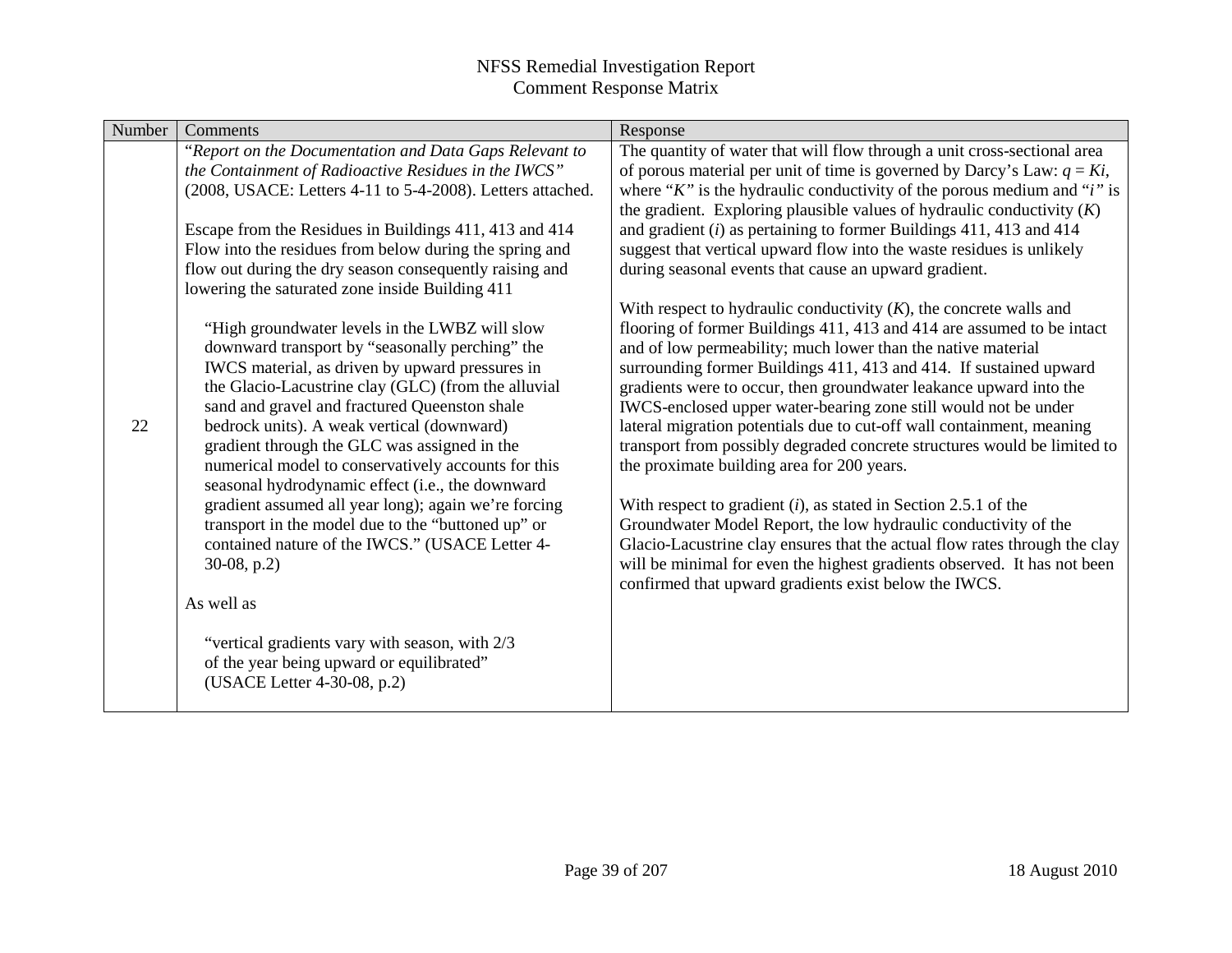# NFSS Remedial Investigation Report
## Comment Response Matrix

| Number | Comments | Response |
|---|---|---|
| 22 | "*Report on the Documentation and Data Gaps Relevant to the Containment of Radioactive Residues in the IWCS"* (2008, USACE: Letters 4-11 to 5-4-2008). Letters attached.<br><br>Escape from the Residues in Buildings 411, 413 and 414 Flow into the residues from below during the spring and flow out during the dry season consequently raising and lowering the saturated zone inside Building 411<br><br>"High groundwater levels in the LWBZ will slow downward transport by "seasonally perching" the IWCS material, as driven by upward pressures in the Glacio-Lacustrine clay (GLC) (from the alluvial sand and gravel and fractured Queenston shale bedrock units). A weak vertical (downward) gradient through the GLC was assigned in the numerical model to conservatively accounts for this seasonal hydrodynamic effect (i.e., the downward gradient assumed all year long); again we're forcing transport in the model due to the "buttoned up" or contained nature of the IWCS." (USACE Letter 4-30-08, p.2)<br><br>As well as<br><br>"vertical gradients vary with season, with 2/3 of the year being upward or equilibrated" (USACE Letter 4-30-08, p.2) | The quantity of water that will flow through a unit cross-sectional area of porous material per unit of time is governed by Darcy's Law: $q = Ki$, where "$K$" is the hydraulic conductivity of the porous medium and "$i$" is the gradient. Exploring plausible values of hydraulic conductivity ($K$) and gradient ($i$) as pertaining to former Buildings 411, 413 and 414 suggest that vertical upward flow into the waste residues is unlikely during seasonal events that cause an upward gradient.<br><br>With respect to hydraulic conductivity ($K$), the concrete walls and flooring of former Buildings 411, 413 and 414 are assumed to be intact and of low permeability; much lower than the native material surrounding former Buildings 411, 413 and 414. If sustained upward gradients were to occur, then groundwater leakance upward into the IWCS-enclosed upper water-bearing zone still would not be under lateral migration potentials due to cut-off wall containment, meaning transport from possibly degraded concrete structures would be limited to the proximate building area for 200 years.<br><br>With respect to gradient ($i$), as stated in Section 2.5.1 of the Groundwater Model Report, the low hydraulic conductivity of the Glacio-Lacustrine clay ensures that the actual flow rates through the clay will be minimal for even the highest gradients observed. It has not been confirmed that upward gradients exist below the IWCS. |

18 August 2010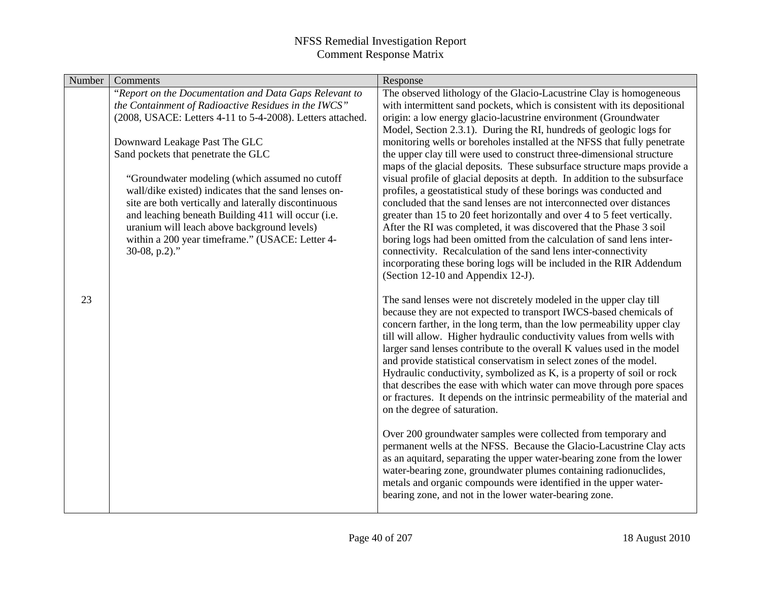| Number | Comments | Response |
| --- | --- | --- |
| 23 | "*Report on the Documentation and Data Gaps Relevant to the Containment of Radioactive Residues in the IWCS*" (2008, USACE: Letters 4-11 to 5-4-2008). Letters attached.<br><br>Downward Leakage Past The GLC<br>Sand pockets that penetrate the GLC<br><br>"Groundwater modeling (which assumed no cutoff wall/dike existed) indicates that the sand lenses on-site are both vertically and laterally discontinuous and leaching beneath Building 411 will occur (i.e. uranium will leach above background levels) within a 200 year timeframe." (USACE: Letter 4-30-08, p.2)." | The observed lithology of the Glacio-Lacustrine Clay is homogeneous with intermittent sand pockets, which is consistent with its depositional origin: a low energy glacio-lacustrine environment (Groundwater Model, Section 2.3.1). During the RI, hundreds of geologic logs for monitoring wells or boreholes installed at the NFSS that fully penetrate the upper clay till were used to construct three-dimensional structure maps of the glacial deposits. These subsurface structure maps provide a visual profile of glacial deposits at depth. In addition to the subsurface profiles, a geostatistical study of these borings was conducted and concluded that the sand lenses are not interconnected over distances greater than 15 to 20 feet horizontally and over 4 to 5 feet vertically. After the RI was completed, it was discovered that the Phase 3 soil boring logs had been omitted from the calculation of sand lens inter-connectivity. Recalculation of the sand lens inter-connectivity incorporating these boring logs will be included in the RIR Addendum (Section 12-10 and Appendix 12-J).<br><br>The sand lenses were not discretely modeled in the upper clay till because they are not expected to transport IWCS-based chemicals of concern farther, in the long term, than the low permeability upper clay till will allow. Higher hydraulic conductivity values from wells with larger sand lenses contribute to the overall K values used in the model and provide statistical conservatism in select zones of the model. Hydraulic conductivity, symbolized as K, is a property of soil or rock that describes the ease with which water can move through pore spaces or fractures. It depends on the intrinsic permeability of the material and on the degree of saturation.<br><br>Over 200 groundwater samples were collected from temporary and permanent wells at the NFSS. Because the Glacio-Lacustrine Clay acts as an aquitard, separating the upper water-bearing zone from the lower water-bearing zone, groundwater plumes containing radionuclides, metals and organic compounds were identified in the upper water-bearing zone, and not in the lower water-bearing zone. |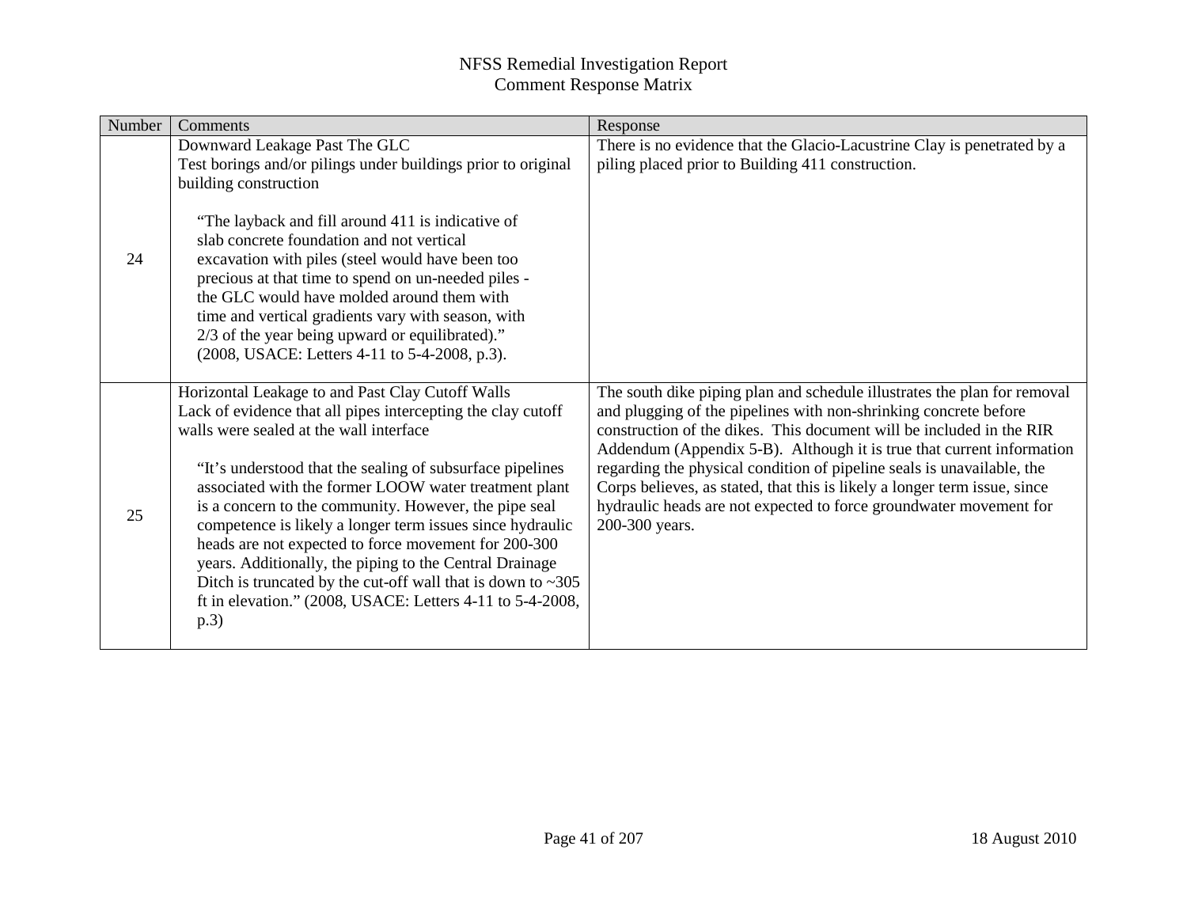| Number | Comments | Response |
|---|---|---|
| 24 | Downward Leakage Past The GLC<br>Test borings and/or pilings under buildings prior to original building construction<br><br>"The layback and fill around 411 is indicative of slab concrete foundation and not vertical excavation with piles (steel would have been too precious at that time to spend on un-needed piles - the GLC would have molded around them with time and vertical gradients vary with season, with 2/3 of the year being upward or equilibrated)." (2008, USACE: Letters 4-11 to 5-4-2008, p.3). | There is no evidence that the Glacio-Lacustrine Clay is penetrated by a piling placed prior to Building 411 construction. |
| 25 | Horizontal Leakage to and Past Clay Cutoff Walls<br>Lack of evidence that all pipes intercepting the clay cutoff walls were sealed at the wall interface<br><br>"It's understood that the sealing of subsurface pipelines associated with the former LOOW water treatment plant is a concern to the community. However, the pipe seal competence is likely a longer term issues since hydraulic heads are not expected to force movement for 200-300 years. Additionally, the piping to the Central Drainage Ditch is truncated by the cut-off wall that is down to ~305 ft in elevation." (2008, USACE: Letters 4-11 to 5-4-2008, p.3) | The south dike piping plan and schedule illustrates the plan for removal and plugging of the pipelines with non-shrinking concrete before construction of the dikes. This document will be included in the RIR Addendum (Appendix 5-B). Although it is true that current information regarding the physical condition of pipeline seals is unavailable, the Corps believes, as stated, that this is likely a longer term issue, since hydraulic heads are not expected to force groundwater movement for 200-300 years. |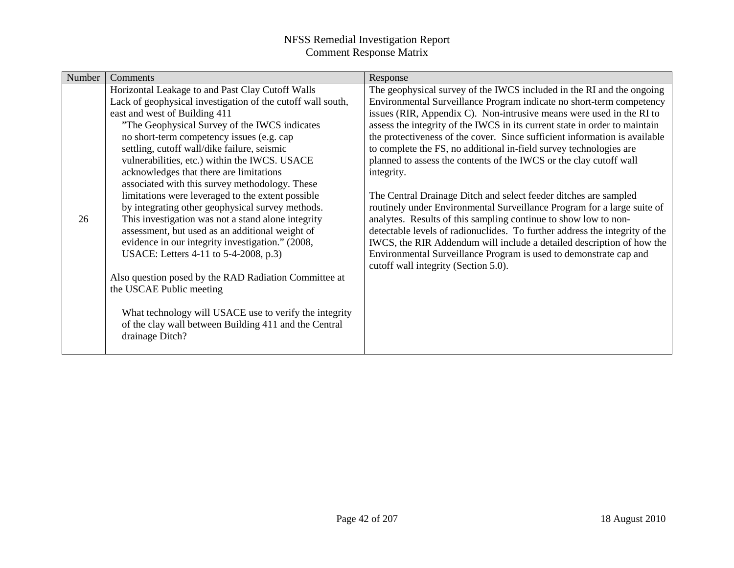NFSS Remedial Investigation Report
Comment Response Matrix

| Number | Comments | Response |
|---|---|---|
| 26 | Horizontal Leakage to and Past Clay Cutoff Walls<br>Lack of geophysical investigation of the cutoff wall south, east and west of Building 411<br>"The Geophysical Survey of the IWCS indicates no short-term competency issues (e.g. cap settling, cutoff wall/dike failure, seismic vulnerabilities, etc.) within the IWCS. USACE acknowledges that there are limitations associated with this survey methodology. These limitations were leveraged to the extent possible by integrating other geophysical survey methods. This investigation was not a stand alone integrity assessment, but used as an additional weight of evidence in our integrity investigation." (2008, USACE: Letters 4-11 to 5-4-2008, p.3)<br><br>Also question posed by the RAD Radiation Committee at the USCAE Public meeting<br><br>What technology will USACE use to verify the integrity of the clay wall between Building 411 and the Central drainage Ditch? | The geophysical survey of the IWCS included in the RI and the ongoing Environmental Surveillance Program indicate no short-term competency issues (RIR, Appendix C). Non-intrusive means were used in the RI to assess the integrity of the IWCS in its current state in order to maintain the protectiveness of the cover. Since sufficient information is available to complete the FS, no additional in-field survey technologies are planned to assess the contents of the IWCS or the clay cutoff wall integrity.<br><br>The Central Drainage Ditch and select feeder ditches are sampled routinely under Environmental Surveillance Program for a large suite of analytes. Results of this sampling continue to show low to non-detectable levels of radionuclides. To further address the integrity of the IWCS, the RIR Addendum will include a detailed description of how the Environmental Surveillance Program is used to demonstrate cap and cutoff wall integrity (Section 5.0). |

18 August 2010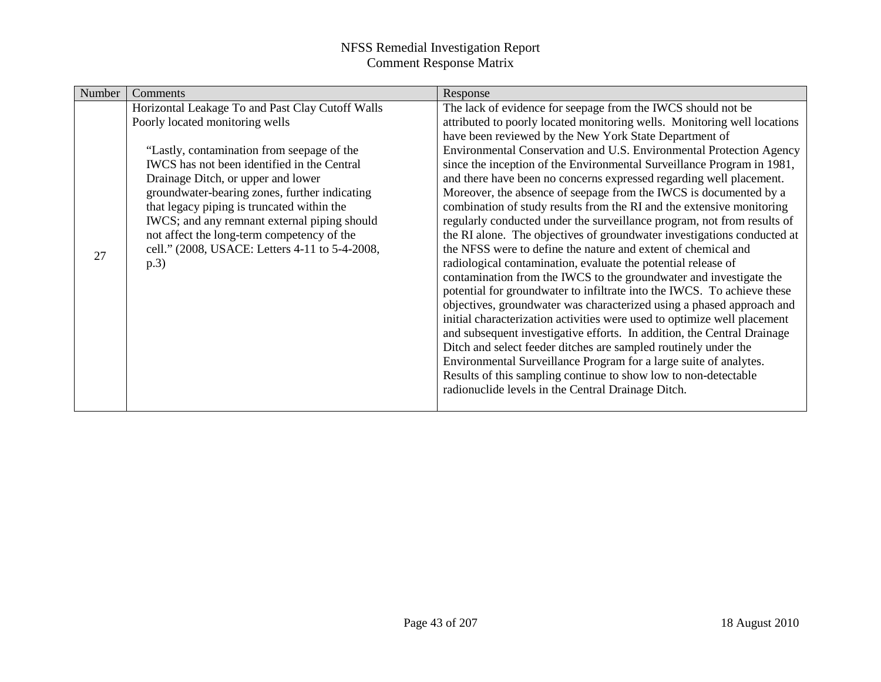| Number | Comments | Response |
|---|---|---|
| 27 | Horizontal Leakage To and Past Clay Cutoff Walls<br>Poorly located monitoring wells<br><br>"Lastly, contamination from seepage of the IWCS has not been identified in the Central Drainage Ditch, or upper and lower groundwater-bearing zones, further indicating that legacy piping is truncated within the IWCS; and any remnant external piping should not affect the long-term competency of the cell." (2008, USACE: Letters 4-11 to 5-4-2008, p.3) | The lack of evidence for seepage from the IWCS should not be attributed to poorly located monitoring wells. Monitoring well locations have been reviewed by the New York State Department of Environmental Conservation and U.S. Environmental Protection Agency since the inception of the Environmental Surveillance Program in 1981, and there have been no concerns expressed regarding well placement. Moreover, the absence of seepage from the IWCS is documented by a combination of study results from the RI and the extensive monitoring regularly conducted under the surveillance program, not from results of the RI alone. The objectives of groundwater investigations conducted at the NFSS were to define the nature and extent of chemical and radiological contamination, evaluate the potential release of contamination from the IWCS to the groundwater and investigate the potential for groundwater to infiltrate into the IWCS. To achieve these objectives, groundwater was characterized using a phased approach and initial characterization activities were used to optimize well placement and subsequent investigative efforts. In addition, the Central Drainage Ditch and select feeder ditches are sampled routinely under the Environmental Surveillance Program for a large suite of analytes. Results of this sampling continue to show low to non-detectable radionuclide levels in the Central Drainage Ditch. |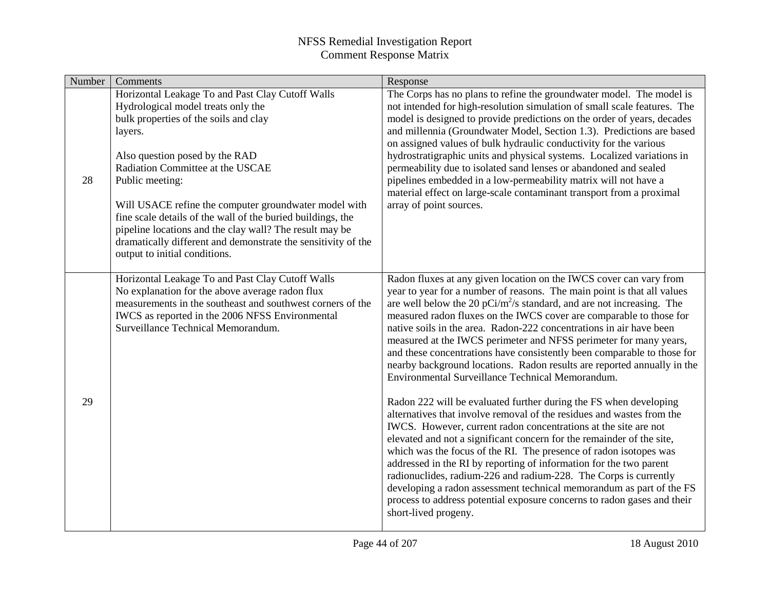# NFSS Remedial Investigation Report
## Comment Response Matrix

| Number | Comments | Response |
|---|---|---|
| 28 | Horizontal Leakage To and Past Clay Cutoff Walls Hydrological model treats only the bulk properties of the soils and clay layers.<br><br>Also question posed by the RAD Radiation Committee at the USCAE Public meeting:<br><br>Will USACE refine the computer groundwater model with fine scale details of the wall of the buried buildings, the pipeline locations and the clay wall? The result may be dramatically different and demonstrate the sensitivity of the output to initial conditions. | The Corps has no plans to refine the groundwater model. The model is not intended for high-resolution simulation of small scale features. The model is designed to provide predictions on the order of years, decades and millennia (Groundwater Model, Section 1.3). Predictions are based on assigned values of bulk hydraulic conductivity for the various hydrostratigraphic units and physical systems. Localized variations in permeability due to isolated sand lenses or abandoned and sealed pipelines embedded in a low-permeability matrix will not have a material effect on large-scale contaminant transport from a proximal array of point sources. |
| 29 | Horizontal Leakage To and Past Clay Cutoff Walls No explanation for the above average radon flux measurements in the southeast and southwest corners of the IWCS as reported in the 2006 NFSS Environmental Surveillance Technical Memorandum. | Radon fluxes at any given location on the IWCS cover can vary from year to year for a number of reasons. The main point is that all values are well below the 20 pCi/$m^2$/s standard, and are not increasing. The measured radon fluxes on the IWCS cover are comparable to those for native soils in the area. Radon-222 concentrations in air have been measured at the IWCS perimeter and NFSS perimeter for many years, and these concentrations have consistently been comparable to those for nearby background locations. Radon results are reported annually in the Environmental Surveillance Technical Memorandum.<br><br>Radon 222 will be evaluated further during the FS when developing alternatives that involve removal of the residues and wastes from the IWCS. However, current radon concentrations at the site are not elevated and not a significant concern for the remainder of the site, which was the focus of the RI. The presence of radon isotopes was addressed in the RI by reporting of information for the two parent radionuclides, radium-226 and radium-228. The Corps is currently developing a radon assessment technical memorandum as part of the FS process to address potential exposure concerns to radon gases and their short-lived progeny. |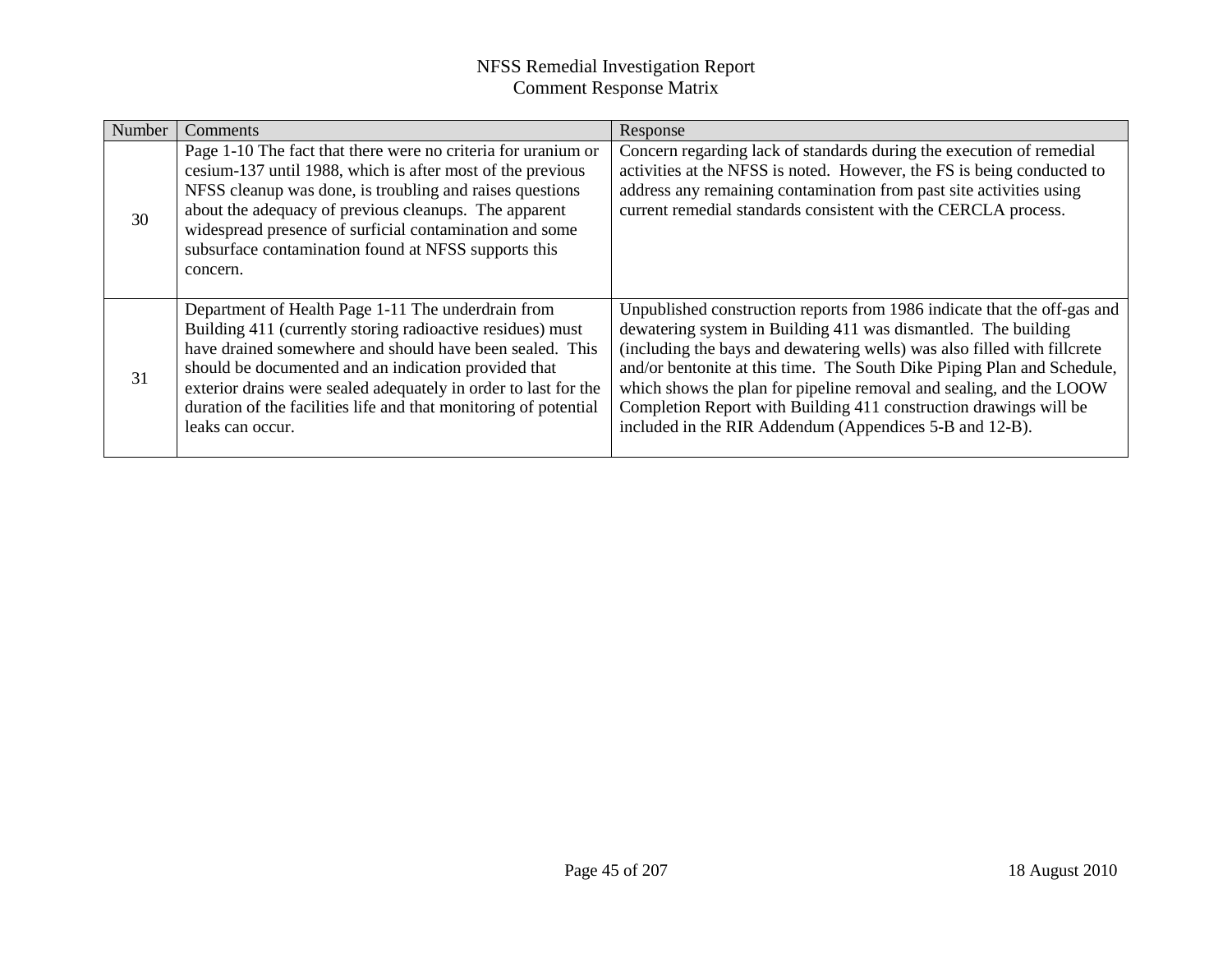| Number | Comments | Response |
|---|---|---|
| 30 | Page 1-10 The fact that there were no criteria for uranium or cesium-137 until 1988, which is after most of the previous NFSS cleanup was done, is troubling and raises questions about the adequacy of previous cleanups. The apparent widespread presence of surficial contamination and some subsurface contamination found at NFSS supports this concern. | Concern regarding lack of standards during the execution of remedial activities at the NFSS is noted. However, the FS is being conducted to address any remaining contamination from past site activities using current remedial standards consistent with the CERCLA process. |
| 31 | Department of Health Page 1-11 The underdrain from Building 411 (currently storing radioactive residues) must have drained somewhere and should have been sealed. This should be documented and an indication provided that exterior drains were sealed adequately in order to last for the duration of the facilities life and that monitoring of potential leaks can occur. | Unpublished construction reports from 1986 indicate that the off-gas and dewatering system in Building 411 was dismantled. The building (including the bays and dewatering wells) was also filled with fillcrete and/or bentonite at this time. The South Dike Piping Plan and Schedule, which shows the plan for pipeline removal and sealing, and the LOOW Completion Report with Building 411 construction drawings will be included in the RIR Addendum (Appendices 5-B and 12-B). |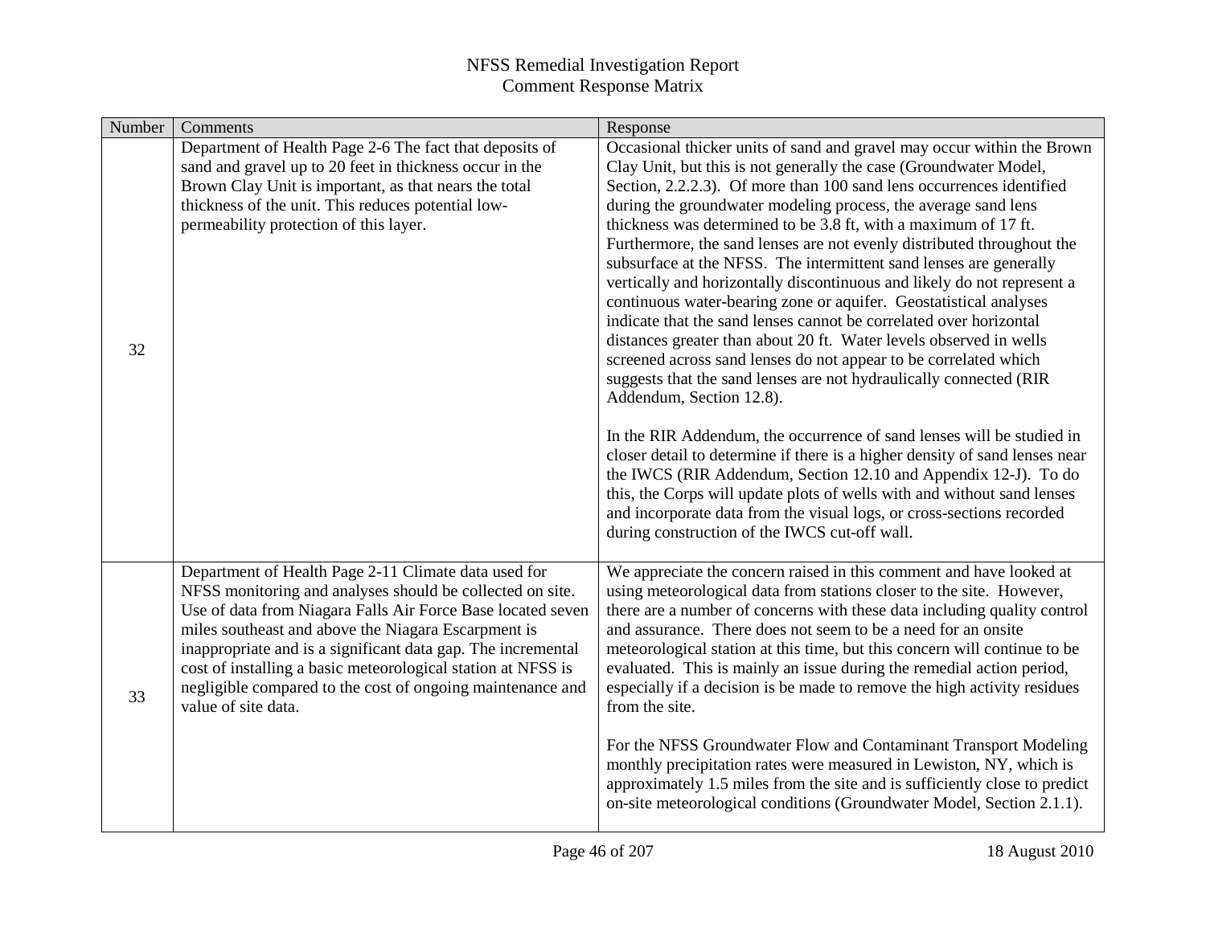| Number | Comments | Response |
|---|---|---|
| 32 | Department of Health Page 2-6 The fact that deposits of sand and gravel up to 20 feet in thickness occur in the Brown Clay Unit is important, as that nears the total thickness of the unit. This reduces potential low-permeability protection of this layer. | Occasional thicker units of sand and gravel may occur within the Brown Clay Unit, but this is not generally the case (Groundwater Model, Section, 2.2.2.3). Of more than 100 sand lens occurrences identified during the groundwater modeling process, the average sand lens thickness was determined to be 3.8 ft, with a maximum of 17 ft. Furthermore, the sand lenses are not evenly distributed throughout the subsurface at the NFSS. The intermittent sand lenses are generally vertically and horizontally discontinuous and likely do not represent a continuous water-bearing zone or aquifer. Geostatistical analyses indicate that the sand lenses cannot be correlated over horizontal distances greater than about 20 ft. Water levels observed in wells screened across sand lenses do not appear to be correlated which suggests that the sand lenses are not hydraulically connected (RIR Addendum, Section 12.8).<br><br>In the RIR Addendum, the occurrence of sand lenses will be studied in closer detail to determine if there is a higher density of sand lenses near the IWCS (RIR Addendum, Section 12.10 and Appendix 12-J). To do this, the Corps will update plots of wells with and without sand lenses and incorporate data from the visual logs, or cross-sections recorded during construction of the IWCS cut-off wall. |
| 33 | Department of Health Page 2-11 Climate data used for NFSS monitoring and analyses should be collected on site. Use of data from Niagara Falls Air Force Base located seven miles southeast and above the Niagara Escarpment is inappropriate and is a significant data gap. The incremental cost of installing a basic meteorological station at NFSS is negligible compared to the cost of ongoing maintenance and value of site data. | We appreciate the concern raised in this comment and have looked at using meteorological data from stations closer to the site. However, there are a number of concerns with these data including quality control and assurance. There does not seem to be a need for an onsite meteorological station at this time, but this concern will continue to be evaluated. This is mainly an issue during the remedial action period, especially if a decision is be made to remove the high activity residues from the site.<br><br>For the NFSS Groundwater Flow and Contaminant Transport Modeling monthly precipitation rates were measured in Lewiston, NY, which is approximately 1.5 miles from the site and is sufficiently close to predict on-site meteorological conditions (Groundwater Model, Section 2.1.1). |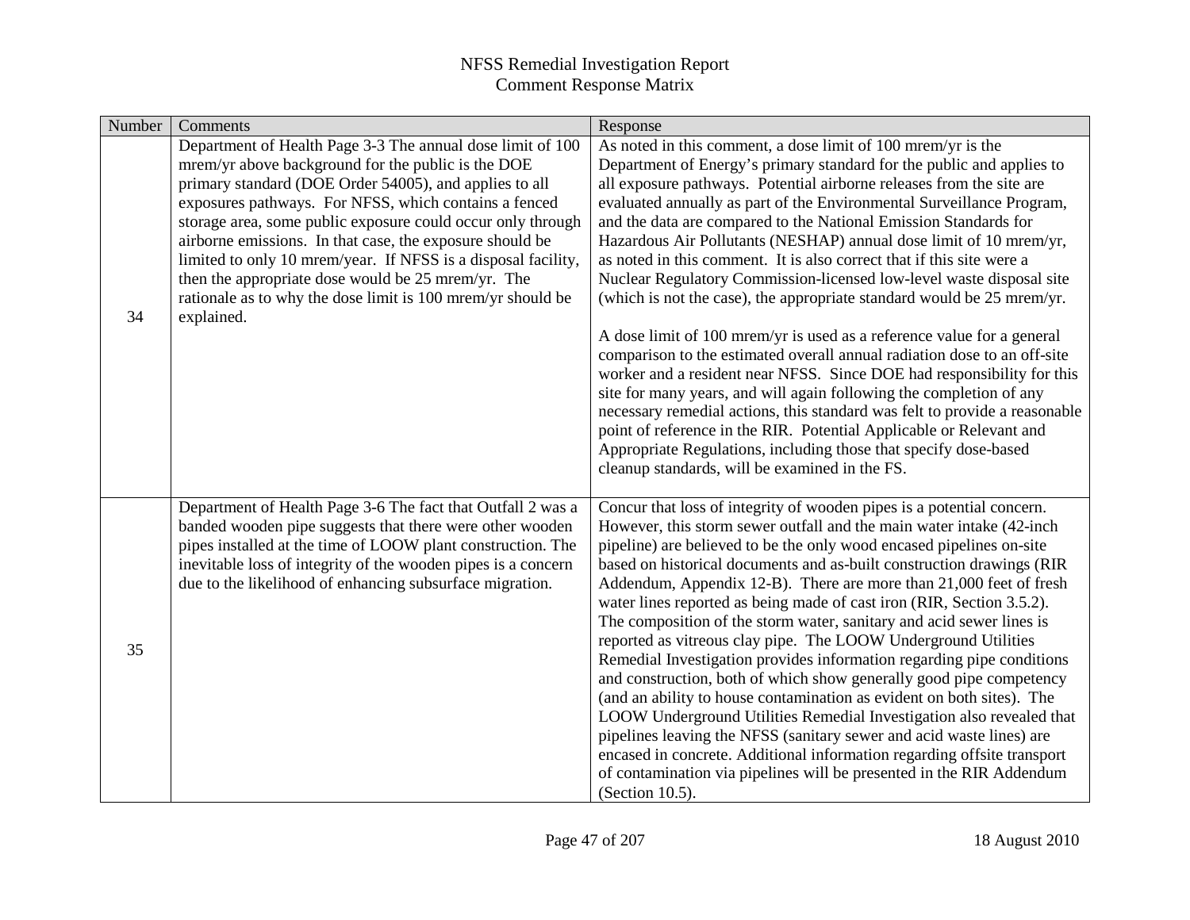| Number | Comments | Response |
|---|---|---|
| 34 | Department of Health Page 3-3 The annual dose limit of 100 mrem/yr above background for the public is the DOE primary standard (DOE Order 54005), and applies to all exposures pathways. For NFSS, which contains a fenced storage area, some public exposure could occur only through airborne emissions. In that case, the exposure should be limited to only 10 mrem/year. If NFSS is a disposal facility, then the appropriate dose would be 25 mrem/yr. The rationale as to why the dose limit is 100 mrem/yr should be explained. | As noted in this comment, a dose limit of 100 mrem/yr is the Department of Energy's primary standard for the public and applies to all exposure pathways. Potential airborne releases from the site are evaluated annually as part of the Environmental Surveillance Program, and the data are compared to the National Emission Standards for Hazardous Air Pollutants (NESHAP) annual dose limit of 10 mrem/yr, as noted in this comment. It is also correct that if this site were a Nuclear Regulatory Commission-licensed low-level waste disposal site (which is not the case), the appropriate standard would be 25 mrem/yr.<br><br>A dose limit of 100 mrem/yr is used as a reference value for a general comparison to the estimated overall annual radiation dose to an off-site worker and a resident near NFSS. Since DOE had responsibility for this site for many years, and will again following the completion of any necessary remedial actions, this standard was felt to provide a reasonable point of reference in the RIR. Potential Applicable or Relevant and Appropriate Regulations, including those that specify dose-based cleanup standards, will be examined in the FS. |
| 35 | Department of Health Page 3-6 The fact that Outfall 2 was a banded wooden pipe suggests that there were other wooden pipes installed at the time of LOOW plant construction. The inevitable loss of integrity of the wooden pipes is a concern due to the likelihood of enhancing subsurface migration. | Concur that loss of integrity of wooden pipes is a potential concern. However, this storm sewer outfall and the main water intake (42-inch pipeline) are believed to be the only wood encased pipelines on-site based on historical documents and as-built construction drawings (RIR Addendum, Appendix 12-B). There are more than 21,000 feet of fresh water lines reported as being made of cast iron (RIR, Section 3.5.2). The composition of the storm water, sanitary and acid sewer lines is reported as vitreous clay pipe. The LOOW Underground Utilities Remedial Investigation provides information regarding pipe conditions and construction, both of which show generally good pipe competency (and an ability to house contamination as evident on both sites). The LOOW Underground Utilities Remedial Investigation also revealed that pipelines leaving the NFSS (sanitary sewer and acid waste lines) are encased in concrete. Additional information regarding offsite transport of contamination via pipelines will be presented in the RIR Addendum (Section 10.5). |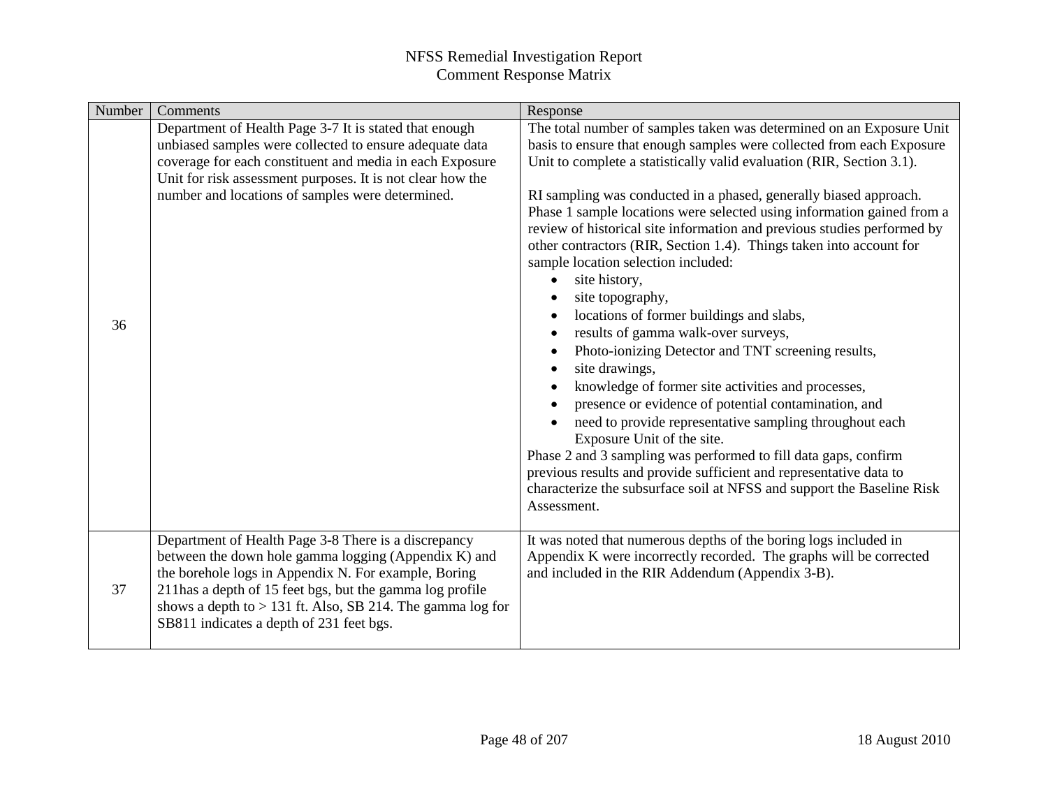| Number | Comments | Response |
|---|---|---|
| 36 | Department of Health Page 3-7 It is stated that enough unbiased samples were collected to ensure adequate data coverage for each constituent and media in each Exposure Unit for risk assessment purposes. It is not clear how the number and locations of samples were determined. | The total number of samples taken was determined on an Exposure Unit basis to ensure that enough samples were collected from each Exposure Unit to complete a statistically valid evaluation (RIR, Section 3.1).<br><br>RI sampling was conducted in a phased, generally biased approach. Phase 1 sample locations were selected using information gained from a review of historical site information and previous studies performed by other contractors (RIR, Section 1.4). Things taken into account for sample location selection included:<br>• site history,<br>• site topography,<br>• locations of former buildings and slabs,<br>• results of gamma walk-over surveys,<br>• Photo-ionizing Detector and TNT screening results,<br>• site drawings,<br>• knowledge of former site activities and processes,<br>• presence or evidence of potential contamination, and<br>• need to provide representative sampling throughout each Exposure Unit of the site.<br>Phase 2 and 3 sampling was performed to fill data gaps, confirm previous results and provide sufficient and representative data to characterize the subsurface soil at NFSS and support the Baseline Risk Assessment. |
| 37 | Department of Health Page 3-8 There is a discrepancy between the down hole gamma logging (Appendix K) and the borehole logs in Appendix N. For example, Boring 211has a depth of 15 feet bgs, but the gamma log profile shows a depth to > 131 ft. Also, SB 214. The gamma log for SB811 indicates a depth of 231 feet bgs. | It was noted that numerous depths of the boring logs included in Appendix K were incorrectly recorded. The graphs will be corrected and included in the RIR Addendum (Appendix 3-B). |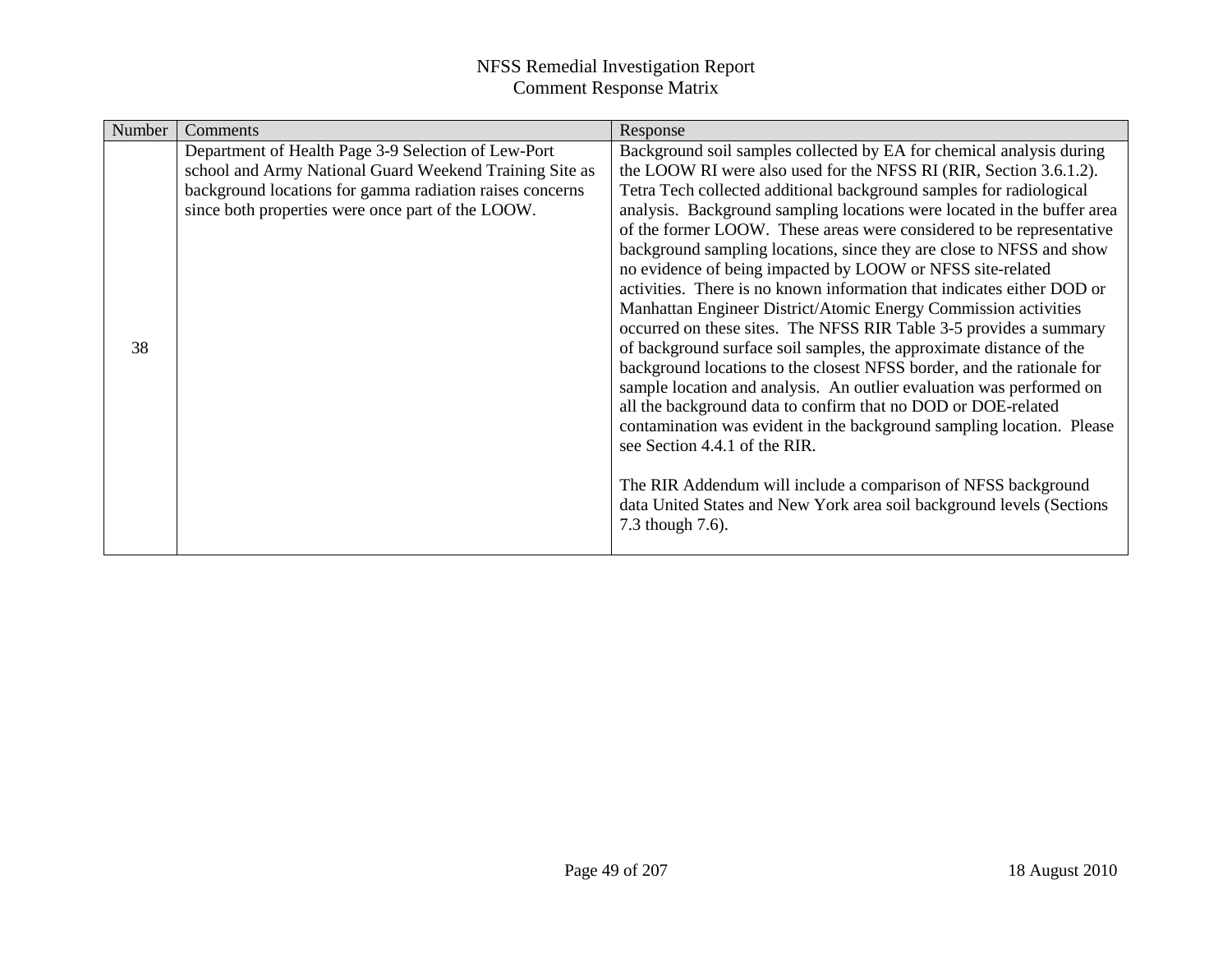# NFSS Remedial Investigation Report
## Comment Response Matrix

| Number | Comments | Response |
|---|---|---|
| 38 | Department of Health Page 3-9 Selection of Lew-Port school and Army National Guard Weekend Training Site as background locations for gamma radiation raises concerns since both properties were once part of the LOOW. | Background soil samples collected by EA for chemical analysis during the LOOW RI were also used for the NFSS RI (RIR, Section 3.6.1.2). Tetra Tech collected additional background samples for radiological analysis. Background sampling locations were located in the buffer area of the former LOOW. These areas were considered to be representative background sampling locations, since they are close to NFSS and show no evidence of being impacted by LOOW or NFSS site-related activities. There is no known information that indicates either DOD or Manhattan Engineer District/Atomic Energy Commission activities occurred on these sites. The NFSS RIR Table 3-5 provides a summary of background surface soil samples, the approximate distance of the background locations to the closest NFSS border, and the rationale for sample location and analysis. An outlier evaluation was performed on all the background data to confirm that no DOD or DOE-related contamination was evident in the background sampling location. Please see Section 4.4.1 of the RIR.<br><br>The RIR Addendum will include a comparison of NFSS background data United States and New York area soil background levels (Sections 7.3 though 7.6). |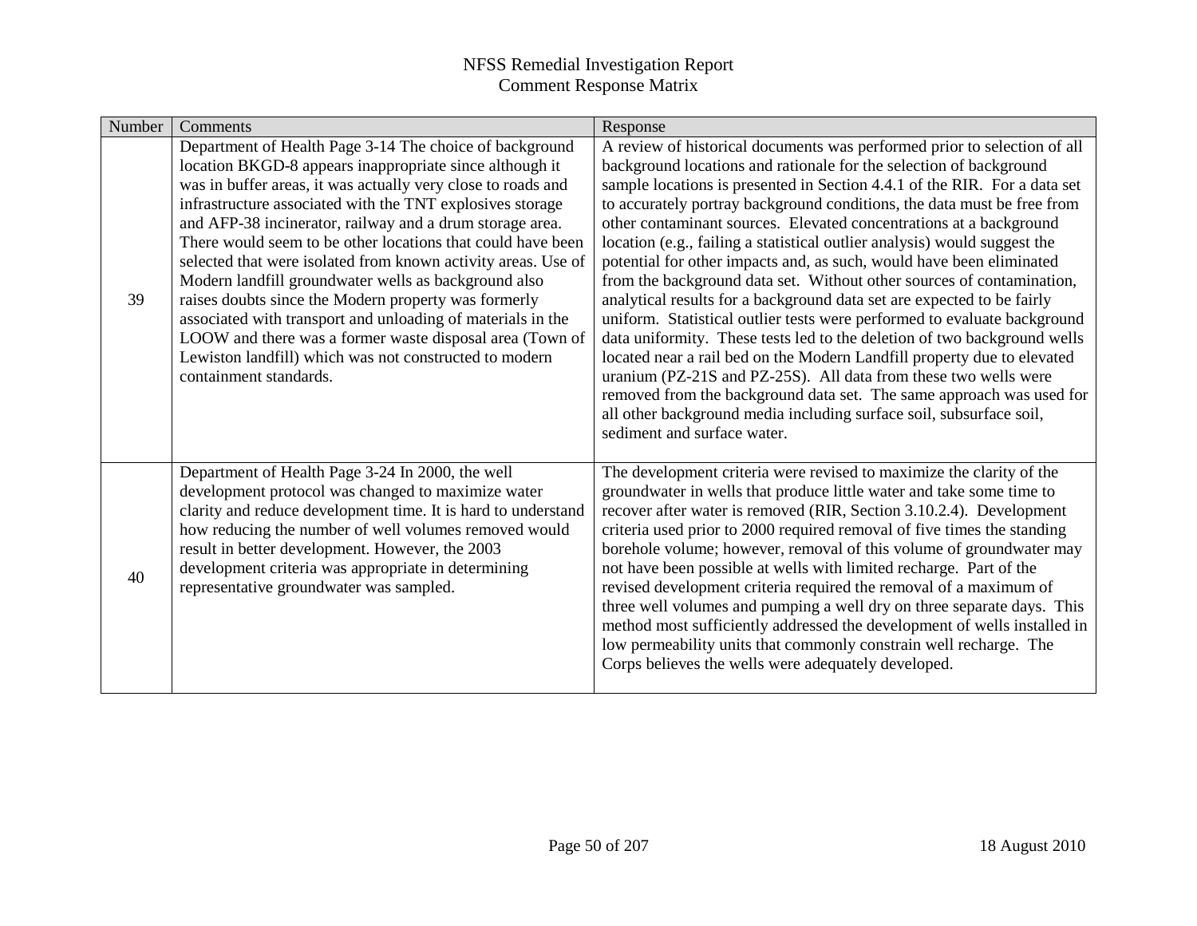# NFSS Remedial Investigation Report
## Comment Response Matrix

| Number | Comments | Response |
|---|---|---|
| 39 | Department of Health Page 3-14 The choice of background location BKGD-8 appears inappropriate since although it was in buffer areas, it was actually very close to roads and infrastructure associated with the TNT explosives storage and AFP-38 incinerator, railway and a drum storage area. There would seem to be other locations that could have been selected that were isolated from known activity areas. Use of Modern landfill groundwater wells as background also raises doubts since the Modern property was formerly associated with transport and unloading of materials in the LOOW and there was a former waste disposal area (Town of Lewiston landfill) which was not constructed to modern containment standards. | A review of historical documents was performed prior to selection of all background locations and rationale for the selection of background sample locations is presented in Section 4.4.1 of the RIR. For a data set to accurately portray background conditions, the data must be free from other contaminant sources. Elevated concentrations at a background location (e.g., failing a statistical outlier analysis) would suggest the potential for other impacts and, as such, would have been eliminated from the background data set. Without other sources of contamination, analytical results for a background data set are expected to be fairly uniform. Statistical outlier tests were performed to evaluate background data uniformity. These tests led to the deletion of two background wells located near a rail bed on the Modern Landfill property due to elevated uranium (PZ-21S and PZ-25S). All data from these two wells were removed from the background data set. The same approach was used for all other background media including surface soil, subsurface soil, sediment and surface water. |
| 40 | Department of Health Page 3-24 In 2000, the well development protocol was changed to maximize water clarity and reduce development time. It is hard to understand how reducing the number of well volumes removed would result in better development. However, the 2003 development criteria was appropriate in determining representative groundwater was sampled. | The development criteria were revised to maximize the clarity of the groundwater in wells that produce little water and take some time to recover after water is removed (RIR, Section 3.10.2.4). Development criteria used prior to 2000 required removal of five times the standing borehole volume; however, removal of this volume of groundwater may not have been possible at wells with limited recharge. Part of the revised development criteria required the removal of a maximum of three well volumes and pumping a well dry on three separate days. This method most sufficiently addressed the development of wells installed in low permeability units that commonly constrain well recharge. The Corps believes the wells were adequately developed. |

18 August 2010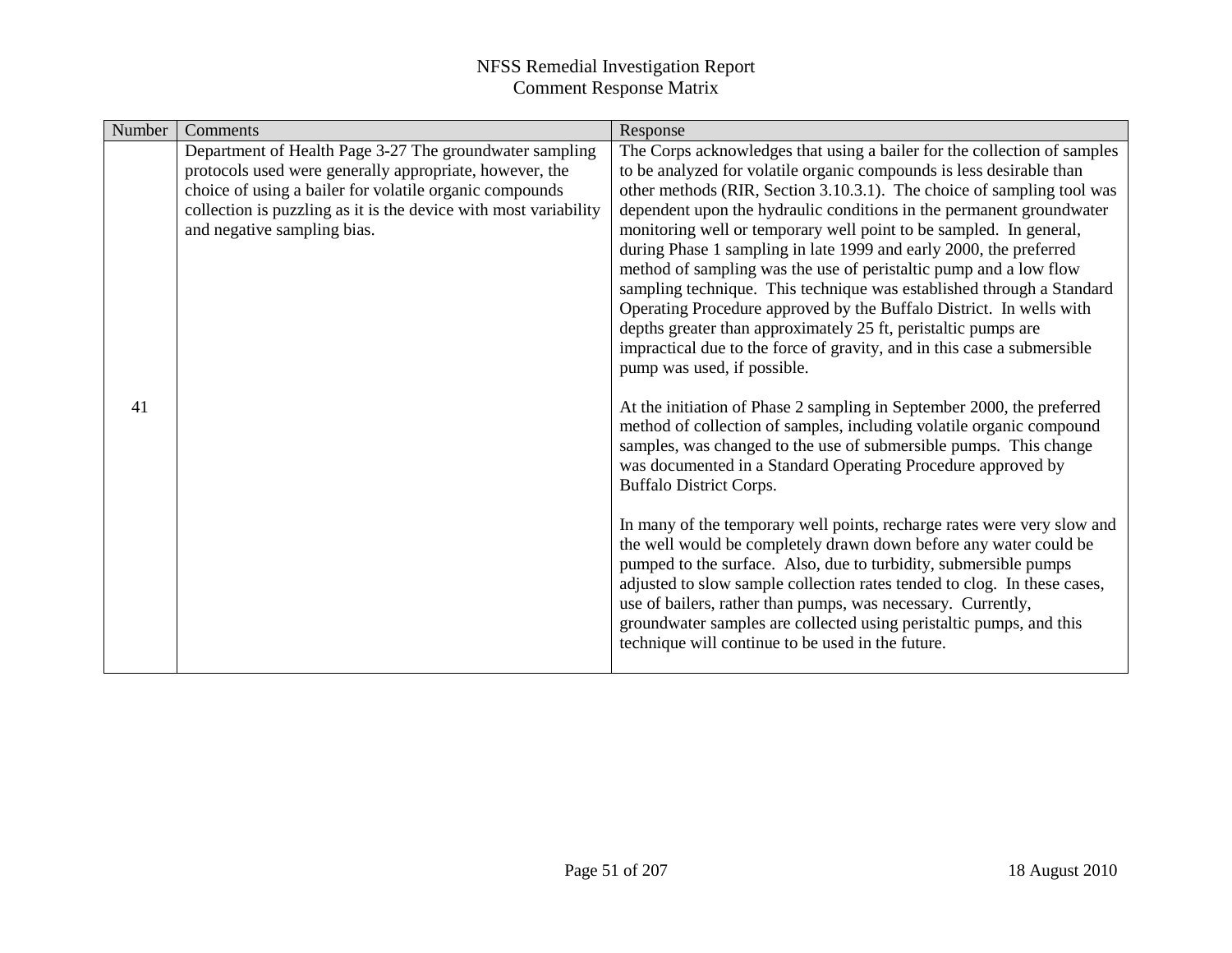| Number | Comments | Response |
|---|---|---|
| 41 | Department of Health Page 3-27 The groundwater sampling protocols used were generally appropriate, however, the choice of using a bailer for volatile organic compounds collection is puzzling as it is the device with most variability and negative sampling bias. | The Corps acknowledges that using a bailer for the collection of samples to be analyzed for volatile organic compounds is less desirable than other methods (RIR, Section 3.10.3.1). The choice of sampling tool was dependent upon the hydraulic conditions in the permanent groundwater monitoring well or temporary well point to be sampled. In general, during Phase 1 sampling in late 1999 and early 2000, the preferred method of sampling was the use of peristaltic pump and a low flow sampling technique. This technique was established through a Standard Operating Procedure approved by the Buffalo District. In wells with depths greater than approximately 25 ft, peristaltic pumps are impractical due to the force of gravity, and in this case a submersible pump was used, if possible.<br><br>At the initiation of Phase 2 sampling in September 2000, the preferred method of collection of samples, including volatile organic compound samples, was changed to the use of submersible pumps. This change was documented in a Standard Operating Procedure approved by Buffalo District Corps.<br><br>In many of the temporary well points, recharge rates were very slow and the well would be completely drawn down before any water could be pumped to the surface. Also, due to turbidity, submersible pumps adjusted to slow sample collection rates tended to clog. In these cases, use of bailers, rather than pumps, was necessary. Currently, groundwater samples are collected using peristaltic pumps, and this technique will continue to be used in the future. |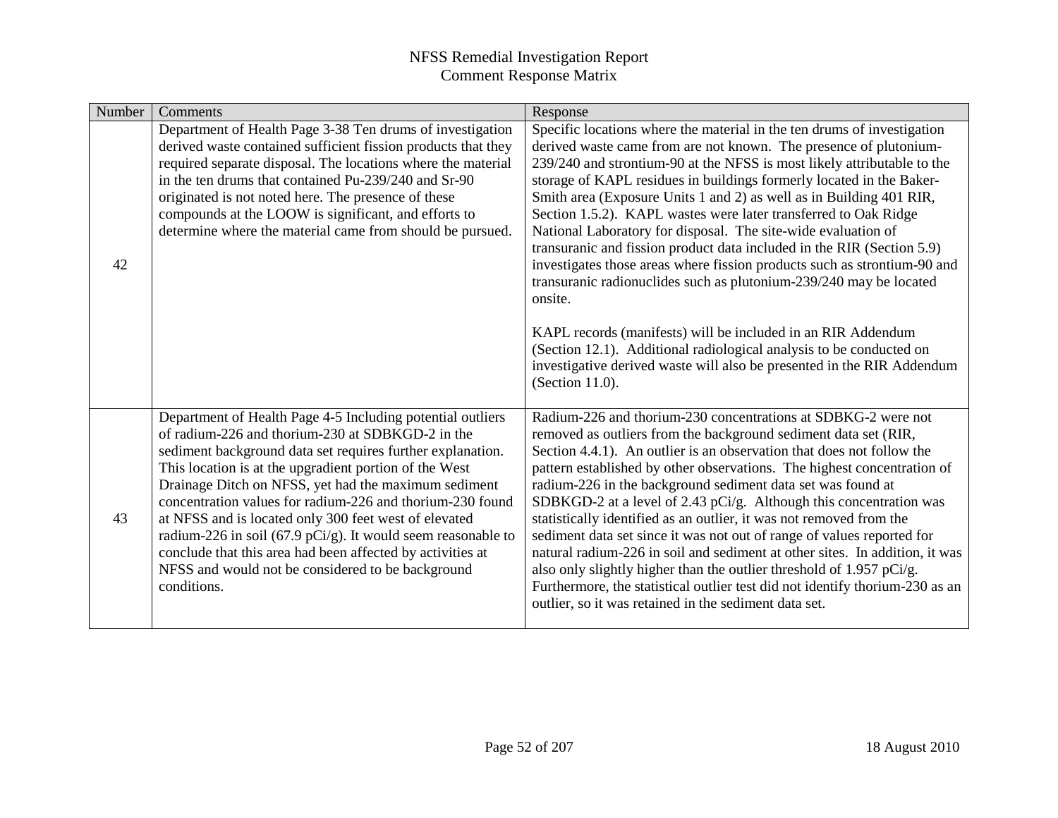# NFSS Remedial Investigation Report
## Comment Response Matrix

| Number | Comments | Response |
|---|---|---|
| 42 | Department of Health Page 3-38 Ten drums of investigation derived waste contained sufficient fission products that they required separate disposal. The locations where the material in the ten drums that contained Pu-239/240 and Sr-90 originated is not noted here. The presence of these compounds at the LOOW is significant, and efforts to determine where the material came from should be pursued. | Specific locations where the material in the ten drums of investigation derived waste came from are not known. The presence of plutonium-239/240 and strontium-90 at the NFSS is most likely attributable to the storage of KAPL residues in buildings formerly located in the Baker-Smith area (Exposure Units 1 and 2) as well as in Building 401 RIR, Section 1.5.2). KAPL wastes were later transferred to Oak Ridge National Laboratory for disposal. The site-wide evaluation of transuranic and fission product data included in the RIR (Section 5.9) investigates those areas where fission products such as strontium-90 and transuranic radionuclides such as plutonium-239/240 may be located onsite.<br><br>KAPL records (manifests) will be included in an RIR Addendum (Section 12.1). Additional radiological analysis to be conducted on investigative derived waste will also be presented in the RIR Addendum (Section 11.0). |
| 43 | Department of Health Page 4-5 Including potential outliers of radium-226 and thorium-230 at SDBKGD-2 in the sediment background data set requires further explanation. This location is at the upgradient portion of the West Drainage Ditch on NFSS, yet had the maximum sediment concentration values for radium-226 and thorium-230 found at NFSS and is located only 300 feet west of elevated radium-226 in soil (67.9 pCi/g). It would seem reasonable to conclude that this area had been affected by activities at NFSS and would not be considered to be background conditions. | Radium-226 and thorium-230 concentrations at SDBKG-2 were not removed as outliers from the background sediment data set (RIR, Section 4.4.1). An outlier is an observation that does not follow the pattern established by other observations. The highest concentration of radium-226 in the background sediment data set was found at SDBKGD-2 at a level of 2.43 pCi/g. Although this concentration was statistically identified as an outlier, it was not removed from the sediment data set since it was not out of range of values reported for natural radium-226 in soil and sediment at other sites. In addition, it was also only slightly higher than the outlier threshold of 1.957 pCi/g. Furthermore, the statistical outlier test did not identify thorium-230 as an outlier, so it was retained in the sediment data set. |

18 August 2010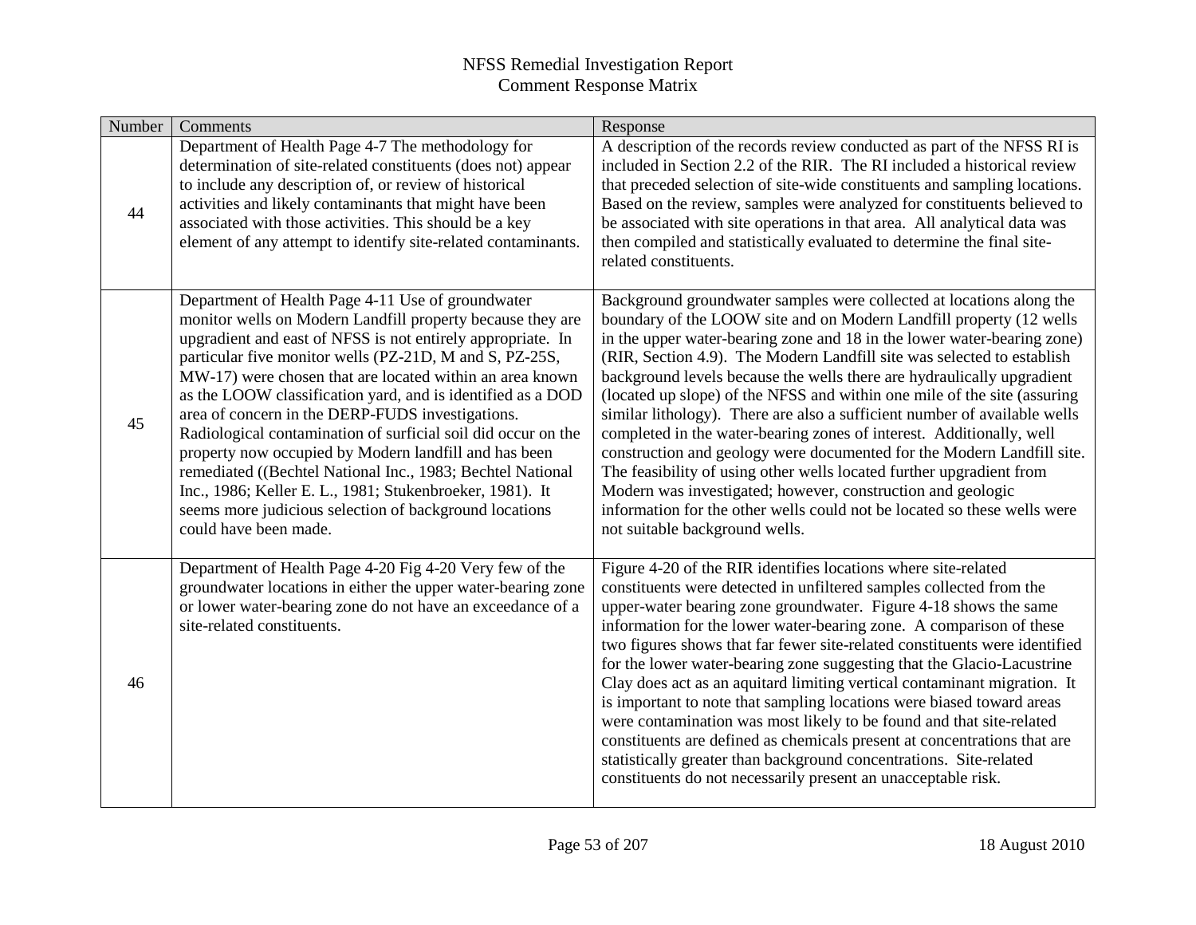| Number | Comments | Response |
|---|---|---|
| 44 | Department of Health Page 4-7 The methodology for determination of site-related constituents (does not) appear to include any description of, or review of historical activities and likely contaminants that might have been associated with those activities. This should be a key element of any attempt to identify site-related contaminants. | A description of the records review conducted as part of the NFSS RI is included in Section 2.2 of the RIR. The RI included a historical review that preceded selection of site-wide constituents and sampling locations. Based on the review, samples were analyzed for constituents believed to be associated with site operations in that area. All analytical data was then compiled and statistically evaluated to determine the final site-related constituents. |
| 45 | Department of Health Page 4-11 Use of groundwater monitor wells on Modern Landfill property because they are upgradient and east of NFSS is not entirely appropriate. In particular five monitor wells (PZ-21D, M and S, PZ-25S, MW-17) were chosen that are located within an area known as the LOOW classification yard, and is identified as a DOD area of concern in the DERP-FUDS investigations. Radiological contamination of surficial soil did occur on the property now occupied by Modern landfill and has been remediated ((Bechtel National Inc., 1983; Bechtel National Inc., 1986; Keller E. L., 1981; Stukenbroeker, 1981). It seems more judicious selection of background locations could have been made. | Background groundwater samples were collected at locations along the boundary of the LOOW site and on Modern Landfill property (12 wells in the upper water-bearing zone and 18 in the lower water-bearing zone) (RIR, Section 4.9). The Modern Landfill site was selected to establish background levels because the wells there are hydraulically upgradient (located up slope) of the NFSS and within one mile of the site (assuring similar lithology). There are also a sufficient number of available wells completed in the water-bearing zones of interest. Additionally, well construction and geology were documented for the Modern Landfill site. The feasibility of using other wells located further upgradient from Modern was investigated; however, construction and geologic information for the other wells could not be located so these wells were not suitable background wells. |
| 46 | Department of Health Page 4-20 Fig 4-20 Very few of the groundwater locations in either the upper water-bearing zone or lower water-bearing zone do not have an exceedance of a site-related constituents. | Figure 4-20 of the RIR identifies locations where site-related constituents were detected in unfiltered samples collected from the upper-water bearing zone groundwater. Figure 4-18 shows the same information for the lower water-bearing zone. A comparison of these two figures shows that far fewer site-related constituents were identified for the lower water-bearing zone suggesting that the Glacio-Lacustrine Clay does act as an aquitard limiting vertical contaminant migration. It is important to note that sampling locations were biased toward areas were contamination was most likely to be found and that site-related constituents are defined as chemicals present at concentrations that are statistically greater than background concentrations. Site-related constituents do not necessarily present an unacceptable risk. |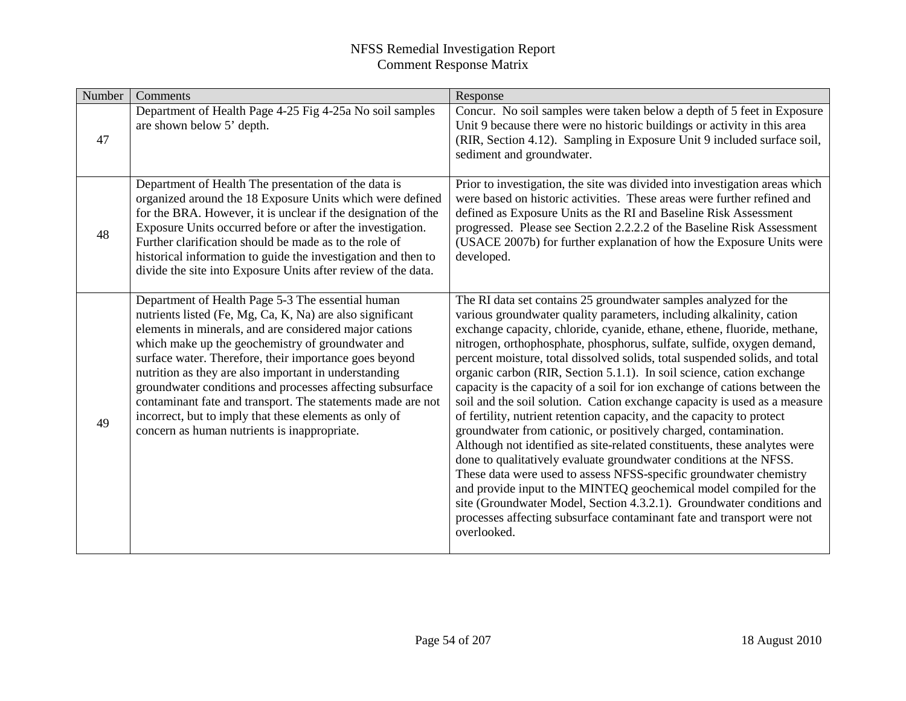# NFSS Remedial Investigation Report
## Comment Response Matrix

| Number | Comments | Response |
|---|---|---|
| 47 | Department of Health Page 4-25 Fig 4-25a No soil samples are shown below 5' depth. | Concur. No soil samples were taken below a depth of 5 feet in Exposure Unit 9 because there were no historic buildings or activity in this area (RIR, Section 4.12). Sampling in Exposure Unit 9 included surface soil, sediment and groundwater. |
| 48 | Department of Health The presentation of the data is organized around the 18 Exposure Units which were defined for the BRA. However, it is unclear if the designation of the Exposure Units occurred before or after the investigation. Further clarification should be made as to the role of historical information to guide the investigation and then to divide the site into Exposure Units after review of the data. | Prior to investigation, the site was divided into investigation areas which were based on historic activities. These areas were further refined and defined as Exposure Units as the RI and Baseline Risk Assessment progressed. Please see Section 2.2.2.2 of the Baseline Risk Assessment (USACE 2007b) for further explanation of how the Exposure Units were developed. |
| 49 | Department of Health Page 5-3 The essential human nutrients listed (Fe, Mg, Ca, K, Na) are also significant elements in minerals, and are considered major cations which make up the geochemistry of groundwater and surface water. Therefore, their importance goes beyond nutrition as they are also important in understanding groundwater conditions and processes affecting subsurface contaminant fate and transport. The statements made are not incorrect, but to imply that these elements as only of concern as human nutrients is inappropriate. | The RI data set contains 25 groundwater samples analyzed for the various groundwater quality parameters, including alkalinity, cation exchange capacity, chloride, cyanide, ethane, ethene, fluoride, methane, nitrogen, orthophosphate, phosphorus, sulfate, sulfide, oxygen demand, percent moisture, total dissolved solids, total suspended solids, and total organic carbon (RIR, Section 5.1.1). In soil science, cation exchange capacity is the capacity of a soil for ion exchange of cations between the soil and the soil solution. Cation exchange capacity is used as a measure of fertility, nutrient retention capacity, and the capacity to protect groundwater from cationic, or positively charged, contamination. Although not identified as site-related constituents, these analytes were done to qualitatively evaluate groundwater conditions at the NFSS. These data were used to assess NFSS-specific groundwater chemistry and provide input to the MINTEQ geochemical model compiled for the site (Groundwater Model, Section 4.3.2.1). Groundwater conditions and processes affecting subsurface contaminant fate and transport were not overlooked. |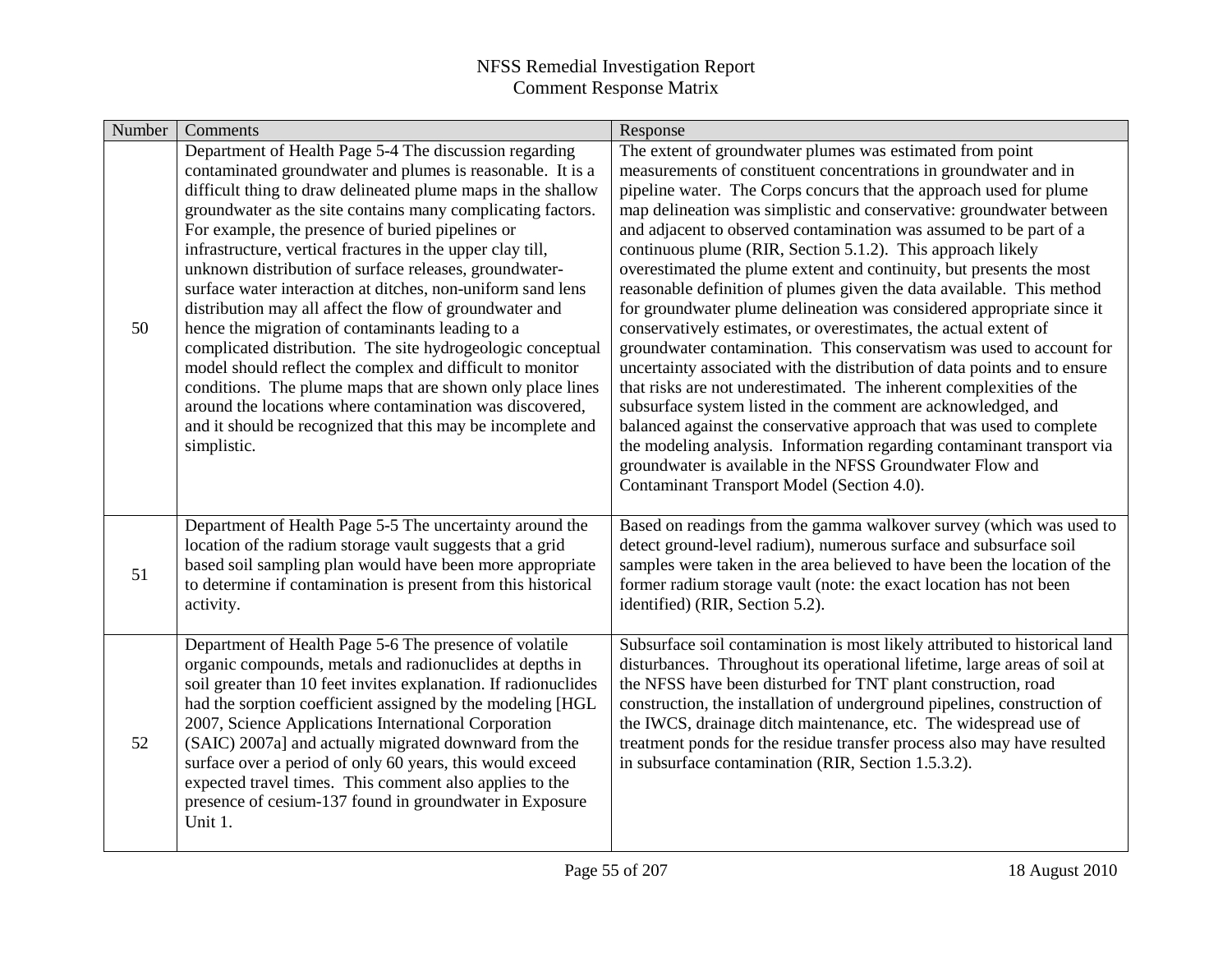NFSS Remedial Investigation Report
Comment Response Matrix

| Number | Comments | Response |
|---|---|---|
| 50 | Department of Health Page 5-4 The discussion regarding contaminated groundwater and plumes is reasonable. It is a difficult thing to draw delineated plume maps in the shallow groundwater as the site contains many complicating factors. For example, the presence of buried pipelines or infrastructure, vertical fractures in the upper clay till, unknown distribution of surface releases, groundwater-surface water interaction at ditches, non-uniform sand lens distribution may all affect the flow of groundwater and hence the migration of contaminants leading to a complicated distribution. The site hydrogeologic conceptual model should reflect the complex and difficult to monitor conditions. The plume maps that are shown only place lines around the locations where contamination was discovered, and it should be recognized that this may be incomplete and simplistic. | The extent of groundwater plumes was estimated from point measurements of constituent concentrations in groundwater and in pipeline water. The Corps concurs that the approach used for plume map delineation was simplistic and conservative: groundwater between and adjacent to observed contamination was assumed to be part of a continuous plume (RIR, Section 5.1.2). This approach likely overestimated the plume extent and continuity, but presents the most reasonable definition of plumes given the data available. This method for groundwater plume delineation was considered appropriate since it conservatively estimates, or overestimates, the actual extent of groundwater contamination. This conservatism was used to account for uncertainty associated with the distribution of data points and to ensure that risks are not underestimated. The inherent complexities of the subsurface system listed in the comment are acknowledged, and balanced against the conservative approach that was used to complete the modeling analysis. Information regarding contaminant transport via groundwater is available in the NFSS Groundwater Flow and Contaminant Transport Model (Section 4.0). |
| 51 | Department of Health Page 5-5 The uncertainty around the location of the radium storage vault suggests that a grid based soil sampling plan would have been more appropriate to determine if contamination is present from this historical activity. | Based on readings from the gamma walkover survey (which was used to detect ground-level radium), numerous surface and subsurface soil samples were taken in the area believed to have been the location of the former radium storage vault (note: the exact location has not been identified) (RIR, Section 5.2). |
| 52 | Department of Health Page 5-6 The presence of volatile organic compounds, metals and radionuclides at depths in soil greater than 10 feet invites explanation. If radionuclides had the sorption coefficient assigned by the modeling [HGL 2007, Science Applications International Corporation (SAIC) 2007a] and actually migrated downward from the surface over a period of only 60 years, this would exceed expected travel times. This comment also applies to the presence of cesium-137 found in groundwater in Exposure Unit 1. | Subsurface soil contamination is most likely attributed to historical land disturbances. Throughout its operational lifetime, large areas of soil at the NFSS have been disturbed for TNT plant construction, road construction, the installation of underground pipelines, construction of the IWCS, drainage ditch maintenance, etc. The widespread use of treatment ponds for the residue transfer process also may have resulted in subsurface contamination (RIR, Section 1.5.3.2). |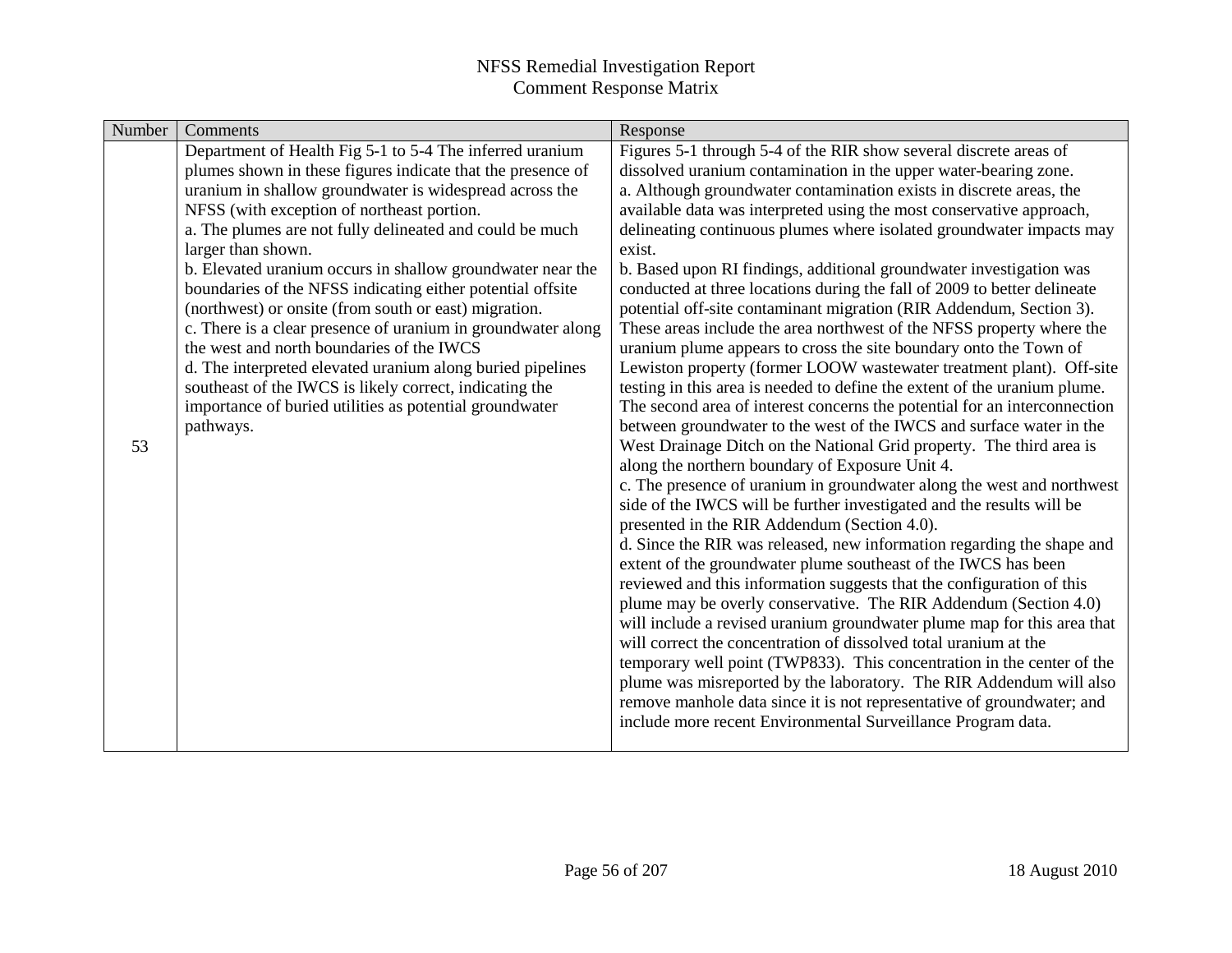NFSS Remedial Investigation Report
Comment Response Matrix

| Number | Comments | Response |
|---|---|---|
| 53 | Department of Health Fig 5-1 to 5-4 The inferred uranium plumes shown in these figures indicate that the presence of uranium in shallow groundwater is widespread across the NFSS (with exception of northeast portion.<br>a. The plumes are not fully delineated and could be much larger than shown.<br>b. Elevated uranium occurs in shallow groundwater near the boundaries of the NFSS indicating either potential offsite (northwest) or onsite (from south or east) migration.<br>c. There is a clear presence of uranium in groundwater along the west and north boundaries of the IWCS<br>d. The interpreted elevated uranium along buried pipelines southeast of the IWCS is likely correct, indicating the importance of buried utilities as potential groundwater pathways. | Figures 5-1 through 5-4 of the RIR show several discrete areas of dissolved uranium contamination in the upper water-bearing zone.<br>a. Although groundwater contamination exists in discrete areas, the available data was interpreted using the most conservative approach, delineating continuous plumes where isolated groundwater impacts may exist.<br>b. Based upon RI findings, additional groundwater investigation was conducted at three locations during the fall of 2009 to better delineate potential off-site contaminant migration (RIR Addendum, Section 3). These areas include the area northwest of the NFSS property where the uranium plume appears to cross the site boundary onto the Town of Lewiston property (former LOOW wastewater treatment plant). Off-site testing in this area is needed to define the extent of the uranium plume. The second area of interest concerns the potential for an interconnection between groundwater to the west of the IWCS and surface water in the West Drainage Ditch on the National Grid property. The third area is along the northern boundary of Exposure Unit 4.<br>c. The presence of uranium in groundwater along the west and northwest side of the IWCS will be further investigated and the results will be presented in the RIR Addendum (Section 4.0).<br>d. Since the RIR was released, new information regarding the shape and extent of the groundwater plume southeast of the IWCS has been reviewed and this information suggests that the configuration of this plume may be overly conservative. The RIR Addendum (Section 4.0) will include a revised uranium groundwater plume map for this area that will correct the concentration of dissolved total uranium at the temporary well point (TWP833). This concentration in the center of the plume was misreported by the laboratory. The RIR Addendum will also remove manhole data since it is not representative of groundwater; and include more recent Environmental Surveillance Program data. |

18 August 2010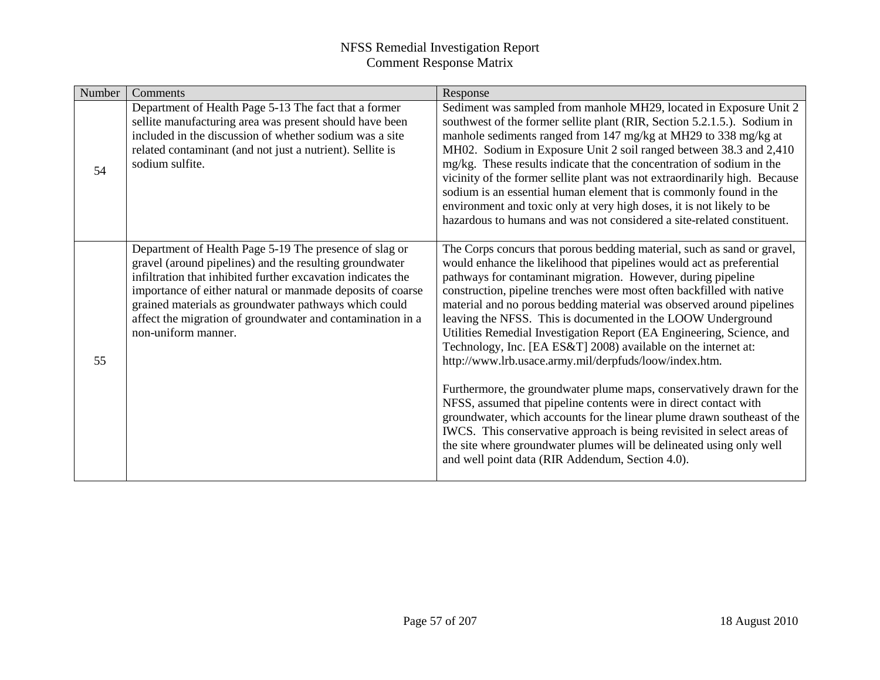| Number | Comments | Response |
|---|---|---|
| 54 | Department of Health Page 5-13 The fact that a former sellite manufacturing area was present should have been included in the discussion of whether sodium was a site related contaminant (and not just a nutrient). Sellite is sodium sulfite. | Sediment was sampled from manhole MH29, located in Exposure Unit 2 southwest of the former sellite plant (RIR, Section 5.2.1.5.). Sodium in manhole sediments ranged from 147 mg/kg at MH29 to 338 mg/kg at MH02. Sodium in Exposure Unit 2 soil ranged between 38.3 and 2,410 mg/kg. These results indicate that the concentration of sodium in the vicinity of the former sellite plant was not extraordinarily high. Because sodium is an essential human element that is commonly found in the environment and toxic only at very high doses, it is not likely to be hazardous to humans and was not considered a site-related constituent. |
| 55 | Department of Health Page 5-19 The presence of slag or gravel (around pipelines) and the resulting groundwater infiltration that inhibited further excavation indicates the importance of either natural or manmade deposits of coarse grained materials as groundwater pathways which could affect the migration of groundwater and contamination in a non-uniform manner. | The Corps concurs that porous bedding material, such as sand or gravel, would enhance the likelihood that pipelines would act as preferential pathways for contaminant migration. However, during pipeline construction, pipeline trenches were most often backfilled with native material and no porous bedding material was observed around pipelines leaving the NFSS. This is documented in the LOOW Underground Utilities Remedial Investigation Report (EA Engineering, Science, and Technology, Inc. [EA ES&T] 2008) available on the internet at: http://www.lrb.usace.army.mil/derpfuds/loow/index.htm.<br><br>Furthermore, the groundwater plume maps, conservatively drawn for the NFSS, assumed that pipeline contents were in direct contact with groundwater, which accounts for the linear plume drawn southeast of the IWCS. This conservative approach is being revisited in select areas of the site where groundwater plumes will be delineated using only well and well point data (RIR Addendum, Section 4.0). |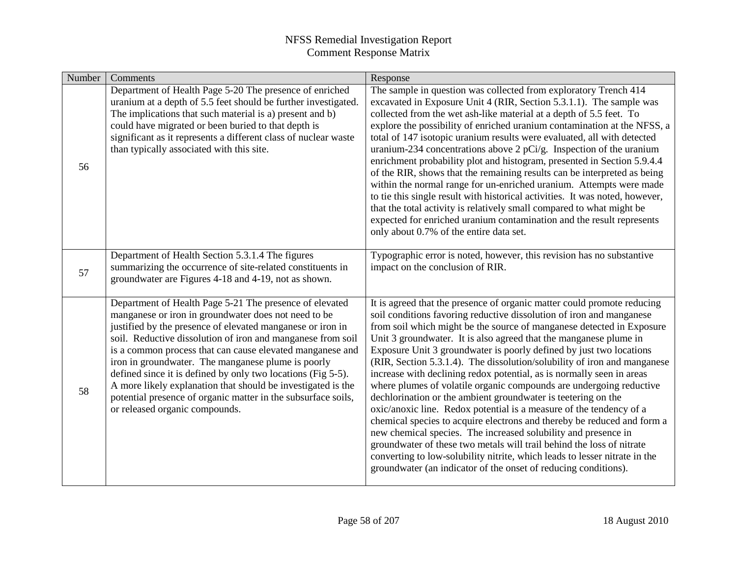NFSS Remedial Investigation Report
Comment Response Matrix

| Number | Comments | Response |
|---|---|---|
| 56 | Department of Health Page 5-20 The presence of enriched uranium at a depth of 5.5 feet should be further investigated. The implications that such material is a) present and b) could have migrated or been buried to that depth is significant as it represents a different class of nuclear waste than typically associated with this site. | The sample in question was collected from exploratory Trench 414 excavated in Exposure Unit 4 (RIR, Section 5.3.1.1). The sample was collected from the wet ash-like material at a depth of 5.5 feet. To explore the possibility of enriched uranium contamination at the NFSS, a total of 147 isotopic uranium results were evaluated, all with detected uranium-234 concentrations above 2 pCi/g. Inspection of the uranium enrichment probability plot and histogram, presented in Section 5.9.4.4 of the RIR, shows that the remaining results can be interpreted as being within the normal range for un-enriched uranium. Attempts were made to tie this single result with historical activities. It was noted, however, that the total activity is relatively small compared to what might be expected for enriched uranium contamination and the result represents only about 0.7% of the entire data set. |
| 57 | Department of Health Section 5.3.1.4 The figures summarizing the occurrence of site-related constituents in groundwater are Figures 4-18 and 4-19, not as shown. | Typographic error is noted, however, this revision has no substantive impact on the conclusion of RIR. |
| 58 | Department of Health Page 5-21 The presence of elevated manganese or iron in groundwater does not need to be justified by the presence of elevated manganese or iron in soil. Reductive dissolution of iron and manganese from soil is a common process that can cause elevated manganese and iron in groundwater. The manganese plume is poorly defined since it is defined by only two locations (Fig 5-5). A more likely explanation that should be investigated is the potential presence of organic matter in the subsurface soils, or released organic compounds. | It is agreed that the presence of organic matter could promote reducing soil conditions favoring reductive dissolution of iron and manganese from soil which might be the source of manganese detected in Exposure Unit 3 groundwater. It is also agreed that the manganese plume in Exposure Unit 3 groundwater is poorly defined by just two locations (RIR, Section 5.3.1.4). The dissolution/solubility of iron and manganese increase with declining redox potential, as is normally seen in areas where plumes of volatile organic compounds are undergoing reductive dechlorination or the ambient groundwater is teetering on the oxic/anoxic line. Redox potential is a measure of the tendency of a chemical species to acquire electrons and thereby be reduced and form a new chemical species. The increased solubility and presence in groundwater of these two metals will trail behind the loss of nitrate converting to low-solubility nitrite, which leads to lesser nitrate in the groundwater (an indicator of the onset of reducing conditions). |

18 August 2010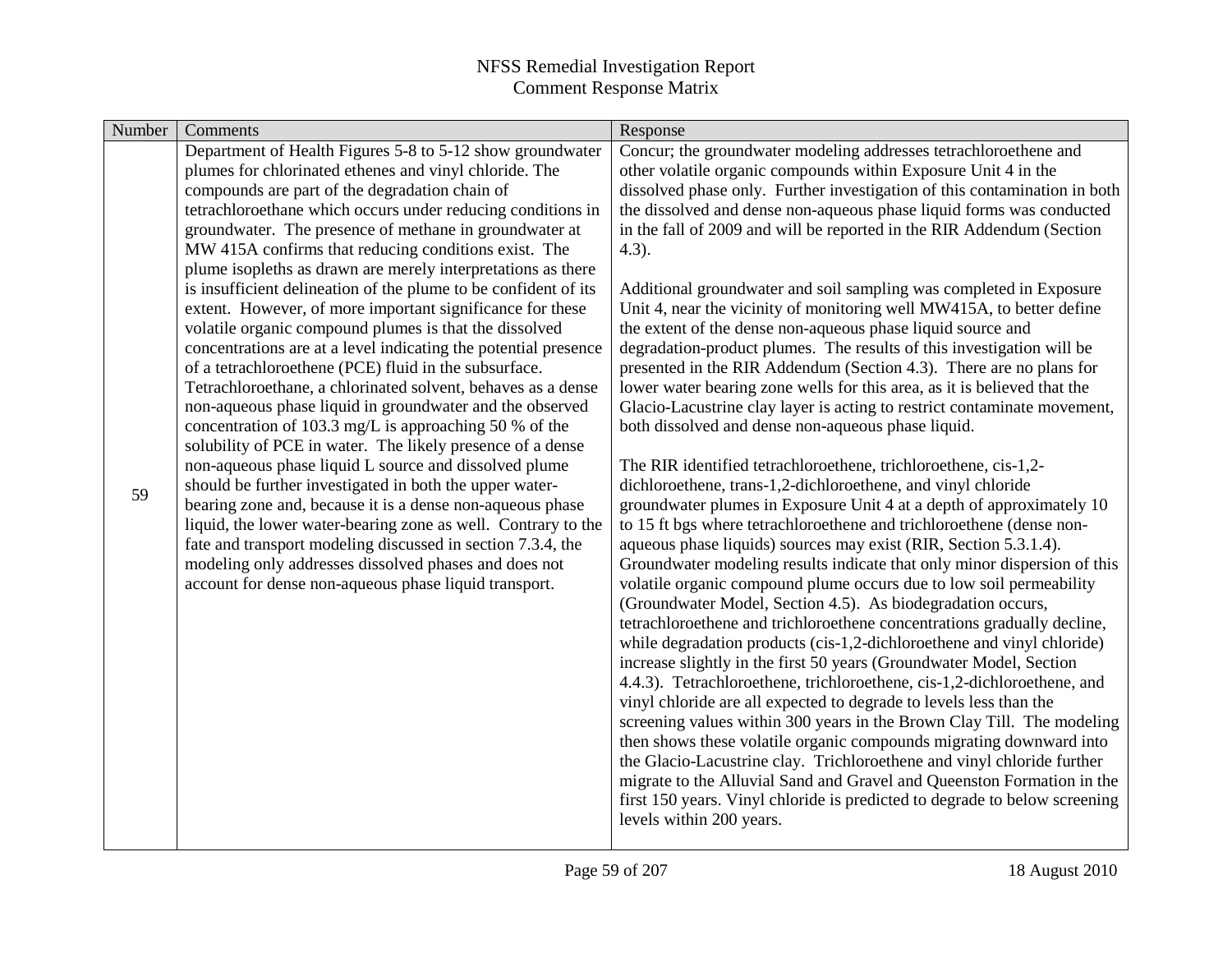| Number | Comments | Response |
|---|---|---|
| 59 | Department of Health Figures 5-8 to 5-12 show groundwater plumes for chlorinated ethenes and vinyl chloride. The compounds are part of the degradation chain of tetrachloroethane which occurs under reducing conditions in groundwater. The presence of methane in groundwater at MW 415A confirms that reducing conditions exist. The plume isopleths as drawn are merely interpretations as there is insufficient delineation of the plume to be confident of its extent. However, of more important significance for these volatile organic compound plumes is that the dissolved concentrations are at a level indicating the potential presence of a tetrachloroethene (PCE) fluid in the subsurface. Tetrachloroethane, a chlorinated solvent, behaves as a dense non-aqueous phase liquid in groundwater and the observed concentration of 103.3 mg/L is approaching 50 % of the solubility of PCE in water. The likely presence of a dense non-aqueous phase liquid L source and dissolved plume should be further investigated in both the upper water-bearing zone and, because it is a dense non-aqueous phase liquid, the lower water-bearing zone as well. Contrary to the fate and transport modeling discussed in section 7.3.4, the modeling only addresses dissolved phases and does not account for dense non-aqueous phase liquid transport. | Concur; the groundwater modeling addresses tetrachloroethene and other volatile organic compounds within Exposure Unit 4 in the dissolved phase only. Further investigation of this contamination in both the dissolved and dense non-aqueous phase liquid forms was conducted in the fall of 2009 and will be reported in the RIR Addendum (Section 4.3).<br><br>Additional groundwater and soil sampling was completed in Exposure Unit 4, near the vicinity of monitoring well MW415A, to better define the extent of the dense non-aqueous phase liquid source and degradation-product plumes. The results of this investigation will be presented in the RIR Addendum (Section 4.3). There are no plans for lower water bearing zone wells for this area, as it is believed that the Glacio-Lacustrine clay layer is acting to restrict contaminate movement, both dissolved and dense non-aqueous phase liquid.<br><br>The RIR identified tetrachloroethene, trichloroethene, cis-1,2-dichloroethene, trans-1,2-dichloroethene, and vinyl chloride groundwater plumes in Exposure Unit 4 at a depth of approximately 10 to 15 ft bgs where tetrachloroethene and trichloroethene (dense non-aqueous phase liquids) sources may exist (RIR, Section 5.3.1.4). Groundwater modeling results indicate that only minor dispersion of this volatile organic compound plume occurs due to low soil permeability (Groundwater Model, Section 4.5). As biodegradation occurs, tetrachloroethene and trichloroethene concentrations gradually decline, while degradation products (cis-1,2-dichloroethene and vinyl chloride) increase slightly in the first 50 years (Groundwater Model, Section 4.4.3). Tetrachloroethene, trichloroethene, cis-1,2-dichloroethene, and vinyl chloride are all expected to degrade to levels less than the screening values within 300 years in the Brown Clay Till. The modeling then shows these volatile organic compounds migrating downward into the Glacio-Lacustrine clay. Trichloroethene and vinyl chloride further migrate to the Alluvial Sand and Gravel and Queenston Formation in the first 150 years. Vinyl chloride is predicted to degrade to below screening levels within 200 years. |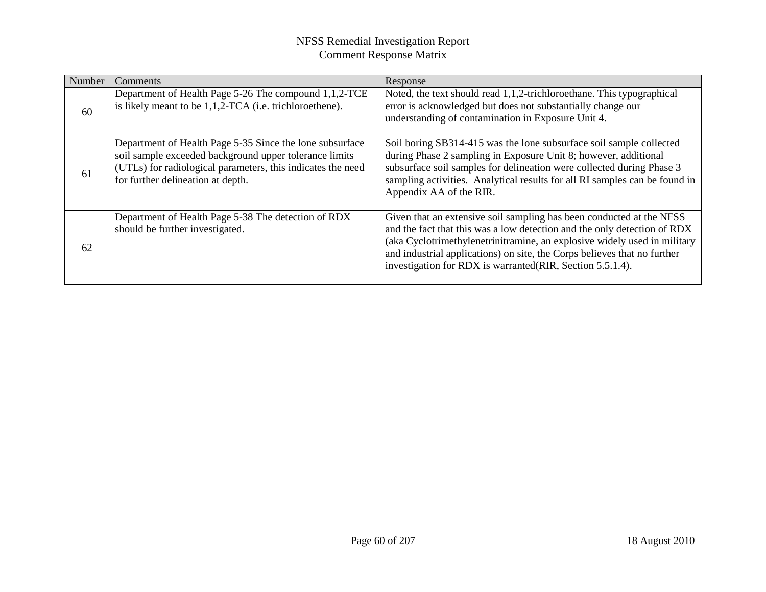NFSS Remedial Investigation Report
Comment Response Matrix

| Number | Comments | Response |
| --- | --- | --- |
| 60 | Department of Health Page 5-26 The compound 1,1,2-TCE is likely meant to be 1,1,2-TCA (i.e. trichloroethene). | Noted, the text should read 1,1,2-trichloroethane. This typographical error is acknowledged but does not substantially change our understanding of contamination in Exposure Unit 4. |
| 61 | Department of Health Page 5-35 Since the lone subsurface soil sample exceeded background upper tolerance limits (UTLs) for radiological parameters, this indicates the need for further delineation at depth. | Soil boring SB314-415 was the lone subsurface soil sample collected during Phase 2 sampling in Exposure Unit 8; however, additional subsurface soil samples for delineation were collected during Phase 3 sampling activities. Analytical results for all RI samples can be found in Appendix AA of the RIR. |
| 62 | Department of Health Page 5-38 The detection of RDX should be further investigated. | Given that an extensive soil sampling has been conducted at the NFSS and the fact that this was a low detection and the only detection of RDX (aka Cyclotrimethylenetrinitramine, an explosive widely used in military and industrial applications) on site, the Corps believes that no further investigation for RDX is warranted(RIR, Section 5.5.1.4). |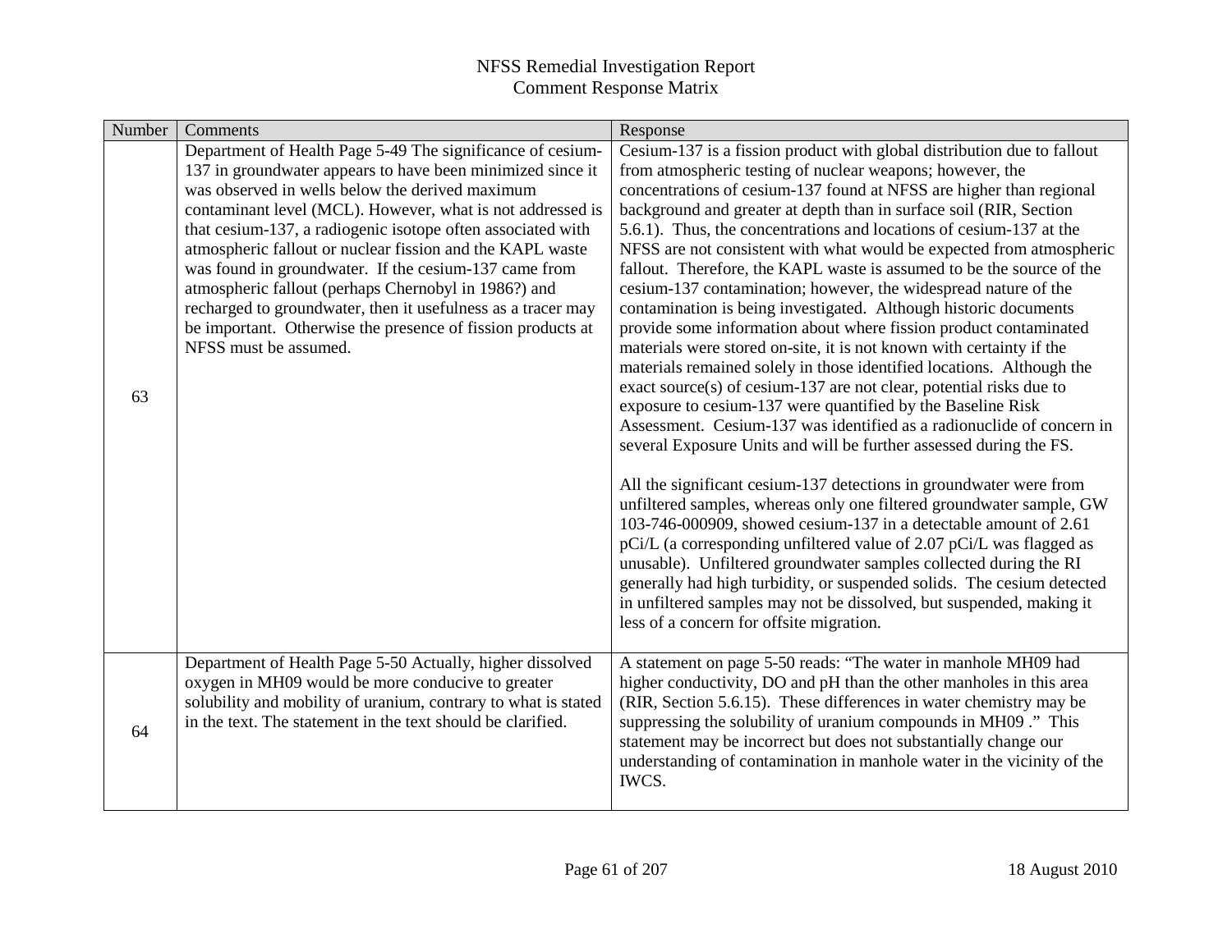# NFSS Remedial Investigation Report
## Comment Response Matrix

| Number | Comments | Response |
|---|---|---|
| 63 | Department of Health Page 5-49 The significance of cesium-137 in groundwater appears to have been minimized since it was observed in wells below the derived maximum contaminant level (MCL). However, what is not addressed is that cesium-137, a radiogenic isotope often associated with atmospheric fallout or nuclear fission and the KAPL waste was found in groundwater. If the cesium-137 came from atmospheric fallout (perhaps Chernobyl in 1986?) and recharged to groundwater, then it usefulness as a tracer may be important. Otherwise the presence of fission products at NFSS must be assumed. | Cesium-137 is a fission product with global distribution due to fallout from atmospheric testing of nuclear weapons; however, the concentrations of cesium-137 found at NFSS are higher than regional background and greater at depth than in surface soil (RIR, Section 5.6.1). Thus, the concentrations and locations of cesium-137 at the NFSS are not consistent with what would be expected from atmospheric fallout. Therefore, the KAPL waste is assumed to be the source of the cesium-137 contamination; however, the widespread nature of the contamination is being investigated. Although historic documents provide some information about where fission product contaminated materials were stored on-site, it is not known with certainty if the materials remained solely in those identified locations. Although the exact source(s) of cesium-137 are not clear, potential risks due to exposure to cesium-137 were quantified by the Baseline Risk Assessment. Cesium-137 was identified as a radionuclide of concern in several Exposure Units and will be further assessed during the FS.<br><br>All the significant cesium-137 detections in groundwater were from unfiltered samples, whereas only one filtered groundwater sample, GW 103-746-000909, showed cesium-137 in a detectable amount of 2.61 pCi/L (a corresponding unfiltered value of 2.07 pCi/L was flagged as unusable). Unfiltered groundwater samples collected during the RI generally had high turbidity, or suspended solids. The cesium detected in unfiltered samples may not be dissolved, but suspended, making it less of a concern for offsite migration. |
| 64 | Department of Health Page 5-50 Actually, higher dissolved oxygen in MH09 would be more conducive to greater solubility and mobility of uranium, contrary to what is stated in the text. The statement in the text should be clarified. | A statement on page 5-50 reads: "The water in manhole MH09 had higher conductivity, DO and pH than the other manholes in this area (RIR, Section 5.6.15). These differences in water chemistry may be suppressing the solubility of uranium compounds in MH09 ." This statement may be incorrect but does not substantially change our understanding of contamination in manhole water in the vicinity of the IWCS. |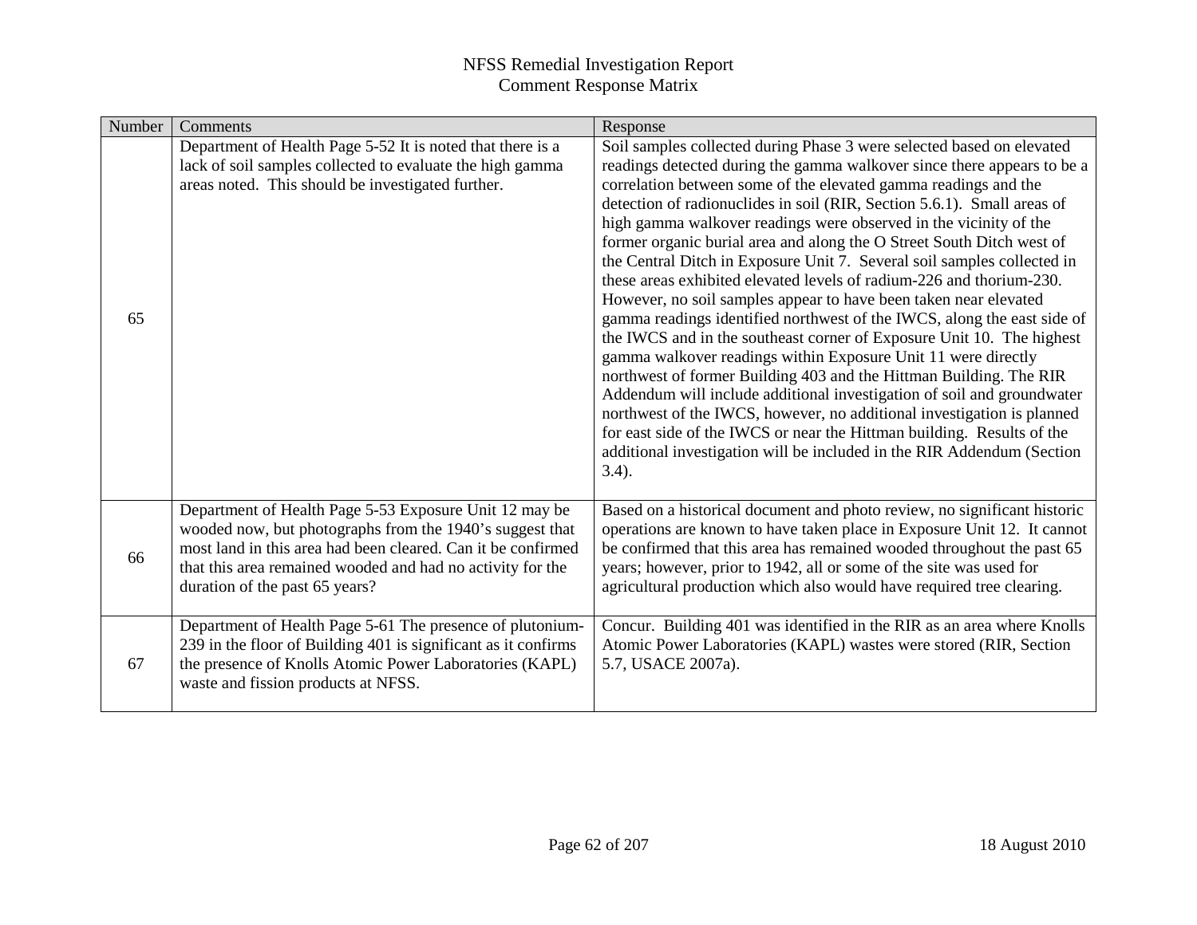| Number | Comments | Response |
|---|---|---|
| 65 | Department of Health Page 5-52 It is noted that there is a lack of soil samples collected to evaluate the high gamma areas noted. This should be investigated further. | Soil samples collected during Phase 3 were selected based on elevated readings detected during the gamma walkover since there appears to be a correlation between some of the elevated gamma readings and the detection of radionuclides in soil (RIR, Section 5.6.1). Small areas of high gamma walkover readings were observed in the vicinity of the former organic burial area and along the O Street South Ditch west of the Central Ditch in Exposure Unit 7. Several soil samples collected in these areas exhibited elevated levels of radium-226 and thorium-230. However, no soil samples appear to have been taken near elevated gamma readings identified northwest of the IWCS, along the east side of the IWCS and in the southeast corner of Exposure Unit 10. The highest gamma walkover readings within Exposure Unit 11 were directly northwest of former Building 403 and the Hittman Building. The RIR Addendum will include additional investigation of soil and groundwater northwest of the IWCS, however, no additional investigation is planned for east side of the IWCS or near the Hittman building. Results of the additional investigation will be included in the RIR Addendum (Section 3.4). |
| 66 | Department of Health Page 5-53 Exposure Unit 12 may be wooded now, but photographs from the 1940's suggest that most land in this area had been cleared. Can it be confirmed that this area remained wooded and had no activity for the duration of the past 65 years? | Based on a historical document and photo review, no significant historic operations are known to have taken place in Exposure Unit 12. It cannot be confirmed that this area has remained wooded throughout the past 65 years; however, prior to 1942, all or some of the site was used for agricultural production which also would have required tree clearing. |
| 67 | Department of Health Page 5-61 The presence of plutonium-239 in the floor of Building 401 is significant as it confirms the presence of Knolls Atomic Power Laboratories (KAPL) waste and fission products at NFSS. | Concur. Building 401 was identified in the RIR as an area where Knolls Atomic Power Laboratories (KAPL) wastes were stored (RIR, Section 5.7, USACE 2007a). |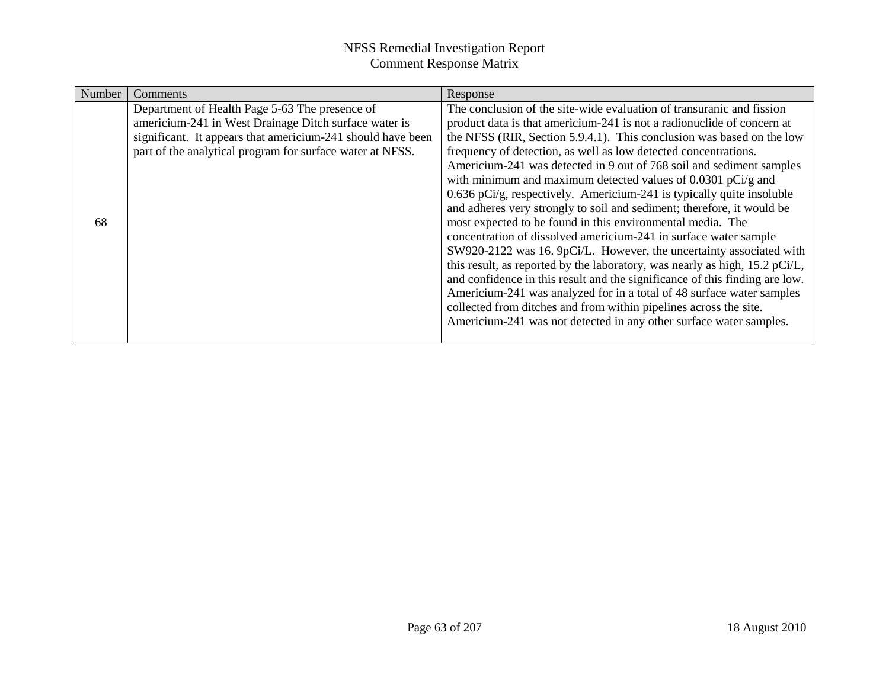| Number | Comments | Response |
|---|---|---|
| 68 | Department of Health Page 5-63 The presence of americium-241 in West Drainage Ditch surface water is significant. It appears that americium-241 should have been part of the analytical program for surface water at NFSS. | The conclusion of the site-wide evaluation of transuranic and fission product data is that americium-241 is not a radionuclide of concern at the NFSS (RIR, Section 5.9.4.1). This conclusion was based on the low frequency of detection, as well as low detected concentrations. Americium-241 was detected in 9 out of 768 soil and sediment samples with minimum and maximum detected values of 0.0301 pCi/g and 0.636 pCi/g, respectively. Americium-241 is typically quite insoluble and adheres very strongly to soil and sediment; therefore, it would be most expected to be found in this environmental media. The concentration of dissolved americium-241 in surface water sample SW920-2122 was 16. 9pCi/L. However, the uncertainty associated with this result, as reported by the laboratory, was nearly as high, 15.2 pCi/L, and confidence in this result and the significance of this finding are low. Americium-241 was analyzed for in a total of 48 surface water samples collected from ditches and from within pipelines across the site. Americium-241 was not detected in any other surface water samples. |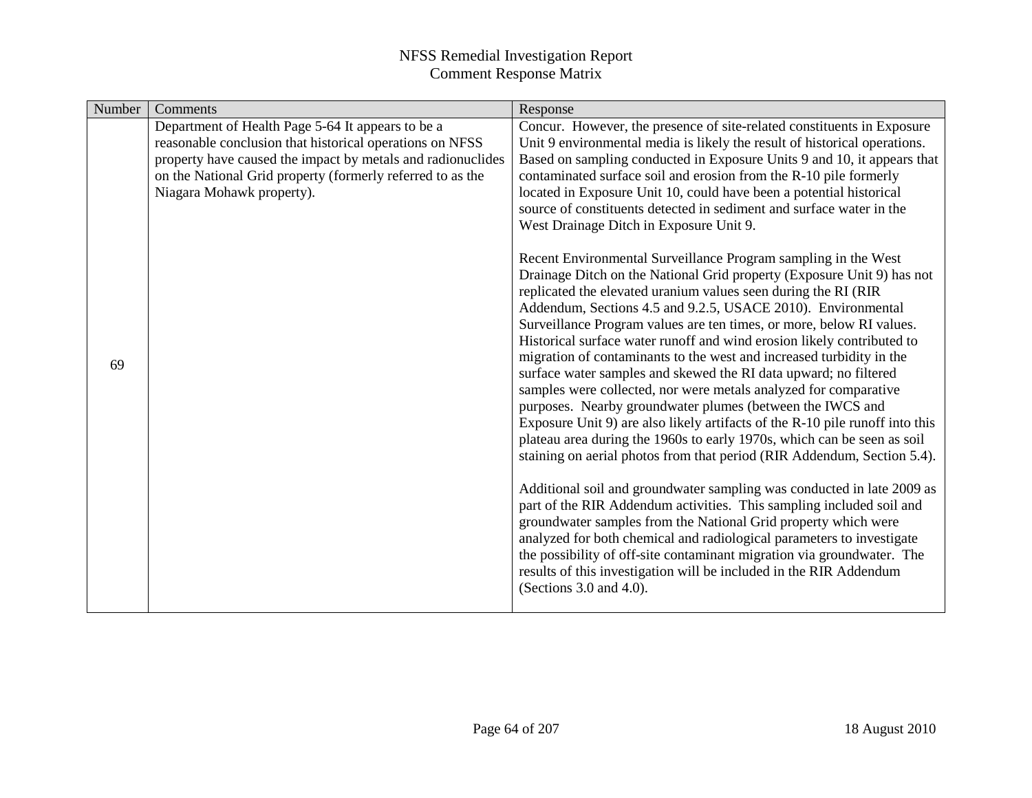# NFSS Remedial Investigation Report
## Comment Response Matrix

| Number | Comments | Response |
|---|---|---|
| 69 | Department of Health Page 5-64 It appears to be a reasonable conclusion that historical operations on NFSS property have caused the impact by metals and radionuclides on the National Grid property (formerly referred to as the Niagara Mohawk property). | Concur. However, the presence of site-related constituents in Exposure Unit 9 environmental media is likely the result of historical operations. Based on sampling conducted in Exposure Units 9 and 10, it appears that contaminated surface soil and erosion from the R-10 pile formerly located in Exposure Unit 10, could have been a potential historical source of constituents detected in sediment and surface water in the West Drainage Ditch in Exposure Unit 9.<br><br>Recent Environmental Surveillance Program sampling in the West Drainage Ditch on the National Grid property (Exposure Unit 9) has not replicated the elevated uranium values seen during the RI (RIR Addendum, Sections 4.5 and 9.2.5, USACE 2010). Environmental Surveillance Program values are ten times, or more, below RI values. Historical surface water runoff and wind erosion likely contributed to migration of contaminants to the west and increased turbidity in the surface water samples and skewed the RI data upward; no filtered samples were collected, nor were metals analyzed for comparative purposes. Nearby groundwater plumes (between the IWCS and Exposure Unit 9) are also likely artifacts of the R-10 pile runoff into this plateau area during the 1960s to early 1970s, which can be seen as soil staining on aerial photos from that period (RIR Addendum, Section 5.4).<br><br>Additional soil and groundwater sampling was conducted in late 2009 as part of the RIR Addendum activities. This sampling included soil and groundwater samples from the National Grid property which were analyzed for both chemical and radiological parameters to investigate the possibility of off-site contaminant migration via groundwater. The results of this investigation will be included in the RIR Addendum (Sections 3.0 and 4.0). |

18 August 2010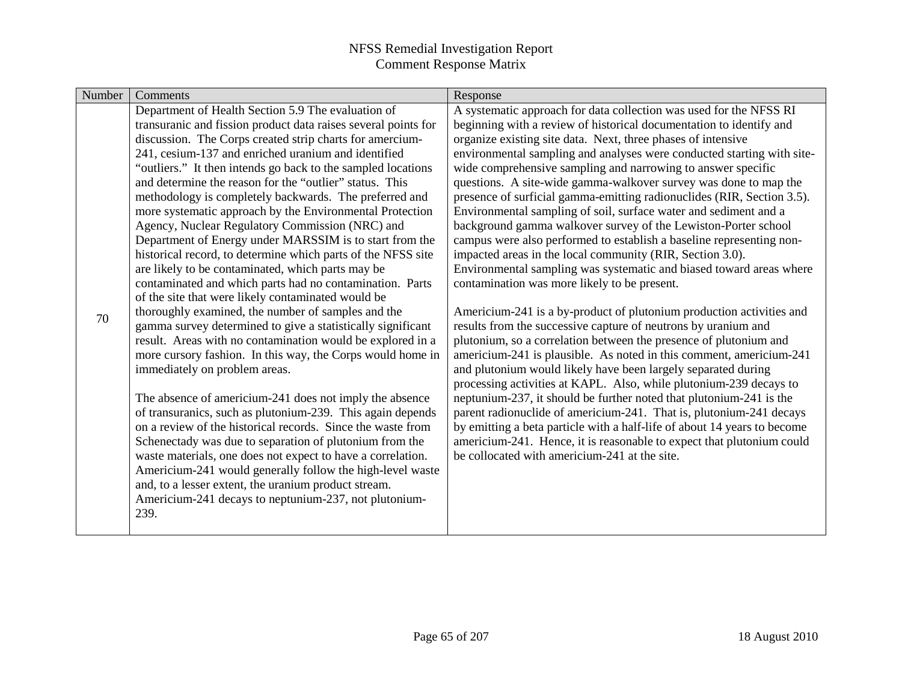# NFSS Remedial Investigation Report
## Comment Response Matrix

| Number | Comments | Response |
|---|---|---|
| 70 | Department of Health Section 5.9 The evaluation of transuranic and fission product data raises several points for discussion. The Corps created strip charts for amercium-241, cesium-137 and enriched uranium and identified "outliers." It then intends go back to the sampled locations and determine the reason for the "outlier" status. This methodology is completely backwards. The preferred and more systematic approach by the Environmental Protection Agency, Nuclear Regulatory Commission (NRC) and Department of Energy under MARSSIM is to start from the historical record, to determine which parts of the NFSS site are likely to be contaminated, which parts may be contaminated and which parts had no contamination. Parts of the site that were likely contaminated would be thoroughly examined, the number of samples and the gamma survey determined to give a statistically significant result. Areas with no contamination would be explored in a more cursory fashion. In this way, the Corps would home in immediately on problem areas.<br><br>The absence of americium-241 does not imply the absence of transuranics, such as plutonium-239. This again depends on a review of the historical records. Since the waste from Schenectady was due to separation of plutonium from the waste materials, one does not expect to have a correlation. Americium-241 would generally follow the high-level waste and, to a lesser extent, the uranium product stream. Americium-241 decays to neptunium-237, not plutonium-239. | A systematic approach for data collection was used for the NFSS RI beginning with a review of historical documentation to identify and organize existing site data. Next, three phases of intensive environmental sampling and analyses were conducted starting with site-wide comprehensive sampling and narrowing to answer specific questions. A site-wide gamma-walkover survey was done to map the presence of surficial gamma-emitting radionuclides (RIR, Section 3.5). Environmental sampling of soil, surface water and sediment and a background gamma walkover survey of the Lewiston-Porter school campus were also performed to establish a baseline representing non-impacted areas in the local community (RIR, Section 3.0). Environmental sampling was systematic and biased toward areas where contamination was more likely to be present.<br><br>Americium-241 is a by-product of plutonium production activities and results from the successive capture of neutrons by uranium and plutonium, so a correlation between the presence of plutonium and americium-241 is plausible. As noted in this comment, americium-241 and plutonium would likely have been largely separated during processing activities at KAPL. Also, while plutonium-239 decays to neptunium-237, it should be further noted that plutonium-241 is the parent radionuclide of americium-241. That is, plutonium-241 decays by emitting a beta particle with a half-life of about 14 years to become americium-241. Hence, it is reasonable to expect that plutonium could be collocated with americium-241 at the site. |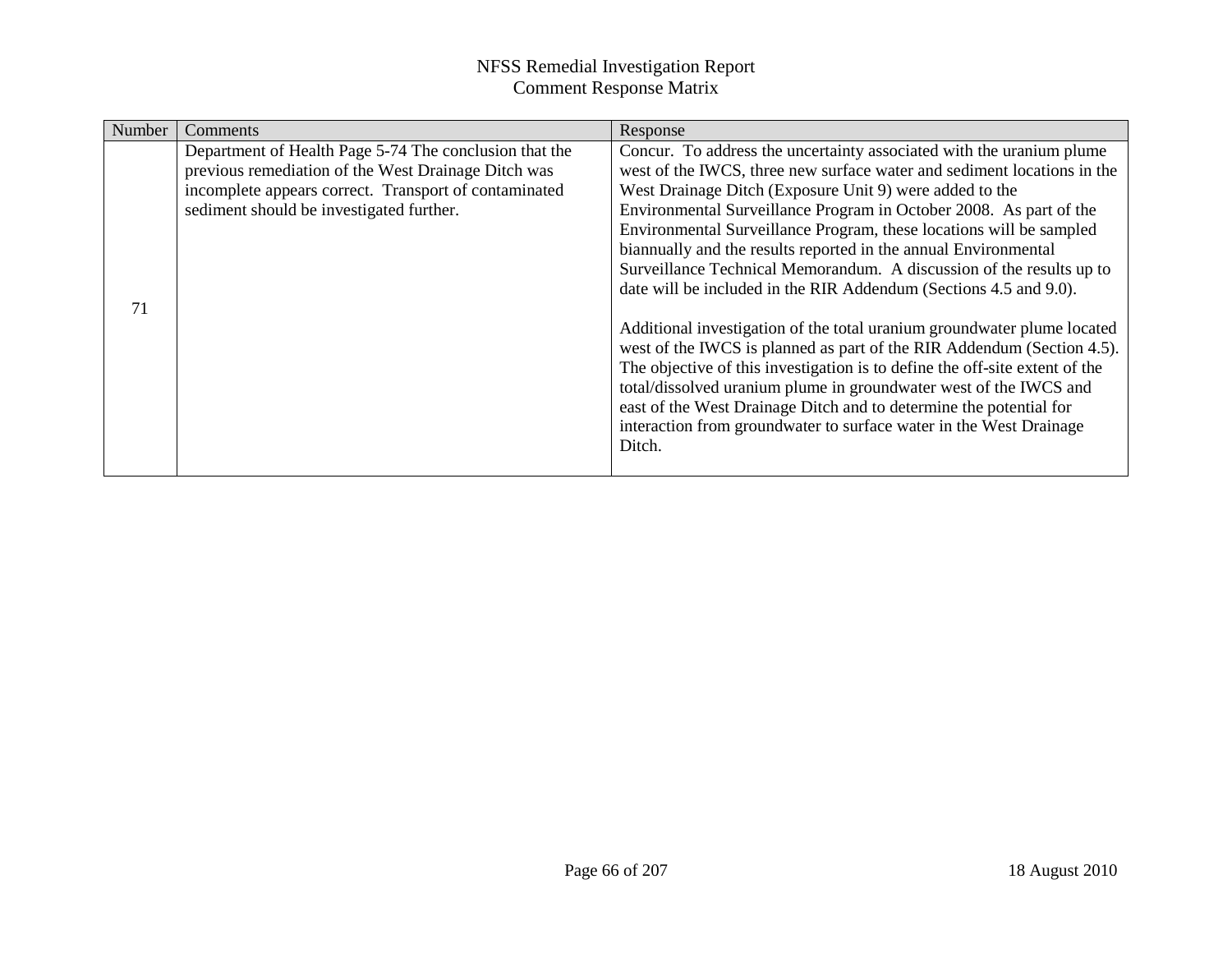| Number | Comments | Response |
|---|---|---|
| 71 | Department of Health Page 5-74 The conclusion that the previous remediation of the West Drainage Ditch was incomplete appears correct. Transport of contaminated sediment should be investigated further. | Concur. To address the uncertainty associated with the uranium plume west of the IWCS, three new surface water and sediment locations in the West Drainage Ditch (Exposure Unit 9) were added to the Environmental Surveillance Program in October 2008. As part of the Environmental Surveillance Program, these locations will be sampled biannually and the results reported in the annual Environmental Surveillance Technical Memorandum. A discussion of the results up to date will be included in the RIR Addendum (Sections 4.5 and 9.0).<br><br>Additional investigation of the total uranium groundwater plume located west of the IWCS is planned as part of the RIR Addendum (Section 4.5). The objective of this investigation is to define the off-site extent of the total/dissolved uranium plume in groundwater west of the IWCS and east of the West Drainage Ditch and to determine the potential for interaction from groundwater to surface water in the West Drainage Ditch. |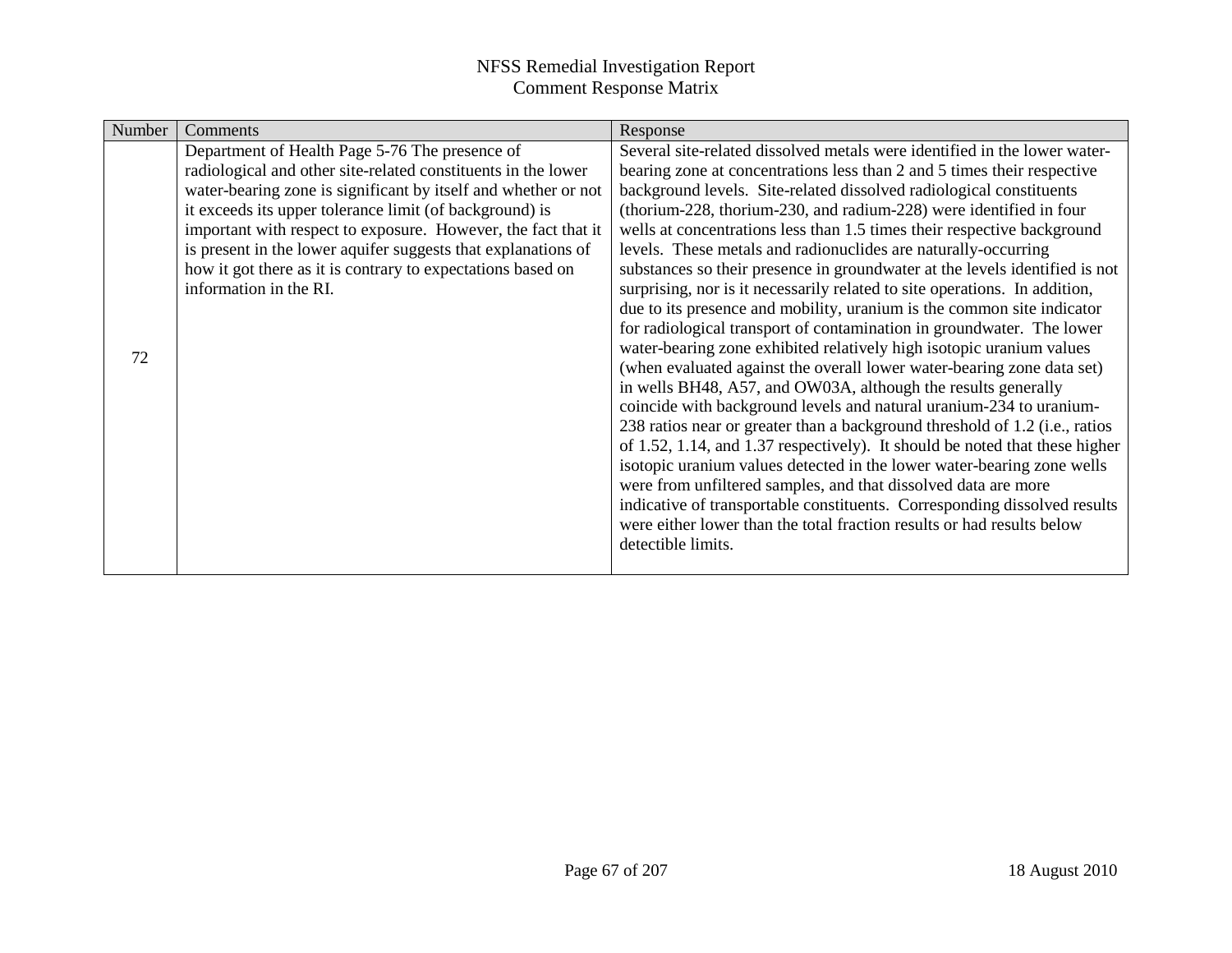| Number | Comments | Response |
|---|---|---|
| 72 | Department of Health Page 5-76 The presence of radiological and other site-related constituents in the lower water-bearing zone is significant by itself and whether or not it exceeds its upper tolerance limit (of background) is important with respect to exposure. However, the fact that it is present in the lower aquifer suggests that explanations of how it got there as it is contrary to expectations based on information in the RI. | Several site-related dissolved metals were identified in the lower water-bearing zone at concentrations less than 2 and 5 times their respective background levels. Site-related dissolved radiological constituents (thorium-228, thorium-230, and radium-228) were identified in four wells at concentrations less than 1.5 times their respective background levels. These metals and radionuclides are naturally-occurring substances so their presence in groundwater at the levels identified is not surprising, nor is it necessarily related to site operations. In addition, due to its presence and mobility, uranium is the common site indicator for radiological transport of contamination in groundwater. The lower water-bearing zone exhibited relatively high isotopic uranium values (when evaluated against the overall lower water-bearing zone data set) in wells BH48, A57, and OW03A, although the results generally coincide with background levels and natural uranium-234 to uranium-238 ratios near or greater than a background threshold of 1.2 (i.e., ratios of 1.52, 1.14, and 1.37 respectively). It should be noted that these higher isotopic uranium values detected in the lower water-bearing zone wells were from unfiltered samples, and that dissolved data are more indicative of transportable constituents. Corresponding dissolved results were either lower than the total fraction results or had results below detectible limits. |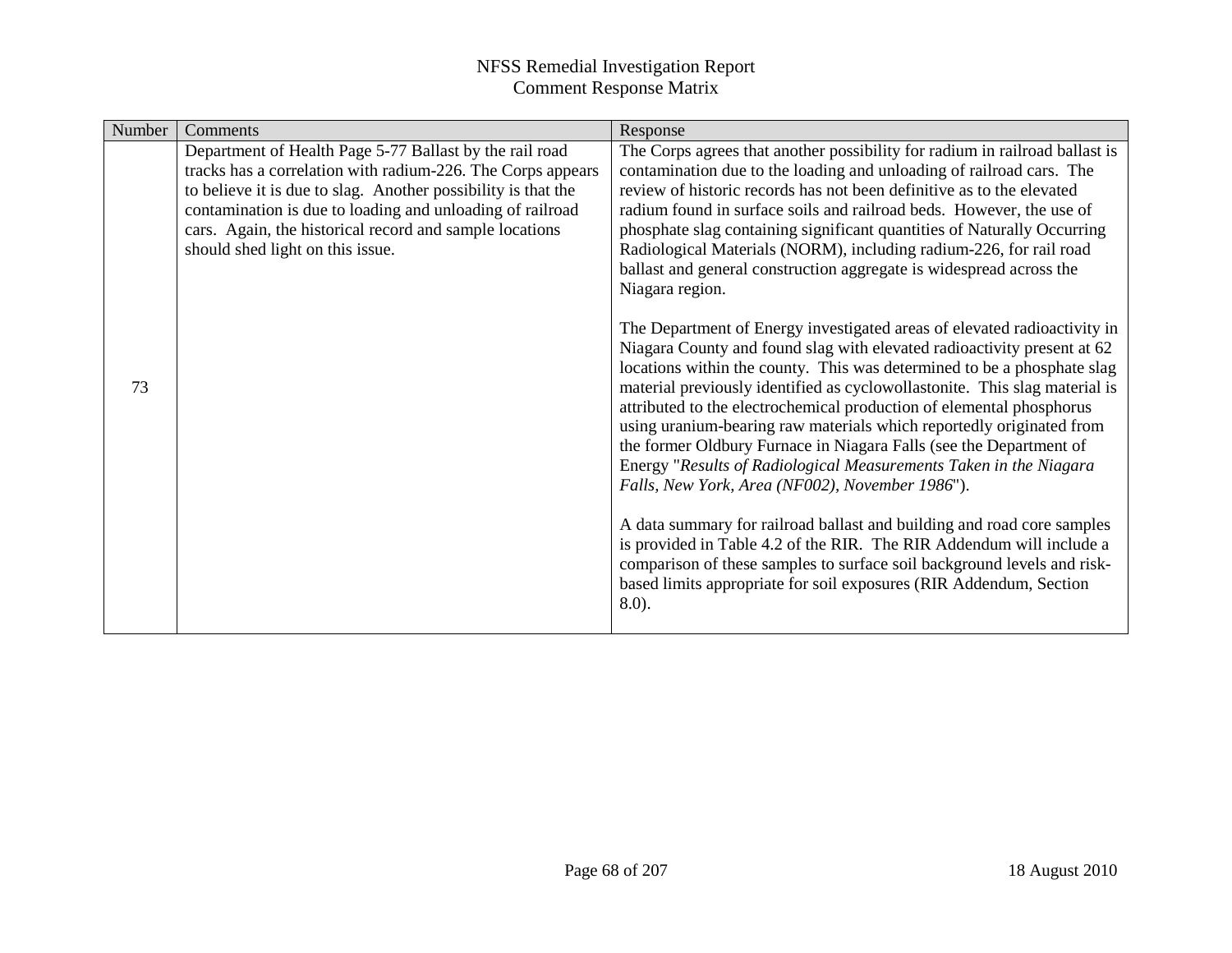# NFSS Remedial Investigation Report
## Comment Response Matrix

| Number | Comments | Response |
|---|---|---|
| 73 | Department of Health Page 5-77 Ballast by the rail road tracks has a correlation with radium-226. The Corps appears to believe it is due to slag. Another possibility is that the contamination is due to loading and unloading of railroad cars. Again, the historical record and sample locations should shed light on this issue. | The Corps agrees that another possibility for radium in railroad ballast is contamination due to the loading and unloading of railroad cars. The review of historic records has not been definitive as to the elevated radium found in surface soils and railroad beds. However, the use of phosphate slag containing significant quantities of Naturally Occurring Radiological Materials (NORM), including radium-226, for rail road ballast and general construction aggregate is widespread across the Niagara region.<br><br>The Department of Energy investigated areas of elevated radioactivity in Niagara County and found slag with elevated radioactivity present at 62 locations within the county. This was determined to be a phosphate slag material previously identified as cyclowollastonite. This slag material is attributed to the electrochemical production of elemental phosphorus using uranium-bearing raw materials which reportedly originated from the former Oldbury Furnace in Niagara Falls (see the Department of Energy "*Results of Radiological Measurements Taken in the Niagara Falls, New York, Area (NF002), November 1986*").<br><br>A data summary for railroad ballast and building and road core samples is provided in Table 4.2 of the RIR. The RIR Addendum will include a comparison of these samples to surface soil background levels and risk-based limits appropriate for soil exposures (RIR Addendum, Section 8.0). |

18 August 2010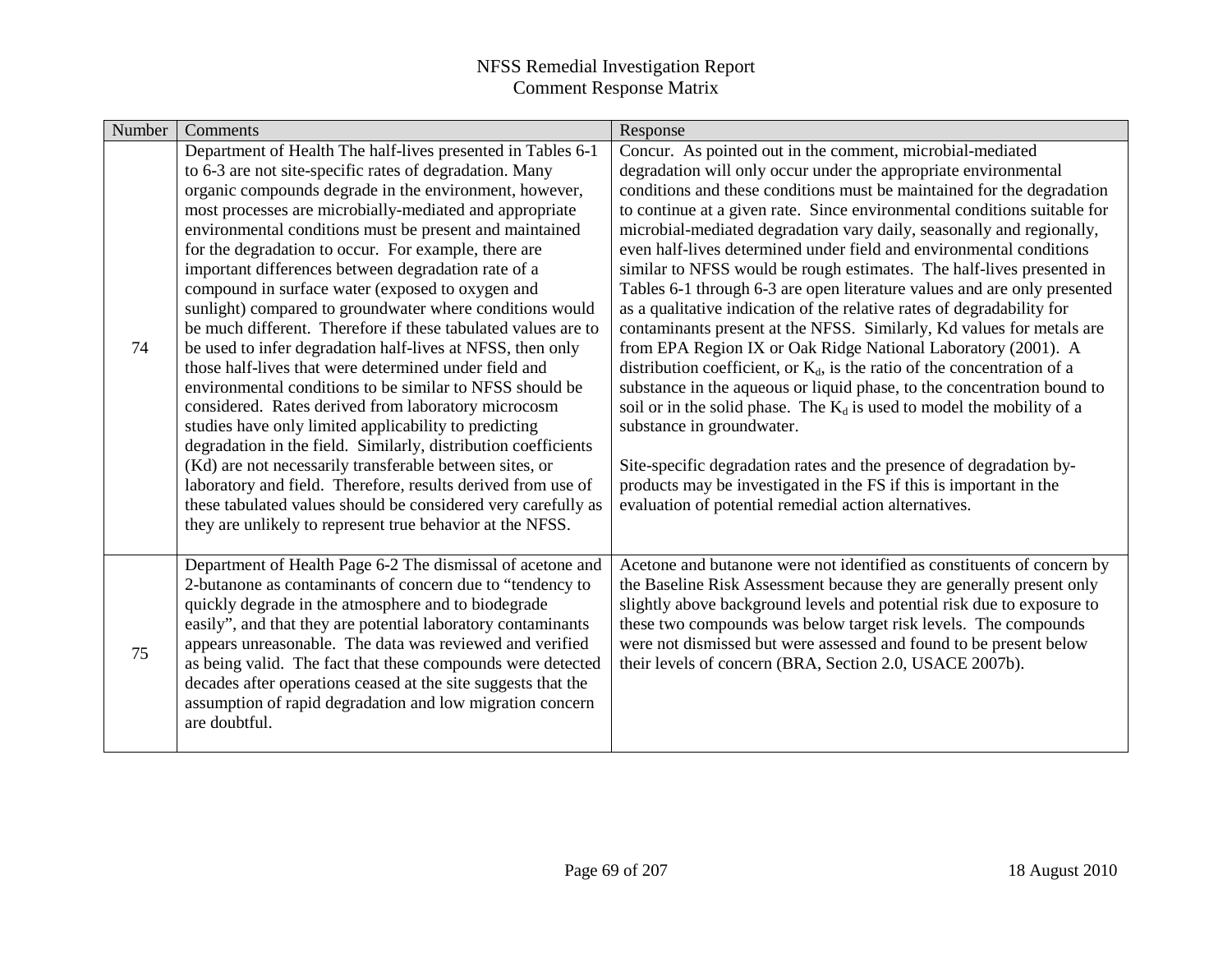| Number | Comments | Response |
|---|---|---|
| 74 | Department of Health The half-lives presented in Tables 6-1 to 6-3 are not site-specific rates of degradation. Many organic compounds degrade in the environment, however, most processes are microbially-mediated and appropriate environmental conditions must be present and maintained for the degradation to occur. For example, there are important differences between degradation rate of a compound in surface water (exposed to oxygen and sunlight) compared to groundwater where conditions would be much different. Therefore if these tabulated values are to be used to infer degradation half-lives at NFSS, then only those half-lives that were determined under field and environmental conditions to be similar to NFSS should be considered. Rates derived from laboratory microcosm studies have only limited applicability to predicting degradation in the field. Similarly, distribution coefficients (Kd) are not necessarily transferable between sites, or laboratory and field. Therefore, results derived from use of these tabulated values should be considered very carefully as they are unlikely to represent true behavior at the NFSS. | Concur. As pointed out in the comment, microbial-mediated degradation will only occur under the appropriate environmental conditions and these conditions must be maintained for the degradation to continue at a given rate. Since environmental conditions suitable for microbial-mediated degradation vary daily, seasonally and regionally, even half-lives determined under field and environmental conditions similar to NFSS would be rough estimates. The half-lives presented in Tables 6-1 through 6-3 are open literature values and are only presented as a qualitative indication of the relative rates of degradability for contaminants present at the NFSS. Similarly, Kd values for metals are from EPA Region IX or Oak Ridge National Laboratory (2001). A distribution coefficient, or $K_d$, is the ratio of the concentration of a substance in the aqueous or liquid phase, to the concentration bound to soil or in the solid phase. The $K_d$ is used to model the mobility of a substance in groundwater.<br><br>Site-specific degradation rates and the presence of degradation by-products may be investigated in the FS if this is important in the evaluation of potential remedial action alternatives. |
| 75 | Department of Health Page 6-2 The dismissal of acetone and 2-butanone as contaminants of concern due to "tendency to quickly degrade in the atmosphere and to biodegrade easily", and that they are potential laboratory contaminants appears unreasonable. The data was reviewed and verified as being valid. The fact that these compounds were detected decades after operations ceased at the site suggests that the assumption of rapid degradation and low migration concern are doubtful. | Acetone and butanone were not identified as constituents of concern by the Baseline Risk Assessment because they are generally present only slightly above background levels and potential risk due to exposure to these two compounds was below target risk levels. The compounds were not dismissed but were assessed and found to be present below their levels of concern (BRA, Section 2.0, USACE 2007b). |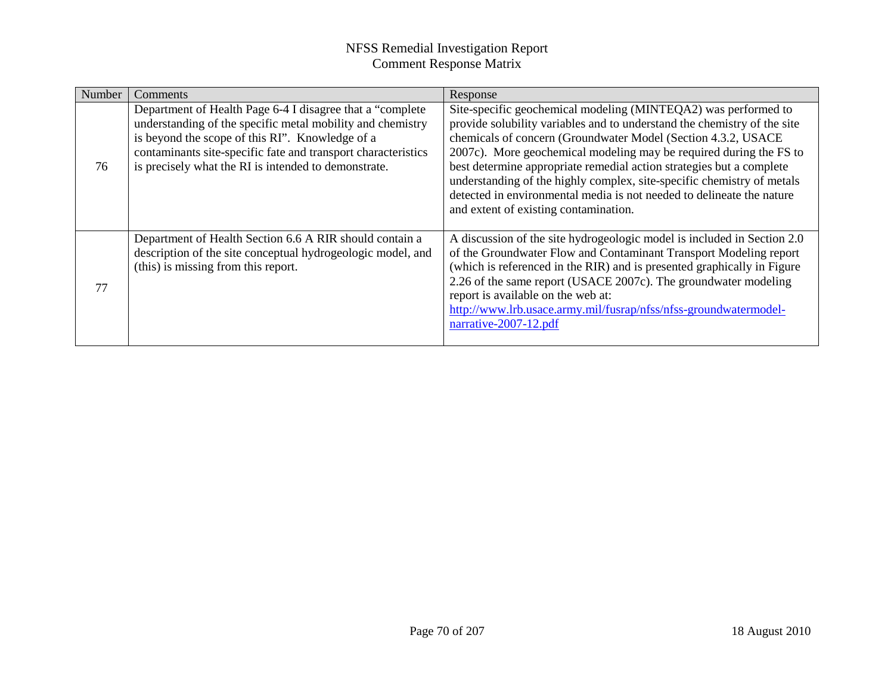| Number | Comments | Response |
|---|---|---|
| 76 | Department of Health Page 6-4 I disagree that a "complete understanding of the specific metal mobility and chemistry is beyond the scope of this RI". Knowledge of a contaminants site-specific fate and transport characteristics is precisely what the RI is intended to demonstrate. | Site-specific geochemical modeling (MINTEQA2) was performed to provide solubility variables and to understand the chemistry of the site chemicals of concern (Groundwater Model (Section 4.3.2, USACE 2007c). More geochemical modeling may be required during the FS to best determine appropriate remedial action strategies but a complete understanding of the highly complex, site-specific chemistry of metals detected in environmental media is not needed to delineate the nature and extent of existing contamination. |
| 77 | Department of Health Section 6.6 A RIR should contain a description of the site conceptual hydrogeologic model, and (this) is missing from this report. | A discussion of the site hydrogeologic model is included in Section 2.0 of the Groundwater Flow and Contaminant Transport Modeling report (which is referenced in the RIR) and is presented graphically in Figure 2.26 of the same report (USACE 2007c). The groundwater modeling report is available on the web at: [http://www.lrb.usace.army.mil/fusrap/nfss/nfss-groundwatermodel-narrative-2007-12.pdf](http://www.lrb.usace.army.mil/fusrap/nfss/nfss-groundwatermodel-narrative-2007-12.pdf) |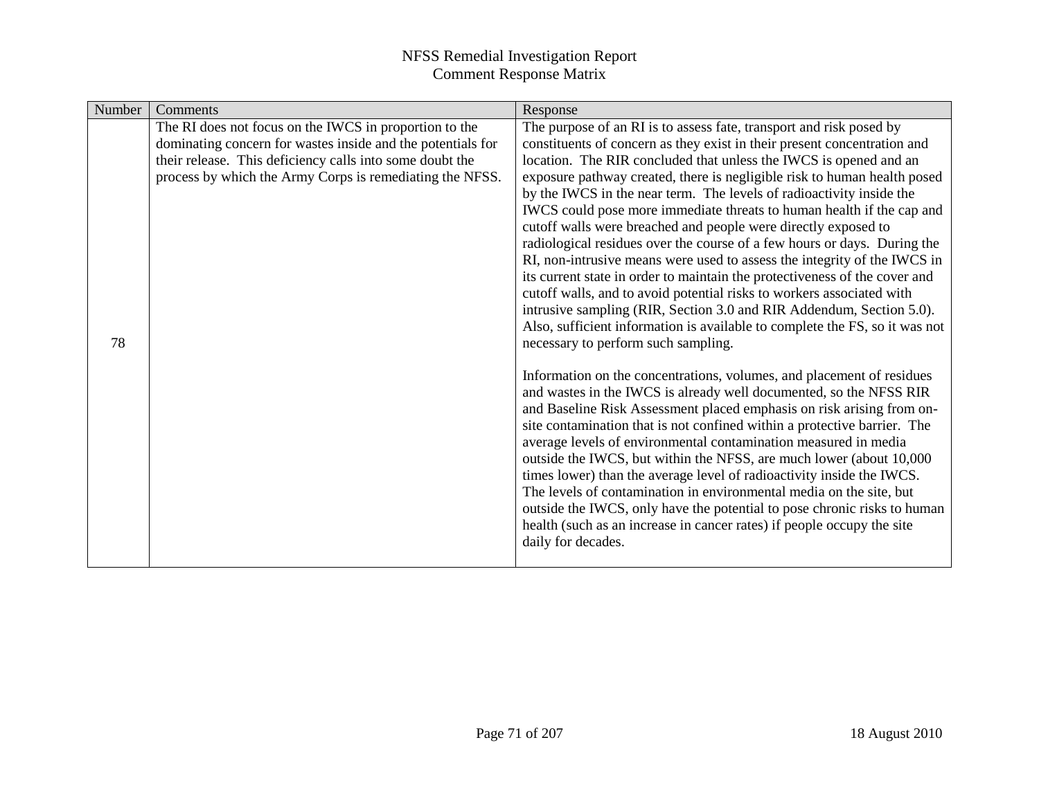# NFSS Remedial Investigation Report
## Comment Response Matrix

| Number | Comments | Response |
|---|---|---|
| 78 | The RI does not focus on the IWCS in proportion to the dominating concern for wastes inside and the potentials for their release. This deficiency calls into some doubt the process by which the Army Corps is remediating the NFSS. | The purpose of an RI is to assess fate, transport and risk posed by constituents of concern as they exist in their present concentration and location. The RIR concluded that unless the IWCS is opened and an exposure pathway created, there is negligible risk to human health posed by the IWCS in the near term. The levels of radioactivity inside the IWCS could pose more immediate threats to human health if the cap and cutoff walls were breached and people were directly exposed to radiological residues over the course of a few hours or days. During the RI, non-intrusive means were used to assess the integrity of the IWCS in its current state in order to maintain the protectiveness of the cover and cutoff walls, and to avoid potential risks to workers associated with intrusive sampling (RIR, Section 3.0 and RIR Addendum, Section 5.0). Also, sufficient information is available to complete the FS, so it was not necessary to perform such sampling.<br><br>Information on the concentrations, volumes, and placement of residues and wastes in the IWCS is already well documented, so the NFSS RIR and Baseline Risk Assessment placed emphasis on risk arising from on-site contamination that is not confined within a protective barrier. The average levels of environmental contamination measured in media outside the IWCS, but within the NFSS, are much lower (about 10,000 times lower) than the average level of radioactivity inside the IWCS. The levels of contamination in environmental media on the site, but outside the IWCS, only have the potential to pose chronic risks to human health (such as an increase in cancer rates) if people occupy the site daily for decades. |

18 August 2010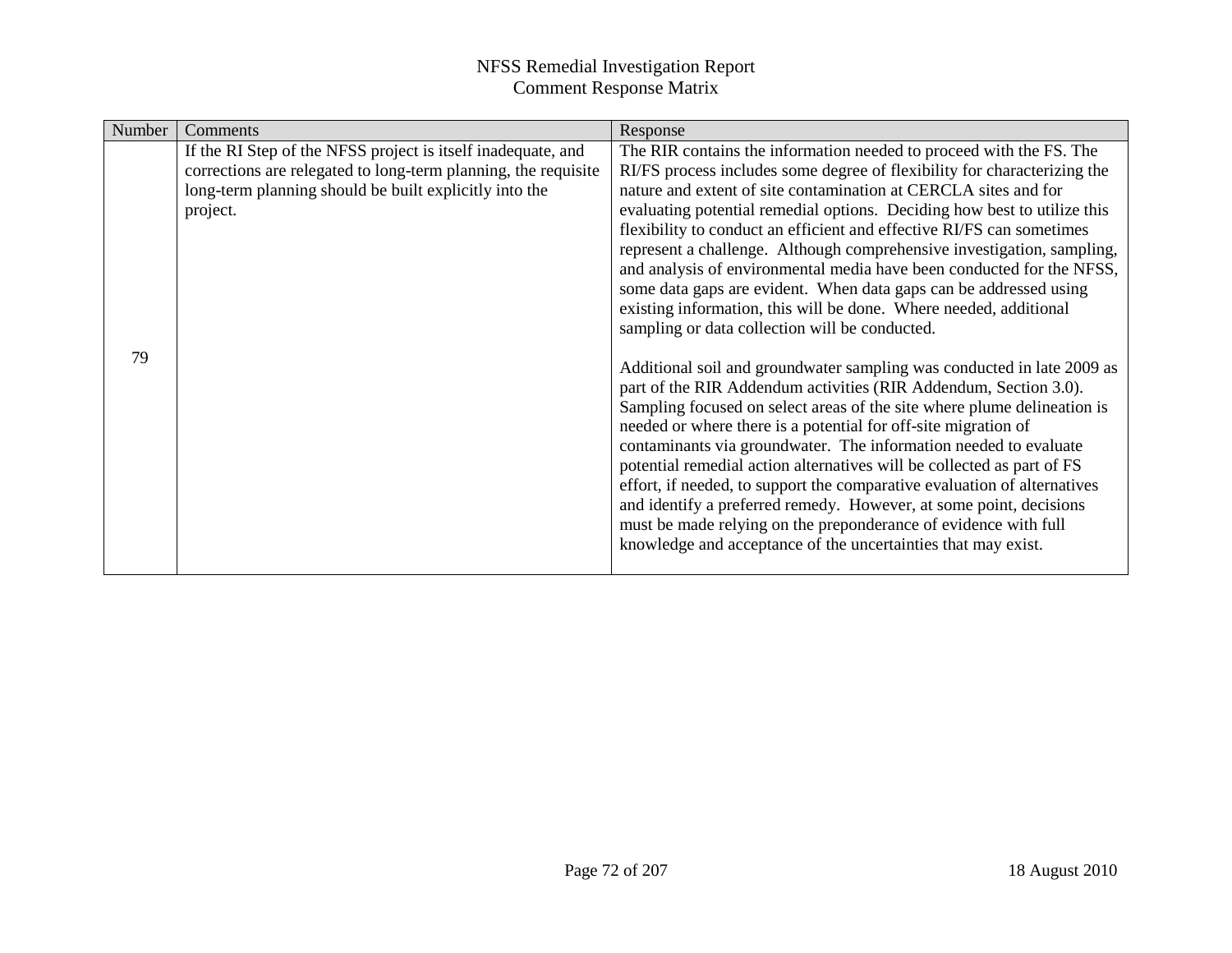| Number | Comments | Response |
|---|---|---|
| 79 | If the RI Step of the NFSS project is itself inadequate, and corrections are relegated to long-term planning, the requisite long-term planning should be built explicitly into the project. | The RIR contains the information needed to proceed with the FS. The RI/FS process includes some degree of flexibility for characterizing the nature and extent of site contamination at CERCLA sites and for evaluating potential remedial options. Deciding how best to utilize this flexibility to conduct an efficient and effective RI/FS can sometimes represent a challenge. Although comprehensive investigation, sampling, and analysis of environmental media have been conducted for the NFSS, some data gaps are evident. When data gaps can be addressed using existing information, this will be done. Where needed, additional sampling or data collection will be conducted.<br><br>Additional soil and groundwater sampling was conducted in late 2009 as part of the RIR Addendum activities (RIR Addendum, Section 3.0). Sampling focused on select areas of the site where plume delineation is needed or where there is a potential for off-site migration of contaminants via groundwater. The information needed to evaluate potential remedial action alternatives will be collected as part of FS effort, if needed, to support the comparative evaluation of alternatives and identify a preferred remedy. However, at some point, decisions must be made relying on the preponderance of evidence with full knowledge and acceptance of the uncertainties that may exist. |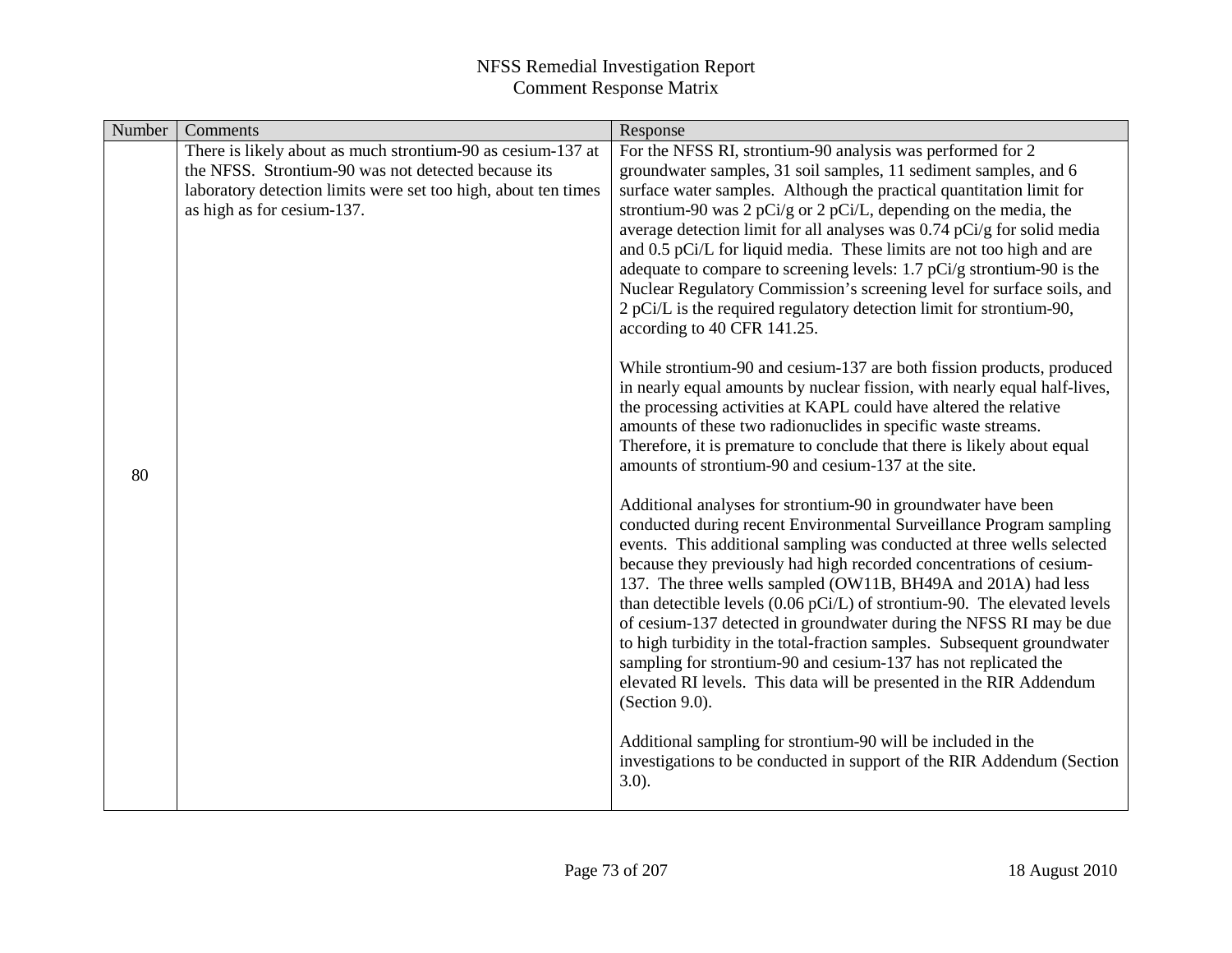NFSS Remedial Investigation Report
Comment Response Matrix

| Number | Comments | Response |
| --- | --- | --- |
| 80 | There is likely about as much strontium-90 as cesium-137 at the NFSS. Strontium-90 was not detected because its laboratory detection limits were set too high, about ten times as high as for cesium-137. | For the NFSS RI, strontium-90 analysis was performed for 2 groundwater samples, 31 soil samples, 11 sediment samples, and 6 surface water samples. Although the practical quantitation limit for strontium-90 was 2 pCi/g or 2 pCi/L, depending on the media, the average detection limit for all analyses was 0.74 pCi/g for solid media and 0.5 pCi/L for liquid media. These limits are not too high and are adequate to compare to screening levels: 1.7 pCi/g strontium-90 is the Nuclear Regulatory Commission's screening level for surface soils, and 2 pCi/L is the required regulatory detection limit for strontium-90, according to 40 CFR 141.25.<br><br>While strontium-90 and cesium-137 are both fission products, produced in nearly equal amounts by nuclear fission, with nearly equal half-lives, the processing activities at KAPL could have altered the relative amounts of these two radionuclides in specific waste streams. Therefore, it is premature to conclude that there is likely about equal amounts of strontium-90 and cesium-137 at the site.<br><br>Additional analyses for strontium-90 in groundwater have been conducted during recent Environmental Surveillance Program sampling events. This additional sampling was conducted at three wells selected because they previously had high recorded concentrations of cesium-137. The three wells sampled (OW11B, BH49A and 201A) had less than detectible levels (0.06 pCi/L) of strontium-90. The elevated levels of cesium-137 detected in groundwater during the NFSS RI may be due to high turbidity in the total-fraction samples. Subsequent groundwater sampling for strontium-90 and cesium-137 has not replicated the elevated RI levels. This data will be presented in the RIR Addendum (Section 9.0).<br><br>Additional sampling for strontium-90 will be included in the investigations to be conducted in support of the RIR Addendum (Section 3.0). |

18 August 2010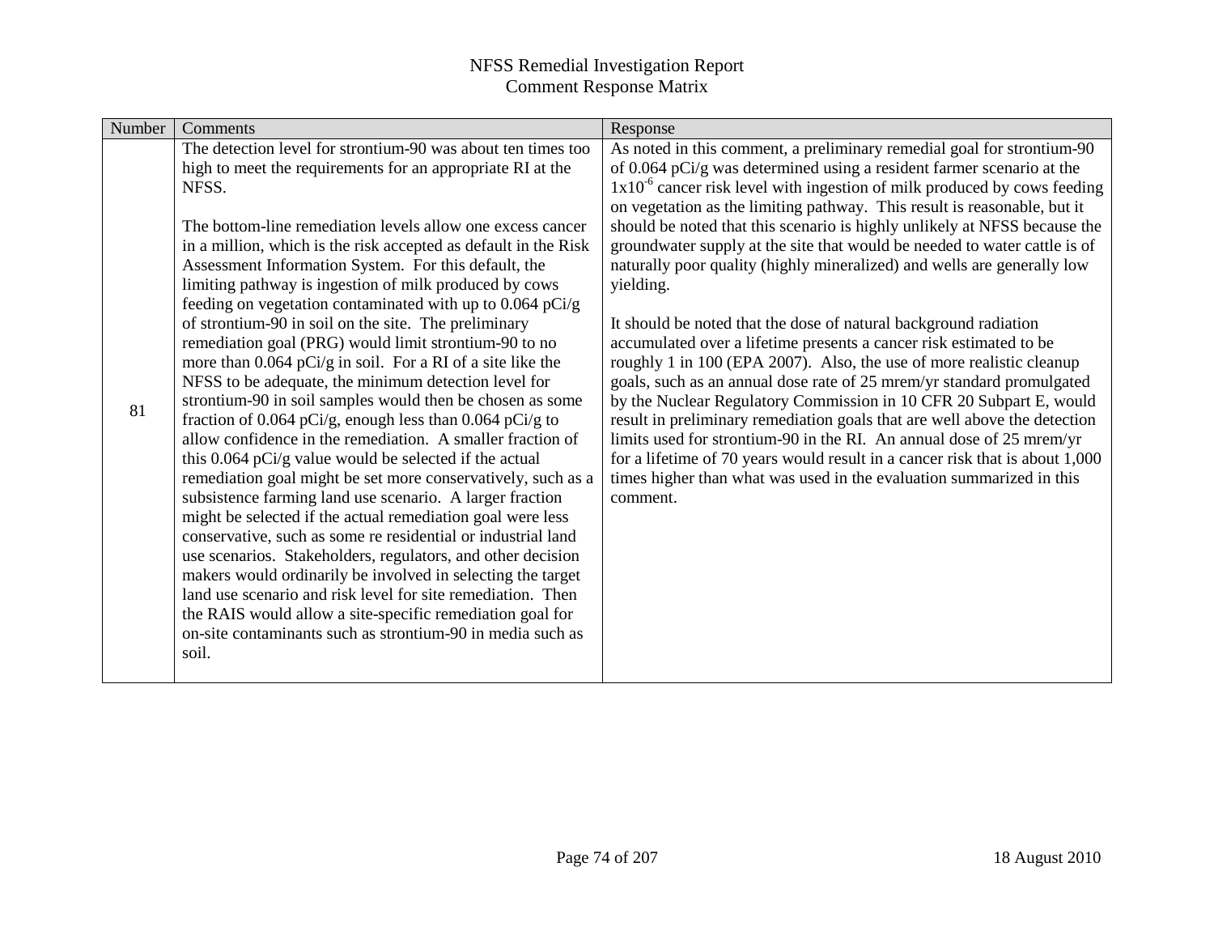# NFSS Remedial Investigation Report
## Comment Response Matrix

| Number | Comments | Response |
|---|---|---|
| 81 | The detection level for strontium-90 was about ten times too high to meet the requirements for an appropriate RI at the NFSS.<br><br>The bottom-line remediation levels allow one excess cancer in a million, which is the risk accepted as default in the Risk Assessment Information System. For this default, the limiting pathway is ingestion of milk produced by cows feeding on vegetation contaminated with up to 0.064 pCi/g of strontium-90 in soil on the site. The preliminary remediation goal (PRG) would limit strontium-90 to no more than 0.064 pCi/g in soil. For a RI of a site like the NFSS to be adequate, the minimum detection level for strontium-90 in soil samples would then be chosen as some fraction of 0.064 pCi/g, enough less than 0.064 pCi/g to allow confidence in the remediation. A smaller fraction of this 0.064 pCi/g value would be selected if the actual remediation goal might be set more conservatively, such as a subsistence farming land use scenario. A larger fraction might be selected if the actual remediation goal were less conservative, such as some re residential or industrial land use scenarios. Stakeholders, regulators, and other decision makers would ordinarily be involved in selecting the target land use scenario and risk level for site remediation. Then the RAIS would allow a site-specific remediation goal for on-site contaminants such as strontium-90 in media such as soil. | As noted in this comment, a preliminary remedial goal for strontium-90 of 0.064 pCi/g was determined using a resident farmer scenario at the $1x10^{-6}$ cancer risk level with ingestion of milk produced by cows feeding on vegetation as the limiting pathway. This result is reasonable, but it should be noted that this scenario is highly unlikely at NFSS because the groundwater supply at the site that would be needed to water cattle is of naturally poor quality (highly mineralized) and wells are generally low yielding.<br><br>It should be noted that the dose of natural background radiation accumulated over a lifetime presents a cancer risk estimated to be roughly 1 in 100 (EPA 2007). Also, the use of more realistic cleanup goals, such as an annual dose rate of 25 mrem/yr standard promulgated by the Nuclear Regulatory Commission in 10 CFR 20 Subpart E, would result in preliminary remediation goals that are well above the detection limits used for strontium-90 in the RI. An annual dose of 25 mrem/yr for a lifetime of 70 years would result in a cancer risk that is about 1,000 times higher than what was used in the evaluation summarized in this comment. |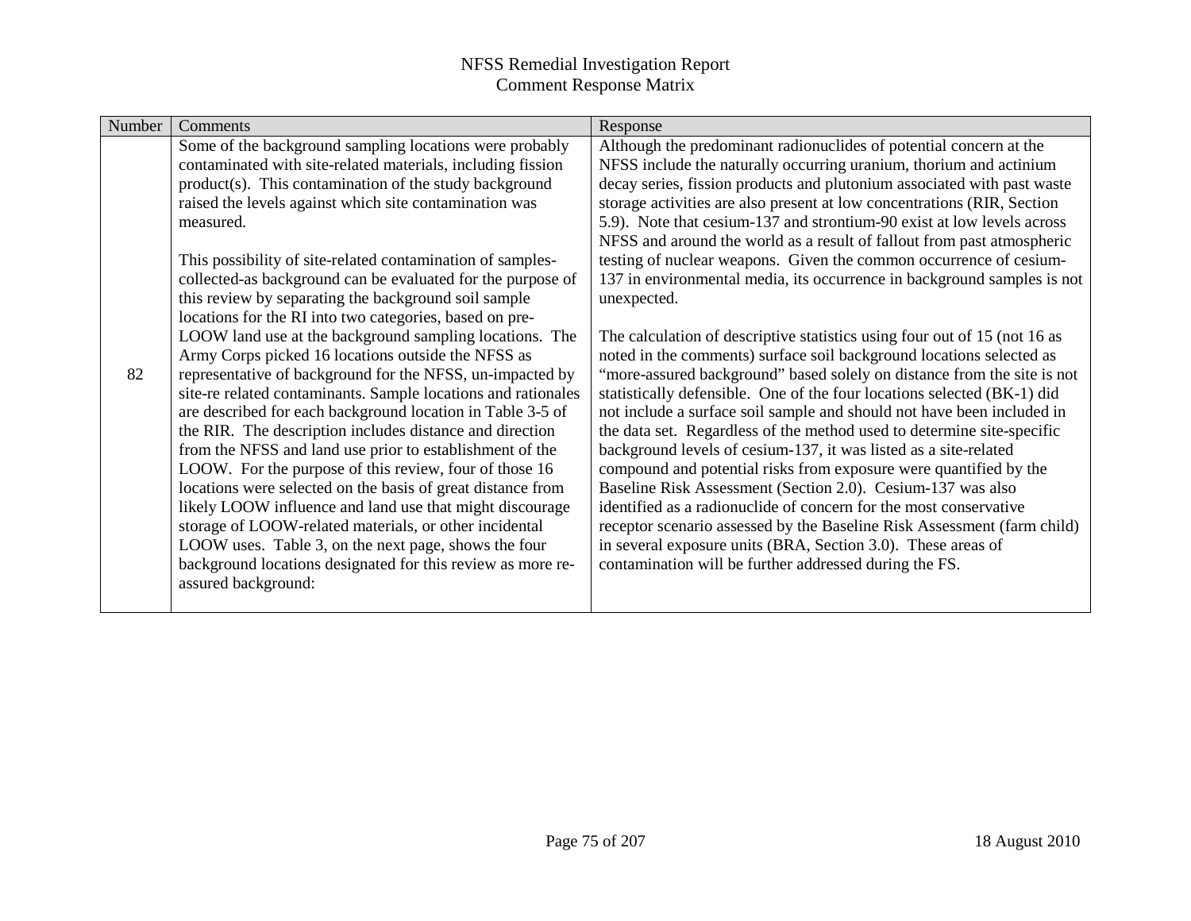| Number | Comments | Response |
|---|---|---|
| 82 | Some of the background sampling locations were probably contaminated with site-related materials, including fission product(s). This contamination of the study background raised the levels against which site contamination was measured.<br><br>This possibility of site-related contamination of samples-collected-as background can be evaluated for the purpose of this review by separating the background soil sample locations for the RI into two categories, based on pre-LOOW land use at the background sampling locations. The Army Corps picked 16 locations outside the NFSS as representative of background for the NFSS, un-impacted by site-re related contaminants. Sample locations and rationales are described for each background location in Table 3-5 of the RIR. The description includes distance and direction from the NFSS and land use prior to establishment of the LOOW. For the purpose of this review, four of those 16 locations were selected on the basis of great distance from likely LOOW influence and land use that might discourage storage of LOOW-related materials, or other incidental LOOW uses. Table 3, on the next page, shows the four background locations designated for this review as more re-assured background: | Although the predominant radionuclides of potential concern at the NFSS include the naturally occurring uranium, thorium and actinium decay series, fission products and plutonium associated with past waste storage activities are also present at low concentrations (RIR, Section 5.9). Note that cesium-137 and strontium-90 exist at low levels across NFSS and around the world as a result of fallout from past atmospheric testing of nuclear weapons. Given the common occurrence of cesium-137 in environmental media, its occurrence in background samples is not unexpected.<br><br>The calculation of descriptive statistics using four out of 15 (not 16 as noted in the comments) surface soil background locations selected as "more-assured background" based solely on distance from the site is not statistically defensible. One of the four locations selected (BK-1) did not include a surface soil sample and should not have been included in the data set. Regardless of the method used to determine site-specific background levels of cesium-137, it was listed as a site-related compound and potential risks from exposure were quantified by the Baseline Risk Assessment (Section 2.0). Cesium-137 was also identified as a radionuclide of concern for the most conservative receptor scenario assessed by the Baseline Risk Assessment (farm child) in several exposure units (BRA, Section 3.0). These areas of contamination will be further addressed during the FS. |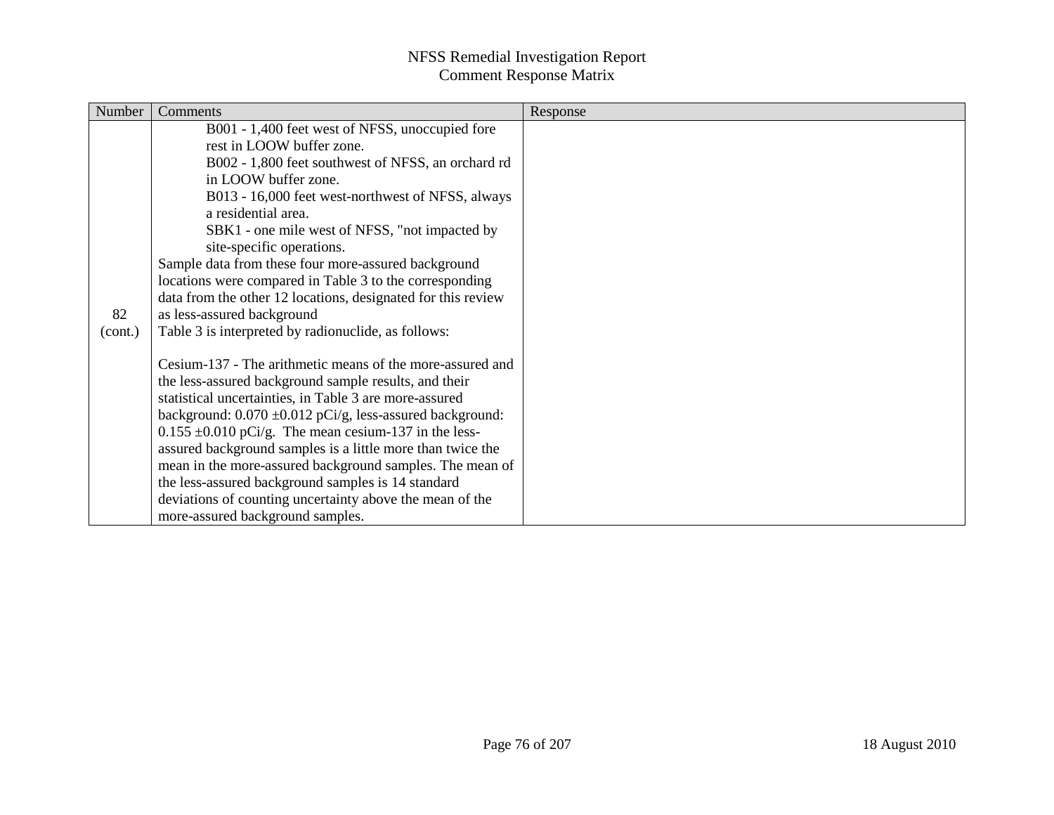| Number | Comments | Response |
|---|---|---|
| 82 (cont.) | B001 - 1,400 feet west of NFSS, unoccupied fore rest in LOOW buffer zone.<br>B002 - 1,800 feet southwest of NFSS, an orchard rd in LOOW buffer zone.<br>B013 - 16,000 feet west-northwest of NFSS, always a residential area.<br>SBK1 - one mile west of NFSS, "not impacted by site-specific operations.<br>Sample data from these four more-assured background locations were compared in Table 3 to the corresponding data from the other 12 locations, designated for this review as less-assured background<br>Table 3 is interpreted by radionuclide, as follows:<br><br>Cesium-137 - The arithmetic means of the more-assured and the less-assured background sample results, and their statistical uncertainties, in Table 3 are more-assured background: 0.070 ±0.012 pCi/g, less-assured background: 0.155 ±0.010 pCi/g. The mean cesium-137 in the less-assured background samples is a little more than twice the mean in the more-assured background samples. The mean of the less-assured background samples is 14 standard deviations of counting uncertainty above the mean of the more-assured background samples. | |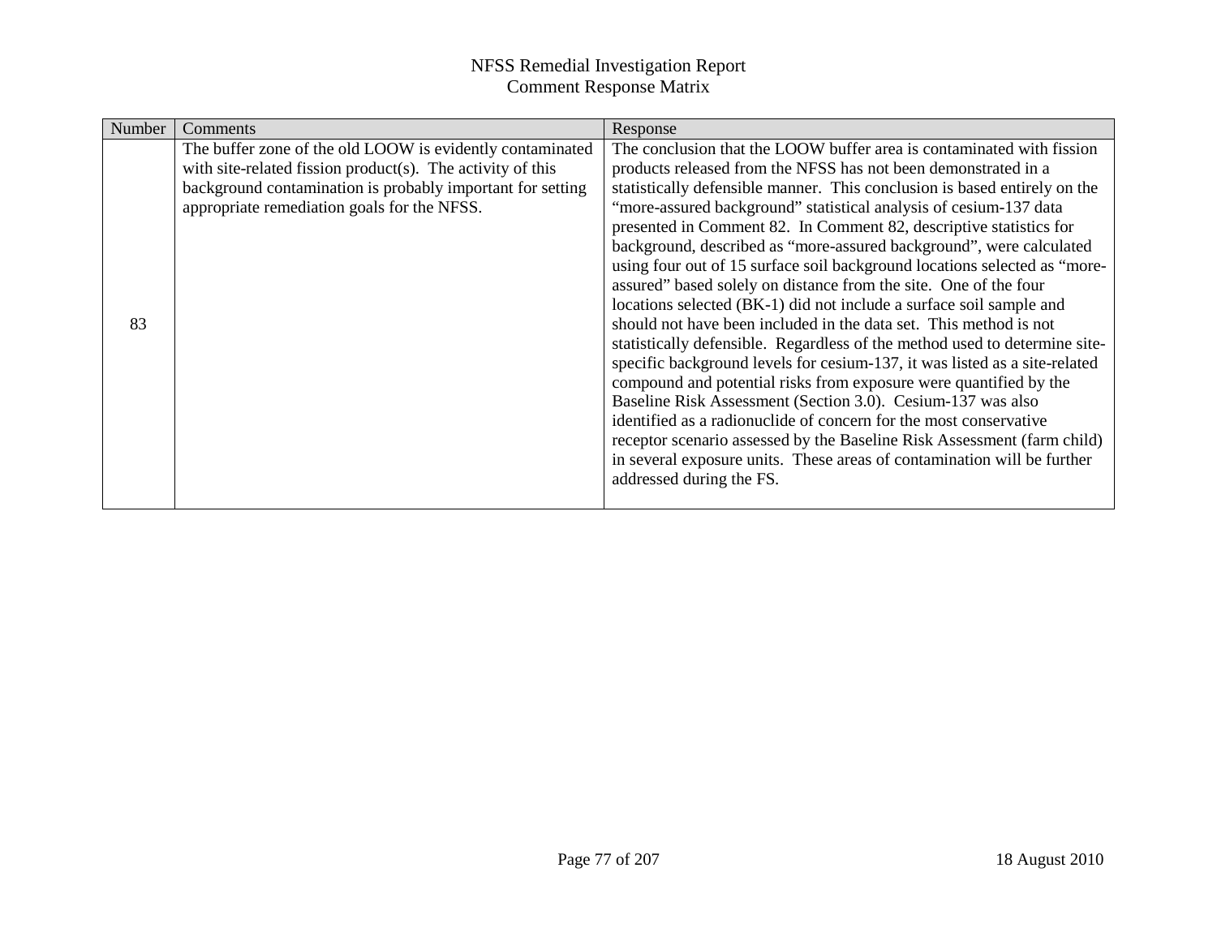| Number | Comments | Response |
|---|---|---|
| 83 | The buffer zone of the old LOOW is evidently contaminated with site-related fission product(s). The activity of this background contamination is probably important for setting appropriate remediation goals for the NFSS. | The conclusion that the LOOW buffer area is contaminated with fission products released from the NFSS has not been demonstrated in a statistically defensible manner. This conclusion is based entirely on the "more-assured background" statistical analysis of cesium-137 data presented in Comment 82. In Comment 82, descriptive statistics for background, described as "more-assured background", were calculated using four out of 15 surface soil background locations selected as "more-assured" based solely on distance from the site. One of the four locations selected (BK-1) did not include a surface soil sample and should not have been included in the data set. This method is not statistically defensible. Regardless of the method used to determine site-specific background levels for cesium-137, it was listed as a site-related compound and potential risks from exposure were quantified by the Baseline Risk Assessment (Section 3.0). Cesium-137 was also identified as a radionuclide of concern for the most conservative receptor scenario assessed by the Baseline Risk Assessment (farm child) in several exposure units. These areas of contamination will be further addressed during the FS. |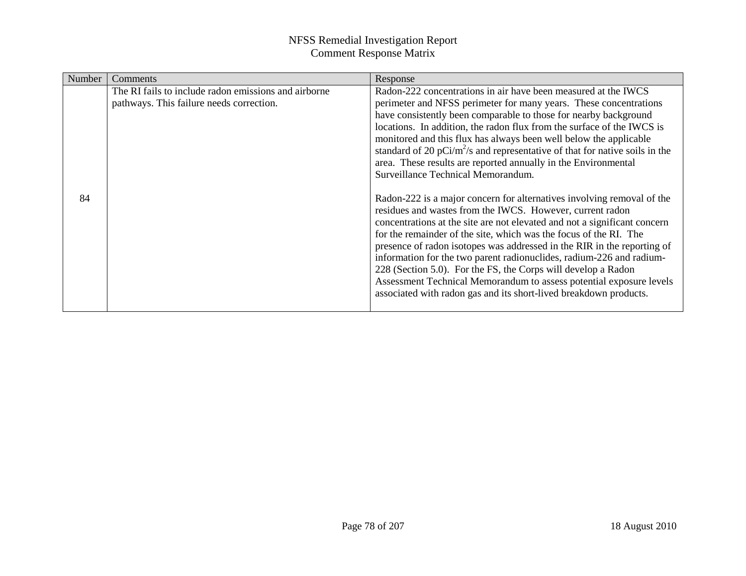# NFSS Remedial Investigation Report
## Comment Response Matrix

| Number | Comments | Response |
|---|---|---|
| 84 | The RI fails to include radon emissions and airborne pathways. This failure needs correction. | Radon-222 concentrations in air have been measured at the IWCS perimeter and NFSS perimeter for many years. These concentrations have consistently been comparable to those for nearby background locations. In addition, the radon flux from the surface of the IWCS is monitored and this flux has always been well below the applicable standard of 20 $pCi/m^2/s$ and representative of that for native soils in the area. These results are reported annually in the Environmental Surveillance Technical Memorandum.<br><br>Radon-222 is a major concern for alternatives involving removal of the residues and wastes from the IWCS. However, current radon concentrations at the site are not elevated and not a significant concern for the remainder of the site, which was the focus of the RI. The presence of radon isotopes was addressed in the RIR in the reporting of information for the two parent radionuclides, radium-226 and radium-228 (Section 5.0). For the FS, the Corps will develop a Radon Assessment Technical Memorandum to assess potential exposure levels associated with radon gas and its short-lived breakdown products. |

18 August 2010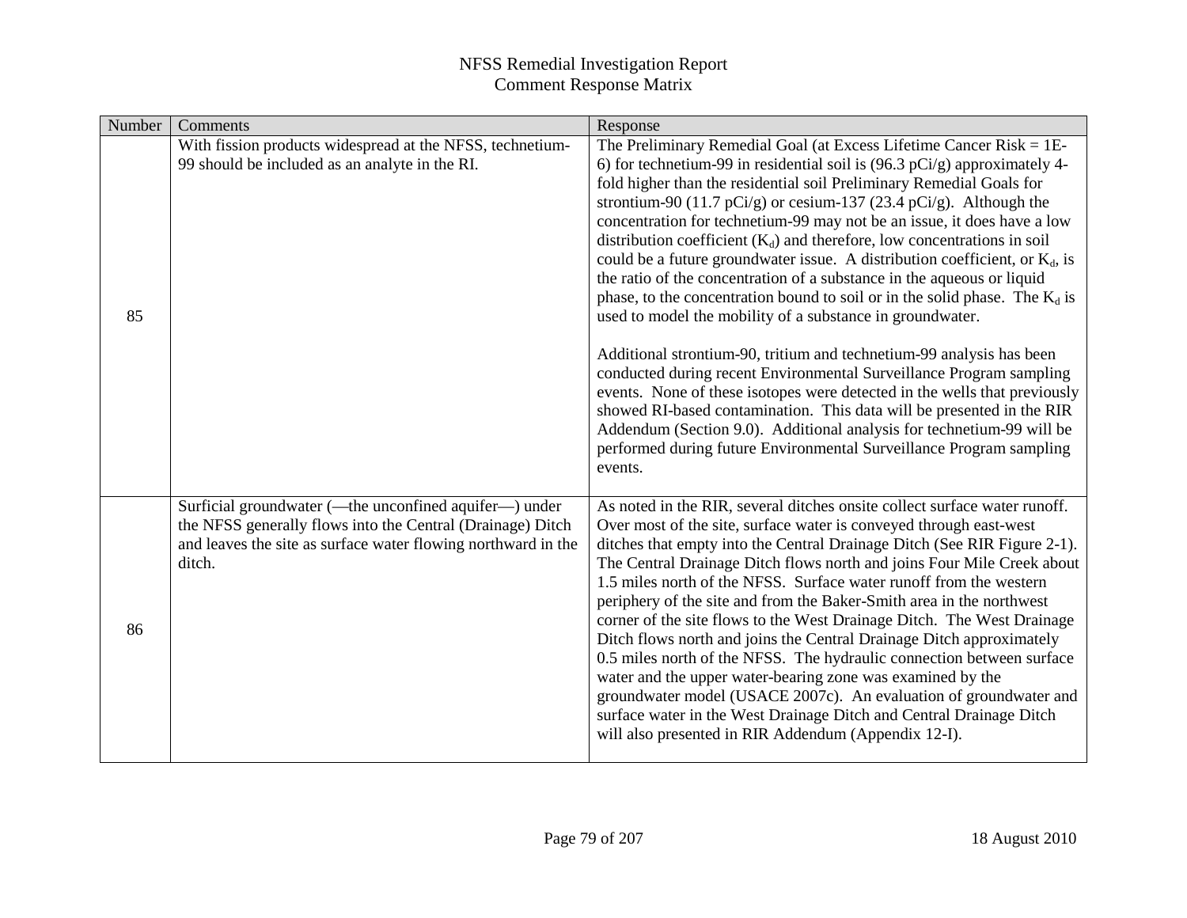| Number | Comments | Response |
|---|---|---|
| 85 | With fission products widespread at the NFSS, technetium-99 should be included as an analyte in the RI. | The Preliminary Remedial Goal (at Excess Lifetime Cancer Risk = 1E-6) for technetium-99 in residential soil is (96.3 pCi/g) approximately 4-fold higher than the residential soil Preliminary Remedial Goals for strontium-90 (11.7 pCi/g) or cesium-137 (23.4 pCi/g). Although the concentration for technetium-99 may not be an issue, it does have a low distribution coefficient ($K_d$) and therefore, low concentrations in soil could be a future groundwater issue. A distribution coefficient, or $K_d$, is the ratio of the concentration of a substance in the aqueous or liquid phase, to the concentration bound to soil or in the solid phase. The $K_d$ is used to model the mobility of a substance in groundwater.<br><br>Additional strontium-90, tritium and technetium-99 analysis has been conducted during recent Environmental Surveillance Program sampling events. None of these isotopes were detected in the wells that previously showed RI-based contamination. This data will be presented in the RIR Addendum (Section 9.0). Additional analysis for technetium-99 will be performed during future Environmental Surveillance Program sampling events. |
| 86 | Surficial groundwater (—the unconfined aquifer—) under the NFSS generally flows into the Central (Drainage) Ditch and leaves the site as surface water flowing northward in the ditch. | As noted in the RIR, several ditches onsite collect surface water runoff. Over most of the site, surface water is conveyed through east-west ditches that empty into the Central Drainage Ditch (See RIR Figure 2-1). The Central Drainage Ditch flows north and joins Four Mile Creek about 1.5 miles north of the NFSS. Surface water runoff from the western periphery of the site and from the Baker-Smith area in the northwest corner of the site flows to the West Drainage Ditch. The West Drainage Ditch flows north and joins the Central Drainage Ditch approximately 0.5 miles north of the NFSS. The hydraulic connection between surface water and the upper water-bearing zone was examined by the groundwater model (USACE 2007c). An evaluation of groundwater and surface water in the West Drainage Ditch and Central Drainage Ditch will also presented in RIR Addendum (Appendix 12-I). |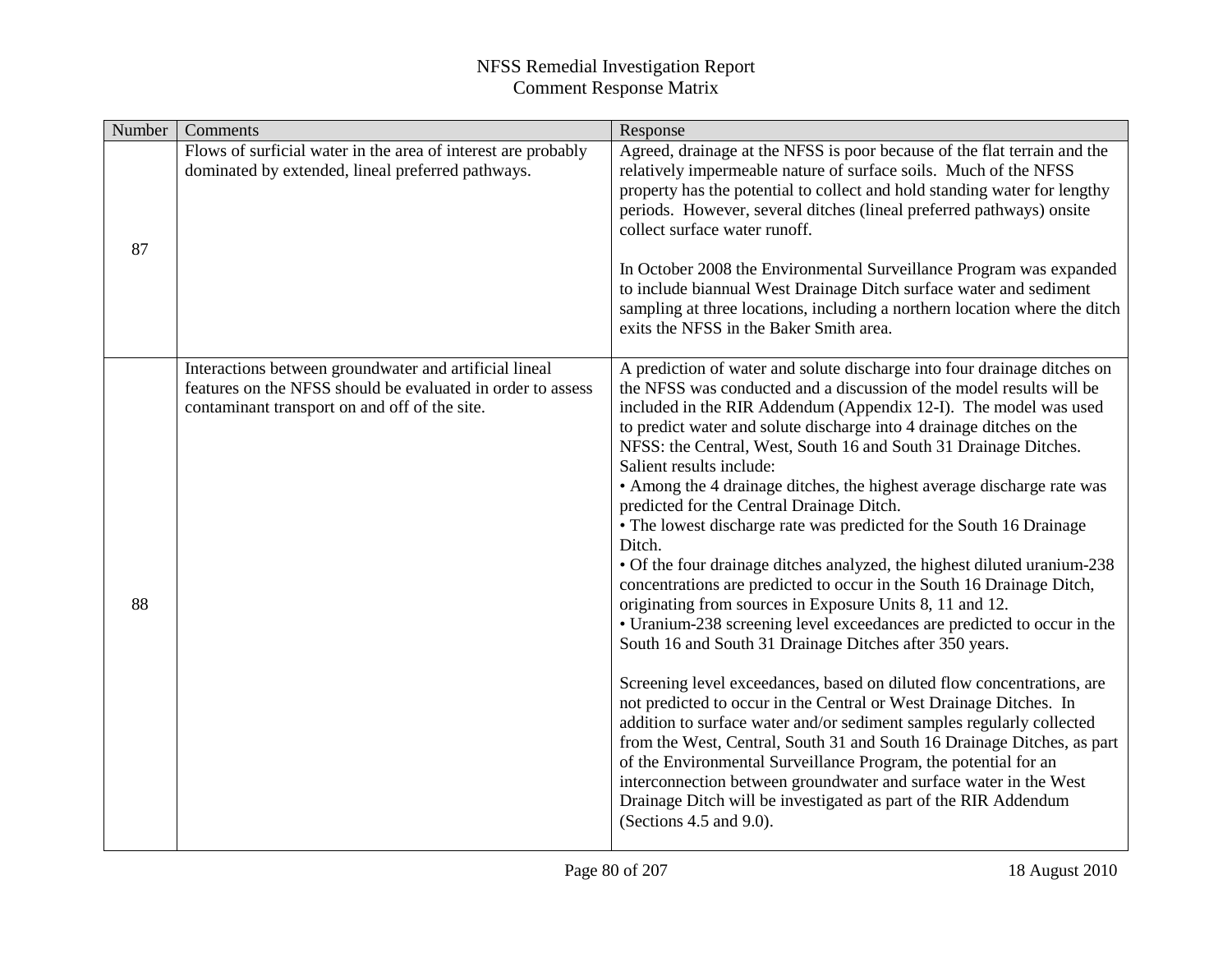# NFSS Remedial Investigation Report
## Comment Response Matrix

| Number | Comments | Response |
|---|---|---|
| 87 | Flows of surficial water in the area of interest are probably dominated by extended, lineal preferred pathways. | Agreed, drainage at the NFSS is poor because of the flat terrain and the relatively impermeable nature of surface soils. Much of the NFSS property has the potential to collect and hold standing water for lengthy periods. However, several ditches (lineal preferred pathways) onsite collect surface water runoff.<br><br>In October 2008 the Environmental Surveillance Program was expanded to include biannual West Drainage Ditch surface water and sediment sampling at three locations, including a northern location where the ditch exits the NFSS in the Baker Smith area. |
| 88 | Interactions between groundwater and artificial lineal features on the NFSS should be evaluated in order to assess contaminant transport on and off of the site. | A prediction of water and solute discharge into four drainage ditches on the NFSS was conducted and a discussion of the model results will be included in the RIR Addendum (Appendix 12-I). The model was used to predict water and solute discharge into 4 drainage ditches on the NFSS: the Central, West, South 16 and South 31 Drainage Ditches. Salient results include:<br>• Among the 4 drainage ditches, the highest average discharge rate was predicted for the Central Drainage Ditch.<br>• The lowest discharge rate was predicted for the South 16 Drainage Ditch.<br>• Of the four drainage ditches analyzed, the highest diluted uranium-238 concentrations are predicted to occur in the South 16 Drainage Ditch, originating from sources in Exposure Units 8, 11 and 12.<br>• Uranium-238 screening level exceedances are predicted to occur in the South 16 and South 31 Drainage Ditches after 350 years.<br><br>Screening level exceedances, based on diluted flow concentrations, are not predicted to occur in the Central or West Drainage Ditches. In addition to surface water and/or sediment samples regularly collected from the West, Central, South 31 and South 16 Drainage Ditches, as part of the Environmental Surveillance Program, the potential for an interconnection between groundwater and surface water in the West Drainage Ditch will be investigated as part of the RIR Addendum (Sections 4.5 and 9.0). |

18 August 2010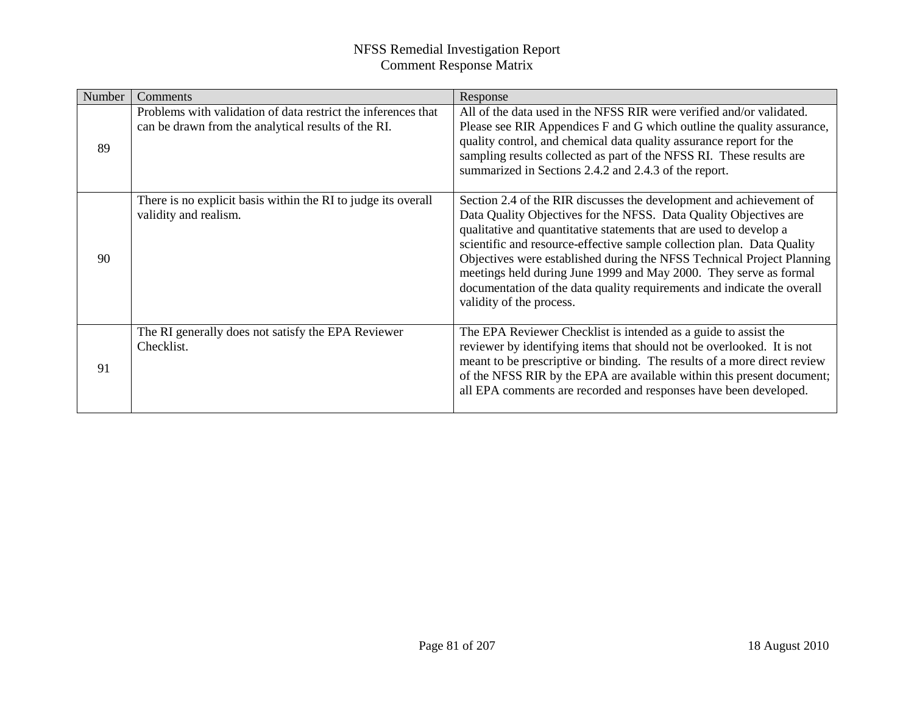| Number | Comments | Response |
|---|---|---|
| 89 | Problems with validation of data restrict the inferences that can be drawn from the analytical results of the RI. | All of the data used in the NFSS RIR were verified and/or validated. Please see RIR Appendices F and G which outline the quality assurance, quality control, and chemical data quality assurance report for the sampling results collected as part of the NFSS RI. These results are summarized in Sections 2.4.2 and 2.4.3 of the report. |
| 90 | There is no explicit basis within the RI to judge its overall validity and realism. | Section 2.4 of the RIR discusses the development and achievement of Data Quality Objectives for the NFSS. Data Quality Objectives are qualitative and quantitative statements that are used to develop a scientific and resource-effective sample collection plan. Data Quality Objectives were established during the NFSS Technical Project Planning meetings held during June 1999 and May 2000. They serve as formal documentation of the data quality requirements and indicate the overall validity of the process. |
| 91 | The RI generally does not satisfy the EPA Reviewer Checklist. | The EPA Reviewer Checklist is intended as a guide to assist the reviewer by identifying items that should not be overlooked. It is not meant to be prescriptive or binding. The results of a more direct review of the NFSS RIR by the EPA are available within this present document; all EPA comments are recorded and responses have been developed. |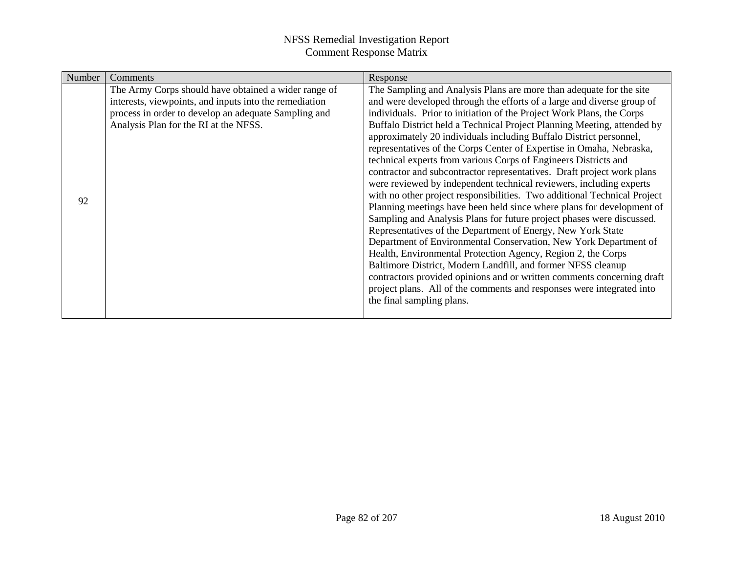| Number | Comments | Response |
|---|---|---|
| 92 | The Army Corps should have obtained a wider range of interests, viewpoints, and inputs into the remediation process in order to develop an adequate Sampling and Analysis Plan for the RI at the NFSS. | The Sampling and Analysis Plans are more than adequate for the site and were developed through the efforts of a large and diverse group of individuals. Prior to initiation of the Project Work Plans, the Corps Buffalo District held a Technical Project Planning Meeting, attended by approximately 20 individuals including Buffalo District personnel, representatives of the Corps Center of Expertise in Omaha, Nebraska, technical experts from various Corps of Engineers Districts and contractor and subcontractor representatives. Draft project work plans were reviewed by independent technical reviewers, including experts with no other project responsibilities. Two additional Technical Project Planning meetings have been held since where plans for development of Sampling and Analysis Plans for future project phases were discussed. Representatives of the Department of Energy, New York State Department of Environmental Conservation, New York Department of Health, Environmental Protection Agency, Region 2, the Corps Baltimore District, Modern Landfill, and former NFSS cleanup contractors provided opinions and or written comments concerning draft project plans. All of the comments and responses were integrated into the final sampling plans. |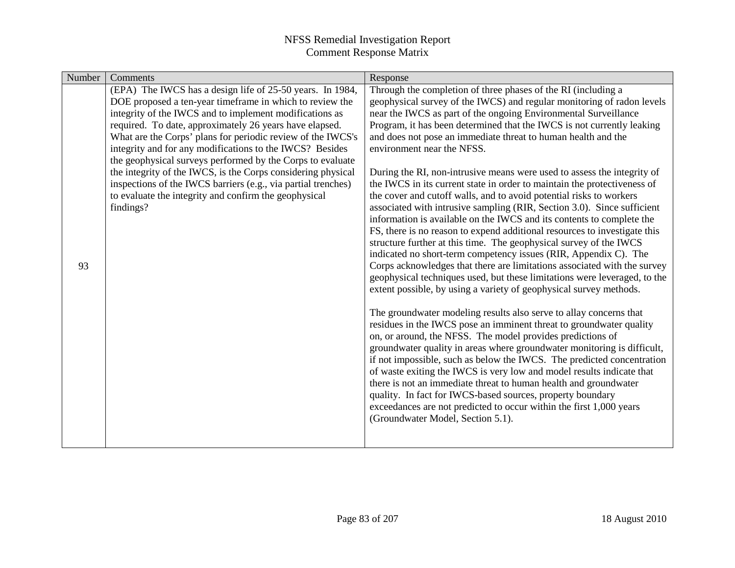# NFSS Remedial Investigation Report
## Comment Response Matrix

| Number | Comments | Response |
|---|---|---|
| 93 | (EPA) The IWCS has a design life of 25-50 years. In 1984, DOE proposed a ten-year timeframe in which to review the integrity of the IWCS and to implement modifications as required. To date, approximately 26 years have elapsed. What are the Corps' plans for periodic review of the IWCS's integrity and for any modifications to the IWCS? Besides the geophysical surveys performed by the Corps to evaluate the integrity of the IWCS, is the Corps considering physical inspections of the IWCS barriers (e.g., via partial trenches) to evaluate the integrity and confirm the geophysical findings? | Through the completion of three phases of the RI (including a geophysical survey of the IWCS) and regular monitoring of radon levels near the IWCS as part of the ongoing Environmental Surveillance Program, it has been determined that the IWCS is not currently leaking and does not pose an immediate threat to human health and the environment near the NFSS.<br><br>During the RI, non-intrusive means were used to assess the integrity of the IWCS in its current state in order to maintain the protectiveness of the cover and cutoff walls, and to avoid potential risks to workers associated with intrusive sampling (RIR, Section 3.0). Since sufficient information is available on the IWCS and its contents to complete the FS, there is no reason to expend additional resources to investigate this structure further at this time. The geophysical survey of the IWCS indicated no short-term competency issues (RIR, Appendix C). The Corps acknowledges that there are limitations associated with the survey geophysical techniques used, but these limitations were leveraged, to the extent possible, by using a variety of geophysical survey methods.<br><br>The groundwater modeling results also serve to allay concerns that residues in the IWCS pose an imminent threat to groundwater quality on, or around, the NFSS. The model provides predictions of groundwater quality in areas where groundwater monitoring is difficult, if not impossible, such as below the IWCS. The predicted concentration of waste exiting the IWCS is very low and model results indicate that there is not an immediate threat to human health and groundwater quality. In fact for IWCS-based sources, property boundary exceedances are not predicted to occur within the first 1,000 years (Groundwater Model, Section 5.1). |

18 August 2010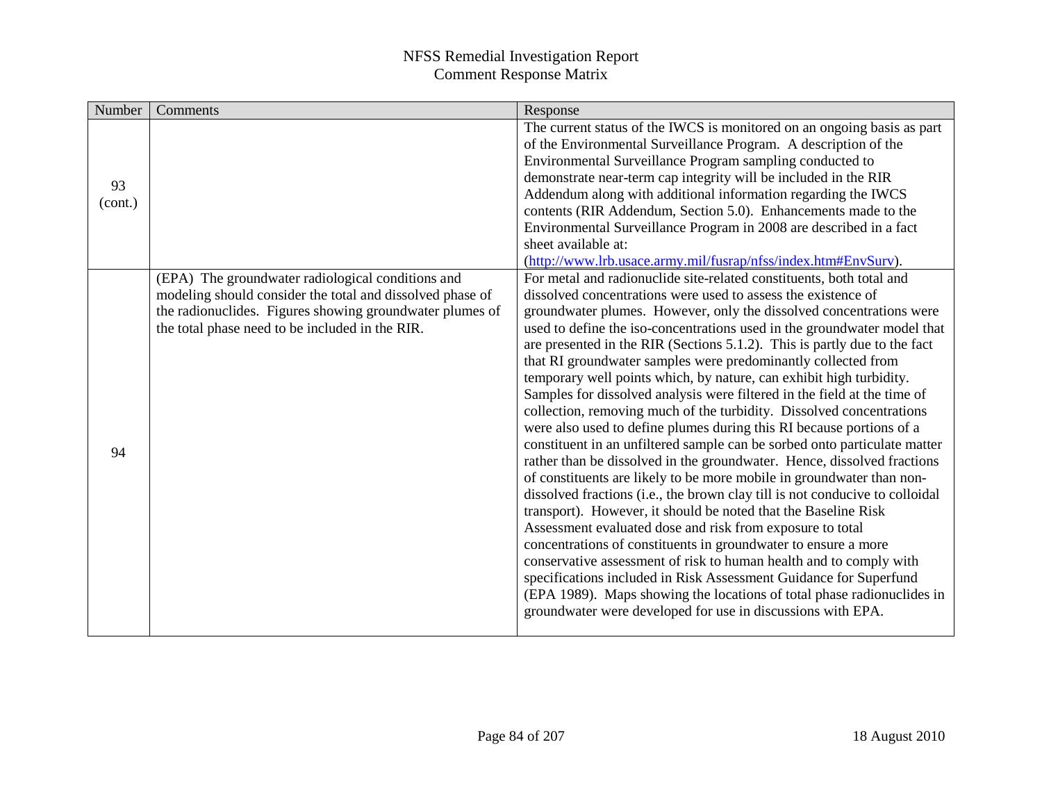| Number | Comments | Response |
|---|---|---|
| 93 (cont.) | | The current status of the IWCS is monitored on an ongoing basis as part of the Environmental Surveillance Program. A description of the Environmental Surveillance Program sampling conducted to demonstrate near-term cap integrity will be included in the RIR Addendum along with additional information regarding the IWCS contents (RIR Addendum, Section 5.0). Enhancements made to the Environmental Surveillance Program in 2008 are described in a fact sheet available at: (http://www.lrb.usace.army.mil/fusrap/nfss/index.htm#EnvSurv). |
| 94 | (EPA) The groundwater radiological conditions and modeling should consider the total and dissolved phase of the radionuclides. Figures showing groundwater plumes of the total phase need to be included in the RIR. | For metal and radionuclide site-related constituents, both total and dissolved concentrations were used to assess the existence of groundwater plumes. However, only the dissolved concentrations were used to define the iso-concentrations used in the groundwater model that are presented in the RIR (Sections 5.1.2). This is partly due to the fact that RI groundwater samples were predominantly collected from temporary well points which, by nature, can exhibit high turbidity. Samples for dissolved analysis were filtered in the field at the time of collection, removing much of the turbidity. Dissolved concentrations were also used to define plumes during this RI because portions of a constituent in an unfiltered sample can be sorbed onto particulate matter rather than be dissolved in the groundwater. Hence, dissolved fractions of constituents are likely to be more mobile in groundwater than non-dissolved fractions (i.e., the brown clay till is not conducive to colloidal transport). However, it should be noted that the Baseline Risk Assessment evaluated dose and risk from exposure to total concentrations of constituents in groundwater to ensure a more conservative assessment of risk to human health and to comply with specifications included in Risk Assessment Guidance for Superfund (EPA 1989). Maps showing the locations of total phase radionuclides in groundwater were developed for use in discussions with EPA. |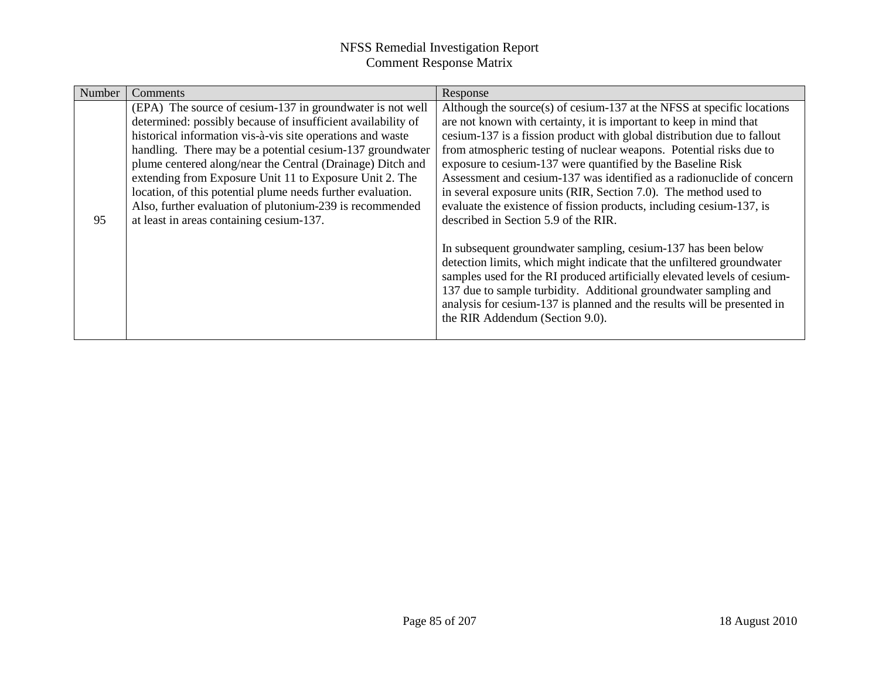| Number | Comments | Response |
|---|---|---|
| 95 | (EPA) The source of cesium-137 in groundwater is not well determined: possibly because of insufficient availability of historical information vis-à-vis site operations and waste handling. There may be a potential cesium-137 groundwater plume centered along/near the Central (Drainage) Ditch and extending from Exposure Unit 11 to Exposure Unit 2. The location, of this potential plume needs further evaluation. Also, further evaluation of plutonium-239 is recommended at least in areas containing cesium-137. | Although the source(s) of cesium-137 at the NFSS at specific locations are not known with certainty, it is important to keep in mind that cesium-137 is a fission product with global distribution due to fallout from atmospheric testing of nuclear weapons. Potential risks due to exposure to cesium-137 were quantified by the Baseline Risk Assessment and cesium-137 was identified as a radionuclide of concern in several exposure units (RIR, Section 7.0). The method used to evaluate the existence of fission products, including cesium-137, is described in Section 5.9 of the RIR.<br><br>In subsequent groundwater sampling, cesium-137 has been below detection limits, which might indicate that the unfiltered groundwater samples used for the RI produced artificially elevated levels of cesium-137 due to sample turbidity. Additional groundwater sampling and analysis for cesium-137 is planned and the results will be presented in the RIR Addendum (Section 9.0). |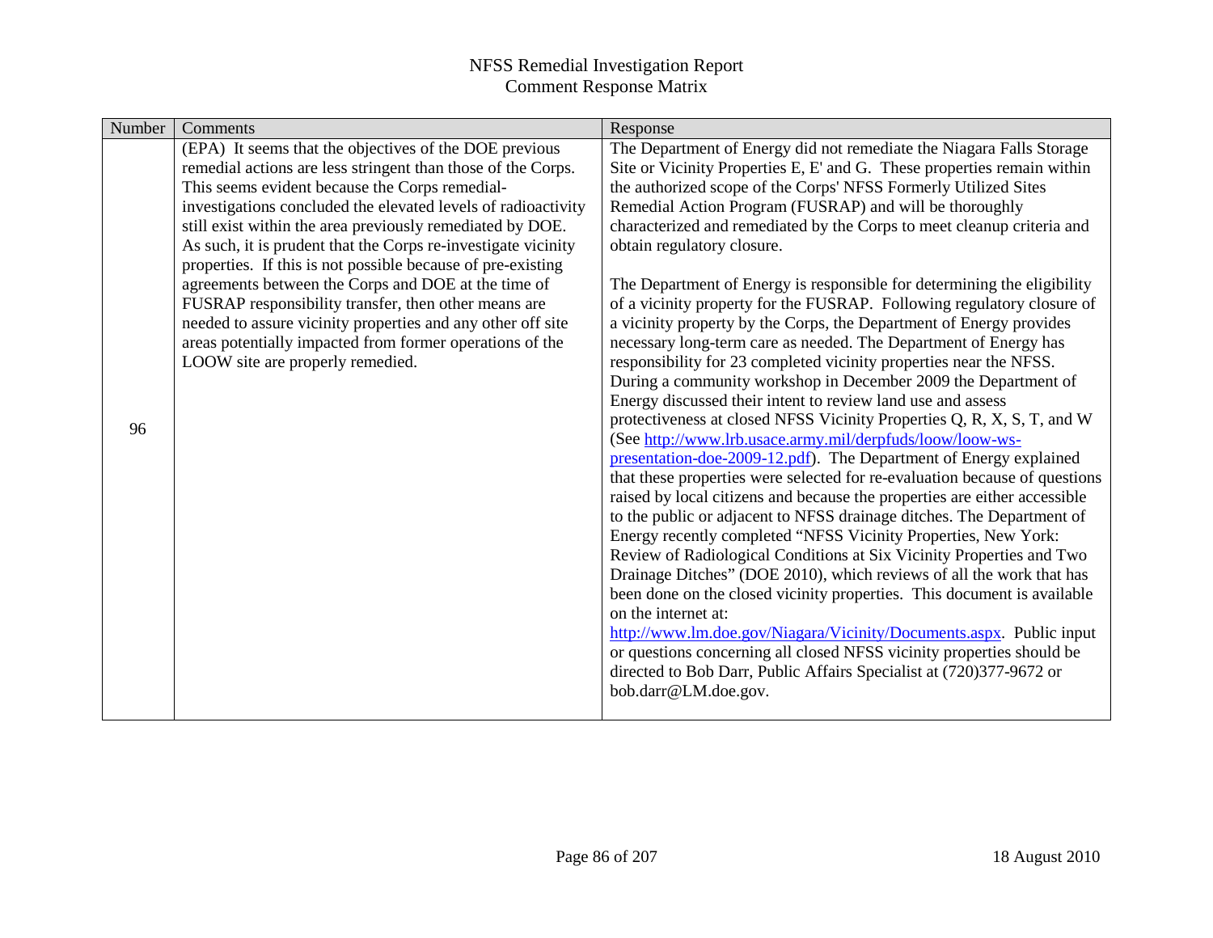NFSS Remedial Investigation Report
Comment Response Matrix

| Number | Comments | Response |
|---|---|---|
| 96 | (EPA) It seems that the objectives of the DOE previous remedial actions are less stringent than those of the Corps. This seems evident because the Corps remedial-investigations concluded the elevated levels of radioactivity still exist within the area previously remediated by DOE. As such, it is prudent that the Corps re-investigate vicinity properties. If this is not possible because of pre-existing agreements between the Corps and DOE at the time of FUSRAP responsibility transfer, then other means are needed to assure vicinity properties and any other off site areas potentially impacted from former operations of the LOOW site are properly remedied. | The Department of Energy did not remediate the Niagara Falls Storage Site or Vicinity Properties E, E' and G. These properties remain within the authorized scope of the Corps' NFSS Formerly Utilized Sites Remedial Action Program (FUSRAP) and will be thoroughly characterized and remediated by the Corps to meet cleanup criteria and obtain regulatory closure.<br><br>The Department of Energy is responsible for determining the eligibility of a vicinity property for the FUSRAP. Following regulatory closure of a vicinity property by the Corps, the Department of Energy provides necessary long-term care as needed. The Department of Energy has responsibility for 23 completed vicinity properties near the NFSS. During a community workshop in December 2009 the Department of Energy discussed their intent to review land use and assess protectiveness at closed NFSS Vicinity Properties Q, R, X, S, T, and W (See http://www.lrb.usace.army.mil/derpfuds/loow/loow-ws-presentation-doe-2009-12.pdf). The Department of Energy explained that these properties were selected for re-evaluation because of questions raised by local citizens and because the properties are either accessible to the public or adjacent to NFSS drainage ditches. The Department of Energy recently completed "NFSS Vicinity Properties, New York: Review of Radiological Conditions at Six Vicinity Properties and Two Drainage Ditches" (DOE 2010), which reviews of all the work that has been done on the closed vicinity properties. This document is available on the internet at: http://www.lm.doe.gov/Niagara/Vicinity/Documents.aspx. Public input or questions concerning all closed NFSS vicinity properties should be directed to Bob Darr, Public Affairs Specialist at (720)377-9672 or bob.darr@LM.doe.gov. |

18 August 2010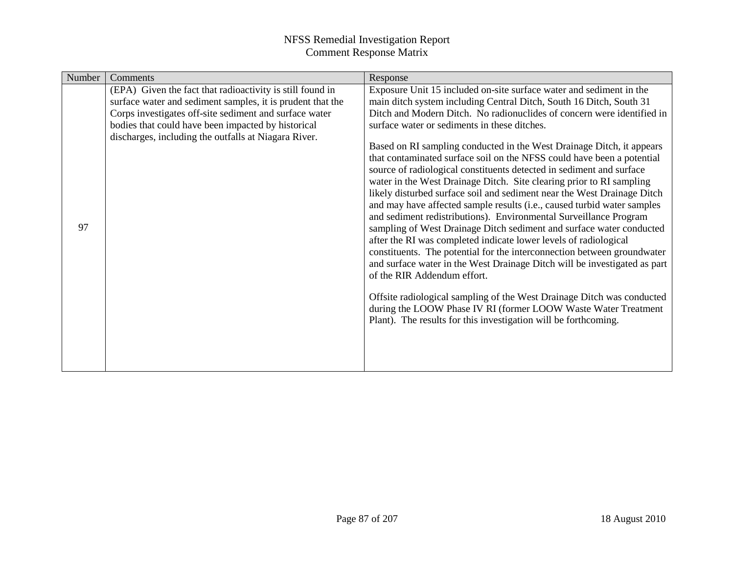| Number | Comments | Response |
| --- | --- | --- |
| 97 | (EPA) Given the fact that radioactivity is still found in surface water and sediment samples, it is prudent that the Corps investigates off-site sediment and surface water bodies that could have been impacted by historical discharges, including the outfalls at Niagara River. | Exposure Unit 15 included on-site surface water and sediment in the main ditch system including Central Ditch, South 16 Ditch, South 31 Ditch and Modern Ditch. No radionuclides of concern were identified in surface water or sediments in these ditches.<br><br>Based on RI sampling conducted in the West Drainage Ditch, it appears that contaminated surface soil on the NFSS could have been a potential source of radiological constituents detected in sediment and surface water in the West Drainage Ditch. Site clearing prior to RI sampling likely disturbed surface soil and sediment near the West Drainage Ditch and may have affected sample results (i.e., caused turbid water samples and sediment redistributions). Environmental Surveillance Program sampling of West Drainage Ditch sediment and surface water conducted after the RI was completed indicate lower levels of radiological constituents. The potential for the interconnection between groundwater and surface water in the West Drainage Ditch will be investigated as part of the RIR Addendum effort.<br><br>Offsite radiological sampling of the West Drainage Ditch was conducted during the LOOW Phase IV RI (former LOOW Waste Water Treatment Plant). The results for this investigation will be forthcoming. |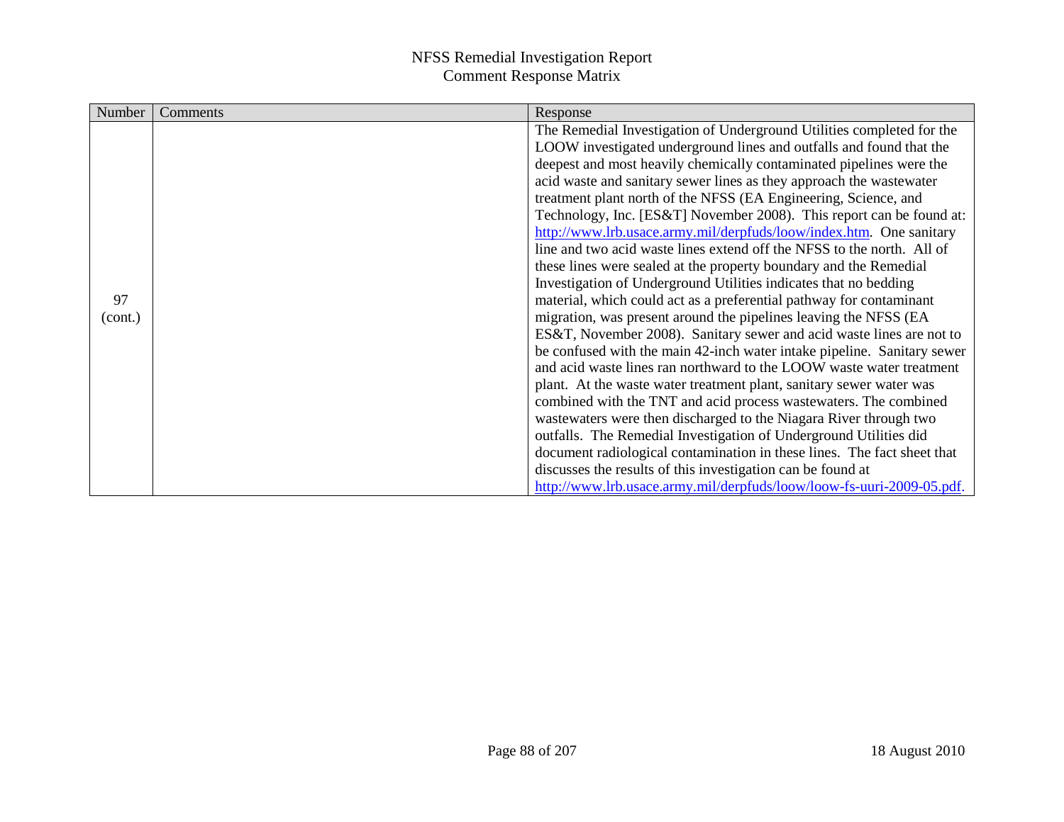| Number | Comments | Response |
|---|---|---|
| 97 (cont.) | | The Remedial Investigation of Underground Utilities completed for the LOOW investigated underground lines and outfalls and found that the deepest and most heavily chemically contaminated pipelines were the acid waste and sanitary sewer lines as they approach the wastewater treatment plant north of the NFSS (EA Engineering, Science, and Technology, Inc. [ES&T] November 2008). This report can be found at: http://www.lrb.usace.army.mil/derpfuds/loow/index.htm. One sanitary line and two acid waste lines extend off the NFSS to the north. All of these lines were sealed at the property boundary and the Remedial Investigation of Underground Utilities indicates that no bedding material, which could act as a preferential pathway for contaminant migration, was present around the pipelines leaving the NFSS (EA ES&T, November 2008). Sanitary sewer and acid waste lines are not to be confused with the main 42-inch water intake pipeline. Sanitary sewer and acid waste lines ran northward to the LOOW waste water treatment plant. At the waste water treatment plant, sanitary sewer water was combined with the TNT and acid process wastewaters. The combined wastewaters were then discharged to the Niagara River through two outfalls. The Remedial Investigation of Underground Utilities did document radiological contamination in these lines. The fact sheet that discusses the results of this investigation can be found at http://www.lrb.usace.army.mil/derpfuds/loow/loow-fs-uuri-2009-05.pdf. |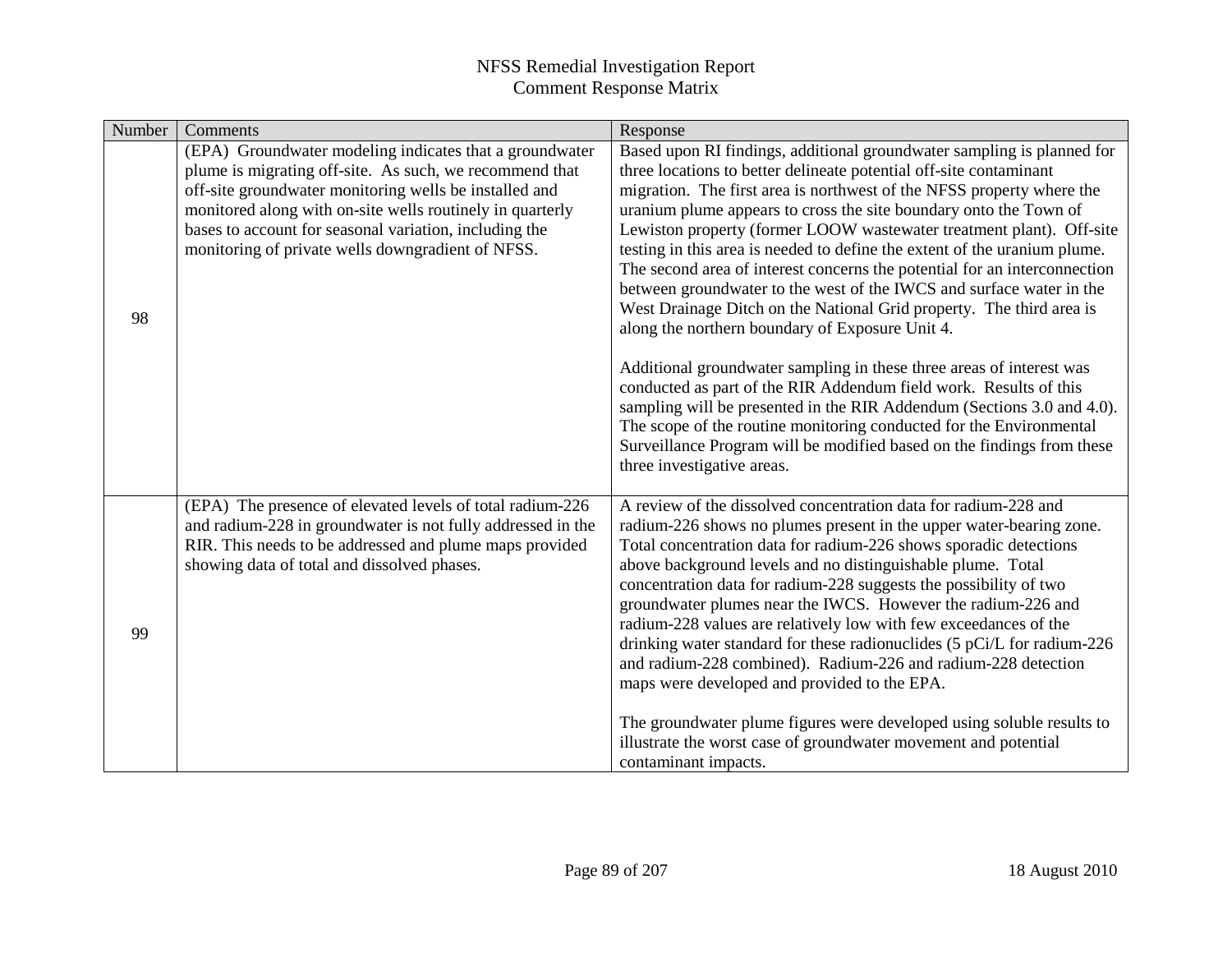| Number | Comments | Response |
|---|---|---|
| 98 | (EPA) Groundwater modeling indicates that a groundwater plume is migrating off-site. As such, we recommend that off-site groundwater monitoring wells be installed and monitored along with on-site wells routinely in quarterly bases to account for seasonal variation, including the monitoring of private wells downgradient of NFSS. | Based upon RI findings, additional groundwater sampling is planned for three locations to better delineate potential off-site contaminant migration. The first area is northwest of the NFSS property where the uranium plume appears to cross the site boundary onto the Town of Lewiston property (former LOOW wastewater treatment plant). Off-site testing in this area is needed to define the extent of the uranium plume. The second area of interest concerns the potential for an interconnection between groundwater to the west of the IWCS and surface water in the West Drainage Ditch on the National Grid property. The third area is along the northern boundary of Exposure Unit 4.<br><br>Additional groundwater sampling in these three areas of interest was conducted as part of the RIR Addendum field work. Results of this sampling will be presented in the RIR Addendum (Sections 3.0 and 4.0). The scope of the routine monitoring conducted for the Environmental Surveillance Program will be modified based on the findings from these three investigative areas. |
| 99 | (EPA) The presence of elevated levels of total radium-226 and radium-228 in groundwater is not fully addressed in the RIR. This needs to be addressed and plume maps provided showing data of total and dissolved phases. | A review of the dissolved concentration data for radium-228 and radium-226 shows no plumes present in the upper water-bearing zone. Total concentration data for radium-226 shows sporadic detections above background levels and no distinguishable plume. Total concentration data for radium-228 suggests the possibility of two groundwater plumes near the IWCS. However the radium-226 and radium-228 values are relatively low with few exceedances of the drinking water standard for these radionuclides (5 pCi/L for radium-226 and radium-228 combined). Radium-226 and radium-228 detection maps were developed and provided to the EPA.<br><br>The groundwater plume figures were developed using soluble results to illustrate the worst case of groundwater movement and potential contaminant impacts. |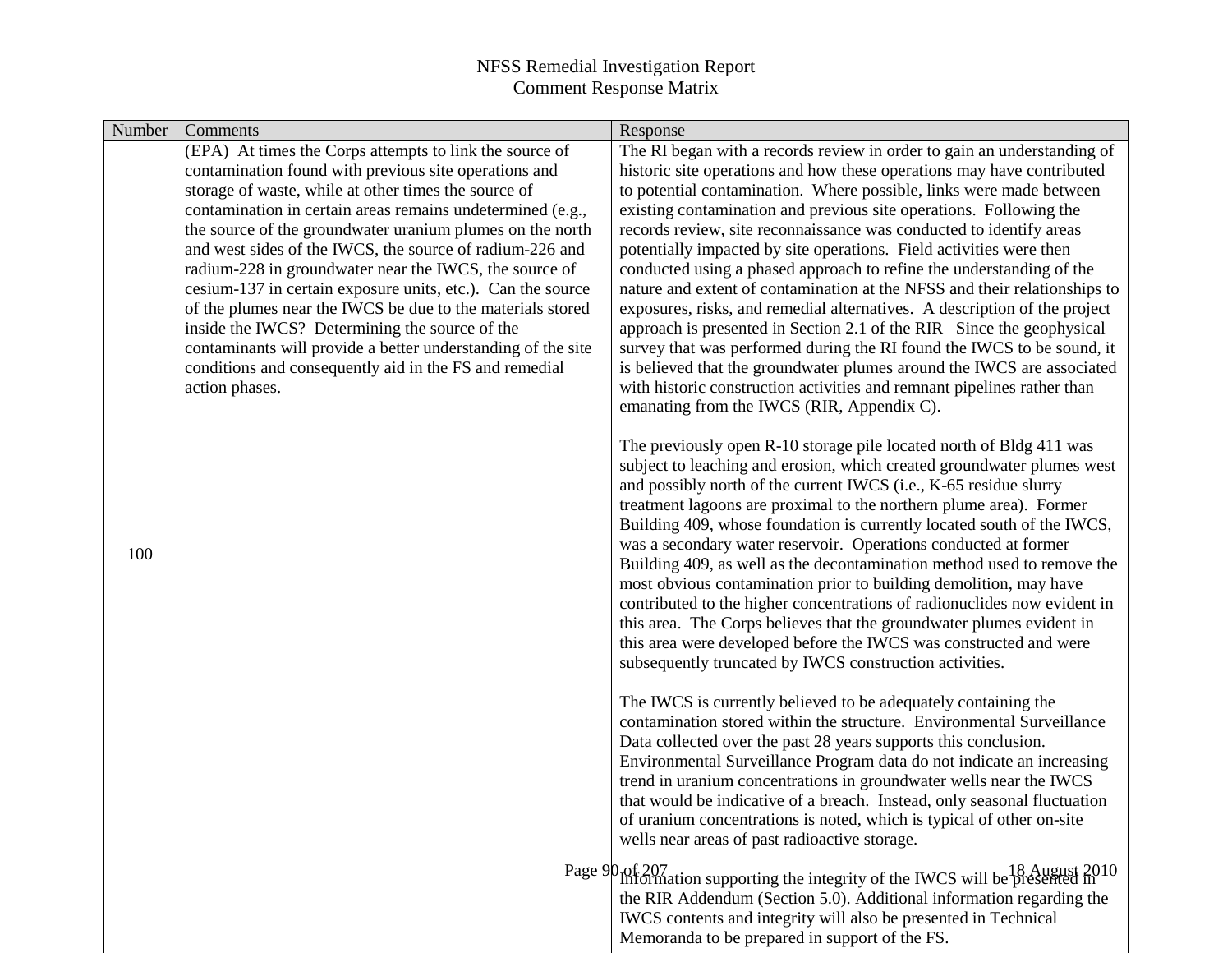# NFSS Remedial Investigation Report
## Comment Response Matrix

| Number | Comments | Response |
|---|---|---|
| 100 | (EPA) At times the Corps attempts to link the source of contamination found with previous site operations and storage of waste, while at other times the source of contamination in certain areas remains undetermined (e.g., the source of the groundwater uranium plumes on the north and west sides of the IWCS, the source of radium-226 and radium-228 in groundwater near the IWCS, the source of cesium-137 in certain exposure units, etc.). Can the source of the plumes near the IWCS be due to the materials stored inside the IWCS? Determining the source of the contaminants will provide a better understanding of the site conditions and consequently aid in the FS and remedial action phases. | The RI began with a records review in order to gain an understanding of historic site operations and how these operations may have contributed to potential contamination. Where possible, links were made between existing contamination and previous site operations. Following the records review, site reconnaissance was conducted to identify areas potentially impacted by site operations. Field activities were then conducted using a phased approach to refine the understanding of the nature and extent of contamination at the NFSS and their relationships to exposures, risks, and remedial alternatives. A description of the project approach is presented in Section 2.1 of the RIR Since the geophysical survey that was performed during the RI found the IWCS to be sound, it is believed that the groundwater plumes around the IWCS are associated with historic construction activities and remnant pipelines rather than emanating from the IWCS (RIR, Appendix C).<br><br>The previously open R-10 storage pile located north of Bldg 411 was subject to leaching and erosion, which created groundwater plumes west and possibly north of the current IWCS (i.e., K-65 residue slurry treatment lagoons are proximal to the northern plume area). Former Building 409, whose foundation is currently located south of the IWCS, was a secondary water reservoir. Operations conducted at former Building 409, as well as the decontamination method used to remove the most obvious contamination prior to building demolition, may have contributed to the higher concentrations of radionuclides now evident in this area. The Corps believes that the groundwater plumes evident in this area were developed before the IWCS was constructed and were subsequently truncated by IWCS construction activities.<br><br>The IWCS is currently believed to be adequately containing the contamination stored within the structure. Environmental Surveillance Data collected over the past 28 years supports this conclusion. Environmental Surveillance Program data do not indicate an increasing trend in uranium concentrations in groundwater wells near the IWCS that would be indicative of a breach. Instead, only seasonal fluctuation of uranium concentrations is noted, which is typical of other on-site wells near areas of past radioactive storage.<br><br>Information supporting the integrity of the IWCS will be presented in the RIR Addendum (Section 5.0). Additional information regarding the IWCS contents and integrity will also be presented in Technical Memoranda to be prepared in support of the FS. |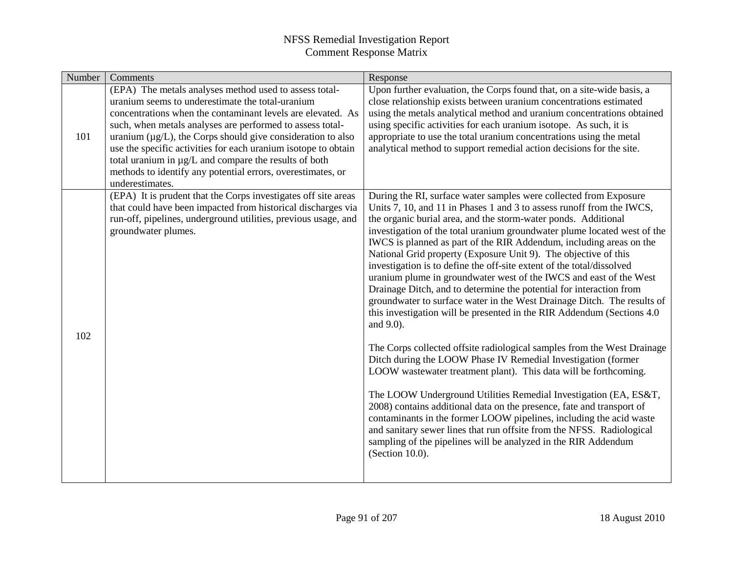| Number | Comments | Response |
|---|---|---|
| 101 | (EPA) The metals analyses method used to assess total-uranium seems to underestimate the total-uranium concentrations when the contaminant levels are elevated. As such, when metals analyses are performed to assess total-uranium (µg/L), the Corps should give consideration to also use the specific activities for each uranium isotope to obtain total uranium in µg/L and compare the results of both methods to identify any potential errors, overestimates, or underestimates. | Upon further evaluation, the Corps found that, on a site-wide basis, a close relationship exists between uranium concentrations estimated using the metals analytical method and uranium concentrations obtained using specific activities for each uranium isotope. As such, it is appropriate to use the total uranium concentrations using the metal analytical method to support remedial action decisions for the site. |
| 102 | (EPA) It is prudent that the Corps investigates off site areas that could have been impacted from historical discharges via run-off, pipelines, underground utilities, previous usage, and groundwater plumes. | During the RI, surface water samples were collected from Exposure Units 7, 10, and 11 in Phases 1 and 3 to assess runoff from the IWCS, the organic burial area, and the storm-water ponds. Additional investigation of the total uranium groundwater plume located west of the IWCS is planned as part of the RIR Addendum, including areas on the National Grid property (Exposure Unit 9). The objective of this investigation is to define the off-site extent of the total/dissolved uranium plume in groundwater west of the IWCS and east of the West Drainage Ditch, and to determine the potential for interaction from groundwater to surface water in the West Drainage Ditch. The results of this investigation will be presented in the RIR Addendum (Sections 4.0 and 9.0).<br><br>The Corps collected offsite radiological samples from the West Drainage Ditch during the LOOW Phase IV Remedial Investigation (former LOOW wastewater treatment plant). This data will be forthcoming.<br><br>The LOOW Underground Utilities Remedial Investigation (EA, ES&T, 2008) contains additional data on the presence, fate and transport of contaminants in the former LOOW pipelines, including the acid waste and sanitary sewer lines that run offsite from the NFSS. Radiological sampling of the pipelines will be analyzed in the RIR Addendum (Section 10.0). |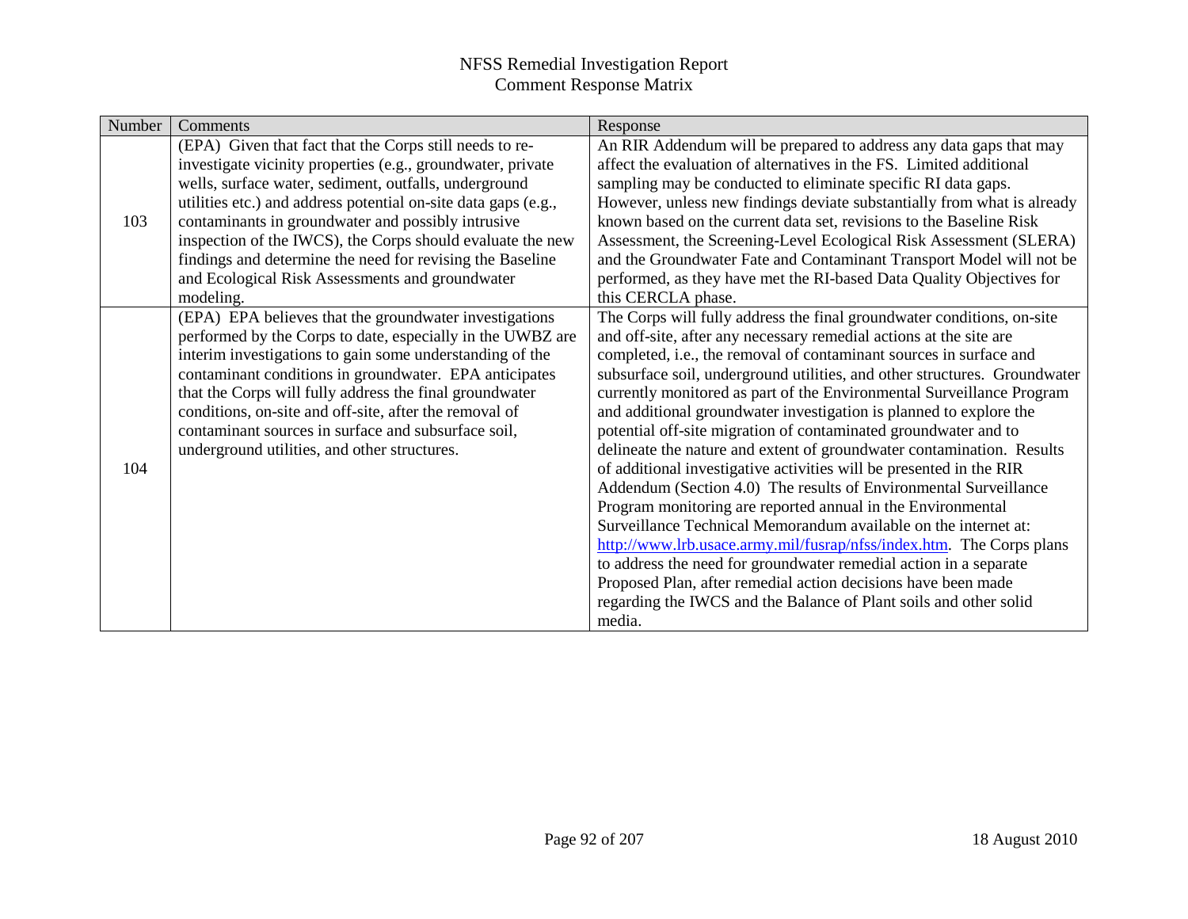| Number | Comments | Response |
|---|---|---|
| 103 | (EPA) Given that fact that the Corps still needs to re-investigate vicinity properties (e.g., groundwater, private wells, surface water, sediment, outfalls, underground utilities etc.) and address potential on-site data gaps (e.g., contaminants in groundwater and possibly intrusive inspection of the IWCS), the Corps should evaluate the new findings and determine the need for revising the Baseline and Ecological Risk Assessments and groundwater modeling. | An RIR Addendum will be prepared to address any data gaps that may affect the evaluation of alternatives in the FS. Limited additional sampling may be conducted to eliminate specific RI data gaps. However, unless new findings deviate substantially from what is already known based on the current data set, revisions to the Baseline Risk Assessment, the Screening-Level Ecological Risk Assessment (SLERA) and the Groundwater Fate and Contaminant Transport Model will not be performed, as they have met the RI-based Data Quality Objectives for this CERCLA phase. |
| 104 | (EPA) EPA believes that the groundwater investigations performed by the Corps to date, especially in the UWBZ are interim investigations to gain some understanding of the contaminant conditions in groundwater. EPA anticipates that the Corps will fully address the final groundwater conditions, on-site and off-site, after the removal of contaminant sources in surface and subsurface soil, underground utilities, and other structures. | The Corps will fully address the final groundwater conditions, on-site and off-site, after any necessary remedial actions at the site are completed, i.e., the removal of contaminant sources in surface and subsurface soil, underground utilities, and other structures. Groundwater currently monitored as part of the Environmental Surveillance Program and additional groundwater investigation is planned to explore the potential off-site migration of contaminated groundwater and to delineate the nature and extent of groundwater contamination. Results of additional investigative activities will be presented in the RIR Addendum (Section 4.0) The results of Environmental Surveillance Program monitoring are reported annual in the Environmental Surveillance Technical Memorandum available on the internet at: http://www.lrb.usace.army.mil/fusrap/nfss/index.htm. The Corps plans to address the need for groundwater remedial action in a separate Proposed Plan, after remedial action decisions have been made regarding the IWCS and the Balance of Plant soils and other solid media. |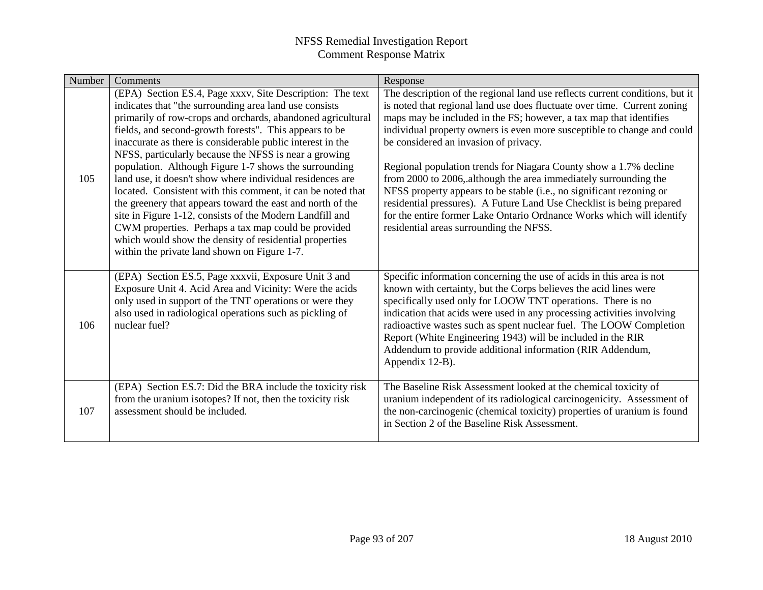NFSS Remedial Investigation Report
Comment Response Matrix

| Number | Comments | Response |
|---|---|---|
| 105 | (EPA) Section ES.4, Page xxxv, Site Description: The text indicates that "the surrounding area land use consists primarily of row-crops and orchards, abandoned agricultural fields, and second-growth forests". This appears to be inaccurate as there is considerable public interest in the NFSS, particularly because the NFSS is near a growing population. Although Figure 1-7 shows the surrounding land use, it doesn't show where individual residences are located. Consistent with this comment, it can be noted that the greenery that appears toward the east and north of the site in Figure 1-12, consists of the Modern Landfill and CWM properties. Perhaps a tax map could be provided which would show the density of residential properties within the private land shown on Figure 1-7. | The description of the regional land use reflects current conditions, but it is noted that regional land use does fluctuate over time. Current zoning maps may be included in the FS; however, a tax map that identifies individual property owners is even more susceptible to change and could be considered an invasion of privacy.<br><br>Regional population trends for Niagara County show a 1.7% decline from 2000 to 2006,.although the area immediately surrounding the NFSS property appears to be stable (i.e., no significant rezoning or residential pressures). A Future Land Use Checklist is being prepared for the entire former Lake Ontario Ordnance Works which will identify residential areas surrounding the NFSS. |
| 106 | (EPA) Section ES.5, Page xxxvii, Exposure Unit 3 and Exposure Unit 4. Acid Area and Vicinity: Were the acids only used in support of the TNT operations or were they also used in radiological operations such as pickling of nuclear fuel? | Specific information concerning the use of acids in this area is not known with certainty, but the Corps believes the acid lines were specifically used only for LOOW TNT operations. There is no indication that acids were used in any processing activities involving radioactive wastes such as spent nuclear fuel. The LOOW Completion Report (White Engineering 1943) will be included in the RIR Addendum to provide additional information (RIR Addendum, Appendix 12-B). |
| 107 | (EPA) Section ES.7: Did the BRA include the toxicity risk from the uranium isotopes? If not, then the toxicity risk assessment should be included. | The Baseline Risk Assessment looked at the chemical toxicity of uranium independent of its radiological carcinogenicity. Assessment of the non-carcinogenic (chemical toxicity) properties of uranium is found in Section 2 of the Baseline Risk Assessment. |

18 August 2010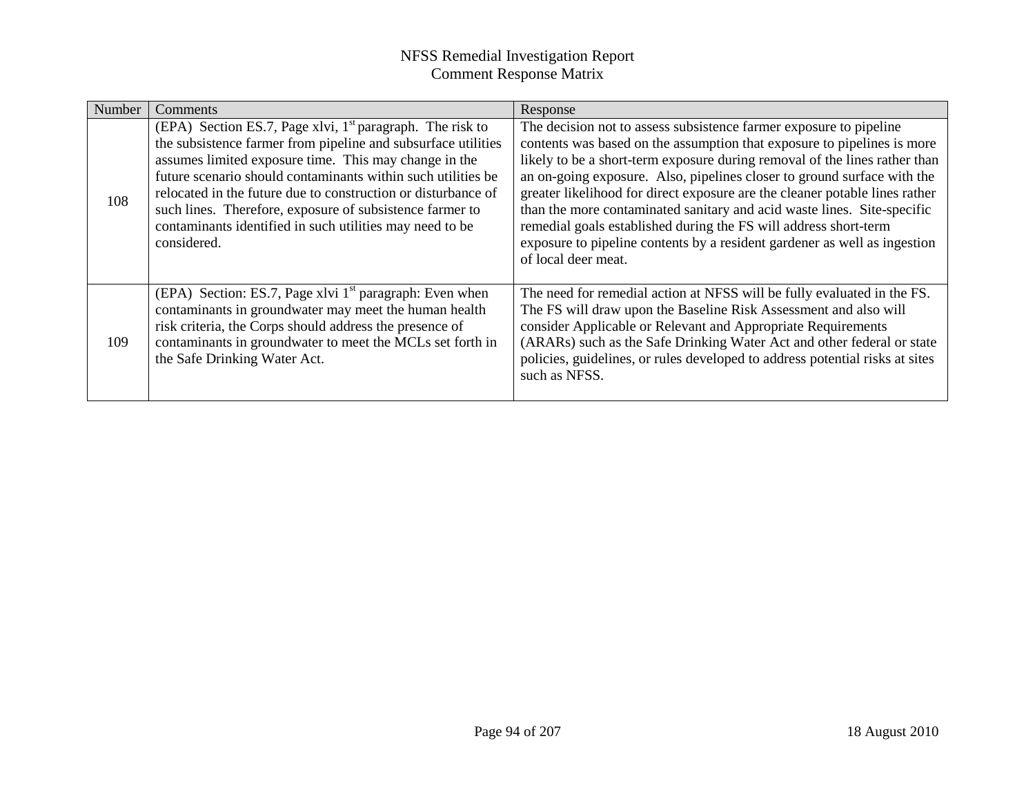| Number | Comments | Response |
|---|---|---|
| 108 | (EPA) Section ES.7, Page xlvi, 1st paragraph. The risk to the subsistence farmer from pipeline and subsurface utilities assumes limited exposure time. This may change in the future scenario should contaminants within such utilities be relocated in the future due to construction or disturbance of such lines. Therefore, exposure of subsistence farmer to contaminants identified in such utilities may need to be considered. | The decision not to assess subsistence farmer exposure to pipeline contents was based on the assumption that exposure to pipelines is more likely to be a short-term exposure during removal of the lines rather than an on-going exposure. Also, pipelines closer to ground surface with the greater likelihood for direct exposure are the cleaner potable lines rather than the more contaminated sanitary and acid waste lines. Site-specific remedial goals established during the FS will address short-term exposure to pipeline contents by a resident gardener as well as ingestion of local deer meat. |
| 109 | (EPA) Section: ES.7, Page xlvi 1st paragraph: Even when contaminants in groundwater may meet the human health risk criteria, the Corps should address the presence of contaminants in groundwater to meet the MCLs set forth in the Safe Drinking Water Act. | The need for remedial action at NFSS will be fully evaluated in the FS. The FS will draw upon the Baseline Risk Assessment and also will consider Applicable or Relevant and Appropriate Requirements (ARARs) such as the Safe Drinking Water Act and other federal or state policies, guidelines, or rules developed to address potential risks at sites such as NFSS. |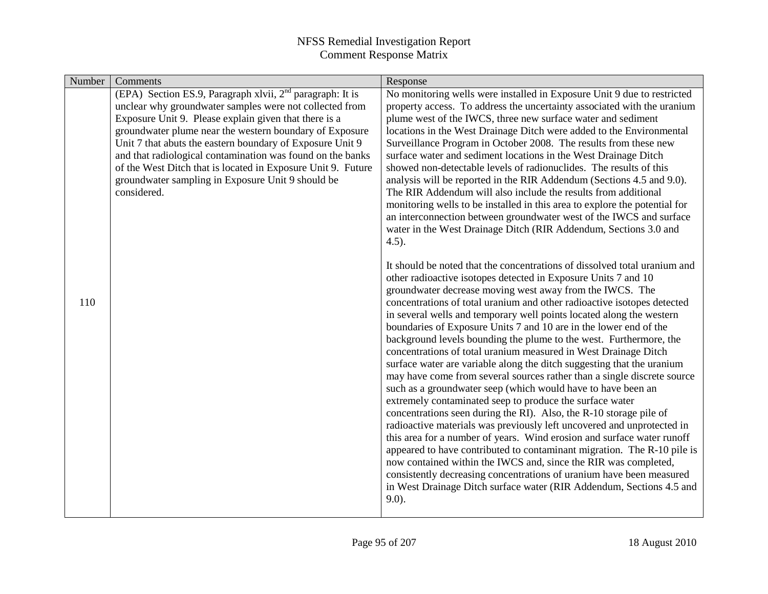| Number | Comments | Response |
|---|---|---|
| 110 | (EPA) Section ES.9, Paragraph xlvii, 2nd paragraph: It is unclear why groundwater samples were not collected from Exposure Unit 9. Please explain given that there is a groundwater plume near the western boundary of Exposure Unit 7 that abuts the eastern boundary of Exposure Unit 9 and that radiological contamination was found on the banks of the West Ditch that is located in Exposure Unit 9. Future groundwater sampling in Exposure Unit 9 should be considered. | No monitoring wells were installed in Exposure Unit 9 due to restricted property access. To address the uncertainty associated with the uranium plume west of the IWCS, three new surface water and sediment locations in the West Drainage Ditch were added to the Environmental Surveillance Program in October 2008. The results from these new surface water and sediment locations in the West Drainage Ditch showed non-detectable levels of radionuclides. The results of this analysis will be reported in the RIR Addendum (Sections 4.5 and 9.0). The RIR Addendum will also include the results from additional monitoring wells to be installed in this area to explore the potential for an interconnection between groundwater west of the IWCS and surface water in the West Drainage Ditch (RIR Addendum, Sections 3.0 and 4.5).<br><br>It should be noted that the concentrations of dissolved total uranium and other radioactive isotopes detected in Exposure Units 7 and 10 groundwater decrease moving west away from the IWCS. The concentrations of total uranium and other radioactive isotopes detected in several wells and temporary well points located along the western boundaries of Exposure Units 7 and 10 are in the lower end of the background levels bounding the plume to the west. Furthermore, the concentrations of total uranium measured in West Drainage Ditch surface water are variable along the ditch suggesting that the uranium may have come from several sources rather than a single discrete source such as a groundwater seep (which would have to have been an extremely contaminated seep to produce the surface water concentrations seen during the RI). Also, the R-10 storage pile of radioactive materials was previously left uncovered and unprotected in this area for a number of years. Wind erosion and surface water runoff appeared to have contributed to contaminant migration. The R-10 pile is now contained within the IWCS and, since the RIR was completed, consistently decreasing concentrations of uranium have been measured in West Drainage Ditch surface water (RIR Addendum, Sections 4.5 and 9.0). |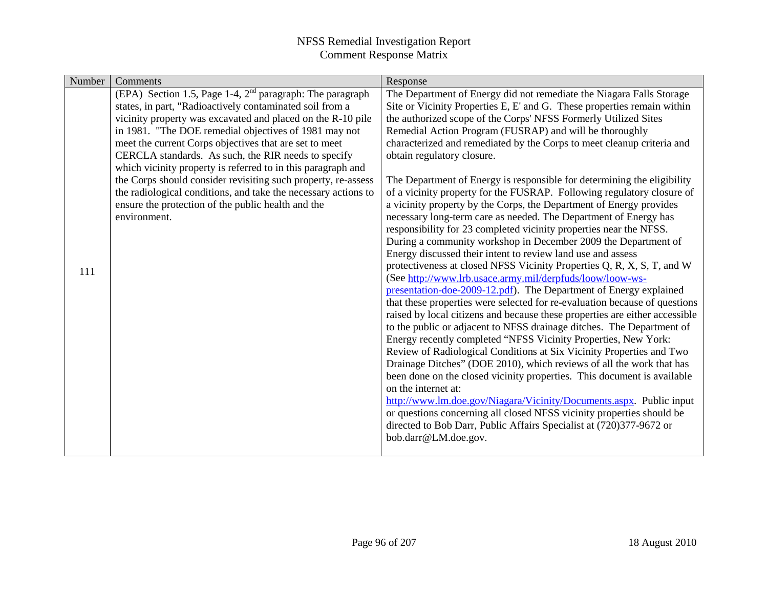# NFSS Remedial Investigation Report
# Comment Response Matrix

| Number | Comments | Response |
|---|---|---|
| 111 | (EPA) Section 1.5, Page 1-4, 2nd paragraph: The paragraph states, in part, "Radioactively contaminated soil from a vicinity property was excavated and placed on the R-10 pile in 1981. "The DOE remedial objectives of 1981 may not meet the current Corps objectives that are set to meet CERCLA standards. As such, the RIR needs to specify which vicinity property is referred to in this paragraph and the Corps should consider revisiting such property, re-assess the radiological conditions, and take the necessary actions to ensure the protection of the public health and the environment. | The Department of Energy did not remediate the Niagara Falls Storage Site or Vicinity Properties E, E' and G. These properties remain within the authorized scope of the Corps' NFSS Formerly Utilized Sites Remedial Action Program (FUSRAP) and will be thoroughly characterized and remediated by the Corps to meet cleanup criteria and obtain regulatory closure.<br><br>The Department of Energy is responsible for determining the eligibility of a vicinity property for the FUSRAP. Following regulatory closure of a vicinity property by the Corps, the Department of Energy provides necessary long-term care as needed. The Department of Energy has responsibility for 23 completed vicinity properties near the NFSS. During a community workshop in December 2009 the Department of Energy discussed their intent to review land use and assess protectiveness at closed NFSS Vicinity Properties Q, R, X, S, T, and W (See http://www.lrb.usace.army.mil/derpfuds/loow/loow-ws-presentation-doe-2009-12.pdf). The Department of Energy explained that these properties were selected for re-evaluation because of questions raised by local citizens and because these properties are either accessible to the public or adjacent to NFSS drainage ditches. The Department of Energy recently completed "NFSS Vicinity Properties, New York: Review of Radiological Conditions at Six Vicinity Properties and Two Drainage Ditches" (DOE 2010), which reviews of all the work that has been done on the closed vicinity properties. This document is available on the internet at: http://www.lm.doe.gov/Niagara/Vicinity/Documents.aspx. Public input or questions concerning all closed NFSS vicinity properties should be directed to Bob Darr, Public Affairs Specialist at (720)377-9672 or bob.darr@LM.doe.gov. |

18 August 2010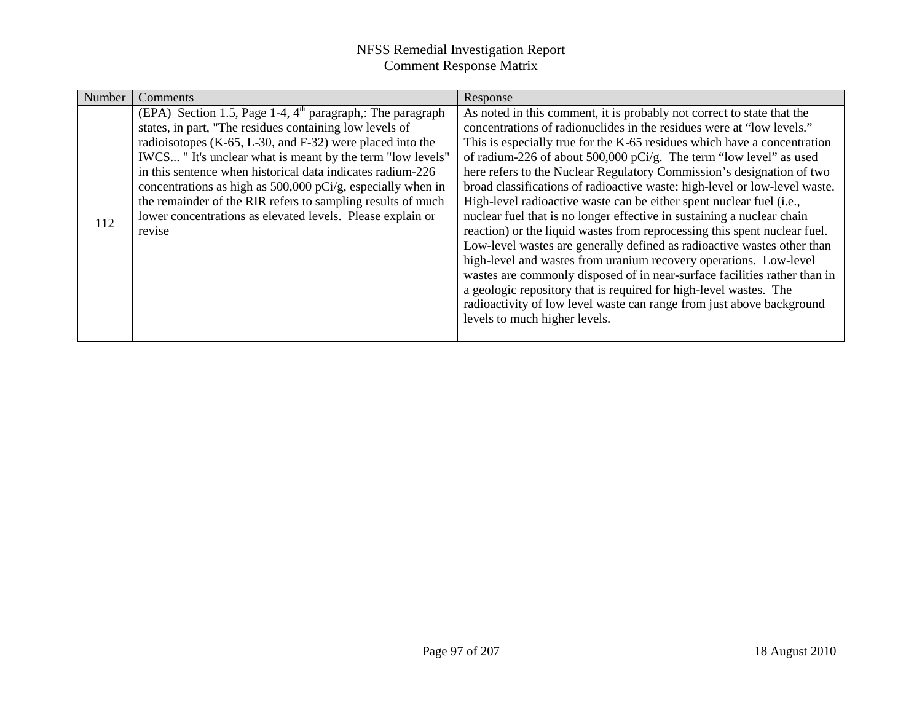| Number | Comments | Response |
| --- | --- | --- |
| 112 | (EPA) Section 1.5, Page 1-4, 4th paragraph,: The paragraph states, in part, "The residues containing low levels of radioisotopes (K-65, L-30, and F-32) were placed into the IWCS... " It's unclear what is meant by the term "low levels" in this sentence when historical data indicates radium-226 concentrations as high as 500,000 pCi/g, especially when in the remainder of the RIR refers to sampling results of much lower concentrations as elevated levels. Please explain or revise | As noted in this comment, it is probably not correct to state that the concentrations of radionuclides in the residues were at "low levels." This is especially true for the K-65 residues which have a concentration of radium-226 of about 500,000 pCi/g. The term "low level" as used here refers to the Nuclear Regulatory Commission's designation of two broad classifications of radioactive waste: high-level or low-level waste. High-level radioactive waste can be either spent nuclear fuel (i.e., nuclear fuel that is no longer effective in sustaining a nuclear chain reaction) or the liquid wastes from reprocessing this spent nuclear fuel. Low-level wastes are generally defined as radioactive wastes other than high-level and wastes from uranium recovery operations. Low-level wastes are commonly disposed of in near-surface facilities rather than in a geologic repository that is required for high-level wastes. The radioactivity of low level waste can range from just above background levels to much higher levels. |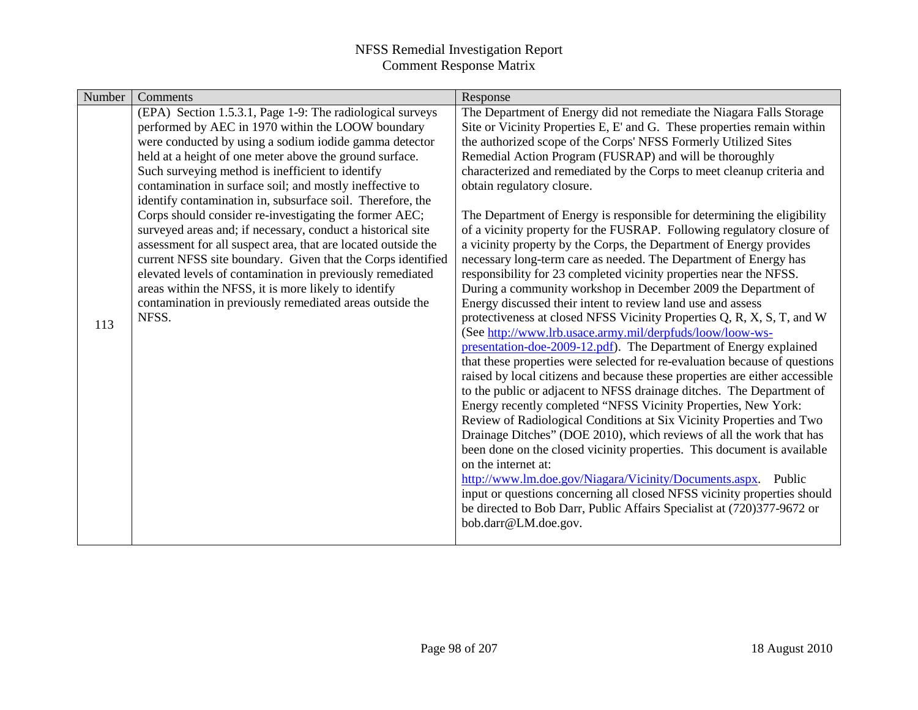| Number | Comments | Response |
|---|---|---|
| 113 | (EPA) Section 1.5.3.1, Page 1-9: The radiological surveys performed by AEC in 1970 within the LOOW boundary were conducted by using a sodium iodide gamma detector held at a height of one meter above the ground surface. Such surveying method is inefficient to identify contamination in surface soil; and mostly ineffective to identify contamination in, subsurface soil. Therefore, the Corps should consider re-investigating the former AEC; surveyed areas and; if necessary, conduct a historical site assessment for all suspect area, that are located outside the current NFSS site boundary. Given that the Corps identified elevated levels of contamination in previously remediated areas within the NFSS, it is more likely to identify contamination in previously remediated areas outside the NFSS. | The Department of Energy did not remediate the Niagara Falls Storage Site or Vicinity Properties E, E' and G. These properties remain within the authorized scope of the Corps' NFSS Formerly Utilized Sites Remedial Action Program (FUSRAP) and will be thoroughly characterized and remediated by the Corps to meet cleanup criteria and obtain regulatory closure.<br><br>The Department of Energy is responsible for determining the eligibility of a vicinity property for the FUSRAP. Following regulatory closure of a vicinity property by the Corps, the Department of Energy provides necessary long-term care as needed. The Department of Energy has responsibility for 23 completed vicinity properties near the NFSS. During a community workshop in December 2009 the Department of Energy discussed their intent to review land use and assess protectiveness at closed NFSS Vicinity Properties Q, R, X, S, T, and W (See http://www.lrb.usace.army.mil/derpfuds/loow/loow-ws-presentation-doe-2009-12.pdf). The Department of Energy explained that these properties were selected for re-evaluation because of questions raised by local citizens and because these properties are either accessible to the public or adjacent to NFSS drainage ditches. The Department of Energy recently completed "NFSS Vicinity Properties, New York: Review of Radiological Conditions at Six Vicinity Properties and Two Drainage Ditches" (DOE 2010), which reviews of all the work that has been done on the closed vicinity properties. This document is available on the internet at: http://www.lm.doe.gov/Niagara/Vicinity/Documents.aspx. Public input or questions concerning all closed NFSS vicinity properties should be directed to Bob Darr, Public Affairs Specialist at (720)377-9672 or bob.darr@LM.doe.gov. |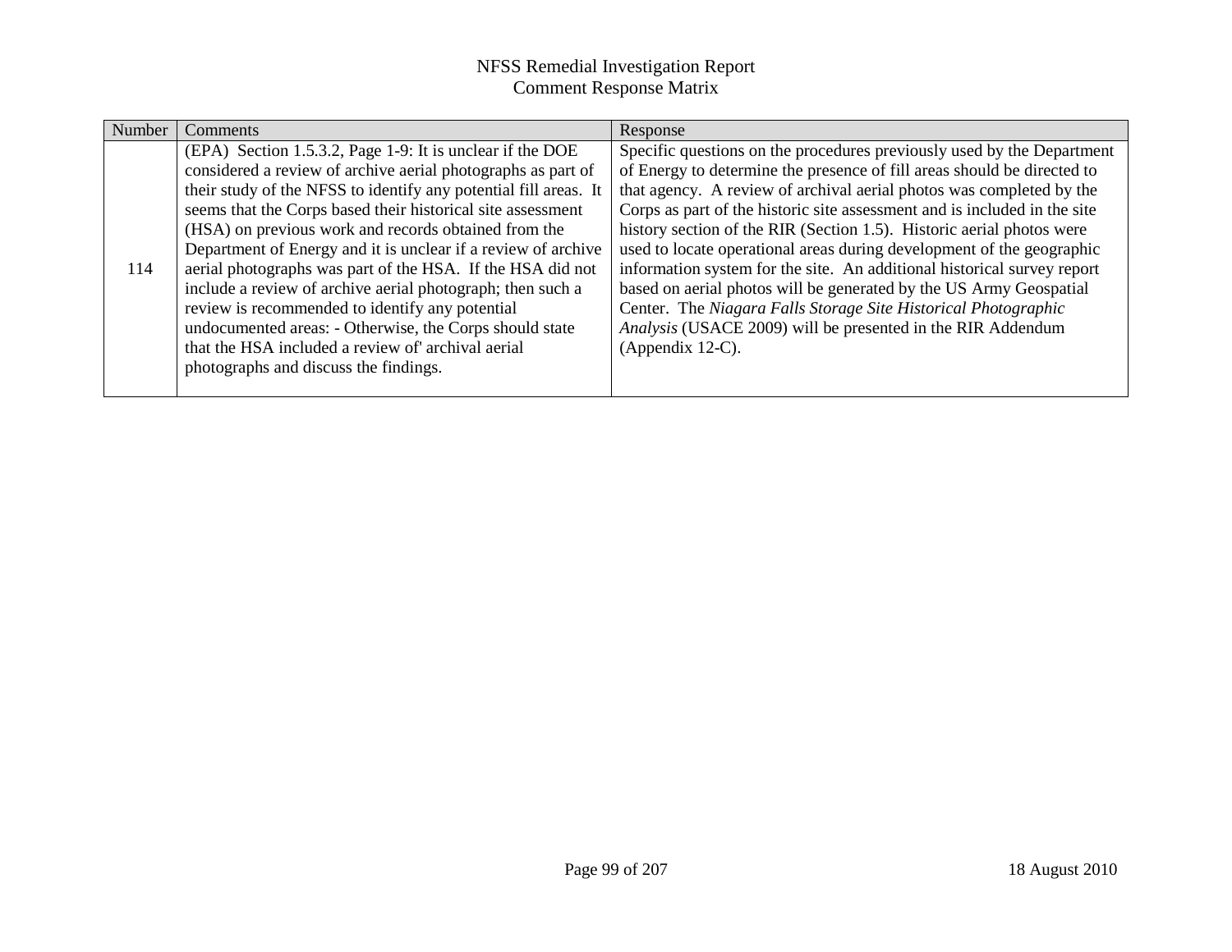# NFSS Remedial Investigation Report
## Comment Response Matrix

| Number | Comments | Response |
|---|---|---|
| 114 | (EPA) Section 1.5.3.2, Page 1-9: It is unclear if the DOE considered a review of archive aerial photographs as part of their study of the NFSS to identify any potential fill areas. It seems that the Corps based their historical site assessment (HSA) on previous work and records obtained from the Department of Energy and it is unclear if a review of archive aerial photographs was part of the HSA. If the HSA did not include a review of archive aerial photograph; then such a review is recommended to identify any potential undocumented areas: - Otherwise, the Corps should state that the HSA included a review of' archival aerial photographs and discuss the findings. | Specific questions on the procedures previously used by the Department of Energy to determine the presence of fill areas should be directed to that agency. A review of archival aerial photos was completed by the Corps as part of the historic site assessment and is included in the site history section of the RIR (Section 1.5). Historic aerial photos were used to locate operational areas during development of the geographic information system for the site. An additional historical survey report based on aerial photos will be generated by the US Army Geospatial Center. The *Niagara Falls Storage Site Historical Photographic Analysis* (USACE 2009) will be presented in the RIR Addendum (Appendix 12-C). |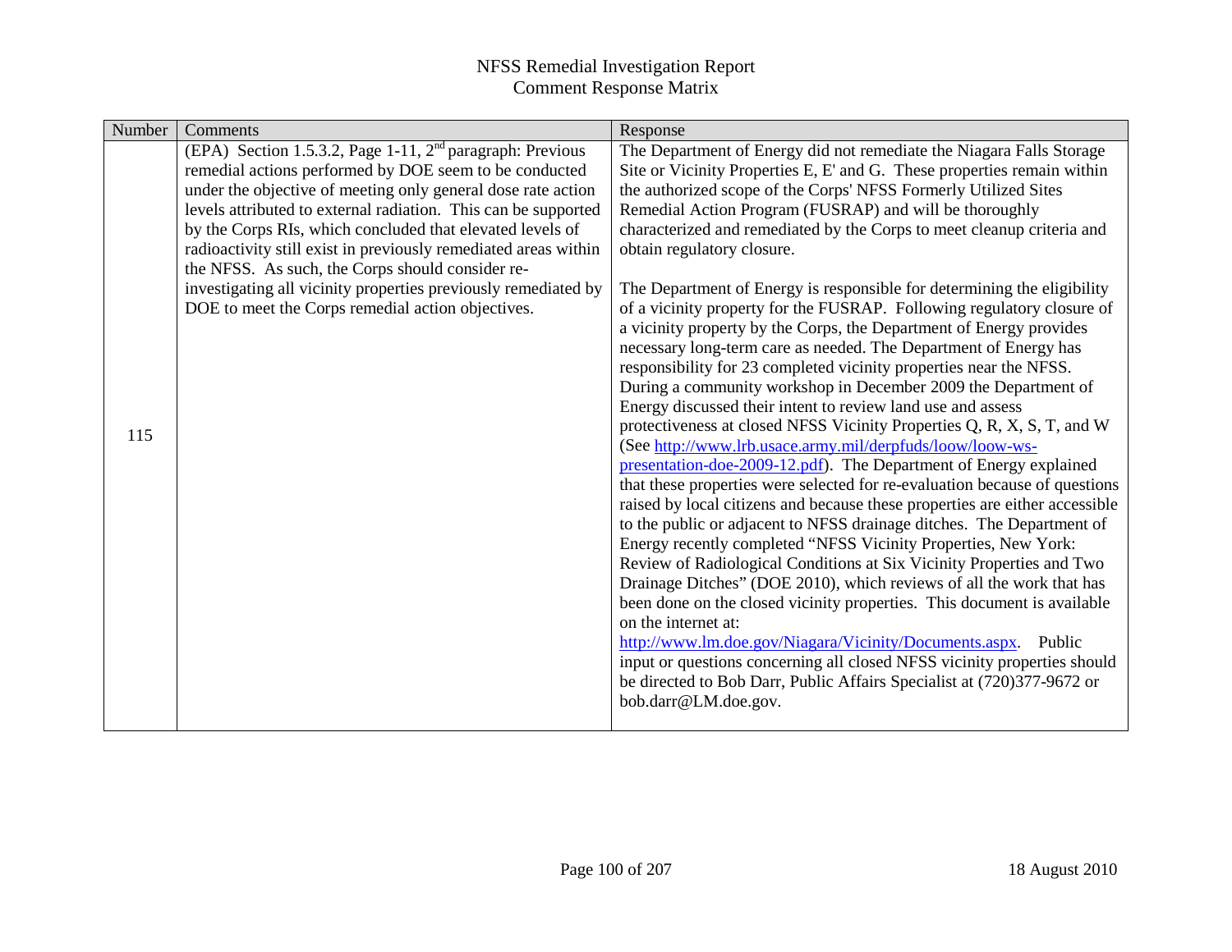| Number | Comments | Response |
|---|---|---|
| 115 | (EPA) Section 1.5.3.2, Page 1-11, 2nd paragraph: Previous remedial actions performed by DOE seem to be conducted under the objective of meeting only general dose rate action levels attributed to external radiation. This can be supported by the Corps RIs, which concluded that elevated levels of radioactivity still exist in previously remediated areas within the NFSS. As such, the Corps should consider re-investigating all vicinity properties previously remediated by DOE to meet the Corps remedial action objectives. | The Department of Energy did not remediate the Niagara Falls Storage Site or Vicinity Properties E, E' and G. These properties remain within the authorized scope of the Corps' NFSS Formerly Utilized Sites Remedial Action Program (FUSRAP) and will be thoroughly characterized and remediated by the Corps to meet cleanup criteria and obtain regulatory closure.<br><br>The Department of Energy is responsible for determining the eligibility of a vicinity property for the FUSRAP. Following regulatory closure of a vicinity property by the Corps, the Department of Energy provides necessary long-term care as needed. The Department of Energy has responsibility for 23 completed vicinity properties near the NFSS. During a community workshop in December 2009 the Department of Energy discussed their intent to review land use and assess protectiveness at closed NFSS Vicinity Properties Q, R, X, S, T, and W (See http://www.lrb.usace.army.mil/derpfuds/loow/loow-ws-presentation-doe-2009-12.pdf). The Department of Energy explained that these properties were selected for re-evaluation because of questions raised by local citizens and because these properties are either accessible to the public or adjacent to NFSS drainage ditches. The Department of Energy recently completed "NFSS Vicinity Properties, New York: Review of Radiological Conditions at Six Vicinity Properties and Two Drainage Ditches" (DOE 2010), which reviews of all the work that has been done on the closed vicinity properties. This document is available on the internet at: http://www.lm.doe.gov/Niagara/Vicinity/Documents.aspx. Public input or questions concerning all closed NFSS vicinity properties should be directed to Bob Darr, Public Affairs Specialist at (720)377-9672 or bob.darr@LM.doe.gov. |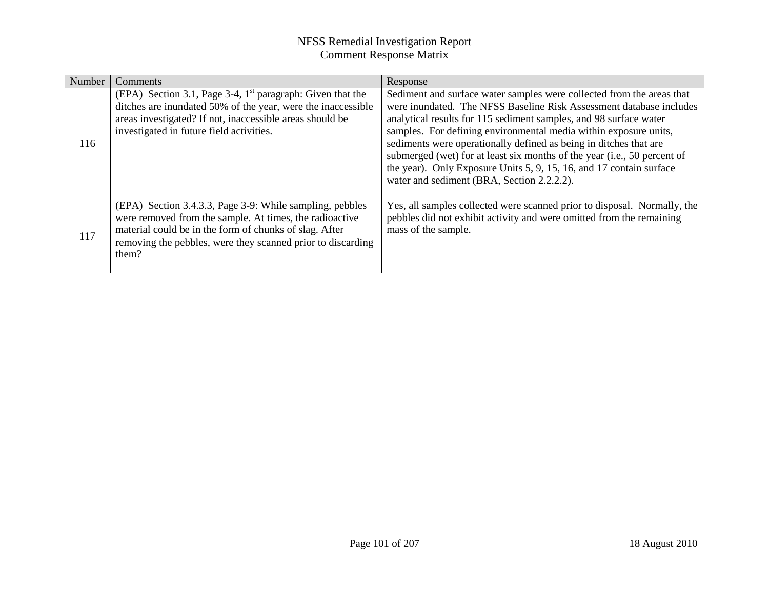| Number | Comments | Response |
|---|---|---|
| 116 | (EPA) Section 3.1, Page 3-4, 1st paragraph: Given that the ditches are inundated 50% of the year, were the inaccessible areas investigated? If not, inaccessible areas should be investigated in future field activities. | Sediment and surface water samples were collected from the areas that were inundated. The NFSS Baseline Risk Assessment database includes analytical results for 115 sediment samples, and 98 surface water samples. For defining environmental media within exposure units, sediments were operationally defined as being in ditches that are submerged (wet) for at least six months of the year (i.e., 50 percent of the year). Only Exposure Units 5, 9, 15, 16, and 17 contain surface water and sediment (BRA, Section 2.2.2.2). |
| 117 | (EPA) Section 3.4.3.3, Page 3-9: While sampling, pebbles were removed from the sample. At times, the radioactive material could be in the form of chunks of slag. After removing the pebbles, were they scanned prior to discarding them? | Yes, all samples collected were scanned prior to disposal. Normally, the pebbles did not exhibit activity and were omitted from the remaining mass of the sample. |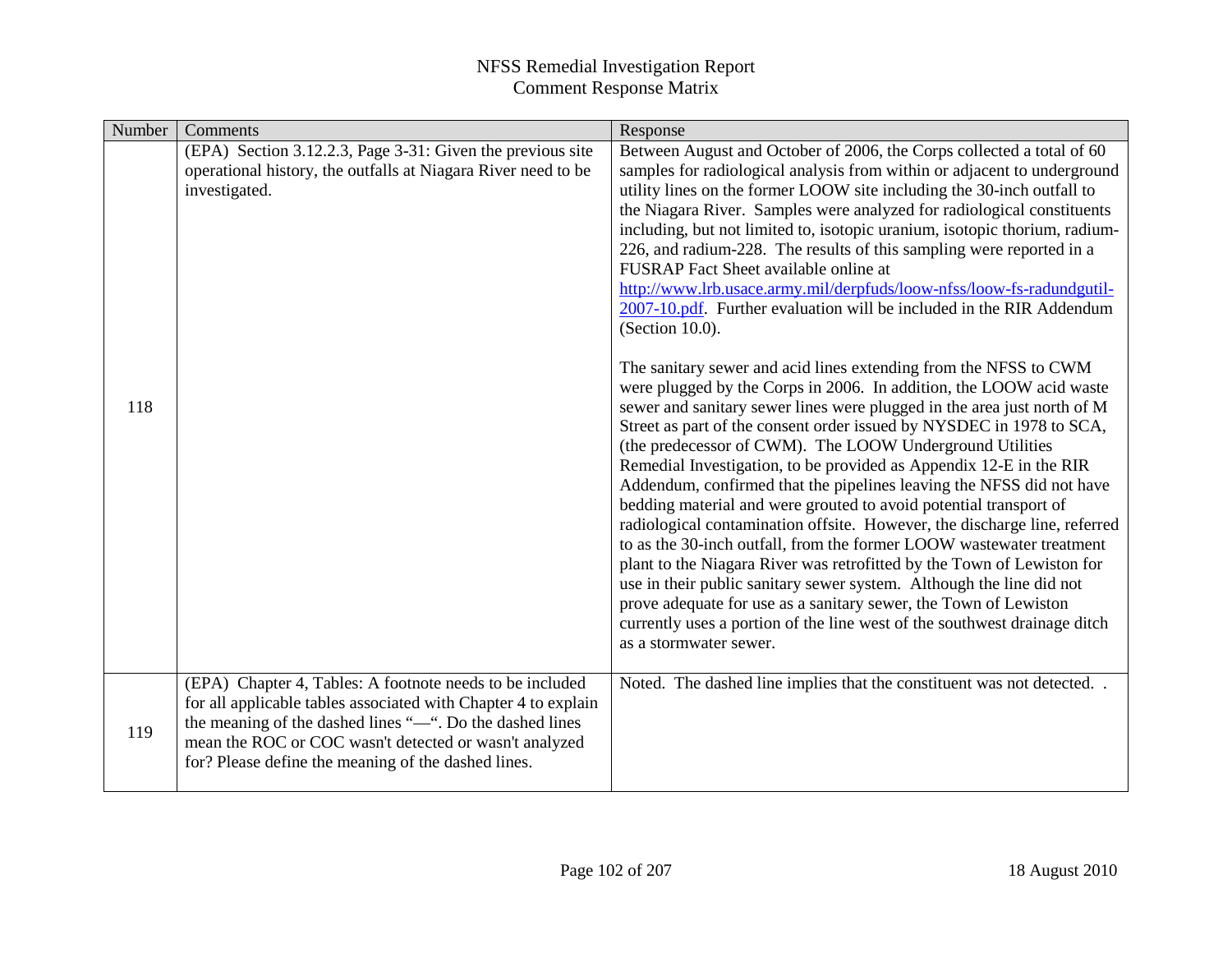# NFSS Remedial Investigation Report
## Comment Response Matrix

| Number | Comments | Response |
|---|---|---|
| 118 | (EPA) Section 3.12.2.3, Page 3-31: Given the previous site operational history, the outfalls at Niagara River need to be investigated. | Between August and October of 2006, the Corps collected a total of 60 samples for radiological analysis from within or adjacent to underground utility lines on the former LOOW site including the 30-inch outfall to the Niagara River. Samples were analyzed for radiological constituents including, but not limited to, isotopic uranium, isotopic thorium, radium-226, and radium-228. The results of this sampling were reported in a FUSRAP Fact Sheet available online at [http://www.lrb.usace.army.mil/derpfuds/loow-nfss/loow-fs-radundgutil-2007-10.pdf](http://www.lrb.usace.army.mil/derpfuds/loow-nfss/loow-fs-radundgutil-2007-10.pdf). Further evaluation will be included in the RIR Addendum (Section 10.0).<br><br>The sanitary sewer and acid lines extending from the NFSS to CWM were plugged by the Corps in 2006. In addition, the LOOW acid waste sewer and sanitary sewer lines were plugged in the area just north of M Street as part of the consent order issued by NYSDEC in 1978 to SCA, (the predecessor of CWM). The LOOW Underground Utilities Remedial Investigation, to be provided as Appendix 12-E in the RIR Addendum, confirmed that the pipelines leaving the NFSS did not have bedding material and were grouted to avoid potential transport of radiological contamination offsite. However, the discharge line, referred to as the 30-inch outfall, from the former LOOW wastewater treatment plant to the Niagara River was retrofitted by the Town of Lewiston for use in their public sanitary sewer system. Although the line did not prove adequate for use as a sanitary sewer, the Town of Lewiston currently uses a portion of the line west of the southwest drainage ditch as a stormwater sewer. |
| 119 | (EPA) Chapter 4, Tables: A footnote needs to be included for all applicable tables associated with Chapter 4 to explain the meaning of the dashed lines "—". Do the dashed lines mean the ROC or COC wasn't detected or wasn't analyzed for? Please define the meaning of the dashed lines. | Noted. The dashed line implies that the constituent was not detected. . |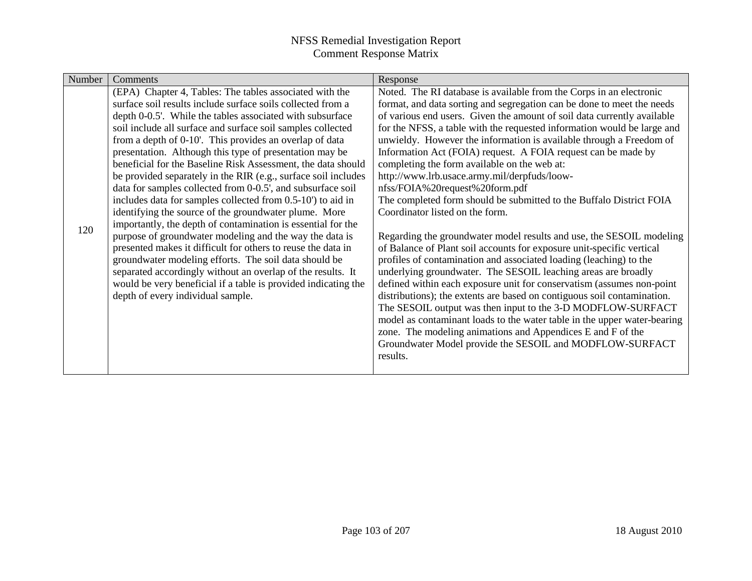NFSS Remedial Investigation Report
Comment Response Matrix

| Number | Comments | Response |
|---|---|---|
| 120 | (EPA) Chapter 4, Tables: The tables associated with the surface soil results include surface soils collected from a depth 0-0.5'. While the tables associated with subsurface soil include all surface and surface soil samples collected from a depth of 0-10'. This provides an overlap of data presentation. Although this type of presentation may be beneficial for the Baseline Risk Assessment, the data should be provided separately in the RIR (e.g., surface soil includes data for samples collected from 0-0.5', and subsurface soil includes data for samples collected from 0.5-10') to aid in identifying the source of the groundwater plume. More importantly, the depth of contamination is essential for the purpose of groundwater modeling and the way the data is presented makes it difficult for others to reuse the data in groundwater modeling efforts. The soil data should be separated accordingly without an overlap of the results. It would be very beneficial if a table is provided indicating the depth of every individual sample. | Noted. The RI database is available from the Corps in an electronic format, and data sorting and segregation can be done to meet the needs of various end users. Given the amount of soil data currently available for the NFSS, a table with the requested information would be large and unwieldy. However the information is available through a Freedom of Information Act (FOIA) request. A FOIA request can be made by completing the form available on the web at: http://www.lrb.usace.army.mil/derpfuds/loow-nfss/FOIA%20request%20form.pdf The completed form should be submitted to the Buffalo District FOIA Coordinator listed on the form.<br><br>Regarding the groundwater model results and use, the SESOIL modeling of Balance of Plant soil accounts for exposure unit-specific vertical profiles of contamination and associated loading (leaching) to the underlying groundwater. The SESOIL leaching areas are broadly defined within each exposure unit for conservatism (assumes non-point distributions); the extents are based on contiguous soil contamination. The SESOIL output was then input to the 3-D MODFLOW-SURFACT model as contaminant loads to the water table in the upper water-bearing zone. The modeling animations and Appendices E and F of the Groundwater Model provide the SESOIL and MODFLOW-SURFACT results. |

18 August 2010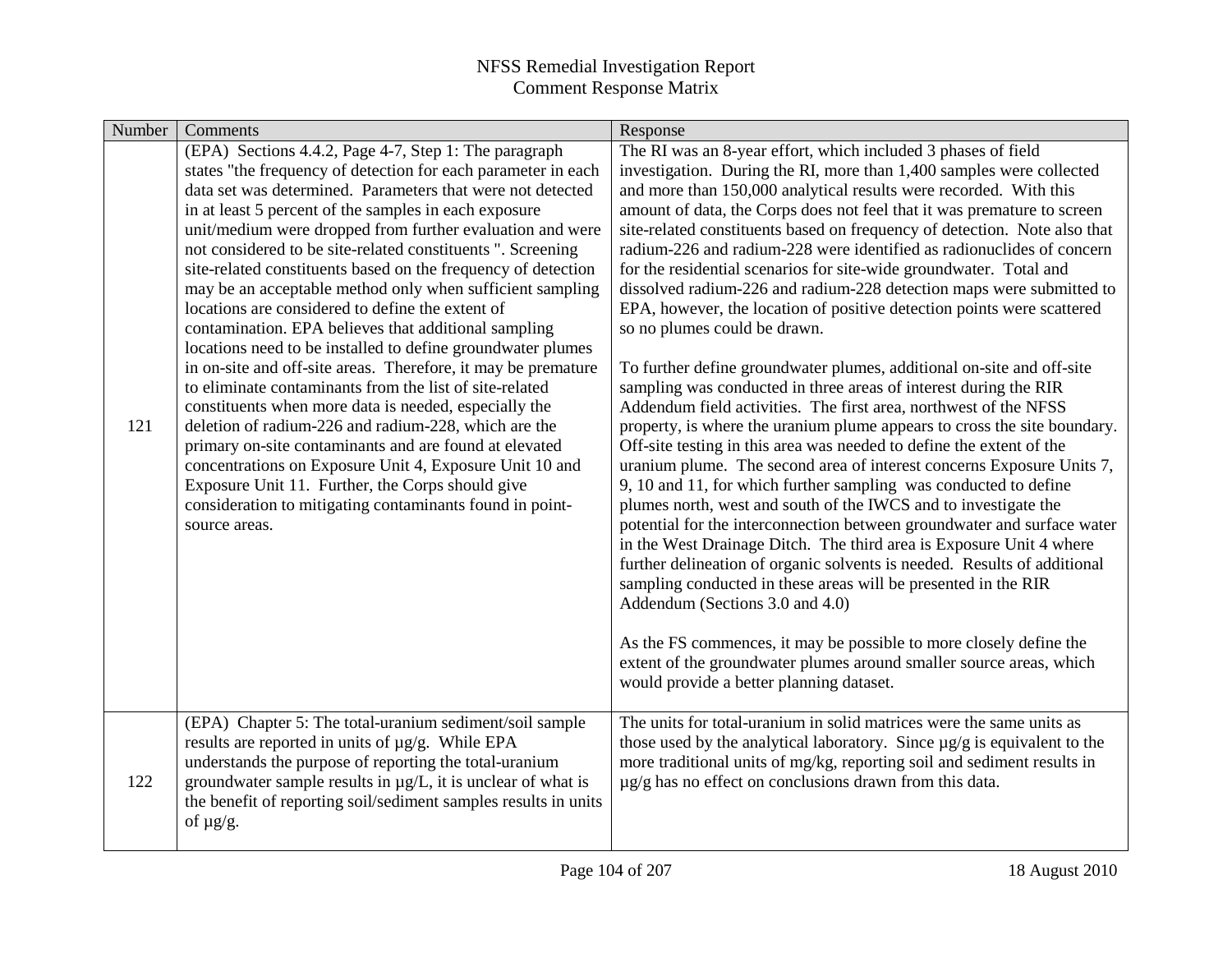| Number | Comments | Response |
|---|---|---|
| 121 | (EPA) Sections 4.4.2, Page 4-7, Step 1: The paragraph states "the frequency of detection for each parameter in each data set was determined. Parameters that were not detected in at least 5 percent of the samples in each exposure unit/medium were dropped from further evaluation and were not considered to be site-related constituents ". Screening site-related constituents based on the frequency of detection may be an acceptable method only when sufficient sampling locations are considered to define the extent of contamination. EPA believes that additional sampling locations need to be installed to define groundwater plumes in on-site and off-site areas. Therefore, it may be premature to eliminate contaminants from the list of site-related constituents when more data is needed, especially the deletion of radium-226 and radium-228, which are the primary on-site contaminants and are found at elevated concentrations on Exposure Unit 4, Exposure Unit 10 and Exposure Unit 11. Further, the Corps should give consideration to mitigating contaminants found in point-source areas. | The RI was an 8-year effort, which included 3 phases of field investigation. During the RI, more than 1,400 samples were collected and more than 150,000 analytical results were recorded. With this amount of data, the Corps does not feel that it was premature to screen site-related constituents based on frequency of detection. Note also that radium-226 and radium-228 were identified as radionuclides of concern for the residential scenarios for site-wide groundwater. Total and dissolved radium-226 and radium-228 detection maps were submitted to EPA, however, the location of positive detection points were scattered so no plumes could be drawn.<br><br>To further define groundwater plumes, additional on-site and off-site sampling was conducted in three areas of interest during the RIR Addendum field activities. The first area, northwest of the NFSS property, is where the uranium plume appears to cross the site boundary. Off-site testing in this area was needed to define the extent of the uranium plume. The second area of interest concerns Exposure Units 7, 9, 10 and 11, for which further sampling was conducted to define plumes north, west and south of the IWCS and to investigate the potential for the interconnection between groundwater and surface water in the West Drainage Ditch. The third area is Exposure Unit 4 where further delineation of organic solvents is needed. Results of additional sampling conducted in these areas will be presented in the RIR Addendum (Sections 3.0 and 4.0)<br><br>As the FS commences, it may be possible to more closely define the extent of the groundwater plumes around smaller source areas, which would provide a better planning dataset. |
| 122 | (EPA) Chapter 5: The total-uranium sediment/soil sample results are reported in units of µg/g. While EPA understands the purpose of reporting the total-uranium groundwater sample results in µg/L, it is unclear of what is the benefit of reporting soil/sediment samples results in units of µg/g. | The units for total-uranium in solid matrices were the same units as those used by the analytical laboratory. Since µg/g is equivalent to the more traditional units of mg/kg, reporting soil and sediment results in µg/g has no effect on conclusions drawn from this data. |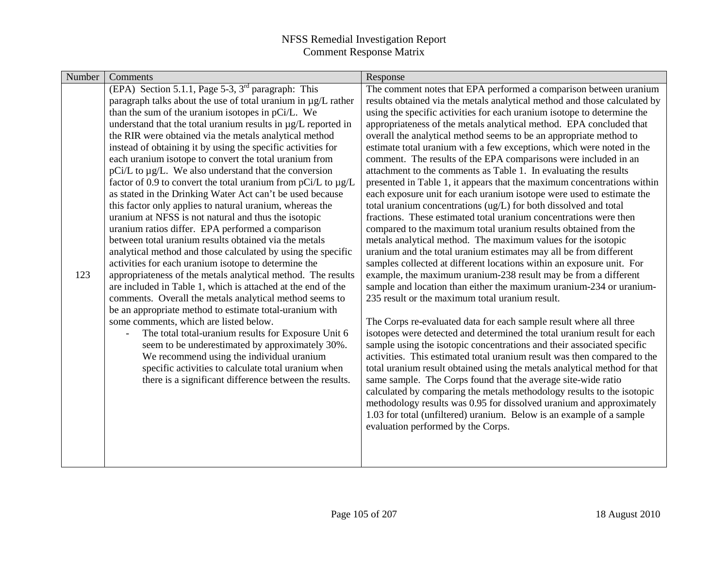# NFSS Remedial Investigation Report
## Comment Response Matrix

| Number | Comments | Response |
|---|---|---|
| 123 | (EPA) Section 5.1.1, Page 5-3, 3rd paragraph: This paragraph talks about the use of total uranium in µg/L rather than the sum of the uranium isotopes in pCi/L. We understand that the total uranium results in µg/L reported in the RIR were obtained via the metals analytical method instead of obtaining it by using the specific activities for each uranium isotope to convert the total uranium from pCi/L to µg/L. We also understand that the conversion factor of 0.9 to convert the total uranium from pCi/L to µg/L as stated in the Drinking Water Act can't be used because this factor only applies to natural uranium, whereas the uranium at NFSS is not natural and thus the isotopic uranium ratios differ. EPA performed a comparison between total uranium results obtained via the metals analytical method and those calculated by using the specific activities for each uranium isotope to determine the appropriateness of the metals analytical method. The results are included in Table 1, which is attached at the end of the comments. Overall the metals analytical method seems to be an appropriate method to estimate total-uranium with some comments, which are listed below.<br>- The total total-uranium results for Exposure Unit 6 seem to be underestimated by approximately 30%. We recommend using the individual uranium specific activities to calculate total uranium when there is a significant difference between the results. | The comment notes that EPA performed a comparison between uranium results obtained via the metals analytical method and those calculated by using the specific activities for each uranium isotope to determine the appropriateness of the metals analytical method. EPA concluded that overall the analytical method seems to be an appropriate method to estimate total uranium with a few exceptions, which were noted in the comment. The results of the EPA comparisons were included in an attachment to the comments as Table 1. In evaluating the results presented in Table 1, it appears that the maximum concentrations within each exposure unit for each uranium isotope were used to estimate the total uranium concentrations (ug/L) for both dissolved and total fractions. These estimated total uranium concentrations were then compared to the maximum total uranium results obtained from the metals analytical method. The maximum values for the isotopic uranium and the total uranium estimates may all be from different samples collected at different locations within an exposure unit. For example, the maximum uranium-238 result may be from a different sample and location than either the maximum uranium-234 or uranium-235 result or the maximum total uranium result.<br><br>The Corps re-evaluated data for each sample result where all three isotopes were detected and determined the total uranium result for each sample using the isotopic concentrations and their associated specific activities. This estimated total uranium result was then compared to the total uranium result obtained using the metals analytical method for that same sample. The Corps found that the average site-wide ratio calculated by comparing the metals methodology results to the isotopic methodology results was 0.95 for dissolved uranium and approximately 1.03 for total (unfiltered) uranium. Below is an example of a sample evaluation performed by the Corps. |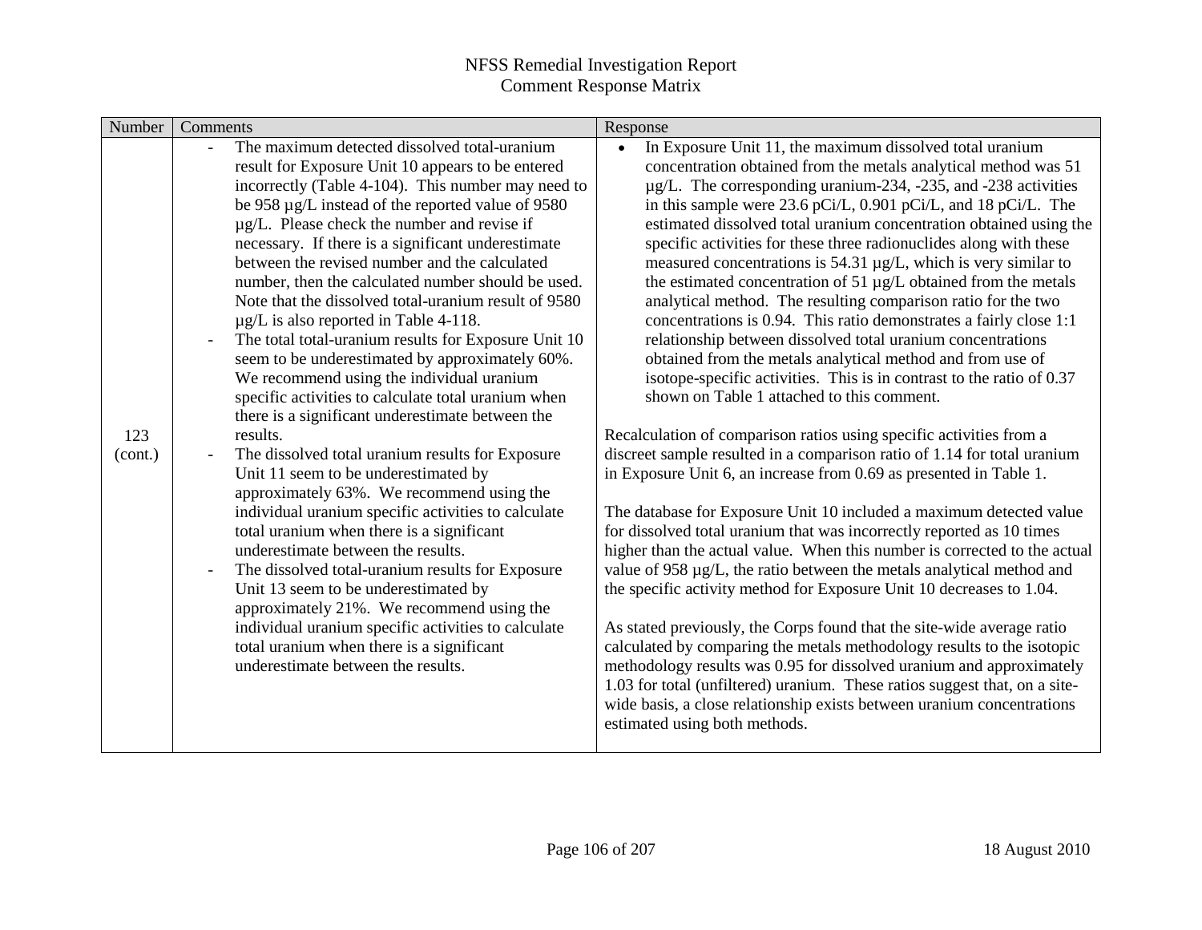| Number | Comments | Response |
|---|---|---|
| 123 (cont.) | - The maximum detected dissolved total-uranium result for Exposure Unit 10 appears to be entered incorrectly (Table 4-104). This number may need to be 958 µg/L instead of the reported value of 9580 µg/L. Please check the number and revise if necessary. If there is a significant underestimate between the revised number and the calculated number, then the calculated number should be used. Note that the dissolved total-uranium result of 9580 µg/L is also reported in Table 4-118.<br>- The total total-uranium results for Exposure Unit 10 seem to be underestimated by approximately 60%. We recommend using the individual uranium specific activities to calculate total uranium when there is a significant underestimate between the results.<br>- The dissolved total uranium results for Exposure Unit 11 seem to be underestimated by approximately 63%. We recommend using the individual uranium specific activities to calculate total uranium when there is a significant underestimate between the results.<br>- The dissolved total-uranium results for Exposure Unit 13 seem to be underestimated by approximately 21%. We recommend using the individual uranium specific activities to calculate total uranium when there is a significant underestimate between the results. | • In Exposure Unit 11, the maximum dissolved total uranium concentration obtained from the metals analytical method was 51 µg/L. The corresponding uranium-234, -235, and -238 activities in this sample were 23.6 pCi/L, 0.901 pCi/L, and 18 pCi/L. The estimated dissolved total uranium concentration obtained using the specific activities for these three radionuclides along with these measured concentrations is 54.31 µg/L, which is very similar to the estimated concentration of 51 µg/L obtained from the metals analytical method. The resulting comparison ratio for the two concentrations is 0.94. This ratio demonstrates a fairly close 1:1 relationship between dissolved total uranium concentrations obtained from the metals analytical method and from use of isotope-specific activities. This is in contrast to the ratio of 0.37 shown on Table 1 attached to this comment.<br><br>Recalculation of comparison ratios using specific activities from a discreet sample resulted in a comparison ratio of 1.14 for total uranium in Exposure Unit 6, an increase from 0.69 as presented in Table 1.<br><br>The database for Exposure Unit 10 included a maximum detected value for dissolved total uranium that was incorrectly reported as 10 times higher than the actual value. When this number is corrected to the actual value of 958 µg/L, the ratio between the metals analytical method and the specific activity method for Exposure Unit 10 decreases to 1.04.<br><br>As stated previously, the Corps found that the site-wide average ratio calculated by comparing the metals methodology results to the isotopic methodology results was 0.95 for dissolved uranium and approximately 1.03 for total (unfiltered) uranium. These ratios suggest that, on a site-wide basis, a close relationship exists between uranium concentrations estimated using both methods. |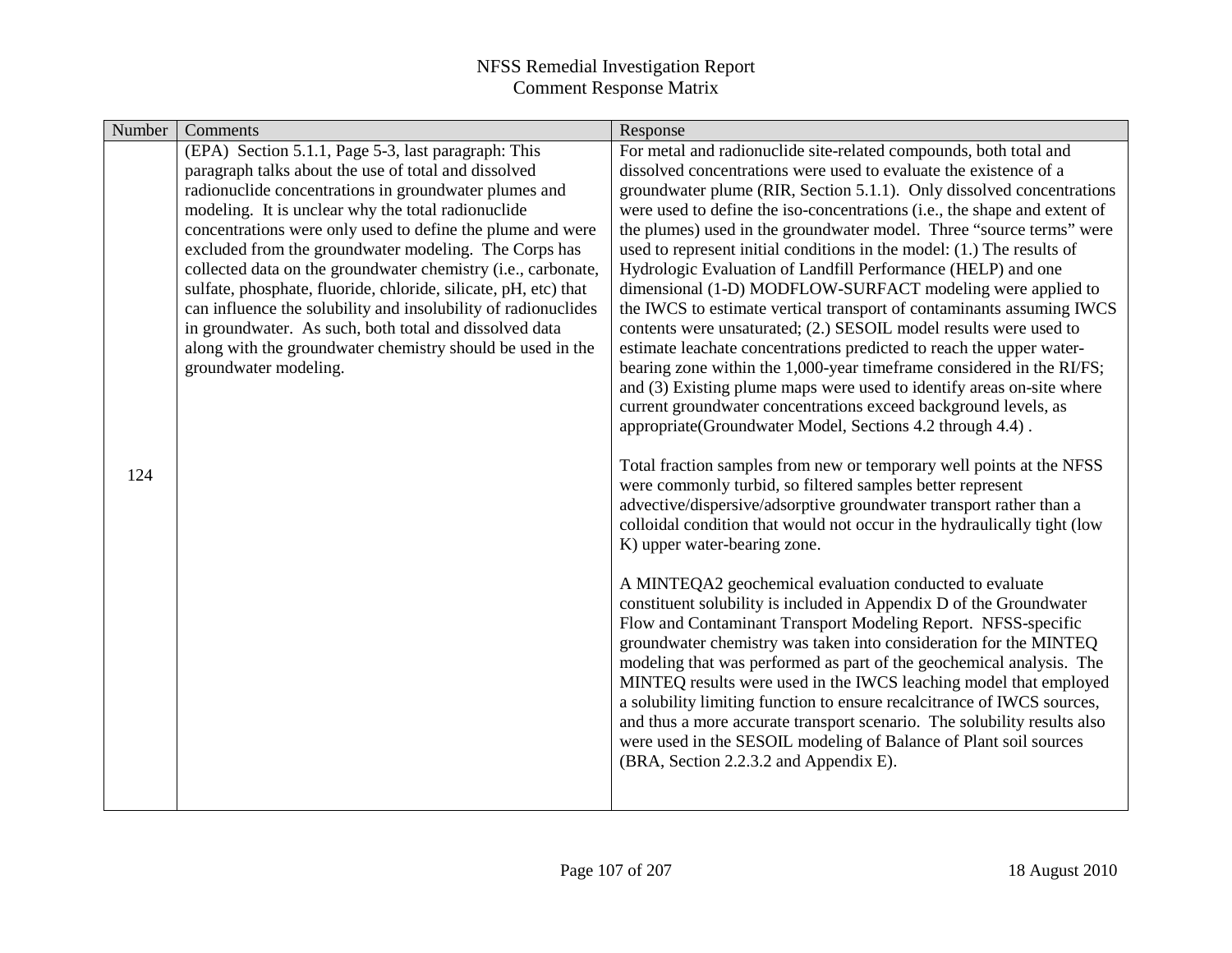# NFSS Remedial Investigation Report
## Comment Response Matrix

| Number | Comments | Response |
|---|---|---|
| 124 | (EPA) Section 5.1.1, Page 5-3, last paragraph: This paragraph talks about the use of total and dissolved radionuclide concentrations in groundwater plumes and modeling. It is unclear why the total radionuclide concentrations were only used to define the plume and were excluded from the groundwater modeling. The Corps has collected data on the groundwater chemistry (i.e., carbonate, sulfate, phosphate, fluoride, chloride, silicate, pH, etc) that can influence the solubility and insolubility of radionuclides in groundwater. As such, both total and dissolved data along with the groundwater chemistry should be used in the groundwater modeling. | For metal and radionuclide site-related compounds, both total and dissolved concentrations were used to evaluate the existence of a groundwater plume (RIR, Section 5.1.1). Only dissolved concentrations were used to define the iso-concentrations (i.e., the shape and extent of the plumes) used in the groundwater model. Three "source terms" were used to represent initial conditions in the model: (1.) The results of Hydrologic Evaluation of Landfill Performance (HELP) and one dimensional (1-D) MODFLOW-SURFACT modeling were applied to the IWCS to estimate vertical transport of contaminants assuming IWCS contents were unsaturated; (2.) SESOIL model results were used to estimate leachate concentrations predicted to reach the upper water-bearing zone within the 1,000-year timeframe considered in the RI/FS; and (3) Existing plume maps were used to identify areas on-site where current groundwater concentrations exceed background levels, as appropriate(Groundwater Model, Sections 4.2 through 4.4) .<br><br>Total fraction samples from new or temporary well points at the NFSS were commonly turbid, so filtered samples better represent advective/dispersive/adsorptive groundwater transport rather than a colloidal condition that would not occur in the hydraulically tight (low K) upper water-bearing zone.<br><br>A MINTEQA2 geochemical evaluation conducted to evaluate constituent solubility is included in Appendix D of the Groundwater Flow and Contaminant Transport Modeling Report. NFSS-specific groundwater chemistry was taken into consideration for the MINTEQ modeling that was performed as part of the geochemical analysis. The MINTEQ results were used in the IWCS leaching model that employed a solubility limiting function to ensure recalcitrance of IWCS sources, and thus a more accurate transport scenario. The solubility results also were used in the SESOIL modeling of Balance of Plant soil sources (BRA, Section 2.2.3.2 and Appendix E). |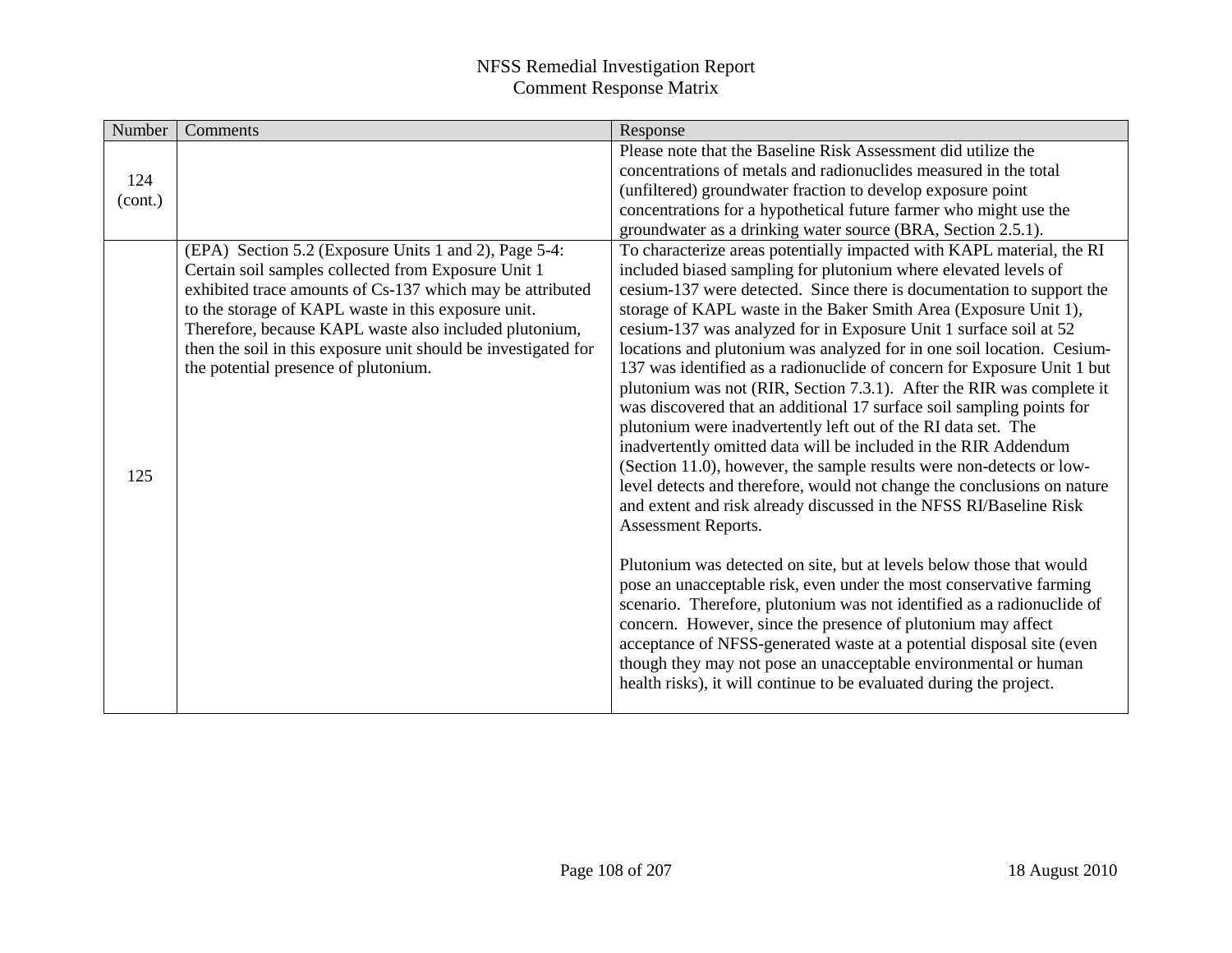| Number | Comments | Response |
|---|---|---|
| 124 (cont.) | | Please note that the Baseline Risk Assessment did utilize the concentrations of metals and radionuclides measured in the total (unfiltered) groundwater fraction to develop exposure point concentrations for a hypothetical future farmer who might use the groundwater as a drinking water source (BRA, Section 2.5.1). |
| 125 | (EPA) Section 5.2 (Exposure Units 1 and 2), Page 5-4: Certain soil samples collected from Exposure Unit 1 exhibited trace amounts of Cs-137 which may be attributed to the storage of KAPL waste in this exposure unit. Therefore, because KAPL waste also included plutonium, then the soil in this exposure unit should be investigated for the potential presence of plutonium. | To characterize areas potentially impacted with KAPL material, the RI included biased sampling for plutonium where elevated levels of cesium-137 were detected. Since there is documentation to support the storage of KAPL waste in the Baker Smith Area (Exposure Unit 1), cesium-137 was analyzed for in Exposure Unit 1 surface soil at 52 locations and plutonium was analyzed for in one soil location. Cesium-137 was identified as a radionuclide of concern for Exposure Unit 1 but plutonium was not (RIR, Section 7.3.1). After the RIR was complete it was discovered that an additional 17 surface soil sampling points for plutonium were inadvertently left out of the RI data set. The inadvertently omitted data will be included in the RIR Addendum (Section 11.0), however, the sample results were non-detects or low-level detects and therefore, would not change the conclusions on nature and extent and risk already discussed in the NFSS RI/Baseline Risk Assessment Reports.<br><br>Plutonium was detected on site, but at levels below those that would pose an unacceptable risk, even under the most conservative farming scenario. Therefore, plutonium was not identified as a radionuclide of concern. However, since the presence of plutonium may affect acceptance of NFSS-generated waste at a potential disposal site (even though they may not pose an unacceptable environmental or human health risks), it will continue to be evaluated during the project. |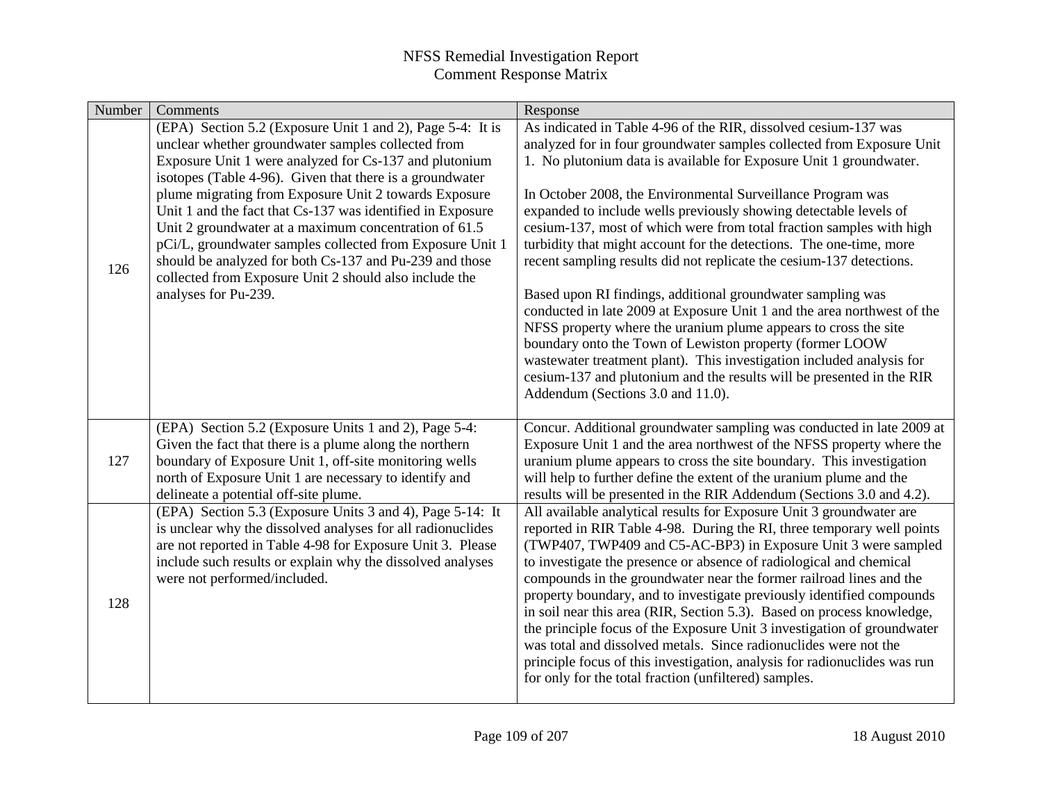| Number | Comments | Response |
|---|---|---|
| 126 | (EPA) Section 5.2 (Exposure Unit 1 and 2), Page 5-4: It is unclear whether groundwater samples collected from Exposure Unit 1 were analyzed for Cs-137 and plutonium isotopes (Table 4-96). Given that there is a groundwater plume migrating from Exposure Unit 2 towards Exposure Unit 1 and the fact that Cs-137 was identified in Exposure Unit 2 groundwater at a maximum concentration of 61.5 pCi/L, groundwater samples collected from Exposure Unit 1 should be analyzed for both Cs-137 and Pu-239 and those collected from Exposure Unit 2 should also include the analyses for Pu-239. | As indicated in Table 4-96 of the RIR, dissolved cesium-137 was analyzed for in four groundwater samples collected from Exposure Unit 1. No plutonium data is available for Exposure Unit 1 groundwater.<br><br>In October 2008, the Environmental Surveillance Program was expanded to include wells previously showing detectable levels of cesium-137, most of which were from total fraction samples with high turbidity that might account for the detections. The one-time, more recent sampling results did not replicate the cesium-137 detections.<br><br>Based upon RI findings, additional groundwater sampling was conducted in late 2009 at Exposure Unit 1 and the area northwest of the NFSS property where the uranium plume appears to cross the site boundary onto the Town of Lewiston property (former LOOW wastewater treatment plant). This investigation included analysis for cesium-137 and plutonium and the results will be presented in the RIR Addendum (Sections 3.0 and 11.0). |
| 127 | (EPA) Section 5.2 (Exposure Units 1 and 2), Page 5-4: Given the fact that there is a plume along the northern boundary of Exposure Unit 1, off-site monitoring wells north of Exposure Unit 1 are necessary to identify and delineate a potential off-site plume. | Concur. Additional groundwater sampling was conducted in late 2009 at Exposure Unit 1 and the area northwest of the NFSS property where the uranium plume appears to cross the site boundary. This investigation will help to further define the extent of the uranium plume and the results will be presented in the RIR Addendum (Sections 3.0 and 4.2). |
| 128 | (EPA) Section 5.3 (Exposure Units 3 and 4), Page 5-14: It is unclear why the dissolved analyses for all radionuclides are not reported in Table 4-98 for Exposure Unit 3. Please include such results or explain why the dissolved analyses were not performed/included. | All available analytical results for Exposure Unit 3 groundwater are reported in RIR Table 4-98. During the RI, three temporary well points (TWP407, TWP409 and C5-AC-BP3) in Exposure Unit 3 were sampled to investigate the presence or absence of radiological and chemical compounds in the groundwater near the former railroad lines and the property boundary, and to investigate previously identified compounds in soil near this area (RIR, Section 5.3). Based on process knowledge, the principle focus of the Exposure Unit 3 investigation of groundwater was total and dissolved metals. Since radionuclides were not the principle focus of this investigation, analysis for radionuclides was run for only for the total fraction (unfiltered) samples. |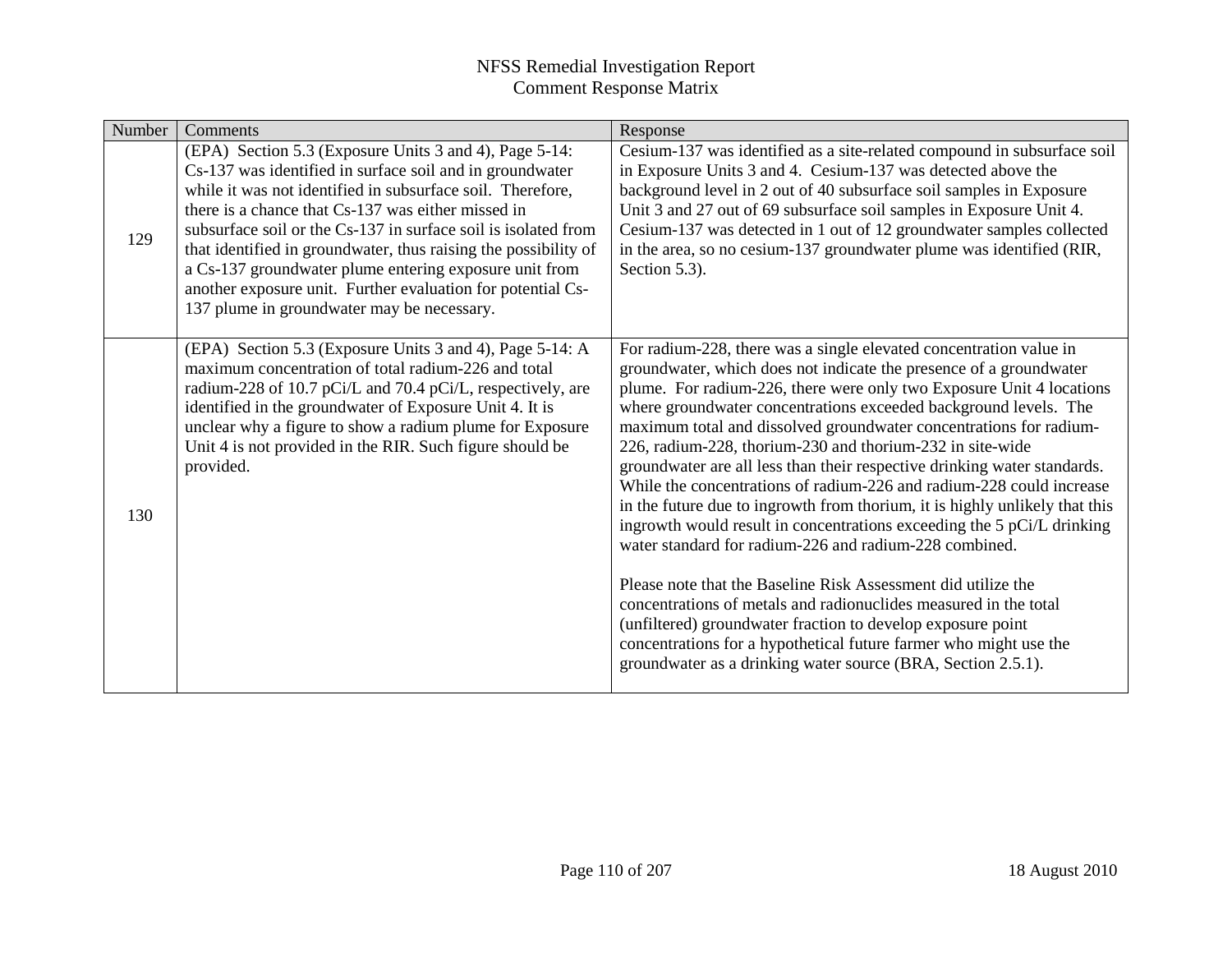# NFSS Remedial Investigation Report
## Comment Response Matrix

| Number | Comments | Response |
|---|---|---|
| 129 | (EPA) Section 5.3 (Exposure Units 3 and 4), Page 5-14: Cs-137 was identified in surface soil and in groundwater while it was not identified in subsurface soil. Therefore, there is a chance that Cs-137 was either missed in subsurface soil or the Cs-137 in surface soil is isolated from that identified in groundwater, thus raising the possibility of a Cs-137 groundwater plume entering exposure unit from another exposure unit. Further evaluation for potential Cs-137 plume in groundwater may be necessary. | Cesium-137 was identified as a site-related compound in subsurface soil in Exposure Units 3 and 4. Cesium-137 was detected above the background level in 2 out of 40 subsurface soil samples in Exposure Unit 3 and 27 out of 69 subsurface soil samples in Exposure Unit 4. Cesium-137 was detected in 1 out of 12 groundwater samples collected in the area, so no cesium-137 groundwater plume was identified (RIR, Section 5.3). |
| 130 | (EPA) Section 5.3 (Exposure Units 3 and 4), Page 5-14: A maximum concentration of total radium-226 and total radium-228 of 10.7 pCi/L and 70.4 pCi/L, respectively, are identified in the groundwater of Exposure Unit 4. It is unclear why a figure to show a radium plume for Exposure Unit 4 is not provided in the RIR. Such figure should be provided. | For radium-228, there was a single elevated concentration value in groundwater, which does not indicate the presence of a groundwater plume. For radium-226, there were only two Exposure Unit 4 locations where groundwater concentrations exceeded background levels. The maximum total and dissolved groundwater concentrations for radium-226, radium-228, thorium-230 and thorium-232 in site-wide groundwater are all less than their respective drinking water standards. While the concentrations of radium-226 and radium-228 could increase in the future due to ingrowth from thorium, it is highly unlikely that this ingrowth would result in concentrations exceeding the 5 pCi/L drinking water standard for radium-226 and radium-228 combined.<br><br>Please note that the Baseline Risk Assessment did utilize the concentrations of metals and radionuclides measured in the total (unfiltered) groundwater fraction to develop exposure point concentrations for a hypothetical future farmer who might use the groundwater as a drinking water source (BRA, Section 2.5.1). |

18 August 2010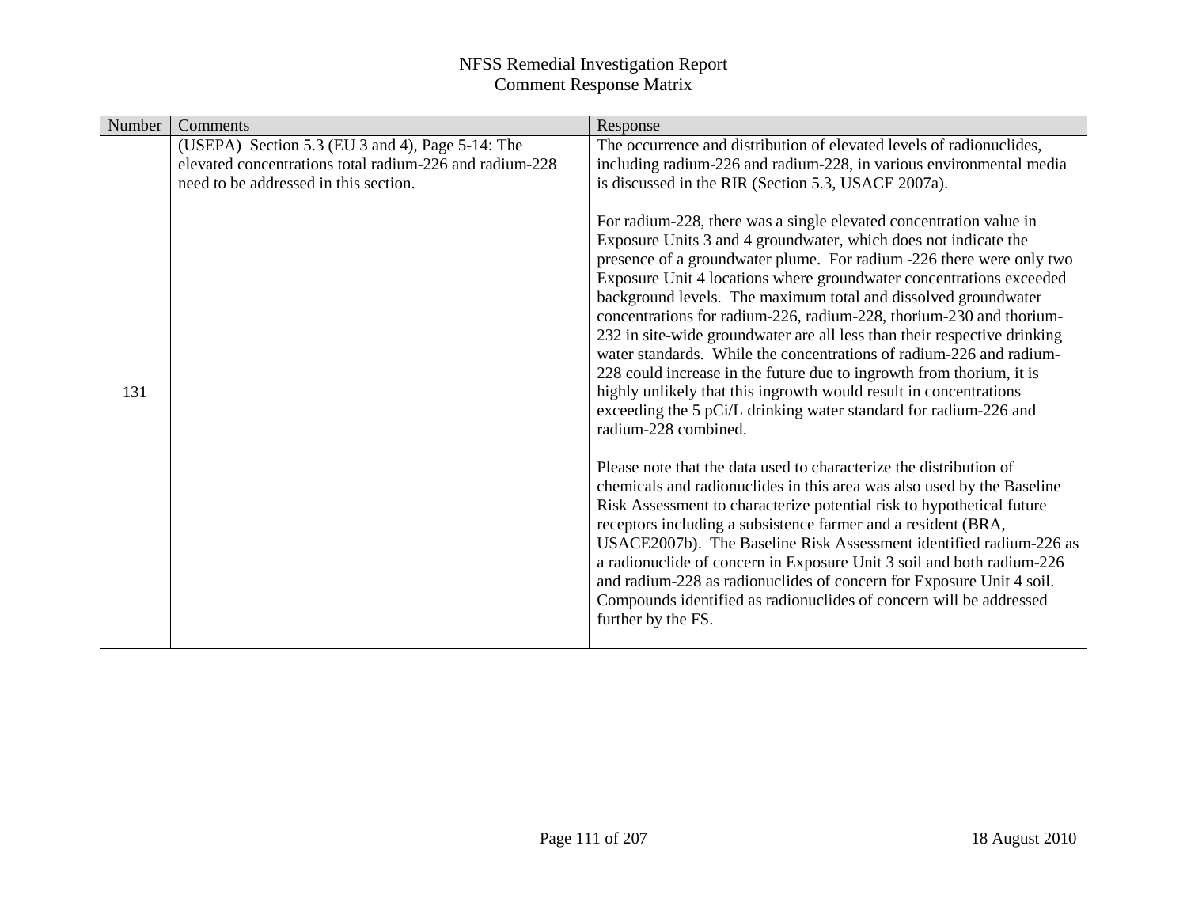| Number | Comments | Response |
|---|---|---|
| 131 | (USEPA) Section 5.3 (EU 3 and 4), Page 5-14: The elevated concentrations total radium-226 and radium-228 need to be addressed in this section. | The occurrence and distribution of elevated levels of radionuclides, including radium-226 and radium-228, in various environmental media is discussed in the RIR (Section 5.3, USACE 2007a).<br><br>For radium-228, there was a single elevated concentration value in Exposure Units 3 and 4 groundwater, which does not indicate the presence of a groundwater plume. For radium -226 there were only two Exposure Unit 4 locations where groundwater concentrations exceeded background levels. The maximum total and dissolved groundwater concentrations for radium-226, radium-228, thorium-230 and thorium-232 in site-wide groundwater are all less than their respective drinking water standards. While the concentrations of radium-226 and radium-228 could increase in the future due to ingrowth from thorium, it is highly unlikely that this ingrowth would result in concentrations exceeding the 5 pCi/L drinking water standard for radium-226 and radium-228 combined.<br><br>Please note that the data used to characterize the distribution of chemicals and radionuclides in this area was also used by the Baseline Risk Assessment to characterize potential risk to hypothetical future receptors including a subsistence farmer and a resident (BRA, USACE2007b). The Baseline Risk Assessment identified radium-226 as a radionuclide of concern in Exposure Unit 3 soil and both radium-226 and radium-228 as radionuclides of concern for Exposure Unit 4 soil. Compounds identified as radionuclides of concern will be addressed further by the FS. |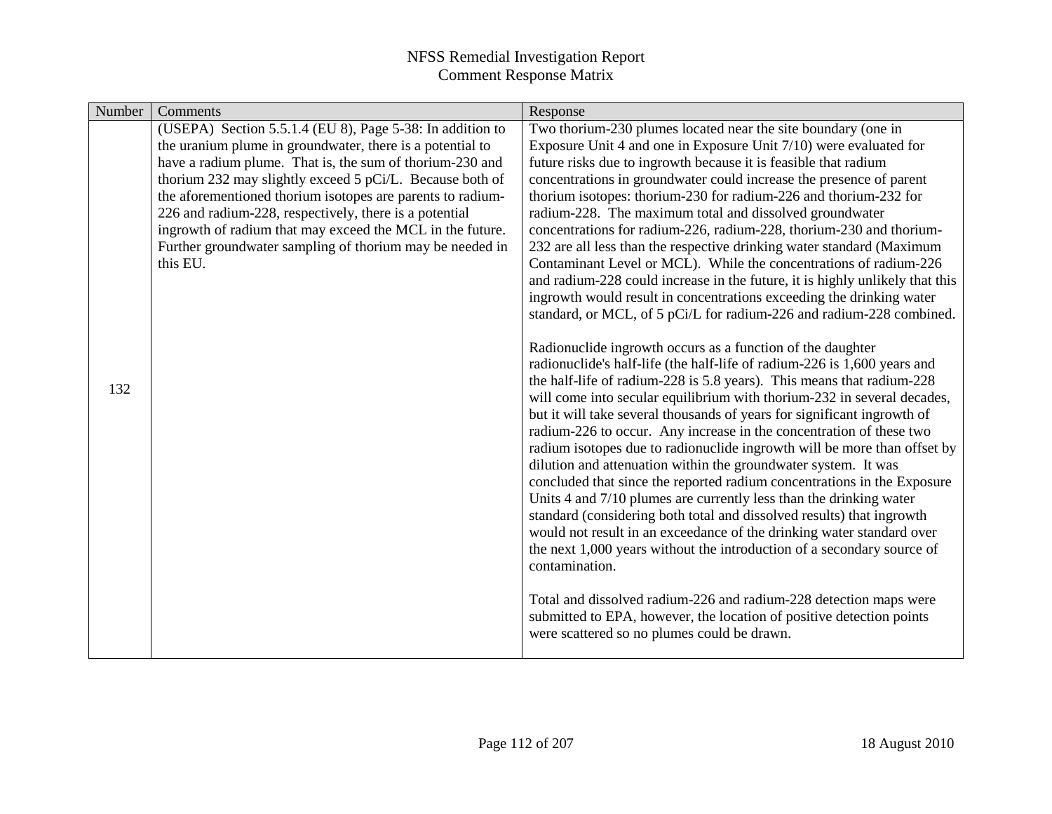| Number | Comments | Response |
|---|---|---|
| 132 | (USEPA) Section 5.5.1.4 (EU 8), Page 5-38: In addition to the uranium plume in groundwater, there is a potential to have a radium plume. That is, the sum of thorium-230 and thorium 232 may slightly exceed 5 pCi/L. Because both of the aforementioned thorium isotopes are parents to radium-226 and radium-228, respectively, there is a potential ingrowth of radium that may exceed the MCL in the future. Further groundwater sampling of thorium may be needed in this EU. | Two thorium-230 plumes located near the site boundary (one in Exposure Unit 4 and one in Exposure Unit 7/10) were evaluated for future risks due to ingrowth because it is feasible that radium concentrations in groundwater could increase the presence of parent thorium isotopes: thorium-230 for radium-226 and thorium-232 for radium-228. The maximum total and dissolved groundwater concentrations for radium-226, radium-228, thorium-230 and thorium-232 are all less than the respective drinking water standard (Maximum Contaminant Level or MCL). While the concentrations of radium-226 and radium-228 could increase in the future, it is highly unlikely that this ingrowth would result in concentrations exceeding the drinking water standard, or MCL, of 5 pCi/L for radium-226 and radium-228 combined.<br><br>Radionuclide ingrowth occurs as a function of the daughter radionuclide's half-life (the half-life of radium-226 is 1,600 years and the half-life of radium-228 is 5.8 years). This means that radium-228 will come into secular equilibrium with thorium-232 in several decades, but it will take several thousands of years for significant ingrowth of radium-226 to occur. Any increase in the concentration of these two radium isotopes due to radionuclide ingrowth will be more than offset by dilution and attenuation within the groundwater system. It was concluded that since the reported radium concentrations in the Exposure Units 4 and 7/10 plumes are currently less than the drinking water standard (considering both total and dissolved results) that ingrowth would not result in an exceedance of the drinking water standard over the next 1,000 years without the introduction of a secondary source of contamination.<br><br>Total and dissolved radium-226 and radium-228 detection maps were submitted to EPA, however, the location of positive detection points were scattered so no plumes could be drawn. |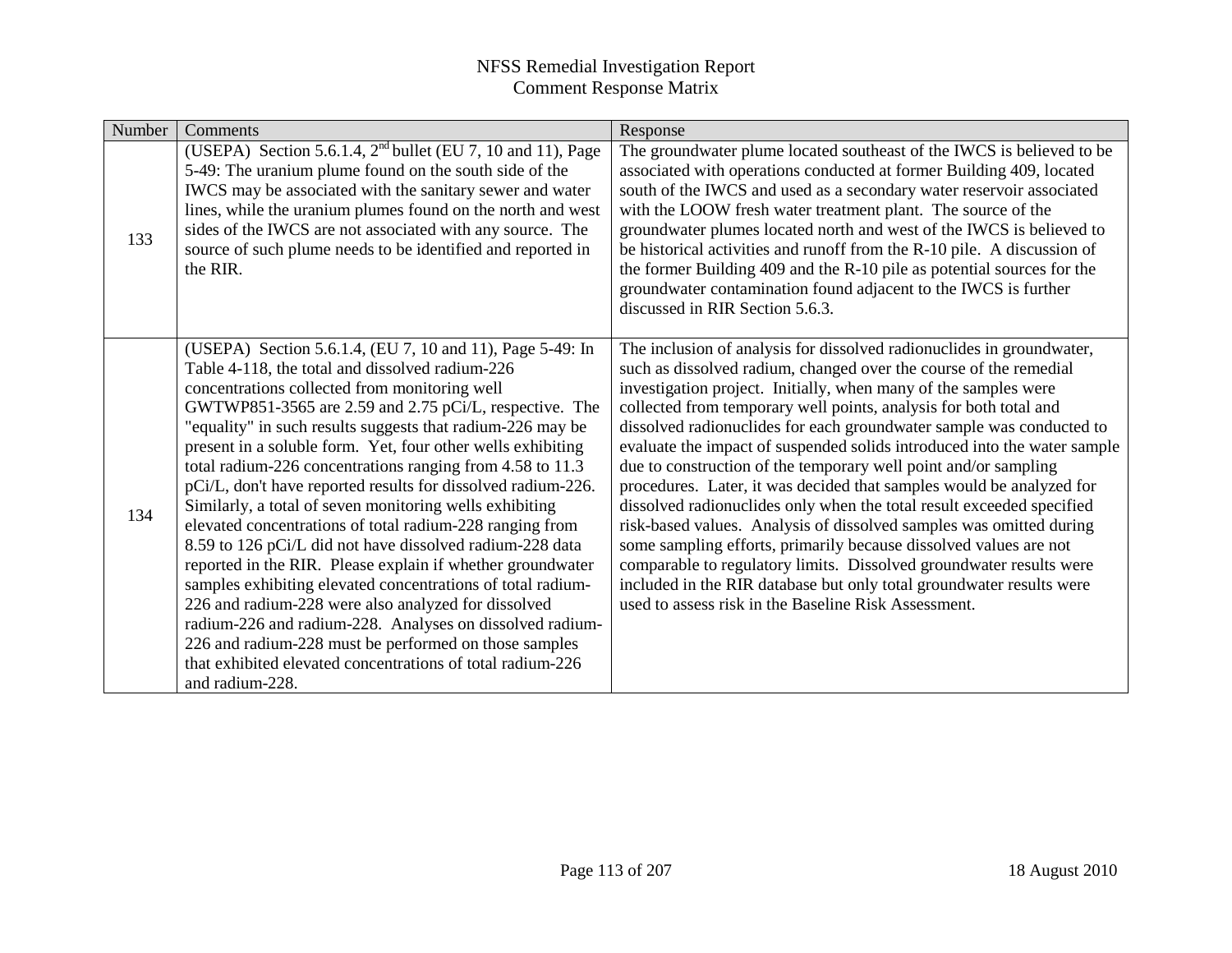# NFSS Remedial Investigation Report
## Comment Response Matrix

| Number | Comments | Response |
|---|---|---|
| 133 | (USEPA) Section 5.6.1.4, 2nd bullet (EU 7, 10 and 11), Page 5-49: The uranium plume found on the south side of the IWCS may be associated with the sanitary sewer and water lines, while the uranium plumes found on the north and west sides of the IWCS are not associated with any source. The source of such plume needs to be identified and reported in the RIR. | The groundwater plume located southeast of the IWCS is believed to be associated with operations conducted at former Building 409, located south of the IWCS and used as a secondary water reservoir associated with the LOOW fresh water treatment plant. The source of the groundwater plumes located north and west of the IWCS is believed to be historical activities and runoff from the R-10 pile. A discussion of the former Building 409 and the R-10 pile as potential sources for the groundwater contamination found adjacent to the IWCS is further discussed in RIR Section 5.6.3. |
| 134 | (USEPA) Section 5.6.1.4, (EU 7, 10 and 11), Page 5-49: In Table 4-118, the total and dissolved radium-226 concentrations collected from monitoring well GWTWP851-3565 are 2.59 and 2.75 pCi/L, respective. The "equality" in such results suggests that radium-226 may be present in a soluble form. Yet, four other wells exhibiting total radium-226 concentrations ranging from 4.58 to 11.3 pCi/L, don't have reported results for dissolved radium-226. Similarly, a total of seven monitoring wells exhibiting elevated concentrations of total radium-228 ranging from 8.59 to 126 pCi/L did not have dissolved radium-228 data reported in the RIR. Please explain if whether groundwater samples exhibiting elevated concentrations of total radium-226 and radium-228 were also analyzed for dissolved radium-226 and radium-228. Analyses on dissolved radium-226 and radium-228 must be performed on those samples that exhibited elevated concentrations of total radium-226 and radium-228. | The inclusion of analysis for dissolved radionuclides in groundwater, such as dissolved radium, changed over the course of the remedial investigation project. Initially, when many of the samples were collected from temporary well points, analysis for both total and dissolved radionuclides for each groundwater sample was conducted to evaluate the impact of suspended solids introduced into the water sample due to construction of the temporary well point and/or sampling procedures. Later, it was decided that samples would be analyzed for dissolved radionuclides only when the total result exceeded specified risk-based values. Analysis of dissolved samples was omitted during some sampling efforts, primarily because dissolved values are not comparable to regulatory limits. Dissolved groundwater results were included in the RIR database but only total groundwater results were used to assess risk in the Baseline Risk Assessment. |

18 August 2010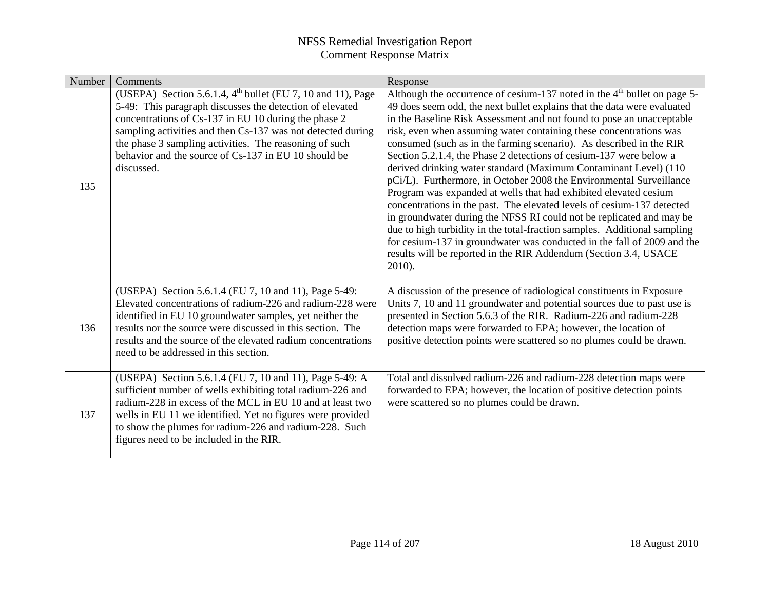| Number | Comments | Response |
|---|---|---|
| 135 | (USEPA) Section 5.6.1.4, 4th bullet (EU 7, 10 and 11), Page 5-49: This paragraph discusses the detection of elevated concentrations of Cs-137 in EU 10 during the phase 2 sampling activities and then Cs-137 was not detected during the phase 3 sampling activities. The reasoning of such behavior and the source of Cs-137 in EU 10 should be discussed. | Although the occurrence of cesium-137 noted in the 4th bullet on page 5-49 does seem odd, the next bullet explains that the data were evaluated in the Baseline Risk Assessment and not found to pose an unacceptable risk, even when assuming water containing these concentrations was consumed (such as in the farming scenario). As described in the RIR Section 5.2.1.4, the Phase 2 detections of cesium-137 were below a derived drinking water standard (Maximum Contaminant Level) (110 pCi/L). Furthermore, in October 2008 the Environmental Surveillance Program was expanded at wells that had exhibited elevated cesium concentrations in the past. The elevated levels of cesium-137 detected in groundwater during the NFSS RI could not be replicated and may be due to high turbidity in the total-fraction samples. Additional sampling for cesium-137 in groundwater was conducted in the fall of 2009 and the results will be reported in the RIR Addendum (Section 3.4, USACE 2010). |
| 136 | (USEPA) Section 5.6.1.4 (EU 7, 10 and 11), Page 5-49: Elevated concentrations of radium-226 and radium-228 were identified in EU 10 groundwater samples, yet neither the results nor the source were discussed in this section. The results and the source of the elevated radium concentrations need to be addressed in this section. | A discussion of the presence of radiological constituents in Exposure Units 7, 10 and 11 groundwater and potential sources due to past use is presented in Section 5.6.3 of the RIR. Radium-226 and radium-228 detection maps were forwarded to EPA; however, the location of positive detection points were scattered so no plumes could be drawn. |
| 137 | (USEPA) Section 5.6.1.4 (EU 7, 10 and 11), Page 5-49: A sufficient number of wells exhibiting total radium-226 and radium-228 in excess of the MCL in EU 10 and at least two wells in EU 11 we identified. Yet no figures were provided to show the plumes for radium-226 and radium-228. Such figures need to be included in the RIR. | Total and dissolved radium-226 and radium-228 detection maps were forwarded to EPA; however, the location of positive detection points were scattered so no plumes could be drawn. |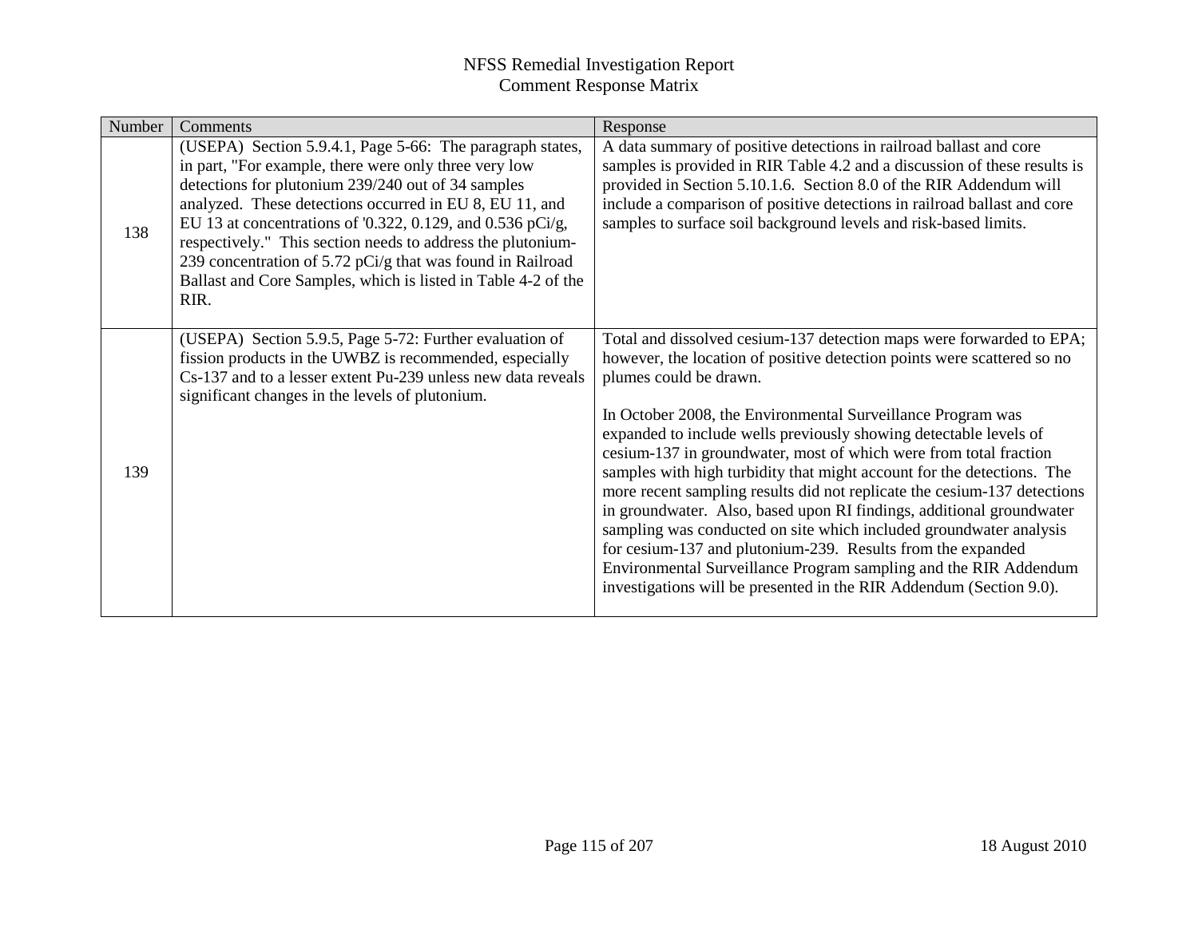| Number | Comments | Response |
|---|---|---|
| 138 | (USEPA) Section 5.9.4.1, Page 5-66: The paragraph states, in part, "For example, there were only three very low detections for plutonium 239/240 out of 34 samples analyzed. These detections occurred in EU 8, EU 11, and EU 13 at concentrations of '0.322, 0.129, and 0.536 pCi/g, respectively." This section needs to address the plutonium-239 concentration of 5.72 pCi/g that was found in Railroad Ballast and Core Samples, which is listed in Table 4-2 of the RIR. | A data summary of positive detections in railroad ballast and core samples is provided in RIR Table 4.2 and a discussion of these results is provided in Section 5.10.1.6. Section 8.0 of the RIR Addendum will include a comparison of positive detections in railroad ballast and core samples to surface soil background levels and risk-based limits. |
| 139 | (USEPA) Section 5.9.5, Page 5-72: Further evaluation of fission products in the UWBZ is recommended, especially Cs-137 and to a lesser extent Pu-239 unless new data reveals significant changes in the levels of plutonium. | Total and dissolved cesium-137 detection maps were forwarded to EPA; however, the location of positive detection points were scattered so no plumes could be drawn.<br><br>In October 2008, the Environmental Surveillance Program was expanded to include wells previously showing detectable levels of cesium-137 in groundwater, most of which were from total fraction samples with high turbidity that might account for the detections. The more recent sampling results did not replicate the cesium-137 detections in groundwater. Also, based upon RI findings, additional groundwater sampling was conducted on site which included groundwater analysis for cesium-137 and plutonium-239. Results from the expanded Environmental Surveillance Program sampling and the RIR Addendum investigations will be presented in the RIR Addendum (Section 9.0). |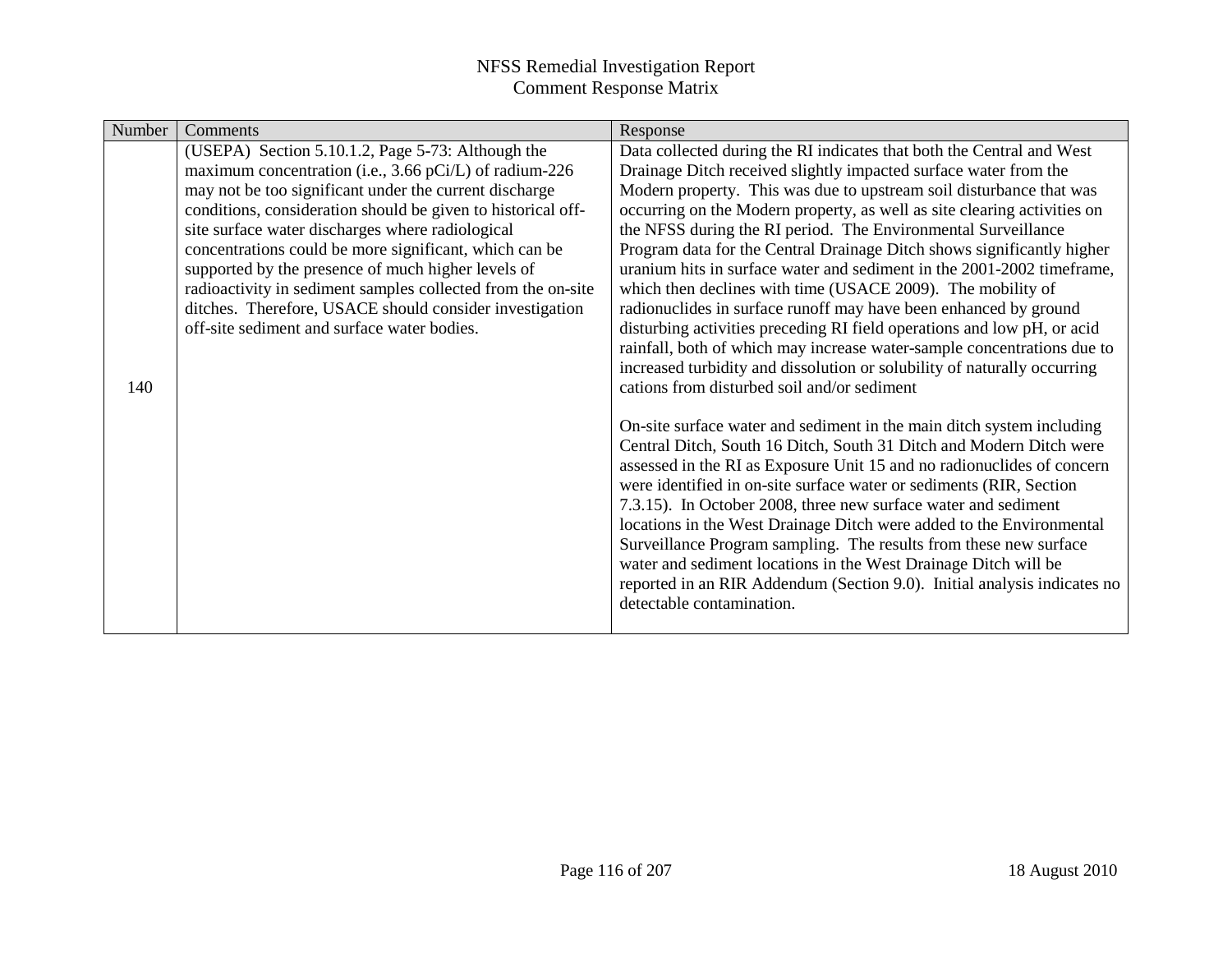| Number | Comments | Response |
|---|---|---|
| 140 | (USEPA) Section 5.10.1.2, Page 5-73: Although the maximum concentration (i.e., 3.66 pCi/L) of radium-226 may not be too significant under the current discharge conditions, consideration should be given to historical off-site surface water discharges where radiological concentrations could be more significant, which can be supported by the presence of much higher levels of radioactivity in sediment samples collected from the on-site ditches. Therefore, USACE should consider investigation off-site sediment and surface water bodies. | Data collected during the RI indicates that both the Central and West Drainage Ditch received slightly impacted surface water from the Modern property. This was due to upstream soil disturbance that was occurring on the Modern property, as well as site clearing activities on the NFSS during the RI period. The Environmental Surveillance Program data for the Central Drainage Ditch shows significantly higher uranium hits in surface water and sediment in the 2001-2002 timeframe, which then declines with time (USACE 2009). The mobility of radionuclides in surface runoff may have been enhanced by ground disturbing activities preceding RI field operations and low pH, or acid rainfall, both of which may increase water-sample concentrations due to increased turbidity and dissolution or solubility of naturally occurring cations from disturbed soil and/or sediment<br><br>On-site surface water and sediment in the main ditch system including Central Ditch, South 16 Ditch, South 31 Ditch and Modern Ditch were assessed in the RI as Exposure Unit 15 and no radionuclides of concern were identified in on-site surface water or sediments (RIR, Section 7.3.15). In October 2008, three new surface water and sediment locations in the West Drainage Ditch were added to the Environmental Surveillance Program sampling. The results from these new surface water and sediment locations in the West Drainage Ditch will be reported in an RIR Addendum (Section 9.0). Initial analysis indicates no detectable contamination. |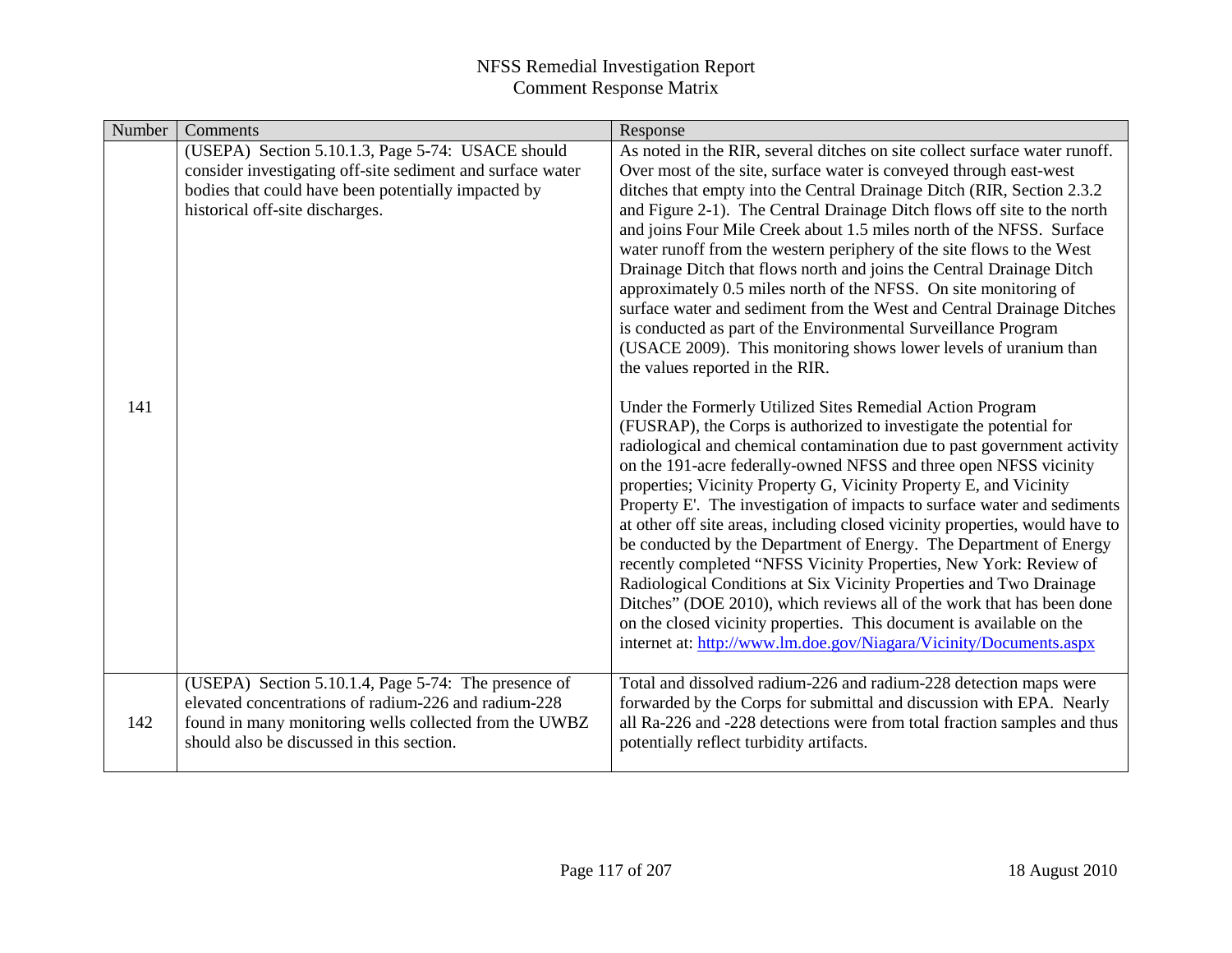| Number | Comments | Response |
|---|---|---|
| 141 | (USEPA) Section 5.10.1.3, Page 5-74: USACE should consider investigating off-site sediment and surface water bodies that could have been potentially impacted by historical off-site discharges. | As noted in the RIR, several ditches on site collect surface water runoff. Over most of the site, surface water is conveyed through east-west ditches that empty into the Central Drainage Ditch (RIR, Section 2.3.2 and Figure 2-1). The Central Drainage Ditch flows off site to the north and joins Four Mile Creek about 1.5 miles north of the NFSS. Surface water runoff from the western periphery of the site flows to the West Drainage Ditch that flows north and joins the Central Drainage Ditch approximately 0.5 miles north of the NFSS. On site monitoring of surface water and sediment from the West and Central Drainage Ditches is conducted as part of the Environmental Surveillance Program (USACE 2009). This monitoring shows lower levels of uranium than the values reported in the RIR.<br><br>Under the Formerly Utilized Sites Remedial Action Program (FUSRAP), the Corps is authorized to investigate the potential for radiological and chemical contamination due to past government activity on the 191-acre federally-owned NFSS and three open NFSS vicinity properties; Vicinity Property G, Vicinity Property E, and Vicinity Property E'. The investigation of impacts to surface water and sediments at other off site areas, including closed vicinity properties, would have to be conducted by the Department of Energy. The Department of Energy recently completed "NFSS Vicinity Properties, New York: Review of Radiological Conditions at Six Vicinity Properties and Two Drainage Ditches" (DOE 2010), which reviews all of the work that has been done on the closed vicinity properties. This document is available on the internet at: http://www.lm.doe.gov/Niagara/Vicinity/Documents.aspx |
| 142 | (USEPA) Section 5.10.1.4, Page 5-74: The presence of elevated concentrations of radium-226 and radium-228 found in many monitoring wells collected from the UWBZ should also be discussed in this section. | Total and dissolved radium-226 and radium-228 detection maps were forwarded by the Corps for submittal and discussion with EPA. Nearly all Ra-226 and -228 detections were from total fraction samples and thus potentially reflect turbidity artifacts. |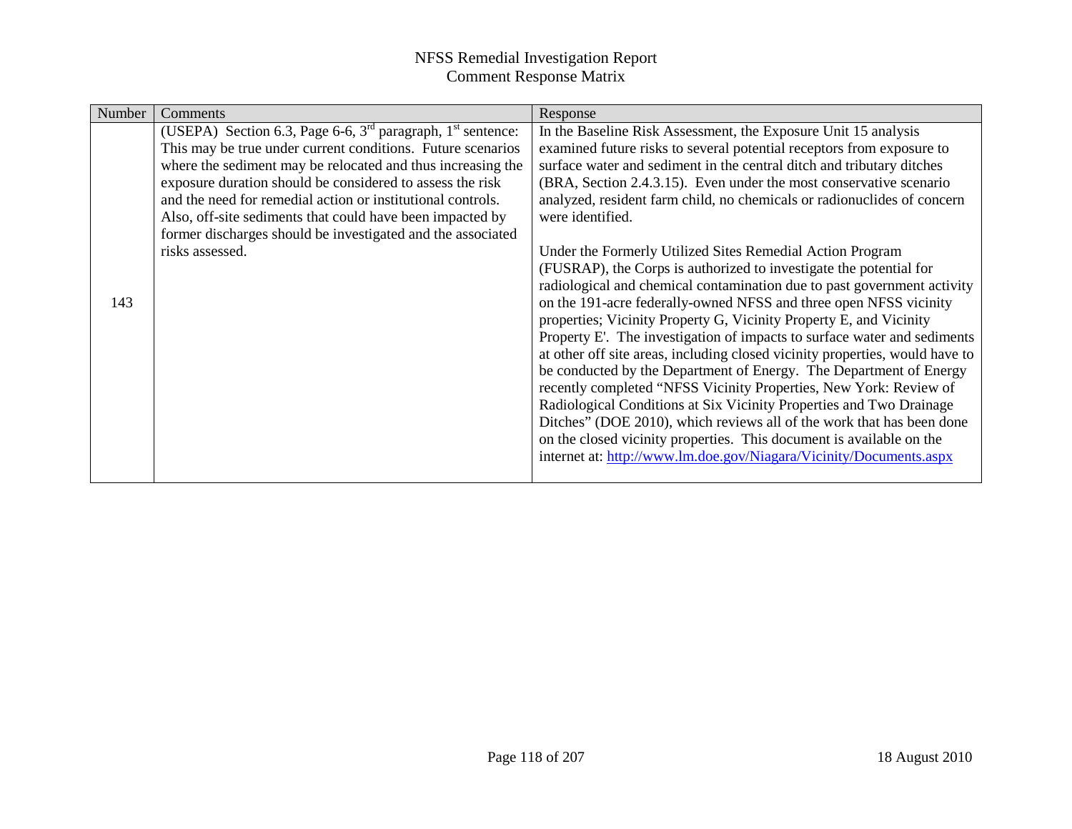| Number | Comments | Response |
|---|---|---|
| 143 | (USEPA) Section 6.3, Page 6-6, 3rd paragraph, 1st sentence: This may be true under current conditions. Future scenarios where the sediment may be relocated and thus increasing the exposure duration should be considered to assess the risk and the need for remedial action or institutional controls. Also, off-site sediments that could have been impacted by former discharges should be investigated and the associated risks assessed. | In the Baseline Risk Assessment, the Exposure Unit 15 analysis examined future risks to several potential receptors from exposure to surface water and sediment in the central ditch and tributary ditches (BRA, Section 2.4.3.15). Even under the most conservative scenario analyzed, resident farm child, no chemicals or radionuclides of concern were identified.<br><br>Under the Formerly Utilized Sites Remedial Action Program (FUSRAP), the Corps is authorized to investigate the potential for radiological and chemical contamination due to past government activity on the 191-acre federally-owned NFSS and three open NFSS vicinity properties; Vicinity Property G, Vicinity Property E, and Vicinity Property E'. The investigation of impacts to surface water and sediments at other off site areas, including closed vicinity properties, would have to be conducted by the Department of Energy. The Department of Energy recently completed "NFSS Vicinity Properties, New York: Review of Radiological Conditions at Six Vicinity Properties and Two Drainage Ditches" (DOE 2010), which reviews all of the work that has been done on the closed vicinity properties. This document is available on the internet at: http://www.lm.doe.gov/Niagara/Vicinity/Documents.aspx |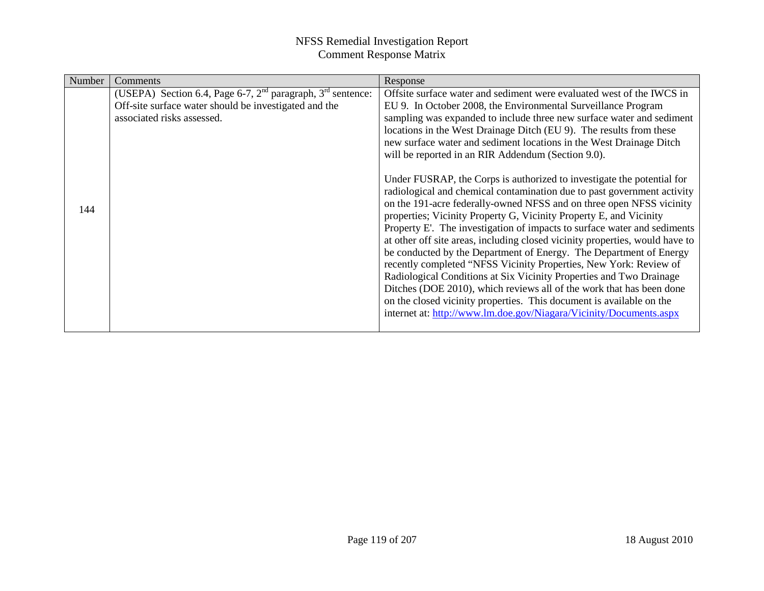# NFSS Remedial Investigation Report
## Comment Response Matrix

| Number | Comments | Response |
|---|---|---|
| 144 | (USEPA) Section 6.4, Page 6-7, 2nd paragraph, 3rd sentence: Off-site surface water should be investigated and the associated risks assessed. | Offsite surface water and sediment were evaluated west of the IWCS in EU 9. In October 2008, the Environmental Surveillance Program sampling was expanded to include three new surface water and sediment locations in the West Drainage Ditch (EU 9). The results from these new surface water and sediment locations in the West Drainage Ditch will be reported in an RIR Addendum (Section 9.0).<br><br>Under FUSRAP, the Corps is authorized to investigate the potential for radiological and chemical contamination due to past government activity on the 191-acre federally-owned NFSS and on three open NFSS vicinity properties; Vicinity Property G, Vicinity Property E, and Vicinity Property E'. The investigation of impacts to surface water and sediments at other off site areas, including closed vicinity properties, would have to be conducted by the Department of Energy. The Department of Energy recently completed "NFSS Vicinity Properties, New York: Review of Radiological Conditions at Six Vicinity Properties and Two Drainage Ditches (DOE 2010), which reviews all of the work that has been done on the closed vicinity properties. This document is available on the internet at: http://www.lm.doe.gov/Niagara/Vicinity/Documents.aspx |

18 August 2010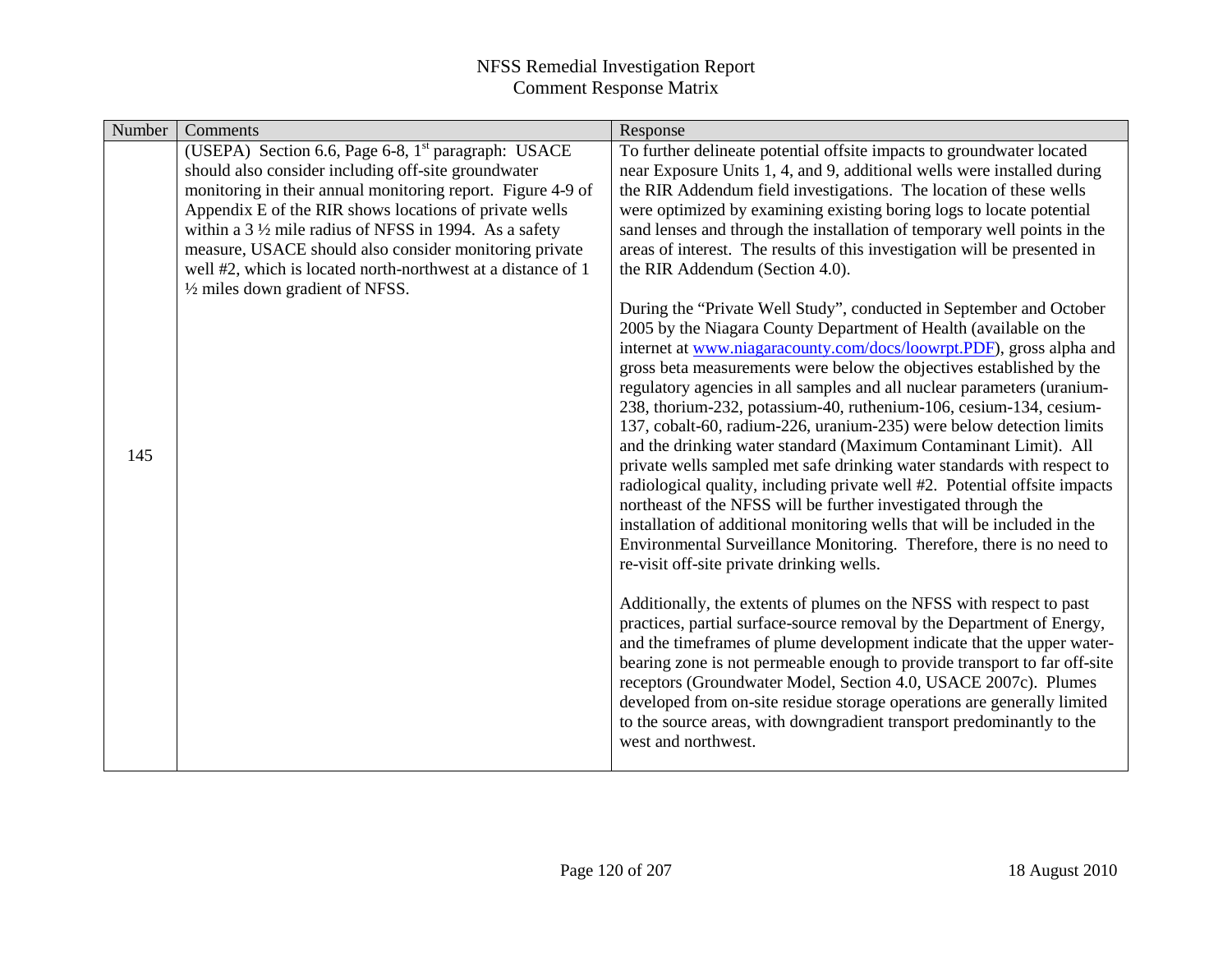| Number | Comments | Response |
|---|---|---|
| 145 | (USEPA) Section 6.6, Page 6-8, 1st paragraph: USACE should also consider including off-site groundwater monitoring in their annual monitoring report. Figure 4-9 of Appendix E of the RIR shows locations of private wells within a 3 ½ mile radius of NFSS in 1994. As a safety measure, USACE should also consider monitoring private well #2, which is located north-northwest at a distance of 1 ½ miles down gradient of NFSS. | To further delineate potential offsite impacts to groundwater located near Exposure Units 1, 4, and 9, additional wells were installed during the RIR Addendum field investigations. The location of these wells were optimized by examining existing boring logs to locate potential sand lenses and through the installation of temporary well points in the areas of interest. The results of this investigation will be presented in the RIR Addendum (Section 4.0).<br><br>During the "Private Well Study", conducted in September and October 2005 by the Niagara County Department of Health (available on the internet at www.niagaracounty.com/docs/loowrpt.PDF), gross alpha and gross beta measurements were below the objectives established by the regulatory agencies in all samples and all nuclear parameters (uranium-238, thorium-232, potassium-40, ruthenium-106, cesium-134, cesium-137, cobalt-60, radium-226, uranium-235) were below detection limits and the drinking water standard (Maximum Contaminant Limit). All private wells sampled met safe drinking water standards with respect to radiological quality, including private well #2. Potential offsite impacts northeast of the NFSS will be further investigated through the installation of additional monitoring wells that will be included in the Environmental Surveillance Monitoring. Therefore, there is no need to re-visit off-site private drinking wells.<br><br>Additionally, the extents of plumes on the NFSS with respect to past practices, partial surface-source removal by the Department of Energy, and the timeframes of plume development indicate that the upper water-bearing zone is not permeable enough to provide transport to far off-site receptors (Groundwater Model, Section 4.0, USACE 2007c). Plumes developed from on-site residue storage operations are generally limited to the source areas, with downgradient transport predominantly to the west and northwest. |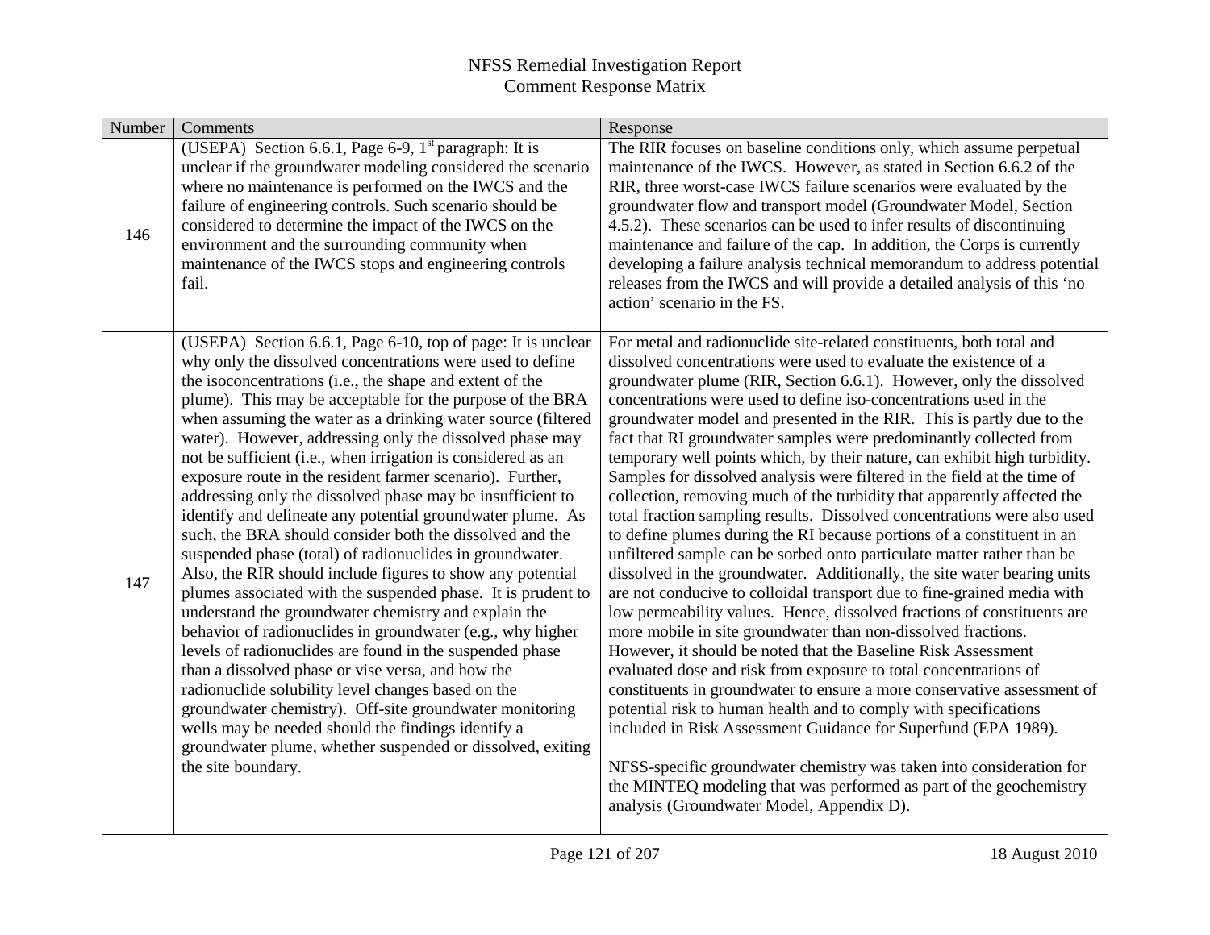# NFSS Remedial Investigation Report
## Comment Response Matrix

| Number | Comments | Response |
|---|---|---|
| 146 | (USEPA) Section 6.6.1, Page 6-9, 1st paragraph: It is unclear if the groundwater modeling considered the scenario where no maintenance is performed on the IWCS and the failure of engineering controls. Such scenario should be considered to determine the impact of the IWCS on the environment and the surrounding community when maintenance of the IWCS stops and engineering controls fail. | The RIR focuses on baseline conditions only, which assume perpetual maintenance of the IWCS. However, as stated in Section 6.6.2 of the RIR, three worst-case IWCS failure scenarios were evaluated by the groundwater flow and transport model (Groundwater Model, Section 4.5.2). These scenarios can be used to infer results of discontinuing maintenance and failure of the cap. In addition, the Corps is currently developing a failure analysis technical memorandum to address potential releases from the IWCS and will provide a detailed analysis of this 'no action' scenario in the FS. |
| 147 | (USEPA) Section 6.6.1, Page 6-10, top of page: It is unclear why only the dissolved concentrations were used to define the isoconcentrations (i.e., the shape and extent of the plume). This may be acceptable for the purpose of the BRA when assuming the water as a drinking water source (filtered water). However, addressing only the dissolved phase may not be sufficient (i.e., when irrigation is considered as an exposure route in the resident farmer scenario). Further, addressing only the dissolved phase may be insufficient to identify and delineate any potential groundwater plume. As such, the BRA should consider both the dissolved and the suspended phase (total) of radionuclides in groundwater. Also, the RIR should include figures to show any potential plumes associated with the suspended phase. It is prudent to understand the groundwater chemistry and explain the behavior of radionuclides in groundwater (e.g., why higher levels of radionuclides are found in the suspended phase than a dissolved phase or vise versa, and how the radionuclide solubility level changes based on the groundwater chemistry). Off-site groundwater monitoring wells may be needed should the findings identify a groundwater plume, whether suspended or dissolved, exiting the site boundary. | For metal and radionuclide site-related constituents, both total and dissolved concentrations were used to evaluate the existence of a groundwater plume (RIR, Section 6.6.1). However, only the dissolved concentrations were used to define iso-concentrations used in the groundwater model and presented in the RIR. This is partly due to the fact that RI groundwater samples were predominantly collected from temporary well points which, by their nature, can exhibit high turbidity. Samples for dissolved analysis were filtered in the field at the time of collection, removing much of the turbidity that apparently affected the total fraction sampling results. Dissolved concentrations were also used to define plumes during the RI because portions of a constituent in an unfiltered sample can be sorbed onto particulate matter rather than be dissolved in the groundwater. Additionally, the site water bearing units are not conducive to colloidal transport due to fine-grained media with low permeability values. Hence, dissolved fractions of constituents are more mobile in site groundwater than non-dissolved fractions. However, it should be noted that the Baseline Risk Assessment evaluated dose and risk from exposure to total concentrations of constituents in groundwater to ensure a more conservative assessment of potential risk to human health and to comply with specifications included in Risk Assessment Guidance for Superfund (EPA 1989).<br><br>NFSS-specific groundwater chemistry was taken into consideration for the MINTEQ modeling that was performed as part of the geochemistry analysis (Groundwater Model, Appendix D). |

18 August 2010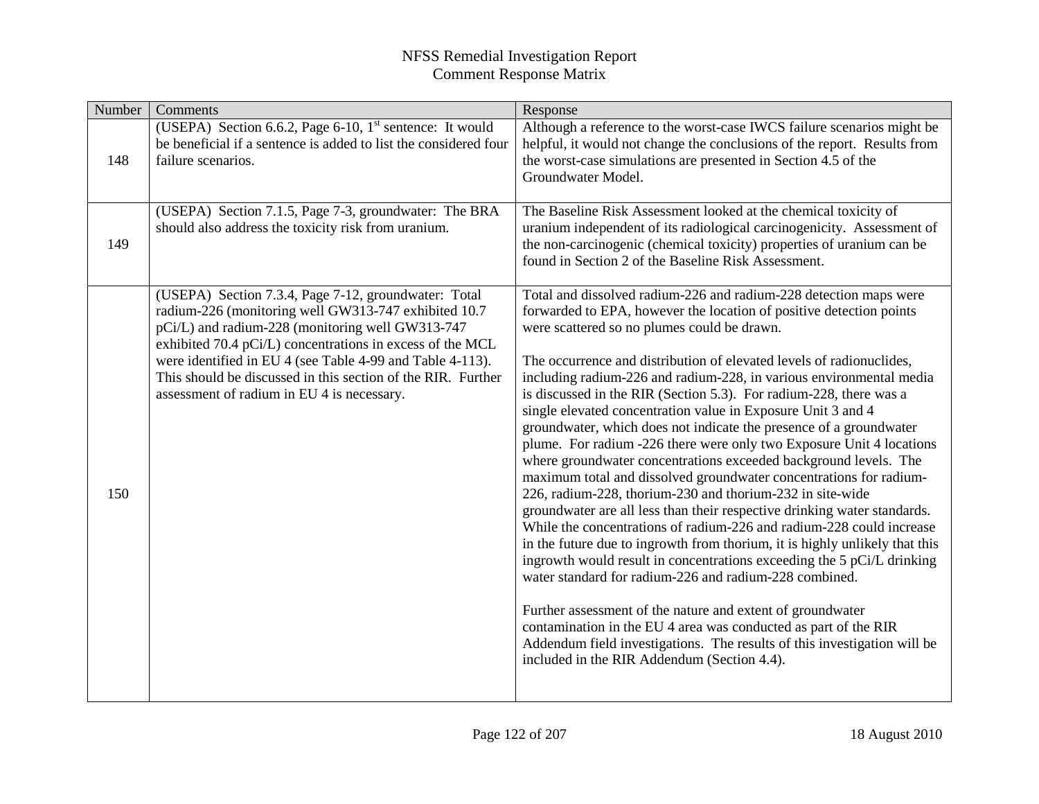# NFSS Remedial Investigation Report
## Comment Response Matrix

| Number | Comments | Response |
|---|---|---|
| 148 | (USEPA) Section 6.6.2, Page 6-10, 1st sentence: It would be beneficial if a sentence is added to list the considered four failure scenarios. | Although a reference to the worst-case IWCS failure scenarios might be helpful, it would not change the conclusions of the report. Results from the worst-case simulations are presented in Section 4.5 of the Groundwater Model. |
| 149 | (USEPA) Section 7.1.5, Page 7-3, groundwater: The BRA should also address the toxicity risk from uranium. | The Baseline Risk Assessment looked at the chemical toxicity of uranium independent of its radiological carcinogenicity. Assessment of the non-carcinogenic (chemical toxicity) properties of uranium can be found in Section 2 of the Baseline Risk Assessment. |
| 150 | (USEPA) Section 7.3.4, Page 7-12, groundwater: Total radium-226 (monitoring well GW313-747 exhibited 10.7 pCi/L) and radium-228 (monitoring well GW313-747 exhibited 70.4 pCi/L) concentrations in excess of the MCL were identified in EU 4 (see Table 4-99 and Table 4-113). This should be discussed in this section of the RIR. Further assessment of radium in EU 4 is necessary. | Total and dissolved radium-226 and radium-228 detection maps were forwarded to EPA, however the location of positive detection points were scattered so no plumes could be drawn.<br><br>The occurrence and distribution of elevated levels of radionuclides, including radium-226 and radium-228, in various environmental media is discussed in the RIR (Section 5.3). For radium-228, there was a single elevated concentration value in Exposure Unit 3 and 4 groundwater, which does not indicate the presence of a groundwater plume. For radium -226 there were only two Exposure Unit 4 locations where groundwater concentrations exceeded background levels. The maximum total and dissolved groundwater concentrations for radium-226, radium-228, thorium-230 and thorium-232 in site-wide groundwater are all less than their respective drinking water standards. While the concentrations of radium-226 and radium-228 could increase in the future due to ingrowth from thorium, it is highly unlikely that this ingrowth would result in concentrations exceeding the 5 pCi/L drinking water standard for radium-226 and radium-228 combined.<br><br>Further assessment of the nature and extent of groundwater contamination in the EU 4 area was conducted as part of the RIR Addendum field investigations. The results of this investigation will be included in the RIR Addendum (Section 4.4). |

18 August 2010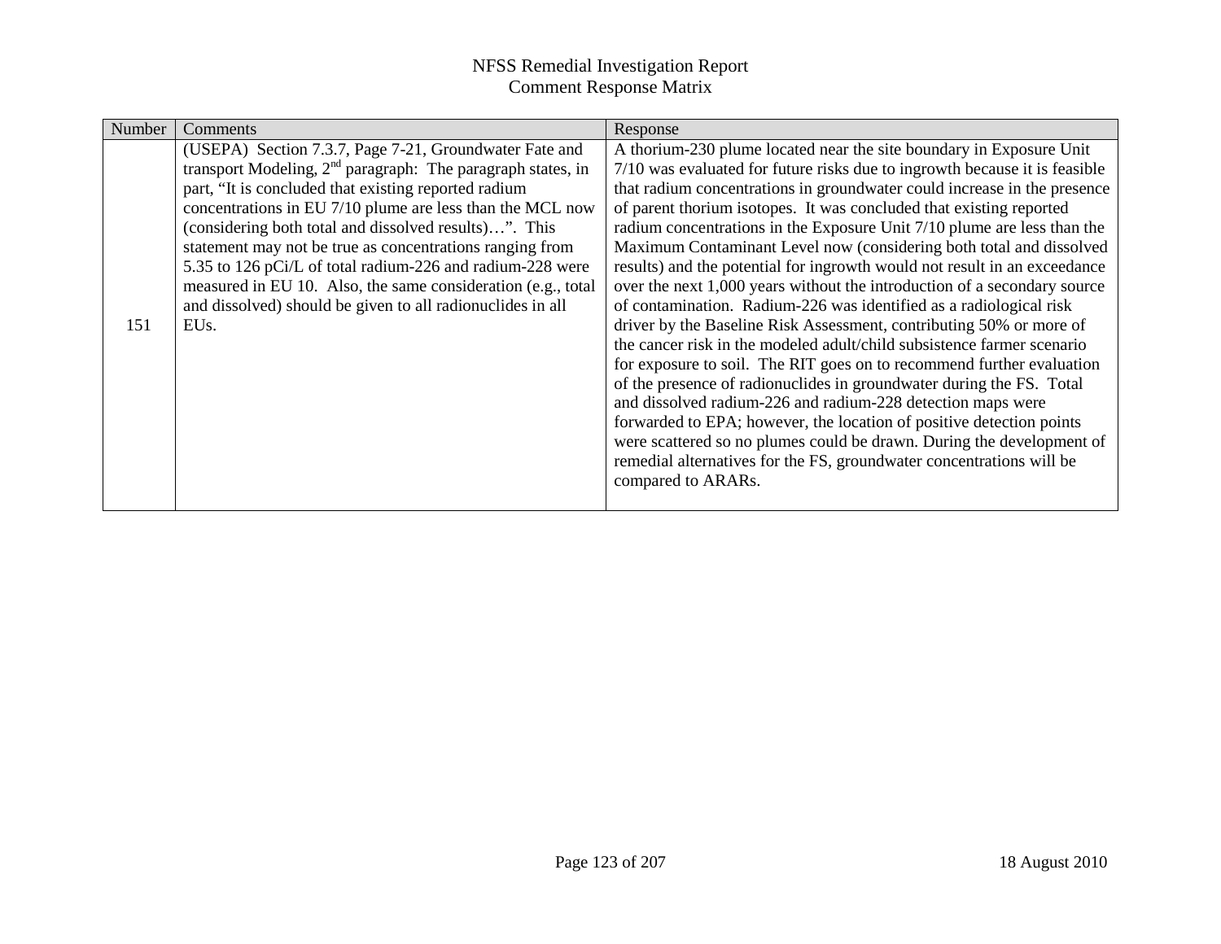| Number | Comments | Response |
|---|---|---|
| 151 | (USEPA) Section 7.3.7, Page 7-21, Groundwater Fate and transport Modeling, 2nd paragraph: The paragraph states, in part, "It is concluded that existing reported radium concentrations in EU 7/10 plume are less than the MCL now (considering both total and dissolved results)…". This statement may not be true as concentrations ranging from 5.35 to 126 pCi/L of total radium-226 and radium-228 were measured in EU 10. Also, the same consideration (e.g., total and dissolved) should be given to all radionuclides in all EUs. | A thorium-230 plume located near the site boundary in Exposure Unit 7/10 was evaluated for future risks due to ingrowth because it is feasible that radium concentrations in groundwater could increase in the presence of parent thorium isotopes. It was concluded that existing reported radium concentrations in the Exposure Unit 7/10 plume are less than the Maximum Contaminant Level now (considering both total and dissolved results) and the potential for ingrowth would not result in an exceedance over the next 1,000 years without the introduction of a secondary source of contamination. Radium-226 was identified as a radiological risk driver by the Baseline Risk Assessment, contributing 50% or more of the cancer risk in the modeled adult/child subsistence farmer scenario for exposure to soil. The RIT goes on to recommend further evaluation of the presence of radionuclides in groundwater during the FS. Total and dissolved radium-226 and radium-228 detection maps were forwarded to EPA; however, the location of positive detection points were scattered so no plumes could be drawn. During the development of remedial alternatives for the FS, groundwater concentrations will be compared to ARARs. |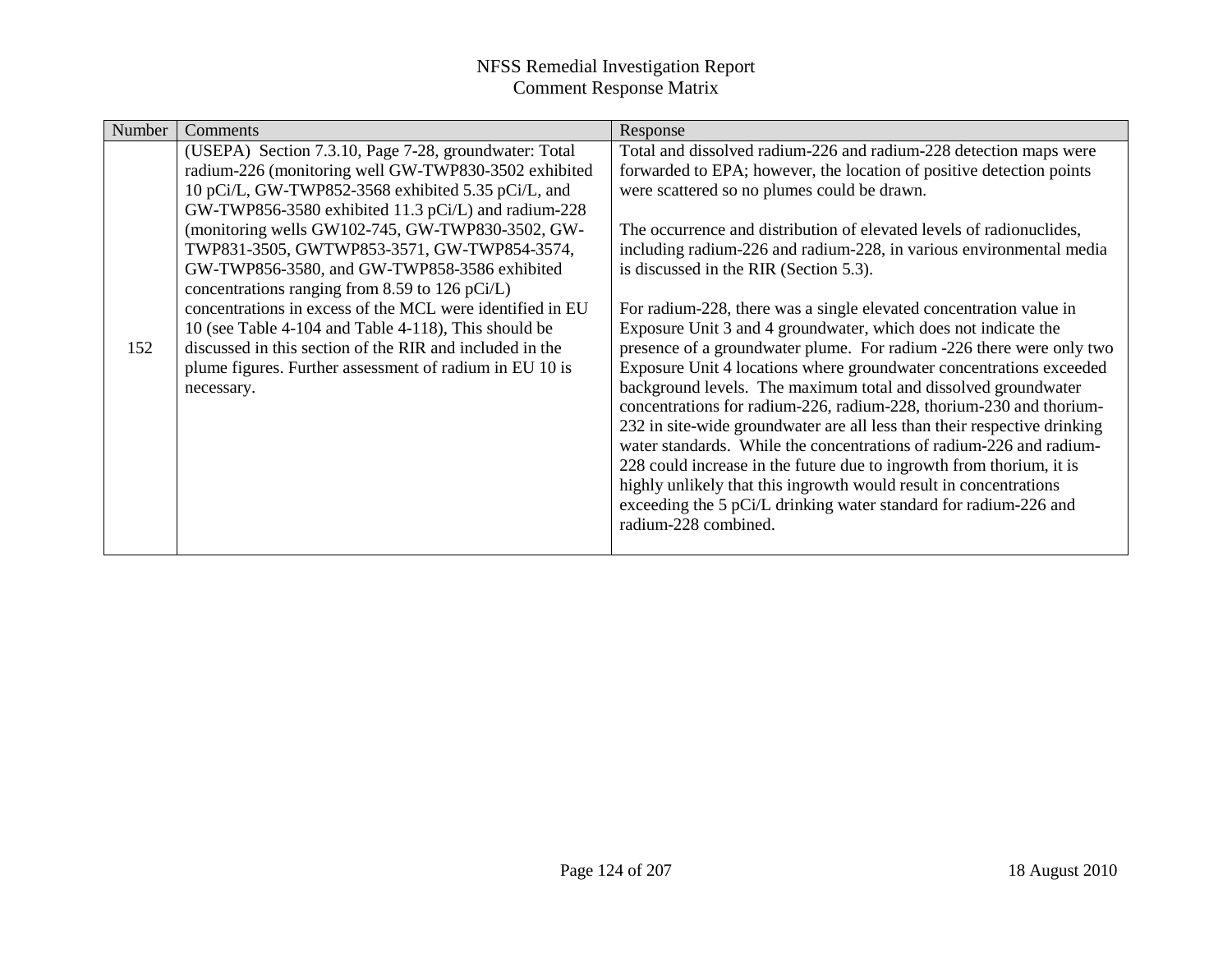| Number | Comments | Response |
|---|---|---|
| 152 | (USEPA) Section 7.3.10, Page 7-28, groundwater: Total radium-226 (monitoring well GW-TWP830-3502 exhibited 10 pCi/L, GW-TWP852-3568 exhibited 5.35 pCi/L, and GW-TWP856-3580 exhibited 11.3 pCi/L) and radium-228 (monitoring wells GW102-745, GW-TWP830-3502, GW-TWP831-3505, GWTWP853-3571, GW-TWP854-3574, GW-TWP856-3580, and GW-TWP858-3586 exhibited concentrations ranging from 8.59 to 126 pCi/L) concentrations in excess of the MCL were identified in EU 10 (see Table 4-104 and Table 4-118), This should be discussed in this section of the RIR and included in the plume figures. Further assessment of radium in EU 10 is necessary. | Total and dissolved radium-226 and radium-228 detection maps were forwarded to EPA; however, the location of positive detection points were scattered so no plumes could be drawn.<br><br>The occurrence and distribution of elevated levels of radionuclides, including radium-226 and radium-228, in various environmental media is discussed in the RIR (Section 5.3).<br><br>For radium-228, there was a single elevated concentration value in Exposure Unit 3 and 4 groundwater, which does not indicate the presence of a groundwater plume. For radium -226 there were only two Exposure Unit 4 locations where groundwater concentrations exceeded background levels. The maximum total and dissolved groundwater concentrations for radium-226, radium-228, thorium-230 and thorium-232 in site-wide groundwater are all less than their respective drinking water standards. While the concentrations of radium-226 and radium-228 could increase in the future due to ingrowth from thorium, it is highly unlikely that this ingrowth would result in concentrations exceeding the 5 pCi/L drinking water standard for radium-226 and radium-228 combined. |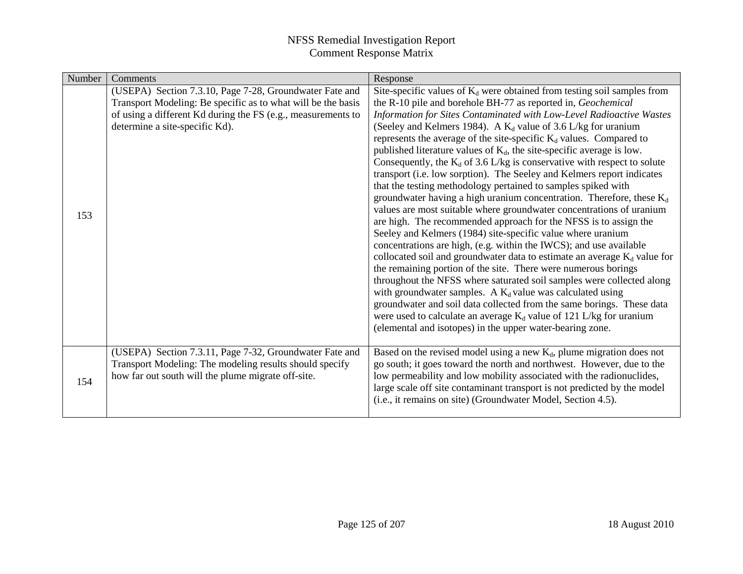| Number | Comments | Response |
|---|---|---|
| 153 | (USEPA) Section 7.3.10, Page 7-28, Groundwater Fate and Transport Modeling: Be specific as to what will be the basis of using a different Kd during the FS (e.g., measurements to determine a site-specific Kd). | Site-specific values of $K_d$ were obtained from testing soil samples from the R-10 pile and borehole BH-77 as reported in, *Geochemical Information for Sites Contaminated with Low-Level Radioactive Wastes* (Seeley and Kelmers 1984). A $K_d$ value of 3.6 L/kg for uranium represents the average of the site-specific $K_d$ values. Compared to published literature values of $K_d$, the site-specific average is low. Consequently, the $K_d$ of 3.6 L/kg is conservative with respect to solute transport (i.e. low sorption). The Seeley and Kelmers report indicates that the testing methodology pertained to samples spiked with groundwater having a high uranium concentration. Therefore, these $K_d$ values are most suitable where groundwater concentrations of uranium are high. The recommended approach for the NFSS is to assign the Seeley and Kelmers (1984) site-specific value where uranium concentrations are high, (e.g. within the IWCS); and use available collocated soil and groundwater data to estimate an average $K_d$ value for the remaining portion of the site. There were numerous borings throughout the NFSS where saturated soil samples were collected along with groundwater samples. A $K_d$ value was calculated using groundwater and soil data collected from the same borings. These data were used to calculate an average $K_d$ value of 121 L/kg for uranium (elemental and isotopes) in the upper water-bearing zone. |
| 154 | (USEPA) Section 7.3.11, Page 7-32, Groundwater Fate and Transport Modeling: The modeling results should specify how far out south will the plume migrate off-site. | Based on the revised model using a new $K_d$, plume migration does not go south; it goes toward the north and northwest. However, due to the low permeability and low mobility associated with the radionuclides, large scale off site contaminant transport is not predicted by the model (i.e., it remains on site) (Groundwater Model, Section 4.5). |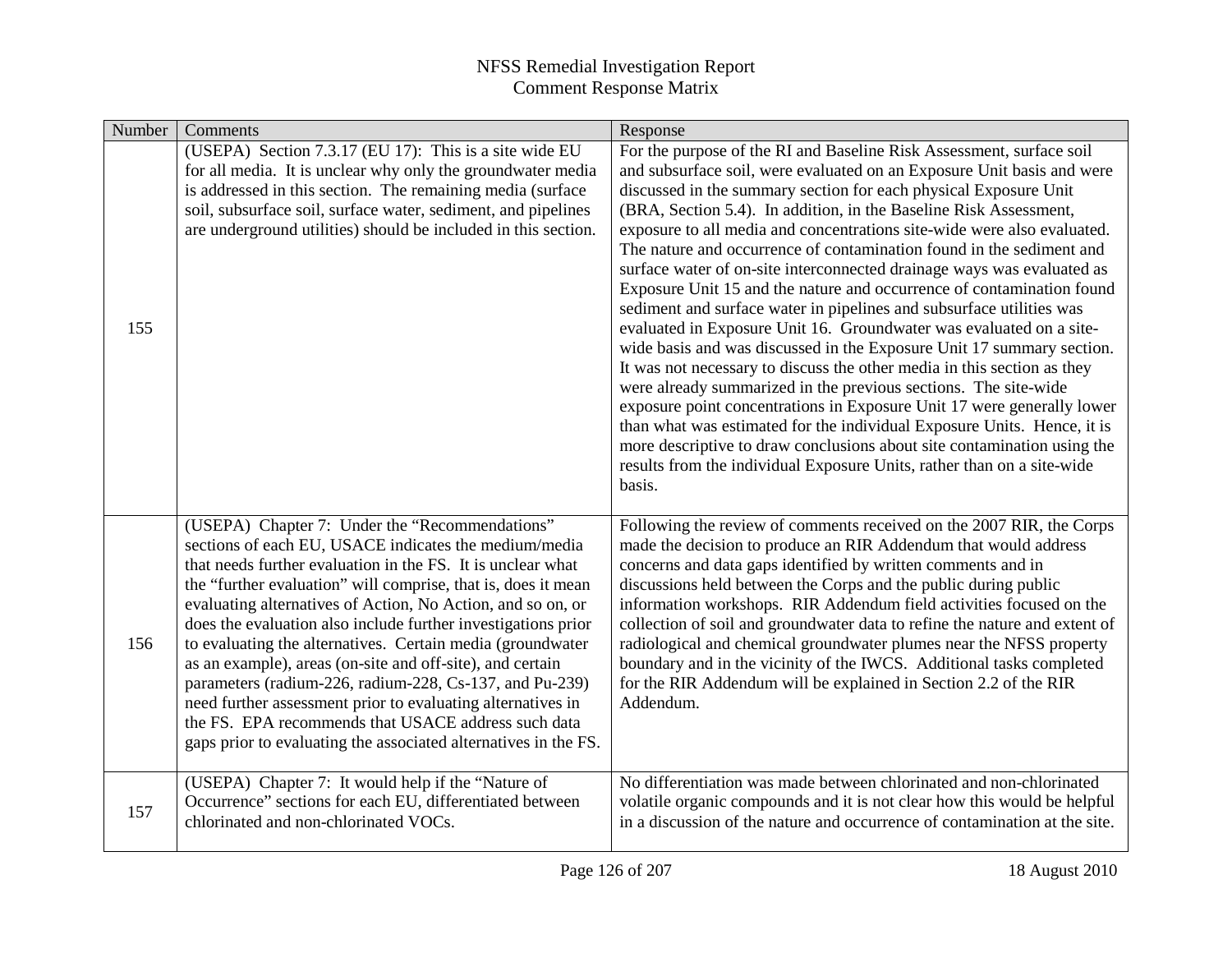| Number | Comments | Response |
|---|---|---|
| 155 | (USEPA) Section 7.3.17 (EU 17): This is a site wide EU for all media. It is unclear why only the groundwater media is addressed in this section. The remaining media (surface soil, subsurface soil, surface water, sediment, and pipelines are underground utilities) should be included in this section. | For the purpose of the RI and Baseline Risk Assessment, surface soil and subsurface soil, were evaluated on an Exposure Unit basis and were discussed in the summary section for each physical Exposure Unit (BRA, Section 5.4). In addition, in the Baseline Risk Assessment, exposure to all media and concentrations site-wide were also evaluated. The nature and occurrence of contamination found in the sediment and surface water of on-site interconnected drainage ways was evaluated as Exposure Unit 15 and the nature and occurrence of contamination found sediment and surface water in pipelines and subsurface utilities was evaluated in Exposure Unit 16. Groundwater was evaluated on a site-wide basis and was discussed in the Exposure Unit 17 summary section. It was not necessary to discuss the other media in this section as they were already summarized in the previous sections. The site-wide exposure point concentrations in Exposure Unit 17 were generally lower than what was estimated for the individual Exposure Units. Hence, it is more descriptive to draw conclusions about site contamination using the results from the individual Exposure Units, rather than on a site-wide basis. |
| 156 | (USEPA) Chapter 7: Under the "Recommendations" sections of each EU, USACE indicates the medium/media that needs further evaluation in the FS. It is unclear what the "further evaluation" will comprise, that is, does it mean evaluating alternatives of Action, No Action, and so on, or does the evaluation also include further investigations prior to evaluating the alternatives. Certain media (groundwater as an example), areas (on-site and off-site), and certain parameters (radium-226, radium-228, Cs-137, and Pu-239) need further assessment prior to evaluating alternatives in the FS. EPA recommends that USACE address such data gaps prior to evaluating the associated alternatives in the FS. | Following the review of comments received on the 2007 RIR, the Corps made the decision to produce an RIR Addendum that would address concerns and data gaps identified by written comments and in discussions held between the Corps and the public during public information workshops. RIR Addendum field activities focused on the collection of soil and groundwater data to refine the nature and extent of radiological and chemical groundwater plumes near the NFSS property boundary and in the vicinity of the IWCS. Additional tasks completed for the RIR Addendum will be explained in Section 2.2 of the RIR Addendum. |
| 157 | (USEPA) Chapter 7: It would help if the "Nature of Occurrence" sections for each EU, differentiated between chlorinated and non-chlorinated VOCs. | No differentiation was made between chlorinated and non-chlorinated volatile organic compounds and it is not clear how this would be helpful in a discussion of the nature and occurrence of contamination at the site. |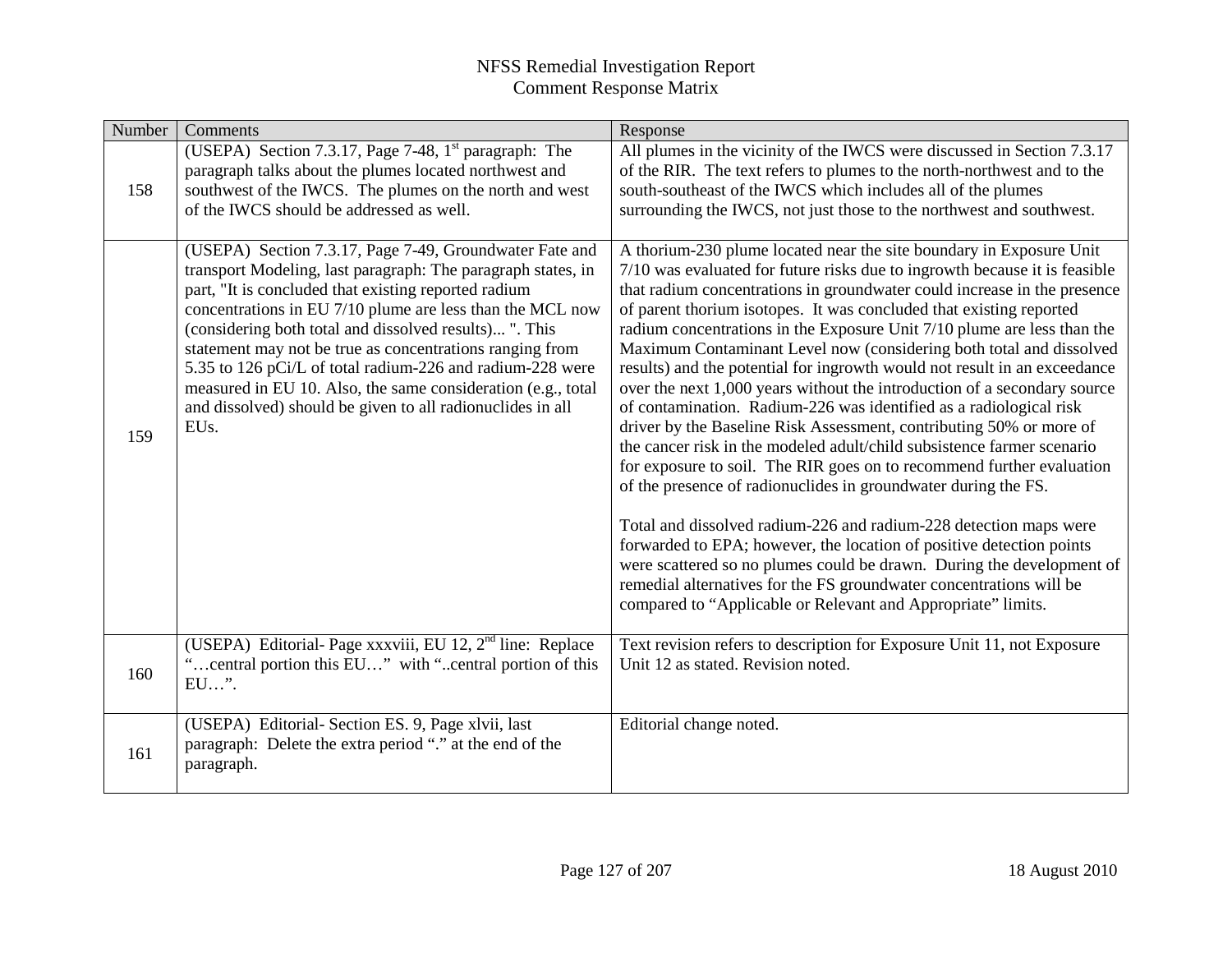# NFSS Remedial Investigation Report
## Comment Response Matrix

| Number | Comments | Response |
|---|---|---|
| 158 | (USEPA) Section 7.3.17, Page 7-48, 1st paragraph: The paragraph talks about the plumes located northwest and southwest of the IWCS. The plumes on the north and west of the IWCS should be addressed as well. | All plumes in the vicinity of the IWCS were discussed in Section 7.3.17 of the RIR. The text refers to plumes to the north-northwest and to the south-southeast of the IWCS which includes all of the plumes surrounding the IWCS, not just those to the northwest and southwest. |
| 159 | (USEPA) Section 7.3.17, Page 7-49, Groundwater Fate and transport Modeling, last paragraph: The paragraph states, in part, "It is concluded that existing reported radium concentrations in EU 7/10 plume are less than the MCL now (considering both total and dissolved results)... ". This statement may not be true as concentrations ranging from 5.35 to 126 pCi/L of total radium-226 and radium-228 were measured in EU 10. Also, the same consideration (e.g., total and dissolved) should be given to all radionuclides in all EUs. | A thorium-230 plume located near the site boundary in Exposure Unit 7/10 was evaluated for future risks due to ingrowth because it is feasible that radium concentrations in groundwater could increase in the presence of parent thorium isotopes. It was concluded that existing reported radium concentrations in the Exposure Unit 7/10 plume are less than the Maximum Contaminant Level now (considering both total and dissolved results) and the potential for ingrowth would not result in an exceedance over the next 1,000 years without the introduction of a secondary source of contamination. Radium-226 was identified as a radiological risk driver by the Baseline Risk Assessment, contributing 50% or more of the cancer risk in the modeled adult/child subsistence farmer scenario for exposure to soil. The RIR goes on to recommend further evaluation of the presence of radionuclides in groundwater during the FS.<br><br>Total and dissolved radium-226 and radium-228 detection maps were forwarded to EPA; however, the location of positive detection points were scattered so no plumes could be drawn. During the development of remedial alternatives for the FS groundwater concentrations will be compared to "Applicable or Relevant and Appropriate" limits. |
| 160 | (USEPA) Editorial- Page xxxviii, EU 12, 2nd line: Replace "…central portion this EU…" with "..central portion of this EU…". | Text revision refers to description for Exposure Unit 11, not Exposure Unit 12 as stated. Revision noted. |
| 161 | (USEPA) Editorial- Section ES. 9, Page xlvii, last paragraph: Delete the extra period "." at the end of the paragraph. | Editorial change noted. |

18 August 2010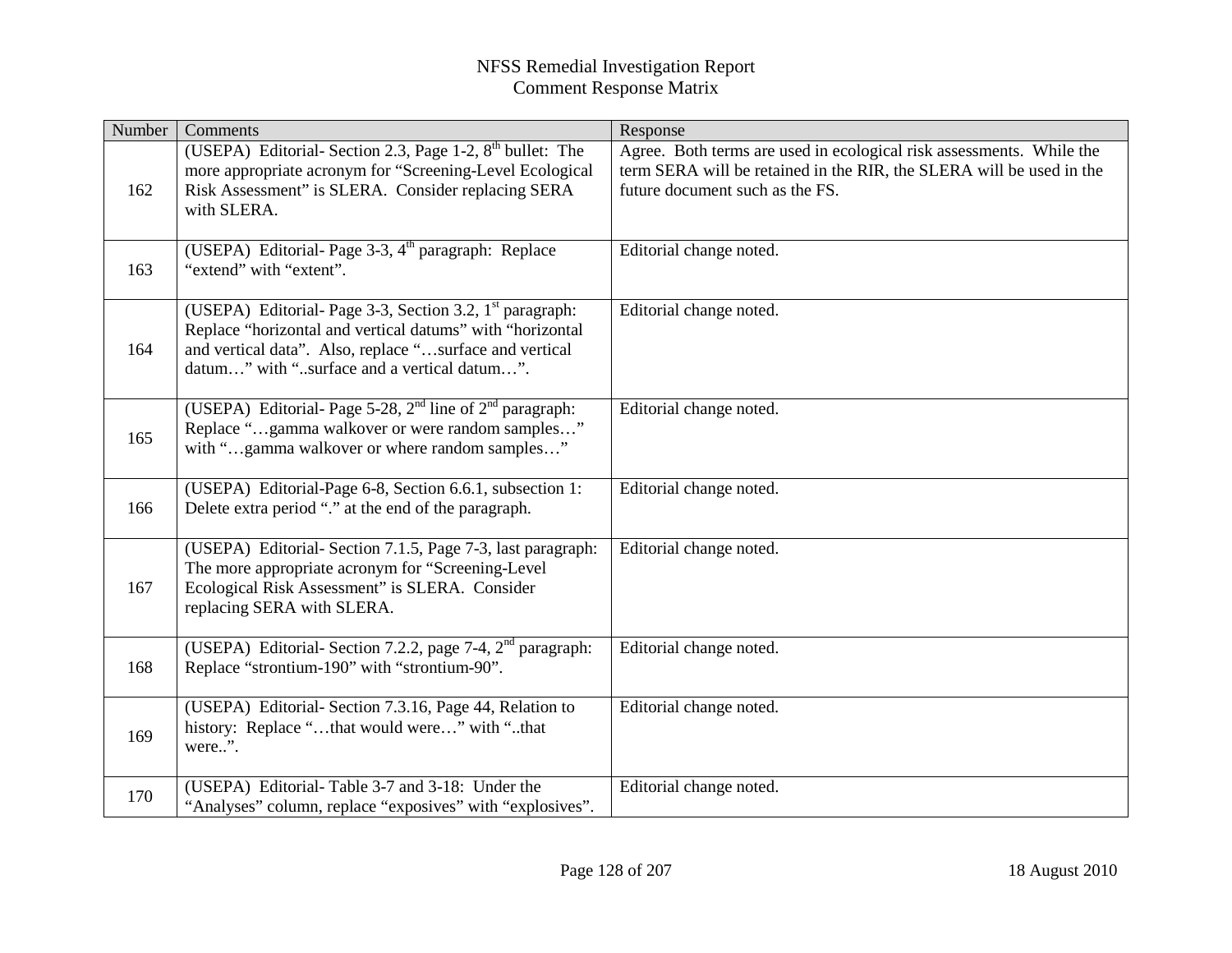# NFSS Remedial Investigation Report
## Comment Response Matrix

| Number | Comments | Response |
|---|---|---|
| 162 | (USEPA) Editorial- Section 2.3, Page 1-2, 8th bullet: The more appropriate acronym for "Screening-Level Ecological Risk Assessment" is SLERA. Consider replacing SERA with SLERA. | Agree. Both terms are used in ecological risk assessments. While the term SERA will be retained in the RIR, the SLERA will be used in the future document such as the FS. |
| 163 | (USEPA) Editorial- Page 3-3, 4th paragraph: Replace "extend" with "extent". | Editorial change noted. |
| 164 | (USEPA) Editorial- Page 3-3, Section 3.2, 1st paragraph: Replace "horizontal and vertical datums" with "horizontal and vertical data". Also, replace "…surface and vertical datum…" with "..surface and a vertical datum…". | Editorial change noted. |
| 165 | (USEPA) Editorial- Page 5-28, 2nd line of 2nd paragraph: Replace "…gamma walkover or were random samples…" with "…gamma walkover or where random samples…" | Editorial change noted. |
| 166 | (USEPA) Editorial-Page 6-8, Section 6.6.1, subsection 1: Delete extra period "." at the end of the paragraph. | Editorial change noted. |
| 167 | (USEPA) Editorial- Section 7.1.5, Page 7-3, last paragraph: The more appropriate acronym for "Screening-Level Ecological Risk Assessment" is SLERA. Consider replacing SERA with SLERA. | Editorial change noted. |
| 168 | (USEPA) Editorial- Section 7.2.2, page 7-4, 2nd paragraph: Replace "strontium-190" with "strontium-90". | Editorial change noted. |
| 169 | (USEPA) Editorial- Section 7.3.16, Page 44, Relation to history: Replace "…that would were…" with "..that were..". | Editorial change noted. |
| 170 | (USEPA) Editorial- Table 3-7 and 3-18: Under the "Analyses" column, replace "exposives" with "explosives". | Editorial change noted. |

18 August 2010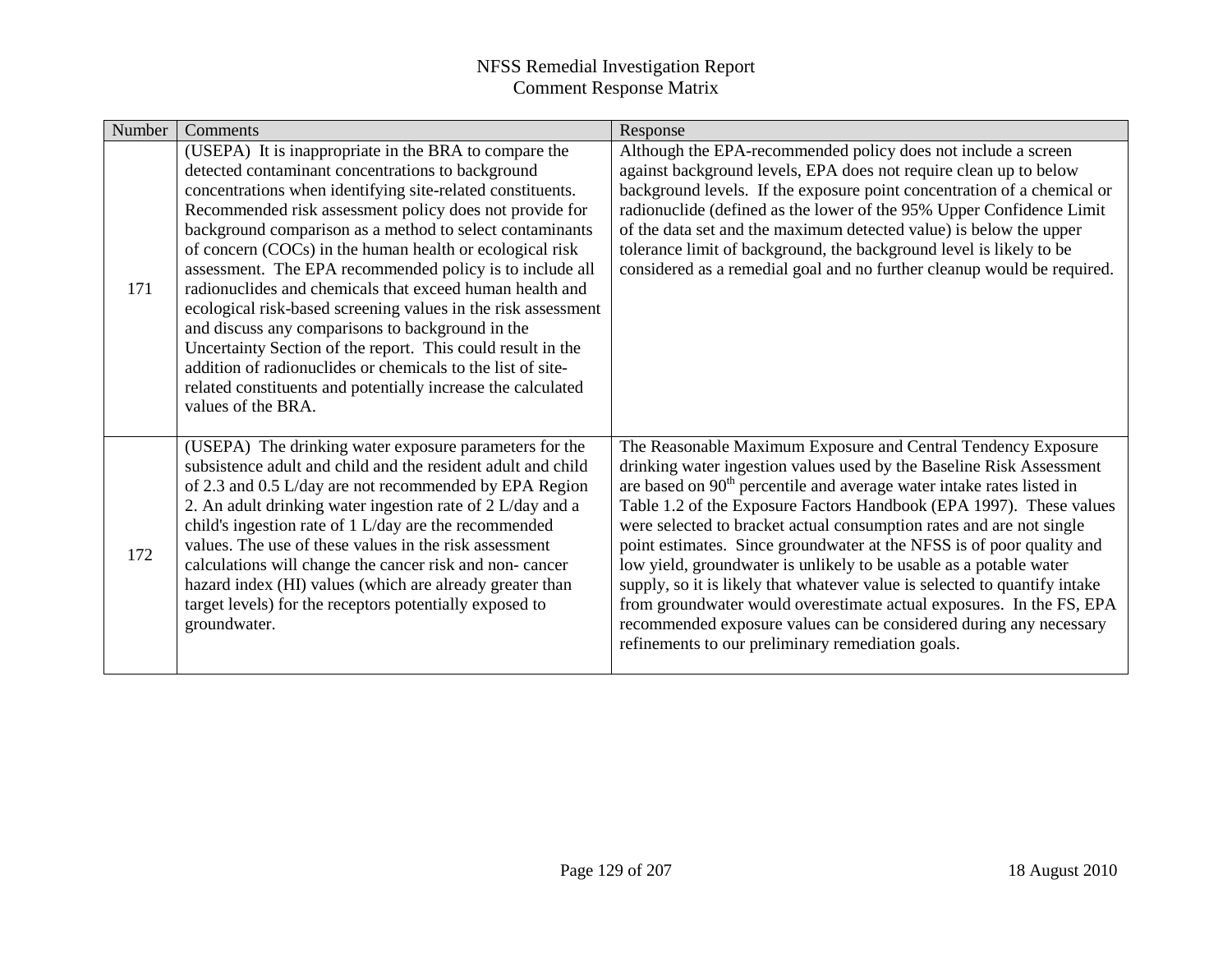# NFSS Remedial Investigation Report
## Comment Response Matrix

| Number | Comments | Response |
|---|---|---|
| 171 | (USEPA) It is inappropriate in the BRA to compare the detected contaminant concentrations to background concentrations when identifying site-related constituents. Recommended risk assessment policy does not provide for background comparison as a method to select contaminants of concern (COCs) in the human health or ecological risk assessment. The EPA recommended policy is to include all radionuclides and chemicals that exceed human health and ecological risk-based screening values in the risk assessment and discuss any comparisons to background in the Uncertainty Section of the report. This could result in the addition of radionuclides or chemicals to the list of site-related constituents and potentially increase the calculated values of the BRA. | Although the EPA-recommended policy does not include a screen against background levels, EPA does not require clean up to below background levels. If the exposure point concentration of a chemical or radionuclide (defined as the lower of the 95% Upper Confidence Limit of the data set and the maximum detected value) is below the upper tolerance limit of background, the background level is likely to be considered as a remedial goal and no further cleanup would be required. |
| 172 | (USEPA) The drinking water exposure parameters for the subsistence adult and child and the resident adult and child of 2.3 and 0.5 L/day are not recommended by EPA Region 2. An adult drinking water ingestion rate of 2 L/day and a child's ingestion rate of 1 L/day are the recommended values. The use of these values in the risk assessment calculations will change the cancer risk and non- cancer hazard index (HI) values (which are already greater than target levels) for the receptors potentially exposed to groundwater. | The Reasonable Maximum Exposure and Central Tendency Exposure drinking water ingestion values used by the Baseline Risk Assessment are based on 90$^{th}$ percentile and average water intake rates listed in Table 1.2 of the Exposure Factors Handbook (EPA 1997). These values were selected to bracket actual consumption rates and are not single point estimates. Since groundwater at the NFSS is of poor quality and low yield, groundwater is unlikely to be usable as a potable water supply, so it is likely that whatever value is selected to quantify intake from groundwater would overestimate actual exposures. In the FS, EPA recommended exposure values can be considered during any necessary refinements to our preliminary remediation goals. |

18 August 2010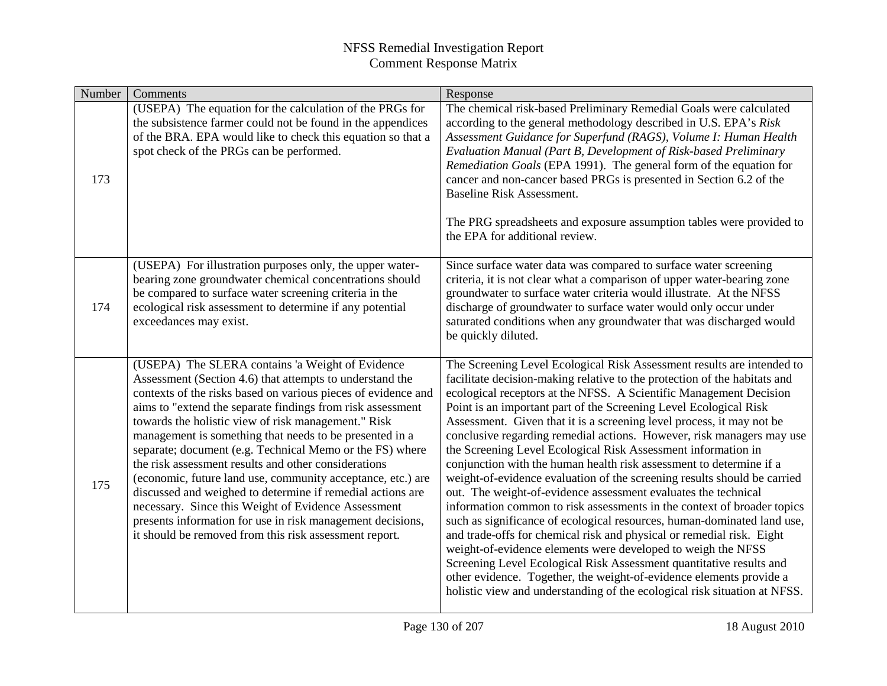# NFSS Remedial Investigation Report
## Comment Response Matrix

| Number | Comments | Response |
|---|---|---|
| 173 | (USEPA) The equation for the calculation of the PRGs for the subsistence farmer could not be found in the appendices of the BRA. EPA would like to check this equation so that a spot check of the PRGs can be performed. | The chemical risk-based Preliminary Remedial Goals were calculated according to the general methodology described in U.S. EPA's *Risk Assessment Guidance for Superfund (RAGS), Volume I: Human Health Evaluation Manual (Part B, Development of Risk-based Preliminary Remediation Goals* (EPA 1991). The general form of the equation for cancer and non-cancer based PRGs is presented in Section 6.2 of the Baseline Risk Assessment.<br><br>The PRG spreadsheets and exposure assumption tables were provided to the EPA for additional review. |
| 174 | (USEPA) For illustration purposes only, the upper water-bearing zone groundwater chemical concentrations should be compared to surface water screening criteria in the ecological risk assessment to determine if any potential exceedances may exist. | Since surface water data was compared to surface water screening criteria, it is not clear what a comparison of upper water-bearing zone groundwater to surface water criteria would illustrate. At the NFSS discharge of groundwater to surface water would only occur under saturated conditions when any groundwater that was discharged would be quickly diluted. |
| 175 | (USEPA) The SLERA contains 'a Weight of Evidence Assessment (Section 4.6) that attempts to understand the contexts of the risks based on various pieces of evidence and aims to "extend the separate findings from risk assessment towards the holistic view of risk management." Risk management is something that needs to be presented in a separate; document (e.g. Technical Memo or the FS) where the risk assessment results and other considerations (economic, future land use, community acceptance, etc.) are discussed and weighed to determine if remedial actions are necessary. Since this Weight of Evidence Assessment presents information for use in risk management decisions, it should be removed from this risk assessment report. | The Screening Level Ecological Risk Assessment results are intended to facilitate decision-making relative to the protection of the habitats and ecological receptors at the NFSS. A Scientific Management Decision Point is an important part of the Screening Level Ecological Risk Assessment. Given that it is a screening level process, it may not be conclusive regarding remedial actions. However, risk managers may use the Screening Level Ecological Risk Assessment information in conjunction with the human health risk assessment to determine if a weight-of-evidence evaluation of the screening results should be carried out. The weight-of-evidence assessment evaluates the technical information common to risk assessments in the context of broader topics such as significance of ecological resources, human-dominated land use, and trade-offs for chemical risk and physical or remedial risk. Eight weight-of-evidence elements were developed to weigh the NFSS Screening Level Ecological Risk Assessment quantitative results and other evidence. Together, the weight-of-evidence elements provide a holistic view and understanding of the ecological risk situation at NFSS. |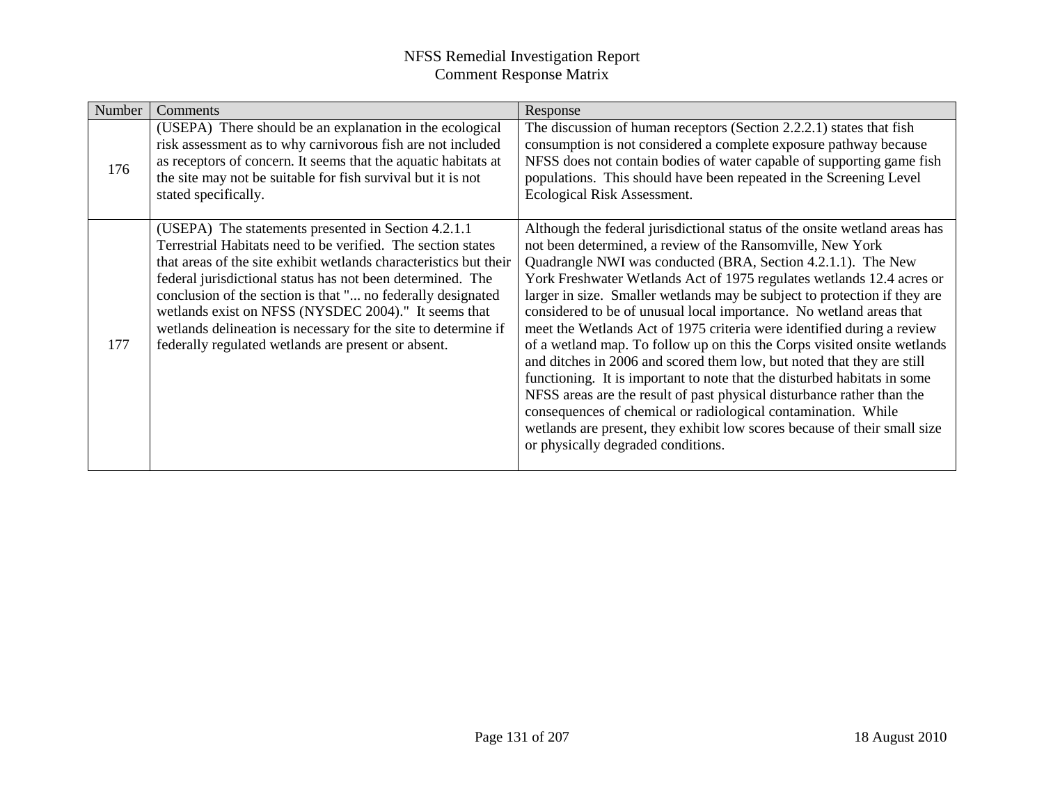# NFSS Remedial Investigation Report
## Comment Response Matrix

| Number | Comments | Response |
|---|---|---|
| 176 | (USEPA) There should be an explanation in the ecological risk assessment as to why carnivorous fish are not included as receptors of concern. It seems that the aquatic habitats at the site may not be suitable for fish survival but it is not stated specifically. | The discussion of human receptors (Section 2.2.2.1) states that fish consumption is not considered a complete exposure pathway because NFSS does not contain bodies of water capable of supporting game fish populations. This should have been repeated in the Screening Level Ecological Risk Assessment. |
| 177 | (USEPA) The statements presented in Section 4.2.1.1 Terrestrial Habitats need to be verified. The section states that areas of the site exhibit wetlands characteristics but their federal jurisdictional status has not been determined. The conclusion of the section is that "... no federally designated wetlands exist on NFSS (NYSDEC 2004)." It seems that wetlands delineation is necessary for the site to determine if federally regulated wetlands are present or absent. | Although the federal jurisdictional status of the onsite wetland areas has not been determined, a review of the Ransomville, New York Quadrangle NWI was conducted (BRA, Section 4.2.1.1). The New York Freshwater Wetlands Act of 1975 regulates wetlands 12.4 acres or larger in size. Smaller wetlands may be subject to protection if they are considered to be of unusual local importance. No wetland areas that meet the Wetlands Act of 1975 criteria were identified during a review of a wetland map. To follow up on this the Corps visited onsite wetlands and ditches in 2006 and scored them low, but noted that they are still functioning. It is important to note that the disturbed habitats in some NFSS areas are the result of past physical disturbance rather than the consequences of chemical or radiological contamination. While wetlands are present, they exhibit low scores because of their small size or physically degraded conditions. |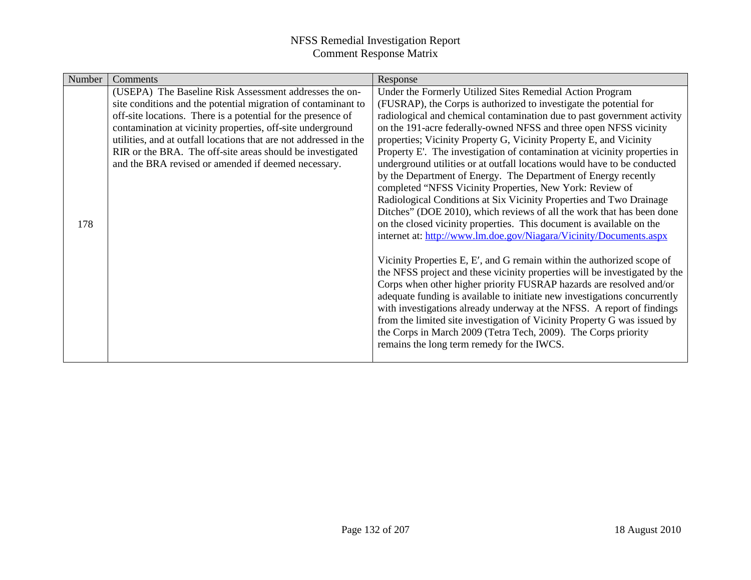# NFSS Remedial Investigation Report
## Comment Response Matrix

| Number | Comments | Response |
|---|---|---|
| 178 | (USEPA) The Baseline Risk Assessment addresses the on-site conditions and the potential migration of contaminant to off-site locations. There is a potential for the presence of contamination at vicinity properties, off-site underground utilities, and at outfall locations that are not addressed in the RIR or the BRA. The off-site areas should be investigated and the BRA revised or amended if deemed necessary. | Under the Formerly Utilized Sites Remedial Action Program (FUSRAP), the Corps is authorized to investigate the potential for radiological and chemical contamination due to past government activity on the 191-acre federally-owned NFSS and three open NFSS vicinity properties; Vicinity Property G, Vicinity Property E, and Vicinity Property E'. The investigation of contamination at vicinity properties in underground utilities or at outfall locations would have to be conducted by the Department of Energy. The Department of Energy recently completed "NFSS Vicinity Properties, New York: Review of Radiological Conditions at Six Vicinity Properties and Two Drainage Ditches" (DOE 2010), which reviews of all the work that has been done on the closed vicinity properties. This document is available on the internet at: http://www.lm.doe.gov/Niagara/Vicinity/Documents.aspx<br><br>Vicinity Properties E, E′, and G remain within the authorized scope of the NFSS project and these vicinity properties will be investigated by the Corps when other higher priority FUSRAP hazards are resolved and/or adequate funding is available to initiate new investigations concurrently with investigations already underway at the NFSS. A report of findings from the limited site investigation of Vicinity Property G was issued by the Corps in March 2009 (Tetra Tech, 2009). The Corps priority remains the long term remedy for the IWCS. |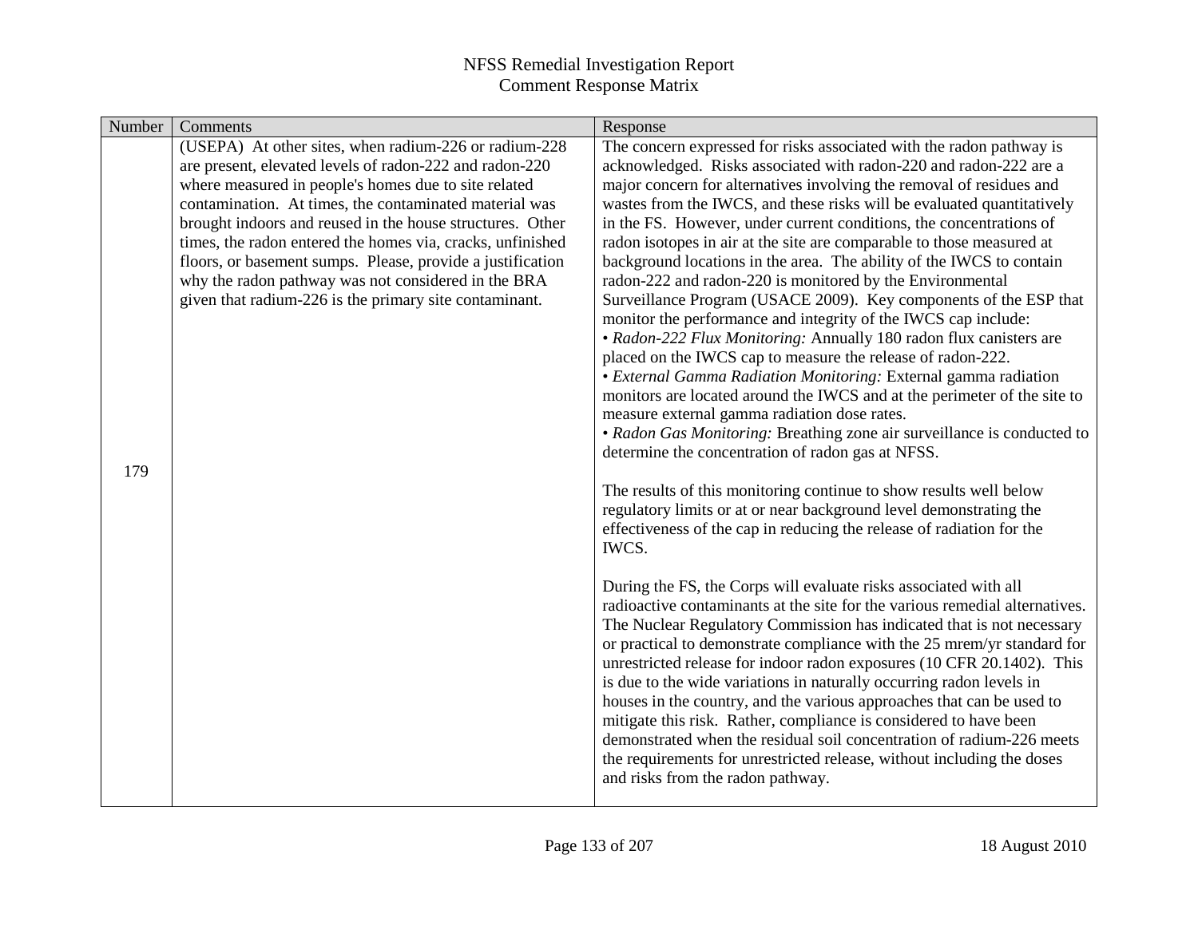| Number | Comments | Response |
|---|---|---|
| 179 | (USEPA) At other sites, when radium-226 or radium-228 are present, elevated levels of radon-222 and radon-220 where measured in people's homes due to site related contamination. At times, the contaminated material was brought indoors and reused in the house structures. Other times, the radon entered the homes via, cracks, unfinished floors, or basement sumps. Please, provide a justification why the radon pathway was not considered in the BRA given that radium-226 is the primary site contaminant. | The concern expressed for risks associated with the radon pathway is acknowledged. Risks associated with radon-220 and radon-222 are a major concern for alternatives involving the removal of residues and wastes from the IWCS, and these risks will be evaluated quantitatively in the FS. However, under current conditions, the concentrations of radon isotopes in air at the site are comparable to those measured at background locations in the area. The ability of the IWCS to contain radon-222 and radon-220 is monitored by the Environmental Surveillance Program (USACE 2009). Key components of the ESP that monitor the performance and integrity of the IWCS cap include:<br>• *Radon-222 Flux Monitoring:* Annually 180 radon flux canisters are placed on the IWCS cap to measure the release of radon-222.<br>• *External Gamma Radiation Monitoring:* External gamma radiation monitors are located around the IWCS and at the perimeter of the site to measure external gamma radiation dose rates.<br>• *Radon Gas Monitoring:* Breathing zone air surveillance is conducted to determine the concentration of radon gas at NFSS.<br><br>The results of this monitoring continue to show results well below regulatory limits or at or near background level demonstrating the effectiveness of the cap in reducing the release of radiation for the IWCS.<br><br>During the FS, the Corps will evaluate risks associated with all radioactive contaminants at the site for the various remedial alternatives. The Nuclear Regulatory Commission has indicated that is not necessary or practical to demonstrate compliance with the 25 mrem/yr standard for unrestricted release for indoor radon exposures (10 CFR 20.1402). This is due to the wide variations in naturally occurring radon levels in houses in the country, and the various approaches that can be used to mitigate this risk. Rather, compliance is considered to have been demonstrated when the residual soil concentration of radium-226 meets the requirements for unrestricted release, without including the doses and risks from the radon pathway. |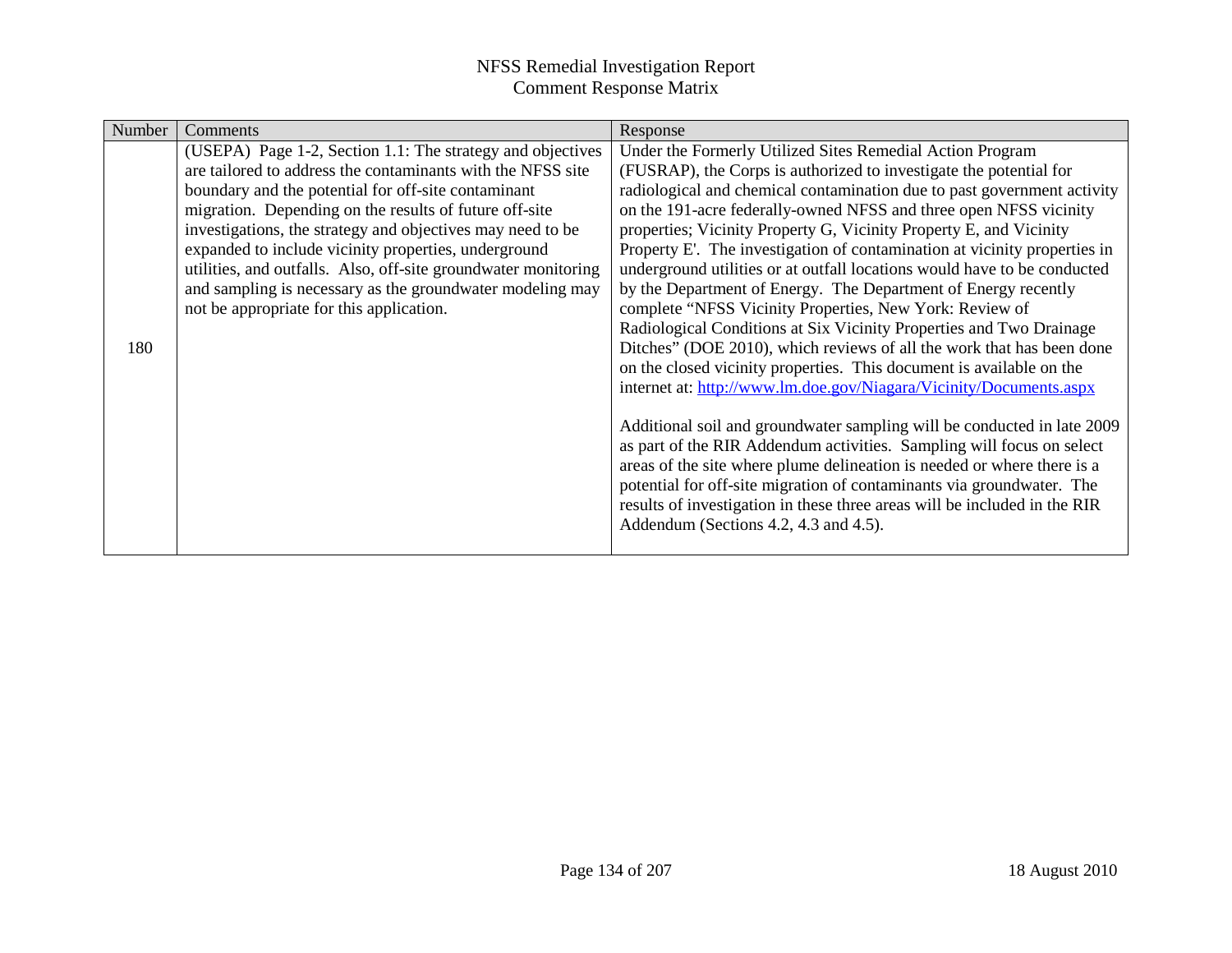| Number | Comments | Response |
|---|---|---|
| 180 | (USEPA) Page 1-2, Section 1.1: The strategy and objectives are tailored to address the contaminants with the NFSS site boundary and the potential for off-site contaminant migration. Depending on the results of future off-site investigations, the strategy and objectives may need to be expanded to include vicinity properties, underground utilities, and outfalls. Also, off-site groundwater monitoring and sampling is necessary as the groundwater modeling may not be appropriate for this application. | Under the Formerly Utilized Sites Remedial Action Program (FUSRAP), the Corps is authorized to investigate the potential for radiological and chemical contamination due to past government activity on the 191-acre federally-owned NFSS and three open NFSS vicinity properties; Vicinity Property G, Vicinity Property E, and Vicinity Property E'. The investigation of contamination at vicinity properties in underground utilities or at outfall locations would have to be conducted by the Department of Energy. The Department of Energy recently complete "NFSS Vicinity Properties, New York: Review of Radiological Conditions at Six Vicinity Properties and Two Drainage Ditches" (DOE 2010), which reviews of all the work that has been done on the closed vicinity properties. This document is available on the internet at: http://www.lm.doe.gov/Niagara/Vicinity/Documents.aspx<br><br>Additional soil and groundwater sampling will be conducted in late 2009 as part of the RIR Addendum activities. Sampling will focus on select areas of the site where plume delineation is needed or where there is a potential for off-site migration of contaminants via groundwater. The results of investigation in these three areas will be included in the RIR Addendum (Sections 4.2, 4.3 and 4.5). |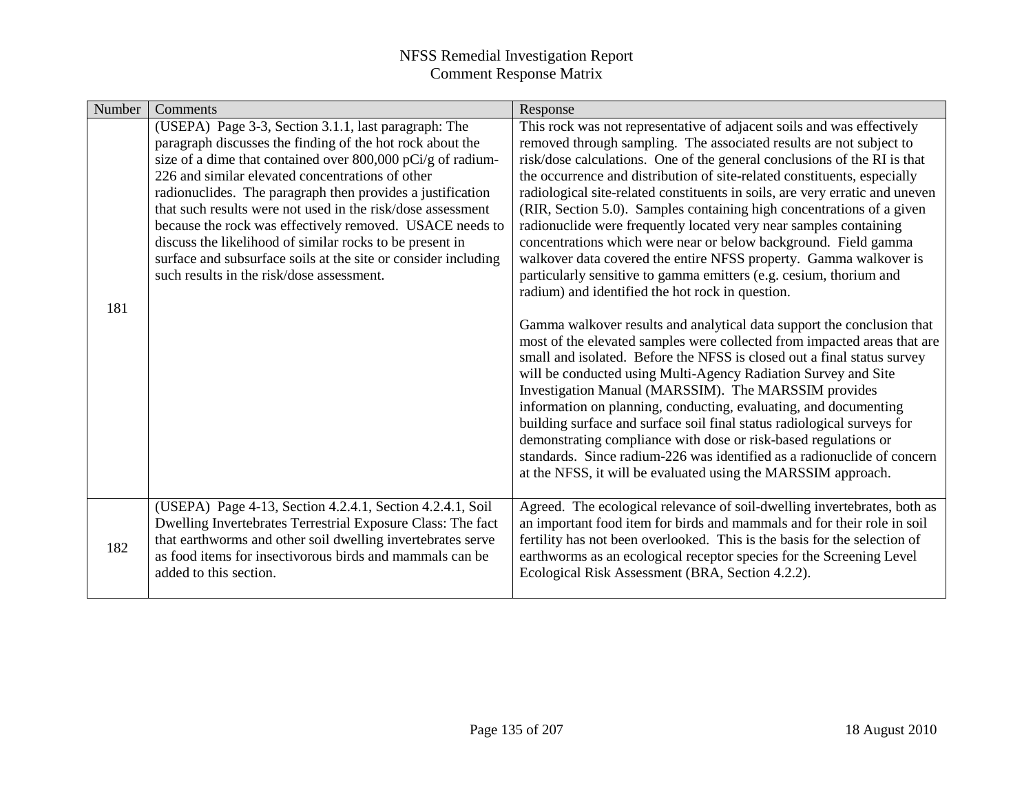| Number | Comments | Response |
|---|---|---|
| 181 | (USEPA) Page 3-3, Section 3.1.1, last paragraph: The paragraph discusses the finding of the hot rock about the size of a dime that contained over 800,000 pCi/g of radium-226 and similar elevated concentrations of other radionuclides. The paragraph then provides a justification that such results were not used in the risk/dose assessment because the rock was effectively removed. USACE needs to discuss the likelihood of similar rocks to be present in surface and subsurface soils at the site or consider including such results in the risk/dose assessment. | This rock was not representative of adjacent soils and was effectively removed through sampling. The associated results are not subject to risk/dose calculations. One of the general conclusions of the RI is that the occurrence and distribution of site-related constituents, especially radiological site-related constituents in soils, are very erratic and uneven (RIR, Section 5.0). Samples containing high concentrations of a given radionuclide were frequently located very near samples containing concentrations which were near or below background. Field gamma walkover data covered the entire NFSS property. Gamma walkover is particularly sensitive to gamma emitters (e.g. cesium, thorium and radium) and identified the hot rock in question.<br><br>Gamma walkover results and analytical data support the conclusion that most of the elevated samples were collected from impacted areas that are small and isolated. Before the NFSS is closed out a final status survey will be conducted using Multi-Agency Radiation Survey and Site Investigation Manual (MARSSIM). The MARSSIM provides information on planning, conducting, evaluating, and documenting building surface and surface soil final status radiological surveys for demonstrating compliance with dose or risk-based regulations or standards. Since radium-226 was identified as a radionuclide of concern at the NFSS, it will be evaluated using the MARSSIM approach. |
| 182 | (USEPA) Page 4-13, Section 4.2.4.1, Section 4.2.4.1, Soil Dwelling Invertebrates Terrestrial Exposure Class: The fact that earthworms and other soil dwelling invertebrates serve as food items for insectivorous birds and mammals can be added to this section. | Agreed. The ecological relevance of soil-dwelling invertebrates, both as an important food item for birds and mammals and for their role in soil fertility has not been overlooked. This is the basis for the selection of earthworms as an ecological receptor species for the Screening Level Ecological Risk Assessment (BRA, Section 4.2.2). |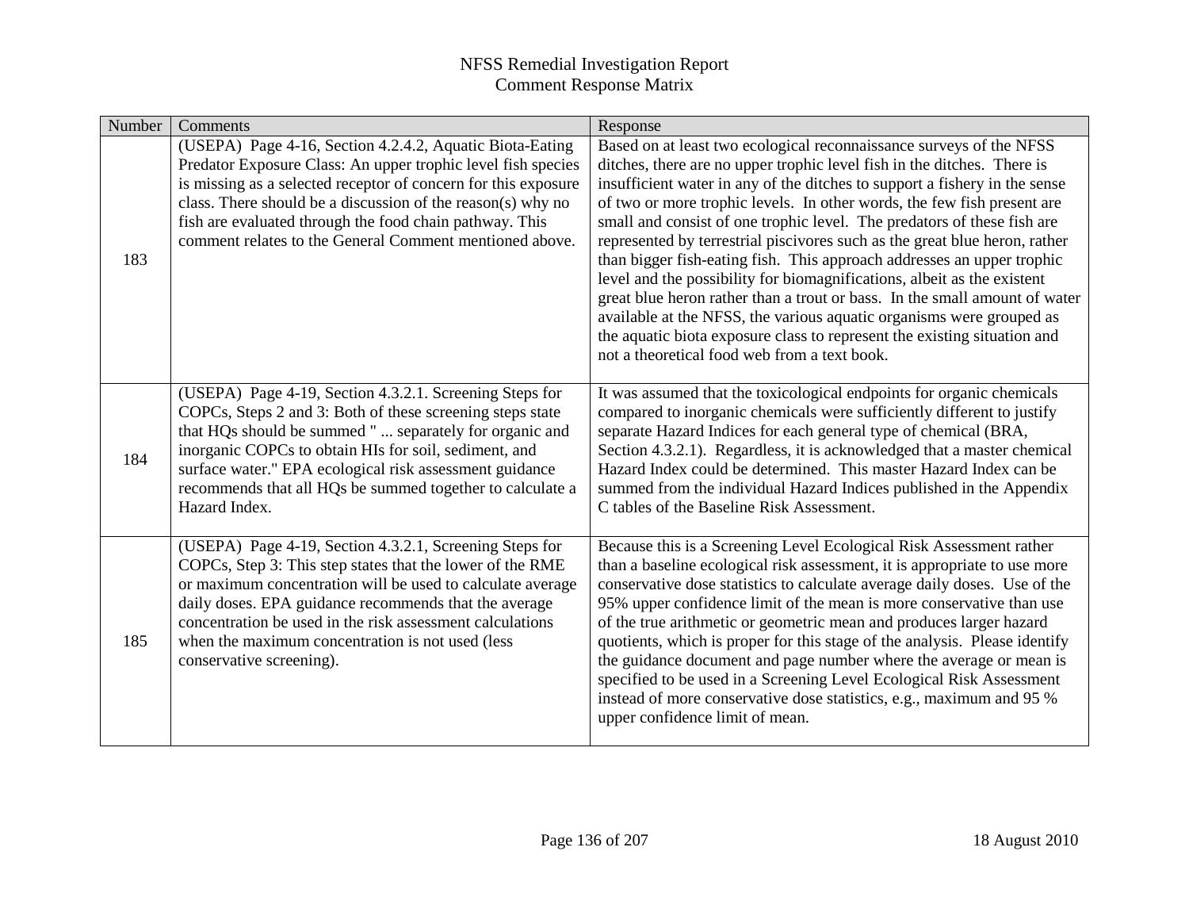| Number | Comments | Response |
|---|---|---|
| 183 | (USEPA) Page 4-16, Section 4.2.4.2, Aquatic Biota-Eating Predator Exposure Class: An upper trophic level fish species is missing as a selected receptor of concern for this exposure class. There should be a discussion of the reason(s) why no fish are evaluated through the food chain pathway. This comment relates to the General Comment mentioned above. | Based on at least two ecological reconnaissance surveys of the NFSS ditches, there are no upper trophic level fish in the ditches. There is insufficient water in any of the ditches to support a fishery in the sense of two or more trophic levels. In other words, the few fish present are small and consist of one trophic level. The predators of these fish are represented by terrestrial piscivores such as the great blue heron, rather than bigger fish-eating fish. This approach addresses an upper trophic level and the possibility for biomagnifications, albeit as the existent great blue heron rather than a trout or bass. In the small amount of water available at the NFSS, the various aquatic organisms were grouped as the aquatic biota exposure class to represent the existing situation and not a theoretical food web from a text book. |
| 184 | (USEPA) Page 4-19, Section 4.3.2.1. Screening Steps for COPCs, Steps 2 and 3: Both of these screening steps state that HQs should be summed " ... separately for organic and inorganic COPCs to obtain HIs for soil, sediment, and surface water." EPA ecological risk assessment guidance recommends that all HQs be summed together to calculate a Hazard Index. | It was assumed that the toxicological endpoints for organic chemicals compared to inorganic chemicals were sufficiently different to justify separate Hazard Indices for each general type of chemical (BRA, Section 4.3.2.1). Regardless, it is acknowledged that a master chemical Hazard Index could be determined. This master Hazard Index can be summed from the individual Hazard Indices published in the Appendix C tables of the Baseline Risk Assessment. |
| 185 | (USEPA) Page 4-19, Section 4.3.2.1, Screening Steps for COPCs, Step 3: This step states that the lower of the RME or maximum concentration will be used to calculate average daily doses. EPA guidance recommends that the average concentration be used in the risk assessment calculations when the maximum concentration is not used (less conservative screening). | Because this is a Screening Level Ecological Risk Assessment rather than a baseline ecological risk assessment, it is appropriate to use more conservative dose statistics to calculate average daily doses. Use of the 95% upper confidence limit of the mean is more conservative than use of the true arithmetic or geometric mean and produces larger hazard quotients, which is proper for this stage of the analysis. Please identify the guidance document and page number where the average or mean is specified to be used in a Screening Level Ecological Risk Assessment instead of more conservative dose statistics, e.g., maximum and 95 % upper confidence limit of mean. |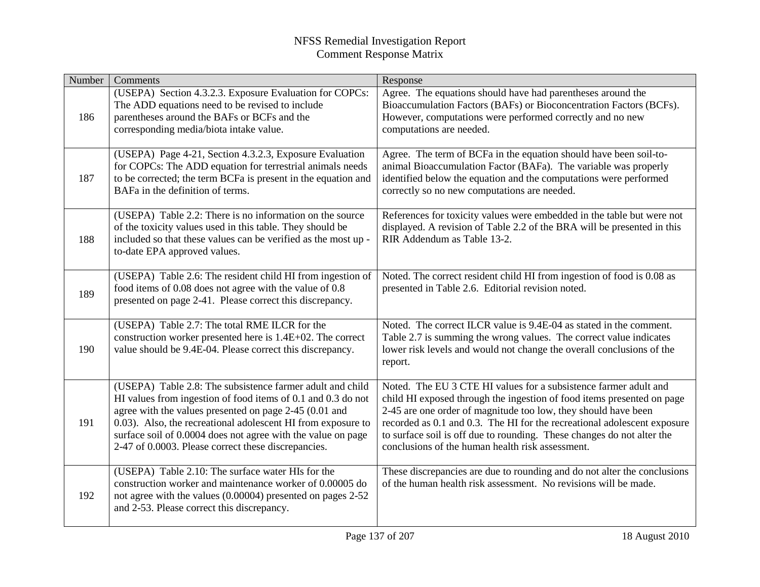# NFSS Remedial Investigation Report
## Comment Response Matrix

| Number | Comments | Response |
|---|---|---|
| 186 | (USEPA) Section 4.3.2.3. Exposure Evaluation for COPCs: The ADD equations need to be revised to include parentheses around the BAFs or BCFs and the corresponding media/biota intake value. | Agree. The equations should have had parentheses around the Bioaccumulation Factors (BAFs) or Bioconcentration Factors (BCFs). However, computations were performed correctly and no new computations are needed. |
| 187 | (USEPA) Page 4-21, Section 4.3.2.3, Exposure Evaluation for COPCs: The ADD equation for terrestrial animals needs to be corrected; the term BCFa is present in the equation and BAFa in the definition of terms. | Agree. The term of BCFa in the equation should have been soil-to-animal Bioaccumulation Factor (BAFa). The variable was properly identified below the equation and the computations were performed correctly so no new computations are needed. |
| 188 | (USEPA) Table 2.2: There is no information on the source of the toxicity values used in this table. They should be included so that these values can be verified as the most up -to-date EPA approved values. | References for toxicity values were embedded in the table but were not displayed. A revision of Table 2.2 of the BRA will be presented in this RIR Addendum as Table 13-2. |
| 189 | (USEPA) Table 2.6: The resident child HI from ingestion of food items of 0.08 does not agree with the value of 0.8 presented on page 2-41. Please correct this discrepancy. | Noted. The correct resident child HI from ingestion of food is 0.08 as presented in Table 2.6. Editorial revision noted. |
| 190 | (USEPA) Table 2.7: The total RME ILCR for the construction worker presented here is 1.4E+02. The correct value should be 9.4E-04. Please correct this discrepancy. | Noted. The correct ILCR value is 9.4E-04 as stated in the comment. Table 2.7 is summing the wrong values. The correct value indicates lower risk levels and would not change the overall conclusions of the report. |
| 191 | (USEPA) Table 2.8: The subsistence farmer adult and child HI values from ingestion of food items of 0.1 and 0.3 do not agree with the values presented on page 2-45 (0.01 and 0.03). Also, the recreational adolescent HI from exposure to surface soil of 0.0004 does not agree with the value on page 2-47 of 0.0003. Please correct these discrepancies. | Noted. The EU 3 CTE HI values for a subsistence farmer adult and child HI exposed through the ingestion of food items presented on page 2-45 are one order of magnitude too low, they should have been recorded as 0.1 and 0.3. The HI for the recreational adolescent exposure to surface soil is off due to rounding. These changes do not alter the conclusions of the human health risk assessment. |
| 192 | (USEPA) Table 2.10: The surface water HIs for the construction worker and maintenance worker of 0.00005 do not agree with the values (0.00004) presented on pages 2-52 and 2-53. Please correct this discrepancy. | These discrepancies are due to rounding and do not alter the conclusions of the human health risk assessment. No revisions will be made. |

18 August 2010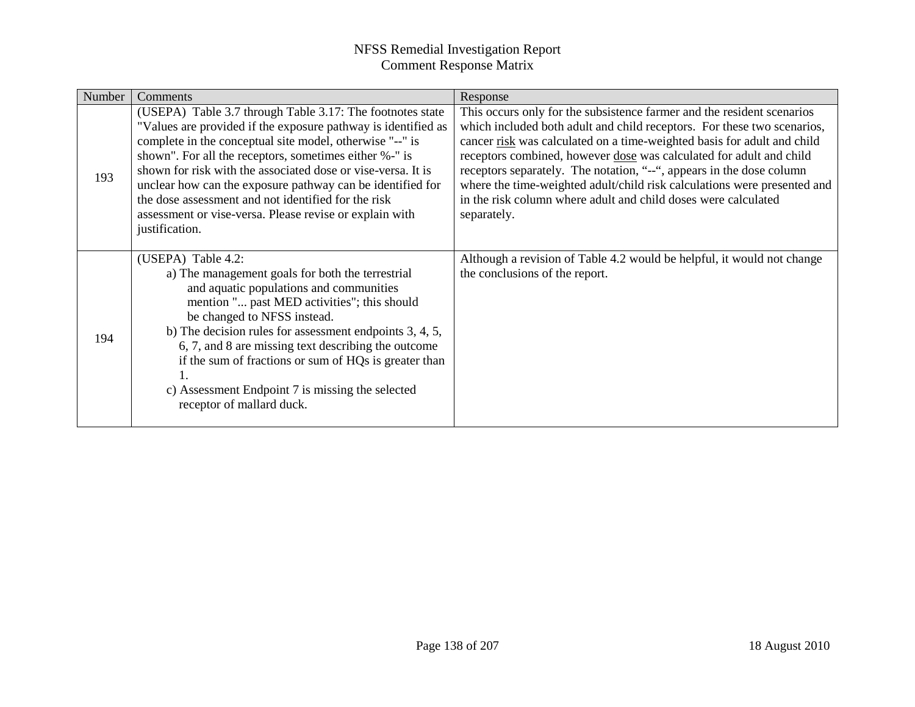# NFSS Remedial Investigation Report
## Comment Response Matrix

| Number | Comments | Response |
|---|---|---|
| 193 | (USEPA) Table 3.7 through Table 3.17: The footnotes state "Values are provided if the exposure pathway is identified as complete in the conceptual site model, otherwise "--" is shown". For all the receptors, sometimes either %-" is shown for risk with the associated dose or vise-versa. It is unclear how can the exposure pathway can be identified for the dose assessment and not identified for the risk assessment or vise-versa. Please revise or explain with justification. | This occurs only for the subsistence farmer and the resident scenarios which included both adult and child receptors. For these two scenarios, cancer <u>risk</u> was calculated on a time-weighted basis for adult and child receptors combined, however <u>dose</u> was calculated for adult and child receptors separately. The notation, "--", appears in the dose column where the time-weighted adult/child risk calculations were presented and in the risk column where adult and child doses were calculated separately. |
| 194 | (USEPA) Table 4.2:<br>a) The management goals for both the terrestrial and aquatic populations and communities mention "... past MED activities"; this should be changed to NFSS instead.<br>b) The decision rules for assessment endpoints 3, 4, 5, 6, 7, and 8 are missing text describing the outcome if the sum of fractions or sum of HQs is greater than 1.<br>c) Assessment Endpoint 7 is missing the selected receptor of mallard duck. | Although a revision of Table 4.2 would be helpful, it would not change the conclusions of the report. |

18 August 2010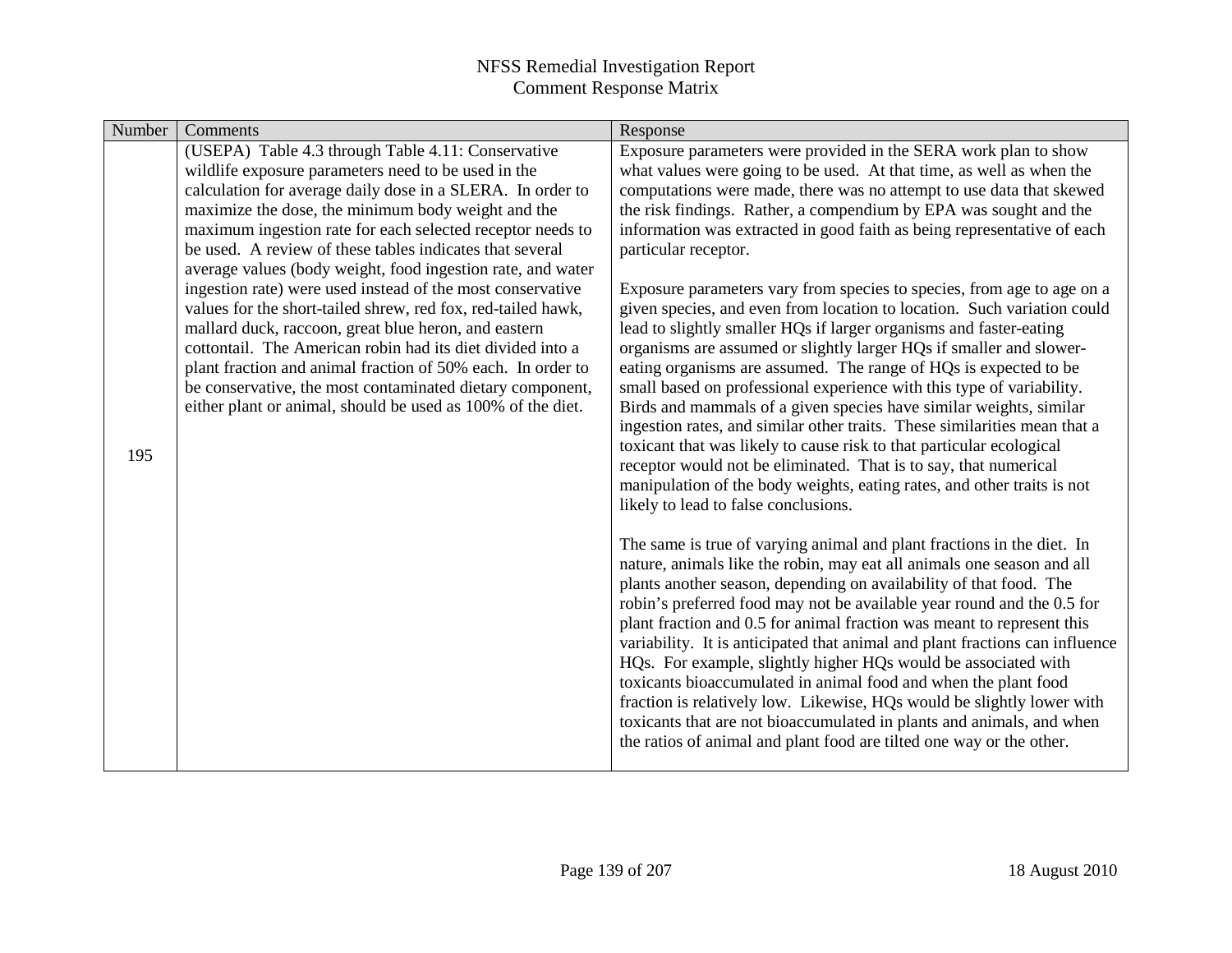# NFSS Remedial Investigation Report
## Comment Response Matrix

| Number | Comments | Response |
| --- | --- | --- |
| 195 | (USEPA) Table 4.3 through Table 4.11: Conservative wildlife exposure parameters need to be used in the calculation for average daily dose in a SLERA. In order to maximize the dose, the minimum body weight and the maximum ingestion rate for each selected receptor needs to be used. A review of these tables indicates that several average values (body weight, food ingestion rate, and water ingestion rate) were used instead of the most conservative values for the short-tailed shrew, red fox, red-tailed hawk, mallard duck, raccoon, great blue heron, and eastern cottontail. The American robin had its diet divided into a plant fraction and animal fraction of 50% each. In order to be conservative, the most contaminated dietary component, either plant or animal, should be used as 100% of the diet. | Exposure parameters were provided in the SERA work plan to show what values were going to be used. At that time, as well as when the computations were made, there was no attempt to use data that skewed the risk findings. Rather, a compendium by EPA was sought and the information was extracted in good faith as being representative of each particular receptor.<br><br>Exposure parameters vary from species to species, from age to age on a given species, and even from location to location. Such variation could lead to slightly smaller HQs if larger organisms and faster-eating organisms are assumed or slightly larger HQs if smaller and slower-eating organisms are assumed. The range of HQs is expected to be small based on professional experience with this type of variability. Birds and mammals of a given species have similar weights, similar ingestion rates, and similar other traits. These similarities mean that a toxicant that was likely to cause risk to that particular ecological receptor would not be eliminated. That is to say, that numerical manipulation of the body weights, eating rates, and other traits is not likely to lead to false conclusions.<br><br>The same is true of varying animal and plant fractions in the diet. In nature, animals like the robin, may eat all animals one season and all plants another season, depending on availability of that food. The robin's preferred food may not be available year round and the 0.5 for plant fraction and 0.5 for animal fraction was meant to represent this variability. It is anticipated that animal and plant fractions can influence HQs. For example, slightly higher HQs would be associated with toxicants bioaccumulated in animal food and when the plant food fraction is relatively low. Likewise, HQs would be slightly lower with toxicants that are not bioaccumulated in plants and animals, and when the ratios of animal and plant food are tilted one way or the other. |

18 August 2010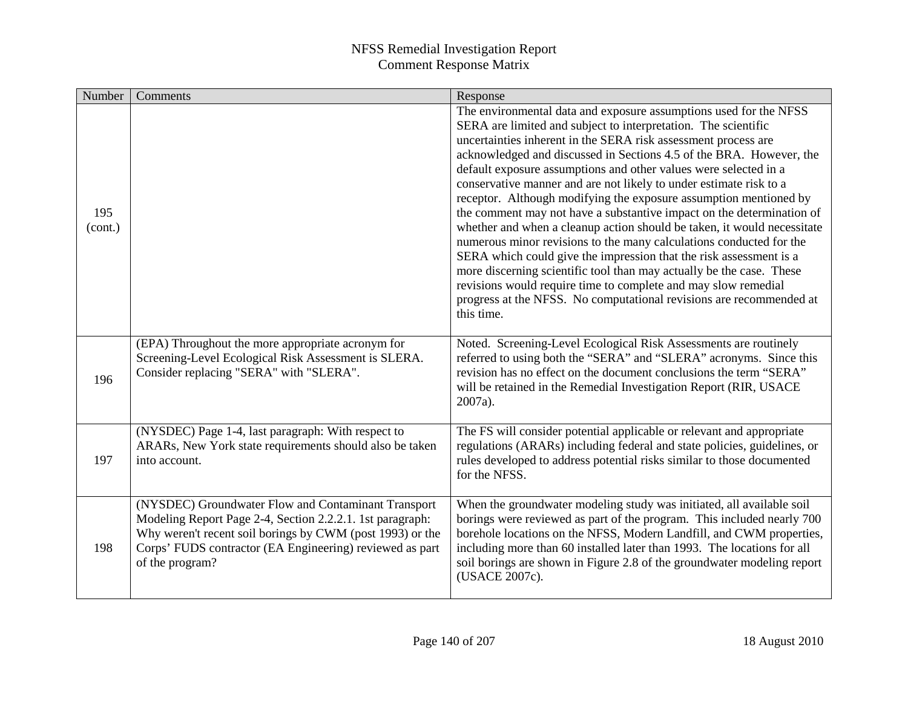| Number | Comments | Response |
|---|---|---|
| 195 (cont.) | | The environmental data and exposure assumptions used for the NFSS SERA are limited and subject to interpretation. The scientific uncertainties inherent in the SERA risk assessment process are acknowledged and discussed in Sections 4.5 of the BRA. However, the default exposure assumptions and other values were selected in a conservative manner and are not likely to under estimate risk to a receptor. Although modifying the exposure assumption mentioned by the comment may not have a substantive impact on the determination of whether and when a cleanup action should be taken, it would necessitate numerous minor revisions to the many calculations conducted for the SERA which could give the impression that the risk assessment is a more discerning scientific tool than may actually be the case. These revisions would require time to complete and may slow remedial progress at the NFSS. No computational revisions are recommended at this time. |
| 196 | (EPA) Throughout the more appropriate acronym for Screening-Level Ecological Risk Assessment is SLERA. Consider replacing "SERA" with "SLERA". | Noted. Screening-Level Ecological Risk Assessments are routinely referred to using both the "SERA" and "SLERA" acronyms. Since this revision has no effect on the document conclusions the term "SERA" will be retained in the Remedial Investigation Report (RIR, USACE 2007a). |
| 197 | (NYSDEC) Page 1-4, last paragraph: With respect to ARARs, New York state requirements should also be taken into account. | The FS will consider potential applicable or relevant and appropriate regulations (ARARs) including federal and state policies, guidelines, or rules developed to address potential risks similar to those documented for the NFSS. |
| 198 | (NYSDEC) Groundwater Flow and Contaminant Transport Modeling Report Page 2-4, Section 2.2.2.1. 1st paragraph: Why weren't recent soil borings by CWM (post 1993) or the Corps' FUDS contractor (EA Engineering) reviewed as part of the program? | When the groundwater modeling study was initiated, all available soil borings were reviewed as part of the program. This included nearly 700 borehole locations on the NFSS, Modern Landfill, and CWM properties, including more than 60 installed later than 1993. The locations for all soil borings are shown in Figure 2.8 of the groundwater modeling report (USACE 2007c). |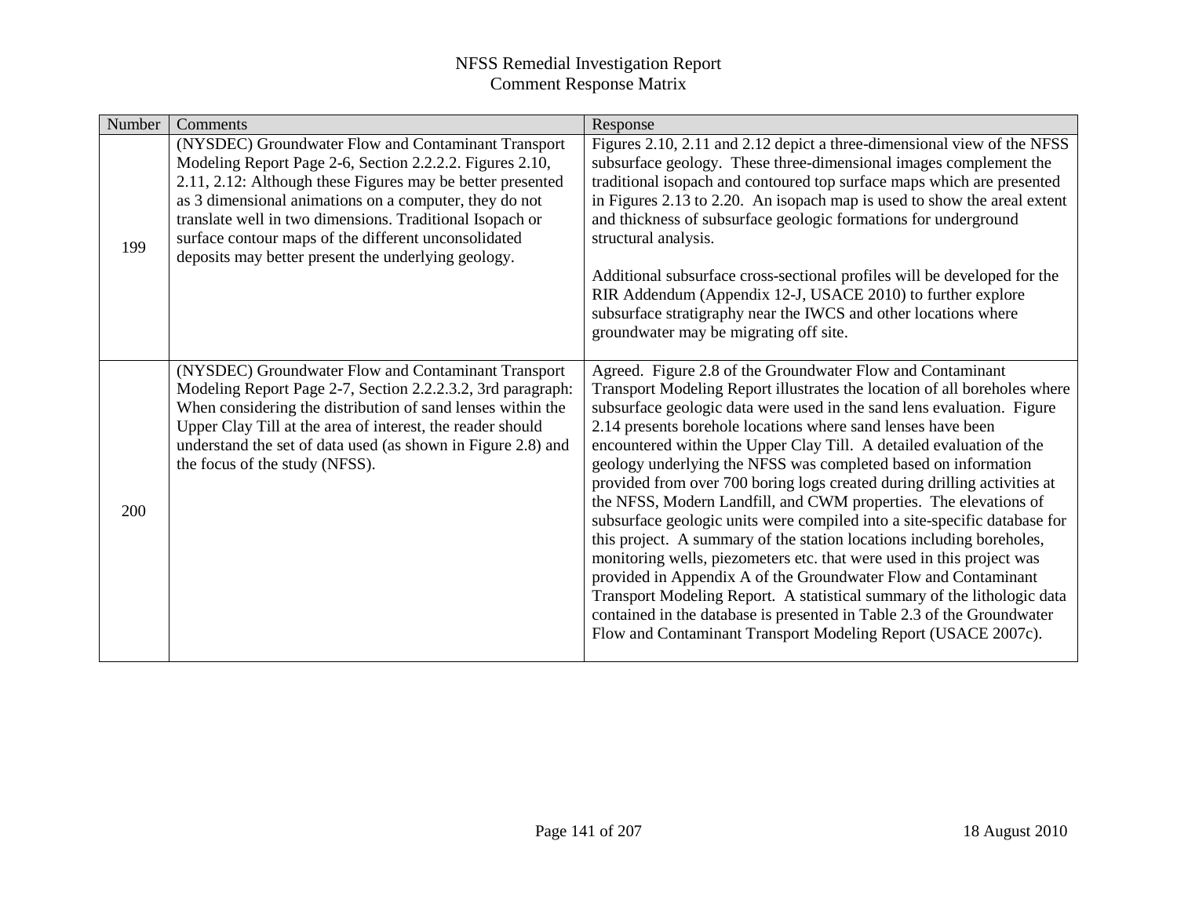| Number | Comments | Response |
|---|---|---|
| 199 | (NYSDEC) Groundwater Flow and Contaminant Transport Modeling Report Page 2-6, Section 2.2.2.2. Figures 2.10, 2.11, 2.12: Although these Figures may be better presented as 3 dimensional animations on a computer, they do not translate well in two dimensions. Traditional Isopach or surface contour maps of the different unconsolidated deposits may better present the underlying geology. | Figures 2.10, 2.11 and 2.12 depict a three-dimensional view of the NFSS subsurface geology. These three-dimensional images complement the traditional isopach and contoured top surface maps which are presented in Figures 2.13 to 2.20. An isopach map is used to show the areal extent and thickness of subsurface geologic formations for underground structural analysis.<br><br>Additional subsurface cross-sectional profiles will be developed for the RIR Addendum (Appendix 12-J, USACE 2010) to further explore subsurface stratigraphy near the IWCS and other locations where groundwater may be migrating off site. |
| 200 | (NYSDEC) Groundwater Flow and Contaminant Transport Modeling Report Page 2-7, Section 2.2.2.3.2, 3rd paragraph: When considering the distribution of sand lenses within the Upper Clay Till at the area of interest, the reader should understand the set of data used (as shown in Figure 2.8) and the focus of the study (NFSS). | Agreed. Figure 2.8 of the Groundwater Flow and Contaminant Transport Modeling Report illustrates the location of all boreholes where subsurface geologic data were used in the sand lens evaluation. Figure 2.14 presents borehole locations where sand lenses have been encountered within the Upper Clay Till. A detailed evaluation of the geology underlying the NFSS was completed based on information provided from over 700 boring logs created during drilling activities at the NFSS, Modern Landfill, and CWM properties. The elevations of subsurface geologic units were compiled into a site-specific database for this project. A summary of the station locations including boreholes, monitoring wells, piezometers etc. that were used in this project was provided in Appendix A of the Groundwater Flow and Contaminant Transport Modeling Report. A statistical summary of the lithologic data contained in the database is presented in Table 2.3 of the Groundwater Flow and Contaminant Transport Modeling Report (USACE 2007c). |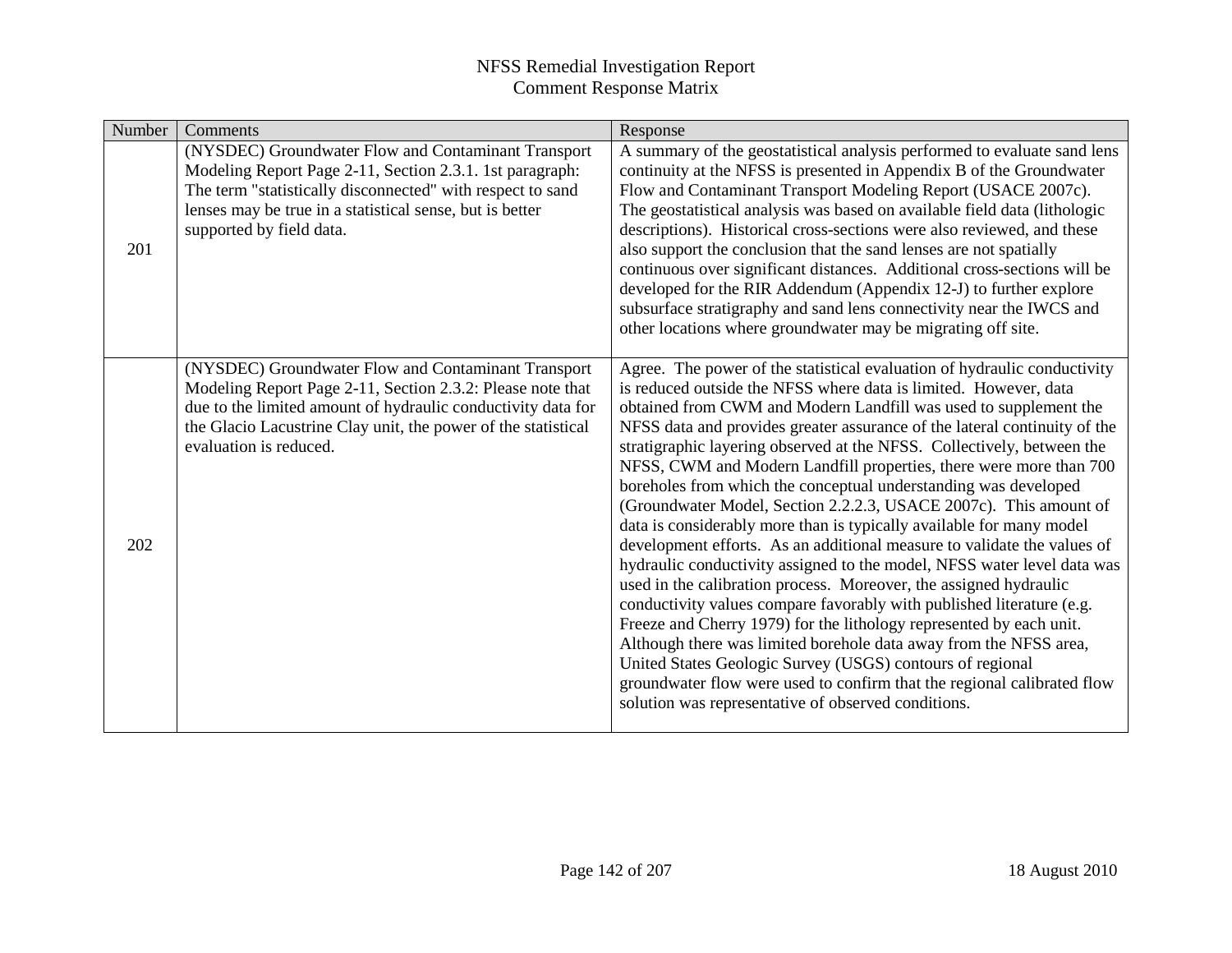| Number | Comments | Response |
|---|---|---|
| 201 | (NYSDEC) Groundwater Flow and Contaminant Transport Modeling Report Page 2-11, Section 2.3.1. 1st paragraph: The term "statistically disconnected" with respect to sand lenses may be true in a statistical sense, but is better supported by field data. | A summary of the geostatistical analysis performed to evaluate sand lens continuity at the NFSS is presented in Appendix B of the Groundwater Flow and Contaminant Transport Modeling Report (USACE 2007c). The geostatistical analysis was based on available field data (lithologic descriptions). Historical cross-sections were also reviewed, and these also support the conclusion that the sand lenses are not spatially continuous over significant distances. Additional cross-sections will be developed for the RIR Addendum (Appendix 12-J) to further explore subsurface stratigraphy and sand lens connectivity near the IWCS and other locations where groundwater may be migrating off site. |
| 202 | (NYSDEC) Groundwater Flow and Contaminant Transport Modeling Report Page 2-11, Section 2.3.2: Please note that due to the limited amount of hydraulic conductivity data for the Glacio Lacustrine Clay unit, the power of the statistical evaluation is reduced. | Agree. The power of the statistical evaluation of hydraulic conductivity is reduced outside the NFSS where data is limited. However, data obtained from CWM and Modern Landfill was used to supplement the NFSS data and provides greater assurance of the lateral continuity of the stratigraphic layering observed at the NFSS. Collectively, between the NFSS, CWM and Modern Landfill properties, there were more than 700 boreholes from which the conceptual understanding was developed (Groundwater Model, Section 2.2.2.3, USACE 2007c). This amount of data is considerably more than is typically available for many model development efforts. As an additional measure to validate the values of hydraulic conductivity assigned to the model, NFSS water level data was used in the calibration process. Moreover, the assigned hydraulic conductivity values compare favorably with published literature (e.g. Freeze and Cherry 1979) for the lithology represented by each unit. Although there was limited borehole data away from the NFSS area, United States Geologic Survey (USGS) contours of regional groundwater flow were used to confirm that the regional calibrated flow solution was representative of observed conditions. |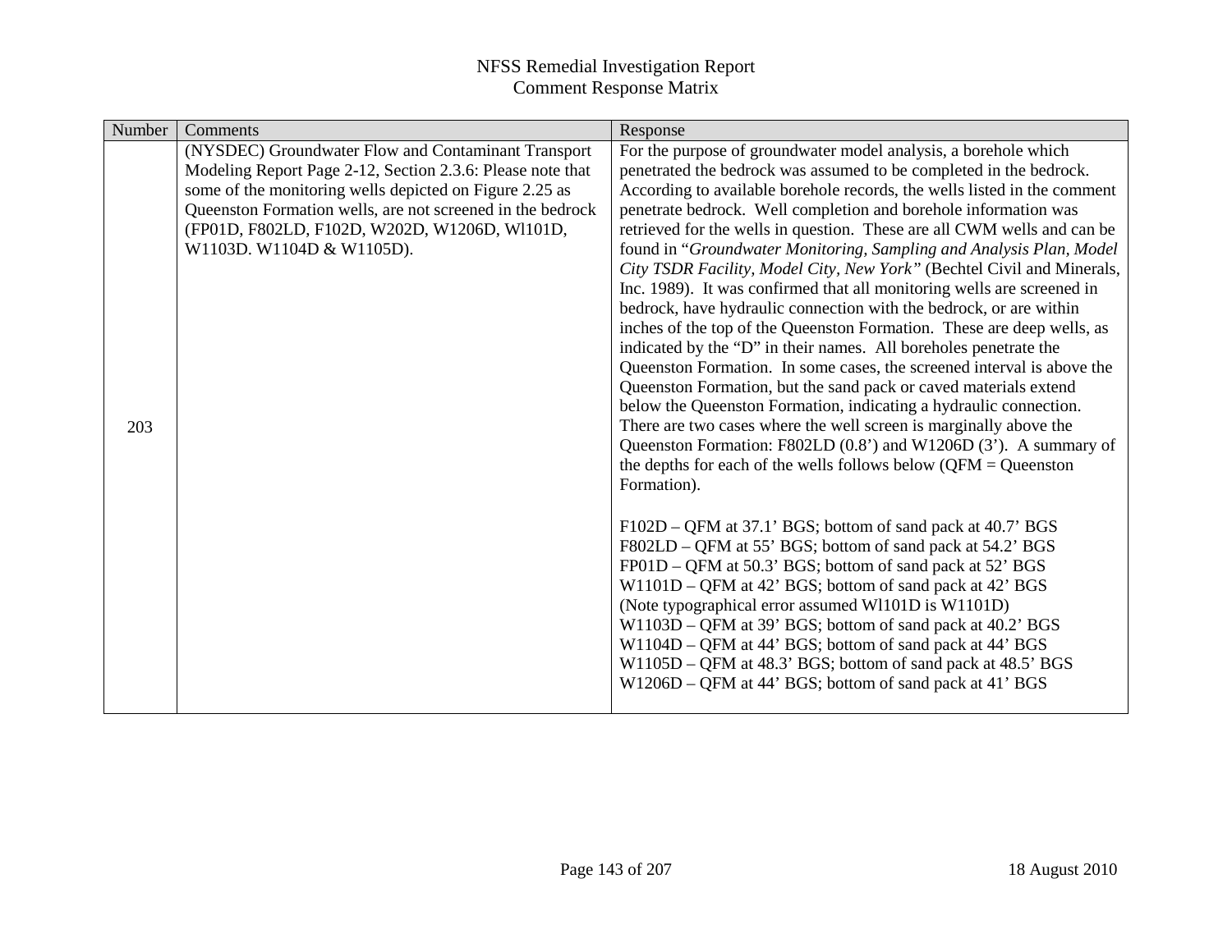NFSS Remedial Investigation Report
Comment Response Matrix

| Number | Comments | Response |
|---|---|---|
| 203 | (NYSDEC) Groundwater Flow and Contaminant Transport Modeling Report Page 2-12, Section 2.3.6: Please note that some of the monitoring wells depicted on Figure 2.25 as Queenston Formation wells, are not screened in the bedrock (FP01D, F802LD, F102D, W202D, W1206D, Wl101D, W1103D. W1104D & W1105D). | For the purpose of groundwater model analysis, a borehole which penetrated the bedrock was assumed to be completed in the bedrock. According to available borehole records, the wells listed in the comment penetrate bedrock. Well completion and borehole information was retrieved for the wells in question. These are all CWM wells and can be found in "*Groundwater Monitoring, Sampling and Analysis Plan, Model City TSDR Facility, Model City, New York"* (Bechtel Civil and Minerals, Inc. 1989). It was confirmed that all monitoring wells are screened in bedrock, have hydraulic connection with the bedrock, or are within inches of the top of the Queenston Formation. These are deep wells, as indicated by the "D" in their names. All boreholes penetrate the Queenston Formation. In some cases, the screened interval is above the Queenston Formation, but the sand pack or caved materials extend below the Queenston Formation, indicating a hydraulic connection. There are two cases where the well screen is marginally above the Queenston Formation: F802LD (0.8') and W1206D (3'). A summary of the depths for each of the wells follows below (QFM = Queenston Formation).<br><br>F102D – QFM at 37.1' BGS; bottom of sand pack at 40.7' BGS<br>F802LD – QFM at 55' BGS; bottom of sand pack at 54.2' BGS<br>FP01D – QFM at 50.3' BGS; bottom of sand pack at 52' BGS<br>W1101D – QFM at 42' BGS; bottom of sand pack at 42' BGS<br>(Note typographical error assumed Wl101D is W1101D)<br>W1103D – QFM at 39' BGS; bottom of sand pack at 40.2' BGS<br>W1104D – QFM at 44' BGS; bottom of sand pack at 44' BGS<br>W1105D – QFM at 48.3' BGS; bottom of sand pack at 48.5' BGS<br>W1206D – QFM at 44' BGS; bottom of sand pack at 41' BGS |

18 August 2010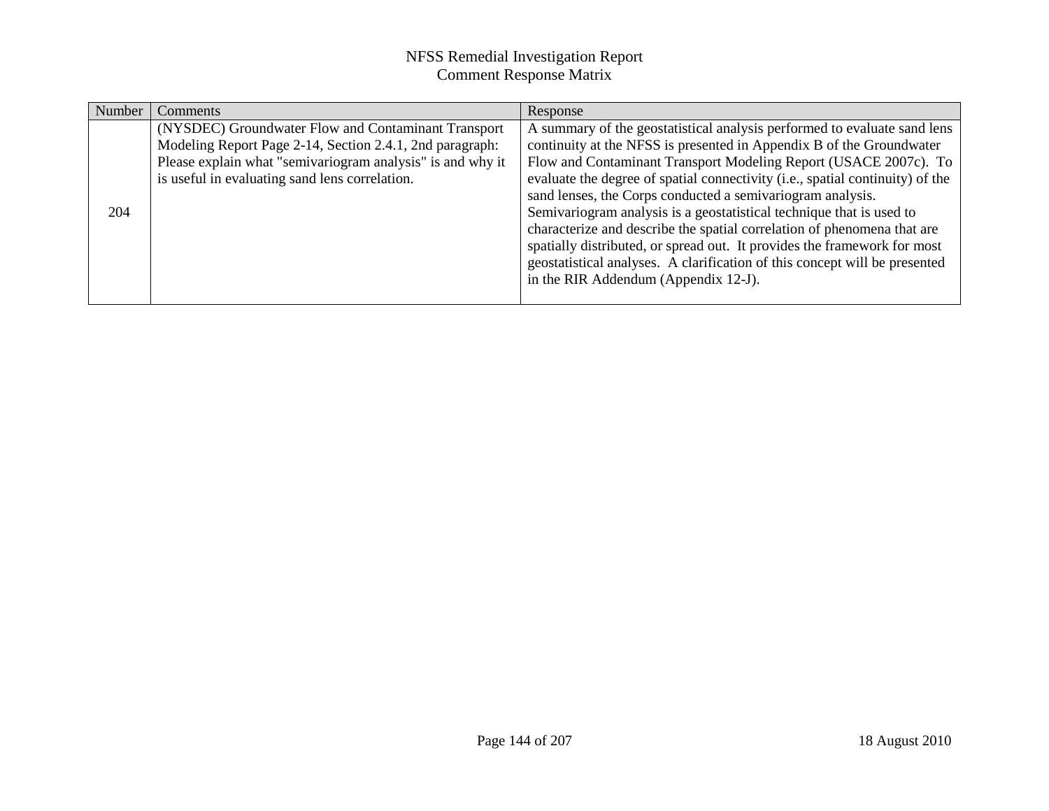| Number | Comments | Response |
|---|---|---|
| 204 | (NYSDEC) Groundwater Flow and Contaminant Transport Modeling Report Page 2-14, Section 2.4.1, 2nd paragraph: Please explain what "semivariogram analysis" is and why it is useful in evaluating sand lens correlation. | A summary of the geostatistical analysis performed to evaluate sand lens continuity at the NFSS is presented in Appendix B of the Groundwater Flow and Contaminant Transport Modeling Report (USACE 2007c). To evaluate the degree of spatial connectivity (i.e., spatial continuity) of the sand lenses, the Corps conducted a semivariogram analysis. Semivariogram analysis is a geostatistical technique that is used to characterize and describe the spatial correlation of phenomena that are spatially distributed, or spread out. It provides the framework for most geostatistical analyses. A clarification of this concept will be presented in the RIR Addendum (Appendix 12-J). |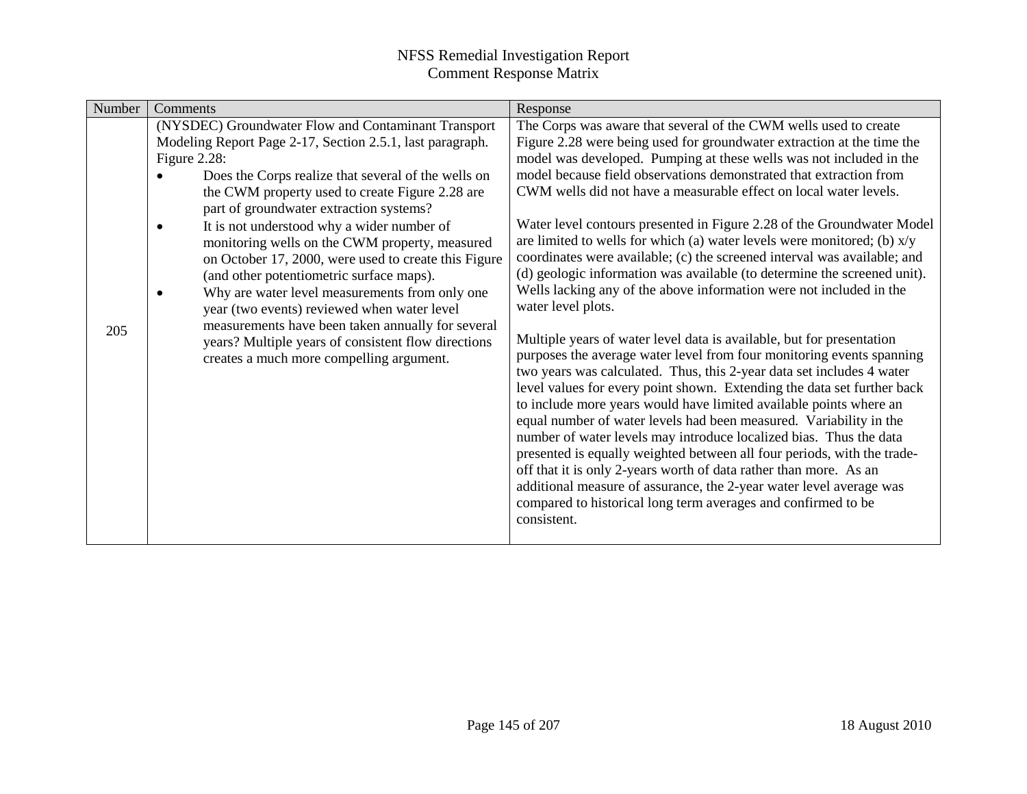# NFSS Remedial Investigation Report
## Comment Response Matrix

| Number | Comments | Response |
|---|---|---|
| 205 | (NYSDEC) Groundwater Flow and Contaminant Transport Modeling Report Page 2-17, Section 2.5.1, last paragraph. Figure 2.28:<br>• Does the Corps realize that several of the wells on the CWM property used to create Figure 2.28 are part of groundwater extraction systems?<br>• It is not understood why a wider number of monitoring wells on the CWM property, measured on October 17, 2000, were used to create this Figure (and other potentiometric surface maps).<br>• Why are water level measurements from only one year (two events) reviewed when water level measurements have been taken annually for several years? Multiple years of consistent flow directions creates a much more compelling argument. | The Corps was aware that several of the CWM wells used to create Figure 2.28 were being used for groundwater extraction at the time the model was developed. Pumping at these wells was not included in the model because field observations demonstrated that extraction from CWM wells did not have a measurable effect on local water levels.<br><br>Water level contours presented in Figure 2.28 of the Groundwater Model are limited to wells for which (a) water levels were monitored; (b) x/y coordinates were available; (c) the screened interval was available; and (d) geologic information was available (to determine the screened unit). Wells lacking any of the above information were not included in the water level plots.<br><br>Multiple years of water level data is available, but for presentation purposes the average water level from four monitoring events spanning two years was calculated. Thus, this 2-year data set includes 4 water level values for every point shown. Extending the data set further back to include more years would have limited available points where an equal number of water levels had been measured. Variability in the number of water levels may introduce localized bias. Thus the data presented is equally weighted between all four periods, with the trade-off that it is only 2-years worth of data rather than more. As an additional measure of assurance, the 2-year water level average was compared to historical long term averages and confirmed to be consistent. |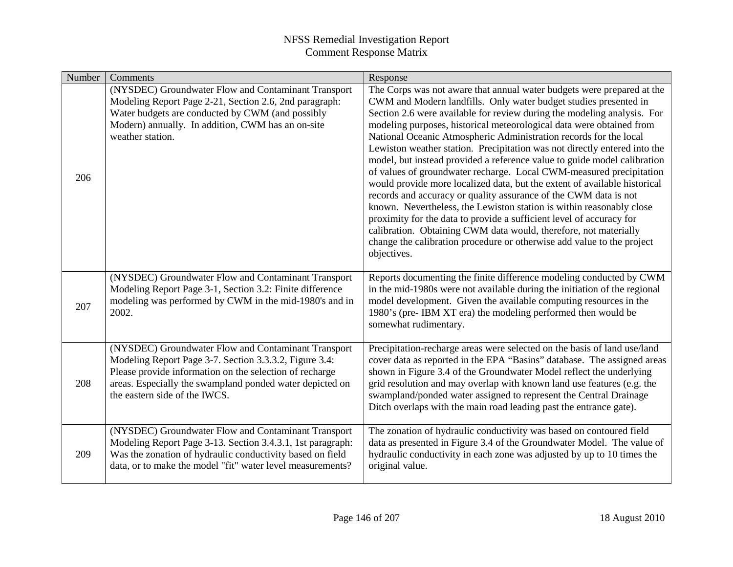# NFSS Remedial Investigation Report
## Comment Response Matrix

| Number | Comments | Response |
|---|---|---|
| 206 | (NYSDEC) Groundwater Flow and Contaminant Transport Modeling Report Page 2-21, Section 2.6, 2nd paragraph: Water budgets are conducted by CWM (and possibly Modern) annually. In addition, CWM has an on-site weather station. | The Corps was not aware that annual water budgets were prepared at the CWM and Modern landfills. Only water budget studies presented in Section 2.6 were available for review during the modeling analysis. For modeling purposes, historical meteorological data were obtained from National Oceanic Atmospheric Administration records for the local Lewiston weather station. Precipitation was not directly entered into the model, but instead provided a reference value to guide model calibration of values of groundwater recharge. Local CWM-measured precipitation would provide more localized data, but the extent of available historical records and accuracy or quality assurance of the CWM data is not known. Nevertheless, the Lewiston station is within reasonably close proximity for the data to provide a sufficient level of accuracy for calibration. Obtaining CWM data would, therefore, not materially change the calibration procedure or otherwise add value to the project objectives. |
| 207 | (NYSDEC) Groundwater Flow and Contaminant Transport Modeling Report Page 3-1, Section 3.2: Finite difference modeling was performed by CWM in the mid-1980's and in 2002. | Reports documenting the finite difference modeling conducted by CWM in the mid-1980s were not available during the initiation of the regional model development. Given the available computing resources in the 1980's (pre- IBM XT era) the modeling performed then would be somewhat rudimentary. |
| 208 | (NYSDEC) Groundwater Flow and Contaminant Transport Modeling Report Page 3-7. Section 3.3.3.2, Figure 3.4: Please provide information on the selection of recharge areas. Especially the swampland ponded water depicted on the eastern side of the IWCS. | Precipitation-recharge areas were selected on the basis of land use/land cover data as reported in the EPA "Basins" database. The assigned areas shown in Figure 3.4 of the Groundwater Model reflect the underlying grid resolution and may overlap with known land use features (e.g. the swampland/ponded water assigned to represent the Central Drainage Ditch overlaps with the main road leading past the entrance gate). |
| 209 | (NYSDEC) Groundwater Flow and Contaminant Transport Modeling Report Page 3-13. Section 3.4.3.1, 1st paragraph: Was the zonation of hydraulic conductivity based on field data, or to make the model "fit" water level measurements? | The zonation of hydraulic conductivity was based on contoured field data as presented in Figure 3.4 of the Groundwater Model. The value of hydraulic conductivity in each zone was adjusted by up to 10 times the original value. |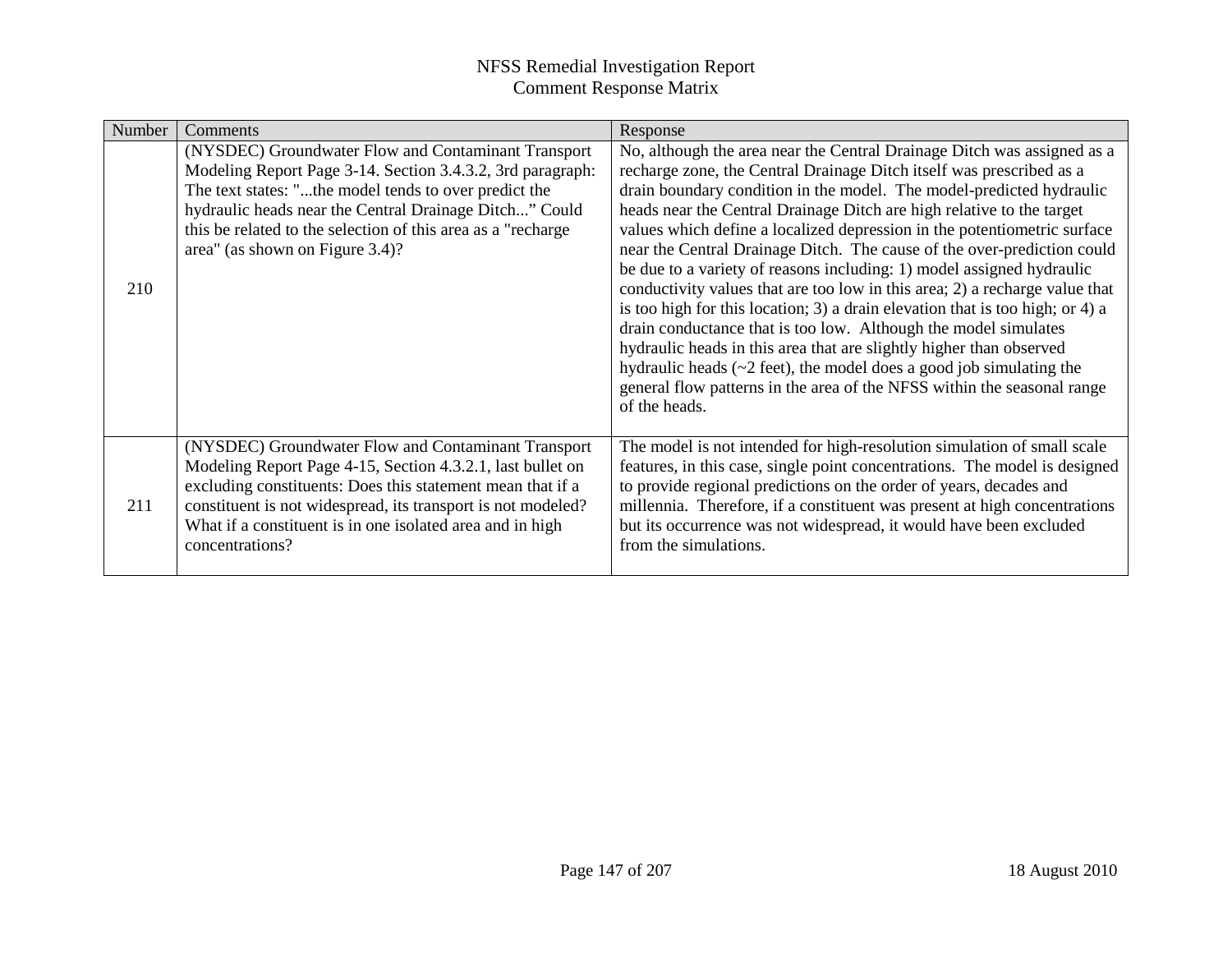| Number | Comments | Response |
|---|---|---|
| 210 | (NYSDEC) Groundwater Flow and Contaminant Transport Modeling Report Page 3-14. Section 3.4.3.2, 3rd paragraph: The text states: "...the model tends to over predict the hydraulic heads near the Central Drainage Ditch..." Could this be related to the selection of this area as a "recharge area" (as shown on Figure 3.4)? | No, although the area near the Central Drainage Ditch was assigned as a recharge zone, the Central Drainage Ditch itself was prescribed as a drain boundary condition in the model. The model-predicted hydraulic heads near the Central Drainage Ditch are high relative to the target values which define a localized depression in the potentiometric surface near the Central Drainage Ditch. The cause of the over-prediction could be due to a variety of reasons including: 1) model assigned hydraulic conductivity values that are too low in this area; 2) a recharge value that is too high for this location; 3) a drain elevation that is too high; or 4) a drain conductance that is too low. Although the model simulates hydraulic heads in this area that are slightly higher than observed hydraulic heads (~2 feet), the model does a good job simulating the general flow patterns in the area of the NFSS within the seasonal range of the heads. |
| 211 | (NYSDEC) Groundwater Flow and Contaminant Transport Modeling Report Page 4-15, Section 4.3.2.1, last bullet on excluding constituents: Does this statement mean that if a constituent is not widespread, its transport is not modeled? What if a constituent is in one isolated area and in high concentrations? | The model is not intended for high-resolution simulation of small scale features, in this case, single point concentrations. The model is designed to provide regional predictions on the order of years, decades and millennia. Therefore, if a constituent was present at high concentrations but its occurrence was not widespread, it would have been excluded from the simulations. |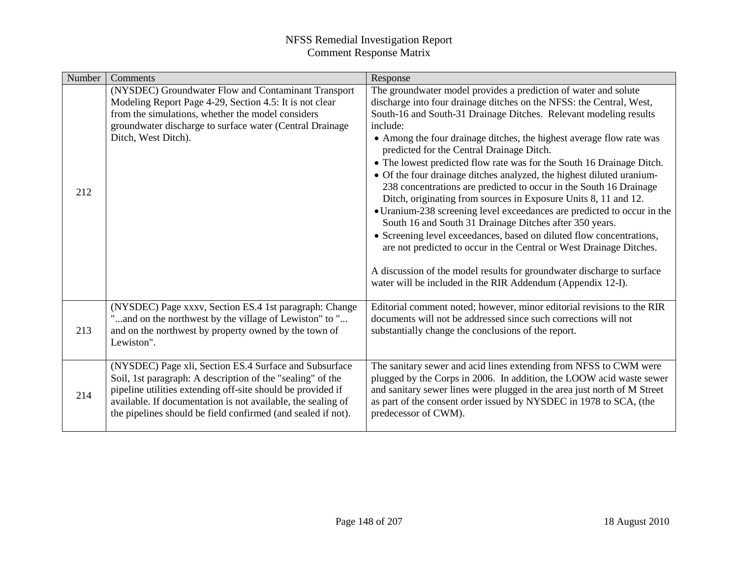# NFSS Remedial Investigation Report
## Comment Response Matrix

| Number | Comments | Response |
|---|---|---|
| 212 | (NYSDEC) Groundwater Flow and Contaminant Transport Modeling Report Page 4-29, Section 4.5: It is not clear from the simulations, whether the model considers groundwater discharge to surface water (Central Drainage Ditch, West Ditch). | The groundwater model provides a prediction of water and solute discharge into four drainage ditches on the NFSS: the Central, West, South-16 and South-31 Drainage Ditches. Relevant modeling results include:<br>• Among the four drainage ditches, the highest average flow rate was predicted for the Central Drainage Ditch.<br>• The lowest predicted flow rate was for the South 16 Drainage Ditch.<br>• Of the four drainage ditches analyzed, the highest diluted uranium-238 concentrations are predicted to occur in the South 16 Drainage Ditch, originating from sources in Exposure Units 8, 11 and 12.<br>• Uranium-238 screening level exceedances are predicted to occur in the South 16 and South 31 Drainage Ditches after 350 years.<br>• Screening level exceedances, based on diluted flow concentrations, are not predicted to occur in the Central or West Drainage Ditches.<br><br>A discussion of the model results for groundwater discharge to surface water will be included in the RIR Addendum (Appendix 12-I). |
| 213 | (NYSDEC) Page xxxv, Section ES.4 1st paragraph: Change "...and on the northwest by the village of Lewiston" to "... and on the northwest by property owned by the town of Lewiston". | Editorial comment noted; however, minor editorial revisions to the RIR documents will not be addressed since such corrections will not substantially change the conclusions of the report. |
| 214 | (NYSDEC) Page xli, Section ES.4 Surface and Subsurface Soil, 1st paragraph: A description of the "sealing" of the pipeline utilities extending off-site should be provided if available. If documentation is not available, the sealing of the pipelines should be field confirmed (and sealed if not). | The sanitary sewer and acid lines extending from NFSS to CWM were plugged by the Corps in 2006. In addition, the LOOW acid waste sewer and sanitary sewer lines were plugged in the area just north of M Street as part of the consent order issued by NYSDEC in 1978 to SCA, (the predecessor of CWM). |

18 August 2010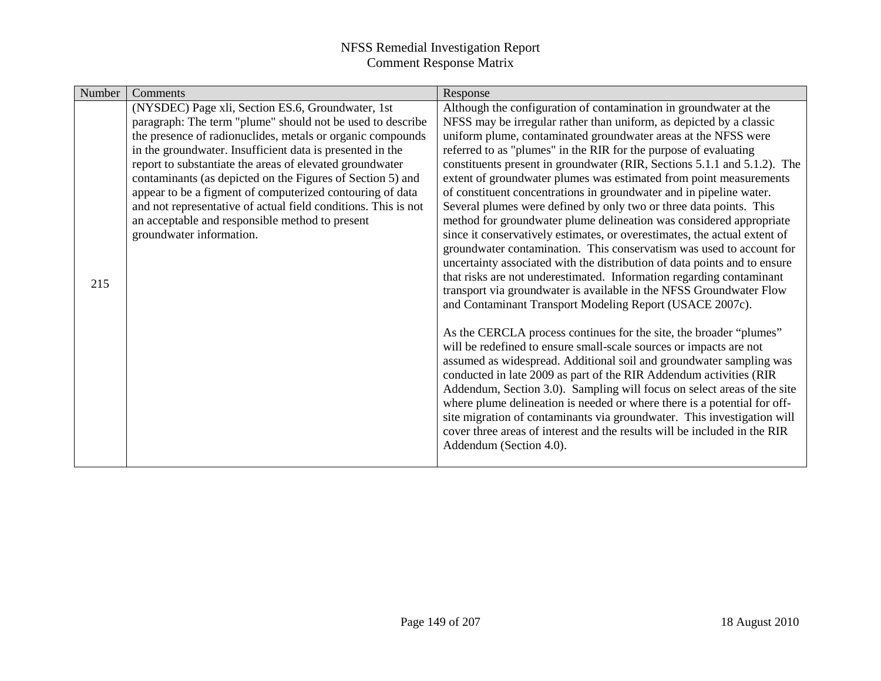| Number | Comments | Response |
| --- | --- | --- |
| 215 | (NYSDEC) Page xli, Section ES.6, Groundwater, 1st paragraph: The term "plume" should not be used to describe the presence of radionuclides, metals or organic compounds in the groundwater. Insufficient data is presented in the report to substantiate the areas of elevated groundwater contaminants (as depicted on the Figures of Section 5) and appear to be a figment of computerized contouring of data and not representative of actual field conditions. This is not an acceptable and responsible method to present groundwater information. | Although the configuration of contamination in groundwater at the NFSS may be irregular rather than uniform, as depicted by a classic uniform plume, contaminated groundwater areas at the NFSS were referred to as "plumes" in the RIR for the purpose of evaluating constituents present in groundwater (RIR, Sections 5.1.1 and 5.1.2). The extent of groundwater plumes was estimated from point measurements of constituent concentrations in groundwater and in pipeline water. Several plumes were defined by only two or three data points. This method for groundwater plume delineation was considered appropriate since it conservatively estimates, or overestimates, the actual extent of groundwater contamination. This conservatism was used to account for uncertainty associated with the distribution of data points and to ensure that risks are not underestimated. Information regarding contaminant transport via groundwater is available in the NFSS Groundwater Flow and Contaminant Transport Modeling Report (USACE 2007c).<br><br>As the CERCLA process continues for the site, the broader "plumes" will be redefined to ensure small-scale sources or impacts are not assumed as widespread. Additional soil and groundwater sampling was conducted in late 2009 as part of the RIR Addendum activities (RIR Addendum, Section 3.0). Sampling will focus on select areas of the site where plume delineation is needed or where there is a potential for off-site migration of contaminants via groundwater. This investigation will cover three areas of interest and the results will be included in the RIR Addendum (Section 4.0). |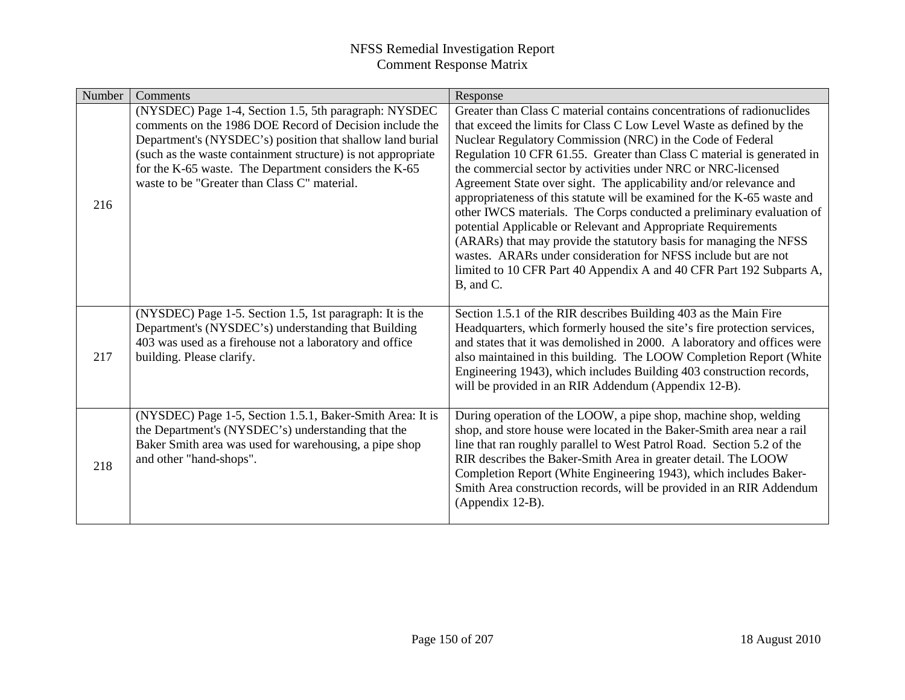# NFSS Remedial Investigation Report
## Comment Response Matrix

| Number | Comments | Response |
|---|---|---|
| 216 | (NYSDEC) Page 1-4, Section 1.5, 5th paragraph: NYSDEC comments on the 1986 DOE Record of Decision include the Department's (NYSDEC's) position that shallow land burial (such as the waste containment structure) is not appropriate for the K-65 waste. The Department considers the K-65 waste to be "Greater than Class C" material. | Greater than Class C material contains concentrations of radionuclides that exceed the limits for Class C Low Level Waste as defined by the Nuclear Regulatory Commission (NRC) in the Code of Federal Regulation 10 CFR 61.55. Greater than Class C material is generated in the commercial sector by activities under NRC or NRC-licensed Agreement State over sight. The applicability and/or relevance and appropriateness of this statute will be examined for the K-65 waste and other IWCS materials. The Corps conducted a preliminary evaluation of potential Applicable or Relevant and Appropriate Requirements (ARARs) that may provide the statutory basis for managing the NFSS wastes. ARARs under consideration for NFSS include but are not limited to 10 CFR Part 40 Appendix A and 40 CFR Part 192 Subparts A, B, and C. |
| 217 | (NYSDEC) Page 1-5. Section 1.5, 1st paragraph: It is the Department's (NYSDEC's) understanding that Building 403 was used as a firehouse not a laboratory and office building. Please clarify. | Section 1.5.1 of the RIR describes Building 403 as the Main Fire Headquarters, which formerly housed the site's fire protection services, and states that it was demolished in 2000. A laboratory and offices were also maintained in this building. The LOOW Completion Report (White Engineering 1943), which includes Building 403 construction records, will be provided in an RIR Addendum (Appendix 12-B). |
| 218 | (NYSDEC) Page 1-5, Section 1.5.1, Baker-Smith Area: It is the Department's (NYSDEC's) understanding that the Baker Smith area was used for warehousing, a pipe shop and other "hand-shops". | During operation of the LOOW, a pipe shop, machine shop, welding shop, and store house were located in the Baker-Smith area near a rail line that ran roughly parallel to West Patrol Road. Section 5.2 of the RIR describes the Baker-Smith Area in greater detail. The LOOW Completion Report (White Engineering 1943), which includes Baker-Smith Area construction records, will be provided in an RIR Addendum (Appendix 12-B). |

18 August 2010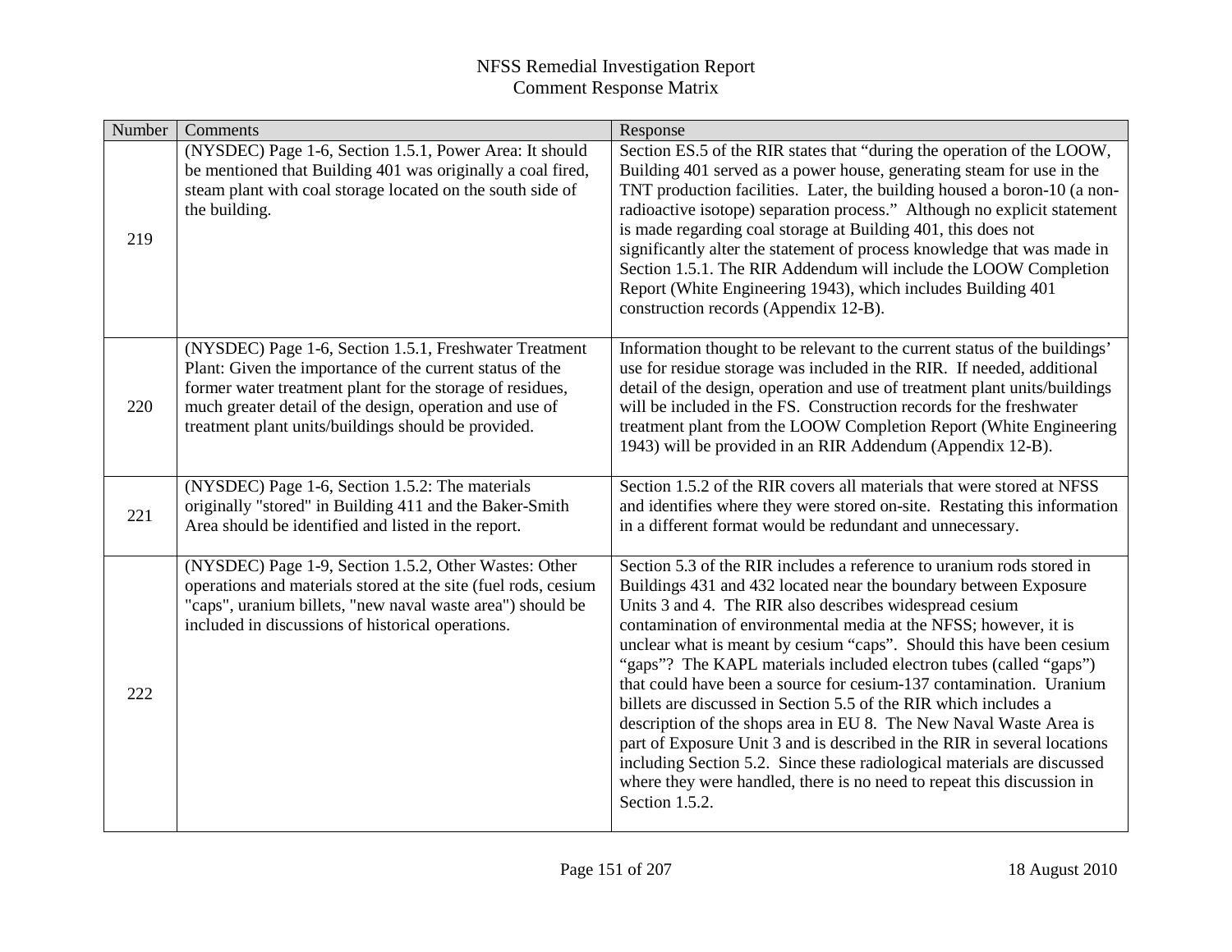NFSS Remedial Investigation Report
Comment Response Matrix

| Number | Comments | Response |
|---|---|---|
| 219 | (NYSDEC) Page 1-6, Section 1.5.1, Power Area: It should be mentioned that Building 401 was originally a coal fired, steam plant with coal storage located on the south side of the building. | Section ES.5 of the RIR states that "during the operation of the LOOW, Building 401 served as a power house, generating steam for use in the TNT production facilities. Later, the building housed a boron-10 (a non-radioactive isotope) separation process." Although no explicit statement is made regarding coal storage at Building 401, this does not significantly alter the statement of process knowledge that was made in Section 1.5.1. The RIR Addendum will include the LOOW Completion Report (White Engineering 1943), which includes Building 401 construction records (Appendix 12-B). |
| 220 | (NYSDEC) Page 1-6, Section 1.5.1, Freshwater Treatment Plant: Given the importance of the current status of the former water treatment plant for the storage of residues, much greater detail of the design, operation and use of treatment plant units/buildings should be provided. | Information thought to be relevant to the current status of the buildings' use for residue storage was included in the RIR. If needed, additional detail of the design, operation and use of treatment plant units/buildings will be included in the FS. Construction records for the freshwater treatment plant from the LOOW Completion Report (White Engineering 1943) will be provided in an RIR Addendum (Appendix 12-B). |
| 221 | (NYSDEC) Page 1-6, Section 1.5.2: The materials originally "stored" in Building 411 and the Baker-Smith Area should be identified and listed in the report. | Section 1.5.2 of the RIR covers all materials that were stored at NFSS and identifies where they were stored on-site. Restating this information in a different format would be redundant and unnecessary. |
| 222 | (NYSDEC) Page 1-9, Section 1.5.2, Other Wastes: Other operations and materials stored at the site (fuel rods, cesium "caps", uranium billets, "new naval waste area") should be included in discussions of historical operations. | Section 5.3 of the RIR includes a reference to uranium rods stored in Buildings 431 and 432 located near the boundary between Exposure Units 3 and 4. The RIR also describes widespread cesium contamination of environmental media at the NFSS; however, it is unclear what is meant by cesium "caps". Should this have been cesium "gaps"? The KAPL materials included electron tubes (called "gaps") that could have been a source for cesium-137 contamination. Uranium billets are discussed in Section 5.5 of the RIR which includes a description of the shops area in EU 8. The New Naval Waste Area is part of Exposure Unit 3 and is described in the RIR in several locations including Section 5.2. Since these radiological materials are discussed where they were handled, there is no need to repeat this discussion in Section 1.5.2. |

18 August 2010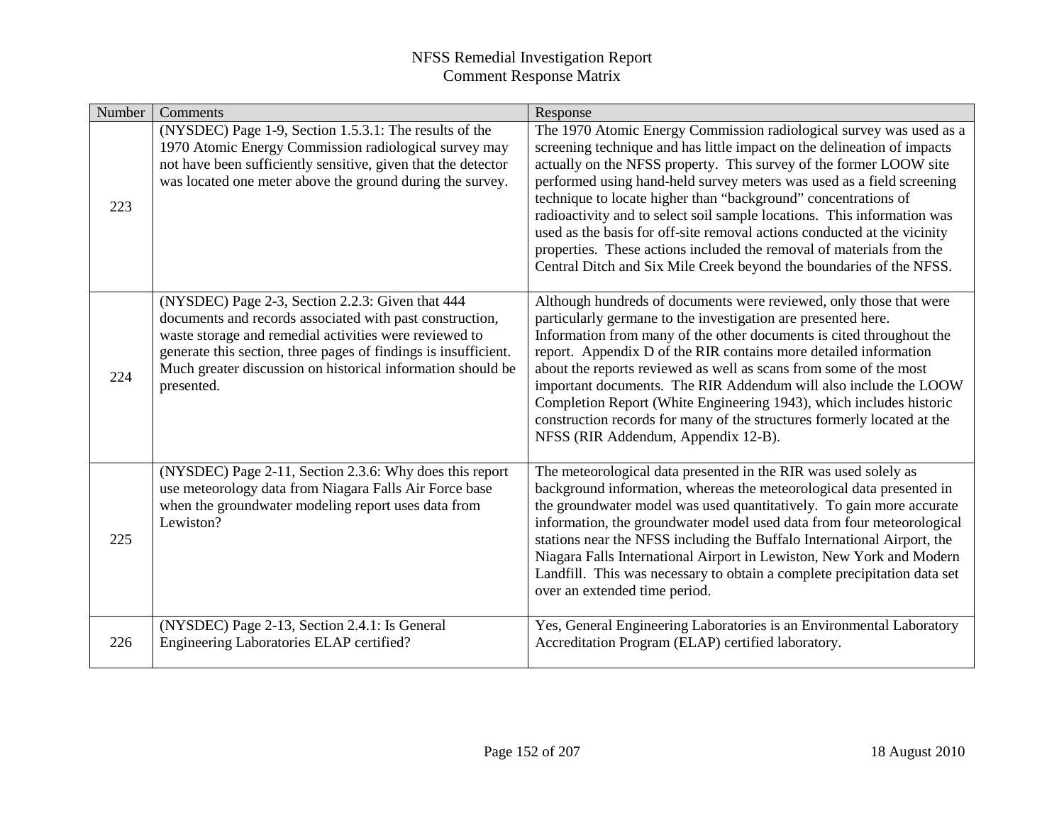| Number | Comments | Response |
|---|---|---|
| 223 | (NYSDEC) Page 1-9, Section 1.5.3.1: The results of the 1970 Atomic Energy Commission radiological survey may not have been sufficiently sensitive, given that the detector was located one meter above the ground during the survey. | The 1970 Atomic Energy Commission radiological survey was used as a screening technique and has little impact on the delineation of impacts actually on the NFSS property. This survey of the former LOOW site performed using hand-held survey meters was used as a field screening technique to locate higher than "background" concentrations of radioactivity and to select soil sample locations. This information was used as the basis for off-site removal actions conducted at the vicinity properties. These actions included the removal of materials from the Central Ditch and Six Mile Creek beyond the boundaries of the NFSS. |
| 224 | (NYSDEC) Page 2-3, Section 2.2.3: Given that 444 documents and records associated with past construction, waste storage and remedial activities were reviewed to generate this section, three pages of findings is insufficient. Much greater discussion on historical information should be presented. | Although hundreds of documents were reviewed, only those that were particularly germane to the investigation are presented here. Information from many of the other documents is cited throughout the report. Appendix D of the RIR contains more detailed information about the reports reviewed as well as scans from some of the most important documents. The RIR Addendum will also include the LOOW Completion Report (White Engineering 1943), which includes historic construction records for many of the structures formerly located at the NFSS (RIR Addendum, Appendix 12-B). |
| 225 | (NYSDEC) Page 2-11, Section 2.3.6: Why does this report use meteorology data from Niagara Falls Air Force base when the groundwater modeling report uses data from Lewiston? | The meteorological data presented in the RIR was used solely as background information, whereas the meteorological data presented in the groundwater model was used quantitatively. To gain more accurate information, the groundwater model used data from four meteorological stations near the NFSS including the Buffalo International Airport, the Niagara Falls International Airport in Lewiston, New York and Modern Landfill. This was necessary to obtain a complete precipitation data set over an extended time period. |
| 226 | (NYSDEC) Page 2-13, Section 2.4.1: Is General Engineering Laboratories ELAP certified? | Yes, General Engineering Laboratories is an Environmental Laboratory Accreditation Program (ELAP) certified laboratory. |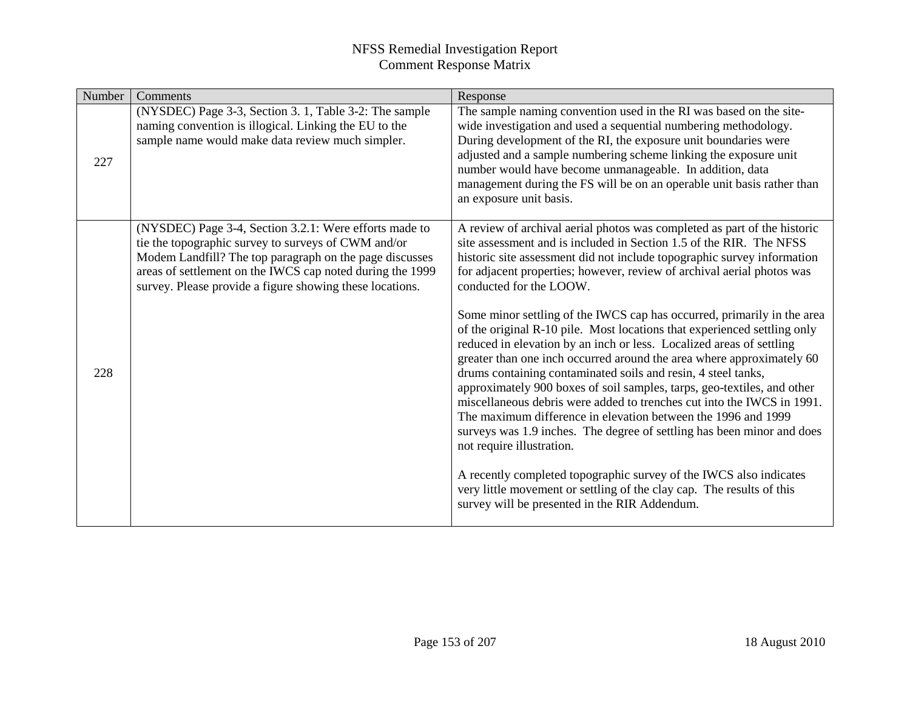# NFSS Remedial Investigation Report
## Comment Response Matrix

| Number | Comments | Response |
|---|---|---|
| 227 | (NYSDEC) Page 3-3, Section 3. 1, Table 3-2: The sample naming convention is illogical. Linking the EU to the sample name would make data review much simpler. | The sample naming convention used in the RI was based on the site-wide investigation and used a sequential numbering methodology. During development of the RI, the exposure unit boundaries were adjusted and a sample numbering scheme linking the exposure unit number would have become unmanageable. In addition, data management during the FS will be on an operable unit basis rather than an exposure unit basis. |
| 228 | (NYSDEC) Page 3-4, Section 3.2.1: Were efforts made to tie the topographic survey to surveys of CWM and/or Modem Landfill? The top paragraph on the page discusses areas of settlement on the IWCS cap noted during the 1999 survey. Please provide a figure showing these locations. | A review of archival aerial photos was completed as part of the historic site assessment and is included in Section 1.5 of the RIR. The NFSS historic site assessment did not include topographic survey information for adjacent properties; however, review of archival aerial photos was conducted for the LOOW.<br><br>Some minor settling of the IWCS cap has occurred, primarily in the area of the original R-10 pile. Most locations that experienced settling only reduced in elevation by an inch or less. Localized areas of settling greater than one inch occurred around the area where approximately 60 drums containing contaminated soils and resin, 4 steel tanks, approximately 900 boxes of soil samples, tarps, geo-textiles, and other miscellaneous debris were added to trenches cut into the IWCS in 1991. The maximum difference in elevation between the 1996 and 1999 surveys was 1.9 inches. The degree of settling has been minor and does not require illustration.<br><br>A recently completed topographic survey of the IWCS also indicates very little movement or settling of the clay cap. The results of this survey will be presented in the RIR Addendum. |

18 August 2010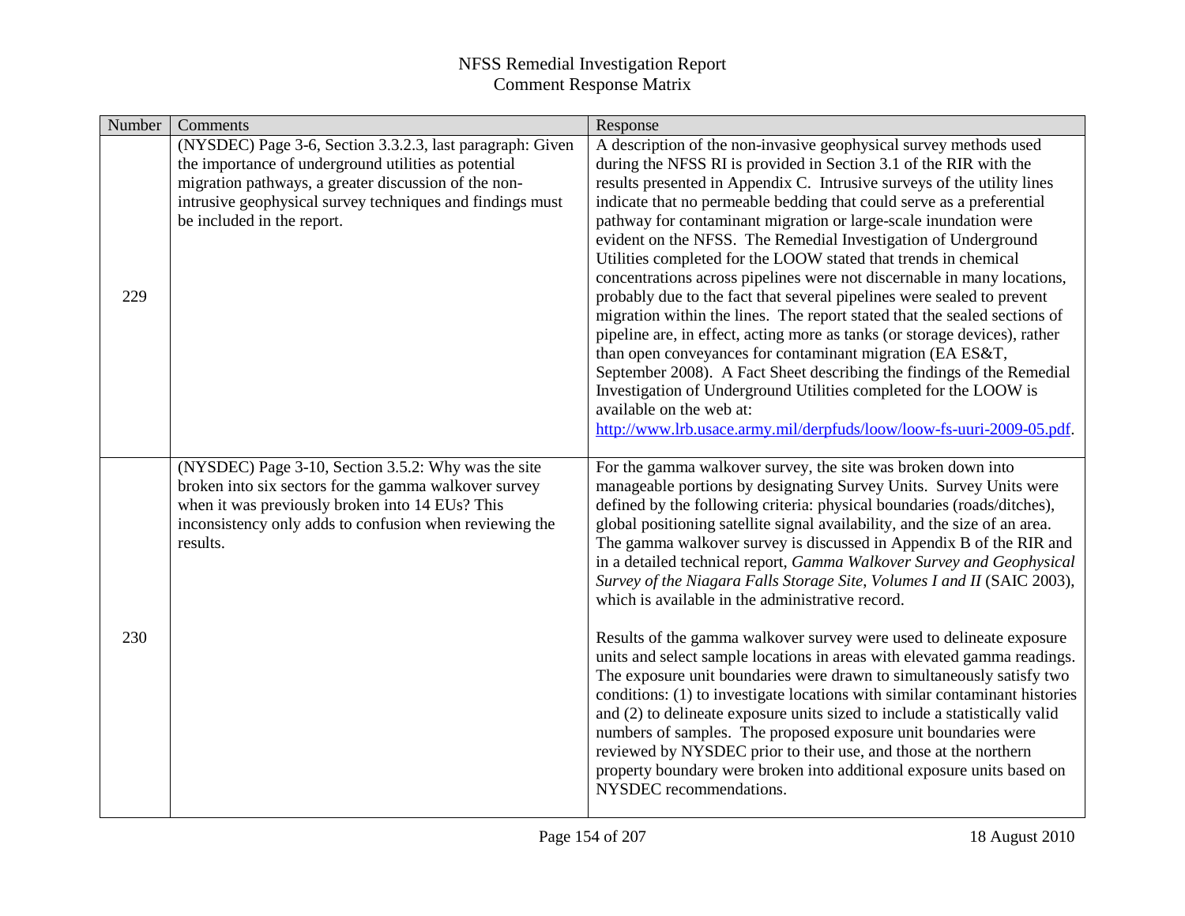| Number | Comments | Response |
|---|---|---|
| 229 | (NYSDEC) Page 3-6, Section 3.3.2.3, last paragraph: Given the importance of underground utilities as potential migration pathways, a greater discussion of the non-intrusive geophysical survey techniques and findings must be included in the report. | A description of the non-invasive geophysical survey methods used during the NFSS RI is provided in Section 3.1 of the RIR with the results presented in Appendix C. Intrusive surveys of the utility lines indicate that no permeable bedding that could serve as a preferential pathway for contaminant migration or large-scale inundation were evident on the NFSS. The Remedial Investigation of Underground Utilities completed for the LOOW stated that trends in chemical concentrations across pipelines were not discernable in many locations, probably due to the fact that several pipelines were sealed to prevent migration within the lines. The report stated that the sealed sections of pipeline are, in effect, acting more as tanks (or storage devices), rather than open conveyances for contaminant migration (EA ES&T, September 2008). A Fact Sheet describing the findings of the Remedial Investigation of Underground Utilities completed for the LOOW is available on the web at: http://www.lrb.usace.army.mil/derpfuds/loow/loow-fs-uuri-2009-05.pdf. |
| 230 | (NYSDEC) Page 3-10, Section 3.5.2: Why was the site broken into six sectors for the gamma walkover survey when it was previously broken into 14 EUs? This inconsistency only adds to confusion when reviewing the results. | For the gamma walkover survey, the site was broken down into manageable portions by designating Survey Units. Survey Units were defined by the following criteria: physical boundaries (roads/ditches), global positioning satellite signal availability, and the size of an area. The gamma walkover survey is discussed in Appendix B of the RIR and in a detailed technical report, *Gamma Walkover Survey and Geophysical Survey of the Niagara Falls Storage Site, Volumes I and II* (SAIC 2003), which is available in the administrative record.<br><br>Results of the gamma walkover survey were used to delineate exposure units and select sample locations in areas with elevated gamma readings. The exposure unit boundaries were drawn to simultaneously satisfy two conditions: (1) to investigate locations with similar contaminant histories and (2) to delineate exposure units sized to include a statistically valid numbers of samples. The proposed exposure unit boundaries were reviewed by NYSDEC prior to their use, and those at the northern property boundary were broken into additional exposure units based on NYSDEC recommendations. |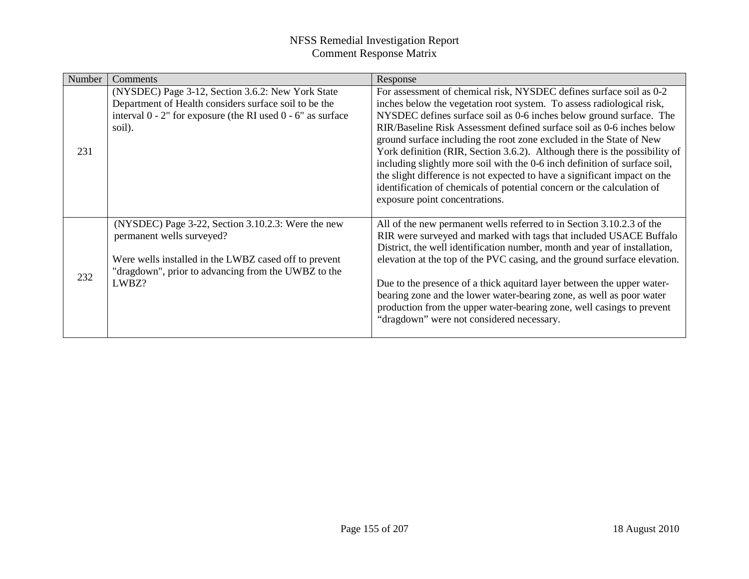| Number | Comments | Response |
|---|---|---|
| 231 | (NYSDEC) Page 3-12, Section 3.6.2: New York State Department of Health considers surface soil to be the interval 0 - 2" for exposure (the RI used 0 - 6" as surface soil). | For assessment of chemical risk, NYSDEC defines surface soil as 0-2 inches below the vegetation root system. To assess radiological risk, NYSDEC defines surface soil as 0-6 inches below ground surface. The RIR/Baseline Risk Assessment defined surface soil as 0-6 inches below ground surface including the root zone excluded in the State of New York definition (RIR, Section 3.6.2). Although there is the possibility of including slightly more soil with the 0-6 inch definition of surface soil, the slight difference is not expected to have a significant impact on the identification of chemicals of potential concern or the calculation of exposure point concentrations. |
| 232 | (NYSDEC) Page 3-22, Section 3.10.2.3: Were the new permanent wells surveyed?<br><br>Were wells installed in the LWBZ cased off to prevent "dragdown", prior to advancing from the UWBZ to the LWBZ? | All of the new permanent wells referred to in Section 3.10.2.3 of the RIR were surveyed and marked with tags that included USACE Buffalo District, the well identification number, month and year of installation, elevation at the top of the PVC casing, and the ground surface elevation.<br><br>Due to the presence of a thick aquitard layer between the upper water-bearing zone and the lower water-bearing zone, as well as poor water production from the upper water-bearing zone, well casings to prevent "dragdown" were not considered necessary. |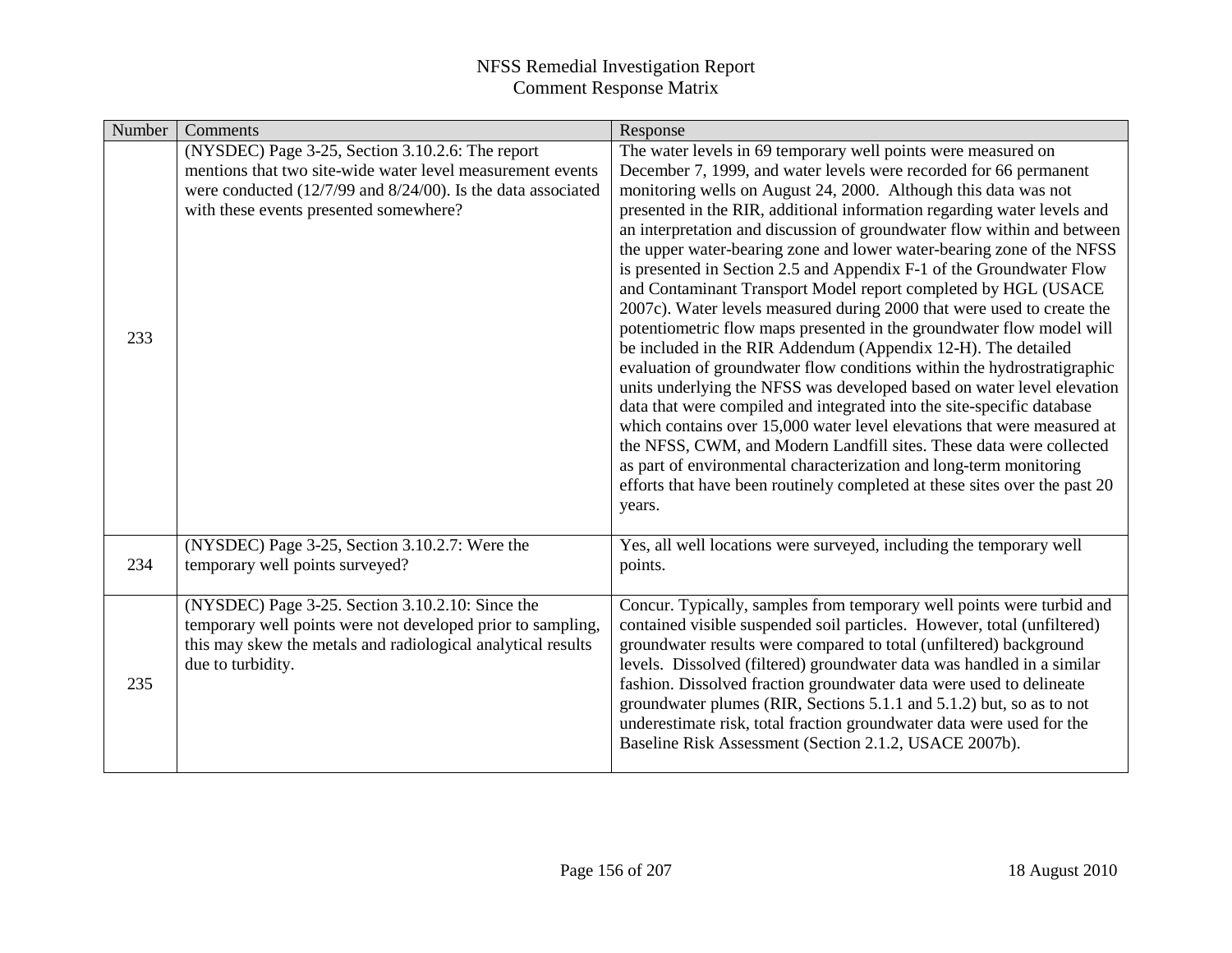# NFSS Remedial Investigation Report
## Comment Response Matrix

| Number | Comments | Response |
|---|---|---|
| 233 | (NYSDEC) Page 3-25, Section 3.10.2.6: The report mentions that two site-wide water level measurement events were conducted (12/7/99 and 8/24/00). Is the data associated with these events presented somewhere? | The water levels in 69 temporary well points were measured on December 7, 1999, and water levels were recorded for 66 permanent monitoring wells on August 24, 2000. Although this data was not presented in the RIR, additional information regarding water levels and an interpretation and discussion of groundwater flow within and between the upper water-bearing zone and lower water-bearing zone of the NFSS is presented in Section 2.5 and Appendix F-1 of the Groundwater Flow and Contaminant Transport Model report completed by HGL (USACE 2007c). Water levels measured during 2000 that were used to create the potentiometric flow maps presented in the groundwater flow model will be included in the RIR Addendum (Appendix 12-H). The detailed evaluation of groundwater flow conditions within the hydrostratigraphic units underlying the NFSS was developed based on water level elevation data that were compiled and integrated into the site-specific database which contains over 15,000 water level elevations that were measured at the NFSS, CWM, and Modern Landfill sites. These data were collected as part of environmental characterization and long-term monitoring efforts that have been routinely completed at these sites over the past 20 years. |
| 234 | (NYSDEC) Page 3-25, Section 3.10.2.7: Were the temporary well points surveyed? | Yes, all well locations were surveyed, including the temporary well points. |
| 235 | (NYSDEC) Page 3-25. Section 3.10.2.10: Since the temporary well points were not developed prior to sampling, this may skew the metals and radiological analytical results due to turbidity. | Concur. Typically, samples from temporary well points were turbid and contained visible suspended soil particles. However, total (unfiltered) groundwater results were compared to total (unfiltered) background levels. Dissolved (filtered) groundwater data was handled in a similar fashion. Dissolved fraction groundwater data were used to delineate groundwater plumes (RIR, Sections 5.1.1 and 5.1.2) but, so as to not underestimate risk, total fraction groundwater data were used for the Baseline Risk Assessment (Section 2.1.2, USACE 2007b). |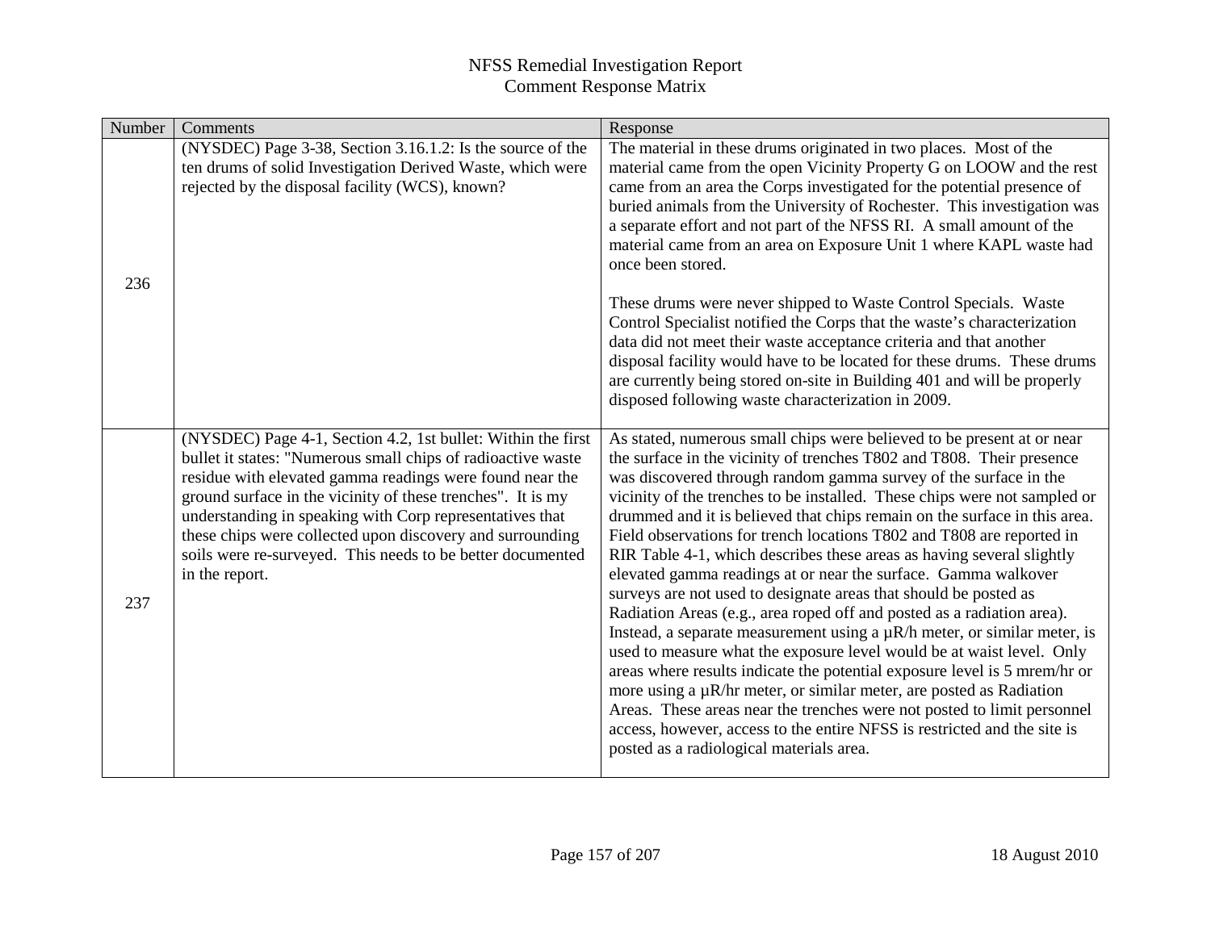| Number | Comments | Response |
|---|---|---|
| 236 | (NYSDEC) Page 3-38, Section 3.16.1.2: Is the source of the ten drums of solid Investigation Derived Waste, which were rejected by the disposal facility (WCS), known? | The material in these drums originated in two places. Most of the material came from the open Vicinity Property G on LOOW and the rest came from an area the Corps investigated for the potential presence of buried animals from the University of Rochester. This investigation was a separate effort and not part of the NFSS RI. A small amount of the material came from an area on Exposure Unit 1 where KAPL waste had once been stored.<br><br>These drums were never shipped to Waste Control Specials. Waste Control Specialist notified the Corps that the waste's characterization data did not meet their waste acceptance criteria and that another disposal facility would have to be located for these drums. These drums are currently being stored on-site in Building 401 and will be properly disposed following waste characterization in 2009. |
| 237 | (NYSDEC) Page 4-1, Section 4.2, 1st bullet: Within the first bullet it states: "Numerous small chips of radioactive waste residue with elevated gamma readings were found near the ground surface in the vicinity of these trenches". It is my understanding in speaking with Corp representatives that these chips were collected upon discovery and surrounding soils were re-surveyed. This needs to be better documented in the report. | As stated, numerous small chips were believed to be present at or near the surface in the vicinity of trenches T802 and T808. Their presence was discovered through random gamma survey of the surface in the vicinity of the trenches to be installed. These chips were not sampled or drummed and it is believed that chips remain on the surface in this area. Field observations for trench locations T802 and T808 are reported in RIR Table 4-1, which describes these areas as having several slightly elevated gamma readings at or near the surface. Gamma walkover surveys are not used to designate areas that should be posted as Radiation Areas (e.g., area roped off and posted as a radiation area). Instead, a separate measurement using a µR/h meter, or similar meter, is used to measure what the exposure level would be at waist level. Only areas where results indicate the potential exposure level is 5 mrem/hr or more using a µR/hr meter, or similar meter, are posted as Radiation Areas. These areas near the trenches were not posted to limit personnel access, however, access to the entire NFSS is restricted and the site is posted as a radiological materials area. |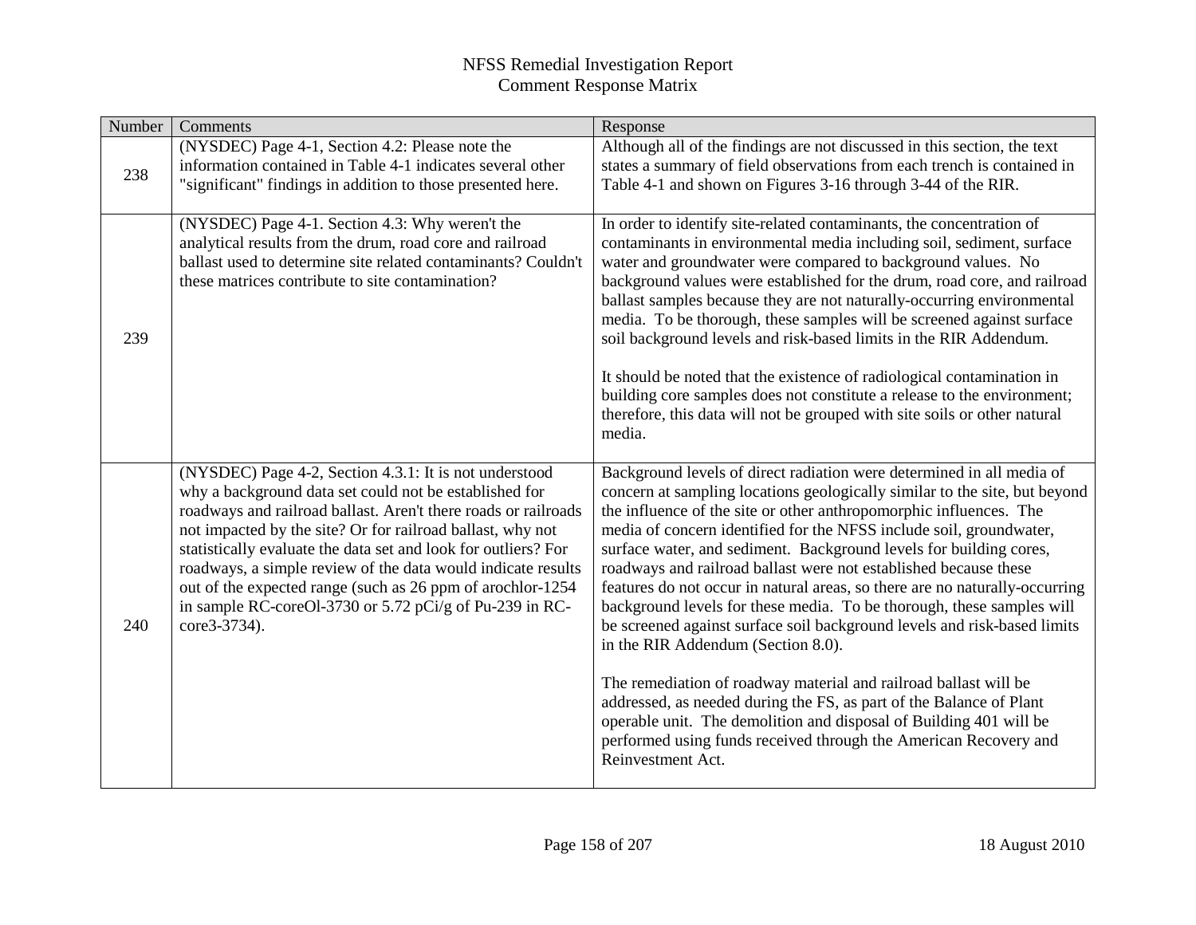| Number | Comments | Response |
|---|---|---|
| 238 | (NYSDEC) Page 4-1, Section 4.2: Please note the information contained in Table 4-1 indicates several other "significant" findings in addition to those presented here. | Although all of the findings are not discussed in this section, the text states a summary of field observations from each trench is contained in Table 4-1 and shown on Figures 3-16 through 3-44 of the RIR. |
| 239 | (NYSDEC) Page 4-1. Section 4.3: Why weren't the analytical results from the drum, road core and railroad ballast used to determine site related contaminants? Couldn't these matrices contribute to site contamination? | In order to identify site-related contaminants, the concentration of contaminants in environmental media including soil, sediment, surface water and groundwater were compared to background values. No background values were established for the drum, road core, and railroad ballast samples because they are not naturally-occurring environmental media. To be thorough, these samples will be screened against surface soil background levels and risk-based limits in the RIR Addendum.<br><br>It should be noted that the existence of radiological contamination in building core samples does not constitute a release to the environment; therefore, this data will not be grouped with site soils or other natural media. |
| 240 | (NYSDEC) Page 4-2, Section 4.3.1: It is not understood why a background data set could not be established for roadways and railroad ballast. Aren't there roads or railroads not impacted by the site? Or for railroad ballast, why not statistically evaluate the data set and look for outliers? For roadways, a simple review of the data would indicate results out of the expected range (such as 26 ppm of arochlor-1254 in sample RC-coreOl-3730 or 5.72 pCi/g of Pu-239 in RC-core3-3734). | Background levels of direct radiation were determined in all media of concern at sampling locations geologically similar to the site, but beyond the influence of the site or other anthropomorphic influences. The media of concern identified for the NFSS include soil, groundwater, surface water, and sediment. Background levels for building cores, roadways and railroad ballast were not established because these features do not occur in natural areas, so there are no naturally-occurring background levels for these media. To be thorough, these samples will be screened against surface soil background levels and risk-based limits in the RIR Addendum (Section 8.0).<br><br>The remediation of roadway material and railroad ballast will be addressed, as needed during the FS, as part of the Balance of Plant operable unit. The demolition and disposal of Building 401 will be performed using funds received through the American Recovery and Reinvestment Act. |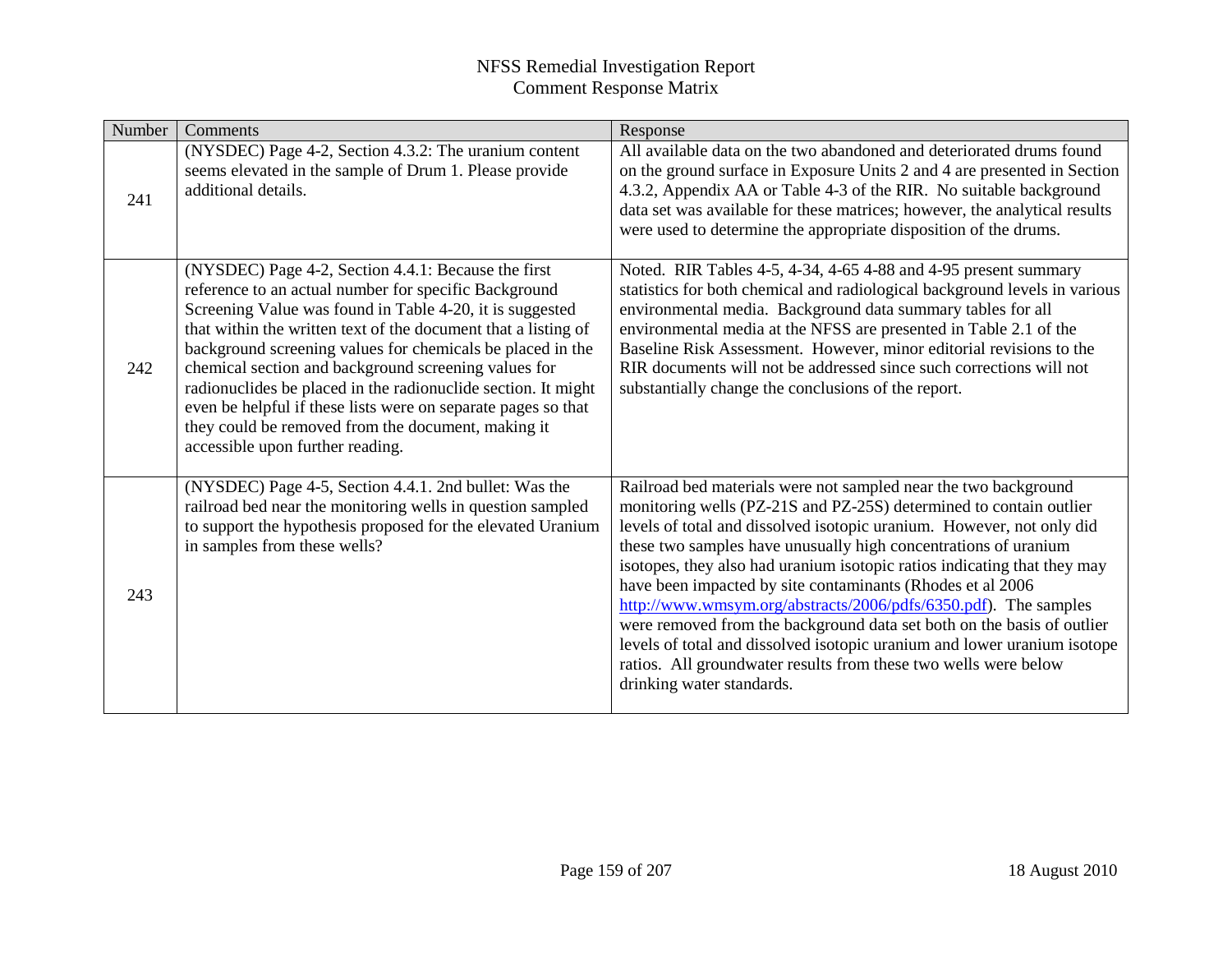# NFSS Remedial Investigation Report
## Comment Response Matrix

| Number | Comments | Response |
|---|---|---|
| 241 | (NYSDEC) Page 4-2, Section 4.3.2: The uranium content seems elevated in the sample of Drum 1. Please provide additional details. | All available data on the two abandoned and deteriorated drums found on the ground surface in Exposure Units 2 and 4 are presented in Section 4.3.2, Appendix AA or Table 4-3 of the RIR. No suitable background data set was available for these matrices; however, the analytical results were used to determine the appropriate disposition of the drums. |
| 242 | (NYSDEC) Page 4-2, Section 4.4.1: Because the first reference to an actual number for specific Background Screening Value was found in Table 4-20, it is suggested that within the written text of the document that a listing of background screening values for chemicals be placed in the chemical section and background screening values for radionuclides be placed in the radionuclide section. It might even be helpful if these lists were on separate pages so that they could be removed from the document, making it accessible upon further reading. | Noted. RIR Tables 4-5, 4-34, 4-65 4-88 and 4-95 present summary statistics for both chemical and radiological background levels in various environmental media. Background data summary tables for all environmental media at the NFSS are presented in Table 2.1 of the Baseline Risk Assessment. However, minor editorial revisions to the RIR documents will not be addressed since such corrections will not substantially change the conclusions of the report. |
| 243 | (NYSDEC) Page 4-5, Section 4.4.1. 2nd bullet: Was the railroad bed near the monitoring wells in question sampled to support the hypothesis proposed for the elevated Uranium in samples from these wells? | Railroad bed materials were not sampled near the two background monitoring wells (PZ-21S and PZ-25S) determined to contain outlier levels of total and dissolved isotopic uranium. However, not only did these two samples have unusually high concentrations of uranium isotopes, they also had uranium isotopic ratios indicating that they may have been impacted by site contaminants (Rhodes et al 2006 http://www.wmsym.org/abstracts/2006/pdfs/6350.pdf). The samples were removed from the background data set both on the basis of outlier levels of total and dissolved isotopic uranium and lower uranium isotope ratios. All groundwater results from these two wells were below drinking water standards. |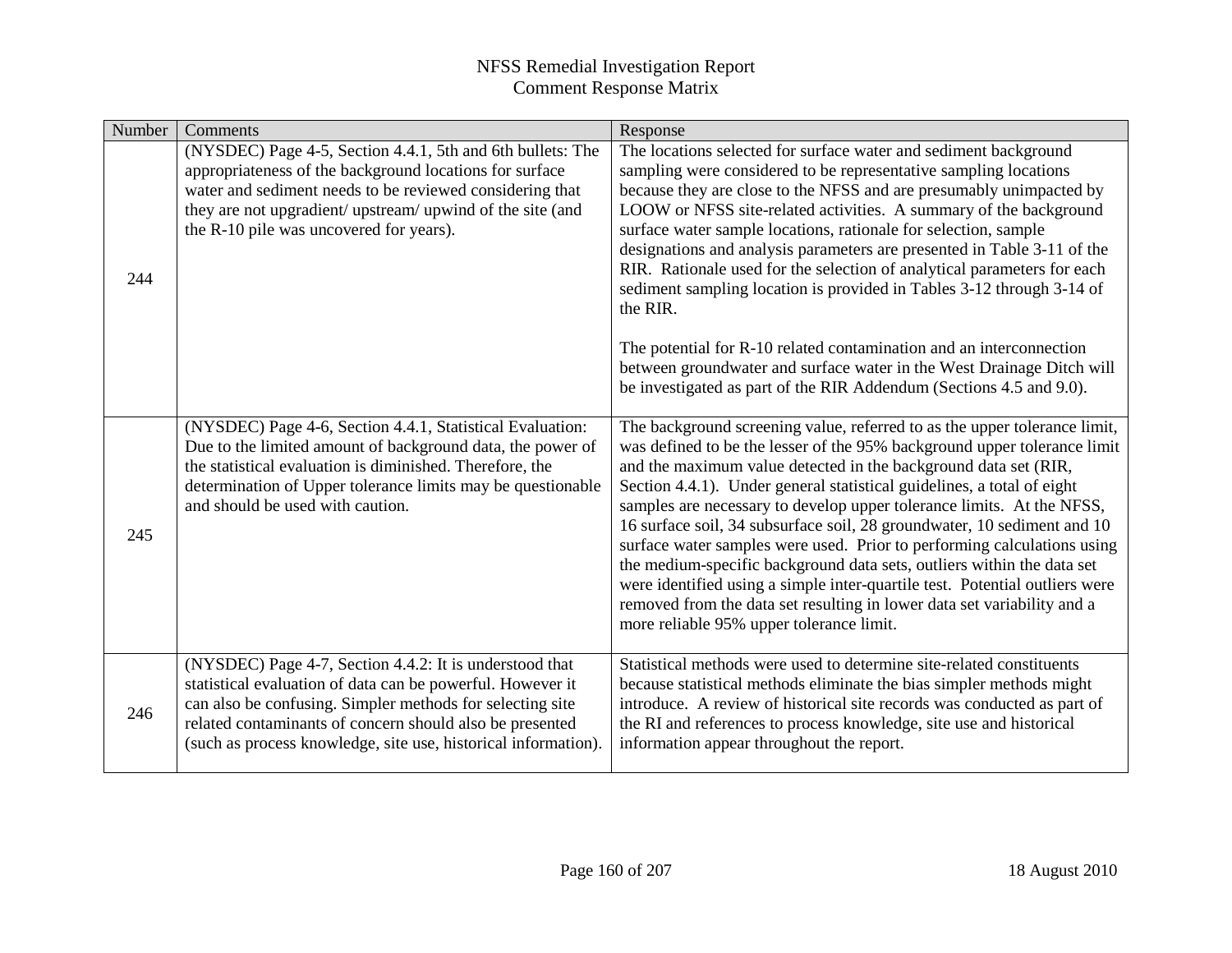# NFSS Remedial Investigation Report
## Comment Response Matrix

| Number | Comments | Response |
|---|---|---|
| 244 | (NYSDEC) Page 4-5, Section 4.4.1, 5th and 6th bullets: The appropriateness of the background locations for surface water and sediment needs to be reviewed considering that they are not upgradient/ upstream/ upwind of the site (and the R-10 pile was uncovered for years). | The locations selected for surface water and sediment background sampling were considered to be representative sampling locations because they are close to the NFSS and are presumably unimpacted by LOOW or NFSS site-related activities. A summary of the background surface water sample locations, rationale for selection, sample designations and analysis parameters are presented in Table 3-11 of the RIR. Rationale used for the selection of analytical parameters for each sediment sampling location is provided in Tables 3-12 through 3-14 of the RIR.<br><br>The potential for R-10 related contamination and an interconnection between groundwater and surface water in the West Drainage Ditch will be investigated as part of the RIR Addendum (Sections 4.5 and 9.0). |
| 245 | (NYSDEC) Page 4-6, Section 4.4.1, Statistical Evaluation: Due to the limited amount of background data, the power of the statistical evaluation is diminished. Therefore, the determination of Upper tolerance limits may be questionable and should be used with caution. | The background screening value, referred to as the upper tolerance limit, was defined to be the lesser of the 95% background upper tolerance limit and the maximum value detected in the background data set (RIR, Section 4.4.1). Under general statistical guidelines, a total of eight samples are necessary to develop upper tolerance limits. At the NFSS, 16 surface soil, 34 subsurface soil, 28 groundwater, 10 sediment and 10 surface water samples were used. Prior to performing calculations using the medium-specific background data sets, outliers within the data set were identified using a simple inter-quartile test. Potential outliers were removed from the data set resulting in lower data set variability and a more reliable 95% upper tolerance limit. |
| 246 | (NYSDEC) Page 4-7, Section 4.4.2: It is understood that statistical evaluation of data can be powerful. However it can also be confusing. Simpler methods for selecting site related contaminants of concern should also be presented (such as process knowledge, site use, historical information). | Statistical methods were used to determine site-related constituents because statistical methods eliminate the bias simpler methods might introduce. A review of historical site records was conducted as part of the RI and references to process knowledge, site use and historical information appear throughout the report. |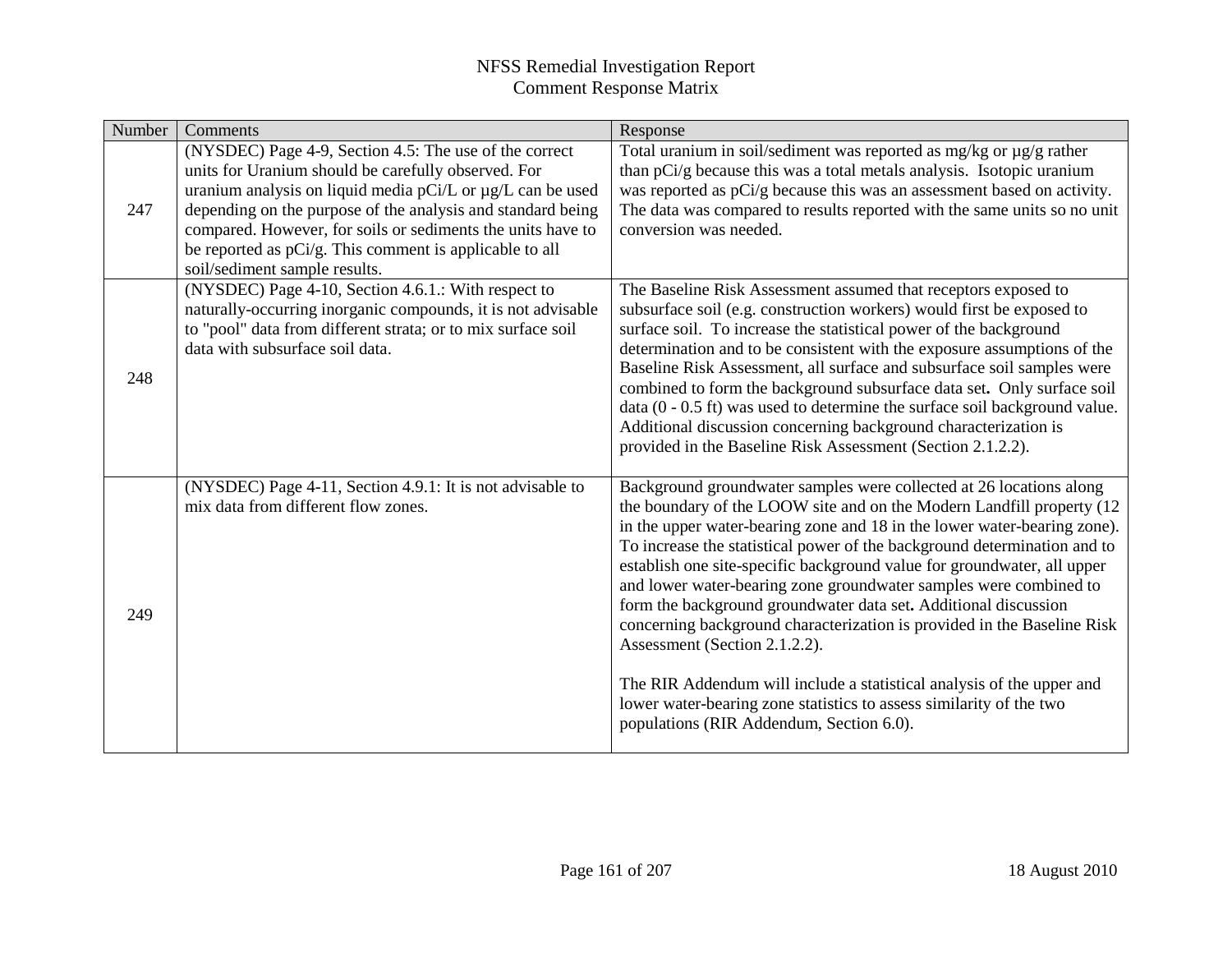# NFSS Remedial Investigation Report
## Comment Response Matrix

| Number | Comments | Response |
|---|---|---|
| 247 | (NYSDEC) Page 4-9, Section 4.5: The use of the correct units for Uranium should be carefully observed. For uranium analysis on liquid media pCi/L or µg/L can be used depending on the purpose of the analysis and standard being compared. However, for soils or sediments the units have to be reported as pCi/g. This comment is applicable to all soil/sediment sample results. | Total uranium in soil/sediment was reported as mg/kg or µg/g rather than pCi/g because this was a total metals analysis. Isotopic uranium was reported as pCi/g because this was an assessment based on activity. The data was compared to results reported with the same units so no unit conversion was needed. |
| 248 | (NYSDEC) Page 4-10, Section 4.6.1.: With respect to naturally-occurring inorganic compounds, it is not advisable to "pool" data from different strata; or to mix surface soil data with subsurface soil data. | The Baseline Risk Assessment assumed that receptors exposed to subsurface soil (e.g. construction workers) would first be exposed to surface soil. To increase the statistical power of the background determination and to be consistent with the exposure assumptions of the Baseline Risk Assessment, all surface and subsurface soil samples were combined to form the background subsurface data set**.** Only surface soil data (0 - 0.5 ft) was used to determine the surface soil background value. Additional discussion concerning background characterization is provided in the Baseline Risk Assessment (Section 2.1.2.2). |
| 249 | (NYSDEC) Page 4-11, Section 4.9.1: It is not advisable to mix data from different flow zones. | Background groundwater samples were collected at 26 locations along the boundary of the LOOW site and on the Modern Landfill property (12 in the upper water-bearing zone and 18 in the lower water-bearing zone). To increase the statistical power of the background determination and to establish one site-specific background value for groundwater, all upper and lower water-bearing zone groundwater samples were combined to form the background groundwater data set**.** Additional discussion concerning background characterization is provided in the Baseline Risk Assessment (Section 2.1.2.2).<br><br>The RIR Addendum will include a statistical analysis of the upper and lower water-bearing zone statistics to assess similarity of the two populations (RIR Addendum, Section 6.0). |

18 August 2010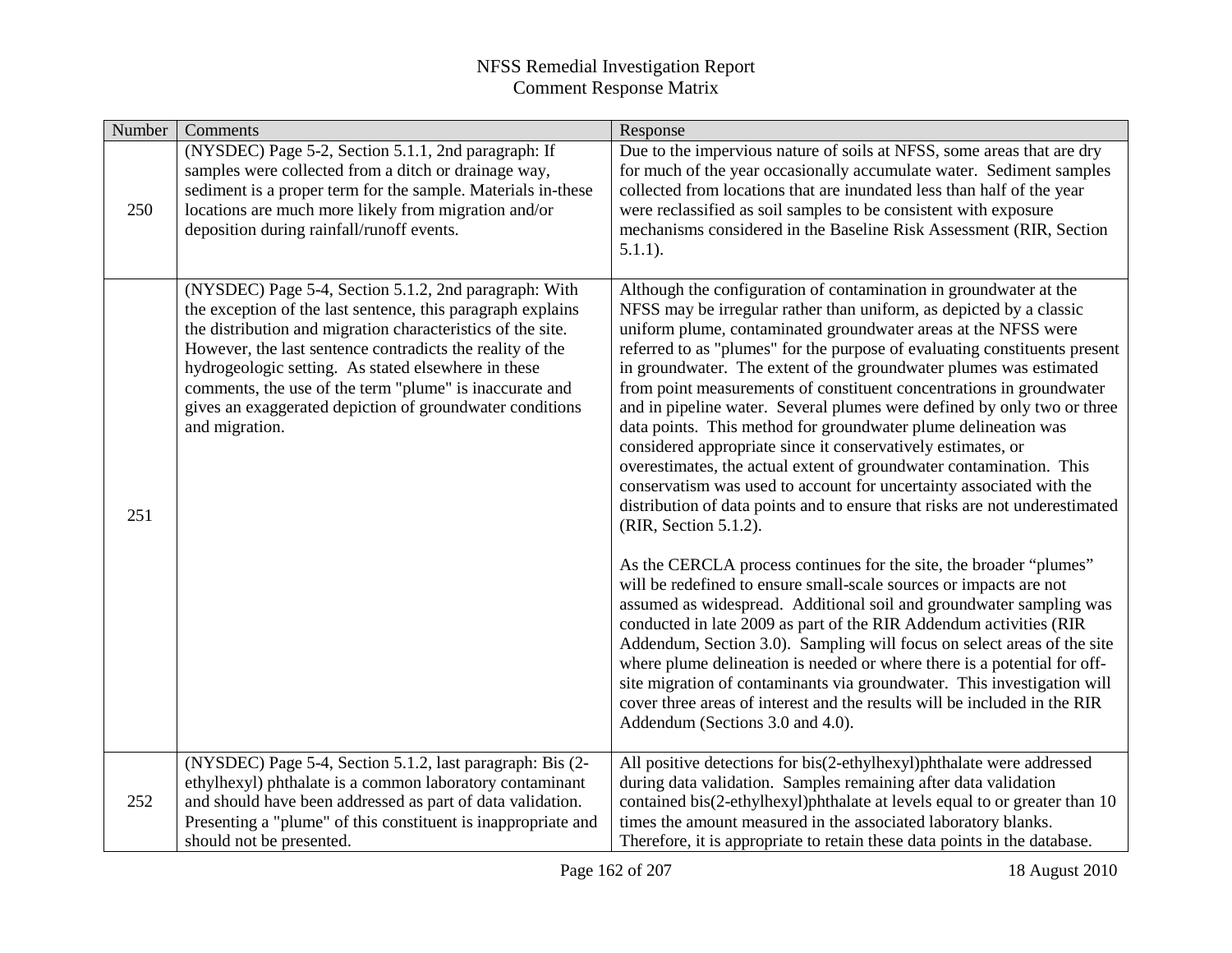NFSS Remedial Investigation Report
Comment Response Matrix

| Number | Comments | Response |
|---|---|---|
| 250 | (NYSDEC) Page 5-2, Section 5.1.1, 2nd paragraph: If samples were collected from a ditch or drainage way, sediment is a proper term for the sample. Materials in-these locations are much more likely from migration and/or deposition during rainfall/runoff events. | Due to the impervious nature of soils at NFSS, some areas that are dry for much of the year occasionally accumulate water. Sediment samples collected from locations that are inundated less than half of the year were reclassified as soil samples to be consistent with exposure mechanisms considered in the Baseline Risk Assessment (RIR, Section 5.1.1). |
| 251 | (NYSDEC) Page 5-4, Section 5.1.2, 2nd paragraph: With the exception of the last sentence, this paragraph explains the distribution and migration characteristics of the site. However, the last sentence contradicts the reality of the hydrogeologic setting. As stated elsewhere in these comments, the use of the term "plume" is inaccurate and gives an exaggerated depiction of groundwater conditions and migration. | Although the configuration of contamination in groundwater at the NFSS may be irregular rather than uniform, as depicted by a classic uniform plume, contaminated groundwater areas at the NFSS were referred to as "plumes" for the purpose of evaluating constituents present in groundwater. The extent of the groundwater plumes was estimated from point measurements of constituent concentrations in groundwater and in pipeline water. Several plumes were defined by only two or three data points. This method for groundwater plume delineation was considered appropriate since it conservatively estimates, or overestimates, the actual extent of groundwater contamination. This conservatism was used to account for uncertainty associated with the distribution of data points and to ensure that risks are not underestimated (RIR, Section 5.1.2).<br><br>As the CERCLA process continues for the site, the broader "plumes" will be redefined to ensure small-scale sources or impacts are not assumed as widespread. Additional soil and groundwater sampling was conducted in late 2009 as part of the RIR Addendum activities (RIR Addendum, Section 3.0). Sampling will focus on select areas of the site where plume delineation is needed or where there is a potential for off-site migration of contaminants via groundwater. This investigation will cover three areas of interest and the results will be included in the RIR Addendum (Sections 3.0 and 4.0). |
| 252 | (NYSDEC) Page 5-4, Section 5.1.2, last paragraph: Bis (2-ethylhexyl) phthalate is a common laboratory contaminant and should have been addressed as part of data validation. Presenting a "plume" of this constituent is inappropriate and should not be presented. | All positive detections for bis(2-ethylhexyl)phthalate were addressed during data validation. Samples remaining after data validation contained bis(2-ethylhexyl)phthalate at levels equal to or greater than 10 times the amount measured in the associated laboratory blanks. Therefore, it is appropriate to retain these data points in the database. |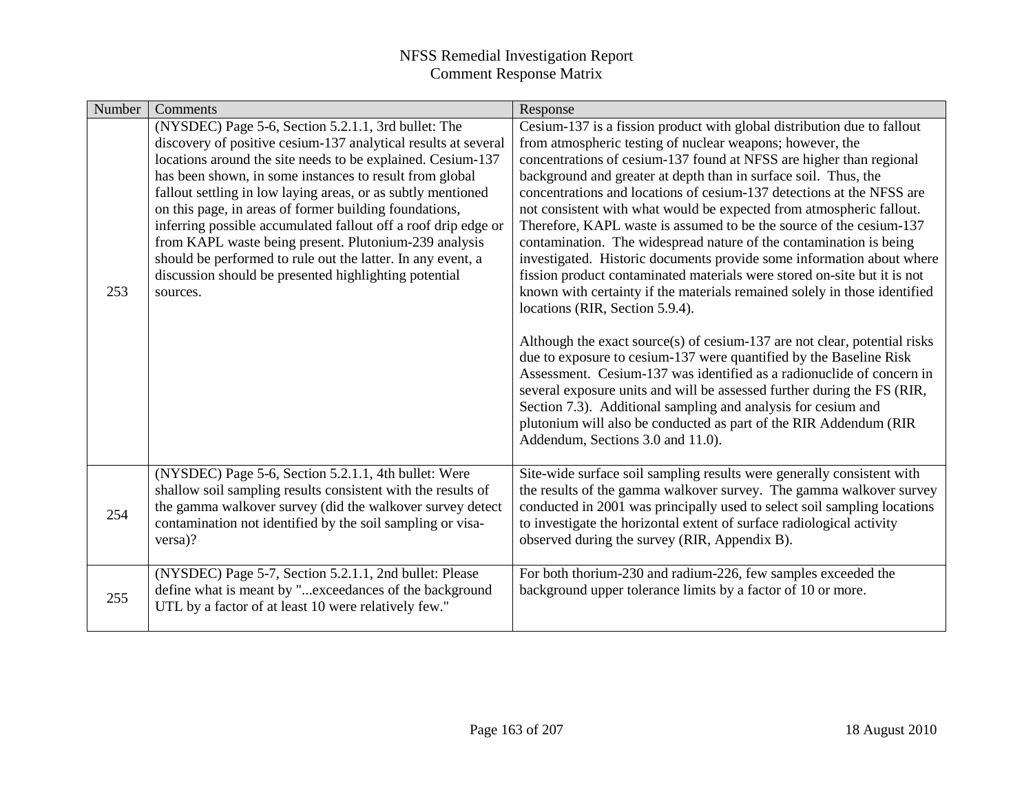NFSS Remedial Investigation Report
Comment Response Matrix

| Number | Comments | Response |
|---|---|---|
| 253 | (NYSDEC) Page 5-6, Section 5.2.1.1, 3rd bullet: The discovery of positive cesium-137 analytical results at several locations around the site needs to be explained. Cesium-137 has been shown, in some instances to result from global fallout settling in low laying areas, or as subtly mentioned on this page, in areas of former building foundations, inferring possible accumulated fallout off a roof drip edge or from KAPL waste being present. Plutonium-239 analysis should be performed to rule out the latter. In any event, a discussion should be presented highlighting potential sources. | Cesium-137 is a fission product with global distribution due to fallout from atmospheric testing of nuclear weapons; however, the concentrations of cesium-137 found at NFSS are higher than regional background and greater at depth than in surface soil. Thus, the concentrations and locations of cesium-137 detections at the NFSS are not consistent with what would be expected from atmospheric fallout. Therefore, KAPL waste is assumed to be the source of the cesium-137 contamination. The widespread nature of the contamination is being investigated. Historic documents provide some information about where fission product contaminated materials were stored on-site but it is not known with certainty if the materials remained solely in those identified locations (RIR, Section 5.9.4).<br><br>Although the exact source(s) of cesium-137 are not clear, potential risks due to exposure to cesium-137 were quantified by the Baseline Risk Assessment. Cesium-137 was identified as a radionuclide of concern in several exposure units and will be assessed further during the FS (RIR, Section 7.3). Additional sampling and analysis for cesium and plutonium will also be conducted as part of the RIR Addendum (RIR Addendum, Sections 3.0 and 11.0). |
| 254 | (NYSDEC) Page 5-6, Section 5.2.1.1, 4th bullet: Were shallow soil sampling results consistent with the results of the gamma walkover survey (did the walkover survey detect contamination not identified by the soil sampling or visa-versa)? | Site-wide surface soil sampling results were generally consistent with the results of the gamma walkover survey. The gamma walkover survey conducted in 2001 was principally used to select soil sampling locations to investigate the horizontal extent of surface radiological activity observed during the survey (RIR, Appendix B). |
| 255 | (NYSDEC) Page 5-7, Section 5.2.1.1, 2nd bullet: Please define what is meant by "...exceedances of the background UTL by a factor of at least 10 were relatively few." | For both thorium-230 and radium-226, few samples exceeded the background upper tolerance limits by a factor of 10 or more. |

18 August 2010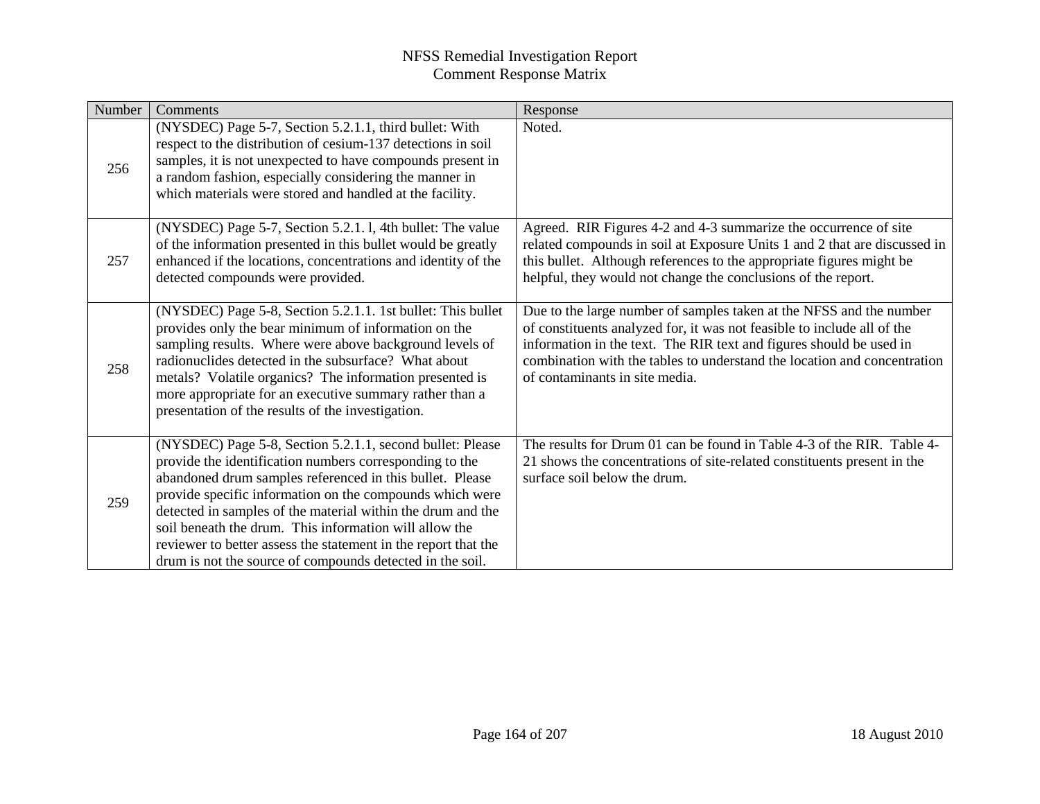# NFSS Remedial Investigation Report
## Comment Response Matrix

| Number | Comments | Response |
|---|---|---|
| 256 | (NYSDEC) Page 5-7, Section 5.2.1.1, third bullet: With respect to the distribution of cesium-137 detections in soil samples, it is not unexpected to have compounds present in a random fashion, especially considering the manner in which materials were stored and handled at the facility. | Noted. |
| 257 | (NYSDEC) Page 5-7, Section 5.2.1. l, 4th bullet: The value of the information presented in this bullet would be greatly enhanced if the locations, concentrations and identity of the detected compounds were provided. | Agreed. RIR Figures 4-2 and 4-3 summarize the occurrence of site related compounds in soil at Exposure Units 1 and 2 that are discussed in this bullet. Although references to the appropriate figures might be helpful, they would not change the conclusions of the report. |
| 258 | (NYSDEC) Page 5-8, Section 5.2.1.1. 1st bullet: This bullet provides only the bear minimum of information on the sampling results. Where were above background levels of radionuclides detected in the subsurface? What about metals? Volatile organics? The information presented is more appropriate for an executive summary rather than a presentation of the results of the investigation. | Due to the large number of samples taken at the NFSS and the number of constituents analyzed for, it was not feasible to include all of the information in the text. The RIR text and figures should be used in combination with the tables to understand the location and concentration of contaminants in site media. |
| 259 | (NYSDEC) Page 5-8, Section 5.2.1.1, second bullet: Please provide the identification numbers corresponding to the abandoned drum samples referenced in this bullet. Please provide specific information on the compounds which were detected in samples of the material within the drum and the soil beneath the drum. This information will allow the reviewer to better assess the statement in the report that the drum is not the source of compounds detected in the soil. | The results for Drum 01 can be found in Table 4-3 of the RIR. Table 4-21 shows the concentrations of site-related constituents present in the surface soil below the drum. |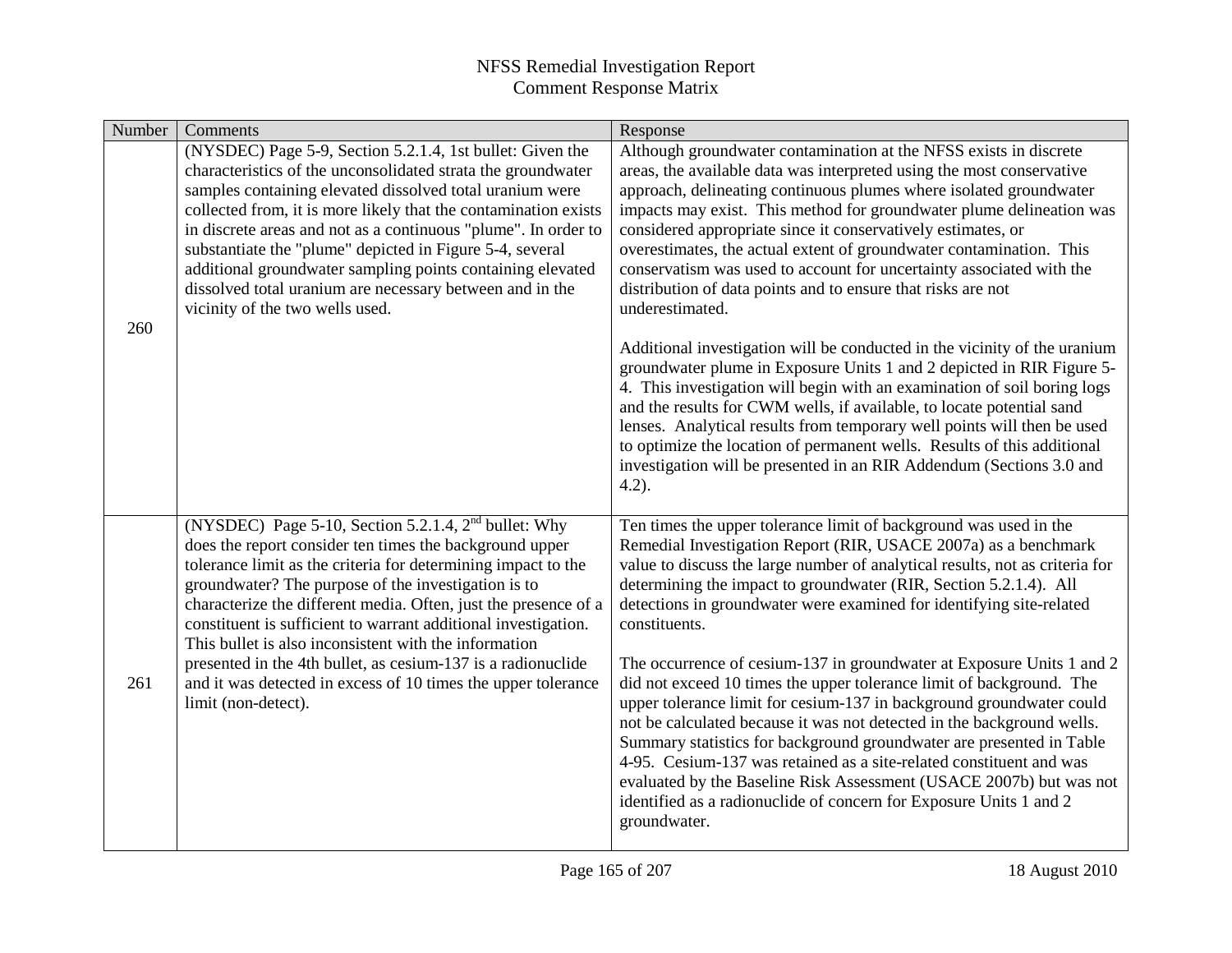# NFSS Remedial Investigation Report
## Comment Response Matrix

| Number | Comments | Response |
|---|---|---|
| 260 | (NYSDEC) Page 5-9, Section 5.2.1.4, 1st bullet: Given the characteristics of the unconsolidated strata the groundwater samples containing elevated dissolved total uranium were collected from, it is more likely that the contamination exists in discrete areas and not as a continuous "plume". In order to substantiate the "plume" depicted in Figure 5-4, several additional groundwater sampling points containing elevated dissolved total uranium are necessary between and in the vicinity of the two wells used. | Although groundwater contamination at the NFSS exists in discrete areas, the available data was interpreted using the most conservative approach, delineating continuous plumes where isolated groundwater impacts may exist. This method for groundwater plume delineation was considered appropriate since it conservatively estimates, or overestimates, the actual extent of groundwater contamination. This conservatism was used to account for uncertainty associated with the distribution of data points and to ensure that risks are not underestimated.<br><br>Additional investigation will be conducted in the vicinity of the uranium groundwater plume in Exposure Units 1 and 2 depicted in RIR Figure 5-4. This investigation will begin with an examination of soil boring logs and the results for CWM wells, if available, to locate potential sand lenses. Analytical results from temporary well points will then be used to optimize the location of permanent wells. Results of this additional investigation will be presented in an RIR Addendum (Sections 3.0 and 4.2). |
| 261 | (NYSDEC) Page 5-10, Section 5.2.1.4, 2nd bullet: Why does the report consider ten times the background upper tolerance limit as the criteria for determining impact to the groundwater? The purpose of the investigation is to characterize the different media. Often, just the presence of a constituent is sufficient to warrant additional investigation. This bullet is also inconsistent with the information presented in the 4th bullet, as cesium-137 is a radionuclide and it was detected in excess of 10 times the upper tolerance limit (non-detect). | Ten times the upper tolerance limit of background was used in the Remedial Investigation Report (RIR, USACE 2007a) as a benchmark value to discuss the large number of analytical results, not as criteria for determining the impact to groundwater (RIR, Section 5.2.1.4). All detections in groundwater were examined for identifying site-related constituents.<br><br>The occurrence of cesium-137 in groundwater at Exposure Units 1 and 2 did not exceed 10 times the upper tolerance limit of background. The upper tolerance limit for cesium-137 in background groundwater could not be calculated because it was not detected in the background wells. Summary statistics for background groundwater are presented in Table 4-95. Cesium-137 was retained as a site-related constituent and was evaluated by the Baseline Risk Assessment (USACE 2007b) but was not identified as a radionuclide of concern for Exposure Units 1 and 2 groundwater. |

18 August 2010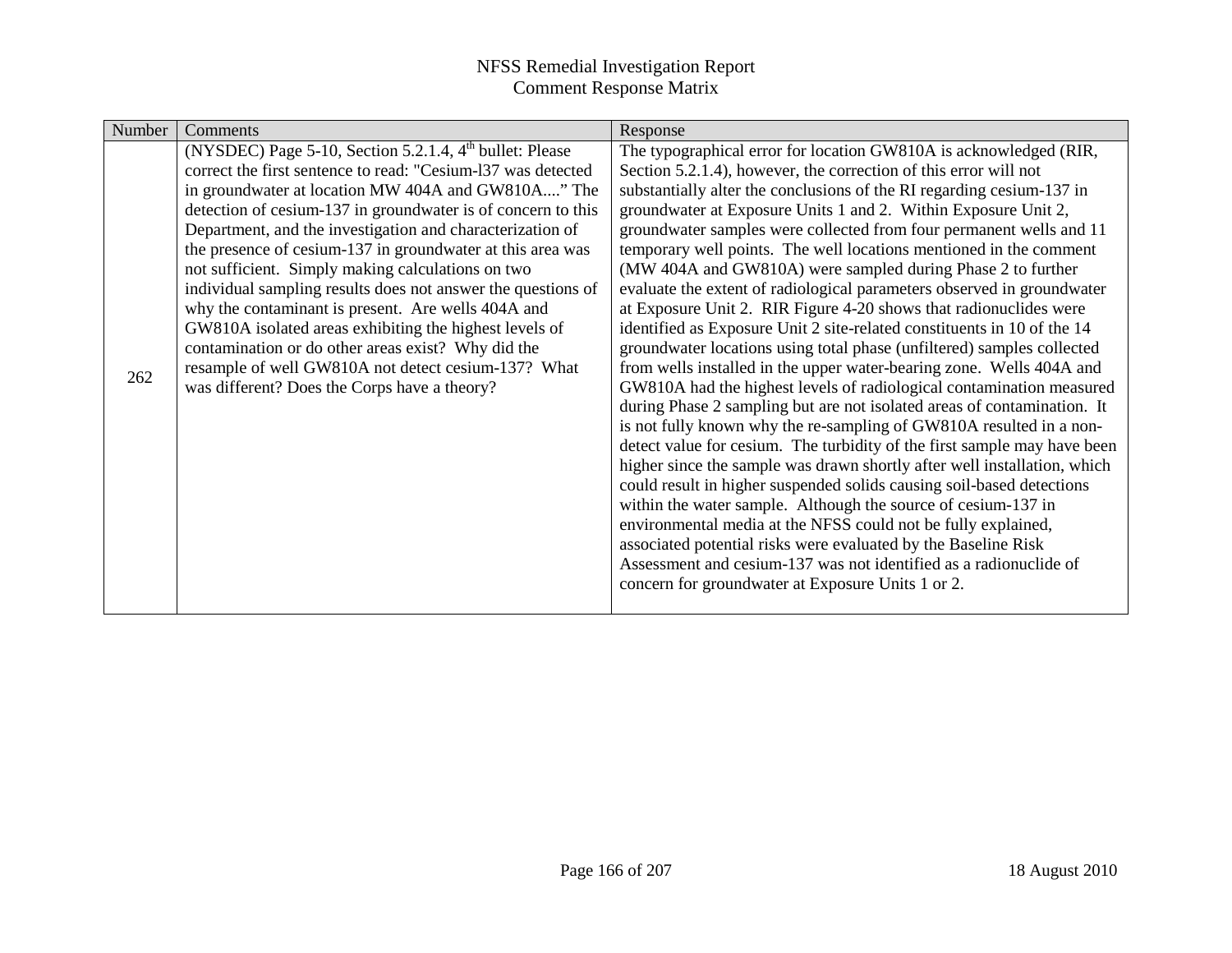| Number | Comments | Response |
|---|---|---|
| 262 | (NYSDEC) Page 5-10, Section 5.2.1.4, 4th bullet: Please correct the first sentence to read: "Cesium-l37 was detected in groundwater at location MW 404A and GW810A...." The detection of cesium-137 in groundwater is of concern to this Department, and the investigation and characterization of the presence of cesium-137 in groundwater at this area was not sufficient. Simply making calculations on two individual sampling results does not answer the questions of why the contaminant is present. Are wells 404A and GW810A isolated areas exhibiting the highest levels of contamination or do other areas exist? Why did the resample of well GW810A not detect cesium-137? What was different? Does the Corps have a theory? | The typographical error for location GW810A is acknowledged (RIR, Section 5.2.1.4), however, the correction of this error will not substantially alter the conclusions of the RI regarding cesium-137 in groundwater at Exposure Units 1 and 2. Within Exposure Unit 2, groundwater samples were collected from four permanent wells and 11 temporary well points. The well locations mentioned in the comment (MW 404A and GW810A) were sampled during Phase 2 to further evaluate the extent of radiological parameters observed in groundwater at Exposure Unit 2. RIR Figure 4-20 shows that radionuclides were identified as Exposure Unit 2 site-related constituents in 10 of the 14 groundwater locations using total phase (unfiltered) samples collected from wells installed in the upper water-bearing zone. Wells 404A and GW810A had the highest levels of radiological contamination measured during Phase 2 sampling but are not isolated areas of contamination. It is not fully known why the re-sampling of GW810A resulted in a non-detect value for cesium. The turbidity of the first sample may have been higher since the sample was drawn shortly after well installation, which could result in higher suspended solids causing soil-based detections within the water sample. Although the source of cesium-137 in environmental media at the NFSS could not be fully explained, associated potential risks were evaluated by the Baseline Risk Assessment and cesium-137 was not identified as a radionuclide of concern for groundwater at Exposure Units 1 or 2. |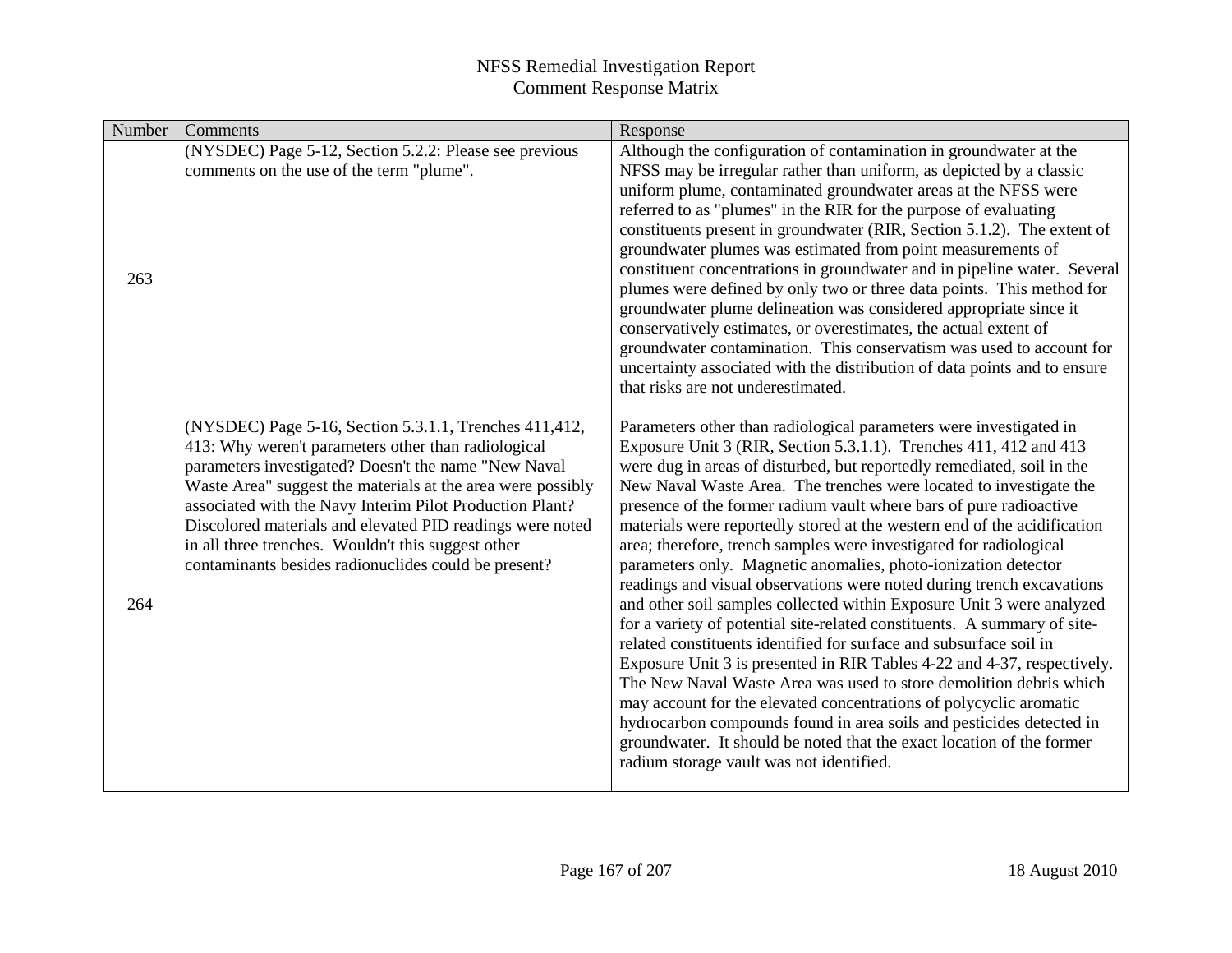NFSS Remedial Investigation Report
Comment Response Matrix

| Number | Comments | Response |
| --- | --- | --- |
| 263 | (NYSDEC) Page 5-12, Section 5.2.2: Please see previous comments on the use of the term "plume". | Although the configuration of contamination in groundwater at the NFSS may be irregular rather than uniform, as depicted by a classic uniform plume, contaminated groundwater areas at the NFSS were referred to as "plumes" in the RIR for the purpose of evaluating constituents present in groundwater (RIR, Section 5.1.2). The extent of groundwater plumes was estimated from point measurements of constituent concentrations in groundwater and in pipeline water. Several plumes were defined by only two or three data points. This method for groundwater plume delineation was considered appropriate since it conservatively estimates, or overestimates, the actual extent of groundwater contamination. This conservatism was used to account for uncertainty associated with the distribution of data points and to ensure that risks are not underestimated. |
| 264 | (NYSDEC) Page 5-16, Section 5.3.1.1, Trenches 411,412, 413: Why weren't parameters other than radiological parameters investigated? Doesn't the name "New Naval Waste Area" suggest the materials at the area were possibly associated with the Navy Interim Pilot Production Plant? Discolored materials and elevated PID readings were noted in all three trenches. Wouldn't this suggest other contaminants besides radionuclides could be present? | Parameters other than radiological parameters were investigated in Exposure Unit 3 (RIR, Section 5.3.1.1). Trenches 411, 412 and 413 were dug in areas of disturbed, but reportedly remediated, soil in the New Naval Waste Area. The trenches were located to investigate the presence of the former radium vault where bars of pure radioactive materials were reportedly stored at the western end of the acidification area; therefore, trench samples were investigated for radiological parameters only. Magnetic anomalies, photo-ionization detector readings and visual observations were noted during trench excavations and other soil samples collected within Exposure Unit 3 were analyzed for a variety of potential site-related constituents. A summary of site-related constituents identified for surface and subsurface soil in Exposure Unit 3 is presented in RIR Tables 4-22 and 4-37, respectively. The New Naval Waste Area was used to store demolition debris which may account for the elevated concentrations of polycyclic aromatic hydrocarbon compounds found in area soils and pesticides detected in groundwater. It should be noted that the exact location of the former radium storage vault was not identified. |

18 August 2010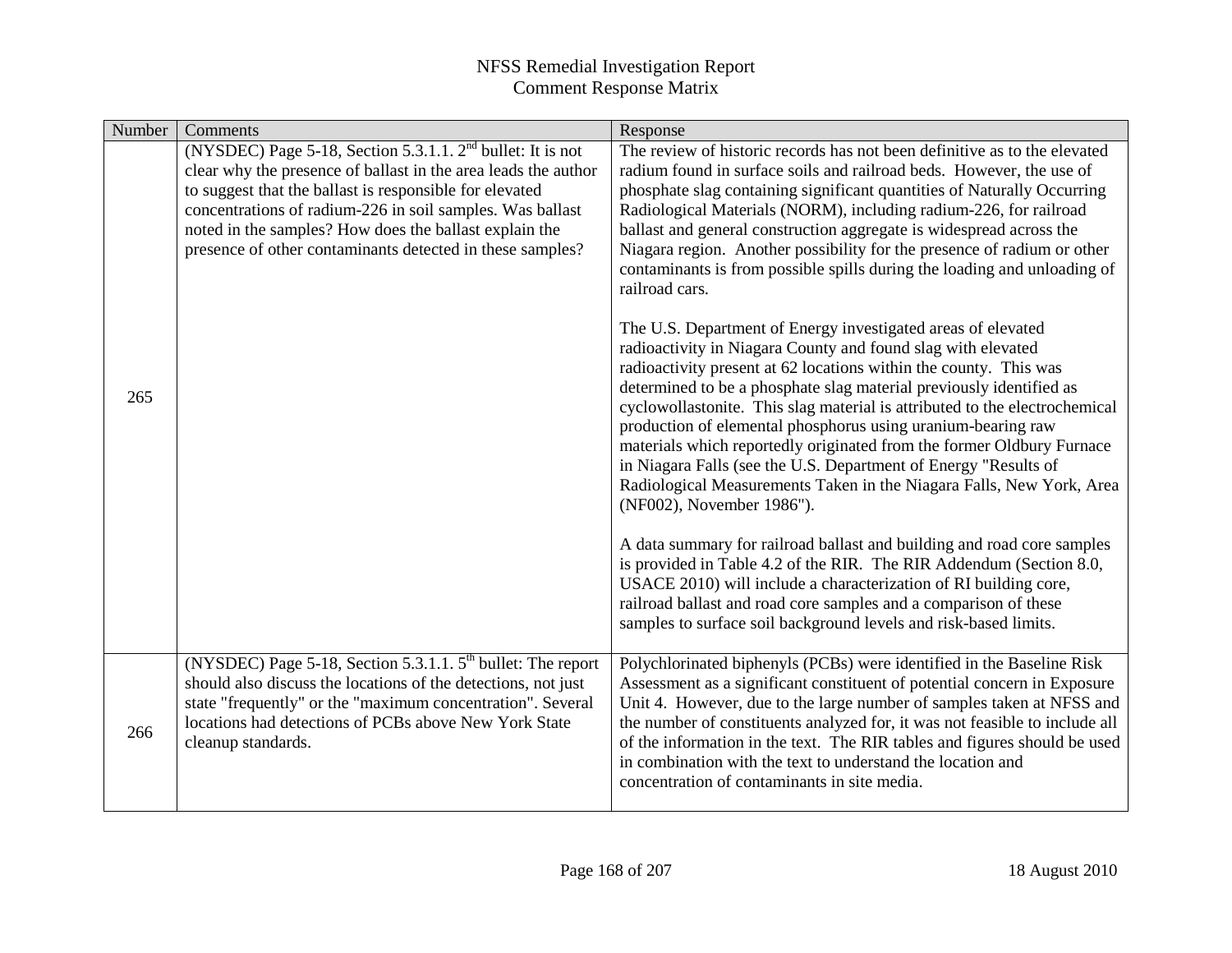# NFSS Remedial Investigation Report
## Comment Response Matrix

| Number | Comments | Response |
|---|---|---|
| 265 | (NYSDEC) Page 5-18, Section 5.3.1.1. 2nd bullet: It is not clear why the presence of ballast in the area leads the author to suggest that the ballast is responsible for elevated concentrations of radium-226 in soil samples. Was ballast noted in the samples? How does the ballast explain the presence of other contaminants detected in these samples? | The review of historic records has not been definitive as to the elevated radium found in surface soils and railroad beds. However, the use of phosphate slag containing significant quantities of Naturally Occurring Radiological Materials (NORM), including radium-226, for railroad ballast and general construction aggregate is widespread across the Niagara region. Another possibility for the presence of radium or other contaminants is from possible spills during the loading and unloading of railroad cars.<br><br>The U.S. Department of Energy investigated areas of elevated radioactivity in Niagara County and found slag with elevated radioactivity present at 62 locations within the county. This was determined to be a phosphate slag material previously identified as cyclowollastonite. This slag material is attributed to the electrochemical production of elemental phosphorus using uranium-bearing raw materials which reportedly originated from the former Oldbury Furnace in Niagara Falls (see the U.S. Department of Energy "Results of Radiological Measurements Taken in the Niagara Falls, New York, Area (NF002), November 1986").<br><br>A data summary for railroad ballast and building and road core samples is provided in Table 4.2 of the RIR. The RIR Addendum (Section 8.0, USACE 2010) will include a characterization of RI building core, railroad ballast and road core samples and a comparison of these samples to surface soil background levels and risk-based limits. |
| 266 | (NYSDEC) Page 5-18, Section 5.3.1.1. 5th bullet: The report should also discuss the locations of the detections, not just state "frequently" or the "maximum concentration". Several locations had detections of PCBs above New York State cleanup standards. | Polychlorinated biphenyls (PCBs) were identified in the Baseline Risk Assessment as a significant constituent of potential concern in Exposure Unit 4. However, due to the large number of samples taken at NFSS and the number of constituents analyzed for, it was not feasible to include all of the information in the text. The RIR tables and figures should be used in combination with the text to understand the location and concentration of contaminants in site media. |

18 August 2010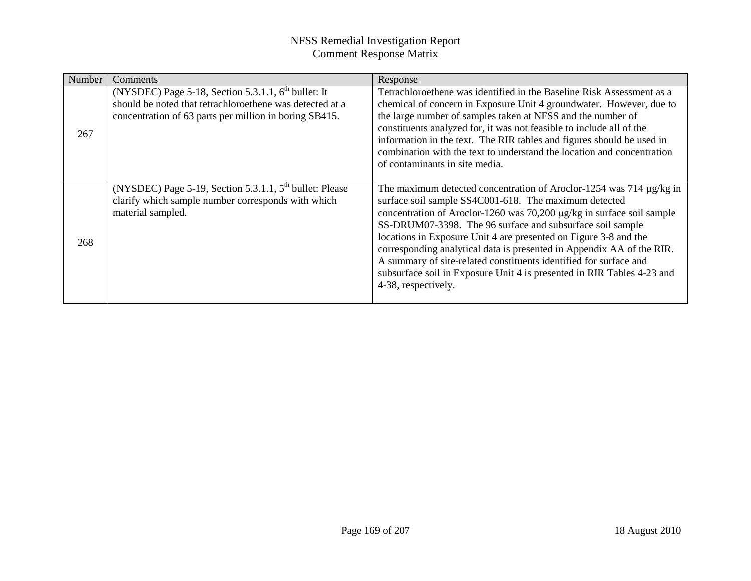| Number | Comments | Response |
|---|---|---|
| 267 | (NYSDEC) Page 5-18, Section 5.3.1.1, 6th bullet: It should be noted that tetrachloroethene was detected at a concentration of 63 parts per million in boring SB415. | Tetrachloroethene was identified in the Baseline Risk Assessment as a chemical of concern in Exposure Unit 4 groundwater. However, due to the large number of samples taken at NFSS and the number of constituents analyzed for, it was not feasible to include all of the information in the text. The RIR tables and figures should be used in combination with the text to understand the location and concentration of contaminants in site media. |
| 268 | (NYSDEC) Page 5-19, Section 5.3.1.1, 5th bullet: Please clarify which sample number corresponds with which material sampled. | The maximum detected concentration of Aroclor-1254 was 714 µg/kg in surface soil sample SS4C001-618. The maximum detected concentration of Aroclor-1260 was 70,200 µg/kg in surface soil sample SS-DRUM07-3398. The 96 surface and subsurface soil sample locations in Exposure Unit 4 are presented on Figure 3-8 and the corresponding analytical data is presented in Appendix AA of the RIR. A summary of site-related constituents identified for surface and subsurface soil in Exposure Unit 4 is presented in RIR Tables 4-23 and 4-38, respectively. |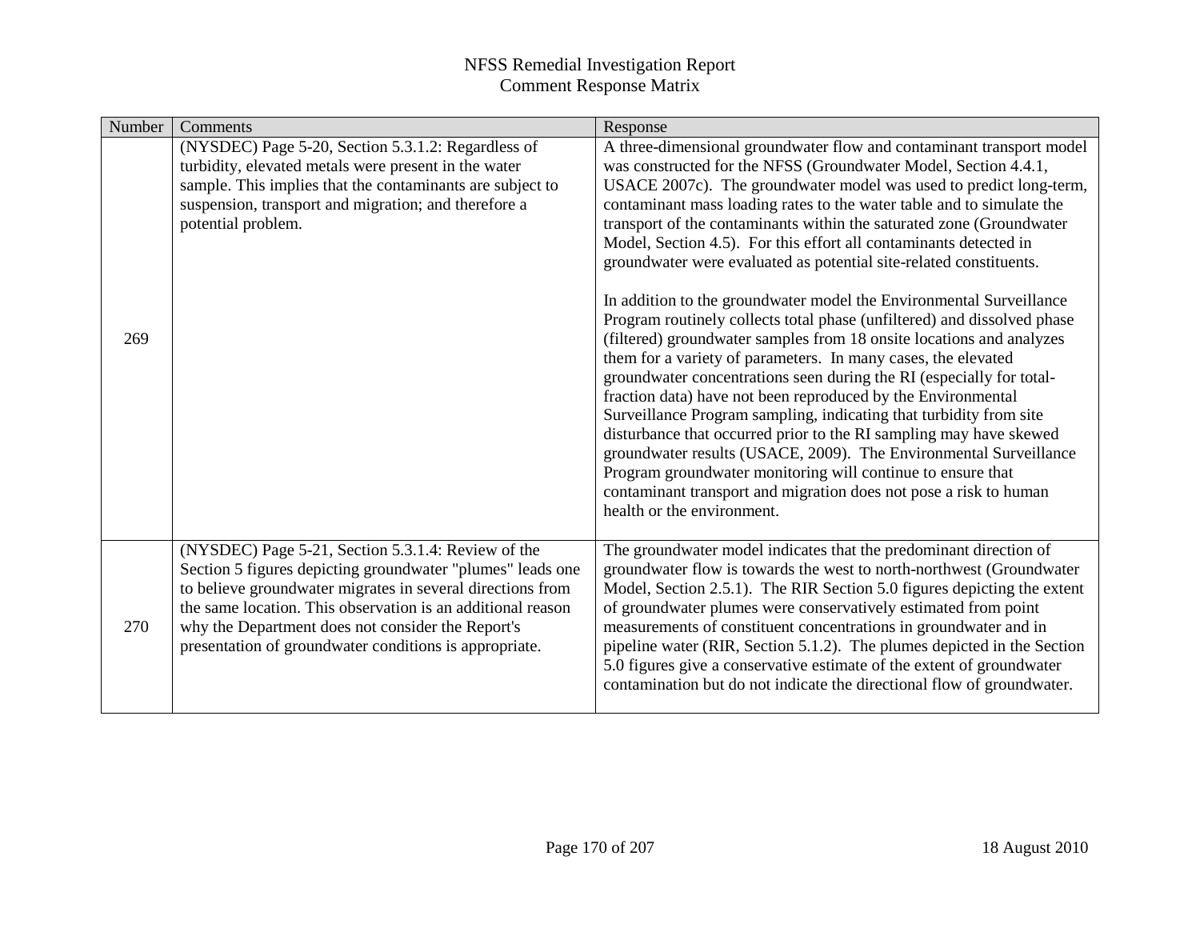| Number | Comments | Response |
|---|---|---|
| 269 | (NYSDEC) Page 5-20, Section 5.3.1.2: Regardless of turbidity, elevated metals were present in the water sample. This implies that the contaminants are subject to suspension, transport and migration; and therefore a potential problem. | A three-dimensional groundwater flow and contaminant transport model was constructed for the NFSS (Groundwater Model, Section 4.4.1, USACE 2007c). The groundwater model was used to predict long-term, contaminant mass loading rates to the water table and to simulate the transport of the contaminants within the saturated zone (Groundwater Model, Section 4.5). For this effort all contaminants detected in groundwater were evaluated as potential site-related constituents.<br><br>In addition to the groundwater model the Environmental Surveillance Program routinely collects total phase (unfiltered) and dissolved phase (filtered) groundwater samples from 18 onsite locations and analyzes them for a variety of parameters. In many cases, the elevated groundwater concentrations seen during the RI (especially for total-fraction data) have not been reproduced by the Environmental Surveillance Program sampling, indicating that turbidity from site disturbance that occurred prior to the RI sampling may have skewed groundwater results (USACE, 2009). The Environmental Surveillance Program groundwater monitoring will continue to ensure that contaminant transport and migration does not pose a risk to human health or the environment. |
| 270 | (NYSDEC) Page 5-21, Section 5.3.1.4: Review of the Section 5 figures depicting groundwater "plumes" leads one to believe groundwater migrates in several directions from the same location. This observation is an additional reason why the Department does not consider the Report's presentation of groundwater conditions is appropriate. | The groundwater model indicates that the predominant direction of groundwater flow is towards the west to north-northwest (Groundwater Model, Section 2.5.1). The RIR Section 5.0 figures depicting the extent of groundwater plumes were conservatively estimated from point measurements of constituent concentrations in groundwater and in pipeline water (RIR, Section 5.1.2). The plumes depicted in the Section 5.0 figures give a conservative estimate of the extent of groundwater contamination but do not indicate the directional flow of groundwater. |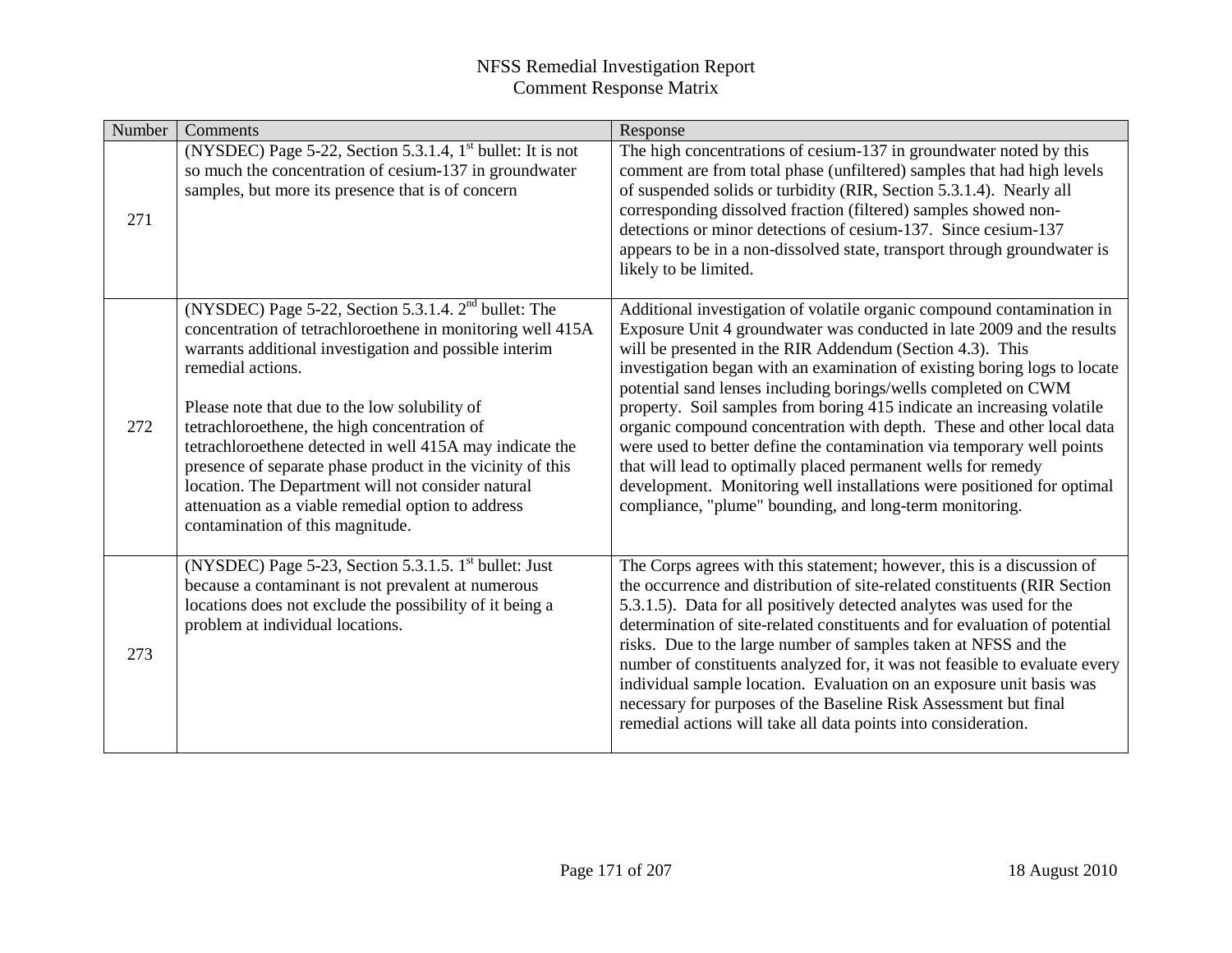| Number | Comments | Response |
|---|---|---|
| 271 | (NYSDEC) Page 5-22, Section 5.3.1.4, 1st bullet: It is not so much the concentration of cesium-137 in groundwater samples, but more its presence that is of concern | The high concentrations of cesium-137 in groundwater noted by this comment are from total phase (unfiltered) samples that had high levels of suspended solids or turbidity (RIR, Section 5.3.1.4). Nearly all corresponding dissolved fraction (filtered) samples showed non-detections or minor detections of cesium-137. Since cesium-137 appears to be in a non-dissolved state, transport through groundwater is likely to be limited. |
| 272 | (NYSDEC) Page 5-22, Section 5.3.1.4. 2nd bullet: The concentration of tetrachloroethene in monitoring well 415A warrants additional investigation and possible interim remedial actions.<br><br>Please note that due to the low solubility of tetrachloroethene, the high concentration of tetrachloroethene detected in well 415A may indicate the presence of separate phase product in the vicinity of this location. The Department will not consider natural attenuation as a viable remedial option to address contamination of this magnitude. | Additional investigation of volatile organic compound contamination in Exposure Unit 4 groundwater was conducted in late 2009 and the results will be presented in the RIR Addendum (Section 4.3). This investigation began with an examination of existing boring logs to locate potential sand lenses including borings/wells completed on CWM property. Soil samples from boring 415 indicate an increasing volatile organic compound concentration with depth. These and other local data were used to better define the contamination via temporary well points that will lead to optimally placed permanent wells for remedy development. Monitoring well installations were positioned for optimal compliance, "plume" bounding, and long-term monitoring. |
| 273 | (NYSDEC) Page 5-23, Section 5.3.1.5. 1st bullet: Just because a contaminant is not prevalent at numerous locations does not exclude the possibility of it being a problem at individual locations. | The Corps agrees with this statement; however, this is a discussion of the occurrence and distribution of site-related constituents (RIR Section 5.3.1.5). Data for all positively detected analytes was used for the determination of site-related constituents and for evaluation of potential risks. Due to the large number of samples taken at NFSS and the number of constituents analyzed for, it was not feasible to evaluate every individual sample location. Evaluation on an exposure unit basis was necessary for purposes of the Baseline Risk Assessment but final remedial actions will take all data points into consideration. |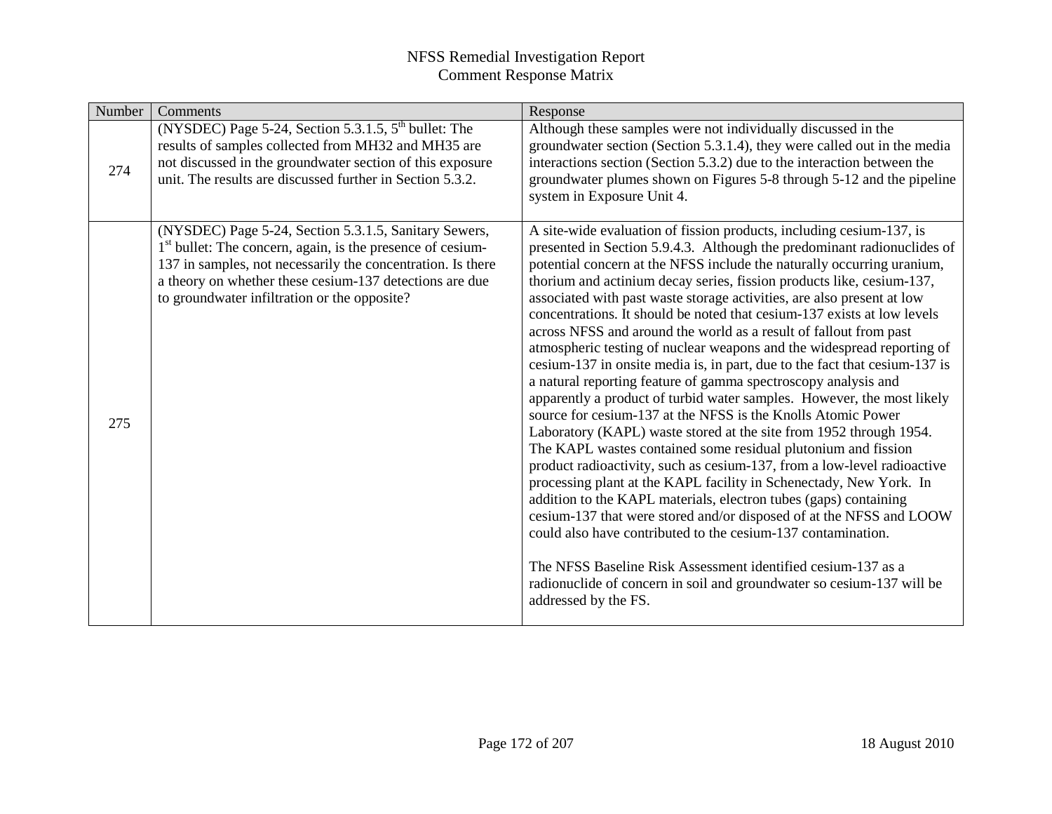# NFSS Remedial Investigation Report
## Comment Response Matrix

| Number | Comments | Response |
|---|---|---|
| 274 | (NYSDEC) Page 5-24, Section 5.3.1.5, 5th bullet: The results of samples collected from MH32 and MH35 are not discussed in the groundwater section of this exposure unit. The results are discussed further in Section 5.3.2. | Although these samples were not individually discussed in the groundwater section (Section 5.3.1.4), they were called out in the media interactions section (Section 5.3.2) due to the interaction between the groundwater plumes shown on Figures 5-8 through 5-12 and the pipeline system in Exposure Unit 4. |
| 275 | (NYSDEC) Page 5-24, Section 5.3.1.5, Sanitary Sewers, 1st bullet: The concern, again, is the presence of cesium-137 in samples, not necessarily the concentration. Is there a theory on whether these cesium-137 detections are due to groundwater infiltration or the opposite? | A site-wide evaluation of fission products, including cesium-137, is presented in Section 5.9.4.3. Although the predominant radionuclides of potential concern at the NFSS include the naturally occurring uranium, thorium and actinium decay series, fission products like, cesium-137, associated with past waste storage activities, are also present at low concentrations. It should be noted that cesium-137 exists at low levels across NFSS and around the world as a result of fallout from past atmospheric testing of nuclear weapons and the widespread reporting of cesium-137 in onsite media is, in part, due to the fact that cesium-137 is a natural reporting feature of gamma spectroscopy analysis and apparently a product of turbid water samples. However, the most likely source for cesium-137 at the NFSS is the Knolls Atomic Power Laboratory (KAPL) waste stored at the site from 1952 through 1954. The KAPL wastes contained some residual plutonium and fission product radioactivity, such as cesium-137, from a low-level radioactive processing plant at the KAPL facility in Schenectady, New York. In addition to the KAPL materials, electron tubes (gaps) containing cesium-137 that were stored and/or disposed of at the NFSS and LOOW could also have contributed to the cesium-137 contamination.<br><br>The NFSS Baseline Risk Assessment identified cesium-137 as a radionuclide of concern in soil and groundwater so cesium-137 will be addressed by the FS. |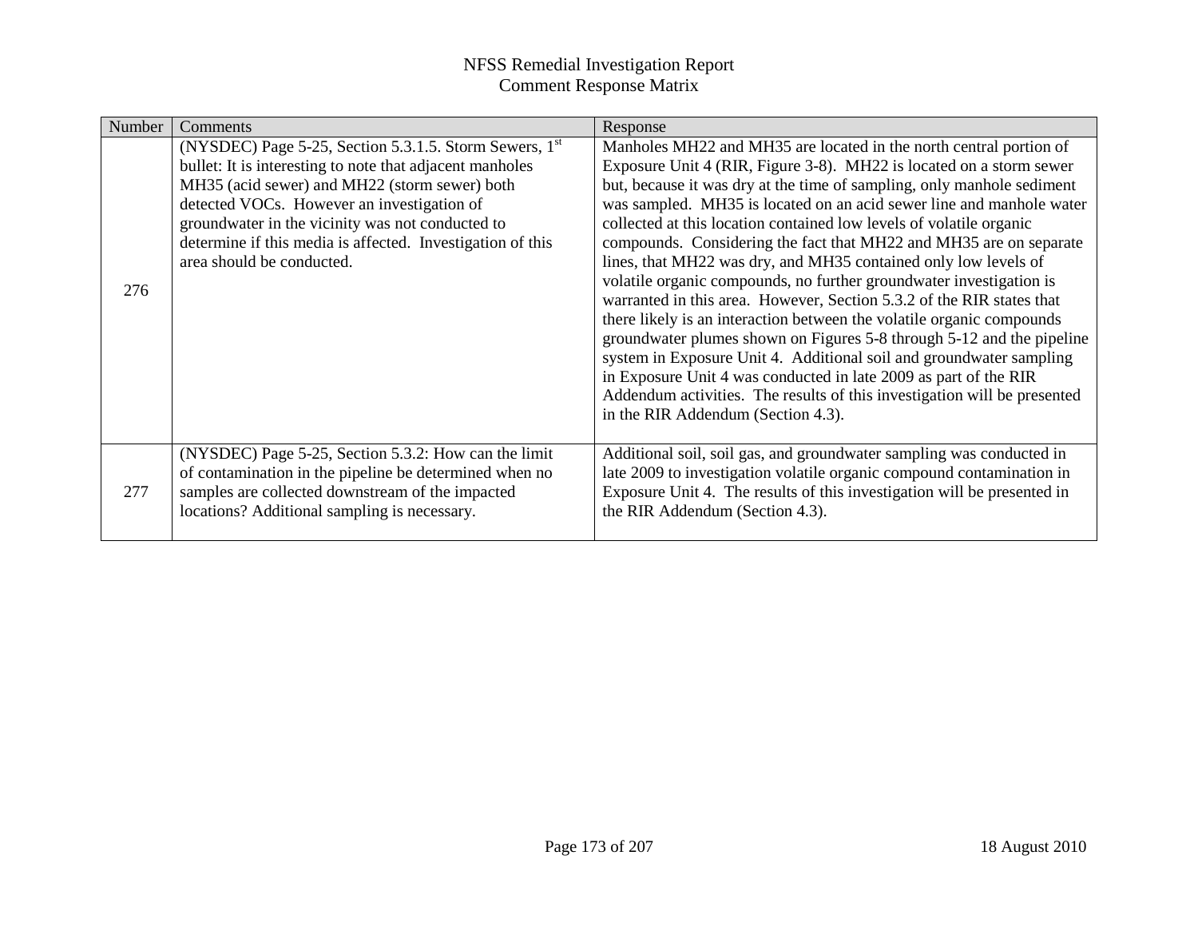| Number | Comments | Response |
| --- | --- | --- |
| 276 | (NYSDEC) Page 5-25, Section 5.3.1.5. Storm Sewers, 1st bullet: It is interesting to note that adjacent manholes MH35 (acid sewer) and MH22 (storm sewer) both detected VOCs. However an investigation of groundwater in the vicinity was not conducted to determine if this media is affected. Investigation of this area should be conducted. | Manholes MH22 and MH35 are located in the north central portion of Exposure Unit 4 (RIR, Figure 3-8). MH22 is located on a storm sewer but, because it was dry at the time of sampling, only manhole sediment was sampled. MH35 is located on an acid sewer line and manhole water collected at this location contained low levels of volatile organic compounds. Considering the fact that MH22 and MH35 are on separate lines, that MH22 was dry, and MH35 contained only low levels of volatile organic compounds, no further groundwater investigation is warranted in this area. However, Section 5.3.2 of the RIR states that there likely is an interaction between the volatile organic compounds groundwater plumes shown on Figures 5-8 through 5-12 and the pipeline system in Exposure Unit 4. Additional soil and groundwater sampling in Exposure Unit 4 was conducted in late 2009 as part of the RIR Addendum activities. The results of this investigation will be presented in the RIR Addendum (Section 4.3). |
| 277 | (NYSDEC) Page 5-25, Section 5.3.2: How can the limit of contamination in the pipeline be determined when no samples are collected downstream of the impacted locations? Additional sampling is necessary. | Additional soil, soil gas, and groundwater sampling was conducted in late 2009 to investigation volatile organic compound contamination in Exposure Unit 4. The results of this investigation will be presented in the RIR Addendum (Section 4.3). |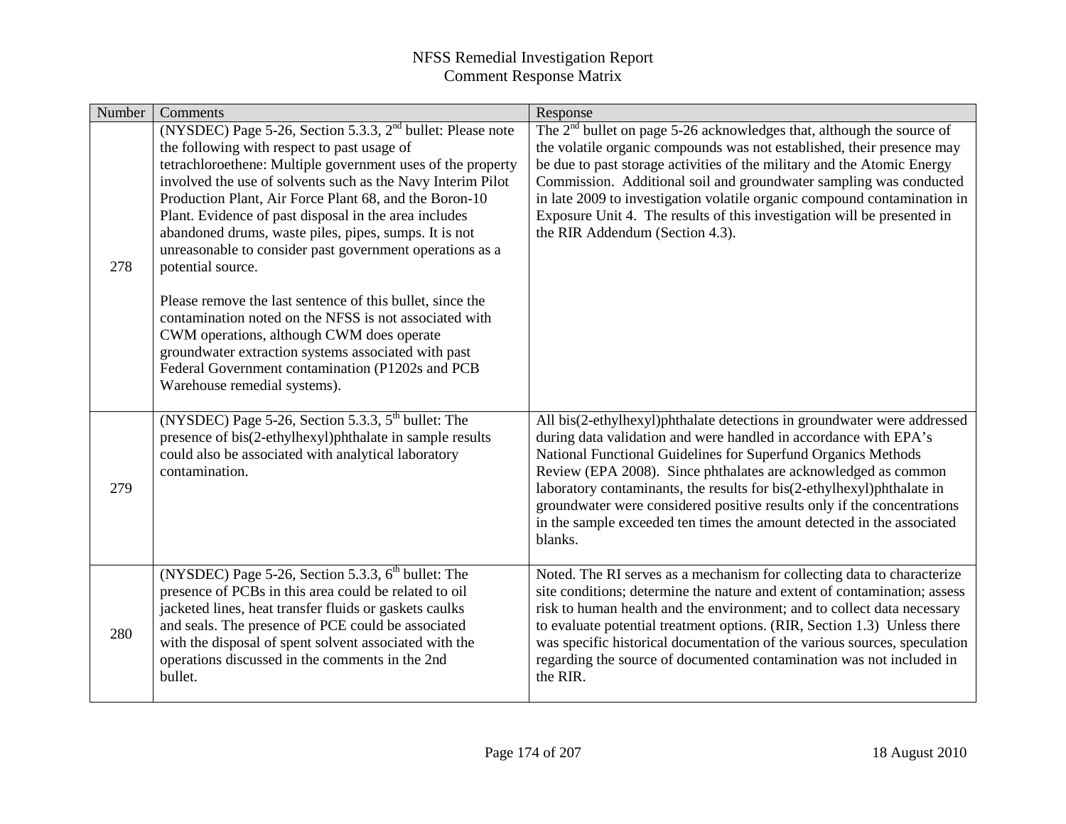| Number | Comments | Response |
|---|---|---|
| 278 | (NYSDEC) Page 5-26, Section 5.3.3, 2nd bullet: Please note the following with respect to past usage of tetrachloroethene: Multiple government uses of the property involved the use of solvents such as the Navy Interim Pilot Production Plant, Air Force Plant 68, and the Boron-10 Plant. Evidence of past disposal in the area includes abandoned drums, waste piles, pipes, sumps. It is not unreasonable to consider past government operations as a potential source.<br><br>Please remove the last sentence of this bullet, since the contamination noted on the NFSS is not associated with CWM operations, although CWM does operate groundwater extraction systems associated with past Federal Government contamination (P1202s and PCB Warehouse remedial systems). | The 2nd bullet on page 5-26 acknowledges that, although the source of the volatile organic compounds was not established, their presence may be due to past storage activities of the military and the Atomic Energy Commission. Additional soil and groundwater sampling was conducted in late 2009 to investigation volatile organic compound contamination in Exposure Unit 4. The results of this investigation will be presented in the RIR Addendum (Section 4.3). |
| 279 | (NYSDEC) Page 5-26, Section 5.3.3, 5th bullet: The presence of bis(2-ethylhexyl)phthalate in sample results could also be associated with analytical laboratory contamination. | All bis(2-ethylhexyl)phthalate detections in groundwater were addressed during data validation and were handled in accordance with EPA's National Functional Guidelines for Superfund Organics Methods Review (EPA 2008). Since phthalates are acknowledged as common laboratory contaminants, the results for bis(2-ethylhexyl)phthalate in groundwater were considered positive results only if the concentrations in the sample exceeded ten times the amount detected in the associated blanks. |
| 280 | (NYSDEC) Page 5-26, Section 5.3.3, 6th bullet: The presence of PCBs in this area could be related to oil jacketed lines, heat transfer fluids or gaskets caulks and seals. The presence of PCE could be associated with the disposal of spent solvent associated with the operations discussed in the comments in the 2nd bullet. | Noted. The RI serves as a mechanism for collecting data to characterize site conditions; determine the nature and extent of contamination; assess risk to human health and the environment; and to collect data necessary to evaluate potential treatment options. (RIR, Section 1.3) Unless there was specific historical documentation of the various sources, speculation regarding the source of documented contamination was not included in the RIR. |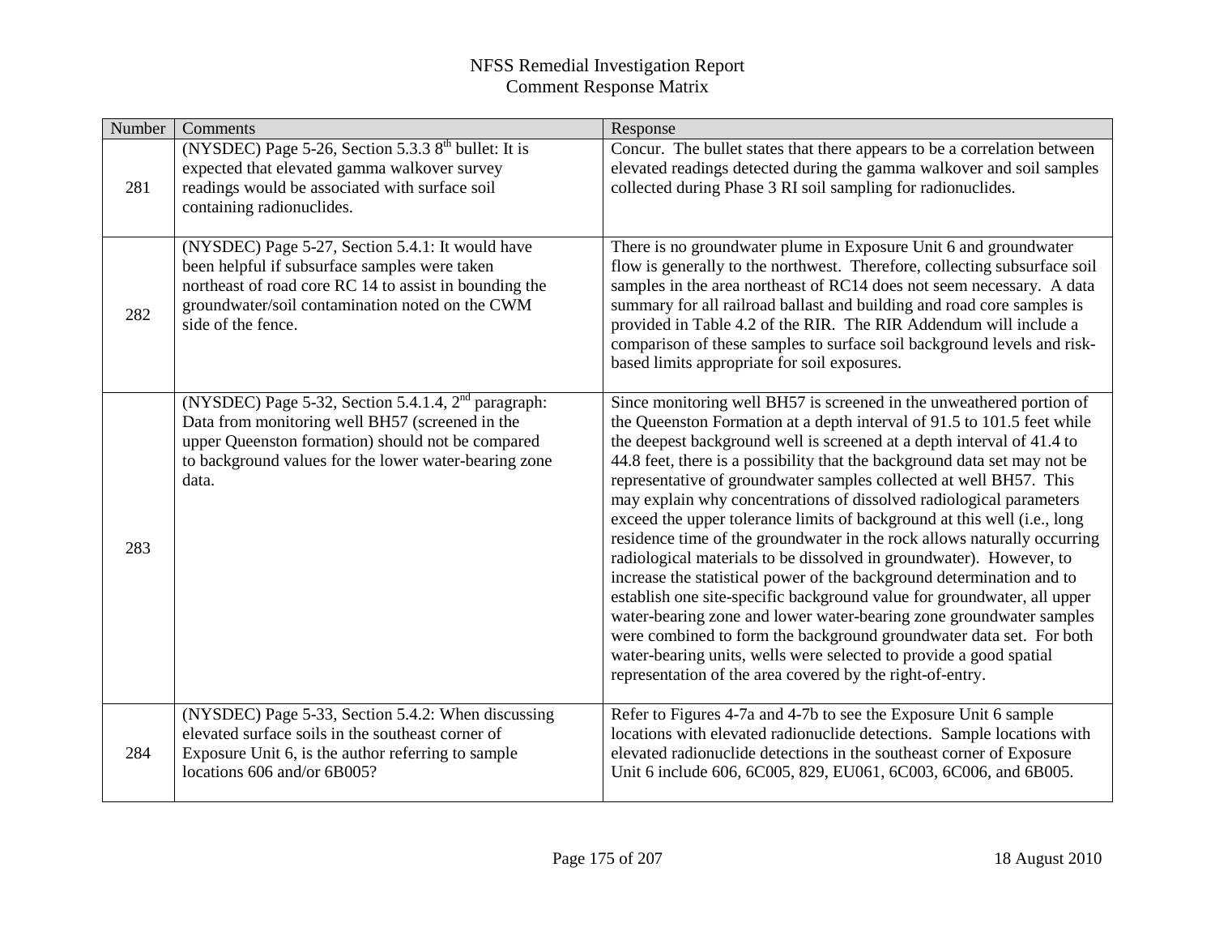# NFSS Remedial Investigation Report
## Comment Response Matrix

| Number | Comments | Response |
|---|---|---|
| 281 | (NYSDEC) Page 5-26, Section 5.3.3 8th bullet: It is expected that elevated gamma walkover survey readings would be associated with surface soil containing radionuclides. | Concur. The bullet states that there appears to be a correlation between elevated readings detected during the gamma walkover and soil samples collected during Phase 3 RI soil sampling for radionuclides. |
| 282 | (NYSDEC) Page 5-27, Section 5.4.1: It would have been helpful if subsurface samples were taken northeast of road core RC 14 to assist in bounding the groundwater/soil contamination noted on the CWM side of the fence. | There is no groundwater plume in Exposure Unit 6 and groundwater flow is generally to the northwest. Therefore, collecting subsurface soil samples in the area northeast of RC14 does not seem necessary. A data summary for all railroad ballast and building and road core samples is provided in Table 4.2 of the RIR. The RIR Addendum will include a comparison of these samples to surface soil background levels and risk-based limits appropriate for soil exposures. |
| 283 | (NYSDEC) Page 5-32, Section 5.4.1.4, 2nd paragraph: Data from monitoring well BH57 (screened in the upper Queenston formation) should not be compared to background values for the lower water-bearing zone data. | Since monitoring well BH57 is screened in the unweathered portion of the Queenston Formation at a depth interval of 91.5 to 101.5 feet while the deepest background well is screened at a depth interval of 41.4 to 44.8 feet, there is a possibility that the background data set may not be representative of groundwater samples collected at well BH57. This may explain why concentrations of dissolved radiological parameters exceed the upper tolerance limits of background at this well (i.e., long residence time of the groundwater in the rock allows naturally occurring radiological materials to be dissolved in groundwater). However, to increase the statistical power of the background determination and to establish one site-specific background value for groundwater, all upper water-bearing zone and lower water-bearing zone groundwater samples were combined to form the background groundwater data set. For both water-bearing units, wells were selected to provide a good spatial representation of the area covered by the right-of-entry. |
| 284 | (NYSDEC) Page 5-33, Section 5.4.2: When discussing elevated surface soils in the southeast corner of Exposure Unit 6, is the author referring to sample locations 606 and/or 6B005? | Refer to Figures 4-7a and 4-7b to see the Exposure Unit 6 sample locations with elevated radionuclide detections. Sample locations with elevated radionuclide detections in the southeast corner of Exposure Unit 6 include 606, 6C005, 829, EU061, 6C003, 6C006, and 6B005. |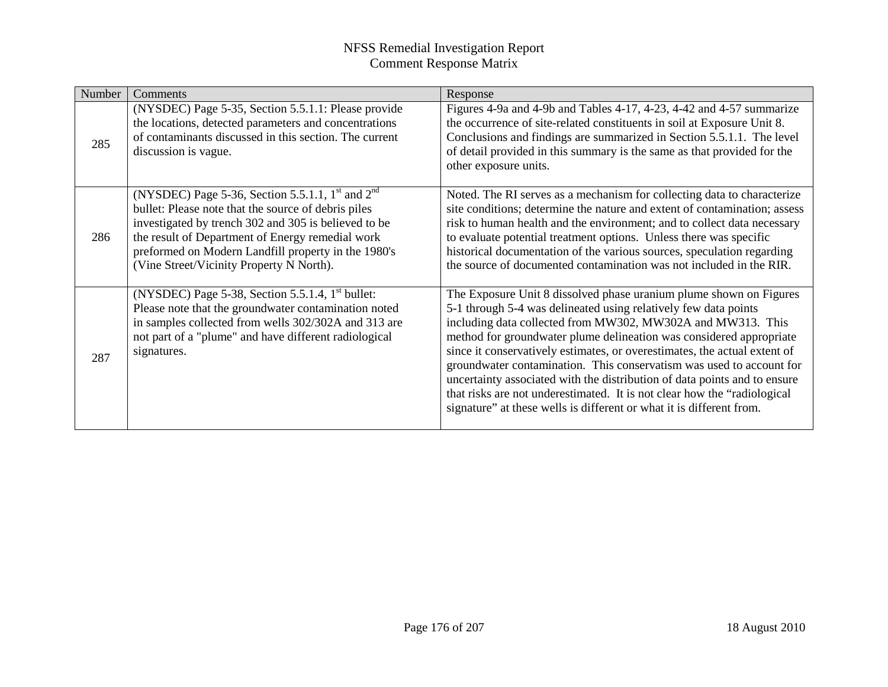| Number | Comments | Response |
|---|---|---|
| 285 | (NYSDEC) Page 5-35, Section 5.5.1.1: Please provide the locations, detected parameters and concentrations of contaminants discussed in this section. The current discussion is vague. | Figures 4-9a and 4-9b and Tables 4-17, 4-23, 4-42 and 4-57 summarize the occurrence of site-related constituents in soil at Exposure Unit 8. Conclusions and findings are summarized in Section 5.5.1.1. The level of detail provided in this summary is the same as that provided for the other exposure units. |
| 286 | (NYSDEC) Page 5-36, Section 5.5.1.1, 1st and 2nd bullet: Please note that the source of debris piles investigated by trench 302 and 305 is believed to be the result of Department of Energy remedial work preformed on Modern Landfill property in the 1980's (Vine Street/Vicinity Property N North). | Noted. The RI serves as a mechanism for collecting data to characterize site conditions; determine the nature and extent of contamination; assess risk to human health and the environment; and to collect data necessary to evaluate potential treatment options. Unless there was specific historical documentation of the various sources, speculation regarding the source of documented contamination was not included in the RIR. |
| 287 | (NYSDEC) Page 5-38, Section 5.5.1.4, 1st bullet: Please note that the groundwater contamination noted in samples collected from wells 302/302A and 313 are not part of a "plume" and have different radiological signatures. | The Exposure Unit 8 dissolved phase uranium plume shown on Figures 5-1 through 5-4 was delineated using relatively few data points including data collected from MW302, MW302A and MW313. This method for groundwater plume delineation was considered appropriate since it conservatively estimates, or overestimates, the actual extent of groundwater contamination. This conservatism was used to account for uncertainty associated with the distribution of data points and to ensure that risks are not underestimated. It is not clear how the "radiological signature" at these wells is different or what it is different from. |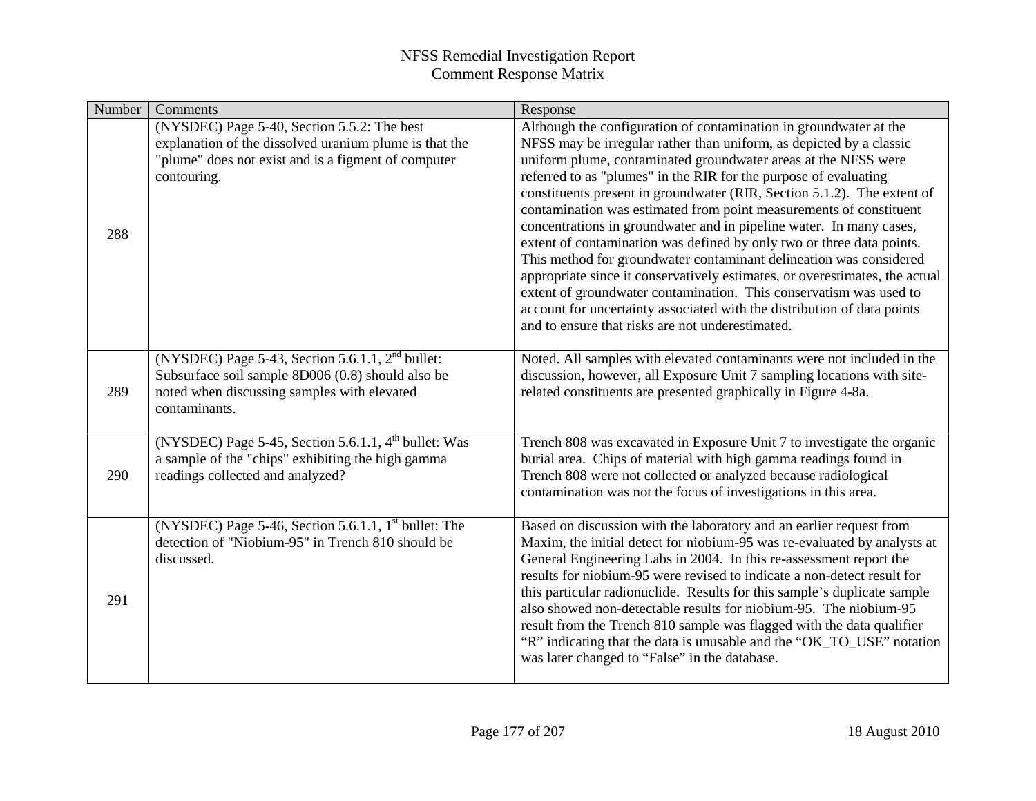| Number | Comments | Response |
|---|---|---|
| 288 | (NYSDEC) Page 5-40, Section 5.5.2: The best explanation of the dissolved uranium plume is that the "plume" does not exist and is a figment of computer contouring. | Although the configuration of contamination in groundwater at the NFSS may be irregular rather than uniform, as depicted by a classic uniform plume, contaminated groundwater areas at the NFSS were referred to as "plumes" in the RIR for the purpose of evaluating constituents present in groundwater (RIR, Section 5.1.2). The extent of contamination was estimated from point measurements of constituent concentrations in groundwater and in pipeline water. In many cases, extent of contamination was defined by only two or three data points. This method for groundwater contaminant delineation was considered appropriate since it conservatively estimates, or overestimates, the actual extent of groundwater contamination. This conservatism was used to account for uncertainty associated with the distribution of data points and to ensure that risks are not underestimated. |
| 289 | (NYSDEC) Page 5-43, Section 5.6.1.1, 2nd bullet: Subsurface soil sample 8D006 (0.8) should also be noted when discussing samples with elevated contaminants. | Noted. All samples with elevated contaminants were not included in the discussion, however, all Exposure Unit 7 sampling locations with site-related constituents are presented graphically in Figure 4-8a. |
| 290 | (NYSDEC) Page 5-45, Section 5.6.1.1, 4th bullet: Was a sample of the "chips" exhibiting the high gamma readings collected and analyzed? | Trench 808 was excavated in Exposure Unit 7 to investigate the organic burial area. Chips of material with high gamma readings found in Trench 808 were not collected or analyzed because radiological contamination was not the focus of investigations in this area. |
| 291 | (NYSDEC) Page 5-46, Section 5.6.1.1, 1st bullet: The detection of "Niobium-95" in Trench 810 should be discussed. | Based on discussion with the laboratory and an earlier request from Maxim, the initial detect for niobium-95 was re-evaluated by analysts at General Engineering Labs in 2004. In this re-assessment report the results for niobium-95 were revised to indicate a non-detect result for this particular radionuclide. Results for this sample's duplicate sample also showed non-detectable results for niobium-95. The niobium-95 result from the Trench 810 sample was flagged with the data qualifier "R" indicating that the data is unusable and the "OK_TO_USE" notation was later changed to "False" in the database. |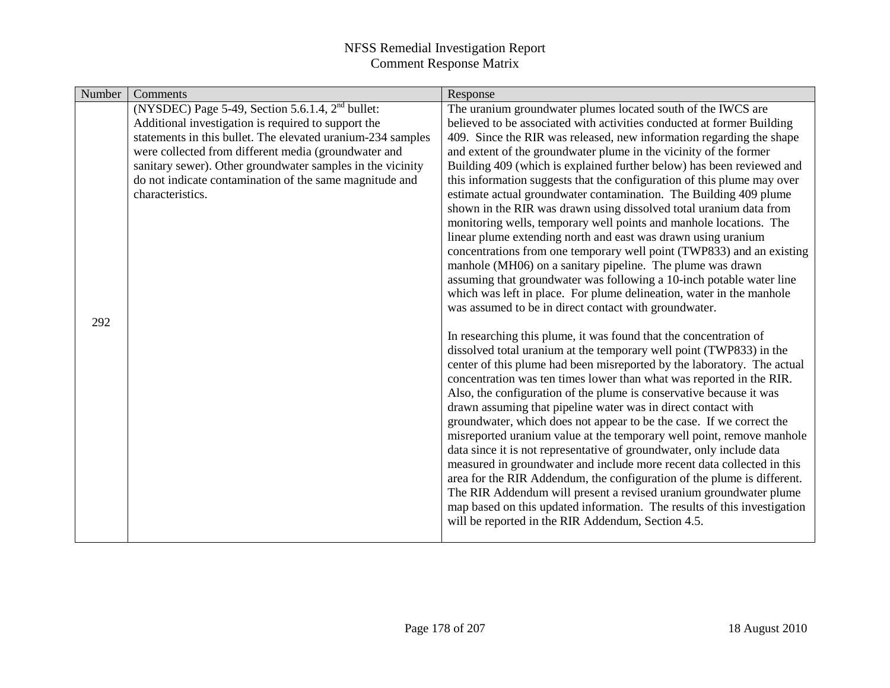| Number | Comments | Response |
|---|---|---|
| 292 | (NYSDEC) Page 5-49, Section 5.6.1.4, 2nd bullet: Additional investigation is required to support the statements in this bullet. The elevated uranium-234 samples were collected from different media (groundwater and sanitary sewer). Other groundwater samples in the vicinity do not indicate contamination of the same magnitude and characteristics. | The uranium groundwater plumes located south of the IWCS are believed to be associated with activities conducted at former Building 409. Since the RIR was released, new information regarding the shape and extent of the groundwater plume in the vicinity of the former Building 409 (which is explained further below) has been reviewed and this information suggests that the configuration of this plume may over estimate actual groundwater contamination. The Building 409 plume shown in the RIR was drawn using dissolved total uranium data from monitoring wells, temporary well points and manhole locations. The linear plume extending north and east was drawn using uranium concentrations from one temporary well point (TWP833) and an existing manhole (MH06) on a sanitary pipeline. The plume was drawn assuming that groundwater was following a 10-inch potable water line which was left in place. For plume delineation, water in the manhole was assumed to be in direct contact with groundwater.<br><br>In researching this plume, it was found that the concentration of dissolved total uranium at the temporary well point (TWP833) in the center of this plume had been misreported by the laboratory. The actual concentration was ten times lower than what was reported in the RIR. Also, the configuration of the plume is conservative because it was drawn assuming that pipeline water was in direct contact with groundwater, which does not appear to be the case. If we correct the misreported uranium value at the temporary well point, remove manhole data since it is not representative of groundwater, only include data measured in groundwater and include more recent data collected in this area for the RIR Addendum, the configuration of the plume is different. The RIR Addendum will present a revised uranium groundwater plume map based on this updated information. The results of this investigation will be reported in the RIR Addendum, Section 4.5. |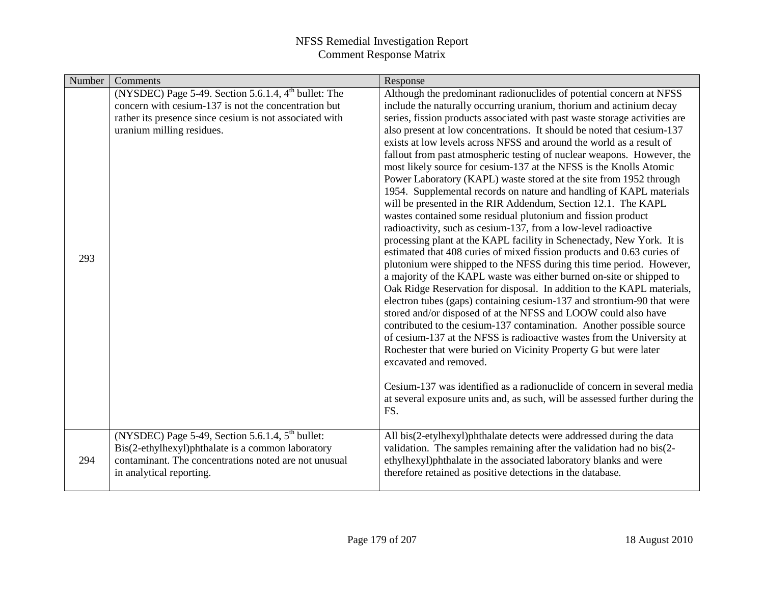| Number | Comments | Response |
|---|---|---|
| 293 | (NYSDEC) Page 5-49. Section 5.6.1.4, 4th bullet: The concern with cesium-137 is not the concentration but rather its presence since cesium is not associated with uranium milling residues. | Although the predominant radionuclides of potential concern at NFSS include the naturally occurring uranium, thorium and actinium decay series, fission products associated with past waste storage activities are also present at low concentrations. It should be noted that cesium-137 exists at low levels across NFSS and around the world as a result of fallout from past atmospheric testing of nuclear weapons. However, the most likely source for cesium-137 at the NFSS is the Knolls Atomic Power Laboratory (KAPL) waste stored at the site from 1952 through 1954. Supplemental records on nature and handling of KAPL materials will be presented in the RIR Addendum, Section 12.1. The KAPL wastes contained some residual plutonium and fission product radioactivity, such as cesium-137, from a low-level radioactive processing plant at the KAPL facility in Schenectady, New York. It is estimated that 408 curies of mixed fission products and 0.63 curies of plutonium were shipped to the NFSS during this time period. However, a majority of the KAPL waste was either burned on-site or shipped to Oak Ridge Reservation for disposal. In addition to the KAPL materials, electron tubes (gaps) containing cesium-137 and strontium-90 that were stored and/or disposed of at the NFSS and LOOW could also have contributed to the cesium-137 contamination. Another possible source of cesium-137 at the NFSS is radioactive wastes from the University at Rochester that were buried on Vicinity Property G but were later excavated and removed.<br><br>Cesium-137 was identified as a radionuclide of concern in several media at several exposure units and, as such, will be assessed further during the FS. |
| 294 | (NYSDEC) Page 5-49, Section 5.6.1.4, 5th bullet: Bis(2-ethylhexyl)phthalate is a common laboratory contaminant. The concentrations noted are not unusual in analytical reporting. | All bis(2-etylhexyl)phthalate detects were addressed during the data validation. The samples remaining after the validation had no bis(2-ethylhexyl)phthalate in the associated laboratory blanks and were therefore retained as positive detections in the database. |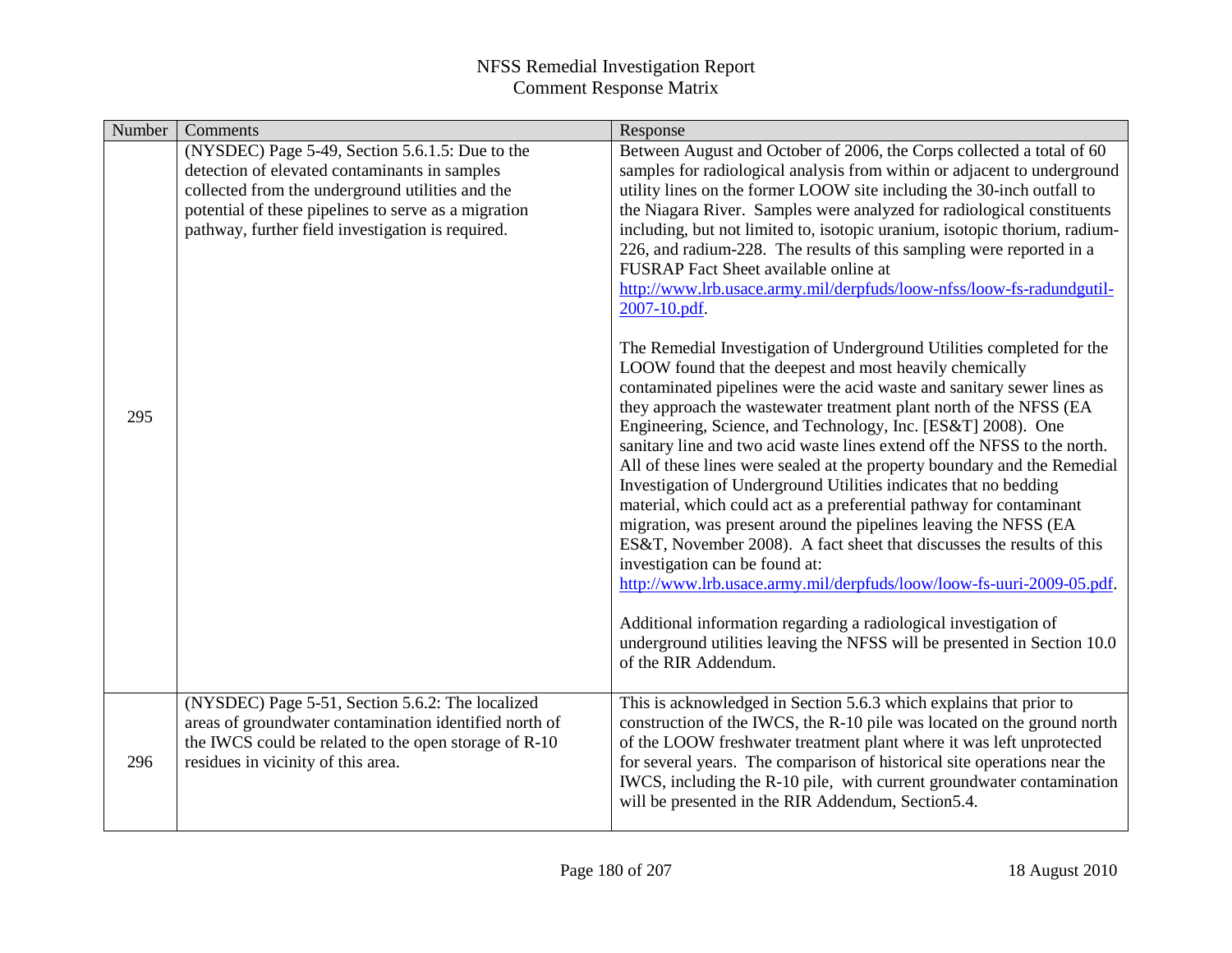# NFSS Remedial Investigation Report
## Comment Response Matrix

| Number | Comments | Response |
|---|---|---|
| 295 | (NYSDEC) Page 5-49, Section 5.6.1.5: Due to the detection of elevated contaminants in samples collected from the underground utilities and the potential of these pipelines to serve as a migration pathway, further field investigation is required. | Between August and October of 2006, the Corps collected a total of 60 samples for radiological analysis from within or adjacent to underground utility lines on the former LOOW site including the 30-inch outfall to the Niagara River. Samples were analyzed for radiological constituents including, but not limited to, isotopic uranium, isotopic thorium, radium-226, and radium-228. The results of this sampling were reported in a FUSRAP Fact Sheet available online at http://www.lrb.usace.army.mil/derpfuds/loow-nfss/loow-fs-radundgutil-2007-10.pdf.<br><br>The Remedial Investigation of Underground Utilities completed for the LOOW found that the deepest and most heavily chemically contaminated pipelines were the acid waste and sanitary sewer lines as they approach the wastewater treatment plant north of the NFSS (EA Engineering, Science, and Technology, Inc. [ES&T] 2008). One sanitary line and two acid waste lines extend off the NFSS to the north. All of these lines were sealed at the property boundary and the Remedial Investigation of Underground Utilities indicates that no bedding material, which could act as a preferential pathway for contaminant migration, was present around the pipelines leaving the NFSS (EA ES&T, November 2008). A fact sheet that discusses the results of this investigation can be found at: http://www.lrb.usace.army.mil/derpfuds/loow/loow-fs-uuri-2009-05.pdf.<br><br>Additional information regarding a radiological investigation of underground utilities leaving the NFSS will be presented in Section 10.0 of the RIR Addendum. |
| 296 | (NYSDEC) Page 5-51, Section 5.6.2: The localized areas of groundwater contamination identified north of the IWCS could be related to the open storage of R-10 residues in vicinity of this area. | This is acknowledged in Section 5.6.3 which explains that prior to construction of the IWCS, the R-10 pile was located on the ground north of the LOOW freshwater treatment plant where it was left unprotected for several years. The comparison of historical site operations near the IWCS, including the R-10 pile, with current groundwater contamination will be presented in the RIR Addendum, Section5.4. |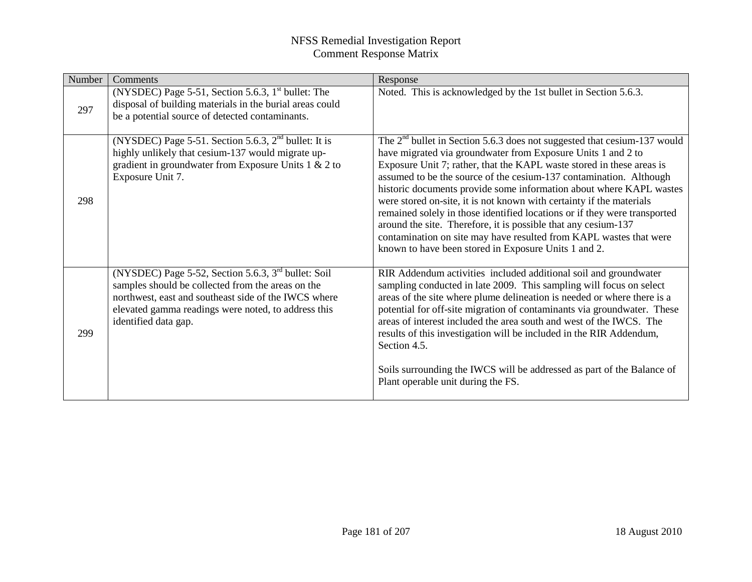| Number | Comments | Response |
|---|---|---|
| 297 | (NYSDEC) Page 5-51, Section 5.6.3, 1st bullet: The disposal of building materials in the burial areas could be a potential source of detected contaminants. | Noted. This is acknowledged by the 1st bullet in Section 5.6.3. |
| 298 | (NYSDEC) Page 5-51. Section 5.6.3, 2nd bullet: It is highly unlikely that cesium-137 would migrate up-gradient in groundwater from Exposure Units 1 & 2 to Exposure Unit 7. | The 2nd bullet in Section 5.6.3 does not suggested that cesium-137 would have migrated via groundwater from Exposure Units 1 and 2 to Exposure Unit 7; rather, that the KAPL waste stored in these areas is assumed to be the source of the cesium-137 contamination. Although historic documents provide some information about where KAPL wastes were stored on-site, it is not known with certainty if the materials remained solely in those identified locations or if they were transported around the site. Therefore, it is possible that any cesium-137 contamination on site may have resulted from KAPL wastes that were known to have been stored in Exposure Units 1 and 2. |
| 299 | (NYSDEC) Page 5-52, Section 5.6.3, 3rd bullet: Soil samples should be collected from the areas on the northwest, east and southeast side of the IWCS where elevated gamma readings were noted, to address this identified data gap. | RIR Addendum activities included additional soil and groundwater sampling conducted in late 2009. This sampling will focus on select areas of the site where plume delineation is needed or where there is a potential for off-site migration of contaminants via groundwater. These areas of interest included the area south and west of the IWCS. The results of this investigation will be included in the RIR Addendum, Section 4.5.<br><br>Soils surrounding the IWCS will be addressed as part of the Balance of Plant operable unit during the FS. |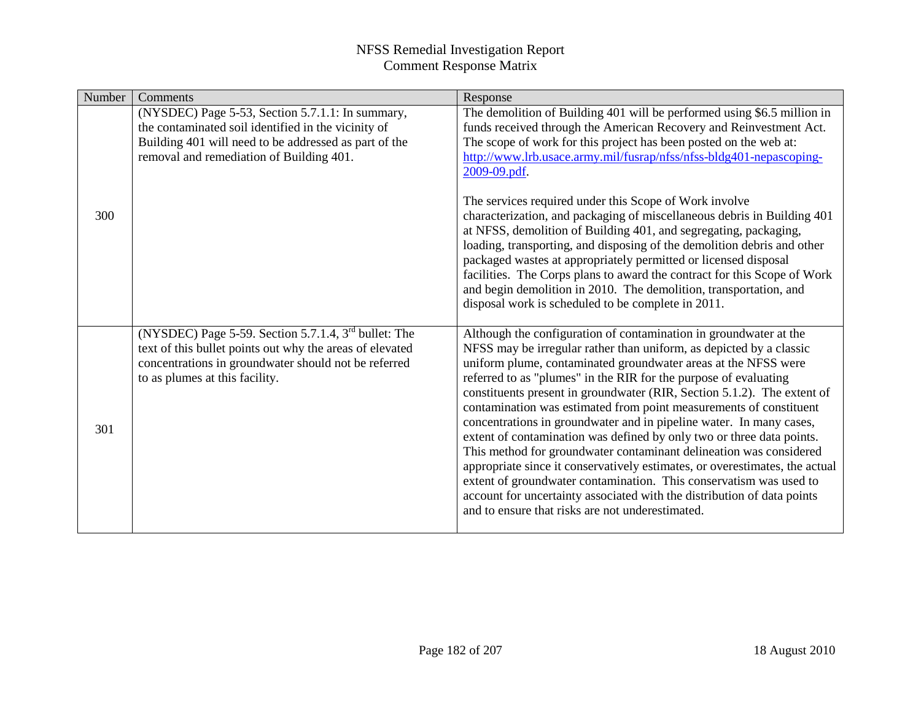| Number | Comments | Response |
|---|---|---|
| 300 | (NYSDEC) Page 5-53, Section 5.7.1.1: In summary, the contaminated soil identified in the vicinity of Building 401 will need to be addressed as part of the removal and remediation of Building 401. | The demolition of Building 401 will be performed using $6.5 million in funds received through the American Recovery and Reinvestment Act. The scope of work for this project has been posted on the web at: http://www.lrb.usace.army.mil/fusrap/nfss/nfss-bldg401-nepascoping-2009-09.pdf.<br><br>The services required under this Scope of Work involve characterization, and packaging of miscellaneous debris in Building 401 at NFSS, demolition of Building 401, and segregating, packaging, loading, transporting, and disposing of the demolition debris and other packaged wastes at appropriately permitted or licensed disposal facilities. The Corps plans to award the contract for this Scope of Work and begin demolition in 2010. The demolition, transportation, and disposal work is scheduled to be complete in 2011. |
| 301 | (NYSDEC) Page 5-59. Section 5.7.1.4, 3rd bullet: The text of this bullet points out why the areas of elevated concentrations in groundwater should not be referred to as plumes at this facility. | Although the configuration of contamination in groundwater at the NFSS may be irregular rather than uniform, as depicted by a classic uniform plume, contaminated groundwater areas at the NFSS were referred to as "plumes" in the RIR for the purpose of evaluating constituents present in groundwater (RIR, Section 5.1.2). The extent of contamination was estimated from point measurements of constituent concentrations in groundwater and in pipeline water. In many cases, extent of contamination was defined by only two or three data points. This method for groundwater contaminant delineation was considered appropriate since it conservatively estimates, or overestimates, the actual extent of groundwater contamination. This conservatism was used to account for uncertainty associated with the distribution of data points and to ensure that risks are not underestimated. |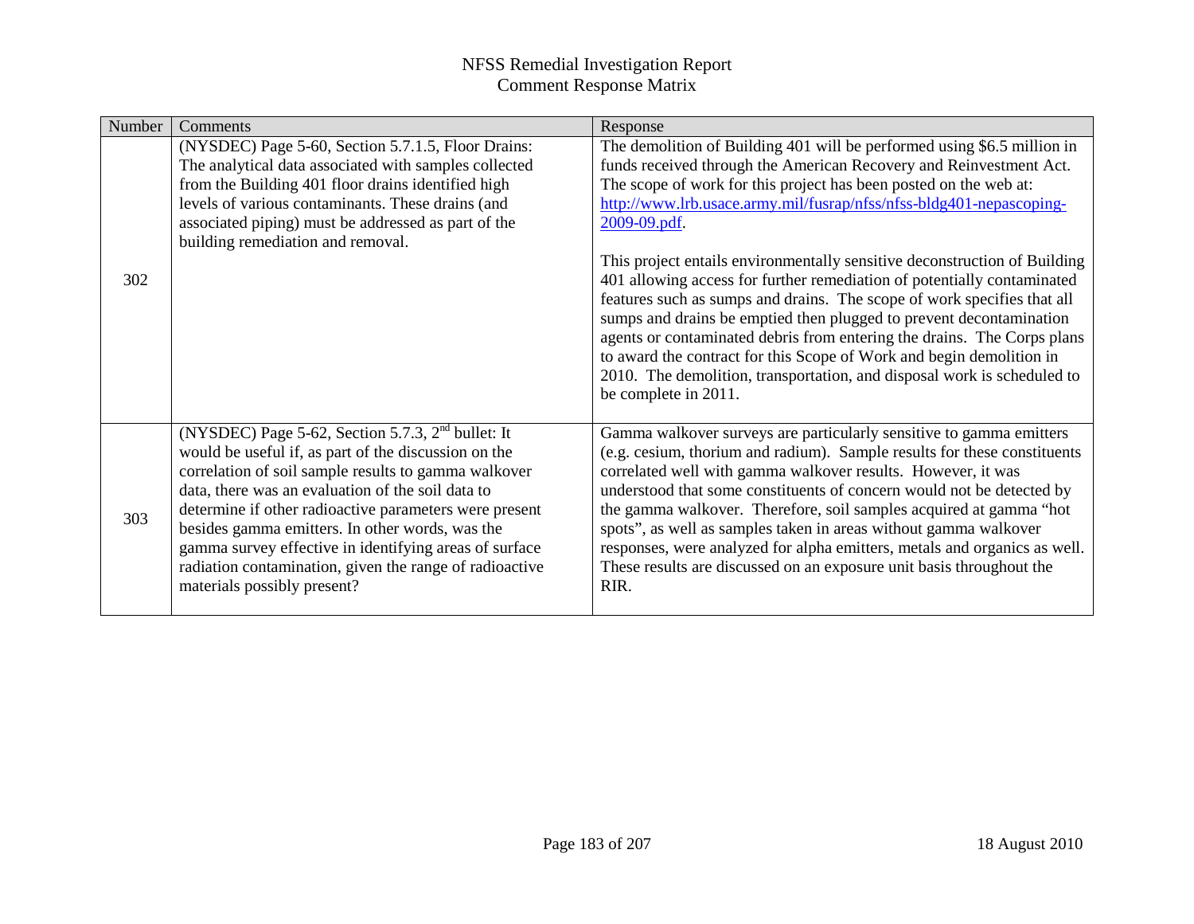| Number | Comments | Response |
|---|---|---|
| 302 | (NYSDEC) Page 5-60, Section 5.7.1.5, Floor Drains: The analytical data associated with samples collected from the Building 401 floor drains identified high levels of various contaminants. These drains (and associated piping) must be addressed as part of the building remediation and removal. | The demolition of Building 401 will be performed using $6.5 million in funds received through the American Recovery and Reinvestment Act. The scope of work for this project has been posted on the web at: http://www.lrb.usace.army.mil/fusrap/nfss/nfss-bldg401-nepascoping-2009-09.pdf.<br><br>This project entails environmentally sensitive deconstruction of Building 401 allowing access for further remediation of potentially contaminated features such as sumps and drains. The scope of work specifies that all sumps and drains be emptied then plugged to prevent decontamination agents or contaminated debris from entering the drains. The Corps plans to award the contract for this Scope of Work and begin demolition in 2010. The demolition, transportation, and disposal work is scheduled to be complete in 2011. |
| 303 | (NYSDEC) Page 5-62, Section 5.7.3, 2nd bullet: It would be useful if, as part of the discussion on the correlation of soil sample results to gamma walkover data, there was an evaluation of the soil data to determine if other radioactive parameters were present besides gamma emitters. In other words, was the gamma survey effective in identifying areas of surface radiation contamination, given the range of radioactive materials possibly present? | Gamma walkover surveys are particularly sensitive to gamma emitters (e.g. cesium, thorium and radium). Sample results for these constituents correlated well with gamma walkover results. However, it was understood that some constituents of concern would not be detected by the gamma walkover. Therefore, soil samples acquired at gamma "hot spots", as well as samples taken in areas without gamma walkover responses, were analyzed for alpha emitters, metals and organics as well. These results are discussed on an exposure unit basis throughout the RIR. |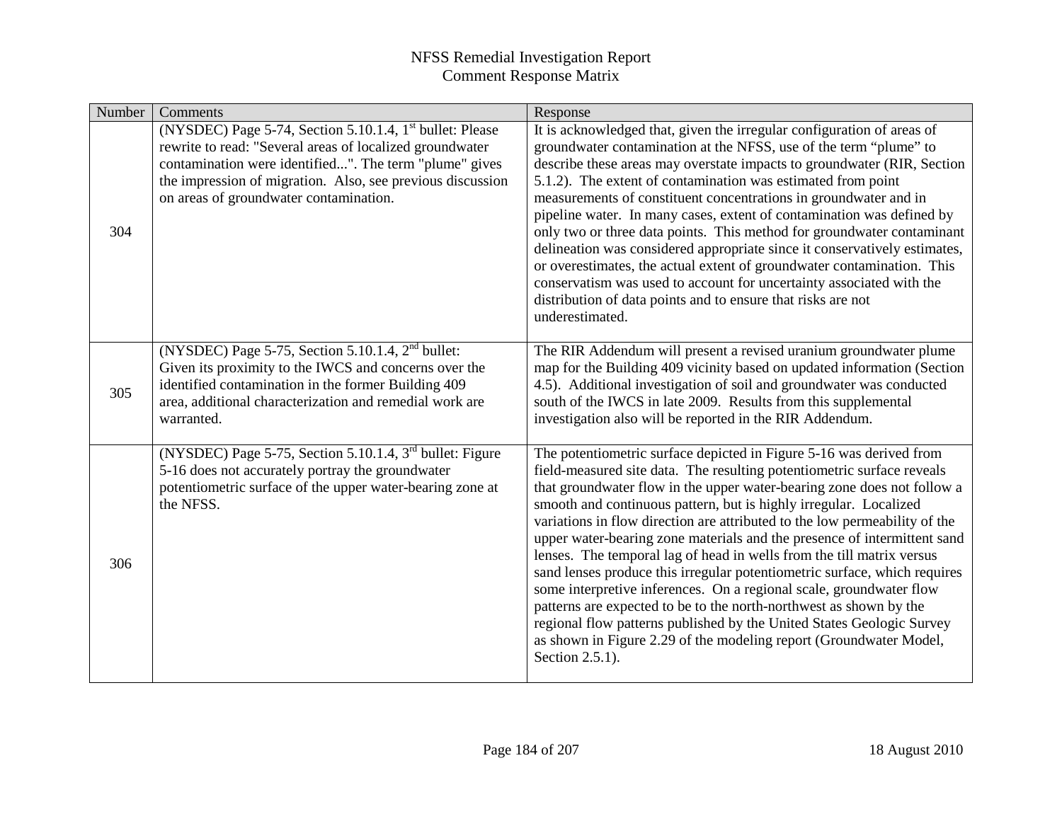# NFSS Remedial Investigation Report
## Comment Response Matrix

| Number | Comments | Response |
|---|---|---|
| 304 | (NYSDEC) Page 5-74, Section 5.10.1.4, 1st bullet: Please rewrite to read: "Several areas of localized groundwater contamination were identified...". The term "plume" gives the impression of migration. Also, see previous discussion on areas of groundwater contamination. | It is acknowledged that, given the irregular configuration of areas of groundwater contamination at the NFSS, use of the term "plume" to describe these areas may overstate impacts to groundwater (RIR, Section 5.1.2). The extent of contamination was estimated from point measurements of constituent concentrations in groundwater and in pipeline water. In many cases, extent of contamination was defined by only two or three data points. This method for groundwater contaminant delineation was considered appropriate since it conservatively estimates, or overestimates, the actual extent of groundwater contamination. This conservatism was used to account for uncertainty associated with the distribution of data points and to ensure that risks are not underestimated. |
| 305 | (NYSDEC) Page 5-75, Section 5.10.1.4, 2nd bullet: Given its proximity to the IWCS and concerns over the identified contamination in the former Building 409 area, additional characterization and remedial work are warranted. | The RIR Addendum will present a revised uranium groundwater plume map for the Building 409 vicinity based on updated information (Section 4.5). Additional investigation of soil and groundwater was conducted south of the IWCS in late 2009. Results from this supplemental investigation also will be reported in the RIR Addendum. |
| 306 | (NYSDEC) Page 5-75, Section 5.10.1.4, 3rd bullet: Figure 5-16 does not accurately portray the groundwater potentiometric surface of the upper water-bearing zone at the NFSS. | The potentiometric surface depicted in Figure 5-16 was derived from field-measured site data. The resulting potentiometric surface reveals that groundwater flow in the upper water-bearing zone does not follow a smooth and continuous pattern, but is highly irregular. Localized variations in flow direction are attributed to the low permeability of the upper water-bearing zone materials and the presence of intermittent sand lenses. The temporal lag of head in wells from the till matrix versus sand lenses produce this irregular potentiometric surface, which requires some interpretive inferences. On a regional scale, groundwater flow patterns are expected to be to the north-northwest as shown by the regional flow patterns published by the United States Geologic Survey as shown in Figure 2.29 of the modeling report (Groundwater Model, Section 2.5.1). |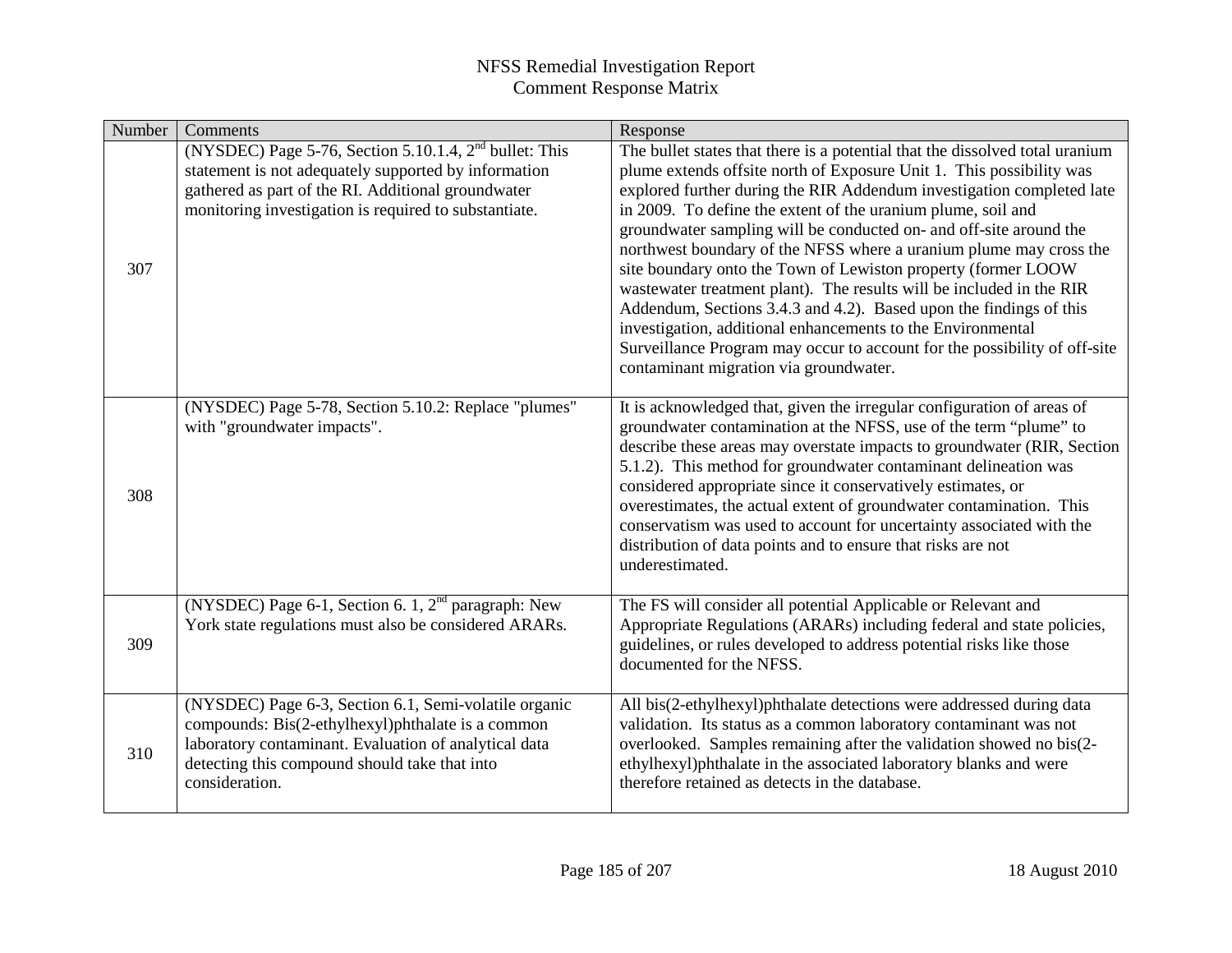# NFSS Remedial Investigation Report
## Comment Response Matrix

| Number | Comments | Response |
|---|---|---|
| 307 | (NYSDEC) Page 5-76, Section 5.10.1.4, 2nd bullet: This statement is not adequately supported by information gathered as part of the RI. Additional groundwater monitoring investigation is required to substantiate. | The bullet states that there is a potential that the dissolved total uranium plume extends offsite north of Exposure Unit 1. This possibility was explored further during the RIR Addendum investigation completed late in 2009. To define the extent of the uranium plume, soil and groundwater sampling will be conducted on- and off-site around the northwest boundary of the NFSS where a uranium plume may cross the site boundary onto the Town of Lewiston property (former LOOW wastewater treatment plant). The results will be included in the RIR Addendum, Sections 3.4.3 and 4.2). Based upon the findings of this investigation, additional enhancements to the Environmental Surveillance Program may occur to account for the possibility of off-site contaminant migration via groundwater. |
| 308 | (NYSDEC) Page 5-78, Section 5.10.2: Replace "plumes" with "groundwater impacts". | It is acknowledged that, given the irregular configuration of areas of groundwater contamination at the NFSS, use of the term "plume" to describe these areas may overstate impacts to groundwater (RIR, Section 5.1.2). This method for groundwater contaminant delineation was considered appropriate since it conservatively estimates, or overestimates, the actual extent of groundwater contamination. This conservatism was used to account for uncertainty associated with the distribution of data points and to ensure that risks are not underestimated. |
| 309 | (NYSDEC) Page 6-1, Section 6. 1, 2nd paragraph: New York state regulations must also be considered ARARs. | The FS will consider all potential Applicable or Relevant and Appropriate Regulations (ARARs) including federal and state policies, guidelines, or rules developed to address potential risks like those documented for the NFSS. |
| 310 | (NYSDEC) Page 6-3, Section 6.1, Semi-volatile organic compounds: Bis(2-ethylhexyl)phthalate is a common laboratory contaminant. Evaluation of analytical data detecting this compound should take that into consideration. | All bis(2-ethylhexyl)phthalate detections were addressed during data validation. Its status as a common laboratory contaminant was not overlooked. Samples remaining after the validation showed no bis(2-ethylhexyl)phthalate in the associated laboratory blanks and were therefore retained as detects in the database. |

18 August 2010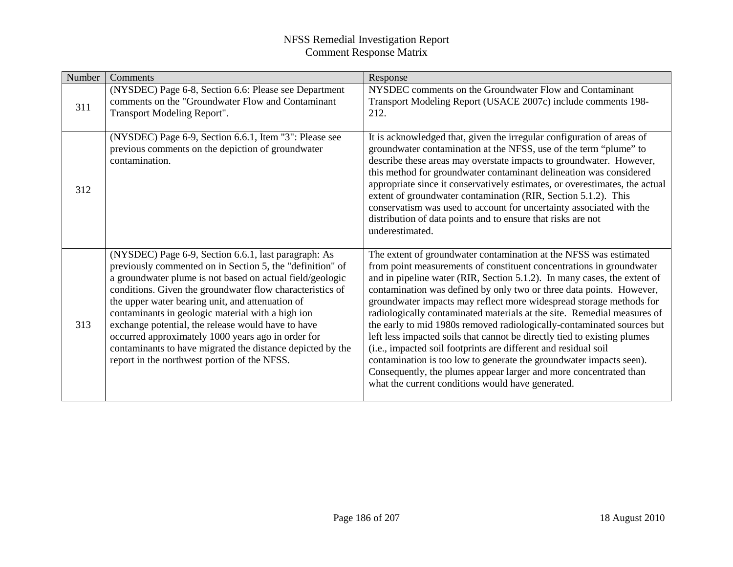| Number | Comments | Response |
|---|---|---|
| 311 | (NYSDEC) Page 6-8, Section 6.6: Please see Department comments on the "Groundwater Flow and Contaminant Transport Modeling Report". | NYSDEC comments on the Groundwater Flow and Contaminant Transport Modeling Report (USACE 2007c) include comments 198-212. |
| 312 | (NYSDEC) Page 6-9, Section 6.6.1, Item "3": Please see previous comments on the depiction of groundwater contamination. | It is acknowledged that, given the irregular configuration of areas of groundwater contamination at the NFSS, use of the term "plume" to describe these areas may overstate impacts to groundwater. However, this method for groundwater contaminant delineation was considered appropriate since it conservatively estimates, or overestimates, the actual extent of groundwater contamination (RIR, Section 5.1.2). This conservatism was used to account for uncertainty associated with the distribution of data points and to ensure that risks are not underestimated. |
| 313 | (NYSDEC) Page 6-9, Section 6.6.1, last paragraph: As previously commented on in Section 5, the "definition" of a groundwater plume is not based on actual field/geologic conditions. Given the groundwater flow characteristics of the upper water bearing unit, and attenuation of contaminants in geologic material with a high ion exchange potential, the release would have to have occurred approximately 1000 years ago in order for contaminants to have migrated the distance depicted by the report in the northwest portion of the NFSS. | The extent of groundwater contamination at the NFSS was estimated from point measurements of constituent concentrations in groundwater and in pipeline water (RIR, Section 5.1.2). In many cases, the extent of contamination was defined by only two or three data points. However, groundwater impacts may reflect more widespread storage methods for radiologically contaminated materials at the site. Remedial measures of the early to mid 1980s removed radiologically-contaminated sources but left less impacted soils that cannot be directly tied to existing plumes (i.e., impacted soil footprints are different and residual soil contamination is too low to generate the groundwater impacts seen). Consequently, the plumes appear larger and more concentrated than what the current conditions would have generated. |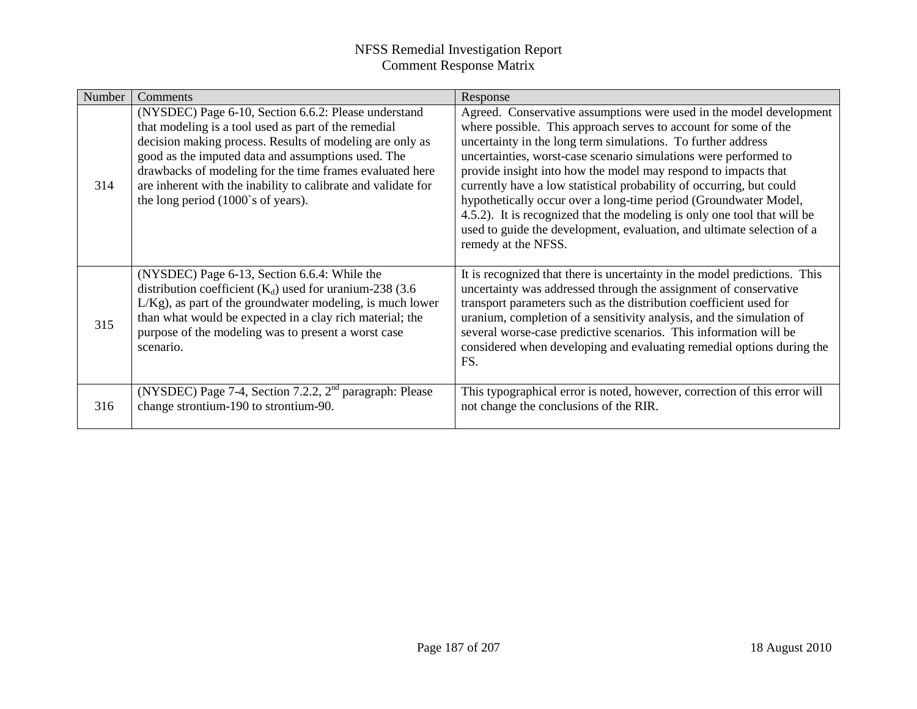# NFSS Remedial Investigation Report
## Comment Response Matrix

| Number | Comments | Response |
|---|---|---|
| 314 | (NYSDEC) Page 6-10, Section 6.6.2: Please understand that modeling is a tool used as part of the remedial decision making process. Results of modeling are only as good as the imputed data and assumptions used. The drawbacks of modeling for the time frames evaluated here are inherent with the inability to calibrate and validate for the long period (1000`s of years). | Agreed. Conservative assumptions were used in the model development where possible. This approach serves to account for some of the uncertainty in the long term simulations. To further address uncertainties, worst-case scenario simulations were performed to provide insight into how the model may respond to impacts that currently have a low statistical probability of occurring, but could hypothetically occur over a long-time period (Groundwater Model, 4.5.2). It is recognized that the modeling is only one tool that will be used to guide the development, evaluation, and ultimate selection of a remedy at the NFSS. |
| 315 | (NYSDEC) Page 6-13, Section 6.6.4: While the distribution coefficient ($K_d$) used for uranium-238 (3.6 L/Kg), as part of the groundwater modeling, is much lower than what would be expected in a clay rich material; the purpose of the modeling was to present a worst case scenario. | It is recognized that there is uncertainty in the model predictions. This uncertainty was addressed through the assignment of conservative transport parameters such as the distribution coefficient used for uranium, completion of a sensitivity analysis, and the simulation of several worse-case predictive scenarios. This information will be considered when developing and evaluating remedial options during the FS. |
| 316 | (NYSDEC) Page 7-4, Section 7.2.2, 2nd paragraph: Please change strontium-190 to strontium-90. | This typographical error is noted, however, correction of this error will not change the conclusions of the RIR. |

18 August 2010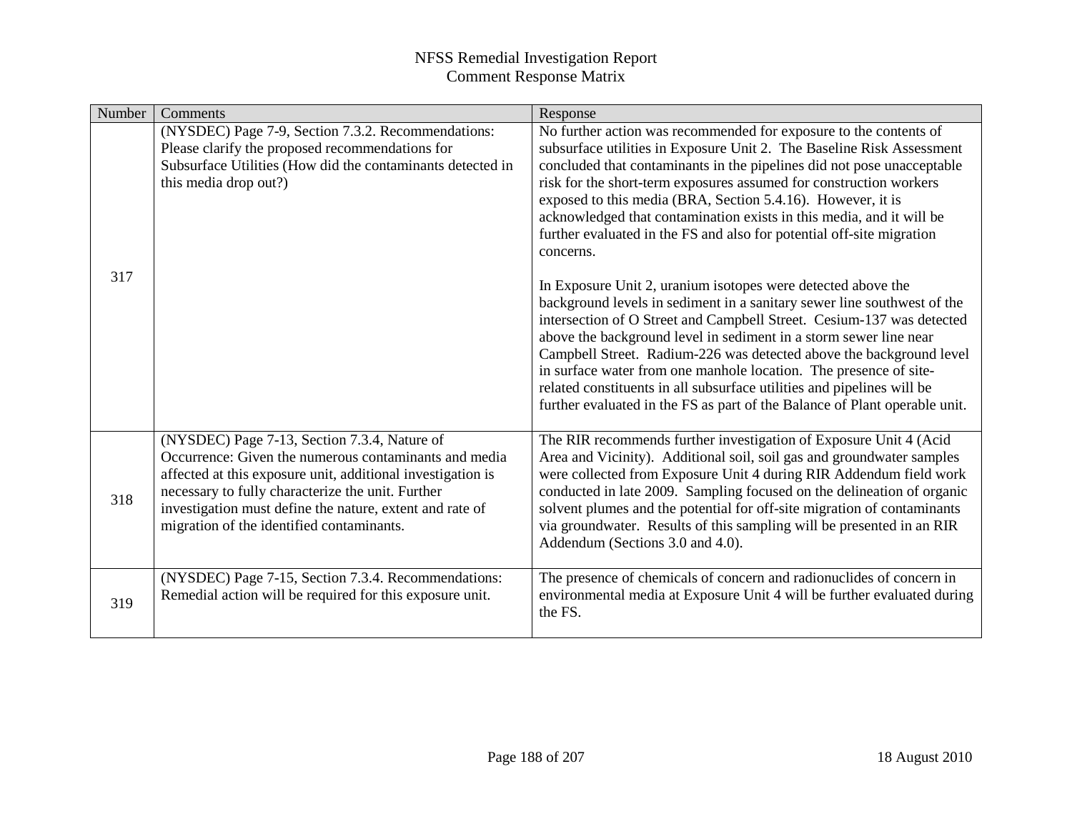| Number | Comments | Response |
|---|---|---|
| 317 | (NYSDEC) Page 7-9, Section 7.3.2. Recommendations: Please clarify the proposed recommendations for Subsurface Utilities (How did the contaminants detected in this media drop out?) | No further action was recommended for exposure to the contents of subsurface utilities in Exposure Unit 2. The Baseline Risk Assessment concluded that contaminants in the pipelines did not pose unacceptable risk for the short-term exposures assumed for construction workers exposed to this media (BRA, Section 5.4.16). However, it is acknowledged that contamination exists in this media, and it will be further evaluated in the FS and also for potential off-site migration concerns.<br><br>In Exposure Unit 2, uranium isotopes were detected above the background levels in sediment in a sanitary sewer line southwest of the intersection of O Street and Campbell Street. Cesium-137 was detected above the background level in sediment in a storm sewer line near Campbell Street. Radium-226 was detected above the background level in surface water from one manhole location. The presence of site-related constituents in all subsurface utilities and pipelines will be further evaluated in the FS as part of the Balance of Plant operable unit. |
| 318 | (NYSDEC) Page 7-13, Section 7.3.4, Nature of Occurrence: Given the numerous contaminants and media affected at this exposure unit, additional investigation is necessary to fully characterize the unit. Further investigation must define the nature, extent and rate of migration of the identified contaminants. | The RIR recommends further investigation of Exposure Unit 4 (Acid Area and Vicinity). Additional soil, soil gas and groundwater samples were collected from Exposure Unit 4 during RIR Addendum field work conducted in late 2009. Sampling focused on the delineation of organic solvent plumes and the potential for off-site migration of contaminants via groundwater. Results of this sampling will be presented in an RIR Addendum (Sections 3.0 and 4.0). |
| 319 | (NYSDEC) Page 7-15, Section 7.3.4. Recommendations: Remedial action will be required for this exposure unit. | The presence of chemicals of concern and radionuclides of concern in environmental media at Exposure Unit 4 will be further evaluated during the FS. |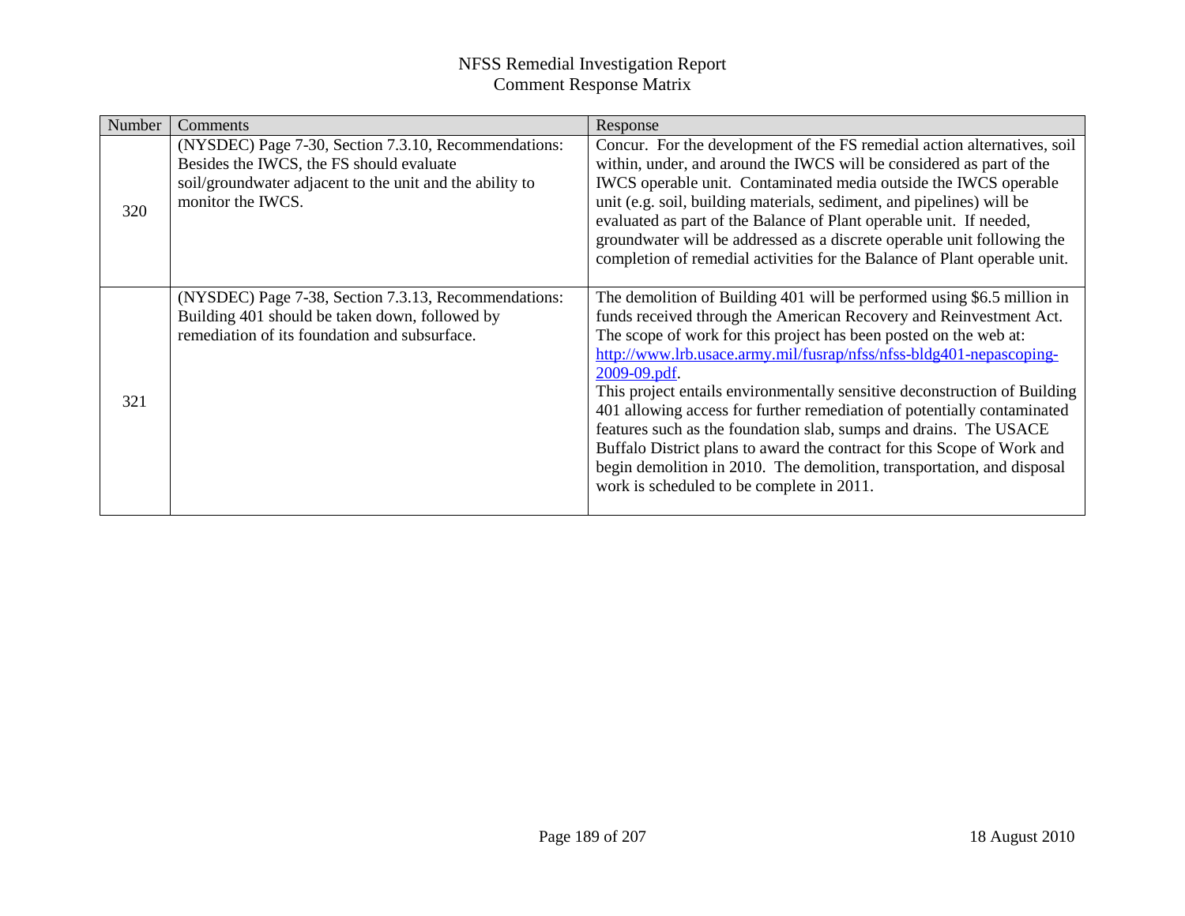# NFSS Remedial Investigation Report
## Comment Response Matrix

| Number | Comments | Response |
|---|---|---|
| 320 | (NYSDEC) Page 7-30, Section 7.3.10, Recommendations: Besides the IWCS, the FS should evaluate soil/groundwater adjacent to the unit and the ability to monitor the IWCS. | Concur. For the development of the FS remedial action alternatives, soil within, under, and around the IWCS will be considered as part of the IWCS operable unit. Contaminated media outside the IWCS operable unit (e.g. soil, building materials, sediment, and pipelines) will be evaluated as part of the Balance of Plant operable unit. If needed, groundwater will be addressed as a discrete operable unit following the completion of remedial activities for the Balance of Plant operable unit. |
| 321 | (NYSDEC) Page 7-38, Section 7.3.13, Recommendations: Building 401 should be taken down, followed by remediation of its foundation and subsurface. | The demolition of Building 401 will be performed using $6.5 million in funds received through the American Recovery and Reinvestment Act. The scope of work for this project has been posted on the web at: [http://www.lrb.usace.army.mil/fusrap/nfss/nfss-bldg401-nepascoping-2009-09.pdf](http://www.lrb.usace.army.mil/fusrap/nfss/nfss-bldg401-nepascoping-2009-09.pdf). This project entails environmentally sensitive deconstruction of Building 401 allowing access for further remediation of potentially contaminated features such as the foundation slab, sumps and drains. The USACE Buffalo District plans to award the contract for this Scope of Work and begin demolition in 2010. The demolition, transportation, and disposal work is scheduled to be complete in 2011. |

18 August 2010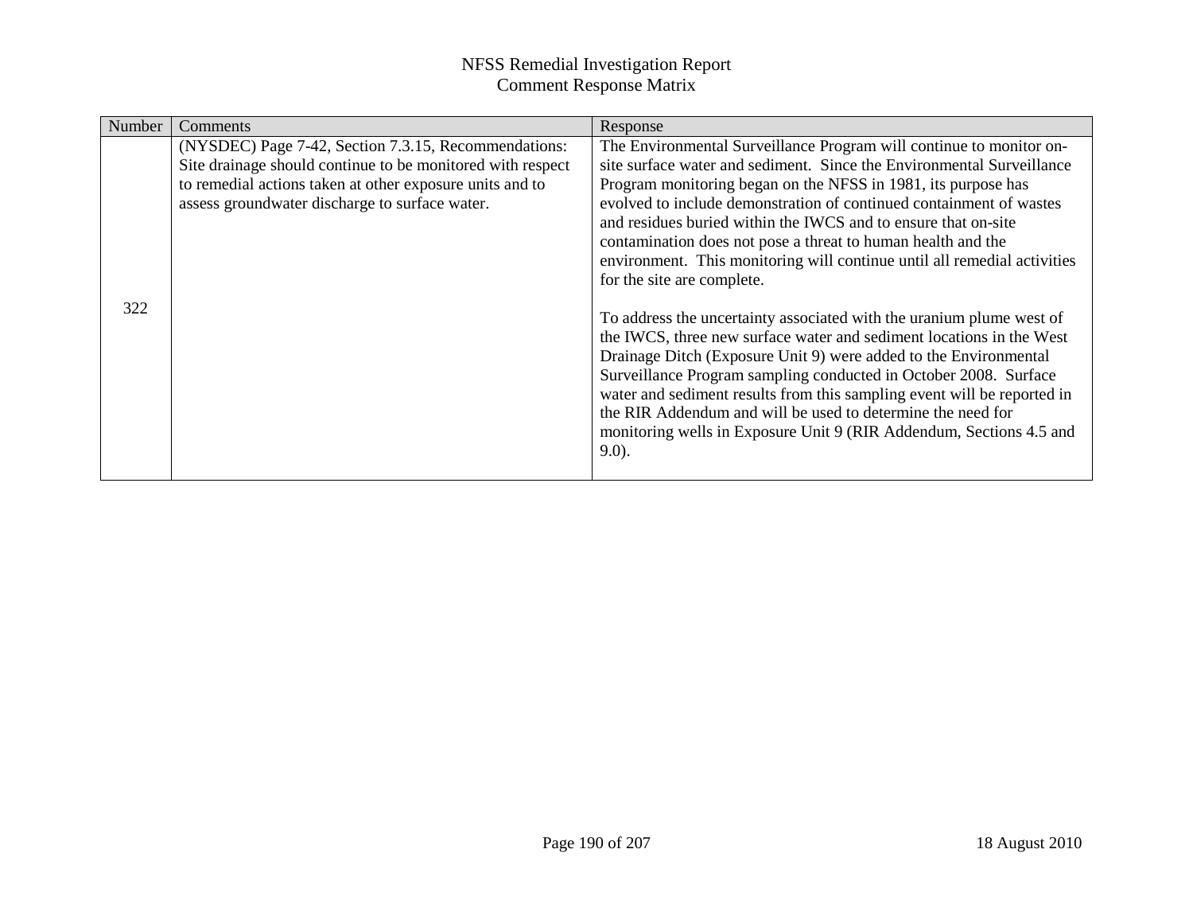| Number | Comments | Response |
|---|---|---|
| 322 | (NYSDEC) Page 7-42, Section 7.3.15, Recommendations: Site drainage should continue to be monitored with respect to remedial actions taken at other exposure units and to assess groundwater discharge to surface water. | The Environmental Surveillance Program will continue to monitor on-site surface water and sediment. Since the Environmental Surveillance Program monitoring began on the NFSS in 1981, its purpose has evolved to include demonstration of continued containment of wastes and residues buried within the IWCS and to ensure that on-site contamination does not pose a threat to human health and the environment. This monitoring will continue until all remedial activities for the site are complete.<br><br>To address the uncertainty associated with the uranium plume west of the IWCS, three new surface water and sediment locations in the West Drainage Ditch (Exposure Unit 9) were added to the Environmental Surveillance Program sampling conducted in October 2008. Surface water and sediment results from this sampling event will be reported in the RIR Addendum and will be used to determine the need for monitoring wells in Exposure Unit 9 (RIR Addendum, Sections 4.5 and 9.0). |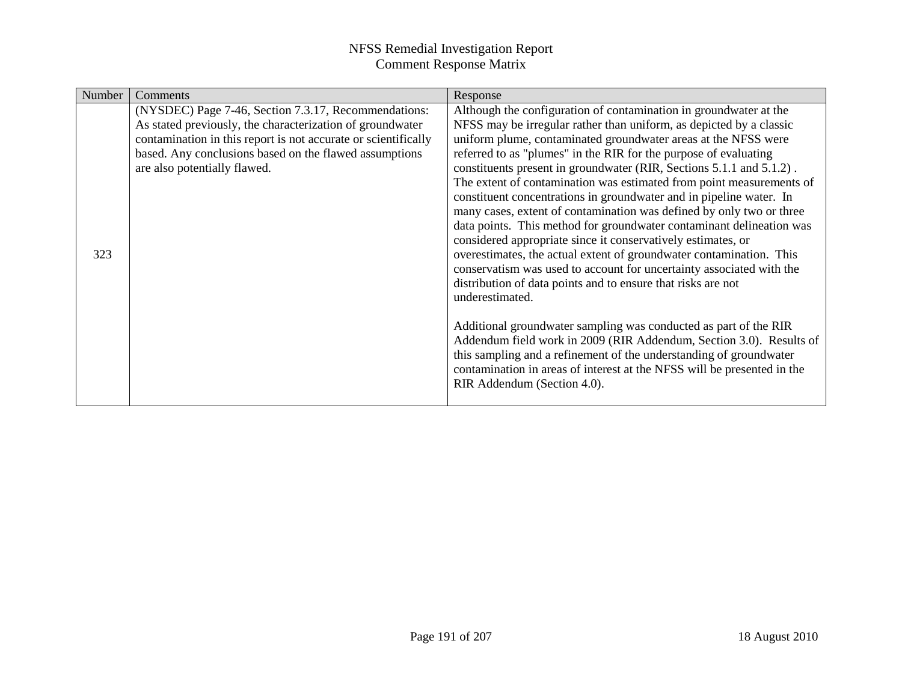| Number | Comments | Response |
|---|---|---|
| 323 | (NYSDEC) Page 7-46, Section 7.3.17, Recommendations: As stated previously, the characterization of groundwater contamination in this report is not accurate or scientifically based. Any conclusions based on the flawed assumptions are also potentially flawed. | Although the configuration of contamination in groundwater at the NFSS may be irregular rather than uniform, as depicted by a classic uniform plume, contaminated groundwater areas at the NFSS were referred to as "plumes" in the RIR for the purpose of evaluating constituents present in groundwater (RIR, Sections 5.1.1 and 5.1.2) . The extent of contamination was estimated from point measurements of constituent concentrations in groundwater and in pipeline water. In many cases, extent of contamination was defined by only two or three data points. This method for groundwater contaminant delineation was considered appropriate since it conservatively estimates, or overestimates, the actual extent of groundwater contamination. This conservatism was used to account for uncertainty associated with the distribution of data points and to ensure that risks are not underestimated.<br><br>Additional groundwater sampling was conducted as part of the RIR Addendum field work in 2009 (RIR Addendum, Section 3.0). Results of this sampling and a refinement of the understanding of groundwater contamination in areas of interest at the NFSS will be presented in the RIR Addendum (Section 4.0). |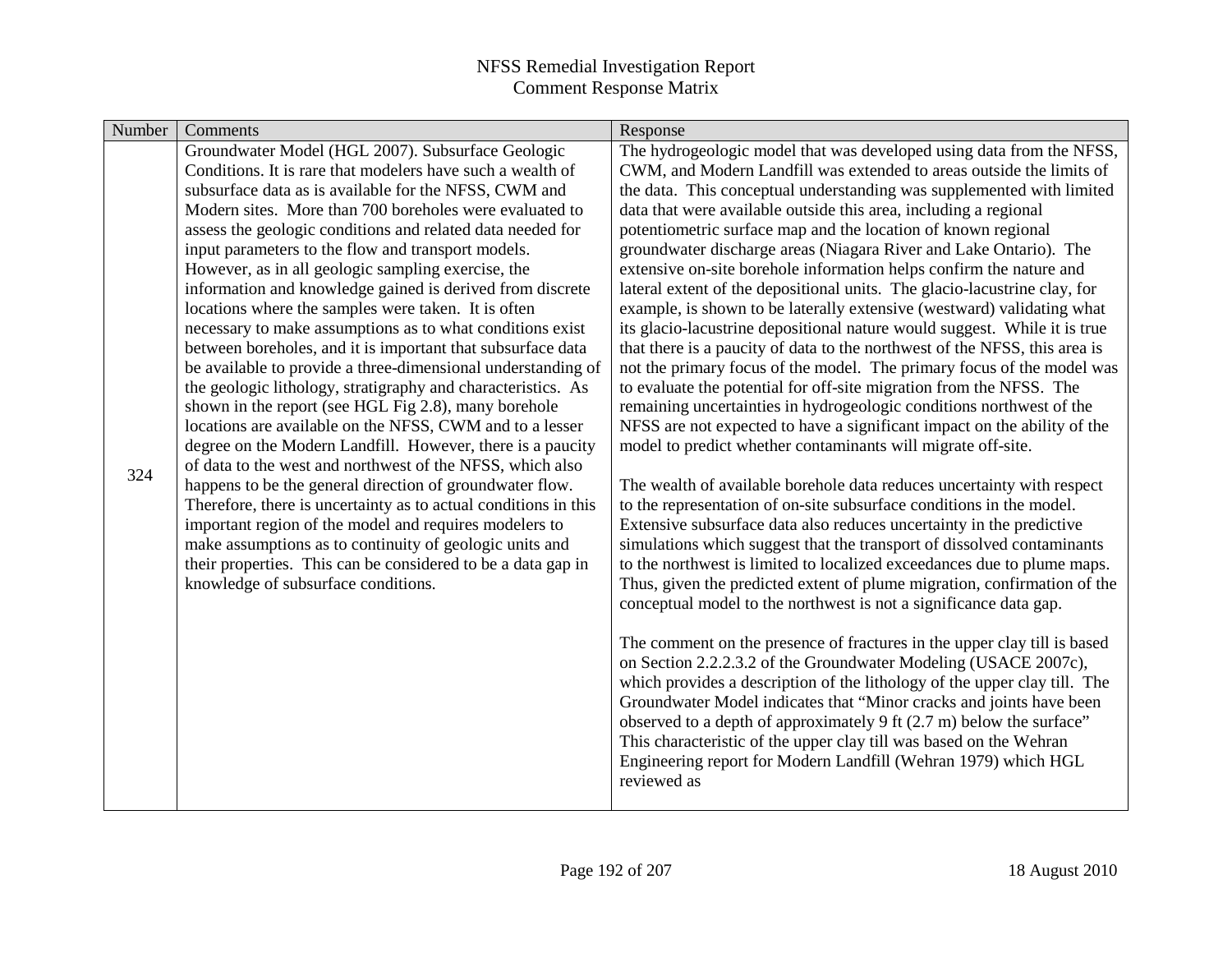# NFSS Remedial Investigation Report
## Comment Response Matrix

| Number | Comments | Response |
|---|---|---|
| 324 | Groundwater Model (HGL 2007). Subsurface Geologic Conditions. It is rare that modelers have such a wealth of subsurface data as is available for the NFSS, CWM and Modern sites. More than 700 boreholes were evaluated to assess the geologic conditions and related data needed for input parameters to the flow and transport models. However, as in all geologic sampling exercise, the information and knowledge gained is derived from discrete locations where the samples were taken. It is often necessary to make assumptions as to what conditions exist between boreholes, and it is important that subsurface data be available to provide a three-dimensional understanding of the geologic lithology, stratigraphy and characteristics. As shown in the report (see HGL Fig 2.8), many borehole locations are available on the NFSS, CWM and to a lesser degree on the Modern Landfill. However, there is a paucity of data to the west and northwest of the NFSS, which also happens to be the general direction of groundwater flow. Therefore, there is uncertainty as to actual conditions in this important region of the model and requires modelers to make assumptions as to continuity of geologic units and their properties. This can be considered to be a data gap in knowledge of subsurface conditions. | The hydrogeologic model that was developed using data from the NFSS, CWM, and Modern Landfill was extended to areas outside the limits of the data. This conceptual understanding was supplemented with limited data that were available outside this area, including a regional potentiometric surface map and the location of known regional groundwater discharge areas (Niagara River and Lake Ontario). The extensive on-site borehole information helps confirm the nature and lateral extent of the depositional units. The glacio-lacustrine clay, for example, is shown to be laterally extensive (westward) validating what its glacio-lacustrine depositional nature would suggest. While it is true that there is a paucity of data to the northwest of the NFSS, this area is not the primary focus of the model. The primary focus of the model was to evaluate the potential for off-site migration from the NFSS. The remaining uncertainties in hydrogeologic conditions northwest of the NFSS are not expected to have a significant impact on the ability of the model to predict whether contaminants will migrate off-site.<br><br>The wealth of available borehole data reduces uncertainty with respect to the representation of on-site subsurface conditions in the model. Extensive subsurface data also reduces uncertainty in the predictive simulations which suggest that the transport of dissolved contaminants to the northwest is limited to localized exceedances due to plume maps. Thus, given the predicted extent of plume migration, confirmation of the conceptual model to the northwest is not a significance data gap.<br><br>The comment on the presence of fractures in the upper clay till is based on Section 2.2.2.3.2 of the Groundwater Modeling (USACE 2007c), which provides a description of the lithology of the upper clay till. The Groundwater Model indicates that "Minor cracks and joints have been observed to a depth of approximately 9 ft (2.7 m) below the surface" This characteristic of the upper clay till was based on the Wehran Engineering report for Modern Landfill (Wehran 1979) which HGL reviewed as |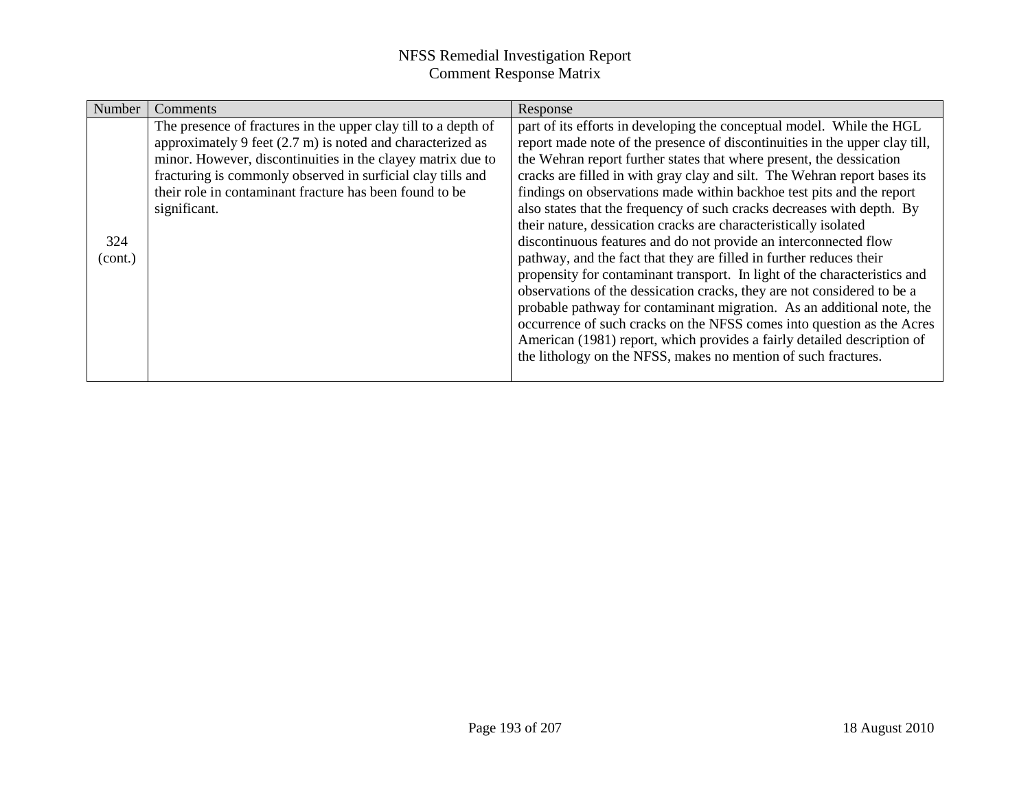| Number | Comments | Response |
|---|---|---|
| 324 (cont.) | The presence of fractures in the upper clay till to a depth of approximately 9 feet (2.7 m) is noted and characterized as minor. However, discontinuities in the clayey matrix due to fracturing is commonly observed in surficial clay tills and their role in contaminant fracture has been found to be significant. | part of its efforts in developing the conceptual model. While the HGL report made note of the presence of discontinuities in the upper clay till, the Wehran report further states that where present, the dessication cracks are filled in with gray clay and silt. The Wehran report bases its findings on observations made within backhoe test pits and the report also states that the frequency of such cracks decreases with depth. By their nature, dessication cracks are characteristically isolated discontinuous features and do not provide an interconnected flow pathway, and the fact that they are filled in further reduces their propensity for contaminant transport. In light of the characteristics and observations of the dessication cracks, they are not considered to be a probable pathway for contaminant migration. As an additional note, the occurrence of such cracks on the NFSS comes into question as the Acres American (1981) report, which provides a fairly detailed description of the lithology on the NFSS, makes no mention of such fractures. |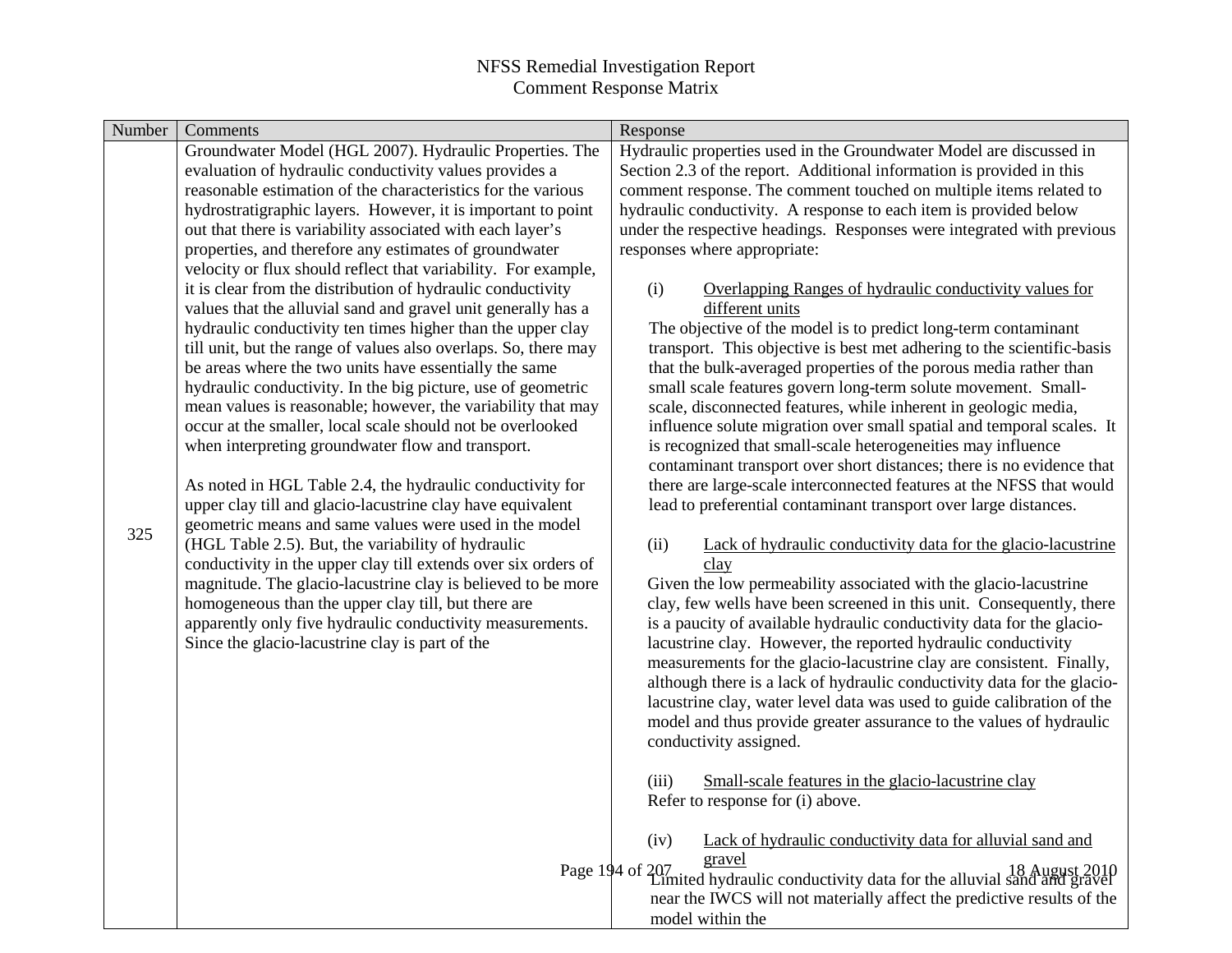NFSS Remedial Investigation Report
Comment Response Matrix

| Number | Comments | Response |
|---|---|---|
| 325 | Groundwater Model (HGL 2007). Hydraulic Properties. The evaluation of hydraulic conductivity values provides a reasonable estimation of the characteristics for the various hydrostratigraphic layers. However, it is important to point out that there is variability associated with each layer's properties, and therefore any estimates of groundwater velocity or flux should reflect that variability. For example, it is clear from the distribution of hydraulic conductivity values that the alluvial sand and gravel unit generally has a hydraulic conductivity ten times higher than the upper clay till unit, but the range of values also overlaps. So, there may be areas where the two units have essentially the same hydraulic conductivity. In the big picture, use of geometric mean values is reasonable; however, the variability that may occur at the smaller, local scale should not be overlooked when interpreting groundwater flow and transport.<br><br>As noted in HGL Table 2.4, the hydraulic conductivity for upper clay till and glacio-lacustrine clay have equivalent geometric means and same values were used in the model (HGL Table 2.5). But, the variability of hydraulic conductivity in the upper clay till extends over six orders of magnitude. The glacio-lacustrine clay is believed to be more homogeneous than the upper clay till, but there are apparently only five hydraulic conductivity measurements. Since the glacio-lacustrine clay is part of the | Hydraulic properties used in the Groundwater Model are discussed in Section 2.3 of the report. Additional information is provided in this comment response. The comment touched on multiple items related to hydraulic conductivity. A response to each item is provided below under the respective headings. Responses were integrated with previous responses where appropriate:<br><br>(i) <u>Overlapping Ranges of hydraulic conductivity values for different units</u><br>The objective of the model is to predict long-term contaminant transport. This objective is best met adhering to the scientific-basis that the bulk-averaged properties of the porous media rather than small scale features govern long-term solute movement. Small-scale, disconnected features, while inherent in geologic media, influence solute migration over small spatial and temporal scales. It is recognized that small-scale heterogeneities may influence contaminant transport over short distances; there is no evidence that there are large-scale interconnected features at the NFSS that would lead to preferential contaminant transport over large distances.<br><br>(ii) <u>Lack of hydraulic conductivity data for the glacio-lacustrine clay</u><br>Given the low permeability associated with the glacio-lacustrine clay, few wells have been screened in this unit. Consequently, there is a paucity of available hydraulic conductivity data for the glacio-lacustrine clay. However, the reported hydraulic conductivity measurements for the glacio-lacustrine clay are consistent. Finally, although there is a lack of hydraulic conductivity data for the glacio-lacustrine clay, water level data was used to guide calibration of the model and thus provide greater assurance to the values of hydraulic conductivity assigned.<br><br>(iii) <u>Small-scale features in the glacio-lacustrine clay</u><br>Refer to response for (i) above.<br><br>(iv) <u>Lack of hydraulic conductivity data for alluvial sand and gravel</u><br>Limited hydraulic conductivity data for the alluvial sand and gravel near the IWCS will not materially affect the predictive results of the model within the |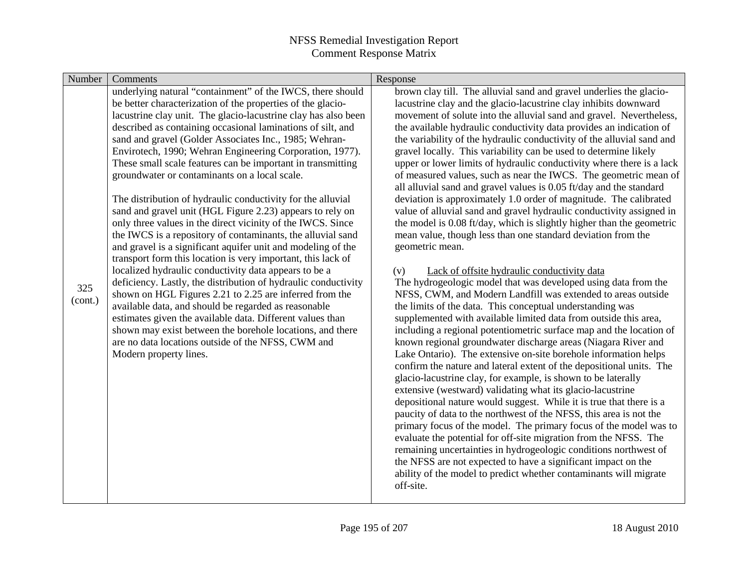| Number | Comments | Response |
|---|---|---|
| 325 (cont.) | underlying natural "containment" of the IWCS, there should be better characterization of the properties of the glacio-lacustrine clay unit. The glacio-lacustrine clay has also been described as containing occasional laminations of silt, and sand and gravel (Golder Associates Inc., 1985; Wehran-Envirotech, 1990; Wehran Engineering Corporation, 1977). These small scale features can be important in transmitting groundwater or contaminants on a local scale.<br><br>The distribution of hydraulic conductivity for the alluvial sand and gravel unit (HGL Figure 2.23) appears to rely on only three values in the direct vicinity of the IWCS. Since the IWCS is a repository of contaminants, the alluvial sand and gravel is a significant aquifer unit and modeling of the transport form this location is very important, this lack of localized hydraulic conductivity data appears to be a deficiency. Lastly, the distribution of hydraulic conductivity shown on HGL Figures 2.21 to 2.25 are inferred from the available data, and should be regarded as reasonable estimates given the available data. Different values than shown may exist between the borehole locations, and there are no data locations outside of the NFSS, CWM and Modern property lines. | brown clay till. The alluvial sand and gravel underlies the glacio-lacustrine clay and the glacio-lacustrine clay inhibits downward movement of solute into the alluvial sand and gravel. Nevertheless, the available hydraulic conductivity data provides an indication of the variability of the hydraulic conductivity of the alluvial sand and gravel locally. This variability can be used to determine likely upper or lower limits of hydraulic conductivity where there is a lack of measured values, such as near the IWCS. The geometric mean of all alluvial sand and gravel values is 0.05 ft/day and the standard deviation is approximately 1.0 order of magnitude. The calibrated value of alluvial sand and gravel hydraulic conductivity assigned in the model is 0.08 ft/day, which is slightly higher than the geometric mean value, though less than one standard deviation from the geometric mean.<br><br>(v) Lack of offsite hydraulic conductivity data<br>The hydrogeologic model that was developed using data from the NFSS, CWM, and Modern Landfill was extended to areas outside the limits of the data. This conceptual understanding was supplemented with available limited data from outside this area, including a regional potentiometric surface map and the location of known regional groundwater discharge areas (Niagara River and Lake Ontario). The extensive on-site borehole information helps confirm the nature and lateral extent of the depositional units. The glacio-lacustrine clay, for example, is shown to be laterally extensive (westward) validating what its glacio-lacustrine depositional nature would suggest. While it is true that there is a paucity of data to the northwest of the NFSS, this area is not the primary focus of the model. The primary focus of the model was to evaluate the potential for off-site migration from the NFSS. The remaining uncertainties in hydrogeologic conditions northwest of the NFSS are not expected to have a significant impact on the ability of the model to predict whether contaminants will migrate off-site. |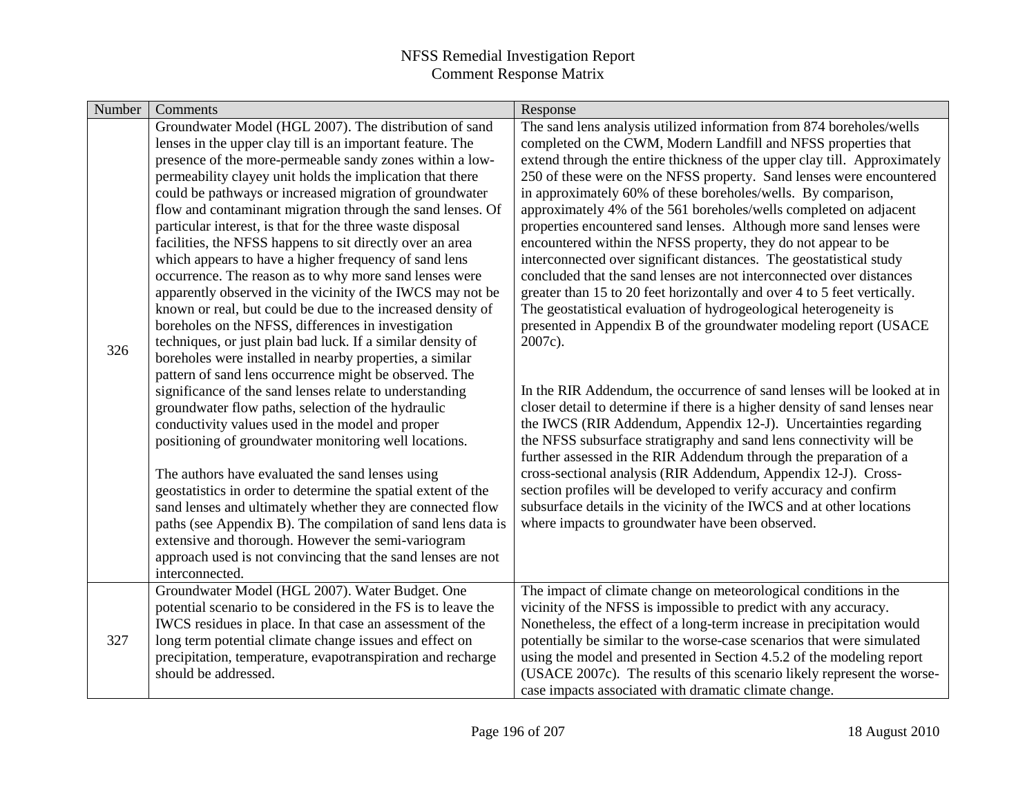# NFSS Remedial Investigation Report
## Comment Response Matrix

| Number | Comments | Response |
|---|---|---|
| 326 | Groundwater Model (HGL 2007). The distribution of sand lenses in the upper clay till is an important feature. The presence of the more-permeable sandy zones within a low-permeability clayey unit holds the implication that there could be pathways or increased migration of groundwater flow and contaminant migration through the sand lenses. Of particular interest, is that for the three waste disposal facilities, the NFSS happens to sit directly over an area which appears to have a higher frequency of sand lens occurrence. The reason as to why more sand lenses were apparently observed in the vicinity of the IWCS may not be known or real, but could be due to the increased density of boreholes on the NFSS, differences in investigation techniques, or just plain bad luck. If a similar density of boreholes were installed in nearby properties, a similar pattern of sand lens occurrence might be observed. The significance of the sand lenses relate to understanding groundwater flow paths, selection of the hydraulic conductivity values used in the model and proper positioning of groundwater monitoring well locations.<br><br>The authors have evaluated the sand lenses using geostatistics in order to determine the spatial extent of the sand lenses and ultimately whether they are connected flow paths (see Appendix B). The compilation of sand lens data is extensive and thorough. However the semi-variogram approach used is not convincing that the sand lenses are not interconnected. | The sand lens analysis utilized information from 874 boreholes/wells completed on the CWM, Modern Landfill and NFSS properties that extend through the entire thickness of the upper clay till. Approximately 250 of these were on the NFSS property. Sand lenses were encountered in approximately 60% of these boreholes/wells. By comparison, approximately 4% of the 561 boreholes/wells completed on adjacent properties encountered sand lenses. Although more sand lenses were encountered within the NFSS property, they do not appear to be interconnected over significant distances. The geostatistical study concluded that the sand lenses are not interconnected over distances greater than 15 to 20 feet horizontally and over 4 to 5 feet vertically. The geostatistical evaluation of hydrogeological heterogeneity is presented in Appendix B of the groundwater modeling report (USACE 2007c).<br><br>In the RIR Addendum, the occurrence of sand lenses will be looked at in closer detail to determine if there is a higher density of sand lenses near the IWCS (RIR Addendum, Appendix 12-J). Uncertainties regarding the NFSS subsurface stratigraphy and sand lens connectivity will be further assessed in the RIR Addendum through the preparation of a cross-sectional analysis (RIR Addendum, Appendix 12-J). Cross-section profiles will be developed to verify accuracy and confirm subsurface details in the vicinity of the IWCS and at other locations where impacts to groundwater have been observed. |
| 327 | Groundwater Model (HGL 2007). Water Budget. One potential scenario to be considered in the FS is to leave the IWCS residues in place. In that case an assessment of the long term potential climate change issues and effect on precipitation, temperature, evapotranspiration and recharge should be addressed. | The impact of climate change on meteorological conditions in the vicinity of the NFSS is impossible to predict with any accuracy. Nonetheless, the effect of a long-term increase in precipitation would potentially be similar to the worse-case scenarios that were simulated using the model and presented in Section 4.5.2 of the modeling report (USACE 2007c). The results of this scenario likely represent the worse-case impacts associated with dramatic climate change. |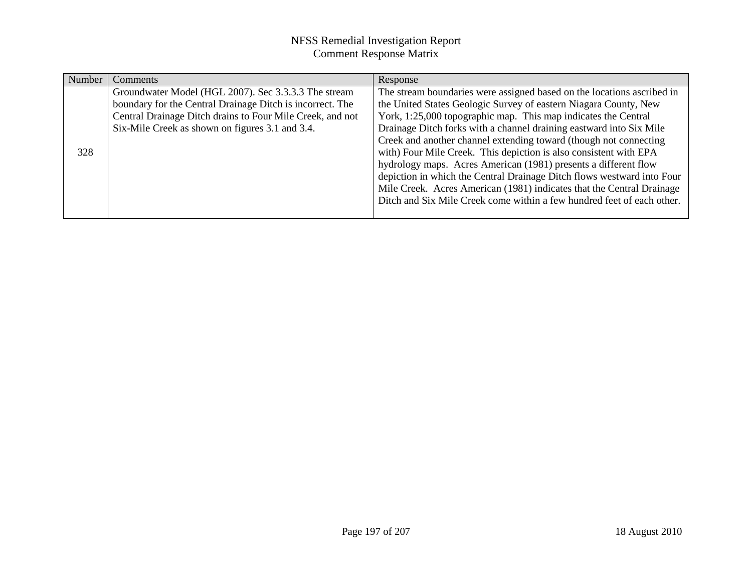| Number | Comments | Response |
|---|---|---|
| 328 | Groundwater Model (HGL 2007). Sec 3.3.3.3 The stream boundary for the Central Drainage Ditch is incorrect. The Central Drainage Ditch drains to Four Mile Creek, and not Six-Mile Creek as shown on figures 3.1 and 3.4. | The stream boundaries were assigned based on the locations ascribed in the United States Geologic Survey of eastern Niagara County, New York, 1:25,000 topographic map. This map indicates the Central Drainage Ditch forks with a channel draining eastward into Six Mile Creek and another channel extending toward (though not connecting with) Four Mile Creek. This depiction is also consistent with EPA hydrology maps. Acres American (1981) presents a different flow depiction in which the Central Drainage Ditch flows westward into Four Mile Creek. Acres American (1981) indicates that the Central Drainage Ditch and Six Mile Creek come within a few hundred feet of each other. |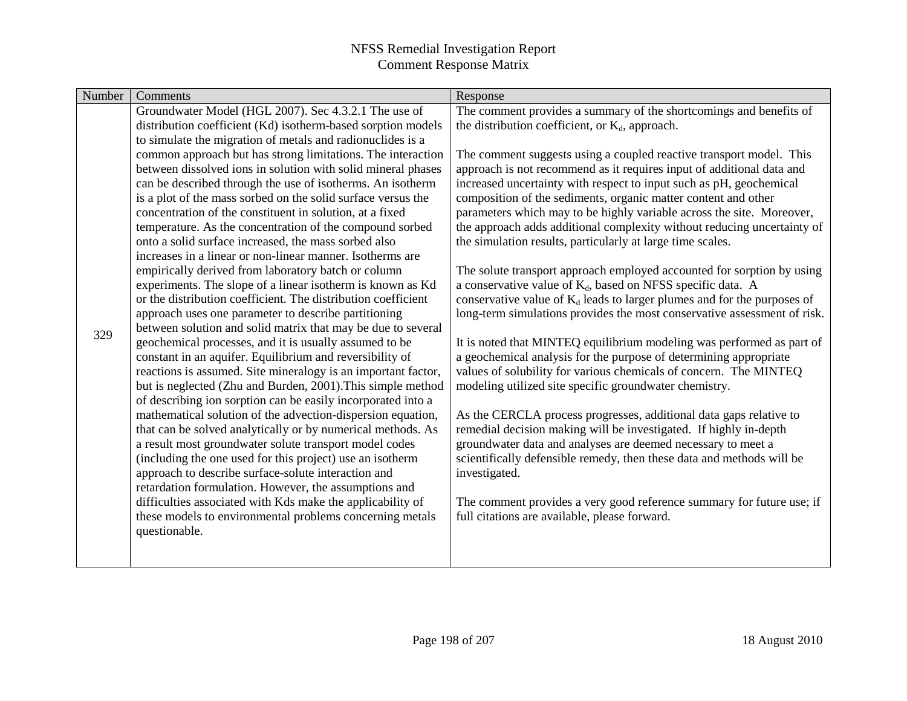# NFSS Remedial Investigation Report
## Comment Response Matrix

| Number | Comments | Response |
|---|---|---|
| 329 | Groundwater Model (HGL 2007). Sec 4.3.2.1 The use of distribution coefficient (Kd) isotherm-based sorption models to simulate the migration of metals and radionuclides is a common approach but has strong limitations. The interaction between dissolved ions in solution with solid mineral phases can be described through the use of isotherms. An isotherm is a plot of the mass sorbed on the solid surface versus the concentration of the constituent in solution, at a fixed temperature. As the concentration of the compound sorbed onto a solid surface increased, the mass sorbed also increases in a linear or non-linear manner. Isotherms are empirically derived from laboratory batch or column experiments. The slope of a linear isotherm is known as Kd or the distribution coefficient. The distribution coefficient approach uses one parameter to describe partitioning between solution and solid matrix that may be due to several geochemical processes, and it is usually assumed to be constant in an aquifer. Equilibrium and reversibility of reactions is assumed. Site mineralogy is an important factor, but is neglected (Zhu and Burden, 2001).This simple method of describing ion sorption can be easily incorporated into a mathematical solution of the advection-dispersion equation, that can be solved analytically or by numerical methods. As a result most groundwater solute transport model codes (including the one used for this project) use an isotherm approach to describe surface-solute interaction and retardation formulation. However, the assumptions and difficulties associated with Kds make the applicability of these models to environmental problems concerning metals questionable. | The comment provides a summary of the shortcomings and benefits of the distribution coefficient, or $K_d$, approach.<br><br>The comment suggests using a coupled reactive transport model. This approach is not recommend as it requires input of additional data and increased uncertainty with respect to input such as pH, geochemical composition of the sediments, organic matter content and other parameters which may to be highly variable across the site. Moreover, the approach adds additional complexity without reducing uncertainty of the simulation results, particularly at large time scales.<br><br>The solute transport approach employed accounted for sorption by using a conservative value of $K_d$, based on NFSS specific data. A conservative value of $K_d$ leads to larger plumes and for the purposes of long-term simulations provides the most conservative assessment of risk.<br><br>It is noted that MINTEQ equilibrium modeling was performed as part of a geochemical analysis for the purpose of determining appropriate values of solubility for various chemicals of concern. The MINTEQ modeling utilized site specific groundwater chemistry.<br><br>As the CERCLA process progresses, additional data gaps relative to remedial decision making will be investigated. If highly in-depth groundwater data and analyses are deemed necessary to meet a scientifically defensible remedy, then these data and methods will be investigated.<br><br>The comment provides a very good reference summary for future use; if full citations are available, please forward. |

18 August 2010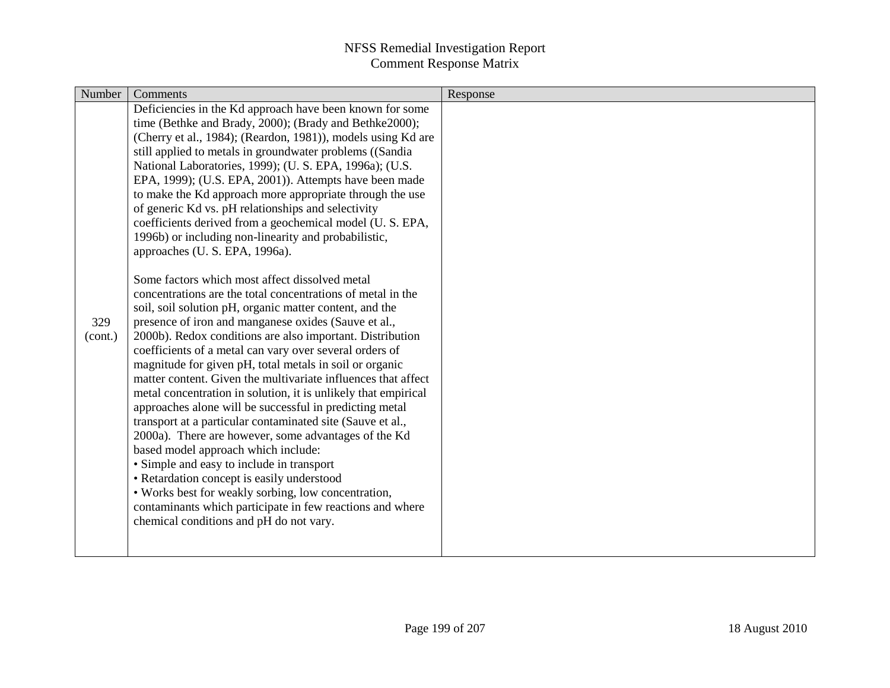| Number | Comments | Response |
|---|---|---|
| 329 (cont.) | Deficiencies in the Kd approach have been known for some time (Bethke and Brady, 2000); (Brady and Bethke2000); (Cherry et al., 1984); (Reardon, 1981)), models using Kd are still applied to metals in groundwater problems ((Sandia National Laboratories, 1999); (U. S. EPA, 1996a); (U.S. EPA, 1999); (U.S. EPA, 2001)). Attempts have been made to make the Kd approach more appropriate through the use of generic Kd vs. pH relationships and selectivity coefficients derived from a geochemical model (U. S. EPA, 1996b) or including non-linearity and probabilistic, approaches (U. S. EPA, 1996a).<br><br>Some factors which most affect dissolved metal concentrations are the total concentrations of metal in the soil, soil solution pH, organic matter content, and the presence of iron and manganese oxides (Sauve et al., 2000b). Redox conditions are also important. Distribution coefficients of a metal can vary over several orders of magnitude for given pH, total metals in soil or organic matter content. Given the multivariate influences that affect metal concentration in solution, it is unlikely that empirical approaches alone will be successful in predicting metal transport at a particular contaminated site (Sauve et al., 2000a). There are however, some advantages of the Kd based model approach which include:<br>• Simple and easy to include in transport<br>• Retardation concept is easily understood<br>• Works best for weakly sorbing, low concentration, contaminants which participate in few reactions and where chemical conditions and pH do not vary. | |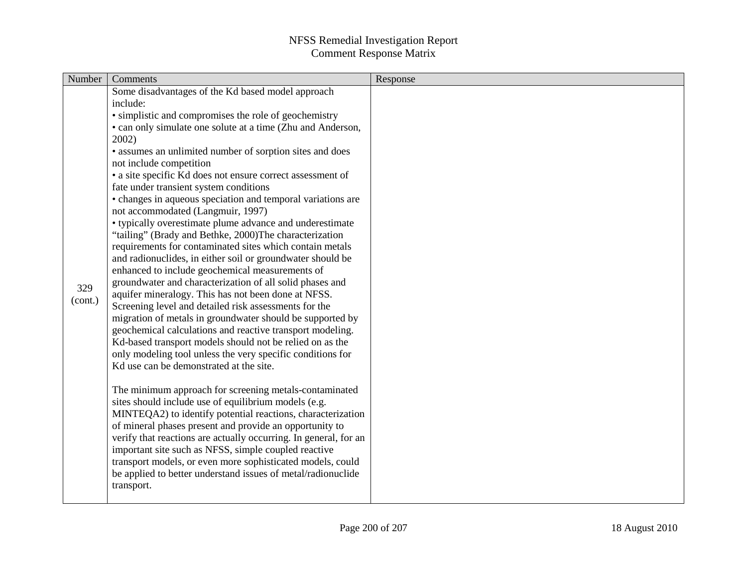| Number | Comments | Response |
| --- | --- | --- |
| 329 (cont.) | Some disadvantages of the Kd based model approach include:<br>• simplistic and compromises the role of geochemistry<br>• can only simulate one solute at a time (Zhu and Anderson, 2002)<br>• assumes an unlimited number of sorption sites and does not include competition<br>• a site specific Kd does not ensure correct assessment of fate under transient system conditions<br>• changes in aqueous speciation and temporal variations are not accommodated (Langmuir, 1997)<br>• typically overestimate plume advance and underestimate "tailing" (Brady and Bethke, 2000)The characterization requirements for contaminated sites which contain metals and radionuclides, in either soil or groundwater should be enhanced to include geochemical measurements of groundwater and characterization of all solid phases and aquifer mineralogy. This has not been done at NFSS. Screening level and detailed risk assessments for the migration of metals in groundwater should be supported by geochemical calculations and reactive transport modeling. Kd-based transport models should not be relied on as the only modeling tool unless the very specific conditions for Kd use can be demonstrated at the site.<br><br>The minimum approach for screening metals-contaminated sites should include use of equilibrium models (e.g. MINTEQA2) to identify potential reactions, characterization of mineral phases present and provide an opportunity to verify that reactions are actually occurring. In general, for an important site such as NFSS, simple coupled reactive transport models, or even more sophisticated models, could be applied to better understand issues of metal/radionuclide transport. | |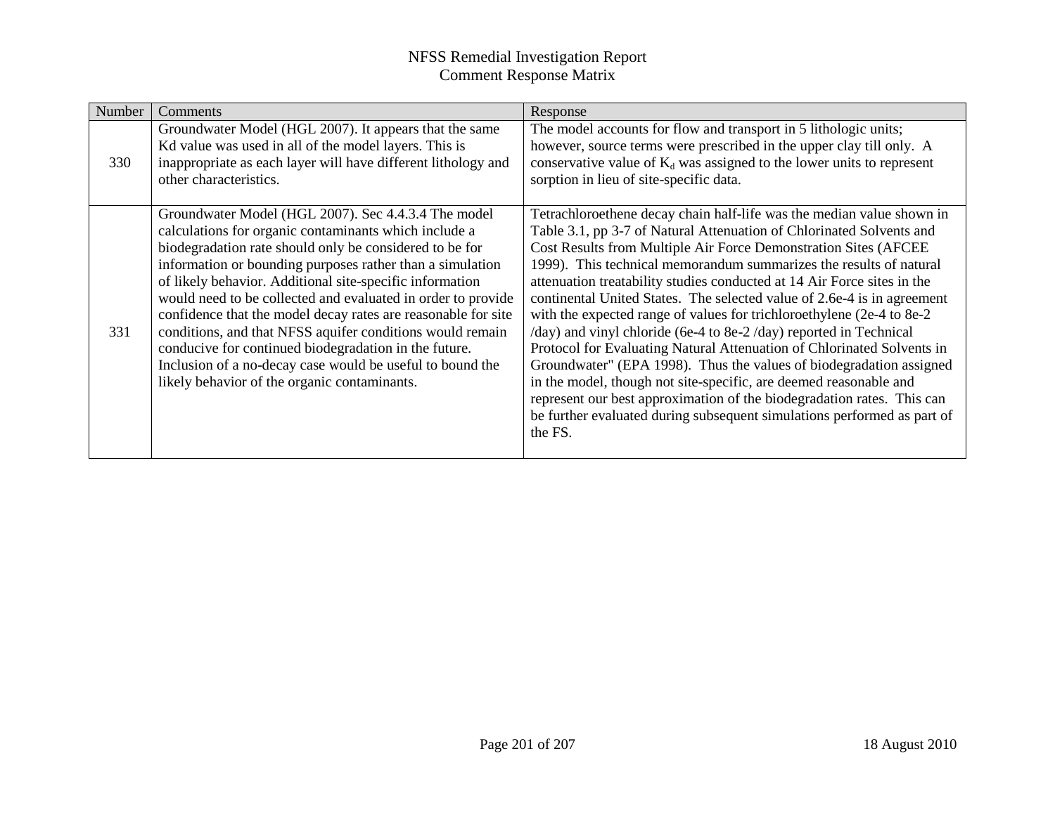| Number | Comments | Response |
|---|---|---|
| 330 | Groundwater Model (HGL 2007). It appears that the same Kd value was used in all of the model layers. This is inappropriate as each layer will have different lithology and other characteristics. | The model accounts for flow and transport in 5 lithologic units; however, source terms were prescribed in the upper clay till only. A conservative value of $K_d$ was assigned to the lower units to represent sorption in lieu of site-specific data. |
| 331 | Groundwater Model (HGL 2007). Sec 4.4.3.4 The model calculations for organic contaminants which include a biodegradation rate should only be considered to be for information or bounding purposes rather than a simulation of likely behavior. Additional site-specific information would need to be collected and evaluated in order to provide confidence that the model decay rates are reasonable for site conditions, and that NFSS aquifer conditions would remain conducive for continued biodegradation in the future. Inclusion of a no-decay case would be useful to bound the likely behavior of the organic contaminants. | Tetrachloroethene decay chain half-life was the median value shown in Table 3.1, pp 3-7 of Natural Attenuation of Chlorinated Solvents and Cost Results from Multiple Air Force Demonstration Sites (AFCEE 1999). This technical memorandum summarizes the results of natural attenuation treatability studies conducted at 14 Air Force sites in the continental United States. The selected value of 2.6e-4 is in agreement with the expected range of values for trichloroethylene (2e-4 to 8e-2 /day) and vinyl chloride (6e-4 to 8e-2 /day) reported in Technical Protocol for Evaluating Natural Attenuation of Chlorinated Solvents in Groundwater" (EPA 1998). Thus the values of biodegradation assigned in the model, though not site-specific, are deemed reasonable and represent our best approximation of the biodegradation rates. This can be further evaluated during subsequent simulations performed as part of the FS. |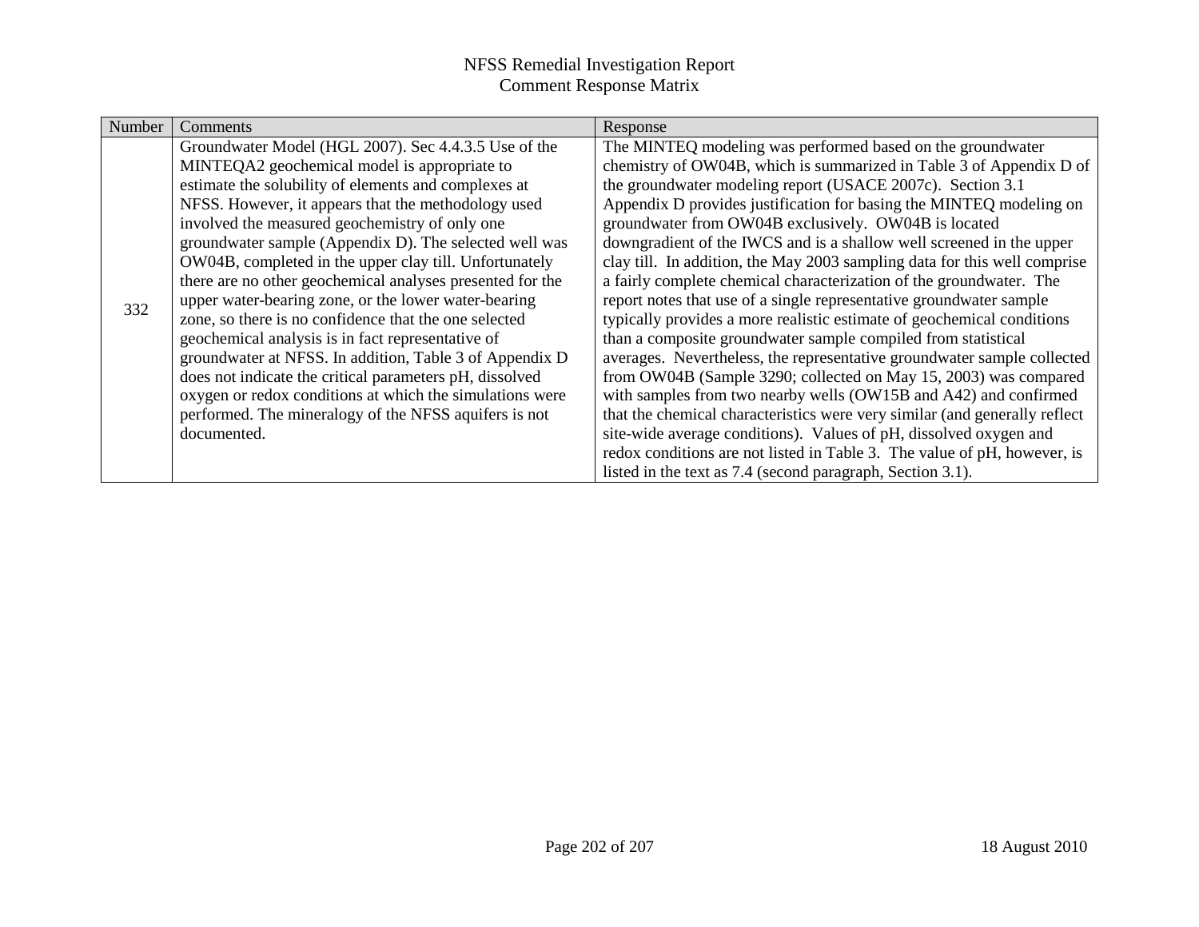| Number | Comments | Response |
|---|---|---|
| 332 | Groundwater Model (HGL 2007). Sec 4.4.3.5 Use of the MINTEQA2 geochemical model is appropriate to estimate the solubility of elements and complexes at NFSS. However, it appears that the methodology used involved the measured geochemistry of only one groundwater sample (Appendix D). The selected well was OW04B, completed in the upper clay till. Unfortunately there are no other geochemical analyses presented for the upper water-bearing zone, or the lower water-bearing zone, so there is no confidence that the one selected geochemical analysis is in fact representative of groundwater at NFSS. In addition, Table 3 of Appendix D does not indicate the critical parameters pH, dissolved oxygen or redox conditions at which the simulations were performed. The mineralogy of the NFSS aquifers is not documented. | The MINTEQ modeling was performed based on the groundwater chemistry of OW04B, which is summarized in Table 3 of Appendix D of the groundwater modeling report (USACE 2007c). Section 3.1 Appendix D provides justification for basing the MINTEQ modeling on groundwater from OW04B exclusively. OW04B is located downgradient of the IWCS and is a shallow well screened in the upper clay till. In addition, the May 2003 sampling data for this well comprise a fairly complete chemical characterization of the groundwater. The report notes that use of a single representative groundwater sample typically provides a more realistic estimate of geochemical conditions than a composite groundwater sample compiled from statistical averages. Nevertheless, the representative groundwater sample collected from OW04B (Sample 3290; collected on May 15, 2003) was compared with samples from two nearby wells (OW15B and A42) and confirmed that the chemical characteristics were very similar (and generally reflect site-wide average conditions). Values of pH, dissolved oxygen and redox conditions are not listed in Table 3. The value of pH, however, is listed in the text as 7.4 (second paragraph, Section 3.1). |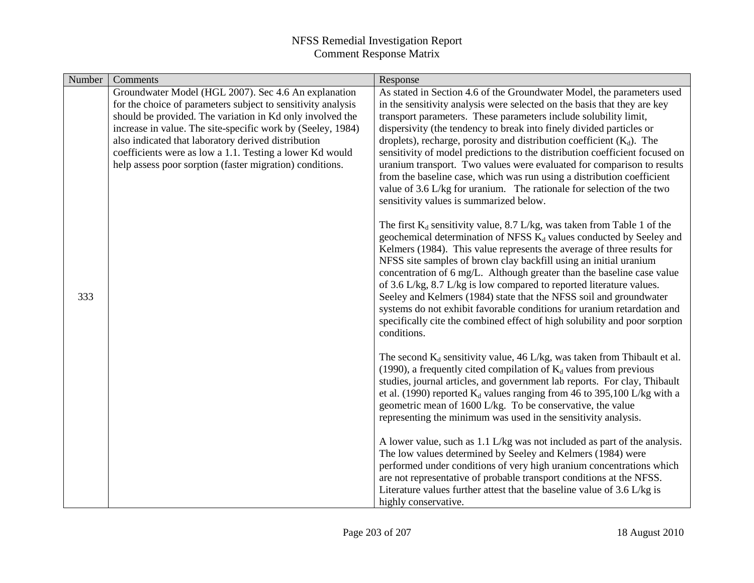| Number | Comments | Response |
|---|---|---|
| 333 | Groundwater Model (HGL 2007). Sec 4.6 An explanation for the choice of parameters subject to sensitivity analysis should be provided. The variation in Kd only involved the increase in value. The site-specific work by (Seeley, 1984) also indicated that laboratory derived distribution coefficients were as low a 1.1. Testing a lower Kd would help assess poor sorption (faster migration) conditions. | As stated in Section 4.6 of the Groundwater Model, the parameters used in the sensitivity analysis were selected on the basis that they are key transport parameters. These parameters include solubility limit, dispersivity (the tendency to break into finely divided particles or droplets), recharge, porosity and distribution coefficient ($K_d$). The sensitivity of model predictions to the distribution coefficient focused on uranium transport. Two values were evaluated for comparison to results from the baseline case, which was run using a distribution coefficient value of 3.6 L/kg for uranium. The rationale for selection of the two sensitivity values is summarized below.<br><br>The first $K_d$ sensitivity value, 8.7 L/kg, was taken from Table 1 of the geochemical determination of NFSS $K_d$ values conducted by Seeley and Kelmers (1984). This value represents the average of three results for NFSS site samples of brown clay backfill using an initial uranium concentration of 6 mg/L. Although greater than the baseline case value of 3.6 L/kg, 8.7 L/kg is low compared to reported literature values. Seeley and Kelmers (1984) state that the NFSS soil and groundwater systems do not exhibit favorable conditions for uranium retardation and specifically cite the combined effect of high solubility and poor sorption conditions.<br><br>The second $K_d$ sensitivity value, 46 L/kg, was taken from Thibault et al. (1990), a frequently cited compilation of $K_d$ values from previous studies, journal articles, and government lab reports. For clay, Thibault et al. (1990) reported $K_d$ values ranging from 46 to 395,100 L/kg with a geometric mean of 1600 L/kg. To be conservative, the value representing the minimum was used in the sensitivity analysis.<br><br>A lower value, such as 1.1 L/kg was not included as part of the analysis. The low values determined by Seeley and Kelmers (1984) were performed under conditions of very high uranium concentrations which are not representative of probable transport conditions at the NFSS. Literature values further attest that the baseline value of 3.6 L/kg is highly conservative. |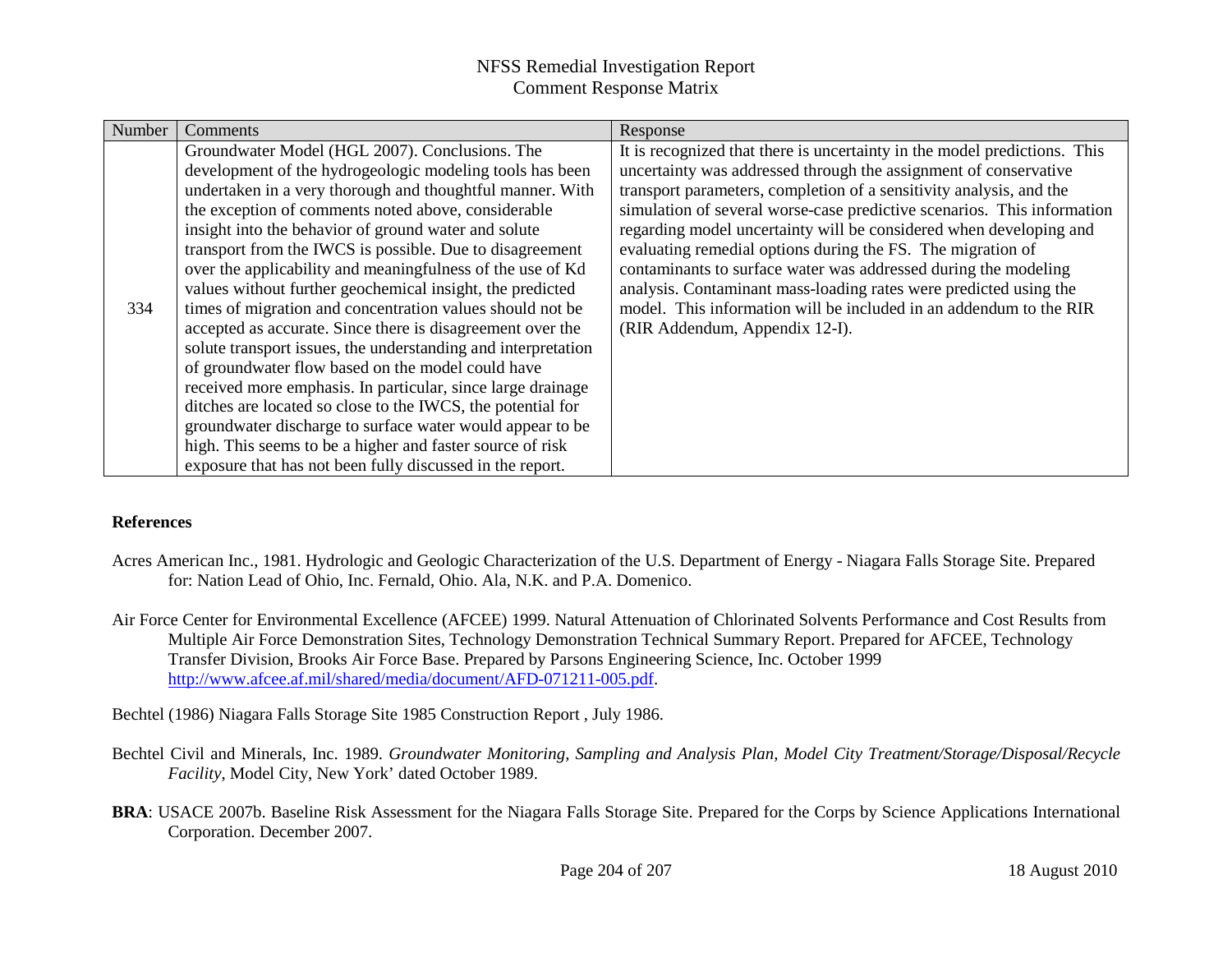| Number | Comments | Response |
| --- | --- | --- |
| 334 | Groundwater Model (HGL 2007). Conclusions. The development of the hydrogeologic modeling tools has been undertaken in a very thorough and thoughtful manner. With the exception of comments noted above, considerable insight into the behavior of ground water and solute transport from the IWCS is possible. Due to disagreement over the applicability and meaningfulness of the use of Kd values without further geochemical insight, the predicted times of migration and concentration values should not be accepted as accurate. Since there is disagreement over the solute transport issues, the understanding and interpretation of groundwater flow based on the model could have received more emphasis. In particular, since large drainage ditches are located so close to the IWCS, the potential for groundwater discharge to surface water would appear to be high. This seems to be a higher and faster source of risk exposure that has not been fully discussed in the report. | It is recognized that there is uncertainty in the model predictions. This uncertainty was addressed through the assignment of conservative transport parameters, completion of a sensitivity analysis, and the simulation of several worse-case predictive scenarios. This information regarding model uncertainty will be considered when developing and evaluating remedial options during the FS. The migration of contaminants to surface water was addressed during the modeling analysis. Contaminant mass-loading rates were predicted using the model. This information will be included in an addendum to the RIR (RIR Addendum, Appendix 12-I). |

**References**

Acres American Inc., 1981. Hydrologic and Geologic Characterization of the U.S. Department of Energy - Niagara Falls Storage Site. Prepared for: Nation Lead of Ohio, Inc. Fernald, Ohio. Ala, N.K. and P.A. Domenico.

Air Force Center for Environmental Excellence (AFCEE) 1999. Natural Attenuation of Chlorinated Solvents Performance and Cost Results from Multiple Air Force Demonstration Sites, Technology Demonstration Technical Summary Report. Prepared for AFCEE, Technology Transfer Division, Brooks Air Force Base. Prepared by Parsons Engineering Science, Inc. October 1999 http://www.afcee.af.mil/shared/media/document/AFD-071211-005.pdf.

Bechtel (1986) Niagara Falls Storage Site 1985 Construction Report , July 1986.

Bechtel Civil and Minerals, Inc. 1989. *Groundwater Monitoring, Sampling and Analysis Plan, Model City Treatment/Storage/Disposal/Recycle Facility*, Model City, New York' dated October 1989.

**BRA**: USACE 2007b. Baseline Risk Assessment for the Niagara Falls Storage Site. Prepared for the Corps by Science Applications International Corporation. December 2007.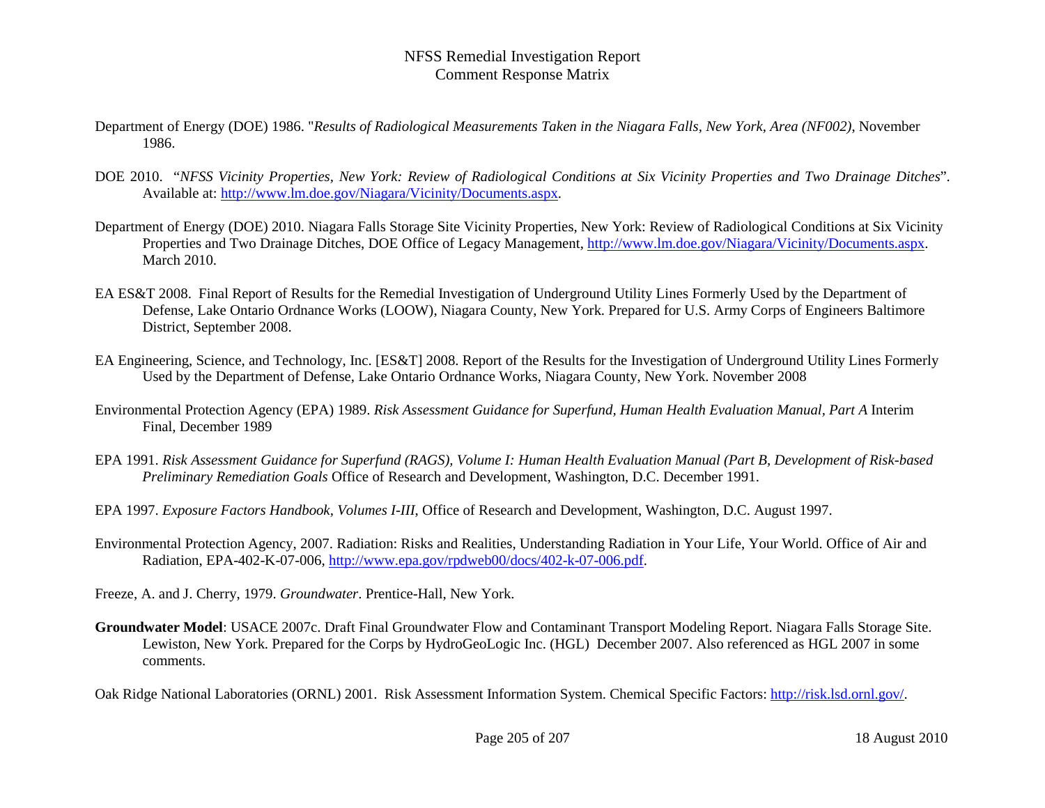Department of Energy (DOE) 1986. "*Results of Radiological Measurements Taken in the Niagara Falls, New York, Area (NF002),* November 1986.

DOE 2010. "*NFSS Vicinity Properties, New York: Review of Radiological Conditions at Six Vicinity Properties and Two Drainage Ditches*". Available at: http://www.lm.doe.gov/Niagara/Vicinity/Documents.aspx.

Department of Energy (DOE) 2010. Niagara Falls Storage Site Vicinity Properties, New York: Review of Radiological Conditions at Six Vicinity Properties and Two Drainage Ditches, DOE Office of Legacy Management, http://www.lm.doe.gov/Niagara/Vicinity/Documents.aspx. March 2010.

EA ES&T 2008. Final Report of Results for the Remedial Investigation of Underground Utility Lines Formerly Used by the Department of Defense, Lake Ontario Ordnance Works (LOOW), Niagara County, New York. Prepared for U.S. Army Corps of Engineers Baltimore District, September 2008.

EA Engineering, Science, and Technology, Inc. [ES&T] 2008. Report of the Results for the Investigation of Underground Utility Lines Formerly Used by the Department of Defense, Lake Ontario Ordnance Works, Niagara County, New York. November 2008

Environmental Protection Agency (EPA) 1989. *Risk Assessment Guidance for Superfund, Human Health Evaluation Manual, Part A* Interim Final, December 1989

EPA 1991. *Risk Assessment Guidance for Superfund (RAGS), Volume I: Human Health Evaluation Manual (Part B, Development of Risk-based Preliminary Remediation Goals* Office of Research and Development, Washington, D.C. December 1991.

EPA 1997. *Exposure Factors Handbook, Volumes I-III*, Office of Research and Development, Washington, D.C. August 1997.

Environmental Protection Agency, 2007. Radiation: Risks and Realities, Understanding Radiation in Your Life, Your World. Office of Air and Radiation, EPA-402-K-07-006, http://www.epa.gov/rpdweb00/docs/402-k-07-006.pdf.

Freeze, A. and J. Cherry, 1979. *Groundwater*. Prentice-Hall, New York.

**Groundwater Model**: USACE 2007c. Draft Final Groundwater Flow and Contaminant Transport Modeling Report. Niagara Falls Storage Site. Lewiston, New York. Prepared for the Corps by HydroGeoLogic Inc. (HGL) December 2007. Also referenced as HGL 2007 in some comments.

Oak Ridge National Laboratories (ORNL) 2001. Risk Assessment Information System. Chemical Specific Factors: http://risk.lsd.ornl.gov/.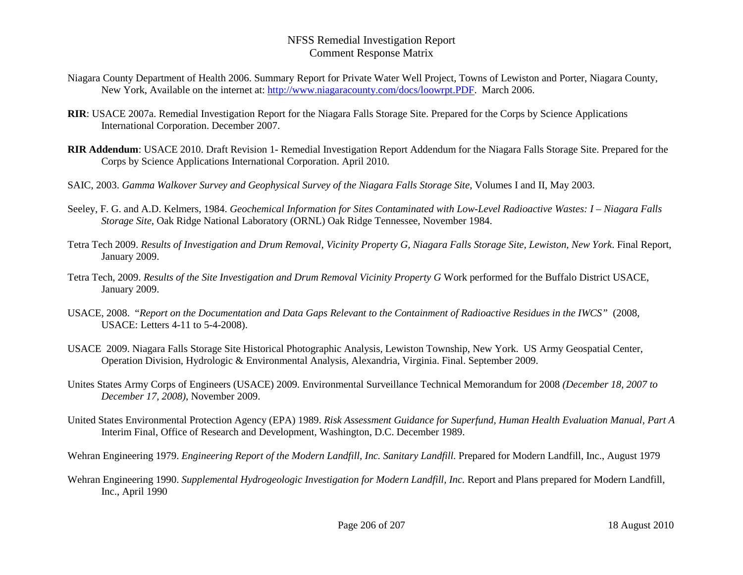Niagara County Department of Health 2006. Summary Report for Private Water Well Project, Towns of Lewiston and Porter, Niagara County, New York, Available on the internet at: http://www.niagaracounty.com/docs/loowrpt.PDF. March 2006.

**RIR**: USACE 2007a. Remedial Investigation Report for the Niagara Falls Storage Site. Prepared for the Corps by Science Applications International Corporation. December 2007.

**RIR Addendum**: USACE 2010. Draft Revision 1- Remedial Investigation Report Addendum for the Niagara Falls Storage Site. Prepared for the Corps by Science Applications International Corporation. April 2010.

SAIC, 2003. *Gamma Walkover Survey and Geophysical Survey of the Niagara Falls Storage Site*, Volumes I and II, May 2003.

Seeley, F. G. and A.D. Kelmers, 1984. *Geochemical Information for Sites Contaminated with Low-Level Radioactive Wastes: I – Niagara Falls Storage Site*, Oak Ridge National Laboratory (ORNL) Oak Ridge Tennessee, November 1984.

Tetra Tech 2009. *Results of Investigation and Drum Removal, Vicinity Property G, Niagara Falls Storage Site, Lewiston, New York*. Final Report, January 2009.

Tetra Tech, 2009. *Results of the Site Investigation and Drum Removal Vicinity Property G* Work performed for the Buffalo District USACE, January 2009.

USACE, 2008. "*Report on the Documentation and Data Gaps Relevant to the Containment of Radioactive Residues in the IWCS"* (2008, USACE: Letters 4-11 to 5-4-2008).

USACE 2009. Niagara Falls Storage Site Historical Photographic Analysis, Lewiston Township, New York. US Army Geospatial Center, Operation Division, Hydrologic & Environmental Analysis, Alexandria, Virginia. Final. September 2009.

Unites States Army Corps of Engineers (USACE) 2009. Environmental Surveillance Technical Memorandum for 2008 *(December 18, 2007 to December 17, 2008)*, November 2009.

United States Environmental Protection Agency (EPA) 1989. *Risk Assessment Guidance for Superfund, Human Health Evaluation Manual, Part A* Interim Final, Office of Research and Development, Washington, D.C. December 1989.

Wehran Engineering 1979. *Engineering Report of the Modern Landfill, Inc. Sanitary Landfill.* Prepared for Modern Landfill, Inc., August 1979

Wehran Engineering 1990. *Supplemental Hydrogeologic Investigation for Modern Landfill, Inc.* Report and Plans prepared for Modern Landfill, Inc., April 1990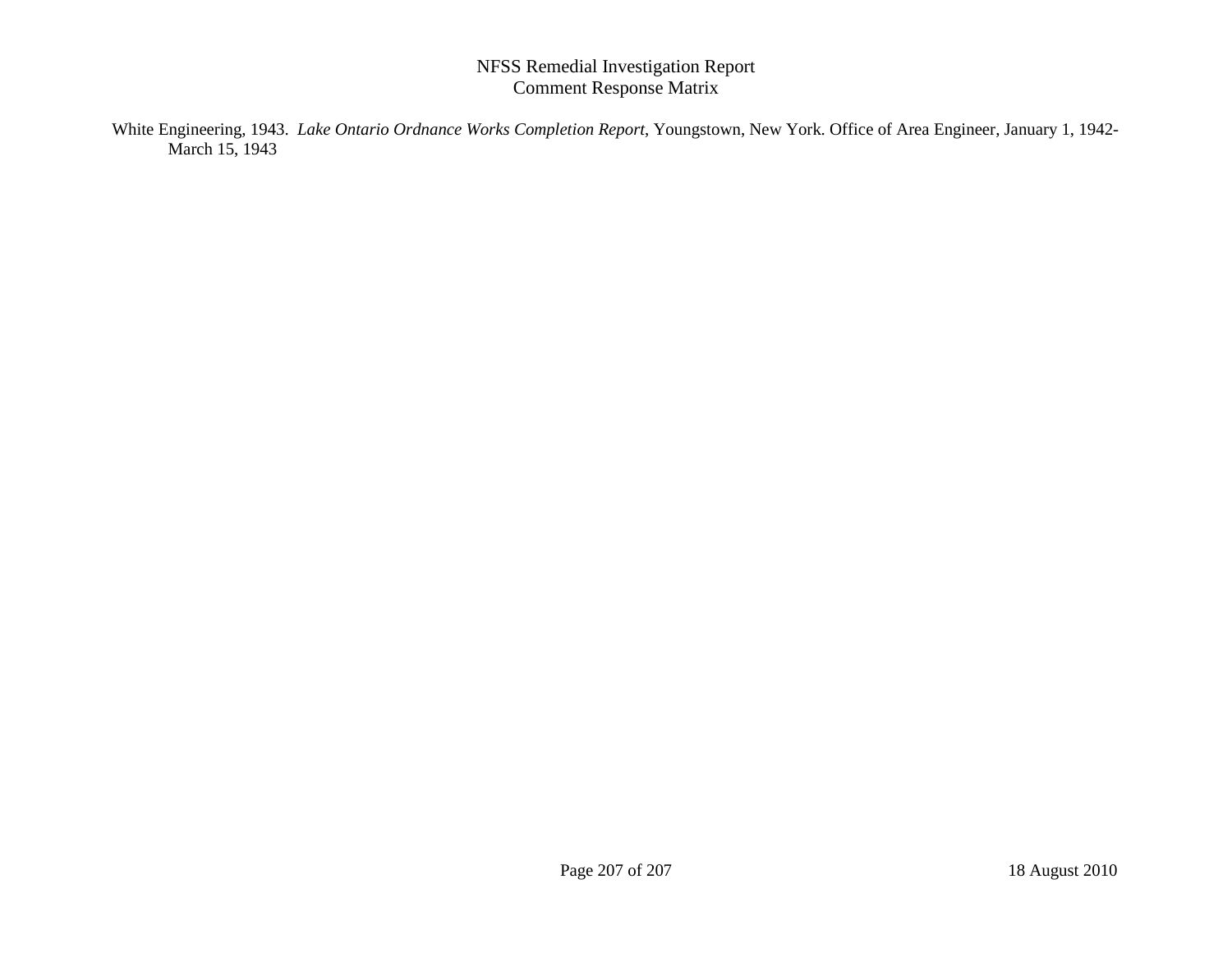White Engineering, 1943. *Lake Ontario Ordnance Works Completion Report*, Youngstown, New York. Office of Area Engineer, January 1, 1942-March 15, 1943